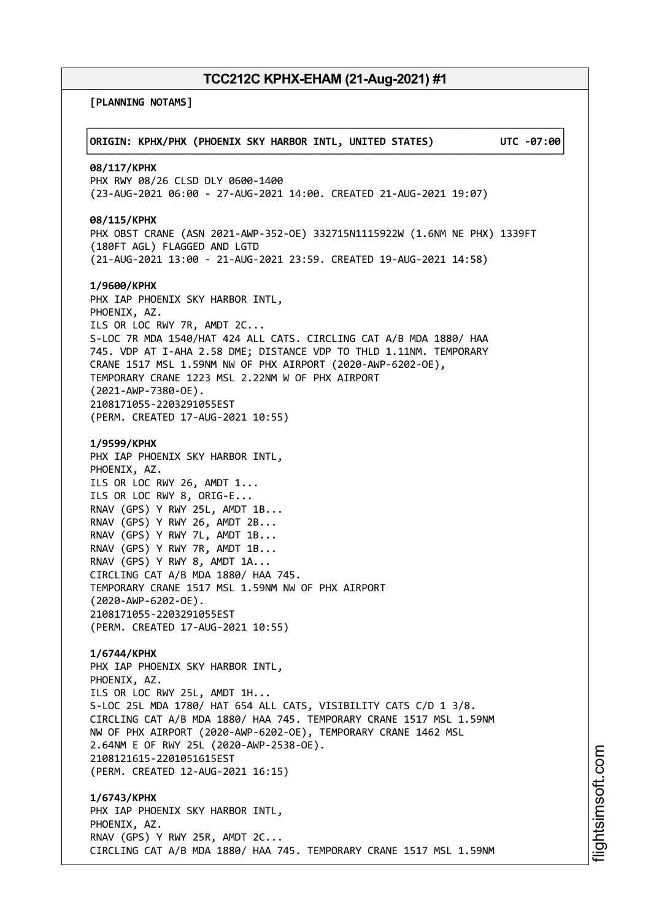# TCC212C KPHX-EHAM (21-Aug-2021) #1

**[PLANNING NOTAMS]**

**ORIGIN: KPHX/PHX (PHOENIX SKY HARBOR INTL, UNITED STATES) UTC -07:00**

**08/117/KPHX**
PHX RWY 08/26 CLSD DLY 0600-1400
(23-AUG-2021 06:00 - 27-AUG-2021 14:00. CREATED 21-AUG-2021 19:07)

**08/115/KPHX**
PHX OBST CRANE (ASN 2021-AWP-352-OE) 332715N1115922W (1.6NM NE PHX) 1339FT
(180FT AGL) FLAGGED AND LGTD
(21-AUG-2021 13:00 - 21-AUG-2021 23:59. CREATED 19-AUG-2021 14:58)

**1/9600/KPHX**
PHX IAP PHOENIX SKY HARBOR INTL,
PHOENIX, AZ.
ILS OR LOC RWY 7R, AMDT 2C...
S-LOC 7R MDA 1540/HAT 424 ALL CATS. CIRCLING CAT A/B MDA 1880/ HAA
745. VDP AT I-AHA 2.58 DME; DISTANCE VDP TO THLD 1.11NM. TEMPORARY
CRANE 1517 MSL 1.59NM NW OF PHX AIRPORT (2020-AWP-6202-OE),
TEMPORARY CRANE 1223 MSL 2.22NM W OF PHX AIRPORT
(2021-AWP-7380-OE).
2108171055-2203291055EST
(PERM. CREATED 17-AUG-2021 10:55)

**1/9599/KPHX**
PHX IAP PHOENIX SKY HARBOR INTL,
PHOENIX, AZ.
ILS OR LOC RWY 26, AMDT 1...
ILS OR LOC RWY 8, ORIG-E...
RNAV (GPS) Y RWY 25L, AMDT 1B...
RNAV (GPS) Y RWY 26, AMDT 2B...
RNAV (GPS) Y RWY 7L, AMDT 1B...
RNAV (GPS) Y RWY 7R, AMDT 1B...
RNAV (GPS) Y RWY 8, AMDT 1A...
CIRCLING CAT A/B MDA 1880/ HAA 745.
TEMPORARY CRANE 1517 MSL 1.59NM NW OF PHX AIRPORT
(2020-AWP-6202-OE).
2108171055-2203291055EST
(PERM. CREATED 17-AUG-2021 10:55)

**1/6744/KPHX**
PHX IAP PHOENIX SKY HARBOR INTL,
PHOENIX, AZ.
ILS OR LOC RWY 25L, AMDT 1H...
S-LOC 25L MDA 1780/ HAT 654 ALL CATS, VISIBILITY CATS C/D 1 3/8.
CIRCLING CAT A/B MDA 1880/ HAA 745. TEMPORARY CRANE 1517 MSL 1.59NM
NW OF PHX AIRPORT (2020-AWP-6202-OE), TEMPORARY CRANE 1462 MSL
2.64NM E OF RWY 25L (2020-AWP-2538-OE).
2108121615-2201051615EST
(PERM. CREATED 12-AUG-2021 16:15)

**1/6743/KPHX**
PHX IAP PHOENIX SKY HARBOR INTL,
PHOENIX, AZ.
RNAV (GPS) Y RWY 25R, AMDT 2C...
CIRCLING CAT A/B MDA 1880/ HAA 745. TEMPORARY CRANE 1517 MSL 1.59NM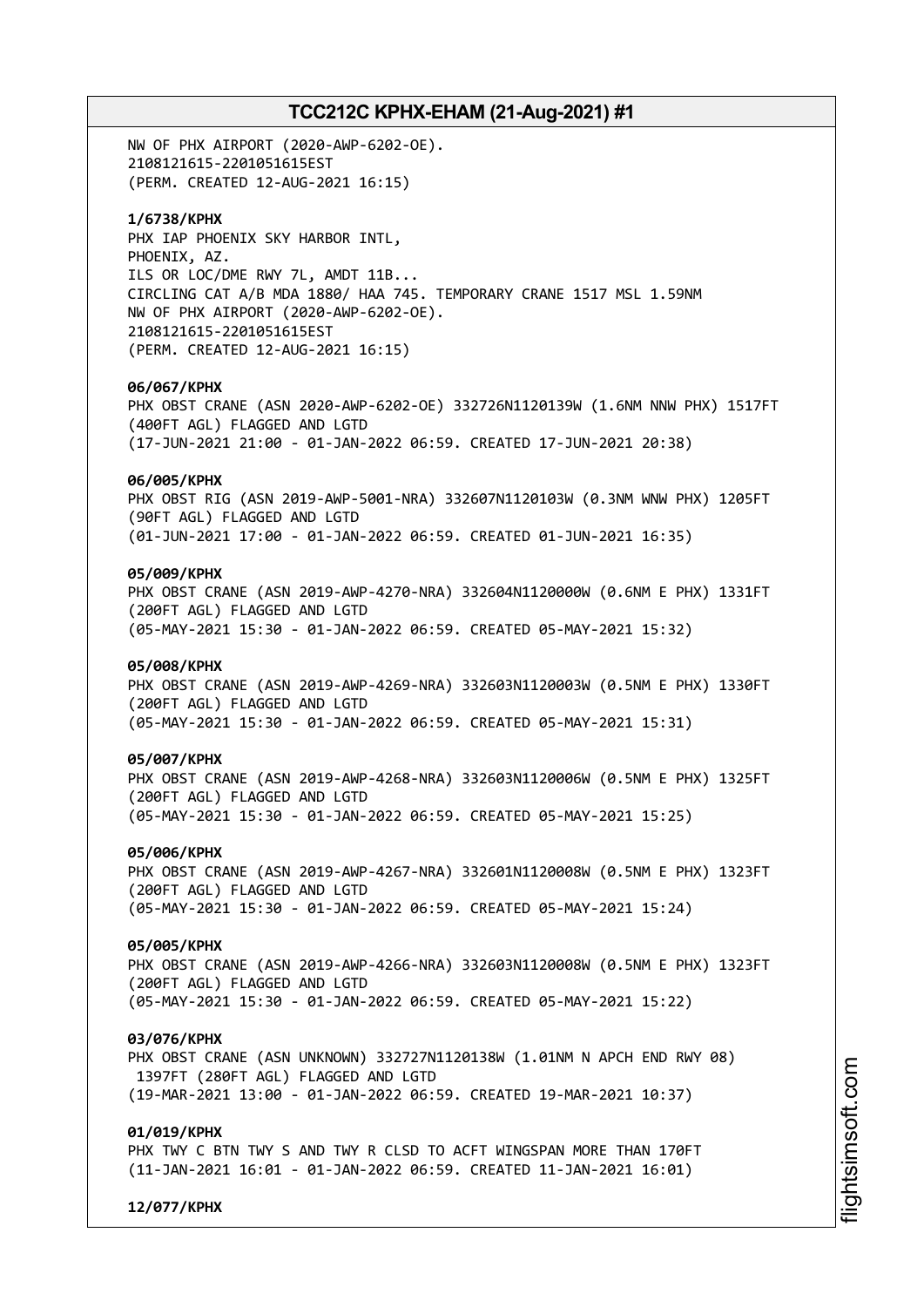NW OF PHX AIRPORT (2020-AWP-6202-OE).
2108121615-2201051615EST
(PERM. CREATED 12-AUG-2021 16:15)

**1/6738/KPHX**
PHX IAP PHOENIX SKY HARBOR INTL,
PHOENIX, AZ.
ILS OR LOC/DME RWY 7L, AMDT 11B...
CIRCLING CAT A/B MDA 1880/ HAA 745. TEMPORARY CRANE 1517 MSL 1.59NM
NW OF PHX AIRPORT (2020-AWP-6202-OE).
2108121615-2201051615EST
(PERM. CREATED 12-AUG-2021 16:15)

**06/067/KPHX**
PHX OBST CRANE (ASN 2020-AWP-6202-OE) 332726N1120139W (1.6NM NNW PHX) 1517FT
(400FT AGL) FLAGGED AND LGTD
(17-JUN-2021 21:00 - 01-JAN-2022 06:59. CREATED 17-JUN-2021 20:38)

**06/005/KPHX**
PHX OBST RIG (ASN 2019-AWP-5001-NRA) 332607N1120103W (0.3NM WNW PHX) 1205FT
(90FT AGL) FLAGGED AND LGTD
(01-JUN-2021 17:00 - 01-JAN-2022 06:59. CREATED 01-JUN-2021 16:35)

**05/009/KPHX**
PHX OBST CRANE (ASN 2019-AWP-4270-NRA) 332604N1120000W (0.6NM E PHX) 1331FT
(200FT AGL) FLAGGED AND LGTD
(05-MAY-2021 15:30 - 01-JAN-2022 06:59. CREATED 05-MAY-2021 15:32)

**05/008/KPHX**
PHX OBST CRANE (ASN 2019-AWP-4269-NRA) 332603N1120003W (0.5NM E PHX) 1330FT
(200FT AGL) FLAGGED AND LGTD
(05-MAY-2021 15:30 - 01-JAN-2022 06:59. CREATED 05-MAY-2021 15:31)

**05/007/KPHX**
PHX OBST CRANE (ASN 2019-AWP-4268-NRA) 332603N1120006W (0.5NM E PHX) 1325FT
(200FT AGL) FLAGGED AND LGTD
(05-MAY-2021 15:30 - 01-JAN-2022 06:59. CREATED 05-MAY-2021 15:25)

**05/006/KPHX**
PHX OBST CRANE (ASN 2019-AWP-4267-NRA) 332601N1120008W (0.5NM E PHX) 1323FT
(200FT AGL) FLAGGED AND LGTD
(05-MAY-2021 15:30 - 01-JAN-2022 06:59. CREATED 05-MAY-2021 15:24)

**05/005/KPHX**
PHX OBST CRANE (ASN 2019-AWP-4266-NRA) 332603N1120008W (0.5NM E PHX) 1323FT
(200FT AGL) FLAGGED AND LGTD
(05-MAY-2021 15:30 - 01-JAN-2022 06:59. CREATED 05-MAY-2021 15:22)

**03/076/KPHX**
PHX OBST CRANE (ASN UNKNOWN) 332727N1120138W (1.01NM N APCH END RWY 08)
1397FT (280FT AGL) FLAGGED AND LGTD
(19-MAR-2021 13:00 - 01-JAN-2022 06:59. CREATED 19-MAR-2021 10:37)

**01/019/KPHX**
PHX TWY C BTN TWY S AND TWY R CLSD TO ACFT WINGSPAN MORE THAN 170FT
(11-JAN-2021 16:01 - 01-JAN-2022 06:59. CREATED 11-JAN-2021 16:01)

**12/077/KPHX**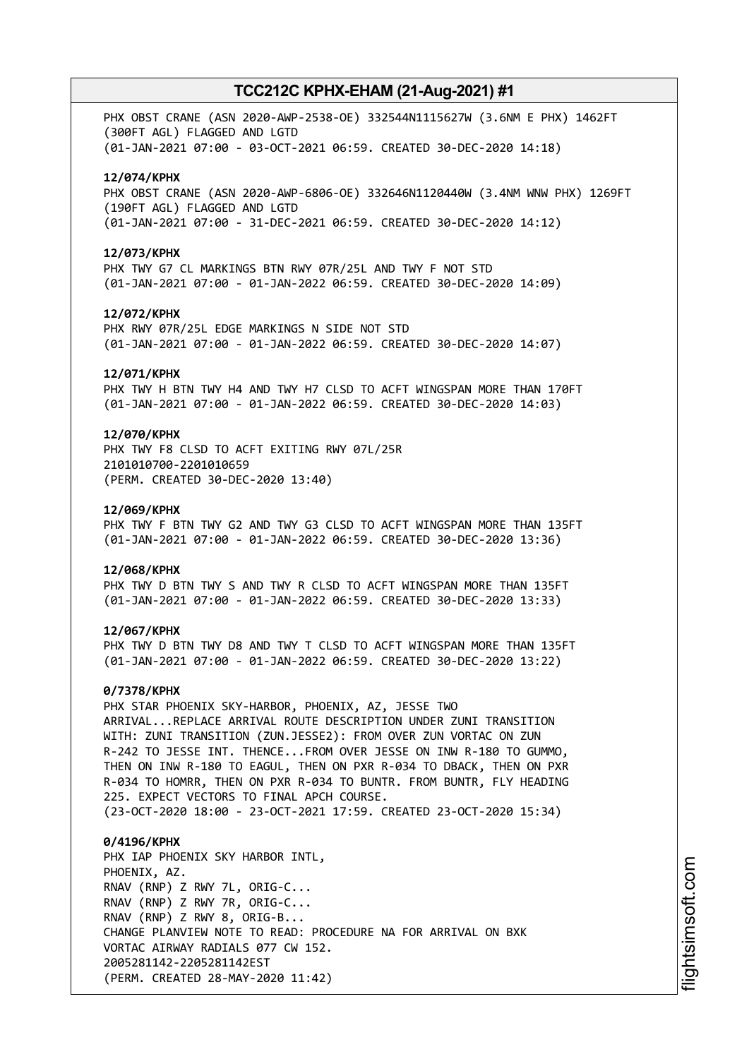PHX OBST CRANE (ASN 2020-AWP-2538-OE) 332544N1115627W (3.6NM E PHX) 1462FT (300FT AGL) FLAGGED AND LGTD
(01-JAN-2021 07:00 - 03-OCT-2021 06:59. CREATED 30-DEC-2020 14:18)

**12/074/KPHX**
PHX OBST CRANE (ASN 2020-AWP-6806-OE) 332646N1120440W (3.4NM WNW PHX) 1269FT (190FT AGL) FLAGGED AND LGTD
(01-JAN-2021 07:00 - 31-DEC-2021 06:59. CREATED 30-DEC-2020 14:12)

**12/073/KPHX**
PHX TWY G7 CL MARKINGS BTN RWY 07R/25L AND TWY F NOT STD
(01-JAN-2021 07:00 - 01-JAN-2022 06:59. CREATED 30-DEC-2020 14:09)

**12/072/KPHX**
PHX RWY 07R/25L EDGE MARKINGS N SIDE NOT STD
(01-JAN-2021 07:00 - 01-JAN-2022 06:59. CREATED 30-DEC-2020 14:07)

**12/071/KPHX**
PHX TWY H BTN TWY H4 AND TWY H7 CLSD TO ACFT WINGSPAN MORE THAN 170FT
(01-JAN-2021 07:00 - 01-JAN-2022 06:59. CREATED 30-DEC-2020 14:03)

**12/070/KPHX**
PHX TWY F8 CLSD TO ACFT EXITING RWY 07L/25R
2101010700-2201010659
(PERM. CREATED 30-DEC-2020 13:40)

**12/069/KPHX**
PHX TWY F BTN TWY G2 AND TWY G3 CLSD TO ACFT WINGSPAN MORE THAN 135FT
(01-JAN-2021 07:00 - 01-JAN-2022 06:59. CREATED 30-DEC-2020 13:36)

**12/068/KPHX**
PHX TWY D BTN TWY S AND TWY R CLSD TO ACFT WINGSPAN MORE THAN 135FT
(01-JAN-2021 07:00 - 01-JAN-2022 06:59. CREATED 30-DEC-2020 13:33)

**12/067/KPHX**
PHX TWY D BTN TWY D8 AND TWY T CLSD TO ACFT WINGSPAN MORE THAN 135FT
(01-JAN-2021 07:00 - 01-JAN-2022 06:59. CREATED 30-DEC-2020 13:22)

**0/7378/KPHX**
PHX STAR PHOENIX SKY-HARBOR, PHOENIX, AZ, JESSE TWO ARRIVAL...REPLACE ARRIVAL ROUTE DESCRIPTION UNDER ZUNI TRANSITION WITH: ZUNI TRANSITION (ZUN.JESSE2): FROM OVER ZUN VORTAC ON ZUN R-242 TO JESSE INT. THENCE...FROM OVER JESSE ON INW R-180 TO GUMMO, THEN ON INW R-180 TO EAGUL, THEN ON PXR R-034 TO DBACK, THEN ON PXR R-034 TO HOMRR, THEN ON PXR R-034 TO BUNTR. FROM BUNTR, FLY HEADING 225. EXPECT VECTORS TO FINAL APCH COURSE.
(23-OCT-2020 18:00 - 23-OCT-2021 17:59. CREATED 23-OCT-2020 15:34)

**0/4196/KPHX**
PHX IAP PHOENIX SKY HARBOR INTL,
PHOENIX, AZ.
RNAV (RNP) Z RWY 7L, ORIG-C...
RNAV (RNP) Z RWY 7R, ORIG-C...
RNAV (RNP) Z RWY 8, ORIG-B...
CHANGE PLANVIEW NOTE TO READ: PROCEDURE NA FOR ARRIVAL ON BXK VORTAC AIRWAY RADIALS 077 CW 152.
2005281142-2205281142EST
(PERM. CREATED 28-MAY-2020 11:42)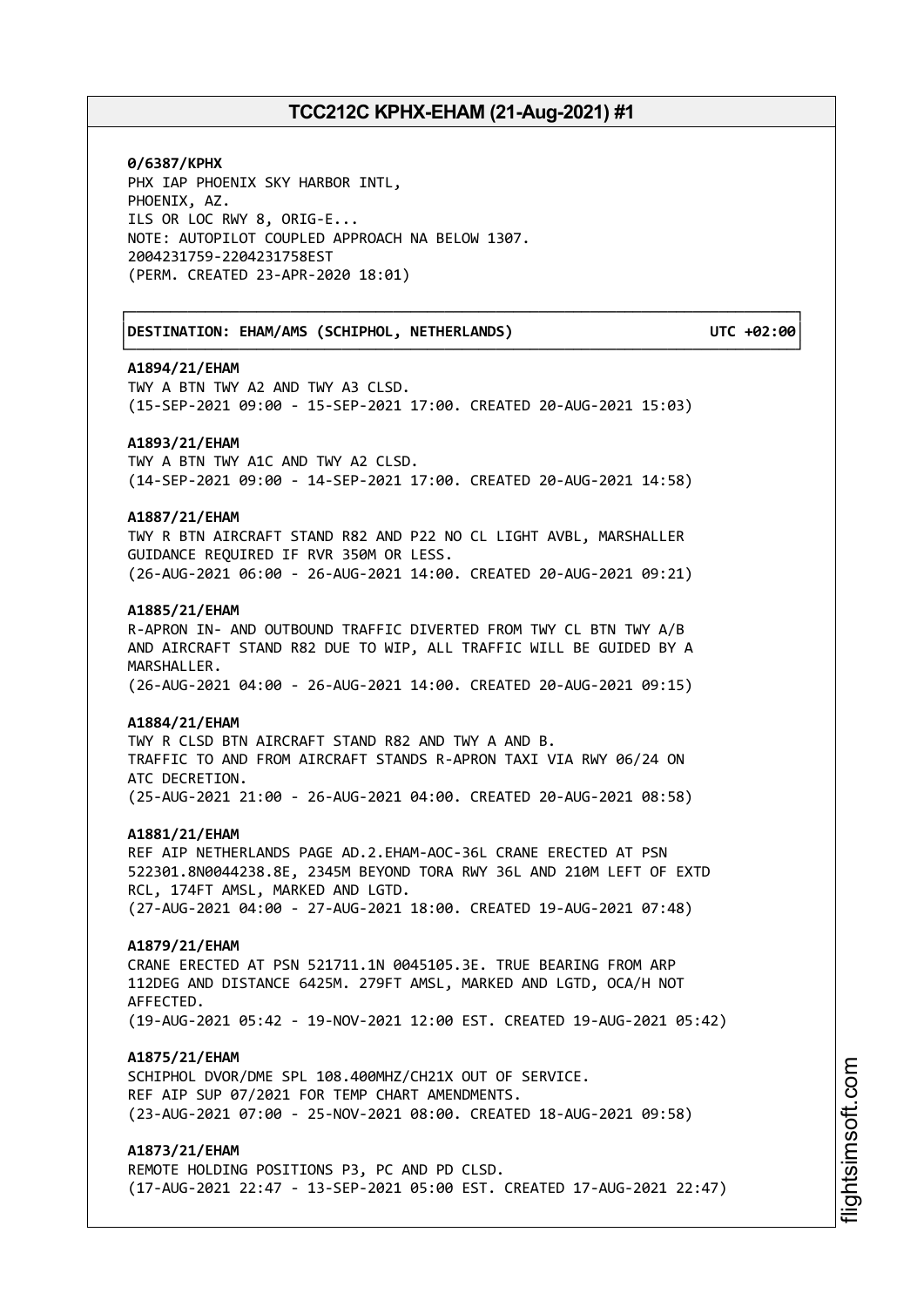**0/6387/KPHX**
PHX IAP PHOENIX SKY HARBOR INTL,
PHOENIX, AZ.
ILS OR LOC RWY 8, ORIG-E...
NOTE: AUTOPILOT COUPLED APPROACH NA BELOW 1307.
2004231759-2204231758EST
(PERM. CREATED 23-APR-2020 18:01)

**DESTINATION: EHAM/AMS (SCHIPHOL, NETHERLANDS) UTC +02:00**

**A1894/21/EHAM**
TWY A BTN TWY A2 AND TWY A3 CLSD.
(15-SEP-2021 09:00 - 15-SEP-2021 17:00. CREATED 20-AUG-2021 15:03)

**A1893/21/EHAM**
TWY A BTN TWY A1C AND TWY A2 CLSD.
(14-SEP-2021 09:00 - 14-SEP-2021 17:00. CREATED 20-AUG-2021 14:58)

**A1887/21/EHAM**
TWY R BTN AIRCRAFT STAND R82 AND P22 NO CL LIGHT AVBL, MARSHALLER GUIDANCE REQUIRED IF RVR 350M OR LESS.
(26-AUG-2021 06:00 - 26-AUG-2021 14:00. CREATED 20-AUG-2021 09:21)

**A1885/21/EHAM**
R-APRON IN- AND OUTBOUND TRAFFIC DIVERTED FROM TWY CL BTN TWY A/B AND AIRCRAFT STAND R82 DUE TO WIP, ALL TRAFFIC WILL BE GUIDED BY A MARSHALLER.
(26-AUG-2021 04:00 - 26-AUG-2021 14:00. CREATED 20-AUG-2021 09:15)

**A1884/21/EHAM**
TWY R CLSD BTN AIRCRAFT STAND R82 AND TWY A AND B.
TRAFFIC TO AND FROM AIRCRAFT STANDS R-APRON TAXI VIA RWY 06/24 ON ATC DECRETION.
(25-AUG-2021 21:00 - 26-AUG-2021 04:00. CREATED 20-AUG-2021 08:58)

**A1881/21/EHAM**
REF AIP NETHERLANDS PAGE AD.2.EHAM-AOC-36L CRANE ERECTED AT PSN 522301.8N0044238.8E, 2345M BEYOND TORA RWY 36L AND 210M LEFT OF EXTD RCL, 174FT AMSL, MARKED AND LGTD.
(27-AUG-2021 04:00 - 27-AUG-2021 18:00. CREATED 19-AUG-2021 07:48)

**A1879/21/EHAM**
CRANE ERECTED AT PSN 521711.1N 0045105.3E. TRUE BEARING FROM ARP 112DEG AND DISTANCE 6425M. 279FT AMSL, MARKED AND LGTD, OCA/H NOT AFFECTED.
(19-AUG-2021 05:42 - 19-NOV-2021 12:00 EST. CREATED 19-AUG-2021 05:42)

**A1875/21/EHAM**
SCHIPHOL DVOR/DME SPL 108.400MHZ/CH21X OUT OF SERVICE.
REF AIP SUP 07/2021 FOR TEMP CHART AMENDMENTS.
(23-AUG-2021 07:00 - 25-NOV-2021 08:00. CREATED 18-AUG-2021 09:58)

**A1873/21/EHAM**
REMOTE HOLDING POSITIONS P3, PC AND PD CLSD.
(17-AUG-2021 22:47 - 13-SEP-2021 05:00 EST. CREATED 17-AUG-2021 22:47)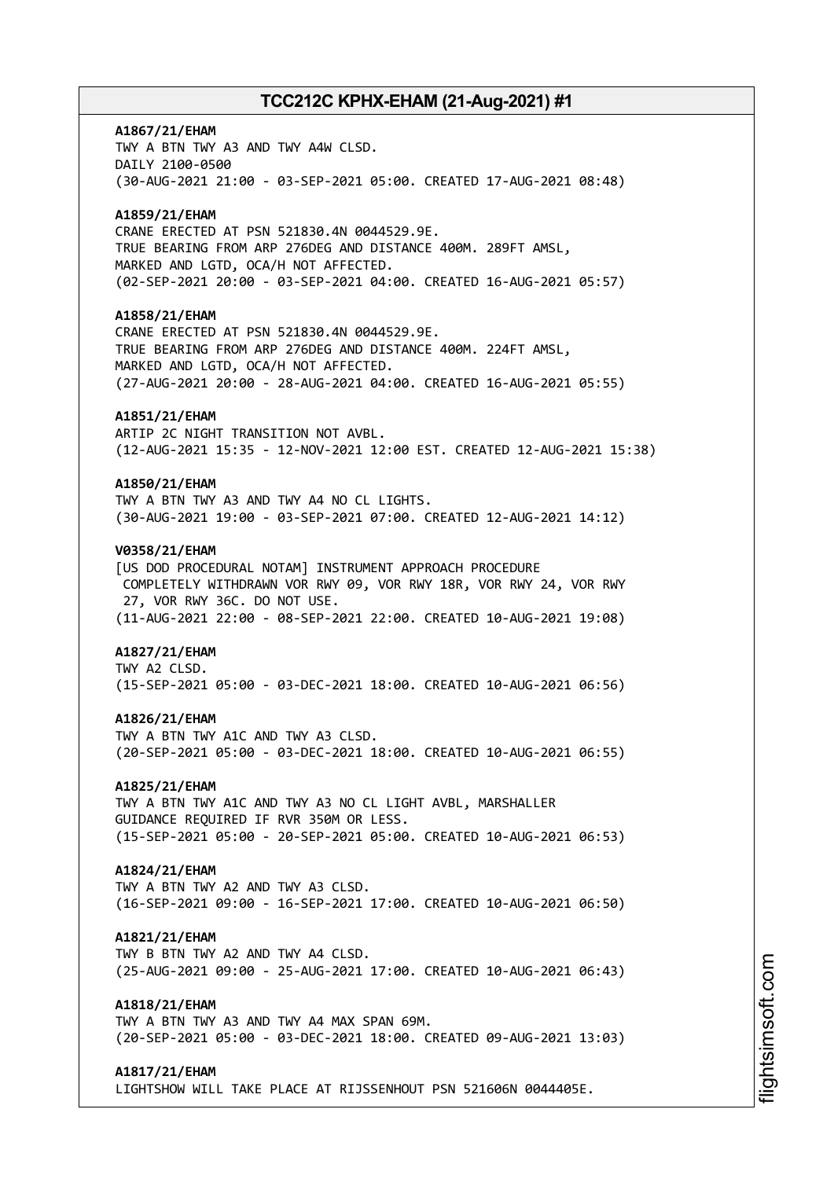**A1867/21/EHAM**
TWY A BTN TWY A3 AND TWY A4W CLSD.
DAILY 2100-0500
(30-AUG-2021 21:00 - 03-SEP-2021 05:00. CREATED 17-AUG-2021 08:48)

**A1859/21/EHAM**
CRANE ERECTED AT PSN 521830.4N 0044529.9E.
TRUE BEARING FROM ARP 276DEG AND DISTANCE 400M. 289FT AMSL,
MARKED AND LGTD, OCA/H NOT AFFECTED.
(02-SEP-2021 20:00 - 03-SEP-2021 04:00. CREATED 16-AUG-2021 05:57)

**A1858/21/EHAM**
CRANE ERECTED AT PSN 521830.4N 0044529.9E.
TRUE BEARING FROM ARP 276DEG AND DISTANCE 400M. 224FT AMSL,
MARKED AND LGTD, OCA/H NOT AFFECTED.
(27-AUG-2021 20:00 - 28-AUG-2021 04:00. CREATED 16-AUG-2021 05:55)

**A1851/21/EHAM**
ARTIP 2C NIGHT TRANSITION NOT AVBL.
(12-AUG-2021 15:35 - 12-NOV-2021 12:00 EST. CREATED 12-AUG-2021 15:38)

**A1850/21/EHAM**
TWY A BTN TWY A3 AND TWY A4 NO CL LIGHTS.
(30-AUG-2021 19:00 - 03-SEP-2021 07:00. CREATED 12-AUG-2021 14:12)

**V0358/21/EHAM**
[US DOD PROCEDURAL NOTAM] INSTRUMENT APPROACH PROCEDURE
COMPLETELY WITHDRAWN VOR RWY 09, VOR RWY 18R, VOR RWY 24, VOR RWY
27, VOR RWY 36C. DO NOT USE.
(11-AUG-2021 22:00 - 08-SEP-2021 22:00. CREATED 10-AUG-2021 19:08)

**A1827/21/EHAM**
TWY A2 CLSD.
(15-SEP-2021 05:00 - 03-DEC-2021 18:00. CREATED 10-AUG-2021 06:56)

**A1826/21/EHAM**
TWY A BTN TWY A1C AND TWY A3 CLSD.
(20-SEP-2021 05:00 - 03-DEC-2021 18:00. CREATED 10-AUG-2021 06:55)

**A1825/21/EHAM**
TWY A BTN TWY A1C AND TWY A3 NO CL LIGHT AVBL, MARSHALLER
GUIDANCE REQUIRED IF RVR 350M OR LESS.
(15-SEP-2021 05:00 - 20-SEP-2021 05:00. CREATED 10-AUG-2021 06:53)

**A1824/21/EHAM**
TWY A BTN TWY A2 AND TWY A3 CLSD.
(16-SEP-2021 09:00 - 16-SEP-2021 17:00. CREATED 10-AUG-2021 06:50)

**A1821/21/EHAM**
TWY B BTN TWY A2 AND TWY A4 CLSD.
(25-AUG-2021 09:00 - 25-AUG-2021 17:00. CREATED 10-AUG-2021 06:43)

**A1818/21/EHAM**
TWY A BTN TWY A3 AND TWY A4 MAX SPAN 69M.
(20-SEP-2021 05:00 - 03-DEC-2021 18:00. CREATED 09-AUG-2021 13:03)

**A1817/21/EHAM**
LIGHTSHOW WILL TAKE PLACE AT RIJSSENHOUT PSN 521606N 0044405E.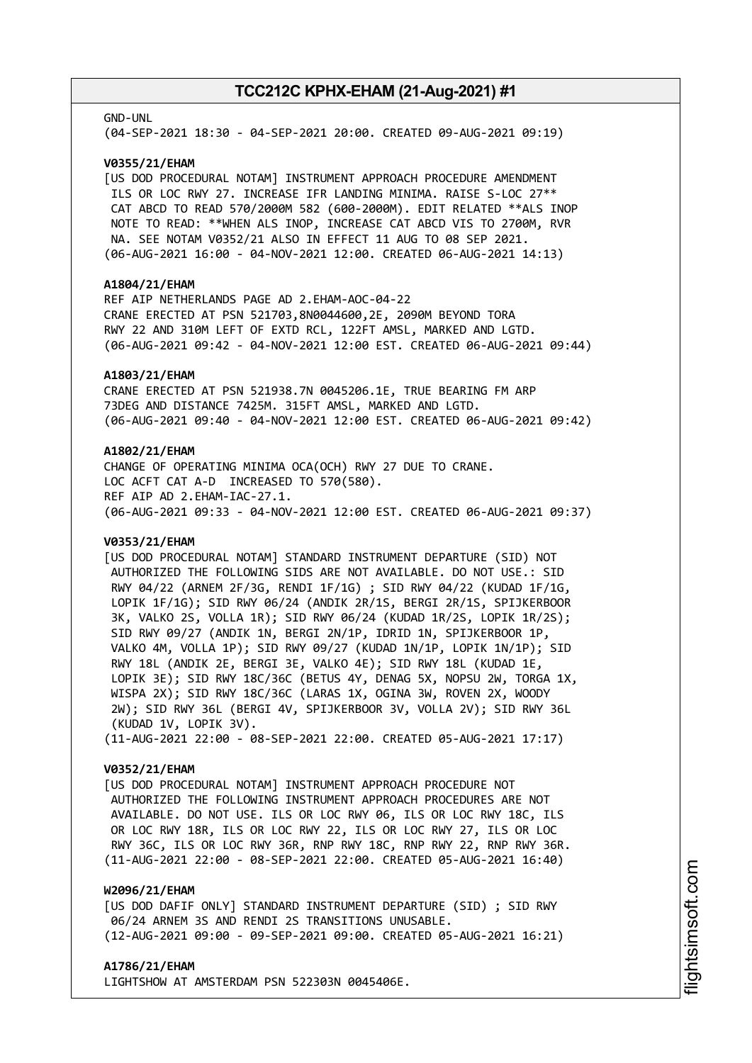GND-UNL
(04-SEP-2021 18:30 - 04-SEP-2021 20:00. CREATED 09-AUG-2021 09:19)

**V0355/21/EHAM**
[US DOD PROCEDURAL NOTAM] INSTRUMENT APPROACH PROCEDURE AMENDMENT ILS OR LOC RWY 27. INCREASE IFR LANDING MINIMA. RAISE S-LOC 27** CAT ABCD TO READ 570/2000M 582 (600-2000M). EDIT RELATED **ALS INOP NOTE TO READ: **WHEN ALS INOP, INCREASE CAT ABCD VIS TO 2700M, RVR NA. SEE NOTAM V0352/21 ALSO IN EFFECT 11 AUG TO 08 SEP 2021.
(06-AUG-2021 16:00 - 04-NOV-2021 12:00. CREATED 06-AUG-2021 14:13)

**A1804/21/EHAM**
REF AIP NETHERLANDS PAGE AD 2.EHAM-AOC-04-22
CRANE ERECTED AT PSN 521703,8N0044600,2E, 2090M BEYOND TORA RWY 22 AND 310M LEFT OF EXTD RCL, 122FT AMSL, MARKED AND LGTD.
(06-AUG-2021 09:42 - 04-NOV-2021 12:00 EST. CREATED 06-AUG-2021 09:44)

**A1803/21/EHAM**
CRANE ERECTED AT PSN 521938.7N 0045206.1E, TRUE BEARING FM ARP 73DEG AND DISTANCE 7425M. 315FT AMSL, MARKED AND LGTD.
(06-AUG-2021 09:40 - 04-NOV-2021 12:00 EST. CREATED 06-AUG-2021 09:42)

**A1802/21/EHAM**
CHANGE OF OPERATING MINIMA OCA(OCH) RWY 27 DUE TO CRANE.
LOC ACFT CAT A-D INCREASED TO 570(580).
REF AIP AD 2.EHAM-IAC-27.1.
(06-AUG-2021 09:33 - 04-NOV-2021 12:00 EST. CREATED 06-AUG-2021 09:37)

**V0353/21/EHAM**
[US DOD PROCEDURAL NOTAM] STANDARD INSTRUMENT DEPARTURE (SID) NOT AUTHORIZED THE FOLLOWING SIDS ARE NOT AVAILABLE. DO NOT USE.: SID RWY 04/22 (ARNEM 2F/3G, RENDI 1F/1G) ; SID RWY 04/22 (KUDAD 1F/1G, LOPIK 1F/1G); SID RWY 06/24 (ANDIK 2R/1S, BERGI 2R/1S, SPIJKERBOOR 3K, VALKO 2S, VOLLA 1R); SID RWY 06/24 (KUDAD 1R/2S, LOPIK 1R/2S); SID RWY 09/27 (ANDIK 1N, BERGI 2N/1P, IDRID 1N, SPIJKERBOOR 1P, VALKO 4M, VOLLA 1P); SID RWY 09/27 (KUDAD 1N/1P, LOPIK 1N/1P); SID RWY 18L (ANDIK 2E, BERGI 3E, VALKO 4E); SID RWY 18L (KUDAD 1E, LOPIK 3E); SID RWY 18C/36C (BETUS 4Y, DENAG 5X, NOPSU 2W, TORGA 1X, WISPA 2X); SID RWY 18C/36C (LARAS 1X, OGINA 3W, ROVEN 2X, WOODY 2W); SID RWY 36L (BERGI 4V, SPIJKERBOOR 3V, VOLLA 2V); SID RWY 36L (KUDAD 1V, LOPIK 3V).
(11-AUG-2021 22:00 - 08-SEP-2021 22:00. CREATED 05-AUG-2021 17:17)

**V0352/21/EHAM**
[US DOD PROCEDURAL NOTAM] INSTRUMENT APPROACH PROCEDURE NOT AUTHORIZED THE FOLLOWING INSTRUMENT APPROACH PROCEDURES ARE NOT AVAILABLE. DO NOT USE. ILS OR LOC RWY 06, ILS OR LOC RWY 18C, ILS OR LOC RWY 18R, ILS OR LOC RWY 22, ILS OR LOC RWY 27, ILS OR LOC RWY 36C, ILS OR LOC RWY 36R, RNP RWY 18C, RNP RWY 22, RNP RWY 36R.
(11-AUG-2021 22:00 - 08-SEP-2021 22:00. CREATED 05-AUG-2021 16:40)

**W2096/21/EHAM**
[US DOD DAFIF ONLY] STANDARD INSTRUMENT DEPARTURE (SID) ; SID RWY 06/24 ARNEM 3S AND RENDI 2S TRANSITIONS UNUSABLE.
(12-AUG-2021 09:00 - 09-SEP-2021 09:00. CREATED 05-AUG-2021 16:21)

**A1786/21/EHAM**
LIGHTSHOW AT AMSTERDAM PSN 522303N 0045406E.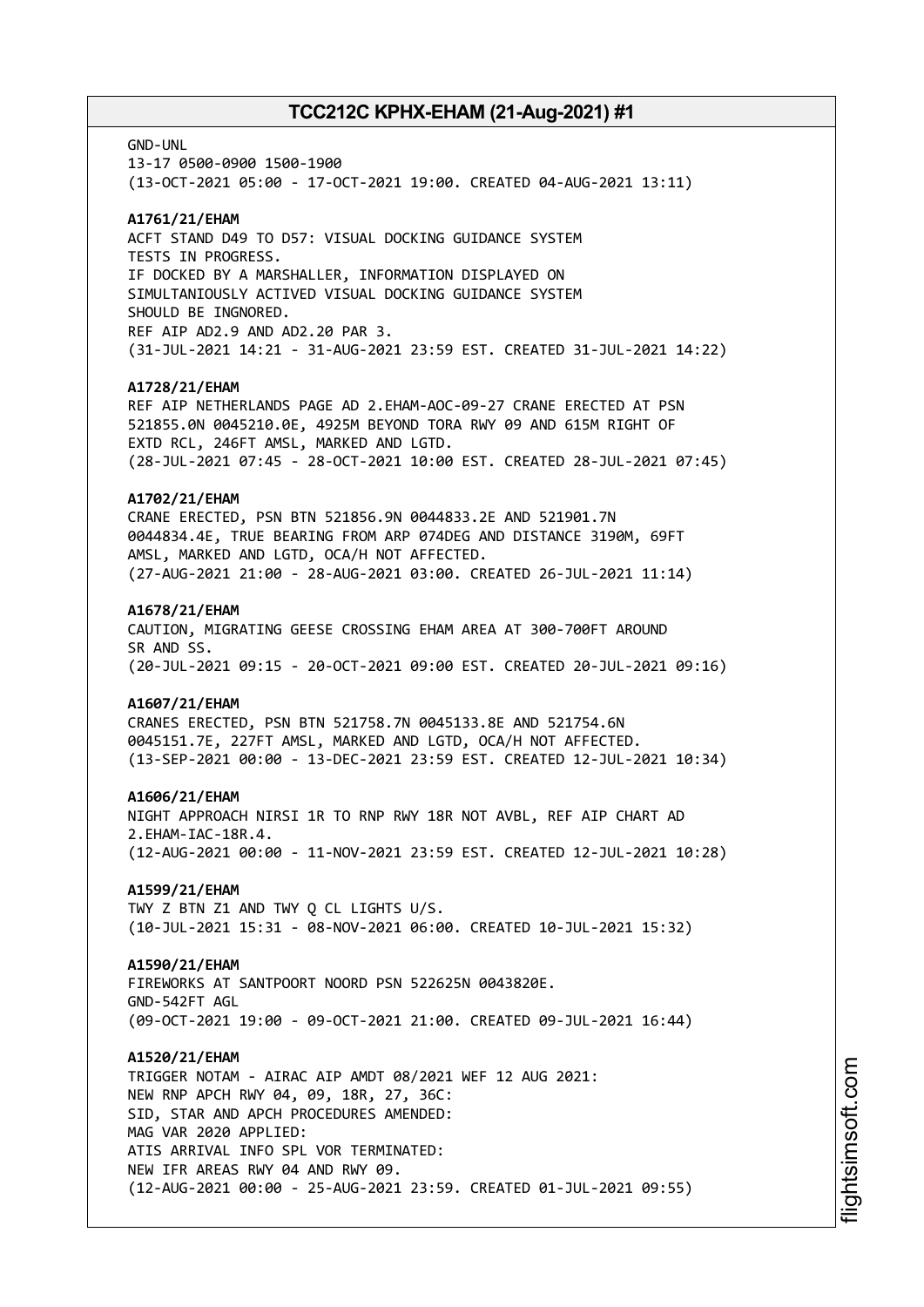GND-UNL
13-17 0500-0900 1500-1900
(13-OCT-2021 05:00 - 17-OCT-2021 19:00. CREATED 04-AUG-2021 13:11)

**A1761/21/EHAM**
ACFT STAND D49 TO D57: VISUAL DOCKING GUIDANCE SYSTEM
TESTS IN PROGRESS.
IF DOCKED BY A MARSHALLER, INFORMATION DISPLAYED ON
SIMULTANIOUSLY ACTIVED VISUAL DOCKING GUIDANCE SYSTEM
SHOULD BE INGNORED.
REF AIP AD2.9 AND AD2.20 PAR 3.
(31-JUL-2021 14:21 - 31-AUG-2021 23:59 EST. CREATED 31-JUL-2021 14:22)

**A1728/21/EHAM**
REF AIP NETHERLANDS PAGE AD 2.EHAM-AOC-09-27 CRANE ERECTED AT PSN
521855.0N 0045210.0E, 4925M BEYOND TORA RWY 09 AND 615M RIGHT OF
EXTD RCL, 246FT AMSL, MARKED AND LGTD.
(28-JUL-2021 07:45 - 28-OCT-2021 10:00 EST. CREATED 28-JUL-2021 07:45)

**A1702/21/EHAM**
CRANE ERECTED, PSN BTN 521856.9N 0044833.2E AND 521901.7N
0044834.4E, TRUE BEARING FROM ARP 074DEG AND DISTANCE 3190M, 69FT
AMSL, MARKED AND LGTD, OCA/H NOT AFFECTED.
(27-AUG-2021 21:00 - 28-AUG-2021 03:00. CREATED 26-JUL-2021 11:14)

**A1678/21/EHAM**
CAUTION, MIGRATING GEESE CROSSING EHAM AREA AT 300-700FT AROUND
SR AND SS.
(20-JUL-2021 09:15 - 20-OCT-2021 09:00 EST. CREATED 20-JUL-2021 09:16)

**A1607/21/EHAM**
CRANES ERECTED, PSN BTN 521758.7N 0045133.8E AND 521754.6N
0045151.7E, 227FT AMSL, MARKED AND LGTD, OCA/H NOT AFFECTED.
(13-SEP-2021 00:00 - 13-DEC-2021 23:59 EST. CREATED 12-JUL-2021 10:34)

**A1606/21/EHAM**
NIGHT APPROACH NIRSI 1R TO RNP RWY 18R NOT AVBL, REF AIP CHART AD
2.EHAM-IAC-18R.4.
(12-AUG-2021 00:00 - 11-NOV-2021 23:59 EST. CREATED 12-JUL-2021 10:28)

**A1599/21/EHAM**
TWY Z BTN Z1 AND TWY Q CL LIGHTS U/S.
(10-JUL-2021 15:31 - 08-NOV-2021 06:00. CREATED 10-JUL-2021 15:32)

**A1590/21/EHAM**
FIREWORKS AT SANTPOORT NOORD PSN 522625N 0043820E.
GND-542FT AGL
(09-OCT-2021 19:00 - 09-OCT-2021 21:00. CREATED 09-JUL-2021 16:44)

**A1520/21/EHAM**
TRIGGER NOTAM - AIRAC AIP AMDT 08/2021 WEF 12 AUG 2021:
NEW RNP APCH RWY 04, 09, 18R, 27, 36C:
SID, STAR AND APCH PROCEDURES AMENDED:
MAG VAR 2020 APPLIED:
ATIS ARRIVAL INFO SPL VOR TERMINATED:
NEW IFR AREAS RWY 04 AND RWY 09.
(12-AUG-2021 00:00 - 25-AUG-2021 23:59. CREATED 01-JUL-2021 09:55)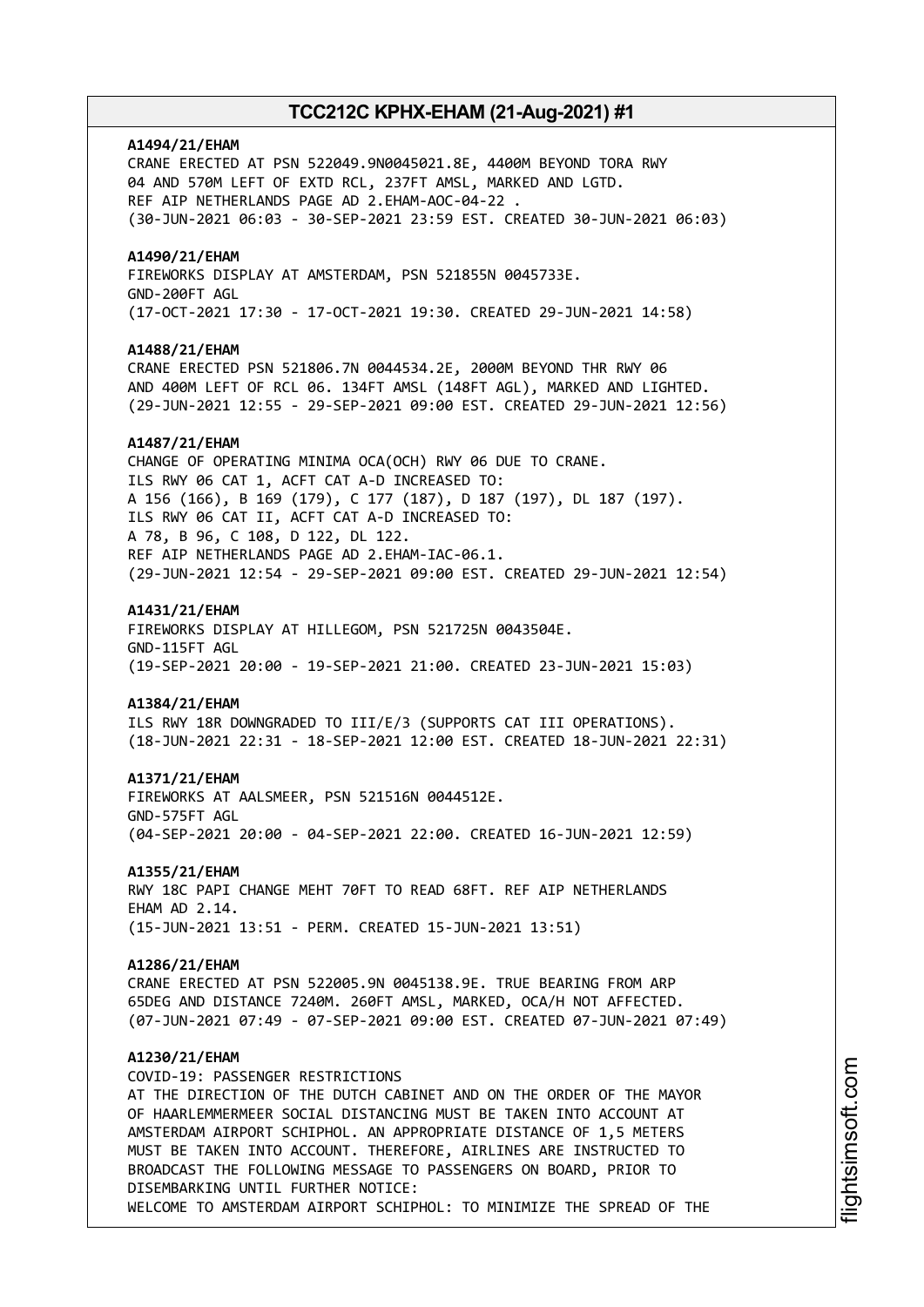**A1494/21/EHAM**
CRANE ERECTED AT PSN 522049.9N0045021.8E, 4400M BEYOND TORA RWY 04 AND 570M LEFT OF EXTD RCL, 237FT AMSL, MARKED AND LGTD.
REF AIP NETHERLANDS PAGE AD 2.EHAM-AOC-04-22 .
(30-JUN-2021 06:03 - 30-SEP-2021 23:59 EST. CREATED 30-JUN-2021 06:03)

**A1490/21/EHAM**
FIREWORKS DISPLAY AT AMSTERDAM, PSN 521855N 0045733E.
GND-200FT AGL
(17-OCT-2021 17:30 - 17-OCT-2021 19:30. CREATED 29-JUN-2021 14:58)

**A1488/21/EHAM**
CRANE ERECTED PSN 521806.7N 0044534.2E, 2000M BEYOND THR RWY 06 AND 400M LEFT OF RCL 06. 134FT AMSL (148FT AGL), MARKED AND LIGHTED.
(29-JUN-2021 12:55 - 29-SEP-2021 09:00 EST. CREATED 29-JUN-2021 12:56)

**A1487/21/EHAM**
CHANGE OF OPERATING MINIMA OCA(OCH) RWY 06 DUE TO CRANE.
ILS RWY 06 CAT 1, ACFT CAT A-D INCREASED TO:
A 156 (166), B 169 (179), C 177 (187), D 187 (197), DL 187 (197).
ILS RWY 06 CAT II, ACFT CAT A-D INCREASED TO:
A 78, B 96, C 108, D 122, DL 122.
REF AIP NETHERLANDS PAGE AD 2.EHAM-IAC-06.1.
(29-JUN-2021 12:54 - 29-SEP-2021 09:00 EST. CREATED 29-JUN-2021 12:54)

**A1431/21/EHAM**
FIREWORKS DISPLAY AT HILLEGOM, PSN 521725N 0043504E.
GND-115FT AGL
(19-SEP-2021 20:00 - 19-SEP-2021 21:00. CREATED 23-JUN-2021 15:03)

**A1384/21/EHAM**
ILS RWY 18R DOWNGRADED TO III/E/3 (SUPPORTS CAT III OPERATIONS).
(18-JUN-2021 22:31 - 18-SEP-2021 12:00 EST. CREATED 18-JUN-2021 22:31)

**A1371/21/EHAM**
FIREWORKS AT AALSMEER, PSN 521516N 0044512E.
GND-575FT AGL
(04-SEP-2021 20:00 - 04-SEP-2021 22:00. CREATED 16-JUN-2021 12:59)

**A1355/21/EHAM**
RWY 18C PAPI CHANGE MEHT 70FT TO READ 68FT. REF AIP NETHERLANDS EHAM AD 2.14.
(15-JUN-2021 13:51 - PERM. CREATED 15-JUN-2021 13:51)

**A1286/21/EHAM**
CRANE ERECTED AT PSN 522005.9N 0045138.9E. TRUE BEARING FROM ARP 65DEG AND DISTANCE 7240M. 260FT AMSL, MARKED, OCA/H NOT AFFECTED.
(07-JUN-2021 07:49 - 07-SEP-2021 09:00 EST. CREATED 07-JUN-2021 07:49)

**A1230/21/EHAM**
COVID-19: PASSENGER RESTRICTIONS
AT THE DIRECTION OF THE DUTCH CABINET AND ON THE ORDER OF THE MAYOR OF HAARLEMMERMEER SOCIAL DISTANCING MUST BE TAKEN INTO ACCOUNT AT AMSTERDAM AIRPORT SCHIPHOL. AN APPROPRIATE DISTANCE OF 1,5 METERS MUST BE TAKEN INTO ACCOUNT. THEREFORE, AIRLINES ARE INSTRUCTED TO BROADCAST THE FOLLOWING MESSAGE TO PASSENGERS ON BOARD, PRIOR TO DISEMBARKING UNTIL FURTHER NOTICE:
WELCOME TO AMSTERDAM AIRPORT SCHIPHOL: TO MINIMIZE THE SPREAD OF THE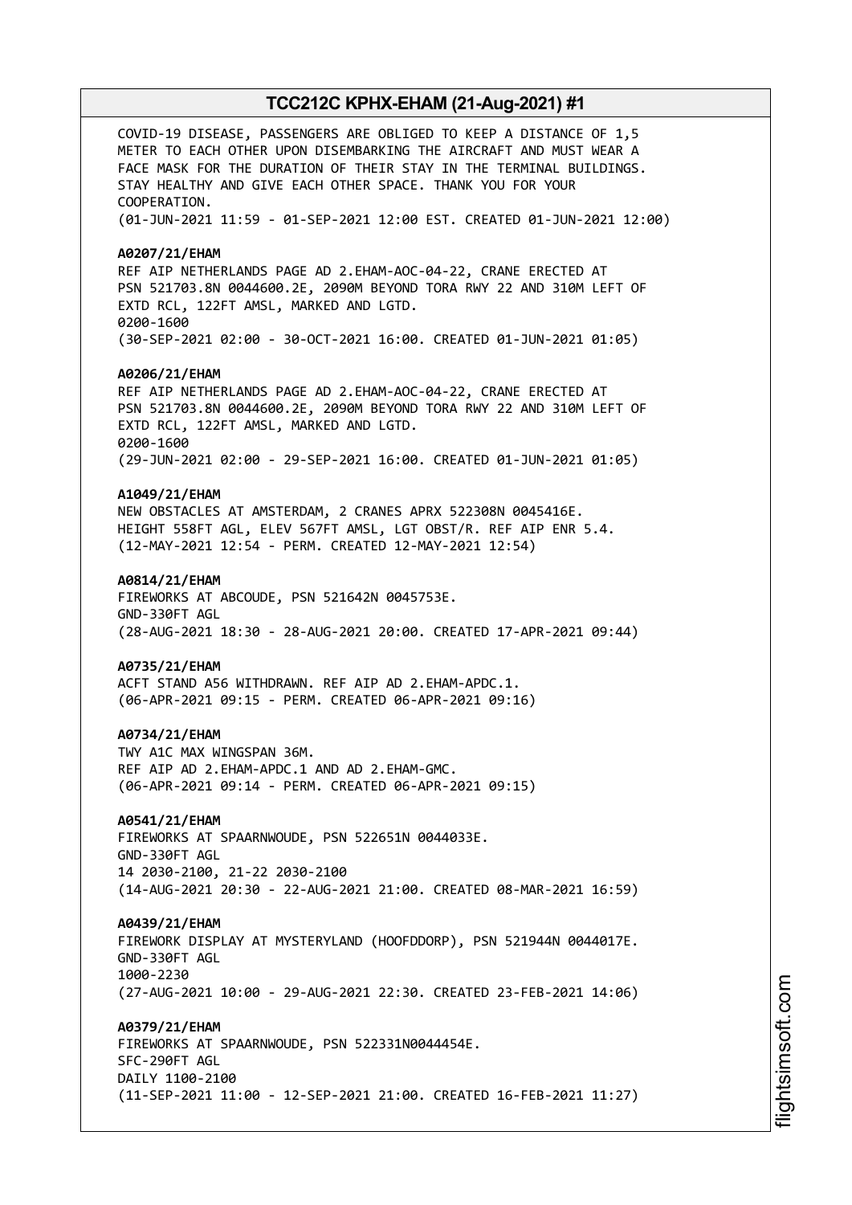COVID-19 DISEASE, PASSENGERS ARE OBLIGED TO KEEP A DISTANCE OF 1,5 METER TO EACH OTHER UPON DISEMBARKING THE AIRCRAFT AND MUST WEAR A FACE MASK FOR THE DURATION OF THEIR STAY IN THE TERMINAL BUILDINGS. STAY HEALTHY AND GIVE EACH OTHER SPACE. THANK YOU FOR YOUR COOPERATION.
(01-JUN-2021 11:59 - 01-SEP-2021 12:00 EST. CREATED 01-JUN-2021 12:00)

**A0207/21/EHAM**
REF AIP NETHERLANDS PAGE AD 2.EHAM-AOC-04-22, CRANE ERECTED AT PSN 521703.8N 0044600.2E, 2090M BEYOND TORA RWY 22 AND 310M LEFT OF EXTD RCL, 122FT AMSL, MARKED AND LGTD.
0200-1600
(30-SEP-2021 02:00 - 30-OCT-2021 16:00. CREATED 01-JUN-2021 01:05)

**A0206/21/EHAM**
REF AIP NETHERLANDS PAGE AD 2.EHAM-AOC-04-22, CRANE ERECTED AT PSN 521703.8N 0044600.2E, 2090M BEYOND TORA RWY 22 AND 310M LEFT OF EXTD RCL, 122FT AMSL, MARKED AND LGTD.
0200-1600
(29-JUN-2021 02:00 - 29-SEP-2021 16:00. CREATED 01-JUN-2021 01:05)

**A1049/21/EHAM**
NEW OBSTACLES AT AMSTERDAM, 2 CRANES APRX 522308N 0045416E. HEIGHT 558FT AGL, ELEV 567FT AMSL, LGT OBST/R. REF AIP ENR 5.4.
(12-MAY-2021 12:54 - PERM. CREATED 12-MAY-2021 12:54)

**A0814/21/EHAM**
FIREWORKS AT ABCOUDE, PSN 521642N 0045753E.
GND-330FT AGL
(28-AUG-2021 18:30 - 28-AUG-2021 20:00. CREATED 17-APR-2021 09:44)

**A0735/21/EHAM**
ACFT STAND A56 WITHDRAWN. REF AIP AD 2.EHAM-APDC.1.
(06-APR-2021 09:15 - PERM. CREATED 06-APR-2021 09:16)

**A0734/21/EHAM**
TWY A1C MAX WINGSPAN 36M.
REF AIP AD 2.EHAM-APDC.1 AND AD 2.EHAM-GMC.
(06-APR-2021 09:14 - PERM. CREATED 06-APR-2021 09:15)

**A0541/21/EHAM**
FIREWORKS AT SPAARNWOUDE, PSN 522651N 0044033E.
GND-330FT AGL
14 2030-2100, 21-22 2030-2100
(14-AUG-2021 20:30 - 22-AUG-2021 21:00. CREATED 08-MAR-2021 16:59)

**A0439/21/EHAM**
FIREWORK DISPLAY AT MYSTERYLAND (HOOFDDORP), PSN 521944N 0044017E.
GND-330FT AGL
1000-2230
(27-AUG-2021 10:00 - 29-AUG-2021 22:30. CREATED 23-FEB-2021 14:06)

**A0379/21/EHAM**
FIREWORKS AT SPAARNWOUDE, PSN 522331N0044454E.
SFC-290FT AGL
DAILY 1100-2100
(11-SEP-2021 11:00 - 12-SEP-2021 21:00. CREATED 16-FEB-2021 11:27)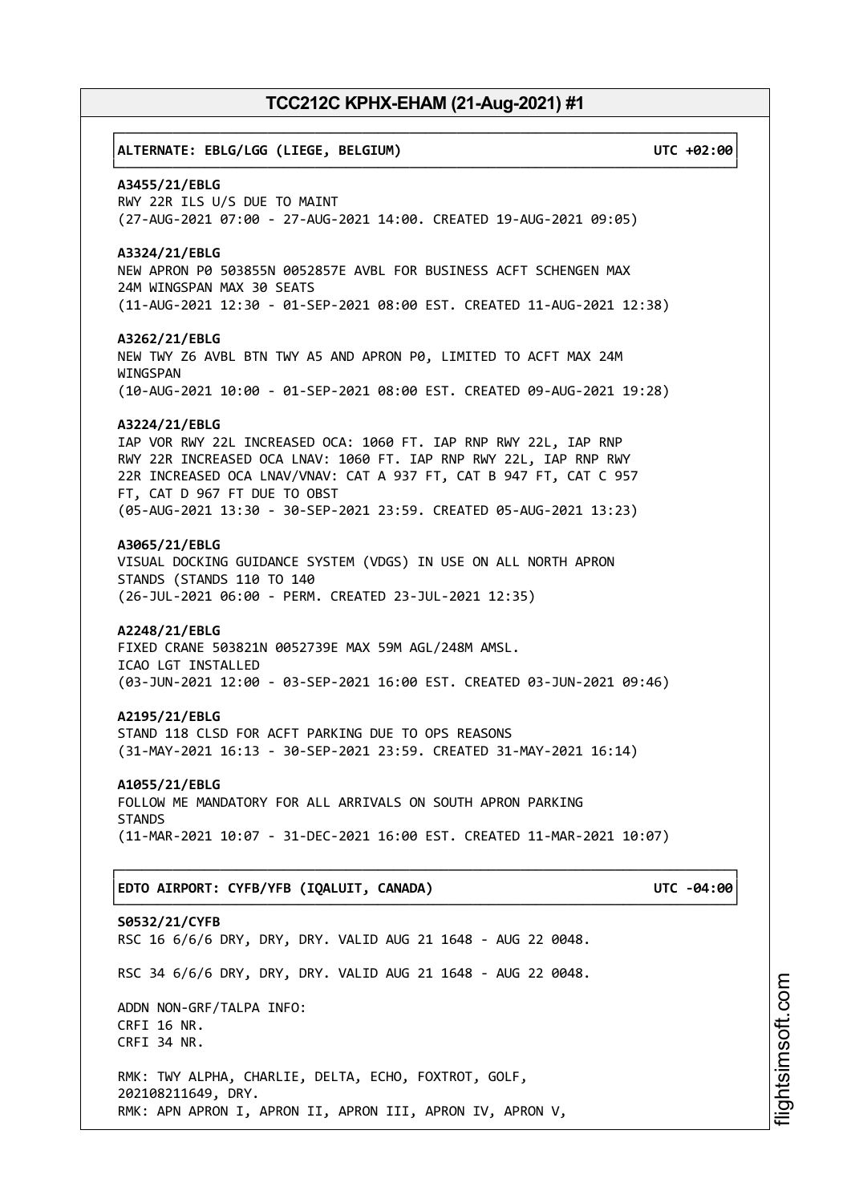**ALTERNATE: EBLG/LGG (LIEGE, BELGIUM) UTC +02:00**

**A3455/21/EBLG**
RWY 22R ILS U/S DUE TO MAINT
(27-AUG-2021 07:00 - 27-AUG-2021 14:00. CREATED 19-AUG-2021 09:05)

**A3324/21/EBLG**
NEW APRON P0 503855N 0052857E AVBL FOR BUSINESS ACFT SCHENGEN MAX 24M WINGSPAN MAX 30 SEATS
(11-AUG-2021 12:30 - 01-SEP-2021 08:00 EST. CREATED 11-AUG-2021 12:38)

**A3262/21/EBLG**
NEW TWY Z6 AVBL BTN TWY A5 AND APRON P0, LIMITED TO ACFT MAX 24M WINGSPAN
(10-AUG-2021 10:00 - 01-SEP-2021 08:00 EST. CREATED 09-AUG-2021 19:28)

**A3224/21/EBLG**
IAP VOR RWY 22L INCREASED OCA: 1060 FT. IAP RNP RWY 22L, IAP RNP RWY 22R INCREASED OCA LNAV: 1060 FT. IAP RNP RWY 22L, IAP RNP RWY 22R INCREASED OCA LNAV/VNAV: CAT A 937 FT, CAT B 947 FT, CAT C 957 FT, CAT D 967 FT DUE TO OBST
(05-AUG-2021 13:30 - 30-SEP-2021 23:59. CREATED 05-AUG-2021 13:23)

**A3065/21/EBLG**
VISUAL DOCKING GUIDANCE SYSTEM (VDGS) IN USE ON ALL NORTH APRON STANDS (STANDS 110 TO 140
(26-JUL-2021 06:00 - PERM. CREATED 23-JUL-2021 12:35)

**A2248/21/EBLG**
FIXED CRANE 503821N 0052739E MAX 59M AGL/248M AMSL.
ICAO LGT INSTALLED
(03-JUN-2021 12:00 - 03-SEP-2021 16:00 EST. CREATED 03-JUN-2021 09:46)

**A2195/21/EBLG**
STAND 118 CLSD FOR ACFT PARKING DUE TO OPS REASONS
(31-MAY-2021 16:13 - 30-SEP-2021 23:59. CREATED 31-MAY-2021 16:14)

**A1055/21/EBLG**
FOLLOW ME MANDATORY FOR ALL ARRIVALS ON SOUTH APRON PARKING STANDS
(11-MAR-2021 10:07 - 31-DEC-2021 16:00 EST. CREATED 11-MAR-2021 10:07)

**EDTO AIRPORT: CYFB/YFB (IQALUIT, CANADA) UTC -04:00**

**S0532/21/CYFB**
RSC 16 6/6/6 DRY, DRY, DRY. VALID AUG 21 1648 - AUG 22 0048.

RSC 34 6/6/6 DRY, DRY, DRY. VALID AUG 21 1648 - AUG 22 0048.

ADDN NON-GRF/TALPA INFO:
CRFI 16 NR.
CRFI 34 NR.

RMK: TWY ALPHA, CHARLIE, DELTA, ECHO, FOXTROT, GOLF, 202108211649, DRY.
RMK: APN APRON I, APRON II, APRON III, APRON IV, APRON V,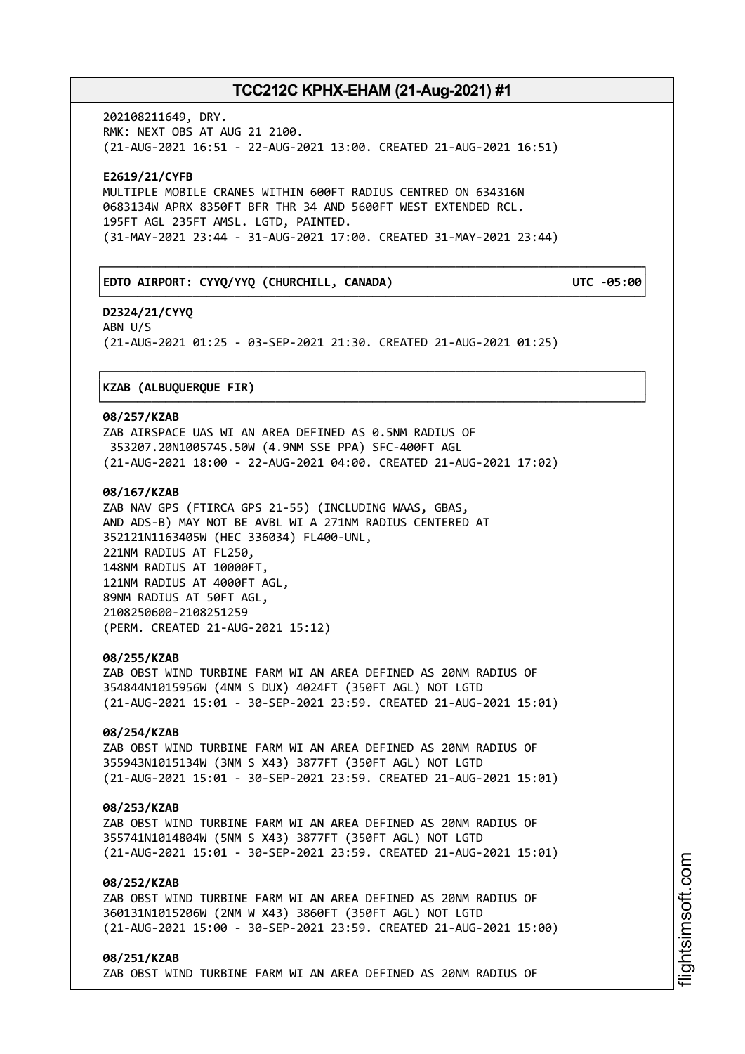202108211649, DRY.
RMK: NEXT OBS AT AUG 21 2100.
(21-AUG-2021 16:51 - 22-AUG-2021 13:00. CREATED 21-AUG-2021 16:51)

**E2619/21/CYFB**
MULTIPLE MOBILE CRANES WITHIN 600FT RADIUS CENTRED ON 634316N 0683134W APRX 8350FT BFR THR 34 AND 5600FT WEST EXTENDED RCL. 195FT AGL 235FT AMSL. LGTD, PAINTED.
(31-MAY-2021 23:44 - 31-AUG-2021 17:00. CREATED 31-MAY-2021 23:44)

**EDTO AIRPORT: CYYQ/YYQ (CHURCHILL, CANADA) UTC -05:00**

**D2324/21/CYYQ**
ABN U/S
(21-AUG-2021 01:25 - 03-SEP-2021 21:30. CREATED 21-AUG-2021 01:25)

**KZAB (ALBUQUERQUE FIR)**

**08/257/KZAB**
ZAB AIRSPACE UAS WI AN AREA DEFINED AS 0.5NM RADIUS OF 353207.20N1005745.50W (4.9NM SSE PPA) SFC-400FT AGL
(21-AUG-2021 18:00 - 22-AUG-2021 04:00. CREATED 21-AUG-2021 17:02)

**08/167/KZAB**
ZAB NAV GPS (FTIRCA GPS 21-55) (INCLUDING WAAS, GBAS, AND ADS-B) MAY NOT BE AVBL WI A 271NM RADIUS CENTERED AT 352121N1163405W (HEC 336034) FL400-UNL,
221NM RADIUS AT FL250,
148NM RADIUS AT 10000FT,
121NM RADIUS AT 4000FT AGL,
89NM RADIUS AT 50FT AGL,
2108250600-2108251259
(PERM. CREATED 21-AUG-2021 15:12)

**08/255/KZAB**
ZAB OBST WIND TURBINE FARM WI AN AREA DEFINED AS 20NM RADIUS OF 354844N1015956W (4NM S DUX) 4024FT (350FT AGL) NOT LGTD
(21-AUG-2021 15:01 - 30-SEP-2021 23:59. CREATED 21-AUG-2021 15:01)

**08/254/KZAB**
ZAB OBST WIND TURBINE FARM WI AN AREA DEFINED AS 20NM RADIUS OF 355943N1015134W (3NM S X43) 3877FT (350FT AGL) NOT LGTD
(21-AUG-2021 15:01 - 30-SEP-2021 23:59. CREATED 21-AUG-2021 15:01)

**08/253/KZAB**
ZAB OBST WIND TURBINE FARM WI AN AREA DEFINED AS 20NM RADIUS OF 355741N1014804W (5NM S X43) 3877FT (350FT AGL) NOT LGTD
(21-AUG-2021 15:01 - 30-SEP-2021 23:59. CREATED 21-AUG-2021 15:01)

**08/252/KZAB**
ZAB OBST WIND TURBINE FARM WI AN AREA DEFINED AS 20NM RADIUS OF 360131N1015206W (2NM W X43) 3860FT (350FT AGL) NOT LGTD
(21-AUG-2021 15:00 - 30-SEP-2021 23:59. CREATED 21-AUG-2021 15:00)

**08/251/KZAB**
ZAB OBST WIND TURBINE FARM WI AN AREA DEFINED AS 20NM RADIUS OF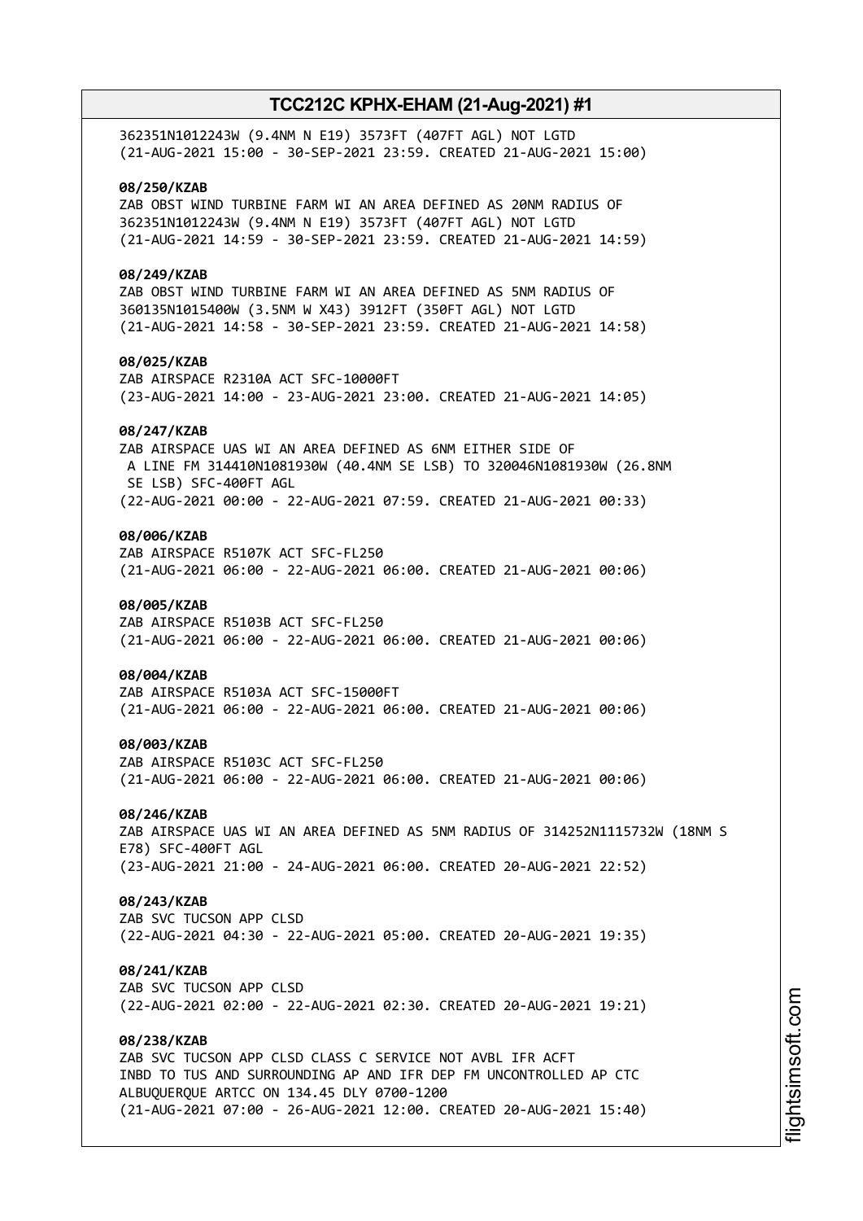362351N1012243W (9.4NM N E19) 3573FT (407FT AGL) NOT LGTD
(21-AUG-2021 15:00 - 30-SEP-2021 23:59. CREATED 21-AUG-2021 15:00)

**08/250/KZAB**
ZAB OBST WIND TURBINE FARM WI AN AREA DEFINED AS 20NM RADIUS OF
362351N1012243W (9.4NM N E19) 3573FT (407FT AGL) NOT LGTD
(21-AUG-2021 14:59 - 30-SEP-2021 23:59. CREATED 21-AUG-2021 14:59)

**08/249/KZAB**
ZAB OBST WIND TURBINE FARM WI AN AREA DEFINED AS 5NM RADIUS OF
360135N1015400W (3.5NM W X43) 3912FT (350FT AGL) NOT LGTD
(21-AUG-2021 14:58 - 30-SEP-2021 23:59. CREATED 21-AUG-2021 14:58)

**08/025/KZAB**
ZAB AIRSPACE R2310A ACT SFC-10000FT
(23-AUG-2021 14:00 - 23-AUG-2021 23:00. CREATED 21-AUG-2021 14:05)

**08/247/KZAB**
ZAB AIRSPACE UAS WI AN AREA DEFINED AS 6NM EITHER SIDE OF
A LINE FM 314410N1081930W (40.4NM SE LSB) TO 320046N1081930W (26.8NM
SE LSB) SFC-400FT AGL
(22-AUG-2021 00:00 - 22-AUG-2021 07:59. CREATED 21-AUG-2021 00:33)

**08/006/KZAB**
ZAB AIRSPACE R5107K ACT SFC-FL250
(21-AUG-2021 06:00 - 22-AUG-2021 06:00. CREATED 21-AUG-2021 00:06)

**08/005/KZAB**
ZAB AIRSPACE R5103B ACT SFC-FL250
(21-AUG-2021 06:00 - 22-AUG-2021 06:00. CREATED 21-AUG-2021 00:06)

**08/004/KZAB**
ZAB AIRSPACE R5103A ACT SFC-15000FT
(21-AUG-2021 06:00 - 22-AUG-2021 06:00. CREATED 21-AUG-2021 00:06)

**08/003/KZAB**
ZAB AIRSPACE R5103C ACT SFC-FL250
(21-AUG-2021 06:00 - 22-AUG-2021 06:00. CREATED 21-AUG-2021 00:06)

**08/246/KZAB**
ZAB AIRSPACE UAS WI AN AREA DEFINED AS 5NM RADIUS OF 314252N1115732W (18NM S
E78) SFC-400FT AGL
(23-AUG-2021 21:00 - 24-AUG-2021 06:00. CREATED 20-AUG-2021 22:52)

**08/243/KZAB**
ZAB SVC TUCSON APP CLSD
(22-AUG-2021 04:30 - 22-AUG-2021 05:00. CREATED 20-AUG-2021 19:35)

**08/241/KZAB**
ZAB SVC TUCSON APP CLSD
(22-AUG-2021 02:00 - 22-AUG-2021 02:30. CREATED 20-AUG-2021 19:21)

**08/238/KZAB**
ZAB SVC TUCSON APP CLSD CLASS C SERVICE NOT AVBL IFR ACFT
INBD TO TUS AND SURROUNDING AP AND IFR DEP FM UNCONTROLLED AP CTC
ALBUQUERQUE ARTCC ON 134.45 DLY 0700-1200
(21-AUG-2021 07:00 - 26-AUG-2021 12:00. CREATED 20-AUG-2021 15:40)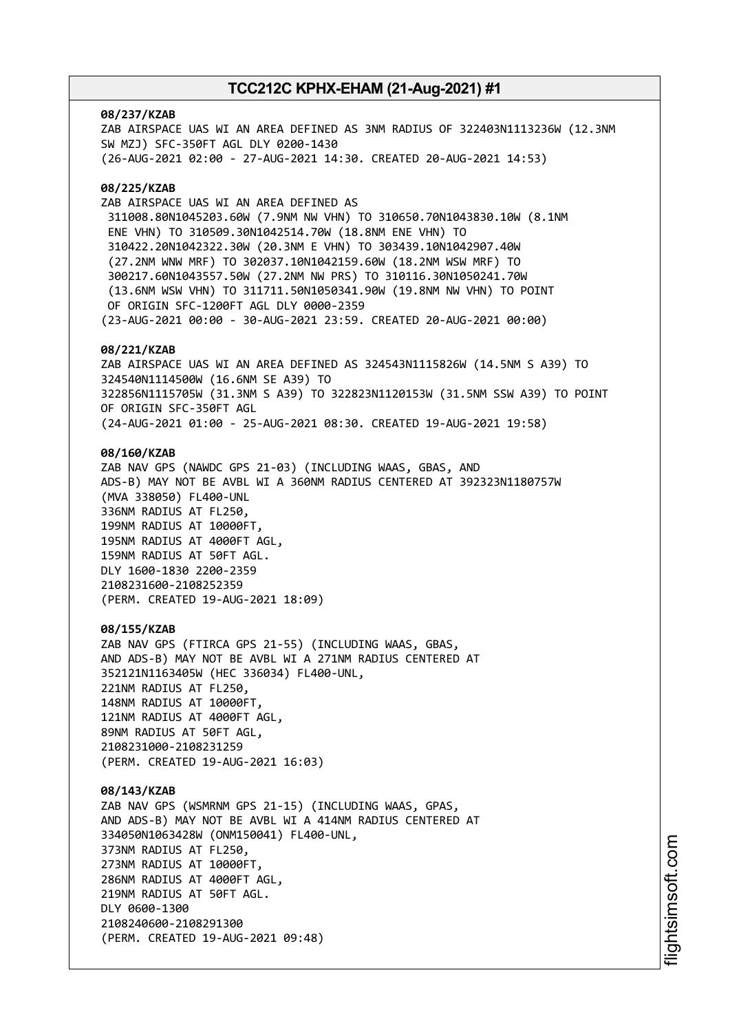**08/237/KZAB**
ZAB AIRSPACE UAS WI AN AREA DEFINED AS 3NM RADIUS OF 322403N1113236W (12.3NM SW MZJ) SFC-350FT AGL DLY 0200-1430
(26-AUG-2021 02:00 - 27-AUG-2021 14:30. CREATED 20-AUG-2021 14:53)

**08/225/KZAB**
ZAB AIRSPACE UAS WI AN AREA DEFINED AS
311008.80N1045203.60W (7.9NM NW VHN) TO 310650.70N1043830.10W (8.1NM ENE VHN) TO 310509.30N1042514.70W (18.8NM ENE VHN) TO 310422.20N1042322.30W (20.3NM E VHN) TO 303439.10N1042907.40W (27.2NM WNW MRF) TO 302037.10N1042159.60W (18.2NM WSW MRF) TO 300217.60N1043557.50W (27.2NM NW PRS) TO 310116.30N1050241.70W (13.6NM WSW VHN) TO 311711.50N1050341.90W (19.8NM NW VHN) TO POINT OF ORIGIN SFC-1200FT AGL DLY 0000-2359
(23-AUG-2021 00:00 - 30-AUG-2021 23:59. CREATED 20-AUG-2021 00:00)

**08/221/KZAB**
ZAB AIRSPACE UAS WI AN AREA DEFINED AS 324543N1115826W (14.5NM S A39) TO 324540N1114500W (16.6NM SE A39) TO
322856N1115705W (31.3NM S A39) TO 322823N1120153W (31.5NM SSW A39) TO POINT OF ORIGIN SFC-350FT AGL
(24-AUG-2021 01:00 - 25-AUG-2021 08:30. CREATED 19-AUG-2021 19:58)

**08/160/KZAB**
ZAB NAV GPS (NAWDC GPS 21-03) (INCLUDING WAAS, GBAS, AND ADS-B) MAY NOT BE AVBL WI A 360NM RADIUS CENTERED AT 392323N1180757W (MVA 338050) FL400-UNL
336NM RADIUS AT FL250,
199NM RADIUS AT 10000FT,
195NM RADIUS AT 4000FT AGL,
159NM RADIUS AT 50FT AGL.
DLY 1600-1830 2200-2359
2108231600-2108252359
(PERM. CREATED 19-AUG-2021 18:09)

**08/155/KZAB**
ZAB NAV GPS (FTIRCA GPS 21-55) (INCLUDING WAAS, GBAS, AND ADS-B) MAY NOT BE AVBL WI A 271NM RADIUS CENTERED AT 352121N1163405W (HEC 336034) FL400-UNL,
221NM RADIUS AT FL250,
148NM RADIUS AT 10000FT,
121NM RADIUS AT 4000FT AGL,
89NM RADIUS AT 50FT AGL,
2108231000-2108231259
(PERM. CREATED 19-AUG-2021 16:03)

**08/143/KZAB**
ZAB NAV GPS (WSMRNM GPS 21-15) (INCLUDING WAAS, GPAS, AND ADS-B) MAY NOT BE AVBL WI A 414NM RADIUS CENTERED AT 334050N1063428W (ONM150041) FL400-UNL,
373NM RADIUS AT FL250,
273NM RADIUS AT 10000FT,
286NM RADIUS AT 4000FT AGL,
219NM RADIUS AT 50FT AGL.
DLY 0600-1300
2108240600-2108291300
(PERM. CREATED 19-AUG-2021 09:48)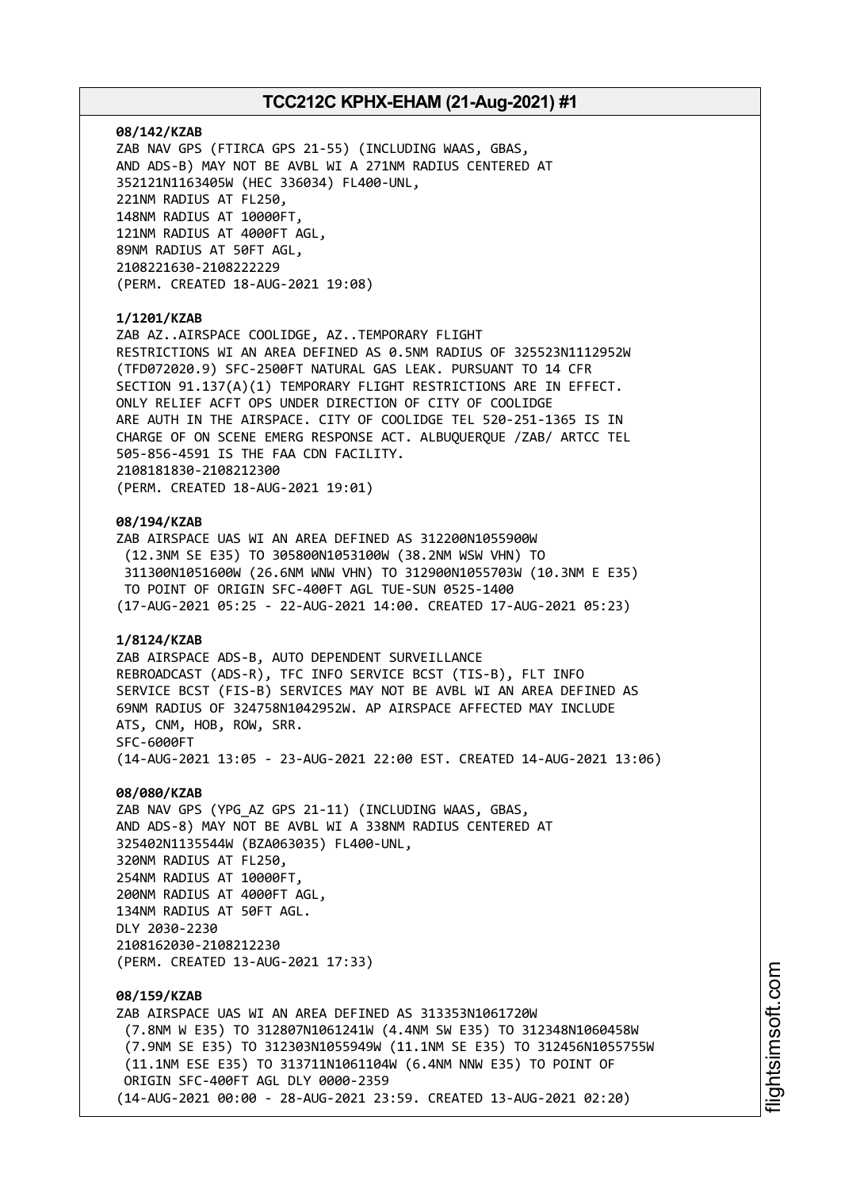**08/142/KZAB**
ZAB NAV GPS (FTIRCA GPS 21-55) (INCLUDING WAAS, GBAS,
AND ADS-B) MAY NOT BE AVBL WI A 271NM RADIUS CENTERED AT
352121N1163405W (HEC 336034) FL400-UNL,
221NM RADIUS AT FL250,
148NM RADIUS AT 10000FT,
121NM RADIUS AT 4000FT AGL,
89NM RADIUS AT 50FT AGL,
2108221630-2108222229
(PERM. CREATED 18-AUG-2021 19:08)

**1/1201/KZAB**
ZAB AZ..AIRSPACE COOLIDGE, AZ..TEMPORARY FLIGHT
RESTRICTIONS WI AN AREA DEFINED AS 0.5NM RADIUS OF 325523N1112952W
(TFD072020.9) SFC-2500FT NATURAL GAS LEAK. PURSUANT TO 14 CFR
SECTION 91.137(A)(1) TEMPORARY FLIGHT RESTRICTIONS ARE IN EFFECT.
ONLY RELIEF ACFT OPS UNDER DIRECTION OF CITY OF COOLIDGE
ARE AUTH IN THE AIRSPACE. CITY OF COOLIDGE TEL 520-251-1365 IS IN
CHARGE OF ON SCENE EMERG RESPONSE ACT. ALBUQUERQUE /ZAB/ ARTCC TEL
505-856-4591 IS THE FAA CDN FACILITY.
2108181830-2108212300
(PERM. CREATED 18-AUG-2021 19:01)

**08/194/KZAB**
ZAB AIRSPACE UAS WI AN AREA DEFINED AS 312200N1055900W
(12.3NM SE E35) TO 305800N1053100W (38.2NM WSW VHN) TO
311300N1051600W (26.6NM WNW VHN) TO 312900N1055703W (10.3NM E E35)
TO POINT OF ORIGIN SFC-400FT AGL TUE-SUN 0525-1400
(17-AUG-2021 05:25 - 22-AUG-2021 14:00. CREATED 17-AUG-2021 05:23)

**1/8124/KZAB**
ZAB AIRSPACE ADS-B, AUTO DEPENDENT SURVEILLANCE
REBROADCAST (ADS-R), TFC INFO SERVICE BCST (TIS-B), FLT INFO
SERVICE BCST (FIS-B) SERVICES MAY NOT BE AVBL WI AN AREA DEFINED AS
69NM RADIUS OF 324758N1042952W. AP AIRSPACE AFFECTED MAY INCLUDE
ATS, CNM, HOB, ROW, SRR.
SFC-6000FT
(14-AUG-2021 13:05 - 23-AUG-2021 22:00 EST. CREATED 14-AUG-2021 13:06)

**08/080/KZAB**
ZAB NAV GPS (YPG_AZ GPS 21-11) (INCLUDING WAAS, GBAS,
AND ADS-8) MAY NOT BE AVBL WI A 338NM RADIUS CENTERED AT
325402N1135544W (BZA063035) FL400-UNL,
320NM RADIUS AT FL250,
254NM RADIUS AT 10000FT,
200NM RADIUS AT 4000FT AGL,
134NM RADIUS AT 50FT AGL.
DLY 2030-2230
2108162030-2108212230
(PERM. CREATED 13-AUG-2021 17:33)

**08/159/KZAB**
ZAB AIRSPACE UAS WI AN AREA DEFINED AS 313353N1061720W
(7.8NM W E35) TO 312807N1061241W (4.4NM SW E35) TO 312348N1060458W
(7.9NM SE E35) TO 312303N1055949W (11.1NM SE E35) TO 312456N1055755W
(11.1NM ESE E35) TO 313711N1061104W (6.4NM NNW E35) TO POINT OF
ORIGIN SFC-400FT AGL DLY 0000-2359
(14-AUG-2021 00:00 - 28-AUG-2021 23:59. CREATED 13-AUG-2021 02:20)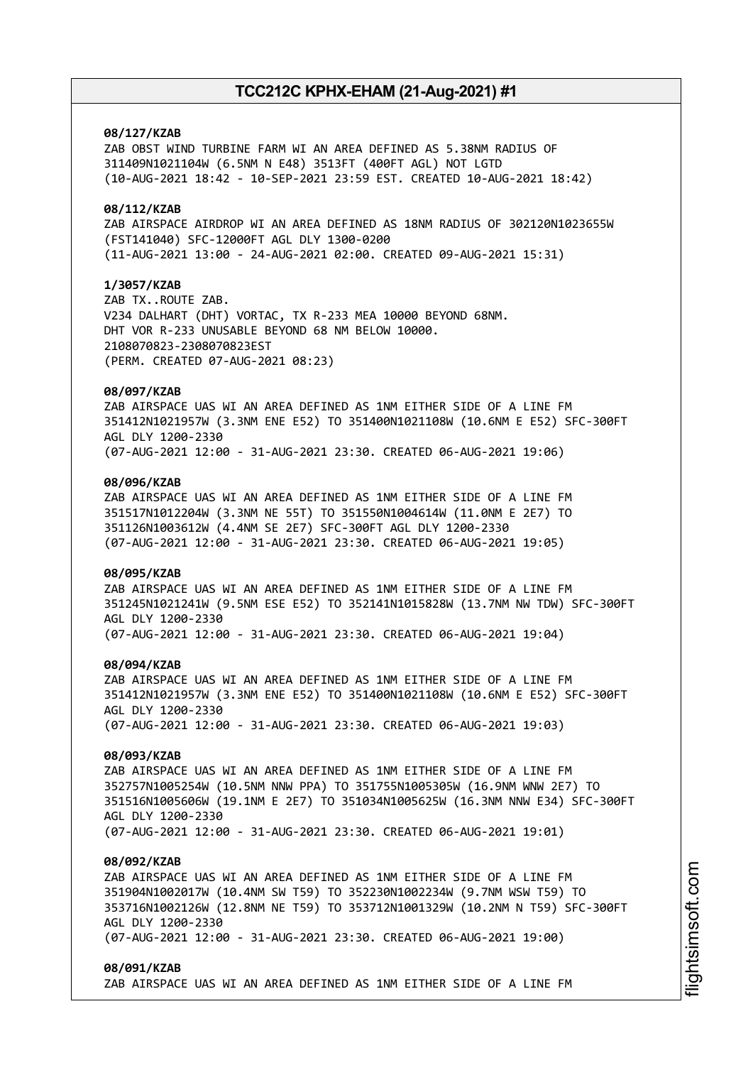**08/127/KZAB**
ZAB OBST WIND TURBINE FARM WI AN AREA DEFINED AS 5.38NM RADIUS OF 311409N1021104W (6.5NM N E48) 3513FT (400FT AGL) NOT LGTD
(10-AUG-2021 18:42 - 10-SEP-2021 23:59 EST. CREATED 10-AUG-2021 18:42)

**08/112/KZAB**
ZAB AIRSPACE AIRDROP WI AN AREA DEFINED AS 18NM RADIUS OF 302120N1023655W (FST141040) SFC-12000FT AGL DLY 1300-0200
(11-AUG-2021 13:00 - 24-AUG-2021 02:00. CREATED 09-AUG-2021 15:31)

**1/3057/KZAB**
ZAB TX..ROUTE ZAB.
V234 DALHART (DHT) VORTAC, TX R-233 MEA 10000 BEYOND 68NM.
DHT VOR R-233 UNUSABLE BEYOND 68 NM BELOW 10000.
2108070823-2308070823EST
(PERM. CREATED 07-AUG-2021 08:23)

**08/097/KZAB**
ZAB AIRSPACE UAS WI AN AREA DEFINED AS 1NM EITHER SIDE OF A LINE FM 351412N1021957W (3.3NM ENE E52) TO 351400N1021108W (10.6NM E E52) SFC-300FT AGL DLY 1200-2330
(07-AUG-2021 12:00 - 31-AUG-2021 23:30. CREATED 06-AUG-2021 19:06)

**08/096/KZAB**
ZAB AIRSPACE UAS WI AN AREA DEFINED AS 1NM EITHER SIDE OF A LINE FM 351517N1012204W (3.3NM NE 55T) TO 351550N1004614W (11.0NM E 2E7) TO 351126N1003612W (4.4NM SE 2E7) SFC-300FT AGL DLY 1200-2330
(07-AUG-2021 12:00 - 31-AUG-2021 23:30. CREATED 06-AUG-2021 19:05)

**08/095/KZAB**
ZAB AIRSPACE UAS WI AN AREA DEFINED AS 1NM EITHER SIDE OF A LINE FM 351245N1021241W (9.5NM ESE E52) TO 352141N1015828W (13.7NM NW TDW) SFC-300FT AGL DLY 1200-2330
(07-AUG-2021 12:00 - 31-AUG-2021 23:30. CREATED 06-AUG-2021 19:04)

**08/094/KZAB**
ZAB AIRSPACE UAS WI AN AREA DEFINED AS 1NM EITHER SIDE OF A LINE FM 351412N1021957W (3.3NM ENE E52) TO 351400N1021108W (10.6NM E E52) SFC-300FT AGL DLY 1200-2330
(07-AUG-2021 12:00 - 31-AUG-2021 23:30. CREATED 06-AUG-2021 19:03)

**08/093/KZAB**
ZAB AIRSPACE UAS WI AN AREA DEFINED AS 1NM EITHER SIDE OF A LINE FM 352757N1005254W (10.5NM NNW PPA) TO 351755N1005305W (16.9NM WNW 2E7) TO 351516N1005606W (19.1NM E 2E7) TO 351034N1005625W (16.3NM NNW E34) SFC-300FT AGL DLY 1200-2330
(07-AUG-2021 12:00 - 31-AUG-2021 23:30. CREATED 06-AUG-2021 19:01)

**08/092/KZAB**
ZAB AIRSPACE UAS WI AN AREA DEFINED AS 1NM EITHER SIDE OF A LINE FM 351904N1002017W (10.4NM SW T59) TO 352230N1002234W (9.7NM WSW T59) TO 353716N1002126W (12.8NM NE T59) TO 353712N1001329W (10.2NM N T59) SFC-300FT AGL DLY 1200-2330
(07-AUG-2021 12:00 - 31-AUG-2021 23:30. CREATED 06-AUG-2021 19:00)

**08/091/KZAB**
ZAB AIRSPACE UAS WI AN AREA DEFINED AS 1NM EITHER SIDE OF A LINE FM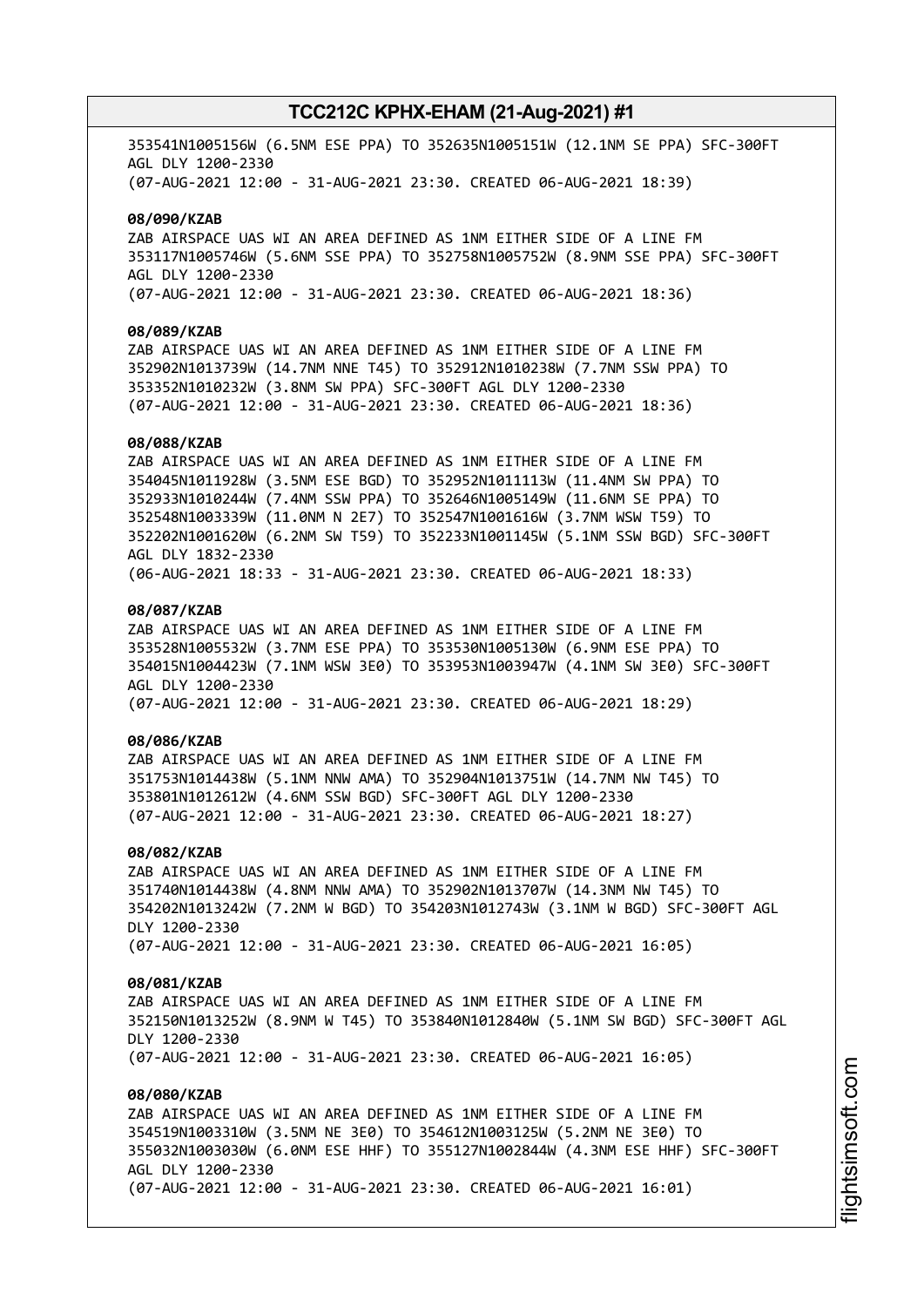353541N1005156W (6.5NM ESE PPA) TO 352635N1005151W (12.1NM SE PPA) SFC-300FT AGL DLY 1200-2330
(07-AUG-2021 12:00 - 31-AUG-2021 23:30. CREATED 06-AUG-2021 18:39)

**08/090/KZAB**
ZAB AIRSPACE UAS WI AN AREA DEFINED AS 1NM EITHER SIDE OF A LINE FM 353117N1005746W (5.6NM SSE PPA) TO 352758N1005752W (8.9NM SSE PPA) SFC-300FT AGL DLY 1200-2330
(07-AUG-2021 12:00 - 31-AUG-2021 23:30. CREATED 06-AUG-2021 18:36)

**08/089/KZAB**
ZAB AIRSPACE UAS WI AN AREA DEFINED AS 1NM EITHER SIDE OF A LINE FM 352902N1013739W (14.7NM NNE T45) TO 352912N1010238W (7.7NM SSW PPA) TO 353352N1010232W (3.8NM SW PPA) SFC-300FT AGL DLY 1200-2330
(07-AUG-2021 12:00 - 31-AUG-2021 23:30. CREATED 06-AUG-2021 18:36)

**08/088/KZAB**
ZAB AIRSPACE UAS WI AN AREA DEFINED AS 1NM EITHER SIDE OF A LINE FM 354045N1011928W (3.5NM ESE BGD) TO 352952N1011113W (11.4NM SW PPA) TO 352933N1010244W (7.4NM SSW PPA) TO 352646N1005149W (11.6NM SE PPA) TO 352548N1003339W (11.0NM N 2E7) TO 352547N1001616W (3.7NM WSW T59) TO 352202N1001620W (6.2NM SW T59) TO 352233N1001145W (5.1NM SSW BGD) SFC-300FT AGL DLY 1832-2330
(06-AUG-2021 18:33 - 31-AUG-2021 23:30. CREATED 06-AUG-2021 18:33)

**08/087/KZAB**
ZAB AIRSPACE UAS WI AN AREA DEFINED AS 1NM EITHER SIDE OF A LINE FM 353528N1005532W (3.7NM ESE PPA) TO 353530N1005130W (6.9NM ESE PPA) TO 354015N1004423W (7.1NM WSW 3E0) TO 353953N1003947W (4.1NM SW 3E0) SFC-300FT AGL DLY 1200-2330
(07-AUG-2021 12:00 - 31-AUG-2021 23:30. CREATED 06-AUG-2021 18:29)

**08/086/KZAB**
ZAB AIRSPACE UAS WI AN AREA DEFINED AS 1NM EITHER SIDE OF A LINE FM 351753N1014438W (5.1NM NNW AMA) TO 352904N1013751W (14.7NM NW T45) TO 353801N1012612W (4.6NM SSW BGD) SFC-300FT AGL DLY 1200-2330
(07-AUG-2021 12:00 - 31-AUG-2021 23:30. CREATED 06-AUG-2021 18:27)

**08/082/KZAB**
ZAB AIRSPACE UAS WI AN AREA DEFINED AS 1NM EITHER SIDE OF A LINE FM 351740N1014438W (4.8NM NNW AMA) TO 352902N1013707W (14.3NM NW T45) TO 354202N1013242W (7.2NM W BGD) TO 354203N1012743W (3.1NM W BGD) SFC-300FT AGL DLY 1200-2330
(07-AUG-2021 12:00 - 31-AUG-2021 23:30. CREATED 06-AUG-2021 16:05)

**08/081/KZAB**
ZAB AIRSPACE UAS WI AN AREA DEFINED AS 1NM EITHER SIDE OF A LINE FM 352150N1013252W (8.9NM W T45) TO 353840N1012840W (5.1NM SW BGD) SFC-300FT AGL DLY 1200-2330
(07-AUG-2021 12:00 - 31-AUG-2021 23:30. CREATED 06-AUG-2021 16:05)

**08/080/KZAB**
ZAB AIRSPACE UAS WI AN AREA DEFINED AS 1NM EITHER SIDE OF A LINE FM 354519N1003310W (3.5NM NE 3E0) TO 354612N1003125W (5.2NM NE 3E0) TO 355032N1003030W (6.0NM ESE HHF) TO 355127N1002844W (4.3NM ESE HHF) SFC-300FT AGL DLY 1200-2330
(07-AUG-2021 12:00 - 31-AUG-2021 23:30. CREATED 06-AUG-2021 16:01)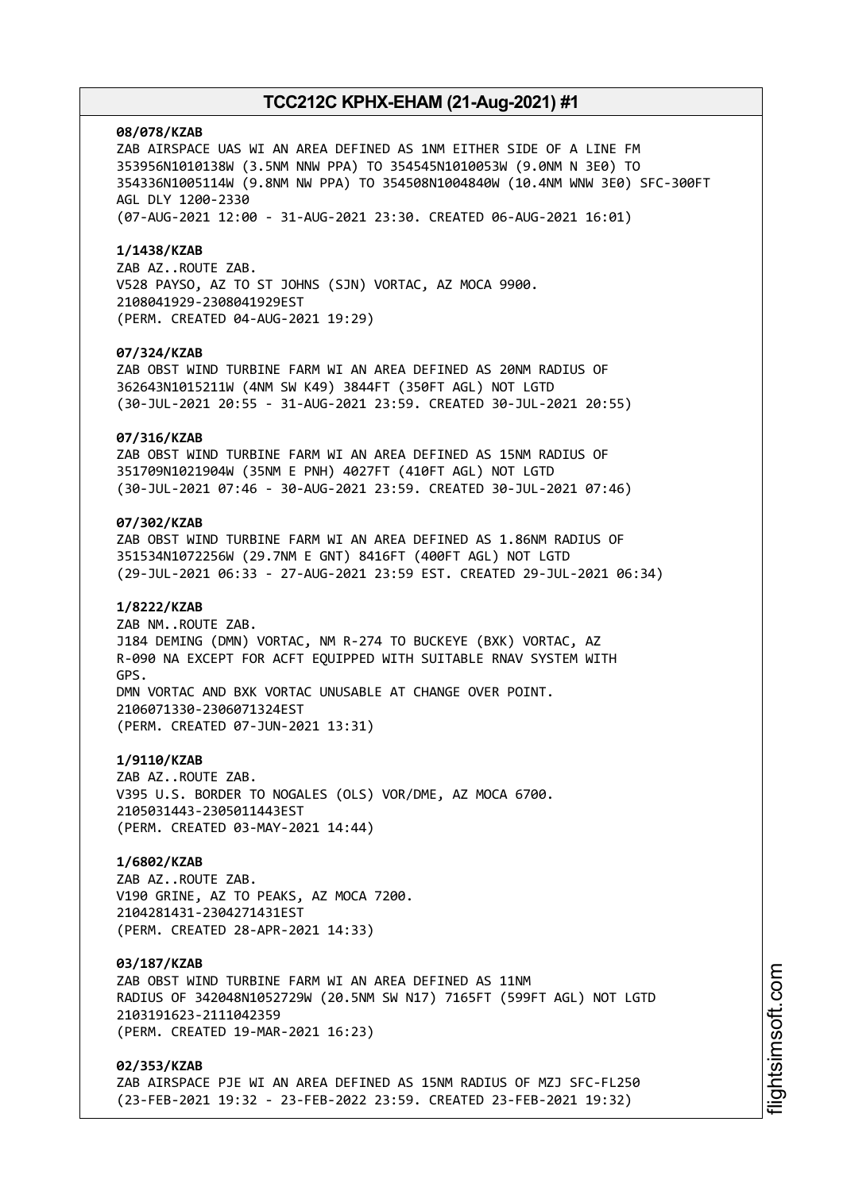**08/078/KZAB**
ZAB AIRSPACE UAS WI AN AREA DEFINED AS 1NM EITHER SIDE OF A LINE FM 353956N1010138W (3.5NM NNW PPA) TO 354545N1010053W (9.0NM N 3E0) TO 354336N1005114W (9.8NM NW PPA) TO 354508N1004840W (10.4NM WNW 3E0) SFC-300FT AGL DLY 1200-2330
(07-AUG-2021 12:00 - 31-AUG-2021 23:30. CREATED 06-AUG-2021 16:01)

**1/1438/KZAB**
ZAB AZ..ROUTE ZAB.
V528 PAYSO, AZ TO ST JOHNS (SJN) VORTAC, AZ MOCA 9900.
2108041929-2308041929EST
(PERM. CREATED 04-AUG-2021 19:29)

**07/324/KZAB**
ZAB OBST WIND TURBINE FARM WI AN AREA DEFINED AS 20NM RADIUS OF 362643N1015211W (4NM SW K49) 3844FT (350FT AGL) NOT LGTD
(30-JUL-2021 20:55 - 31-AUG-2021 23:59. CREATED 30-JUL-2021 20:55)

**07/316/KZAB**
ZAB OBST WIND TURBINE FARM WI AN AREA DEFINED AS 15NM RADIUS OF 351709N1021904W (35NM E PNH) 4027FT (410FT AGL) NOT LGTD
(30-JUL-2021 07:46 - 30-AUG-2021 23:59. CREATED 30-JUL-2021 07:46)

**07/302/KZAB**
ZAB OBST WIND TURBINE FARM WI AN AREA DEFINED AS 1.86NM RADIUS OF 351534N1072256W (29.7NM E GNT) 8416FT (400FT AGL) NOT LGTD
(29-JUL-2021 06:33 - 27-AUG-2021 23:59 EST. CREATED 29-JUL-2021 06:34)

**1/8222/KZAB**
ZAB NM..ROUTE ZAB.
J184 DEMING (DMN) VORTAC, NM R-274 TO BUCKEYE (BXK) VORTAC, AZ R-090 NA EXCEPT FOR ACFT EQUIPPED WITH SUITABLE RNAV SYSTEM WITH GPS.
DMN VORTAC AND BXK VORTAC UNUSABLE AT CHANGE OVER POINT.
2106071330-2306071324EST
(PERM. CREATED 07-JUN-2021 13:31)

**1/9110/KZAB**
ZAB AZ..ROUTE ZAB.
V395 U.S. BORDER TO NOGALES (OLS) VOR/DME, AZ MOCA 6700.
2105031443-2305011443EST
(PERM. CREATED 03-MAY-2021 14:44)

**1/6802/KZAB**
ZAB AZ..ROUTE ZAB.
V190 GRINE, AZ TO PEAKS, AZ MOCA 7200.
2104281431-2304271431EST
(PERM. CREATED 28-APR-2021 14:33)

**03/187/KZAB**
ZAB OBST WIND TURBINE FARM WI AN AREA DEFINED AS 11NM RADIUS OF 342048N1052729W (20.5NM SW N17) 7165FT (599FT AGL) NOT LGTD
2103191623-2111042359
(PERM. CREATED 19-MAR-2021 16:23)

**02/353/KZAB**
ZAB AIRSPACE PJE WI AN AREA DEFINED AS 15NM RADIUS OF MZJ SFC-FL250
(23-FEB-2021 19:32 - 23-FEB-2022 23:59. CREATED 23-FEB-2021 19:32)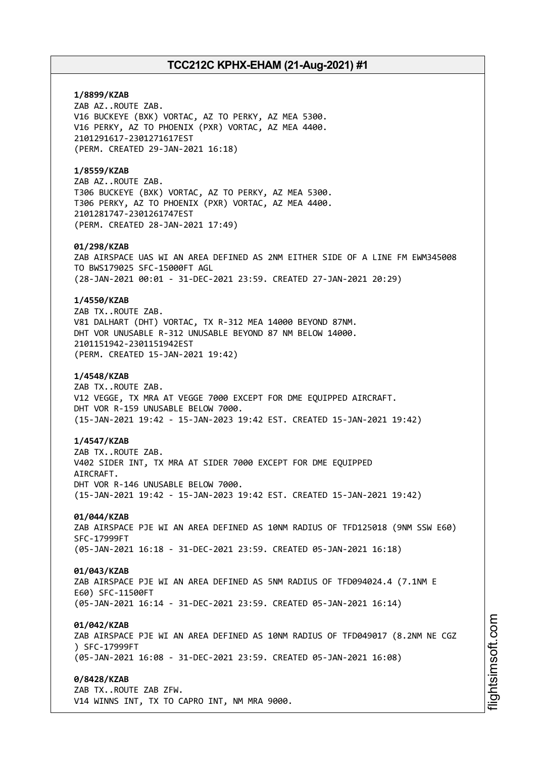**1/8899/KZAB**
ZAB AZ..ROUTE ZAB.
V16 BUCKEYE (BXK) VORTAC, AZ TO PERKY, AZ MEA 5300.
V16 PERKY, AZ TO PHOENIX (PXR) VORTAC, AZ MEA 4400.
2101291617-2301271617EST
(PERM. CREATED 29-JAN-2021 16:18)

**1/8559/KZAB**
ZAB AZ..ROUTE ZAB.
T306 BUCKEYE (BXK) VORTAC, AZ TO PERKY, AZ MEA 5300.
T306 PERKY, AZ TO PHOENIX (PXR) VORTAC, AZ MEA 4400.
2101281747-2301261747EST
(PERM. CREATED 28-JAN-2021 17:49)

**01/298/KZAB**
ZAB AIRSPACE UAS WI AN AREA DEFINED AS 2NM EITHER SIDE OF A LINE FM EWM345008 TO BWS179025 SFC-15000FT AGL
(28-JAN-2021 00:01 - 31-DEC-2021 23:59. CREATED 27-JAN-2021 20:29)

**1/4550/KZAB**
ZAB TX..ROUTE ZAB.
V81 DALHART (DHT) VORTAC, TX R-312 MEA 14000 BEYOND 87NM.
DHT VOR UNUSABLE R-312 UNUSABLE BEYOND 87 NM BELOW 14000.
2101151942-2301151942EST
(PERM. CREATED 15-JAN-2021 19:42)

**1/4548/KZAB**
ZAB TX..ROUTE ZAB.
V12 VEGGE, TX MRA AT VEGGE 7000 EXCEPT FOR DME EQUIPPED AIRCRAFT.
DHT VOR R-159 UNUSABLE BELOW 7000.
(15-JAN-2021 19:42 - 15-JAN-2023 19:42 EST. CREATED 15-JAN-2021 19:42)

**1/4547/KZAB**
ZAB TX..ROUTE ZAB.
V402 SIDER INT, TX MRA AT SIDER 7000 EXCEPT FOR DME EQUIPPED AIRCRAFT.
DHT VOR R-146 UNUSABLE BELOW 7000.
(15-JAN-2021 19:42 - 15-JAN-2023 19:42 EST. CREATED 15-JAN-2021 19:42)

**01/044/KZAB**
ZAB AIRSPACE PJE WI AN AREA DEFINED AS 10NM RADIUS OF TFD125018 (9NM SSW E60) SFC-17999FT
(05-JAN-2021 16:18 - 31-DEC-2021 23:59. CREATED 05-JAN-2021 16:18)

**01/043/KZAB**
ZAB AIRSPACE PJE WI AN AREA DEFINED AS 5NM RADIUS OF TFD094024.4 (7.1NM E E60) SFC-11500FT
(05-JAN-2021 16:14 - 31-DEC-2021 23:59. CREATED 05-JAN-2021 16:14)

**01/042/KZAB**
ZAB AIRSPACE PJE WI AN AREA DEFINED AS 10NM RADIUS OF TFD049017 (8.2NM NE CGZ ) SFC-17999FT
(05-JAN-2021 16:08 - 31-DEC-2021 23:59. CREATED 05-JAN-2021 16:08)

**0/8428/KZAB**
ZAB TX..ROUTE ZAB ZFW.
V14 WINNS INT, TX TO CAPRO INT, NM MRA 9000.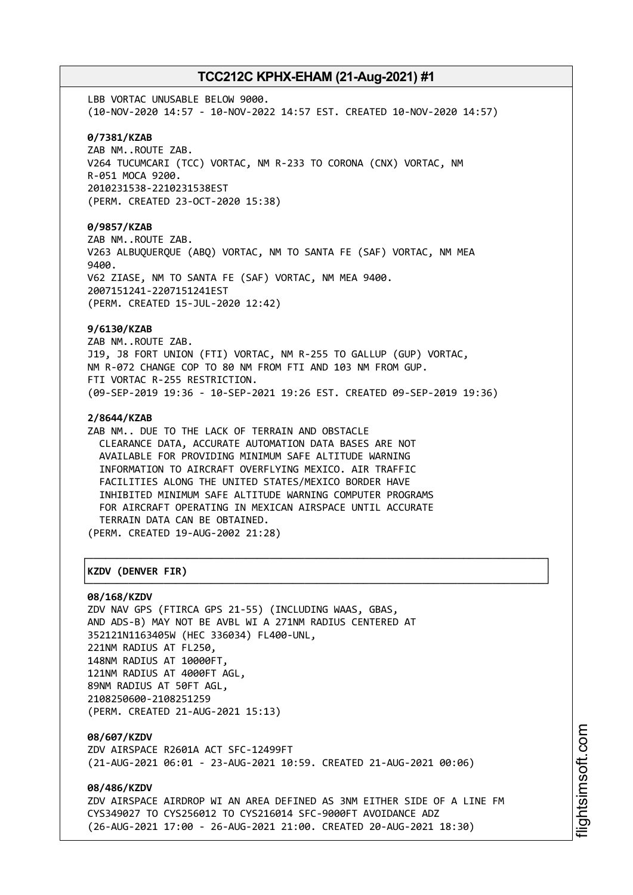LBB VORTAC UNUSABLE BELOW 9000.
(10-NOV-2020 14:57 - 10-NOV-2022 14:57 EST. CREATED 10-NOV-2020 14:57)

**0/7381/KZAB**
ZAB NM..ROUTE ZAB.
V264 TUCUMCARI (TCC) VORTAC, NM R-233 TO CORONA (CNX) VORTAC, NM
R-051 MOCA 9200.
2010231538-2210231538EST
(PERM. CREATED 23-OCT-2020 15:38)

**0/9857/KZAB**
ZAB NM..ROUTE ZAB.
V263 ALBUQUERQUE (ABQ) VORTAC, NM TO SANTA FE (SAF) VORTAC, NM MEA
9400.
V62 ZIASE, NM TO SANTA FE (SAF) VORTAC, NM MEA 9400.
2007151241-2207151241EST
(PERM. CREATED 15-JUL-2020 12:42)

**9/6130/KZAB**
ZAB NM..ROUTE ZAB.
J19, J8 FORT UNION (FTI) VORTAC, NM R-255 TO GALLUP (GUP) VORTAC,
NM R-072 CHANGE COP TO 80 NM FROM FTI AND 103 NM FROM GUP.
FTI VORTAC R-255 RESTRICTION.
(09-SEP-2019 19:36 - 10-SEP-2021 19:26 EST. CREATED 09-SEP-2019 19:36)

**2/8644/KZAB**
ZAB NM.. DUE TO THE LACK OF TERRAIN AND OBSTACLE
CLEARANCE DATA, ACCURATE AUTOMATION DATA BASES ARE NOT
AVAILABLE FOR PROVIDING MINIMUM SAFE ALTITUDE WARNING
INFORMATION TO AIRCRAFT OVERFLYING MEXICO. AIR TRAFFIC
FACILITIES ALONG THE UNITED STATES/MEXICO BORDER HAVE
INHIBITED MINIMUM SAFE ALTITUDE WARNING COMPUTER PROGRAMS
FOR AIRCRAFT OPERATING IN MEXICAN AIRSPACE UNTIL ACCURATE
TERRAIN DATA CAN BE OBTAINED.
(PERM. CREATED 19-AUG-2002 21:28)

## KZDV (DENVER FIR)

**08/168/KZDV**
ZDV NAV GPS (FTIRCA GPS 21-55) (INCLUDING WAAS, GBAS,
AND ADS-B) MAY NOT BE AVBL WI A 271NM RADIUS CENTERED AT
352121N1163405W (HEC 336034) FL400-UNL,
221NM RADIUS AT FL250,
148NM RADIUS AT 10000FT,
121NM RADIUS AT 4000FT AGL,
89NM RADIUS AT 50FT AGL,
2108250600-2108251259
(PERM. CREATED 21-AUG-2021 15:13)

**08/607/KZDV**
ZDV AIRSPACE R2601A ACT SFC-12499FT
(21-AUG-2021 06:01 - 23-AUG-2021 10:59. CREATED 21-AUG-2021 00:06)

**08/486/KZDV**
ZDV AIRSPACE AIRDROP WI AN AREA DEFINED AS 3NM EITHER SIDE OF A LINE FM
CYS349027 TO CYS256012 TO CYS216014 SFC-9000FT AVOIDANCE ADZ
(26-AUG-2021 17:00 - 26-AUG-2021 21:00. CREATED 20-AUG-2021 18:30)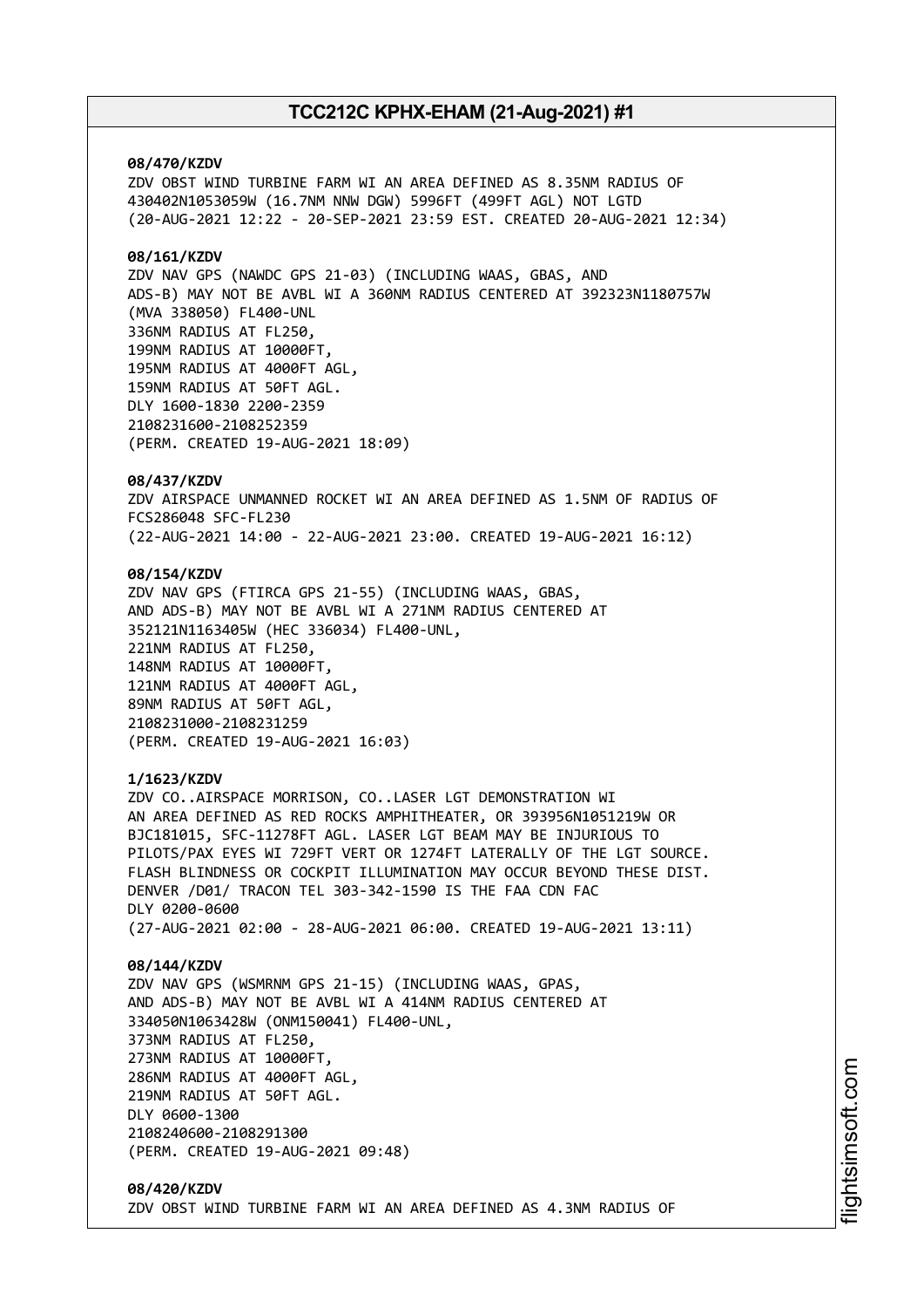**08/470/KZDV**
ZDV OBST WIND TURBINE FARM WI AN AREA DEFINED AS 8.35NM RADIUS OF 430402N1053059W (16.7NM NNW DGW) 5996FT (499FT AGL) NOT LGTD
(20-AUG-2021 12:22 - 20-SEP-2021 23:59 EST. CREATED 20-AUG-2021 12:34)

**08/161/KZDV**
ZDV NAV GPS (NAWDC GPS 21-03) (INCLUDING WAAS, GBAS, AND ADS-B) MAY NOT BE AVBL WI A 360NM RADIUS CENTERED AT 392323N1180757W (MVA 338050) FL400-UNL
336NM RADIUS AT FL250,
199NM RADIUS AT 10000FT,
195NM RADIUS AT 4000FT AGL,
159NM RADIUS AT 50FT AGL.
DLY 1600-1830 2200-2359
2108231600-2108252359
(PERM. CREATED 19-AUG-2021 18:09)

**08/437/KZDV**
ZDV AIRSPACE UNMANNED ROCKET WI AN AREA DEFINED AS 1.5NM OF RADIUS OF FCS286048 SFC-FL230
(22-AUG-2021 14:00 - 22-AUG-2021 23:00. CREATED 19-AUG-2021 16:12)

**08/154/KZDV**
ZDV NAV GPS (FTIRCA GPS 21-55) (INCLUDING WAAS, GBAS, AND ADS-B) MAY NOT BE AVBL WI A 271NM RADIUS CENTERED AT 352121N1163405W (HEC 336034) FL400-UNL,
221NM RADIUS AT FL250,
148NM RADIUS AT 10000FT,
121NM RADIUS AT 4000FT AGL,
89NM RADIUS AT 50FT AGL,
2108231000-2108231259
(PERM. CREATED 19-AUG-2021 16:03)

**1/1623/KZDV**
ZDV CO..AIRSPACE MORRISON, CO..LASER LGT DEMONSTRATION WI AN AREA DEFINED AS RED ROCKS AMPHITHEATER, OR 393956N1051219W OR BJC181015, SFC-11278FT AGL. LASER LGT BEAM MAY BE INJURIOUS TO PILOTS/PAX EYES WI 729FT VERT OR 1274FT LATERALLY OF THE LGT SOURCE. FLASH BLINDNESS OR COCKPIT ILLUMINATION MAY OCCUR BEYOND THESE DIST. DENVER /D01/ TRACON TEL 303-342-1590 IS THE FAA CDN FAC
DLY 0200-0600
(27-AUG-2021 02:00 - 28-AUG-2021 06:00. CREATED 19-AUG-2021 13:11)

**08/144/KZDV**
ZDV NAV GPS (WSMRNM GPS 21-15) (INCLUDING WAAS, GPAS, AND ADS-B) MAY NOT BE AVBL WI A 414NM RADIUS CENTERED AT 334050N1063428W (ONM150041) FL400-UNL,
373NM RADIUS AT FL250,
273NM RADIUS AT 10000FT,
286NM RADIUS AT 4000FT AGL,
219NM RADIUS AT 50FT AGL.
DLY 0600-1300
2108240600-2108291300
(PERM. CREATED 19-AUG-2021 09:48)

**08/420/KZDV**
ZDV OBST WIND TURBINE FARM WI AN AREA DEFINED AS 4.3NM RADIUS OF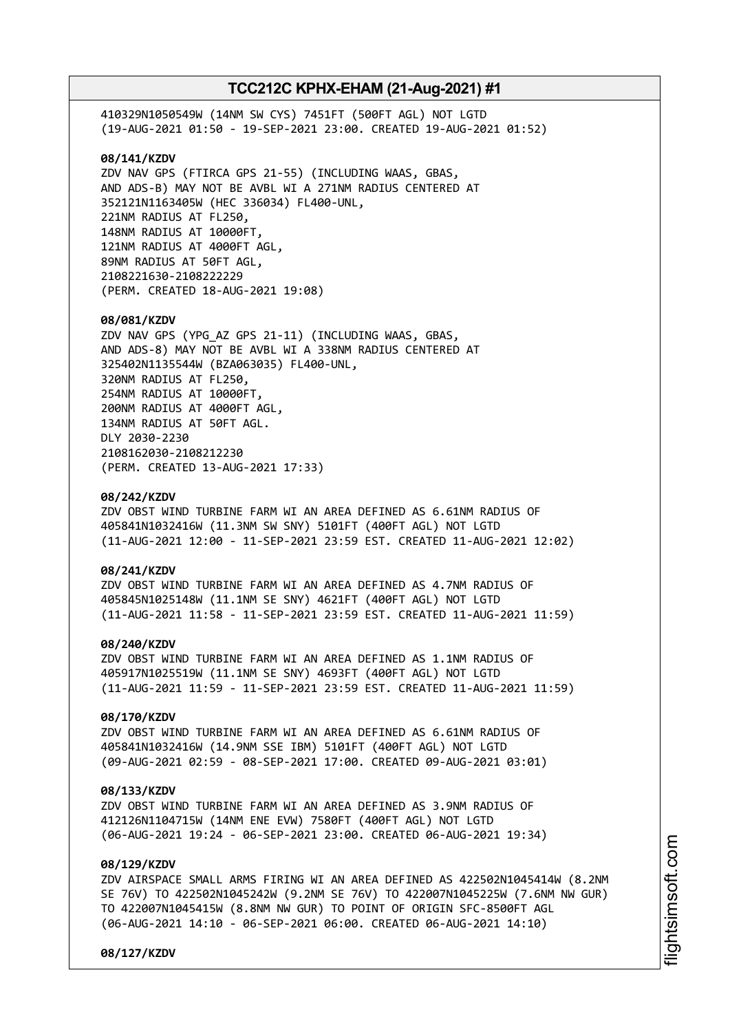410329N1050549W (14NM SW CYS) 7451FT (500FT AGL) NOT LGTD
(19-AUG-2021 01:50 - 19-SEP-2021 23:00. CREATED 19-AUG-2021 01:52)

**08/141/KZDV**
ZDV NAV GPS (FTIRCA GPS 21-55) (INCLUDING WAAS, GBAS,
AND ADS-B) MAY NOT BE AVBL WI A 271NM RADIUS CENTERED AT
352121N1163405W (HEC 336034) FL400-UNL,
221NM RADIUS AT FL250,
148NM RADIUS AT 10000FT,
121NM RADIUS AT 4000FT AGL,
89NM RADIUS AT 50FT AGL,
2108221630-2108222229
(PERM. CREATED 18-AUG-2021 19:08)

**08/081/KZDV**
ZDV NAV GPS (YPG_AZ GPS 21-11) (INCLUDING WAAS, GBAS,
AND ADS-8) MAY NOT BE AVBL WI A 338NM RADIUS CENTERED AT
325402N1135544W (BZA063035) FL400-UNL,
320NM RADIUS AT FL250,
254NM RADIUS AT 10000FT,
200NM RADIUS AT 4000FT AGL,
134NM RADIUS AT 50FT AGL.
DLY 2030-2230
2108162030-2108212230
(PERM. CREATED 13-AUG-2021 17:33)

**08/242/KZDV**
ZDV OBST WIND TURBINE FARM WI AN AREA DEFINED AS 6.61NM RADIUS OF
405841N1032416W (11.3NM SW SNY) 5101FT (400FT AGL) NOT LGTD
(11-AUG-2021 12:00 - 11-SEP-2021 23:59 EST. CREATED 11-AUG-2021 12:02)

**08/241/KZDV**
ZDV OBST WIND TURBINE FARM WI AN AREA DEFINED AS 4.7NM RADIUS OF
405845N1025148W (11.1NM SE SNY) 4621FT (400FT AGL) NOT LGTD
(11-AUG-2021 11:58 - 11-SEP-2021 23:59 EST. CREATED 11-AUG-2021 11:59)

**08/240/KZDV**
ZDV OBST WIND TURBINE FARM WI AN AREA DEFINED AS 1.1NM RADIUS OF
405917N1025519W (11.1NM SE SNY) 4693FT (400FT AGL) NOT LGTD
(11-AUG-2021 11:59 - 11-SEP-2021 23:59 EST. CREATED 11-AUG-2021 11:59)

**08/170/KZDV**
ZDV OBST WIND TURBINE FARM WI AN AREA DEFINED AS 6.61NM RADIUS OF
405841N1032416W (14.9NM SSE IBM) 5101FT (400FT AGL) NOT LGTD
(09-AUG-2021 02:59 - 08-SEP-2021 17:00. CREATED 09-AUG-2021 03:01)

**08/133/KZDV**
ZDV OBST WIND TURBINE FARM WI AN AREA DEFINED AS 3.9NM RADIUS OF
412126N1104715W (14NM ENE EVW) 7580FT (400FT AGL) NOT LGTD
(06-AUG-2021 19:24 - 06-SEP-2021 23:00. CREATED 06-AUG-2021 19:34)

**08/129/KZDV**
ZDV AIRSPACE SMALL ARMS FIRING WI AN AREA DEFINED AS 422502N1045414W (8.2NM
SE 76V) TO 422502N1045242W (9.2NM SE 76V) TO 422007N1045225W (7.6NM NW GUR)
TO 422007N1045415W (8.8NM NW GUR) TO POINT OF ORIGIN SFC-8500FT AGL
(06-AUG-2021 14:10 - 06-SEP-2021 06:00. CREATED 06-AUG-2021 14:10)

**08/127/KZDV**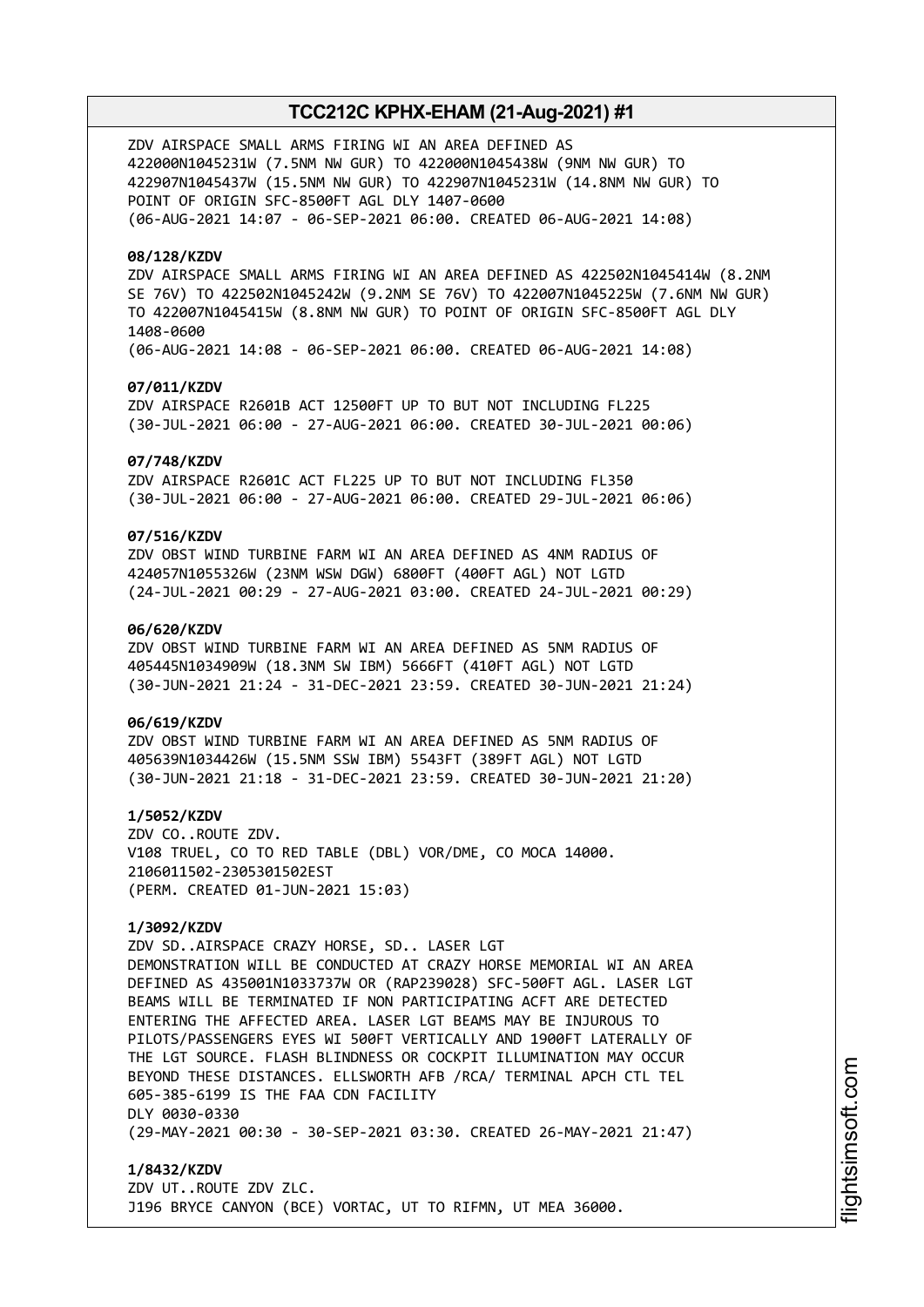ZDV AIRSPACE SMALL ARMS FIRING WI AN AREA DEFINED AS
422000N1045231W (7.5NM NW GUR) TO 422000N1045438W (9NM NW GUR) TO
422907N1045437W (15.5NM NW GUR) TO 422907N1045231W (14.8NM NW GUR) TO
POINT OF ORIGIN SFC-8500FT AGL DLY 1407-0600
(06-AUG-2021 14:07 - 06-SEP-2021 06:00. CREATED 06-AUG-2021 14:08)

**08/128/KZDV**
ZDV AIRSPACE SMALL ARMS FIRING WI AN AREA DEFINED AS 422502N1045414W (8.2NM
SE 76V) TO 422502N1045242W (9.2NM SE 76V) TO 422007N1045225W (7.6NM NW GUR)
TO 422007N1045415W (8.8NM NW GUR) TO POINT OF ORIGIN SFC-8500FT AGL DLY
1408-0600
(06-AUG-2021 14:08 - 06-SEP-2021 06:00. CREATED 06-AUG-2021 14:08)

**07/011/KZDV**
ZDV AIRSPACE R2601B ACT 12500FT UP TO BUT NOT INCLUDING FL225
(30-JUL-2021 06:00 - 27-AUG-2021 06:00. CREATED 30-JUL-2021 00:06)

**07/748/KZDV**
ZDV AIRSPACE R2601C ACT FL225 UP TO BUT NOT INCLUDING FL350
(30-JUL-2021 06:00 - 27-AUG-2021 06:00. CREATED 29-JUL-2021 06:06)

**07/516/KZDV**
ZDV OBST WIND TURBINE FARM WI AN AREA DEFINED AS 4NM RADIUS OF
424057N1055326W (23NM WSW DGW) 6800FT (400FT AGL) NOT LGTD
(24-JUL-2021 00:29 - 27-AUG-2021 03:00. CREATED 24-JUL-2021 00:29)

**06/620/KZDV**
ZDV OBST WIND TURBINE FARM WI AN AREA DEFINED AS 5NM RADIUS OF
405445N1034909W (18.3NM SW IBM) 5666FT (410FT AGL) NOT LGTD
(30-JUN-2021 21:24 - 31-DEC-2021 23:59. CREATED 30-JUN-2021 21:24)

**06/619/KZDV**
ZDV OBST WIND TURBINE FARM WI AN AREA DEFINED AS 5NM RADIUS OF
405639N1034426W (15.5NM SSW IBM) 5543FT (389FT AGL) NOT LGTD
(30-JUN-2021 21:18 - 31-DEC-2021 23:59. CREATED 30-JUN-2021 21:20)

**1/5052/KZDV**
ZDV CO..ROUTE ZDV.
V108 TRUEL, CO TO RED TABLE (DBL) VOR/DME, CO MOCA 14000.
2106011502-2305301502EST
(PERM. CREATED 01-JUN-2021 15:03)

**1/3092/KZDV**
ZDV SD..AIRSPACE CRAZY HORSE, SD.. LASER LGT
DEMONSTRATION WILL BE CONDUCTED AT CRAZY HORSE MEMORIAL WI AN AREA
DEFINED AS 435001N1033737W OR (RAP239028) SFC-500FT AGL. LASER LGT
BEAMS WILL BE TERMINATED IF NON PARTICIPATING ACFT ARE DETECTED
ENTERING THE AFFECTED AREA. LASER LGT BEAMS MAY BE INJUROUS TO
PILOTS/PASSENGERS EYES WI 500FT VERTICALLY AND 1900FT LATERALLY OF
THE LGT SOURCE. FLASH BLINDNESS OR COCKPIT ILLUMINATION MAY OCCUR
BEYOND THESE DISTANCES. ELLSWORTH AFB /RCA/ TERMINAL APCH CTL TEL
605-385-6199 IS THE FAA CDN FACILITY
DLY 0030-0330
(29-MAY-2021 00:30 - 30-SEP-2021 03:30. CREATED 26-MAY-2021 21:47)

**1/8432/KZDV**
ZDV UT..ROUTE ZDV ZLC.
J196 BRYCE CANYON (BCE) VORTAC, UT TO RIFMN, UT MEA 36000.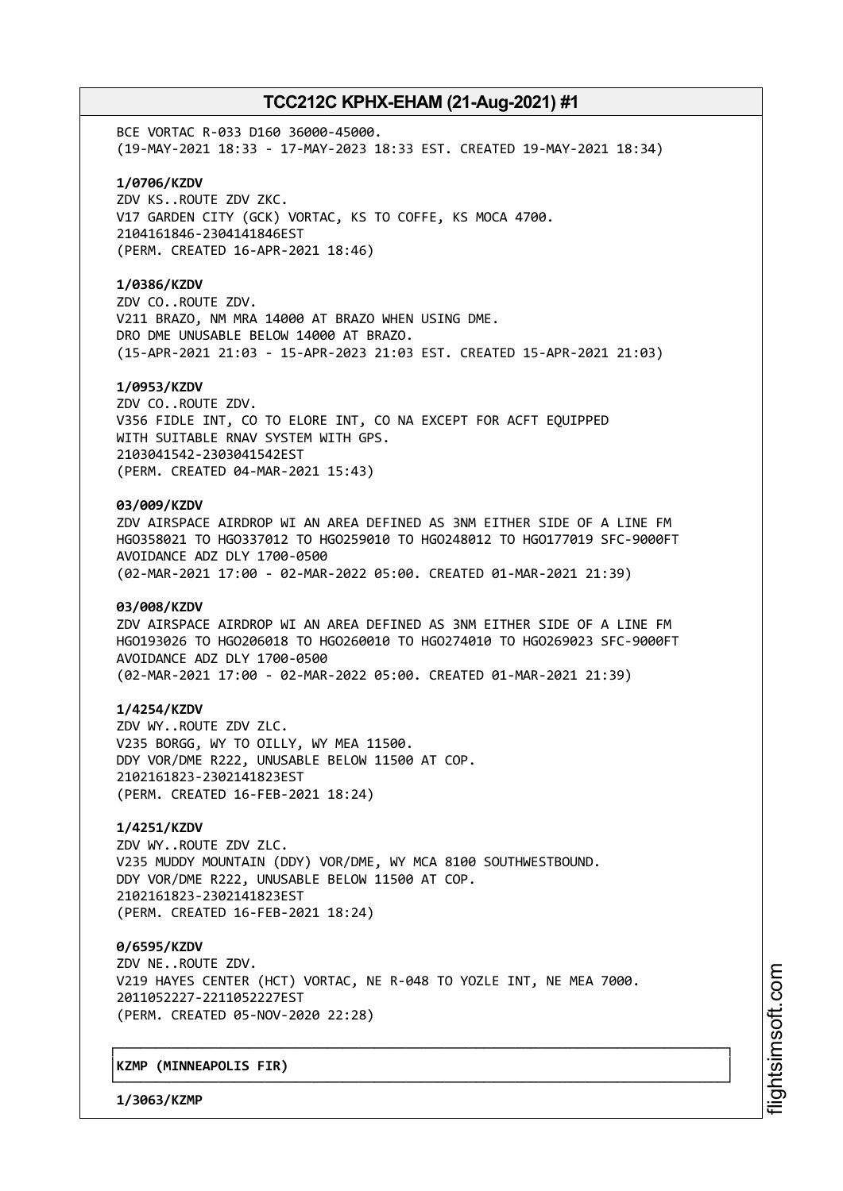BCE VORTAC R-033 D160 36000-45000.
(19-MAY-2021 18:33 - 17-MAY-2023 18:33 EST. CREATED 19-MAY-2021 18:34)

**1/0706/KZDV**
ZDV KS..ROUTE ZDV ZKC.
V17 GARDEN CITY (GCK) VORTAC, KS TO COFFE, KS MOCA 4700.
2104161846-2304141846EST
(PERM. CREATED 16-APR-2021 18:46)

**1/0386/KZDV**
ZDV CO..ROUTE ZDV.
V211 BRAZO, NM MRA 14000 AT BRAZO WHEN USING DME.
DRO DME UNUSABLE BELOW 14000 AT BRAZO.
(15-APR-2021 21:03 - 15-APR-2023 21:03 EST. CREATED 15-APR-2021 21:03)

**1/0953/KZDV**
ZDV CO..ROUTE ZDV.
V356 FIDLE INT, CO TO ELORE INT, CO NA EXCEPT FOR ACFT EQUIPPED
WITH SUITABLE RNAV SYSTEM WITH GPS.
2103041542-2303041542EST
(PERM. CREATED 04-MAR-2021 15:43)

**03/009/KZDV**
ZDV AIRSPACE AIRDROP WI AN AREA DEFINED AS 3NM EITHER SIDE OF A LINE FM
HGO358021 TO HGO337012 TO HGO259010 TO HGO248012 TO HGO177019 SFC-9000FT
AVOIDANCE ADZ DLY 1700-0500
(02-MAR-2021 17:00 - 02-MAR-2022 05:00. CREATED 01-MAR-2021 21:39)

**03/008/KZDV**
ZDV AIRSPACE AIRDROP WI AN AREA DEFINED AS 3NM EITHER SIDE OF A LINE FM
HGO193026 TO HGO206018 TO HGO260010 TO HGO274010 TO HGO269023 SFC-9000FT
AVOIDANCE ADZ DLY 1700-0500
(02-MAR-2021 17:00 - 02-MAR-2022 05:00. CREATED 01-MAR-2021 21:39)

**1/4254/KZDV**
ZDV WY..ROUTE ZDV ZLC.
V235 BORGG, WY TO OILLY, WY MEA 11500.
DDY VOR/DME R222, UNUSABLE BELOW 11500 AT COP.
2102161823-2302141823EST
(PERM. CREATED 16-FEB-2021 18:24)

**1/4251/KZDV**
ZDV WY..ROUTE ZDV ZLC.
V235 MUDDY MOUNTAIN (DDY) VOR/DME, WY MCA 8100 SOUTHWESTBOUND.
DDY VOR/DME R222, UNUSABLE BELOW 11500 AT COP.
2102161823-2302141823EST
(PERM. CREATED 16-FEB-2021 18:24)

**0/6595/KZDV**
ZDV NE..ROUTE ZDV.
V219 HAYES CENTER (HCT) VORTAC, NE R-048 TO YOZLE INT, NE MEA 7000.
2011052227-2211052227EST
(PERM. CREATED 05-NOV-2020 22:28)

**KZMP (MINNEAPOLIS FIR)**

**1/3063/KZMP**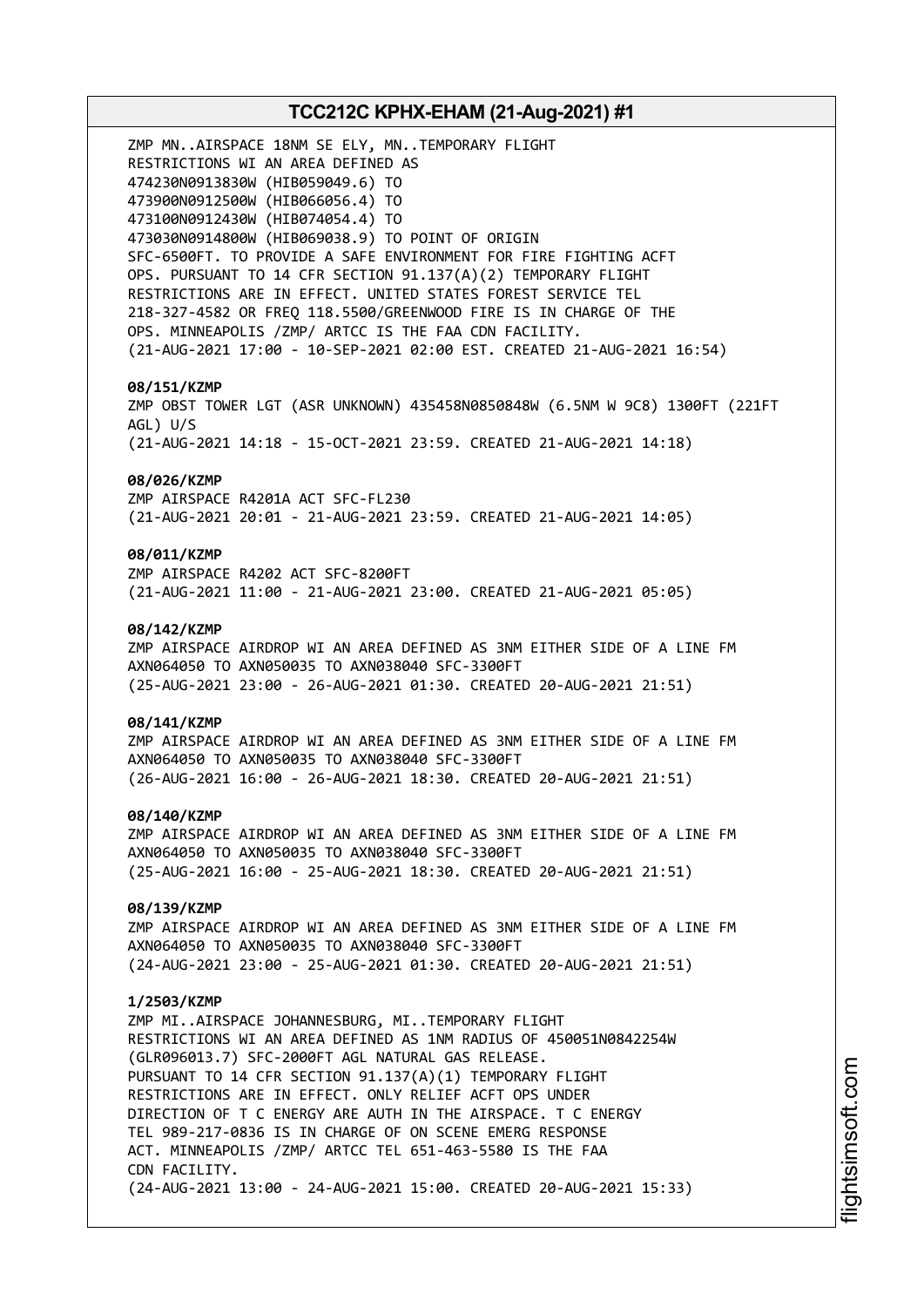ZMP MN..AIRSPACE 18NM SE ELY, MN..TEMPORARY FLIGHT
RESTRICTIONS WI AN AREA DEFINED AS
474230N0913830W (HIB059049.6) TO
473900N0912500W (HIB066056.4) TO
473100N0912430W (HIB074054.4) TO
473030N0914800W (HIB069038.9) TO POINT OF ORIGIN
SFC-6500FT. TO PROVIDE A SAFE ENVIRONMENT FOR FIRE FIGHTING ACFT
OPS. PURSUANT TO 14 CFR SECTION 91.137(A)(2) TEMPORARY FLIGHT
RESTRICTIONS ARE IN EFFECT. UNITED STATES FOREST SERVICE TEL
218-327-4582 OR FREQ 118.5500/GREENWOOD FIRE IS IN CHARGE OF THE
OPS. MINNEAPOLIS /ZMP/ ARTCC IS THE FAA CDN FACILITY.
(21-AUG-2021 17:00 - 10-SEP-2021 02:00 EST. CREATED 21-AUG-2021 16:54)

**08/151/KZMP**
ZMP OBST TOWER LGT (ASR UNKNOWN) 435458N0850848W (6.5NM W 9C8) 1300FT (221FT
AGL) U/S
(21-AUG-2021 14:18 - 15-OCT-2021 23:59. CREATED 21-AUG-2021 14:18)

**08/026/KZMP**
ZMP AIRSPACE R4201A ACT SFC-FL230
(21-AUG-2021 20:01 - 21-AUG-2021 23:59. CREATED 21-AUG-2021 14:05)

**08/011/KZMP**
ZMP AIRSPACE R4202 ACT SFC-8200FT
(21-AUG-2021 11:00 - 21-AUG-2021 23:00. CREATED 21-AUG-2021 05:05)

**08/142/KZMP**
ZMP AIRSPACE AIRDROP WI AN AREA DEFINED AS 3NM EITHER SIDE OF A LINE FM
AXN064050 TO AXN050035 TO AXN038040 SFC-3300FT
(25-AUG-2021 23:00 - 26-AUG-2021 01:30. CREATED 20-AUG-2021 21:51)

**08/141/KZMP**
ZMP AIRSPACE AIRDROP WI AN AREA DEFINED AS 3NM EITHER SIDE OF A LINE FM
AXN064050 TO AXN050035 TO AXN038040 SFC-3300FT
(26-AUG-2021 16:00 - 26-AUG-2021 18:30. CREATED 20-AUG-2021 21:51)

**08/140/KZMP**
ZMP AIRSPACE AIRDROP WI AN AREA DEFINED AS 3NM EITHER SIDE OF A LINE FM
AXN064050 TO AXN050035 TO AXN038040 SFC-3300FT
(25-AUG-2021 16:00 - 25-AUG-2021 18:30. CREATED 20-AUG-2021 21:51)

**08/139/KZMP**
ZMP AIRSPACE AIRDROP WI AN AREA DEFINED AS 3NM EITHER SIDE OF A LINE FM
AXN064050 TO AXN050035 TO AXN038040 SFC-3300FT
(24-AUG-2021 23:00 - 25-AUG-2021 01:30. CREATED 20-AUG-2021 21:51)

**1/2503/KZMP**
ZMP MI..AIRSPACE JOHANNESBURG, MI..TEMPORARY FLIGHT
RESTRICTIONS WI AN AREA DEFINED AS 1NM RADIUS OF 450051N0842254W
(GLR096013.7) SFC-2000FT AGL NATURAL GAS RELEASE.
PURSUANT TO 14 CFR SECTION 91.137(A)(1) TEMPORARY FLIGHT
RESTRICTIONS ARE IN EFFECT. ONLY RELIEF ACFT OPS UNDER
DIRECTION OF T C ENERGY ARE AUTH IN THE AIRSPACE. T C ENERGY
TEL 989-217-0836 IS IN CHARGE OF ON SCENE EMERG RESPONSE
ACT. MINNEAPOLIS /ZMP/ ARTCC TEL 651-463-5580 IS THE FAA
CDN FACILITY.
(24-AUG-2021 13:00 - 24-AUG-2021 15:00. CREATED 20-AUG-2021 15:33)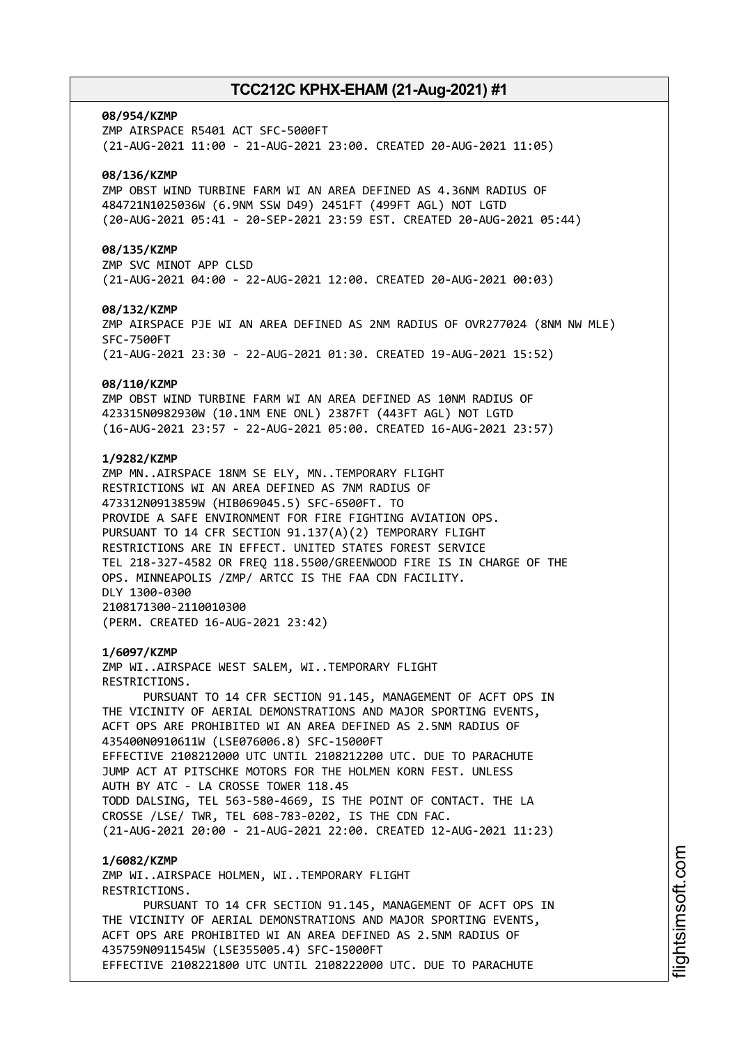**08/954/KZMP**
ZMP AIRSPACE R5401 ACT SFC-5000FT
(21-AUG-2021 11:00 - 21-AUG-2021 23:00. CREATED 20-AUG-2021 11:05)

**08/136/KZMP**
ZMP OBST WIND TURBINE FARM WI AN AREA DEFINED AS 4.36NM RADIUS OF
484721N1025036W (6.9NM SSW D49) 2451FT (499FT AGL) NOT LGTD
(20-AUG-2021 05:41 - 20-SEP-2021 23:59 EST. CREATED 20-AUG-2021 05:44)

**08/135/KZMP**
ZMP SVC MINOT APP CLSD
(21-AUG-2021 04:00 - 22-AUG-2021 12:00. CREATED 20-AUG-2021 00:03)

**08/132/KZMP**
ZMP AIRSPACE PJE WI AN AREA DEFINED AS 2NM RADIUS OF OVR277024 (8NM NW MLE)
SFC-7500FT
(21-AUG-2021 23:30 - 22-AUG-2021 01:30. CREATED 19-AUG-2021 15:52)

**08/110/KZMP**
ZMP OBST WIND TURBINE FARM WI AN AREA DEFINED AS 10NM RADIUS OF
423315N0982930W (10.1NM ENE ONL) 2387FT (443FT AGL) NOT LGTD
(16-AUG-2021 23:57 - 22-AUG-2021 05:00. CREATED 16-AUG-2021 23:57)

**1/9282/KZMP**
ZMP MN..AIRSPACE 18NM SE ELY, MN..TEMPORARY FLIGHT
RESTRICTIONS WI AN AREA DEFINED AS 7NM RADIUS OF
473312N0913859W (HIB069045.5) SFC-6500FT. TO
PROVIDE A SAFE ENVIRONMENT FOR FIRE FIGHTING AVIATION OPS.
PURSUANT TO 14 CFR SECTION 91.137(A)(2) TEMPORARY FLIGHT
RESTRICTIONS ARE IN EFFECT. UNITED STATES FOREST SERVICE
TEL 218-327-4582 OR FREQ 118.5500/GREENWOOD FIRE IS IN CHARGE OF THE
OPS. MINNEAPOLIS /ZMP/ ARTCC IS THE FAA CDN FACILITY.
DLY 1300-0300
2108171300-2110010300
(PERM. CREATED 16-AUG-2021 23:42)

**1/6097/KZMP**
ZMP WI..AIRSPACE WEST SALEM, WI..TEMPORARY FLIGHT
RESTRICTIONS.
PURSUANT TO 14 CFR SECTION 91.145, MANAGEMENT OF ACFT OPS IN
THE VICINITY OF AERIAL DEMONSTRATIONS AND MAJOR SPORTING EVENTS,
ACFT OPS ARE PROHIBITED WI AN AREA DEFINED AS 2.5NM RADIUS OF
435400N0910611W (LSE076006.8) SFC-15000FT
EFFECTIVE 2108212000 UTC UNTIL 2108212200 UTC. DUE TO PARACHUTE
JUMP ACT AT PITSCHKE MOTORS FOR THE HOLMEN KORN FEST. UNLESS
AUTH BY ATC - LA CROSSE TOWER 118.45
TODD DALSING, TEL 563-580-4669, IS THE POINT OF CONTACT. THE LA
CROSSE /LSE/ TWR, TEL 608-783-0202, IS THE CDN FAC.
(21-AUG-2021 20:00 - 21-AUG-2021 22:00. CREATED 12-AUG-2021 11:23)

**1/6082/KZMP**
ZMP WI..AIRSPACE HOLMEN, WI..TEMPORARY FLIGHT
RESTRICTIONS.
PURSUANT TO 14 CFR SECTION 91.145, MANAGEMENT OF ACFT OPS IN
THE VICINITY OF AERIAL DEMONSTRATIONS AND MAJOR SPORTING EVENTS,
ACFT OPS ARE PROHIBITED WI AN AREA DEFINED AS 2.5NM RADIUS OF
435759N0911545W (LSE355005.4) SFC-15000FT
EFFECTIVE 2108221800 UTC UNTIL 2108222000 UTC. DUE TO PARACHUTE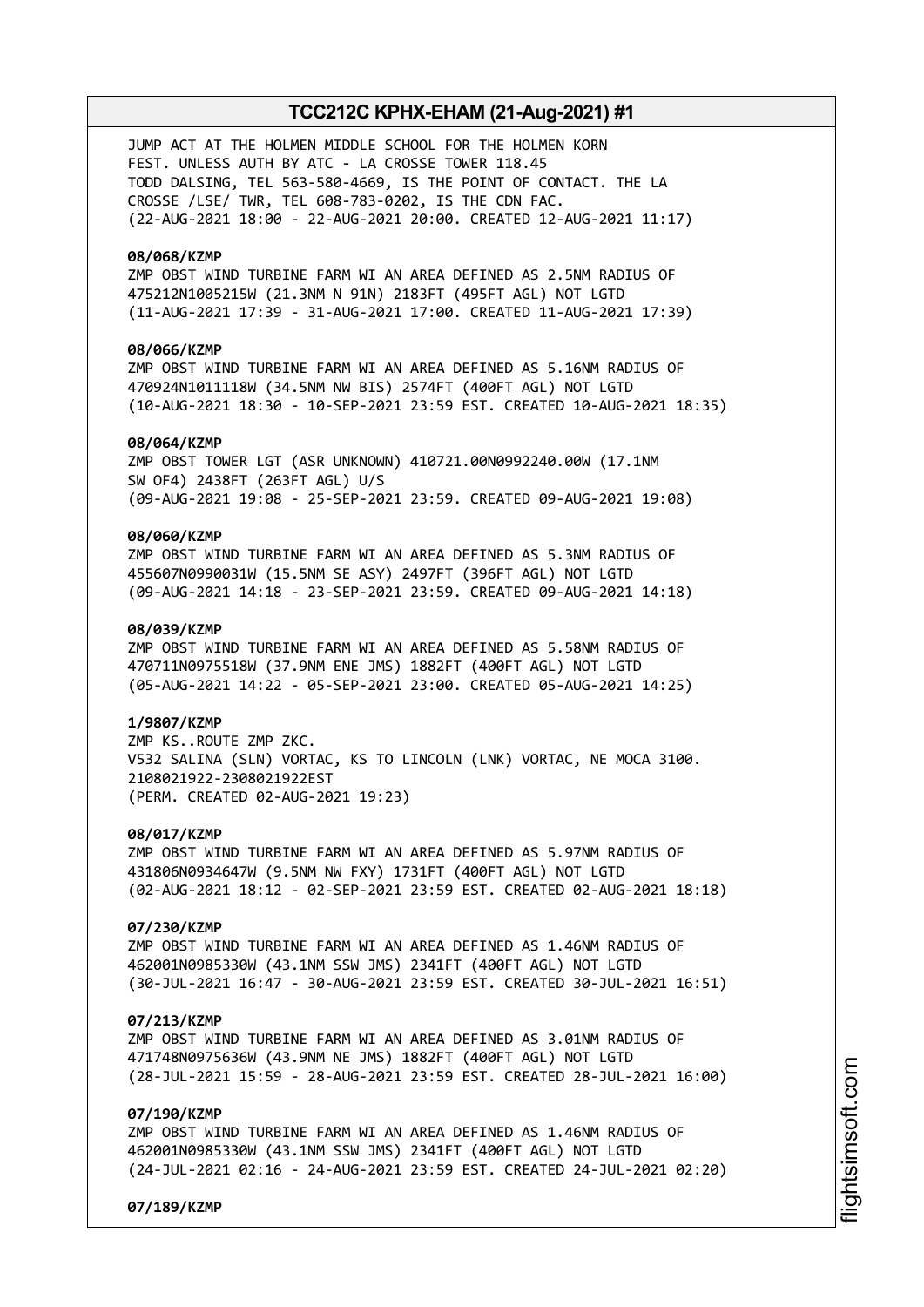JUMP ACT AT THE HOLMEN MIDDLE SCHOOL FOR THE HOLMEN KORN
FEST. UNLESS AUTH BY ATC - LA CROSSE TOWER 118.45
TODD DALSING, TEL 563-580-4669, IS THE POINT OF CONTACT. THE LA
CROSSE /LSE/ TWR, TEL 608-783-0202, IS THE CDN FAC.
(22-AUG-2021 18:00 - 22-AUG-2021 20:00. CREATED 12-AUG-2021 11:17)

**08/068/KZMP**
ZMP OBST WIND TURBINE FARM WI AN AREA DEFINED AS 2.5NM RADIUS OF
475212N1005215W (21.3NM N 91N) 2183FT (495FT AGL) NOT LGTD
(11-AUG-2021 17:39 - 31-AUG-2021 17:00. CREATED 11-AUG-2021 17:39)

**08/066/KZMP**
ZMP OBST WIND TURBINE FARM WI AN AREA DEFINED AS 5.16NM RADIUS OF
470924N1011118W (34.5NM NW BIS) 2574FT (400FT AGL) NOT LGTD
(10-AUG-2021 18:30 - 10-SEP-2021 23:59 EST. CREATED 10-AUG-2021 18:35)

**08/064/KZMP**
ZMP OBST TOWER LGT (ASR UNKNOWN) 410721.00N0992240.00W (17.1NM
SW OF4) 2438FT (263FT AGL) U/S
(09-AUG-2021 19:08 - 25-SEP-2021 23:59. CREATED 09-AUG-2021 19:08)

**08/060/KZMP**
ZMP OBST WIND TURBINE FARM WI AN AREA DEFINED AS 5.3NM RADIUS OF
455607N0990031W (15.5NM SE ASY) 2497FT (396FT AGL) NOT LGTD
(09-AUG-2021 14:18 - 23-SEP-2021 23:59. CREATED 09-AUG-2021 14:18)

**08/039/KZMP**
ZMP OBST WIND TURBINE FARM WI AN AREA DEFINED AS 5.58NM RADIUS OF
470711N0975518W (37.9NM ENE JMS) 1882FT (400FT AGL) NOT LGTD
(05-AUG-2021 14:22 - 05-SEP-2021 23:00. CREATED 05-AUG-2021 14:25)

**1/9807/KZMP**
ZMP KS..ROUTE ZMP ZKC.
V532 SALINA (SLN) VORTAC, KS TO LINCOLN (LNK) VORTAC, NE MOCA 3100.
2108021922-2308021922EST
(PERM. CREATED 02-AUG-2021 19:23)

**08/017/KZMP**
ZMP OBST WIND TURBINE FARM WI AN AREA DEFINED AS 5.97NM RADIUS OF
431806N0934647W (9.5NM NW FXY) 1731FT (400FT AGL) NOT LGTD
(02-AUG-2021 18:12 - 02-SEP-2021 23:59 EST. CREATED 02-AUG-2021 18:18)

**07/230/KZMP**
ZMP OBST WIND TURBINE FARM WI AN AREA DEFINED AS 1.46NM RADIUS OF
462001N0985330W (43.1NM SSW JMS) 2341FT (400FT AGL) NOT LGTD
(30-JUL-2021 16:47 - 30-AUG-2021 23:59 EST. CREATED 30-JUL-2021 16:51)

**07/213/KZMP**
ZMP OBST WIND TURBINE FARM WI AN AREA DEFINED AS 3.01NM RADIUS OF
471748N0975636W (43.9NM NE JMS) 1882FT (400FT AGL) NOT LGTD
(28-JUL-2021 15:59 - 28-AUG-2021 23:59 EST. CREATED 28-JUL-2021 16:00)

**07/190/KZMP**
ZMP OBST WIND TURBINE FARM WI AN AREA DEFINED AS 1.46NM RADIUS OF
462001N0985330W (43.1NM SSW JMS) 2341FT (400FT AGL) NOT LGTD
(24-JUL-2021 02:16 - 24-AUG-2021 23:59 EST. CREATED 24-JUL-2021 02:20)

**07/189/KZMP**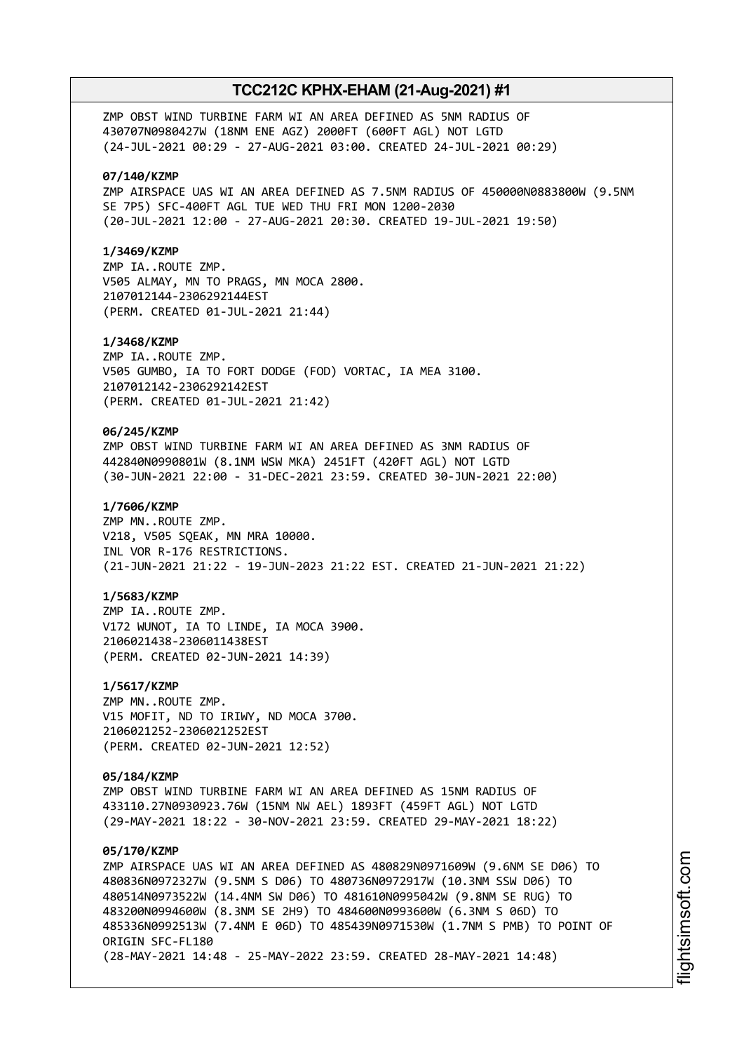ZMP OBST WIND TURBINE FARM WI AN AREA DEFINED AS 5NM RADIUS OF 430707N0980427W (18NM ENE AGZ) 2000FT (600FT AGL) NOT LGTD
(24-JUL-2021 00:29 - 27-AUG-2021 03:00. CREATED 24-JUL-2021 00:29)

**07/140/KZMP**
ZMP AIRSPACE UAS WI AN AREA DEFINED AS 7.5NM RADIUS OF 450000N0883800W (9.5NM SE 7P5) SFC-400FT AGL TUE WED THU FRI MON 1200-2030
(20-JUL-2021 12:00 - 27-AUG-2021 20:30. CREATED 19-JUL-2021 19:50)

**1/3469/KZMP**
ZMP IA..ROUTE ZMP.
V505 ALMAY, MN TO PRAGS, MN MOCA 2800.
2107012144-2306292144EST
(PERM. CREATED 01-JUL-2021 21:44)

**1/3468/KZMP**
ZMP IA..ROUTE ZMP.
V505 GUMBO, IA TO FORT DODGE (FOD) VORTAC, IA MEA 3100.
2107012142-2306292142EST
(PERM. CREATED 01-JUL-2021 21:42)

**06/245/KZMP**
ZMP OBST WIND TURBINE FARM WI AN AREA DEFINED AS 3NM RADIUS OF 442840N0990801W (8.1NM WSW MKA) 2451FT (420FT AGL) NOT LGTD
(30-JUN-2021 22:00 - 31-DEC-2021 23:59. CREATED 30-JUN-2021 22:00)

**1/7606/KZMP**
ZMP MN..ROUTE ZMP.
V218, V505 SQEAK, MN MRA 10000.
INL VOR R-176 RESTRICTIONS.
(21-JUN-2021 21:22 - 19-JUN-2023 21:22 EST. CREATED 21-JUN-2021 21:22)

**1/5683/KZMP**
ZMP IA..ROUTE ZMP.
V172 WUNOT, IA TO LINDE, IA MOCA 3900.
2106021438-2306011438EST
(PERM. CREATED 02-JUN-2021 14:39)

**1/5617/KZMP**
ZMP MN..ROUTE ZMP.
V15 MOFIT, ND TO IRIWY, ND MOCA 3700.
2106021252-2306021252EST
(PERM. CREATED 02-JUN-2021 12:52)

**05/184/KZMP**
ZMP OBST WIND TURBINE FARM WI AN AREA DEFINED AS 15NM RADIUS OF 433110.27N0930923.76W (15NM NW AEL) 1893FT (459FT AGL) NOT LGTD
(29-MAY-2021 18:22 - 30-NOV-2021 23:59. CREATED 29-MAY-2021 18:22)

**05/170/KZMP**
ZMP AIRSPACE UAS WI AN AREA DEFINED AS 480829N0971609W (9.6NM SE D06) TO 480836N0972327W (9.5NM S D06) TO 480736N0972917W (10.3NM SSW D06) TO 480514N0973522W (14.4NM SW D06) TO 481610N0995042W (9.8NM SE RUG) TO 483200N0994600W (8.3NM SE 2H9) TO 484600N0993600W (6.3NM S 06D) TO 485336N0992513W (7.4NM E 06D) TO 485439N0971530W (1.7NM S PMB) TO POINT OF ORIGIN SFC-FL180
(28-MAY-2021 14:48 - 25-MAY-2022 23:59. CREATED 28-MAY-2021 14:48)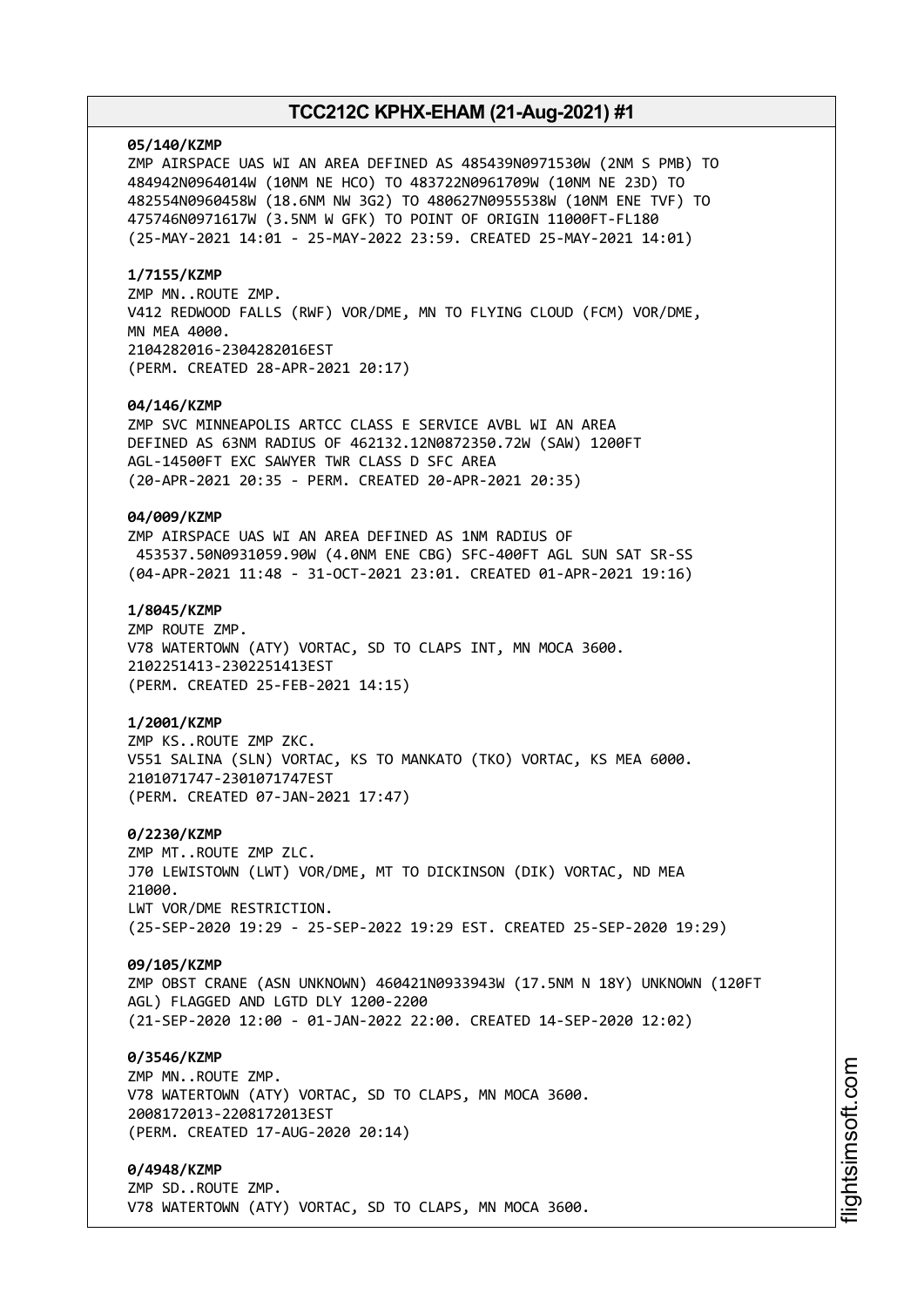**05/140/KZMP**
ZMP AIRSPACE UAS WI AN AREA DEFINED AS 485439N0971530W (2NM S PMB) TO 484942N0964014W (10NM NE HCO) TO 483722N0961709W (10NM NE 23D) TO 482554N0960458W (18.6NM NW 3G2) TO 480627N0955538W (10NM ENE TVF) TO 475746N0971617W (3.5NM W GFK) TO POINT OF ORIGIN 11000FT-FL180
(25-MAY-2021 14:01 - 25-MAY-2022 23:59. CREATED 25-MAY-2021 14:01)

**1/7155/KZMP**
ZMP MN..ROUTE ZMP.
V412 REDWOOD FALLS (RWF) VOR/DME, MN TO FLYING CLOUD (FCM) VOR/DME, MN MEA 4000.
2104282016-2304282016EST
(PERM. CREATED 28-APR-2021 20:17)

**04/146/KZMP**
ZMP SVC MINNEAPOLIS ARTCC CLASS E SERVICE AVBL WI AN AREA DEFINED AS 63NM RADIUS OF 462132.12N0872350.72W (SAW) 1200FT AGL-14500FT EXC SAWYER TWR CLASS D SFC AREA
(20-APR-2021 20:35 - PERM. CREATED 20-APR-2021 20:35)

**04/009/KZMP**
ZMP AIRSPACE UAS WI AN AREA DEFINED AS 1NM RADIUS OF 453537.50N0931059.90W (4.0NM ENE CBG) SFC-400FT AGL SUN SAT SR-SS
(04-APR-2021 11:48 - 31-OCT-2021 23:01. CREATED 01-APR-2021 19:16)

**1/8045/KZMP**
ZMP ROUTE ZMP.
V78 WATERTOWN (ATY) VORTAC, SD TO CLAPS INT, MN MOCA 3600.
2102251413-2302251413EST
(PERM. CREATED 25-FEB-2021 14:15)

**1/2001/KZMP**
ZMP KS..ROUTE ZMP ZKC.
V551 SALINA (SLN) VORTAC, KS TO MANKATO (TKO) VORTAC, KS MEA 6000.
2101071747-2301071747EST
(PERM. CREATED 07-JAN-2021 17:47)

**0/2230/KZMP**
ZMP MT..ROUTE ZMP ZLC.
J70 LEWISTOWN (LWT) VOR/DME, MT TO DICKINSON (DIK) VORTAC, ND MEA 21000.
LWT VOR/DME RESTRICTION.
(25-SEP-2020 19:29 - 25-SEP-2022 19:29 EST. CREATED 25-SEP-2020 19:29)

**09/105/KZMP**
ZMP OBST CRANE (ASN UNKNOWN) 460421N0933943W (17.5NM N 18Y) UNKNOWN (120FT AGL) FLAGGED AND LGTD DLY 1200-2200
(21-SEP-2020 12:00 - 01-JAN-2022 22:00. CREATED 14-SEP-2020 12:02)

**0/3546/KZMP**
ZMP MN..ROUTE ZMP.
V78 WATERTOWN (ATY) VORTAC, SD TO CLAPS, MN MOCA 3600.
2008172013-2208172013EST
(PERM. CREATED 17-AUG-2020 20:14)

**0/4948/KZMP**
ZMP SD..ROUTE ZMP.
V78 WATERTOWN (ATY) VORTAC, SD TO CLAPS, MN MOCA 3600.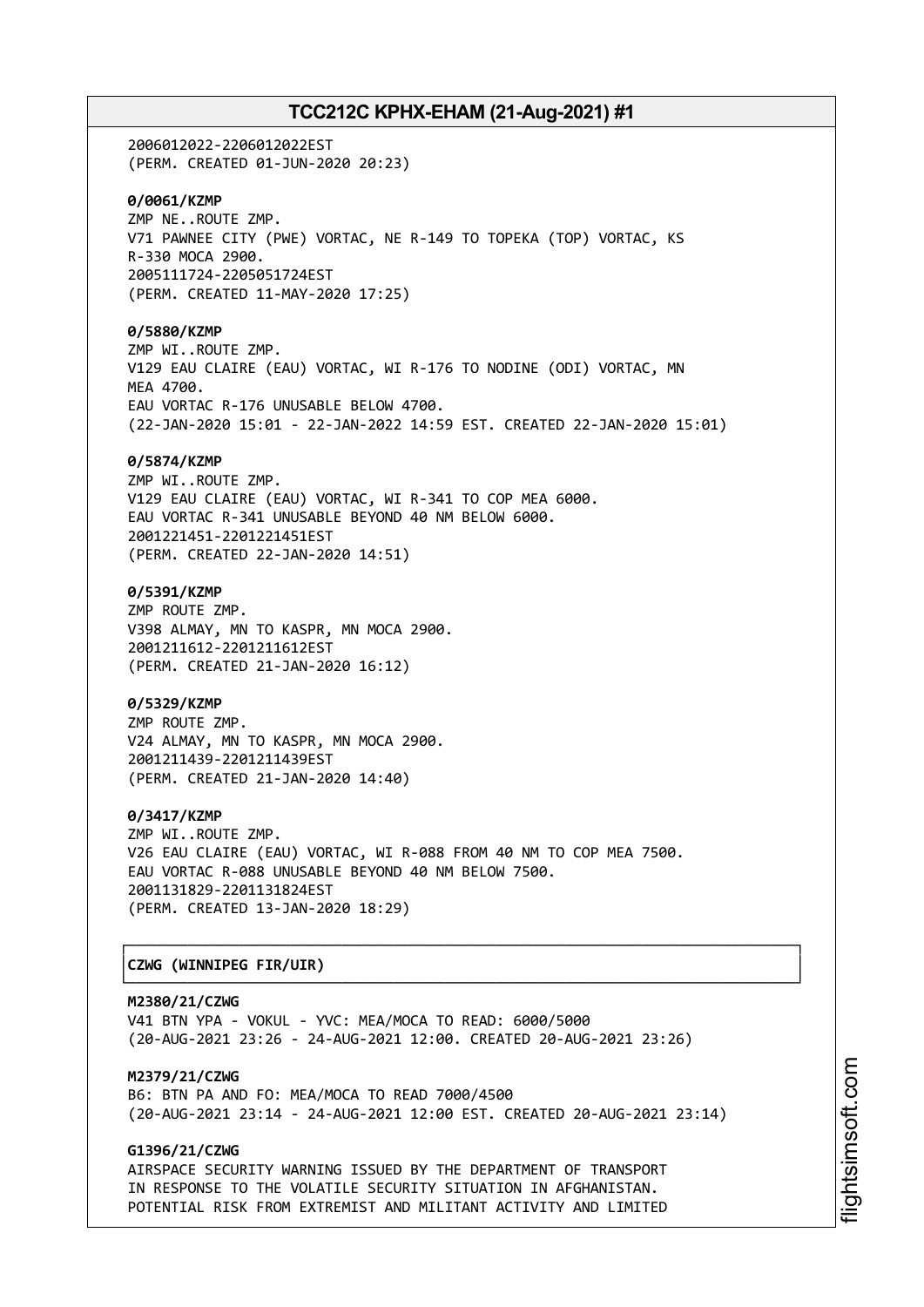2006012022-2206012022EST
(PERM. CREATED 01-JUN-2020 20:23)

**0/0061/KZMP**
ZMP NE..ROUTE ZMP.
V71 PAWNEE CITY (PWE) VORTAC, NE R-149 TO TOPEKA (TOP) VORTAC, KS
R-330 MOCA 2900.
2005111724-2205051724EST
(PERM. CREATED 11-MAY-2020 17:25)

**0/5880/KZMP**
ZMP WI..ROUTE ZMP.
V129 EAU CLAIRE (EAU) VORTAC, WI R-176 TO NODINE (ODI) VORTAC, MN
MEA 4700.
EAU VORTAC R-176 UNUSABLE BELOW 4700.
(22-JAN-2020 15:01 - 22-JAN-2022 14:59 EST. CREATED 22-JAN-2020 15:01)

**0/5874/KZMP**
ZMP WI..ROUTE ZMP.
V129 EAU CLAIRE (EAU) VORTAC, WI R-341 TO COP MEA 6000.
EAU VORTAC R-341 UNUSABLE BEYOND 40 NM BELOW 6000.
2001221451-2201221451EST
(PERM. CREATED 22-JAN-2020 14:51)

**0/5391/KZMP**
ZMP ROUTE ZMP.
V398 ALMAY, MN TO KASPR, MN MOCA 2900.
2001211612-2201211612EST
(PERM. CREATED 21-JAN-2020 16:12)

**0/5329/KZMP**
ZMP ROUTE ZMP.
V24 ALMAY, MN TO KASPR, MN MOCA 2900.
2001211439-2201211439EST
(PERM. CREATED 21-JAN-2020 14:40)

**0/3417/KZMP**
ZMP WI..ROUTE ZMP.
V26 EAU CLAIRE (EAU) VORTAC, WI R-088 FROM 40 NM TO COP MEA 7500.
EAU VORTAC R-088 UNUSABLE BEYOND 40 NM BELOW 7500.
2001131829-2201131824EST
(PERM. CREATED 13-JAN-2020 18:29)

## CZWG (WINNIPEG FIR/UIR)

**M2380/21/CZWG**
V41 BTN YPA - VOKUL - YVC: MEA/MOCA TO READ: 6000/5000
(20-AUG-2021 23:26 - 24-AUG-2021 12:00. CREATED 20-AUG-2021 23:26)

**M2379/21/CZWG**
B6: BTN PA AND FO: MEA/MOCA TO READ 7000/4500
(20-AUG-2021 23:14 - 24-AUG-2021 12:00 EST. CREATED 20-AUG-2021 23:14)

**G1396/21/CZWG**
AIRSPACE SECURITY WARNING ISSUED BY THE DEPARTMENT OF TRANSPORT
IN RESPONSE TO THE VOLATILE SECURITY SITUATION IN AFGHANISTAN.
POTENTIAL RISK FROM EXTREMIST AND MILITANT ACTIVITY AND LIMITED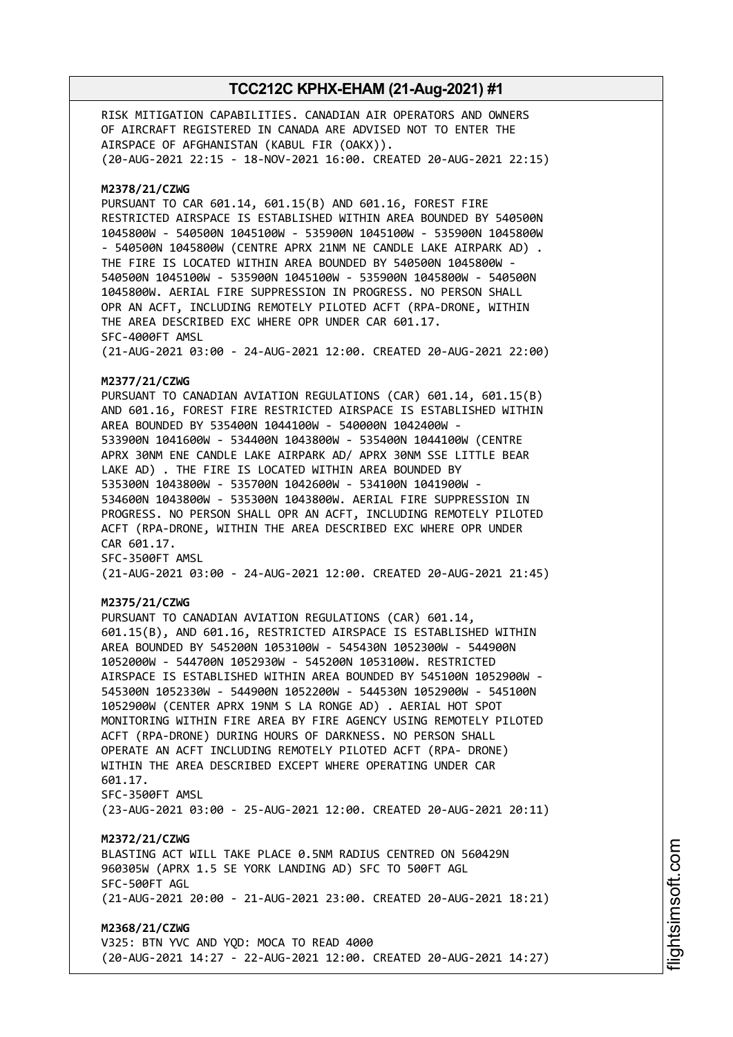RISK MITIGATION CAPABILITIES. CANADIAN AIR OPERATORS AND OWNERS OF AIRCRAFT REGISTERED IN CANADA ARE ADVISED NOT TO ENTER THE AIRSPACE OF AFGHANISTAN (KABUL FIR (OAKX)).
(20-AUG-2021 22:15 - 18-NOV-2021 16:00. CREATED 20-AUG-2021 22:15)

**M2378/21/CZWG**
PURSUANT TO CAR 601.14, 601.15(B) AND 601.16, FOREST FIRE RESTRICTED AIRSPACE IS ESTABLISHED WITHIN AREA BOUNDED BY 540500N 1045800W - 540500N 1045100W - 535900N 1045100W - 535900N 1045800W - 540500N 1045800W (CENTRE APRX 21NM NE CANDLE LAKE AIRPARK AD) . THE FIRE IS LOCATED WITHIN AREA BOUNDED BY 540500N 1045800W - 540500N 1045100W - 535900N 1045100W - 535900N 1045800W - 540500N 1045800W. AERIAL FIRE SUPPRESSION IN PROGRESS. NO PERSON SHALL OPR AN ACFT, INCLUDING REMOTELY PILOTED ACFT (RPA-DRONE, WITHIN THE AREA DESCRIBED EXC WHERE OPR UNDER CAR 601.17.
SFC-4000FT AMSL
(21-AUG-2021 03:00 - 24-AUG-2021 12:00. CREATED 20-AUG-2021 22:00)

**M2377/21/CZWG**
PURSUANT TO CANADIAN AVIATION REGULATIONS (CAR) 601.14, 601.15(B) AND 601.16, FOREST FIRE RESTRICTED AIRSPACE IS ESTABLISHED WITHIN AREA BOUNDED BY 535400N 1044100W - 540000N 1042400W - 533900N 1041600W - 534400N 1043800W - 535400N 1044100W (CENTRE APRX 30NM ENE CANDLE LAKE AIRPARK AD/ APRX 30NM SSE LITTLE BEAR LAKE AD) . THE FIRE IS LOCATED WITHIN AREA BOUNDED BY 535300N 1043800W - 535700N 1042600W - 534100N 1041900W - 534600N 1043800W - 535300N 1043800W. AERIAL FIRE SUPPRESSION IN PROGRESS. NO PERSON SHALL OPR AN ACFT, INCLUDING REMOTELY PILOTED ACFT (RPA-DRONE, WITHIN THE AREA DESCRIBED EXC WHERE OPR UNDER CAR 601.17.
SFC-3500FT AMSL
(21-AUG-2021 03:00 - 24-AUG-2021 12:00. CREATED 20-AUG-2021 21:45)

**M2375/21/CZWG**
PURSUANT TO CANADIAN AVIATION REGULATIONS (CAR) 601.14, 601.15(B), AND 601.16, RESTRICTED AIRSPACE IS ESTABLISHED WITHIN AREA BOUNDED BY 545200N 1053100W - 545430N 1052300W - 544900N 1052000W - 544700N 1052930W - 545200N 1053100W. RESTRICTED AIRSPACE IS ESTABLISHED WITHIN AREA BOUNDED BY 545100N 1052900W - 545300N 1052330W - 544900N 1052200W - 544530N 1052900W - 545100N 1052900W (CENTER APRX 19NM S LA RONGE AD) . AERIAL HOT SPOT MONITORING WITHIN FIRE AREA BY FIRE AGENCY USING REMOTELY PILOTED ACFT (RPA-DRONE) DURING HOURS OF DARKNESS. NO PERSON SHALL OPERATE AN ACFT INCLUDING REMOTELY PILOTED ACFT (RPA- DRONE) WITHIN THE AREA DESCRIBED EXCEPT WHERE OPERATING UNDER CAR 601.17.
SFC-3500FT AMSL
(23-AUG-2021 03:00 - 25-AUG-2021 12:00. CREATED 20-AUG-2021 20:11)

**M2372/21/CZWG**
BLASTING ACT WILL TAKE PLACE 0.5NM RADIUS CENTRED ON 560429N 960305W (APRX 1.5 SE YORK LANDING AD) SFC TO 500FT AGL
SFC-500FT AGL
(21-AUG-2021 20:00 - 21-AUG-2021 23:00. CREATED 20-AUG-2021 18:21)

**M2368/21/CZWG**
V325: BTN YVC AND YQD: MOCA TO READ 4000
(20-AUG-2021 14:27 - 22-AUG-2021 12:00. CREATED 20-AUG-2021 14:27)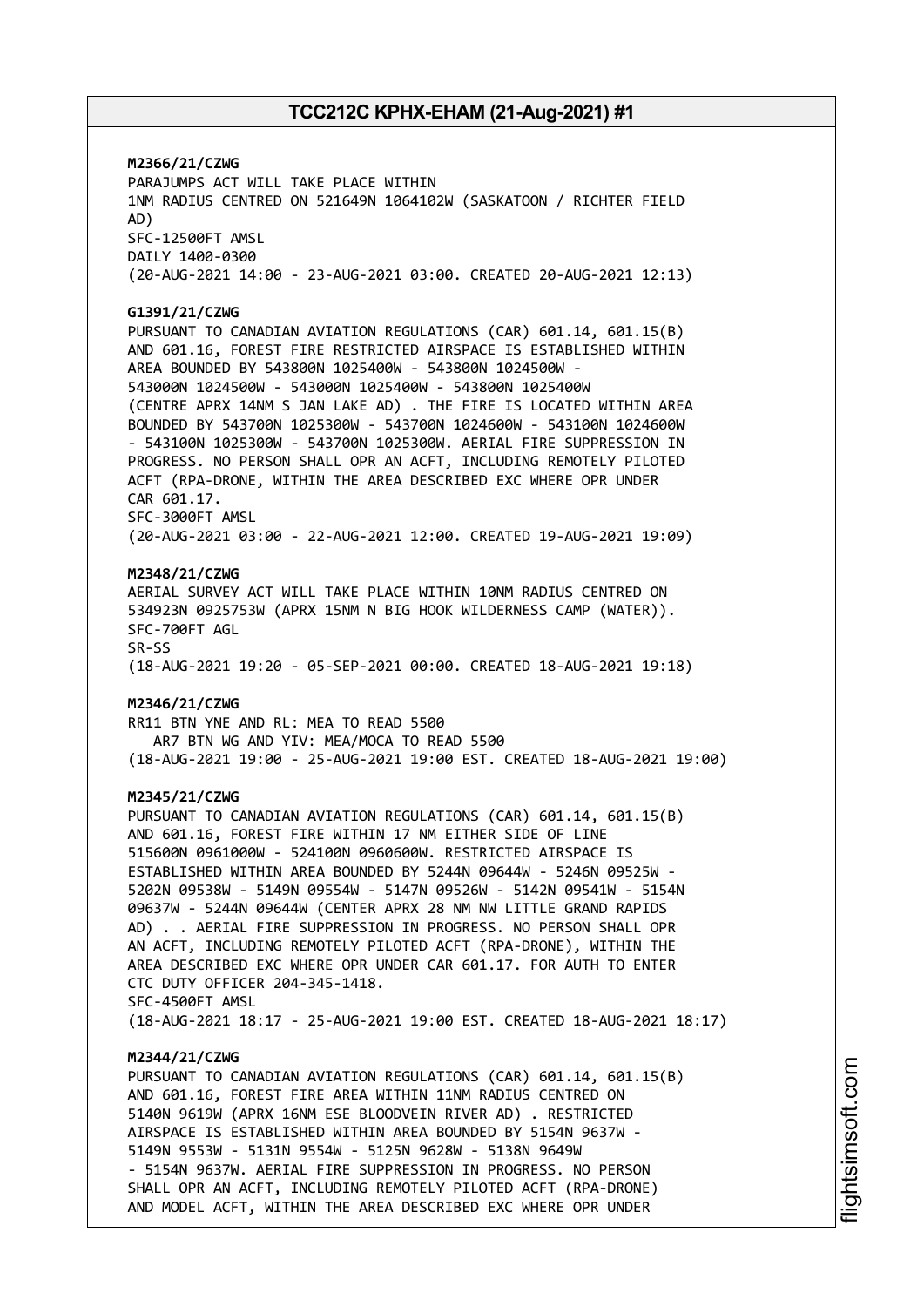**M2366/21/CZWG**
PARAJUMPS ACT WILL TAKE PLACE WITHIN
1NM RADIUS CENTRED ON 521649N 1064102W (SASKATOON / RICHTER FIELD
AD)
SFC-12500FT AMSL
DAILY 1400-0300
(20-AUG-2021 14:00 - 23-AUG-2021 03:00. CREATED 20-AUG-2021 12:13)

**G1391/21/CZWG**
PURSUANT TO CANADIAN AVIATION REGULATIONS (CAR) 601.14, 601.15(B)
AND 601.16, FOREST FIRE RESTRICTED AIRSPACE IS ESTABLISHED WITHIN
AREA BOUNDED BY 543800N 1025400W - 543800N 1024500W -
543000N 1024500W - 543000N 1025400W - 543800N 1025400W
(CENTRE APRX 14NM S JAN LAKE AD) . THE FIRE IS LOCATED WITHIN AREA
BOUNDED BY 543700N 1025300W - 543700N 1024600W - 543100N 1024600W
- 543100N 1025300W - 543700N 1025300W. AERIAL FIRE SUPPRESSION IN
PROGRESS. NO PERSON SHALL OPR AN ACFT, INCLUDING REMOTELY PILOTED
ACFT (RPA-DRONE, WITHIN THE AREA DESCRIBED EXC WHERE OPR UNDER
CAR 601.17.
SFC-3000FT AMSL
(20-AUG-2021 03:00 - 22-AUG-2021 12:00. CREATED 19-AUG-2021 19:09)

**M2348/21/CZWG**
AERIAL SURVEY ACT WILL TAKE PLACE WITHIN 10NM RADIUS CENTRED ON
534923N 0925753W (APRX 15NM N BIG HOOK WILDERNESS CAMP (WATER)).
SFC-700FT AGL
SR-SS
(18-AUG-2021 19:20 - 05-SEP-2021 00:00. CREATED 18-AUG-2021 19:18)

**M2346/21/CZWG**
RR11 BTN YNE AND RL: MEA TO READ 5500
AR7 BTN WG AND YIV: MEA/MOCA TO READ 5500
(18-AUG-2021 19:00 - 25-AUG-2021 19:00 EST. CREATED 18-AUG-2021 19:00)

**M2345/21/CZWG**
PURSUANT TO CANADIAN AVIATION REGULATIONS (CAR) 601.14, 601.15(B)
AND 601.16, FOREST FIRE WITHIN 17 NM EITHER SIDE OF LINE
515600N 0961000W - 524100N 0960600W. RESTRICTED AIRSPACE IS
ESTABLISHED WITHIN AREA BOUNDED BY 5244N 09644W - 5246N 09525W -
5202N 09538W - 5149N 09554W - 5147N 09526W - 5142N 09541W - 5154N
09637W - 5244N 09644W (CENTER APRX 28 NM NW LITTLE GRAND RAPIDS
AD) . . AERIAL FIRE SUPPRESSION IN PROGRESS. NO PERSON SHALL OPR
AN ACFT, INCLUDING REMOTELY PILOTED ACFT (RPA-DRONE), WITHIN THE
AREA DESCRIBED EXC WHERE OPR UNDER CAR 601.17. FOR AUTH TO ENTER
CTC DUTY OFFICER 204-345-1418.
SFC-4500FT AMSL
(18-AUG-2021 18:17 - 25-AUG-2021 19:00 EST. CREATED 18-AUG-2021 18:17)

**M2344/21/CZWG**
PURSUANT TO CANADIAN AVIATION REGULATIONS (CAR) 601.14, 601.15(B)
AND 601.16, FOREST FIRE AREA WITHIN 11NM RADIUS CENTRED ON
5140N 9619W (APRX 16NM ESE BLOODVEIN RIVER AD) . RESTRICTED
AIRSPACE IS ESTABLISHED WITHIN AREA BOUNDED BY 5154N 9637W -
5149N 9553W - 5131N 9554W - 5125N 9628W - 5138N 9649W
- 5154N 9637W. AERIAL FIRE SUPPRESSION IN PROGRESS. NO PERSON
SHALL OPR AN ACFT, INCLUDING REMOTELY PILOTED ACFT (RPA-DRONE)
AND MODEL ACFT, WITHIN THE AREA DESCRIBED EXC WHERE OPR UNDER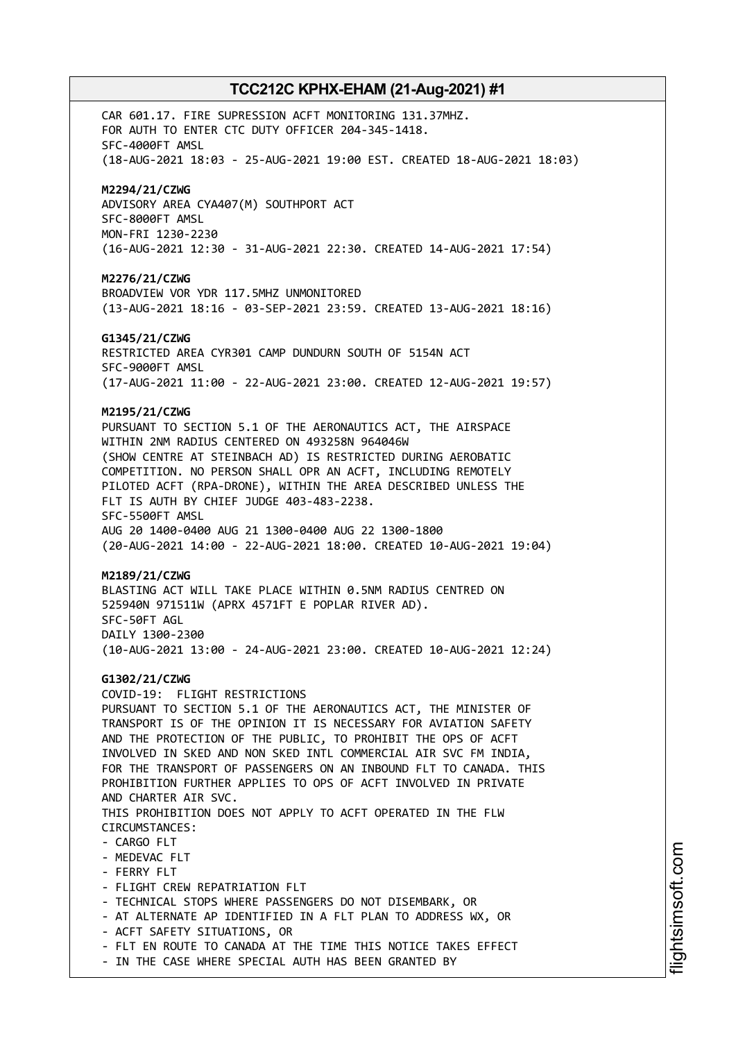CAR 601.17. FIRE SUPRESSION ACFT MONITORING 131.37MHZ.
FOR AUTH TO ENTER CTC DUTY OFFICER 204-345-1418.
SFC-4000FT AMSL
(18-AUG-2021 18:03 - 25-AUG-2021 19:00 EST. CREATED 18-AUG-2021 18:03)

**M2294/21/CZWG**
ADVISORY AREA CYA407(M) SOUTHPORT ACT
SFC-8000FT AMSL
MON-FRI 1230-2230
(16-AUG-2021 12:30 - 31-AUG-2021 22:30. CREATED 14-AUG-2021 17:54)

**M2276/21/CZWG**
BROADVIEW VOR YDR 117.5MHZ UNMONITORED
(13-AUG-2021 18:16 - 03-SEP-2021 23:59. CREATED 13-AUG-2021 18:16)

**G1345/21/CZWG**
RESTRICTED AREA CYR301 CAMP DUNDURN SOUTH OF 5154N ACT
SFC-9000FT AMSL
(17-AUG-2021 11:00 - 22-AUG-2021 23:00. CREATED 12-AUG-2021 19:57)

**M2195/21/CZWG**
PURSUANT TO SECTION 5.1 OF THE AERONAUTICS ACT, THE AIRSPACE
WITHIN 2NM RADIUS CENTERED ON 493258N 964046W
(SHOW CENTRE AT STEINBACH AD) IS RESTRICTED DURING AEROBATIC
COMPETITION. NO PERSON SHALL OPR AN ACFT, INCLUDING REMOTELY
PILOTED ACFT (RPA-DRONE), WITHIN THE AREA DESCRIBED UNLESS THE
FLT IS AUTH BY CHIEF JUDGE 403-483-2238.
SFC-5500FT AMSL
AUG 20 1400-0400 AUG 21 1300-0400 AUG 22 1300-1800
(20-AUG-2021 14:00 - 22-AUG-2021 18:00. CREATED 10-AUG-2021 19:04)

**M2189/21/CZWG**
BLASTING ACT WILL TAKE PLACE WITHIN 0.5NM RADIUS CENTRED ON
525940N 971511W (APRX 4571FT E POPLAR RIVER AD).
SFC-50FT AGL
DAILY 1300-2300
(10-AUG-2021 13:00 - 24-AUG-2021 23:00. CREATED 10-AUG-2021 12:24)

**G1302/21/CZWG**
COVID-19: FLIGHT RESTRICTIONS
PURSUANT TO SECTION 5.1 OF THE AERONAUTICS ACT, THE MINISTER OF
TRANSPORT IS OF THE OPINION IT IS NECESSARY FOR AVIATION SAFETY
AND THE PROTECTION OF THE PUBLIC, TO PROHIBIT THE OPS OF ACFT
INVOLVED IN SKED AND NON SKED INTL COMMERCIAL AIR SVC FM INDIA,
FOR THE TRANSPORT OF PASSENGERS ON AN INBOUND FLT TO CANADA. THIS
PROHIBITION FURTHER APPLIES TO OPS OF ACFT INVOLVED IN PRIVATE
AND CHARTER AIR SVC.
THIS PROHIBITION DOES NOT APPLY TO ACFT OPERATED IN THE FLW
CIRCUMSTANCES:
- CARGO FLT
- MEDEVAC FLT
- FERRY FLT
- FLIGHT CREW REPATRIATION FLT
- TECHNICAL STOPS WHERE PASSENGERS DO NOT DISEMBARK, OR
- AT ALTERNATE AP IDENTIFIED IN A FLT PLAN TO ADDRESS WX, OR
- ACFT SAFETY SITUATIONS, OR
- FLT EN ROUTE TO CANADA AT THE TIME THIS NOTICE TAKES EFFECT
- IN THE CASE WHERE SPECIAL AUTH HAS BEEN GRANTED BY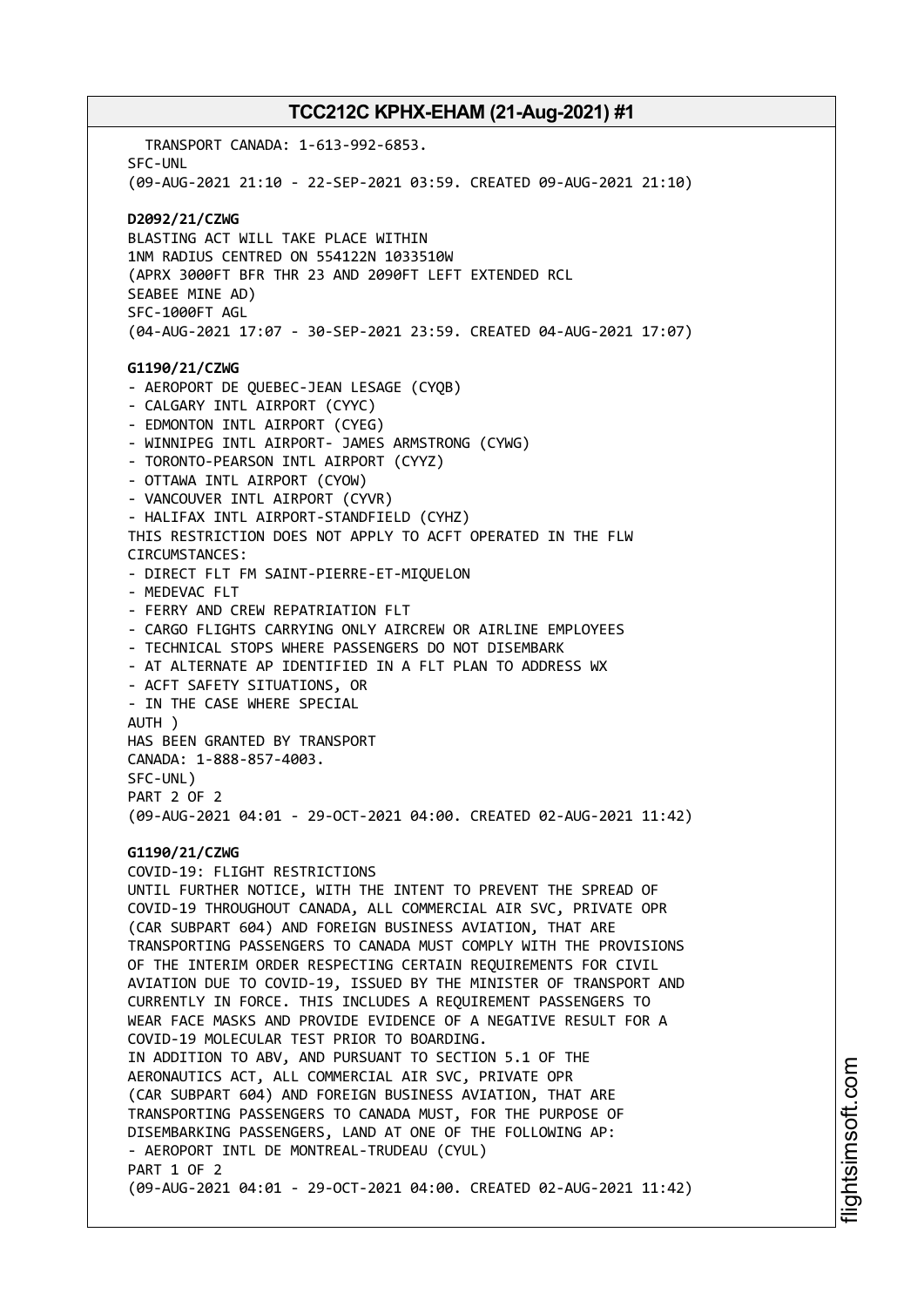TRANSPORT CANADA: 1-613-992-6853.
SFC-UNL
(09-AUG-2021 21:10 - 22-SEP-2021 03:59. CREATED 09-AUG-2021 21:10)

**D2092/21/CZWG**
BLASTING ACT WILL TAKE PLACE WITHIN
1NM RADIUS CENTRED ON 554122N 1033510W
(APRX 3000FT BFR THR 23 AND 2090FT LEFT EXTENDED RCL
SEABEE MINE AD)
SFC-1000FT AGL
(04-AUG-2021 17:07 - 30-SEP-2021 23:59. CREATED 04-AUG-2021 17:07)

**G1190/21/CZWG**
- AEROPORT DE QUEBEC-JEAN LESAGE (CYQB)
- CALGARY INTL AIRPORT (CYYC)
- EDMONTON INTL AIRPORT (CYEG)
- WINNIPEG INTL AIRPORT- JAMES ARMSTRONG (CYWG)
- TORONTO-PEARSON INTL AIRPORT (CYYZ)
- OTTAWA INTL AIRPORT (CYOW)
- VANCOUVER INTL AIRPORT (CYVR)
- HALIFAX INTL AIRPORT-STANDFIELD (CYHZ)

THIS RESTRICTION DOES NOT APPLY TO ACFT OPERATED IN THE FLW
CIRCUMSTANCES:
- DIRECT FLT FM SAINT-PIERRE-ET-MIQUELON
- MEDEVAC FLT
- FERRY AND CREW REPATRIATION FLT
- CARGO FLIGHTS CARRYING ONLY AIRCREW OR AIRLINE EMPLOYEES
- TECHNICAL STOPS WHERE PASSENGERS DO NOT DISEMBARK
- AT ALTERNATE AP IDENTIFIED IN A FLT PLAN TO ADDRESS WX
- ACFT SAFETY SITUATIONS, OR
- IN THE CASE WHERE SPECIAL
AUTH )
HAS BEEN GRANTED BY TRANSPORT
CANADA: 1-888-857-4003.
SFC-UNL)
PART 2 OF 2
(09-AUG-2021 04:01 - 29-OCT-2021 04:00. CREATED 02-AUG-2021 11:42)

**G1190/21/CZWG**
COVID-19: FLIGHT RESTRICTIONS
UNTIL FURTHER NOTICE, WITH THE INTENT TO PREVENT THE SPREAD OF
COVID-19 THROUGHOUT CANADA, ALL COMMERCIAL AIR SVC, PRIVATE OPR
(CAR SUBPART 604) AND FOREIGN BUSINESS AVIATION, THAT ARE
TRANSPORTING PASSENGERS TO CANADA MUST COMPLY WITH THE PROVISIONS
OF THE INTERIM ORDER RESPECTING CERTAIN REQUIREMENTS FOR CIVIL
AVIATION DUE TO COVID-19, ISSUED BY THE MINISTER OF TRANSPORT AND
CURRENTLY IN FORCE. THIS INCLUDES A REQUIREMENT PASSENGERS TO
WEAR FACE MASKS AND PROVIDE EVIDENCE OF A NEGATIVE RESULT FOR A
COVID-19 MOLECULAR TEST PRIOR TO BOARDING.
IN ADDITION TO ABV, AND PURSUANT TO SECTION 5.1 OF THE
AERONAUTICS ACT, ALL COMMERCIAL AIR SVC, PRIVATE OPR
(CAR SUBPART 604) AND FOREIGN BUSINESS AVIATION, THAT ARE
TRANSPORTING PASSENGERS TO CANADA MUST, FOR THE PURPOSE OF
DISEMBARKING PASSENGERS, LAND AT ONE OF THE FOLLOWING AP:
- AEROPORT INTL DE MONTREAL-TRUDEAU (CYUL)

PART 1 OF 2
(09-AUG-2021 04:01 - 29-OCT-2021 04:00. CREATED 02-AUG-2021 11:42)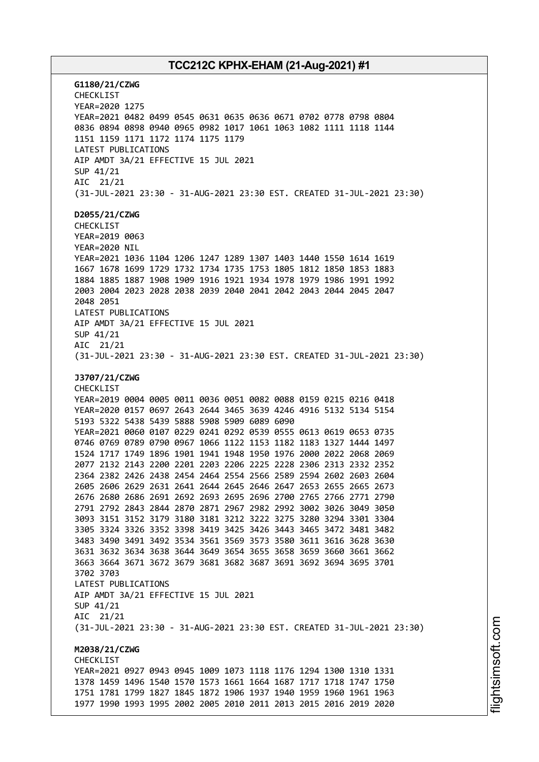**G1180/21/CZWG**
CHECKLIST
YEAR=2020 1275
YEAR=2021 0482 0499 0545 0631 0635 0636 0671 0702 0778 0798 0804
0836 0894 0898 0940 0965 0982 1017 1061 1063 1082 1111 1118 1144
1151 1159 1171 1172 1174 1175 1179
LATEST PUBLICATIONS
AIP AMDT 3A/21 EFFECTIVE 15 JUL 2021
SUP 41/21
AIC 21/21
(31-JUL-2021 23:30 - 31-AUG-2021 23:30 EST. CREATED 31-JUL-2021 23:30)

**D2055/21/CZWG**
CHECKLIST
YEAR=2019 0063
YEAR=2020 NIL
YEAR=2021 1036 1104 1206 1247 1289 1307 1403 1440 1550 1614 1619
1667 1678 1699 1729 1732 1734 1735 1753 1805 1812 1850 1853 1883
1884 1885 1887 1908 1909 1916 1921 1934 1978 1979 1986 1991 1992
2003 2004 2023 2028 2038 2039 2040 2041 2042 2043 2044 2045 2047
2048 2051
LATEST PUBLICATIONS
AIP AMDT 3A/21 EFFECTIVE 15 JUL 2021
SUP 41/21
AIC 21/21
(31-JUL-2021 23:30 - 31-AUG-2021 23:30 EST. CREATED 31-JUL-2021 23:30)

**J3707/21/CZWG**
CHECKLIST
YEAR=2019 0004 0005 0011 0036 0051 0082 0088 0159 0215 0216 0418
YEAR=2020 0157 0697 2643 2644 3465 3639 4246 4916 5132 5134 5154
5193 5322 5438 5439 5888 5908 5909 6089 6090
YEAR=2021 0060 0107 0229 0241 0292 0539 0555 0613 0619 0653 0735
0746 0769 0789 0790 0967 1066 1122 1153 1182 1183 1327 1444 1497
1524 1717 1749 1896 1901 1941 1948 1950 1976 2000 2022 2068 2069
2077 2132 2143 2200 2201 2203 2206 2225 2228 2306 2313 2332 2352
2364 2382 2426 2438 2454 2464 2554 2566 2589 2594 2602 2603 2604
2605 2606 2629 2631 2641 2644 2645 2646 2647 2653 2655 2665 2673
2676 2680 2686 2691 2692 2693 2695 2696 2700 2765 2766 2771 2790
2791 2792 2843 2844 2870 2871 2967 2982 2992 3002 3026 3049 3050
3093 3151 3152 3179 3180 3181 3212 3222 3275 3280 3294 3301 3304
3305 3324 3326 3352 3398 3419 3425 3426 3443 3465 3472 3481 3482
3483 3490 3491 3492 3534 3561 3569 3573 3580 3611 3616 3628 3630
3631 3632 3634 3638 3644 3649 3654 3655 3658 3659 3660 3661 3662
3663 3664 3671 3672 3679 3681 3682 3687 3691 3692 3694 3695 3701
3702 3703
LATEST PUBLICATIONS
AIP AMDT 3A/21 EFFECTIVE 15 JUL 2021
SUP 41/21
AIC 21/21
(31-JUL-2021 23:30 - 31-AUG-2021 23:30 EST. CREATED 31-JUL-2021 23:30)

**M2038/21/CZWG**
CHECKLIST
YEAR=2021 0927 0943 0945 1009 1073 1118 1176 1294 1300 1310 1331
1378 1459 1496 1540 1570 1573 1661 1664 1687 1717 1718 1747 1750
1751 1781 1799 1827 1845 1872 1906 1937 1940 1959 1960 1961 1963
1977 1990 1993 1995 2002 2005 2010 2011 2013 2015 2016 2019 2020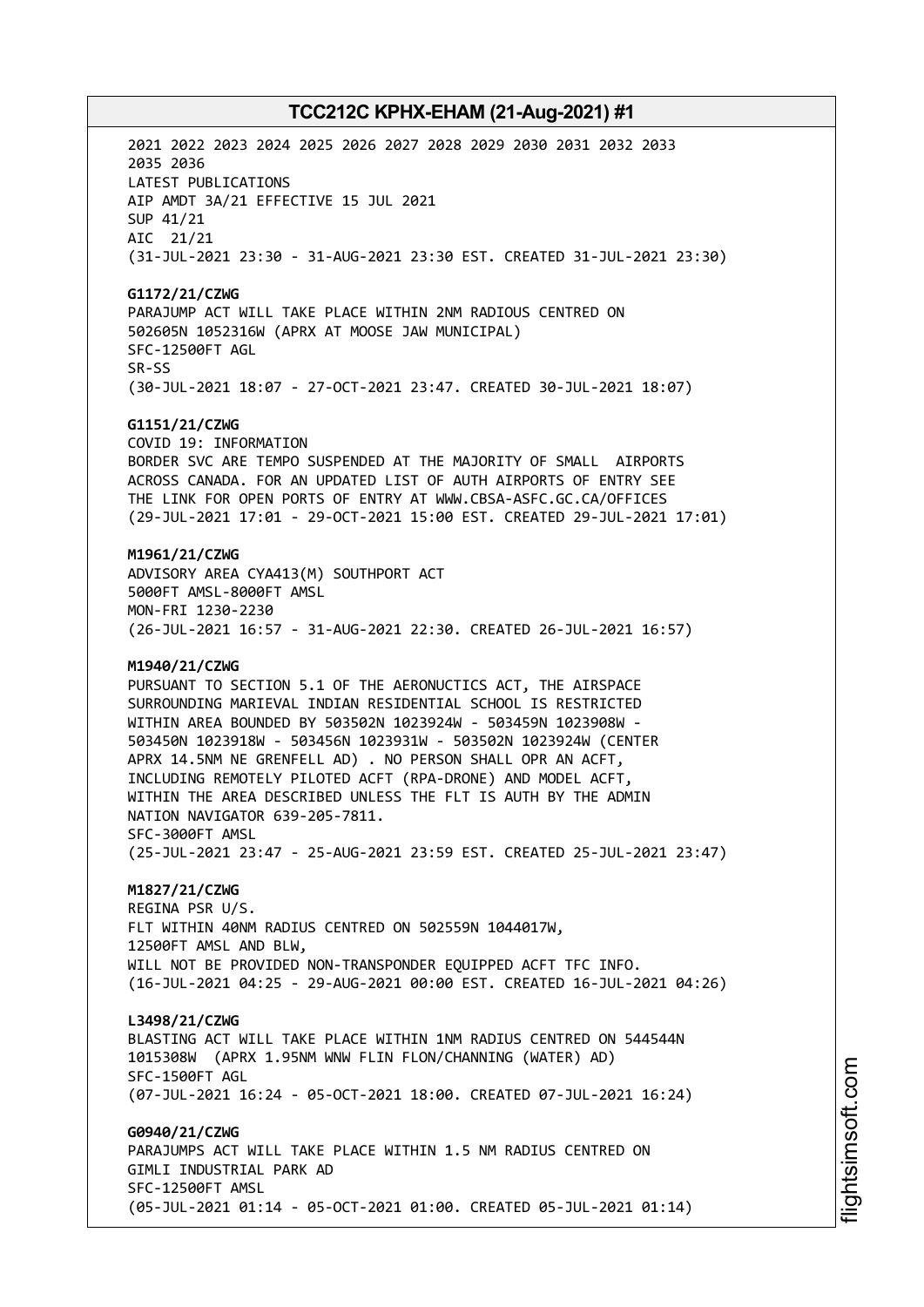2021 2022 2023 2024 2025 2026 2027 2028 2029 2030 2031 2032 2033
2035 2036
LATEST PUBLICATIONS
AIP AMDT 3A/21 EFFECTIVE 15 JUL 2021
SUP 41/21
AIC 21/21
(31-JUL-2021 23:30 - 31-AUG-2021 23:30 EST. CREATED 31-JUL-2021 23:30)

**G1172/21/CZWG**
PARAJUMP ACT WILL TAKE PLACE WITHIN 2NM RADIOUS CENTRED ON
502605N 1052316W (APRX AT MOOSE JAW MUNICIPAL)
SFC-12500FT AGL
SR-SS
(30-JUL-2021 18:07 - 27-OCT-2021 23:47. CREATED 30-JUL-2021 18:07)

**G1151/21/CZWG**
COVID 19: INFORMATION
BORDER SVC ARE TEMPO SUSPENDED AT THE MAJORITY OF SMALL AIRPORTS
ACROSS CANADA. FOR AN UPDATED LIST OF AUTH AIRPORTS OF ENTRY SEE
THE LINK FOR OPEN PORTS OF ENTRY AT WWW.CBSA-ASFC.GC.CA/OFFICES
(29-JUL-2021 17:01 - 29-OCT-2021 15:00 EST. CREATED 29-JUL-2021 17:01)

**M1961/21/CZWG**
ADVISORY AREA CYA413(M) SOUTHPORT ACT
5000FT AMSL-8000FT AMSL
MON-FRI 1230-2230
(26-JUL-2021 16:57 - 31-AUG-2021 22:30. CREATED 26-JUL-2021 16:57)

**M1940/21/CZWG**
PURSUANT TO SECTION 5.1 OF THE AERONUCTICS ACT, THE AIRSPACE
SURROUNDING MARIEVAL INDIAN RESIDENTIAL SCHOOL IS RESTRICTED
WITHIN AREA BOUNDED BY 503502N 1023924W - 503459N 1023908W -
503450N 1023918W - 503456N 1023931W - 503502N 1023924W (CENTER
APRX 14.5NM NE GRENFELL AD) . NO PERSON SHALL OPR AN ACFT,
INCLUDING REMOTELY PILOTED ACFT (RPA-DRONE) AND MODEL ACFT,
WITHIN THE AREA DESCRIBED UNLESS THE FLT IS AUTH BY THE ADMIN
NATION NAVIGATOR 639-205-7811.
SFC-3000FT AMSL
(25-JUL-2021 23:47 - 25-AUG-2021 23:59 EST. CREATED 25-JUL-2021 23:47)

**M1827/21/CZWG**
REGINA PSR U/S.
FLT WITHIN 40NM RADIUS CENTRED ON 502559N 1044017W,
12500FT AMSL AND BLW,
WILL NOT BE PROVIDED NON-TRANSPONDER EQUIPPED ACFT TFC INFO.
(16-JUL-2021 04:25 - 29-AUG-2021 00:00 EST. CREATED 16-JUL-2021 04:26)

**L3498/21/CZWG**
BLASTING ACT WILL TAKE PLACE WITHIN 1NM RADIUS CENTRED ON 544544N
1015308W (APRX 1.95NM WNW FLIN FLON/CHANNING (WATER) AD)
SFC-1500FT AGL
(07-JUL-2021 16:24 - 05-OCT-2021 18:00. CREATED 07-JUL-2021 16:24)

**G0940/21/CZWG**
PARAJUMPS ACT WILL TAKE PLACE WITHIN 1.5 NM RADIUS CENTRED ON
GIMLI INDUSTRIAL PARK AD
SFC-12500FT AMSL
(05-JUL-2021 01:14 - 05-OCT-2021 01:00. CREATED 05-JUL-2021 01:14)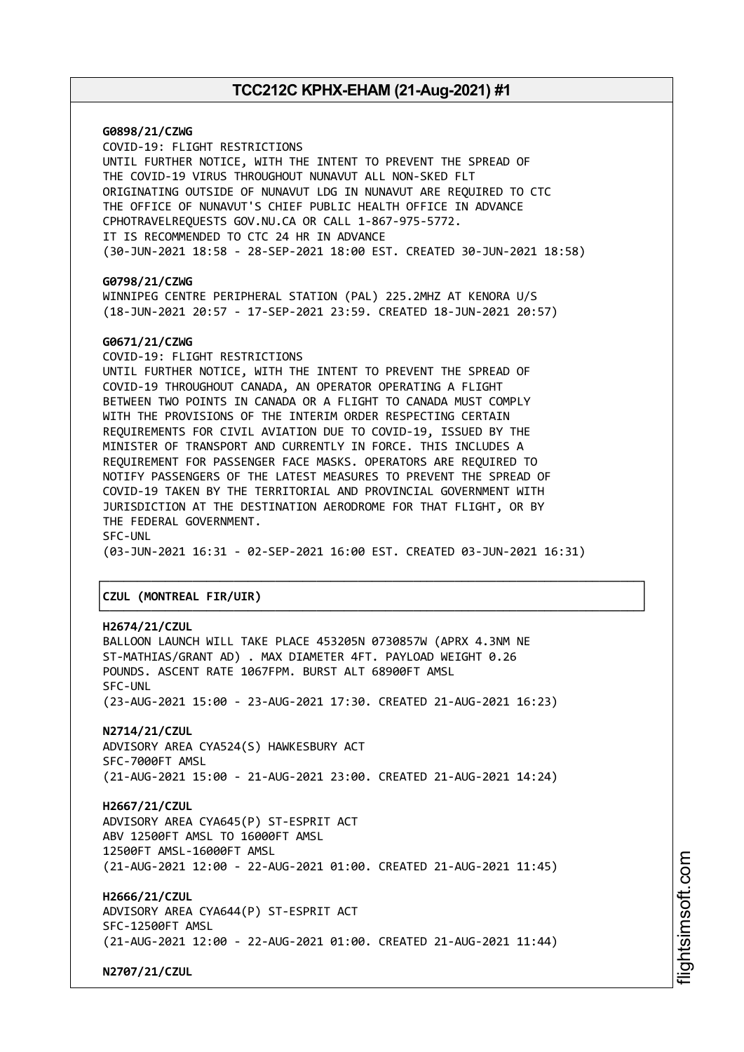**G0898/21/CZWG**
COVID-19: FLIGHT RESTRICTIONS
UNTIL FURTHER NOTICE, WITH THE INTENT TO PREVENT THE SPREAD OF
THE COVID-19 VIRUS THROUGHOUT NUNAVUT ALL NON-SKED FLT
ORIGINATING OUTSIDE OF NUNAVUT LDG IN NUNAVUT ARE REQUIRED TO CTC
THE OFFICE OF NUNAVUT'S CHIEF PUBLIC HEALTH OFFICE IN ADVANCE
CPHOTRAVELREQUESTS GOV.NU.CA OR CALL 1-867-975-5772.
IT IS RECOMMENDED TO CTC 24 HR IN ADVANCE
(30-JUN-2021 18:58 - 28-SEP-2021 18:00 EST. CREATED 30-JUN-2021 18:58)

**G0798/21/CZWG**
WINNIPEG CENTRE PERIPHERAL STATION (PAL) 225.2MHZ AT KENORA U/S
(18-JUN-2021 20:57 - 17-SEP-2021 23:59. CREATED 18-JUN-2021 20:57)

**G0671/21/CZWG**
COVID-19: FLIGHT RESTRICTIONS
UNTIL FURTHER NOTICE, WITH THE INTENT TO PREVENT THE SPREAD OF
COVID-19 THROUGHOUT CANADA, AN OPERATOR OPERATING A FLIGHT
BETWEEN TWO POINTS IN CANADA OR A FLIGHT TO CANADA MUST COMPLY
WITH THE PROVISIONS OF THE INTERIM ORDER RESPECTING CERTAIN
REQUIREMENTS FOR CIVIL AVIATION DUE TO COVID-19, ISSUED BY THE
MINISTER OF TRANSPORT AND CURRENTLY IN FORCE. THIS INCLUDES A
REQUIREMENT FOR PASSENGER FACE MASKS. OPERATORS ARE REQUIRED TO
NOTIFY PASSENGERS OF THE LATEST MEASURES TO PREVENT THE SPREAD OF
COVID-19 TAKEN BY THE TERRITORIAL AND PROVINCIAL GOVERNMENT WITH
JURISDICTION AT THE DESTINATION AERODROME FOR THAT FLIGHT, OR BY
THE FEDERAL GOVERNMENT.
SFC-UNL
(03-JUN-2021 16:31 - 02-SEP-2021 16:00 EST. CREATED 03-JUN-2021 16:31)

## CZUL (MONTREAL FIR/UIR)

**H2674/21/CZUL**
BALLOON LAUNCH WILL TAKE PLACE 453205N 0730857W (APRX 4.3NM NE
ST-MATHIAS/GRANT AD) . MAX DIAMETER 4FT. PAYLOAD WEIGHT 0.26
POUNDS. ASCENT RATE 1067FPM. BURST ALT 68900FT AMSL
SFC-UNL
(23-AUG-2021 15:00 - 23-AUG-2021 17:30. CREATED 21-AUG-2021 16:23)

**N2714/21/CZUL**
ADVISORY AREA CYA524(S) HAWKESBURY ACT
SFC-7000FT AMSL
(21-AUG-2021 15:00 - 21-AUG-2021 23:00. CREATED 21-AUG-2021 14:24)

**H2667/21/CZUL**
ADVISORY AREA CYA645(P) ST-ESPRIT ACT
ABV 12500FT AMSL TO 16000FT AMSL
12500FT AMSL-16000FT AMSL
(21-AUG-2021 12:00 - 22-AUG-2021 01:00. CREATED 21-AUG-2021 11:45)

**H2666/21/CZUL**
ADVISORY AREA CYA644(P) ST-ESPRIT ACT
SFC-12500FT AMSL
(21-AUG-2021 12:00 - 22-AUG-2021 01:00. CREATED 21-AUG-2021 11:44)

**N2707/21/CZUL**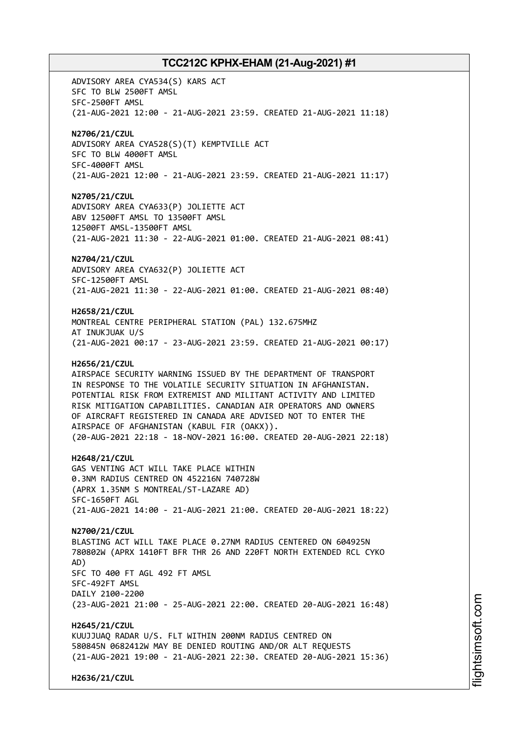ADVISORY AREA CYA534(S) KARS ACT
SFC TO BLW 2500FT AMSL
SFC-2500FT AMSL
(21-AUG-2021 12:00 - 21-AUG-2021 23:59. CREATED 21-AUG-2021 11:18)

**N2706/21/CZUL**
ADVISORY AREA CYA528(S)(T) KEMPTVILLE ACT
SFC TO BLW 4000FT AMSL
SFC-4000FT AMSL
(21-AUG-2021 12:00 - 21-AUG-2021 23:59. CREATED 21-AUG-2021 11:17)

**N2705/21/CZUL**
ADVISORY AREA CYA633(P) JOLIETTE ACT
ABV 12500FT AMSL TO 13500FT AMSL
12500FT AMSL-13500FT AMSL
(21-AUG-2021 11:30 - 22-AUG-2021 01:00. CREATED 21-AUG-2021 08:41)

**N2704/21/CZUL**
ADVISORY AREA CYA632(P) JOLIETTE ACT
SFC-12500FT AMSL
(21-AUG-2021 11:30 - 22-AUG-2021 01:00. CREATED 21-AUG-2021 08:40)

**H2658/21/CZUL**
MONTREAL CENTRE PERIPHERAL STATION (PAL) 132.675MHZ
AT INUKJUAK U/S
(21-AUG-2021 00:17 - 23-AUG-2021 23:59. CREATED 21-AUG-2021 00:17)

**H2656/21/CZUL**
AIRSPACE SECURITY WARNING ISSUED BY THE DEPARTMENT OF TRANSPORT
IN RESPONSE TO THE VOLATILE SECURITY SITUATION IN AFGHANISTAN.
POTENTIAL RISK FROM EXTREMIST AND MILITANT ACTIVITY AND LIMITED
RISK MITIGATION CAPABILITIES. CANADIAN AIR OPERATORS AND OWNERS
OF AIRCRAFT REGISTERED IN CANADA ARE ADVISED NOT TO ENTER THE
AIRSPACE OF AFGHANISTAN (KABUL FIR (OAKX)).
(20-AUG-2021 22:18 - 18-NOV-2021 16:00. CREATED 20-AUG-2021 22:18)

**H2648/21/CZUL**
GAS VENTING ACT WILL TAKE PLACE WITHIN
0.3NM RADIUS CENTRED ON 452216N 740728W
(APRX 1.35NM S MONTREAL/ST-LAZARE AD)
SFC-1650FT AGL
(21-AUG-2021 14:00 - 21-AUG-2021 21:00. CREATED 20-AUG-2021 18:22)

**N2700/21/CZUL**
BLASTING ACT WILL TAKE PLACE 0.27NM RADIUS CENTERED ON 604925N
780802W (APRX 1410FT BFR THR 26 AND 220FT NORTH EXTENDED RCL CYKO
AD)
SFC TO 400 FT AGL 492 FT AMSL
SFC-492FT AMSL
DAILY 2100-2200
(23-AUG-2021 21:00 - 25-AUG-2021 22:00. CREATED 20-AUG-2021 16:48)

**H2645/21/CZUL**
KUUJJUAQ RADAR U/S. FLT WITHIN 200NM RADIUS CENTRED ON
580845N 0682412W MAY BE DENIED ROUTING AND/OR ALT REQUESTS
(21-AUG-2021 19:00 - 21-AUG-2021 22:30. CREATED 20-AUG-2021 15:36)

**H2636/21/CZUL**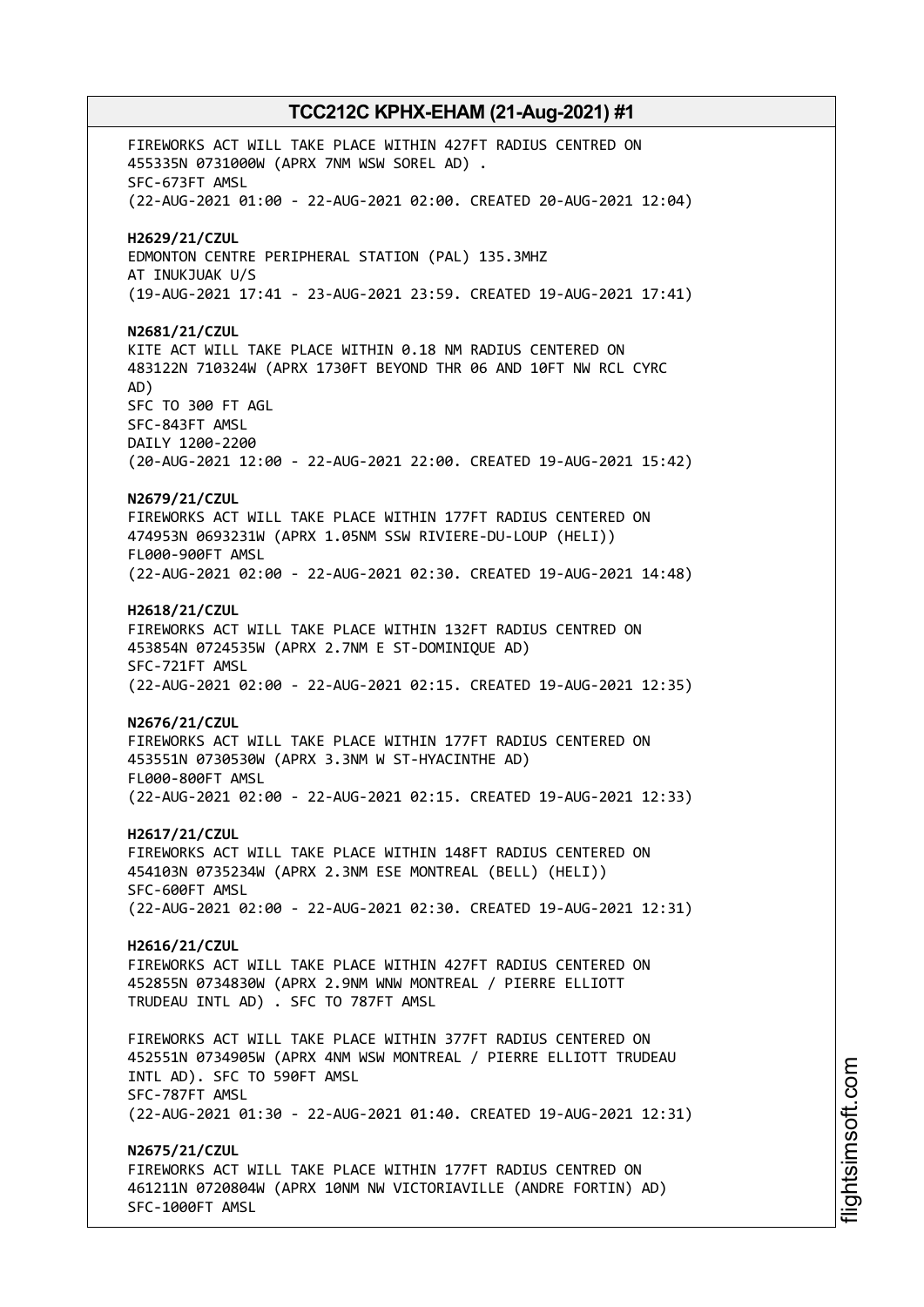FIREWORKS ACT WILL TAKE PLACE WITHIN 427FT RADIUS CENTRED ON 455335N 0731000W (APRX 7NM WSW SOREL AD) .
SFC-673FT AMSL
(22-AUG-2021 01:00 - 22-AUG-2021 02:00. CREATED 20-AUG-2021 12:04)

**H2629/21/CZUL**
EDMONTON CENTRE PERIPHERAL STATION (PAL) 135.3MHZ
AT INUKJUAK U/S
(19-AUG-2021 17:41 - 23-AUG-2021 23:59. CREATED 19-AUG-2021 17:41)

**N2681/21/CZUL**
KITE ACT WILL TAKE PLACE WITHIN 0.18 NM RADIUS CENTERED ON 483122N 710324W (APRX 1730FT BEYOND THR 06 AND 10FT NW RCL CYRC AD)
SFC TO 300 FT AGL
SFC-843FT AMSL
DAILY 1200-2200
(20-AUG-2021 12:00 - 22-AUG-2021 22:00. CREATED 19-AUG-2021 15:42)

**N2679/21/CZUL**
FIREWORKS ACT WILL TAKE PLACE WITHIN 177FT RADIUS CENTERED ON 474953N 0693231W (APRX 1.05NM SSW RIVIERE-DU-LOUP (HELI))
FL000-900FT AMSL
(22-AUG-2021 02:00 - 22-AUG-2021 02:30. CREATED 19-AUG-2021 14:48)

**H2618/21/CZUL**
FIREWORKS ACT WILL TAKE PLACE WITHIN 132FT RADIUS CENTRED ON 453854N 0724535W (APRX 2.7NM E ST-DOMINIQUE AD)
SFC-721FT AMSL
(22-AUG-2021 02:00 - 22-AUG-2021 02:15. CREATED 19-AUG-2021 12:35)

**N2676/21/CZUL**
FIREWORKS ACT WILL TAKE PLACE WITHIN 177FT RADIUS CENTERED ON 453551N 0730530W (APRX 3.3NM W ST-HYACINTHE AD)
FL000-800FT AMSL
(22-AUG-2021 02:00 - 22-AUG-2021 02:15. CREATED 19-AUG-2021 12:33)

**H2617/21/CZUL**
FIREWORKS ACT WILL TAKE PLACE WITHIN 148FT RADIUS CENTERED ON 454103N 0735234W (APRX 2.3NM ESE MONTREAL (BELL) (HELI))
SFC-600FT AMSL
(22-AUG-2021 02:00 - 22-AUG-2021 02:30. CREATED 19-AUG-2021 12:31)

**H2616/21/CZUL**
FIREWORKS ACT WILL TAKE PLACE WITHIN 427FT RADIUS CENTERED ON 452855N 0734830W (APRX 2.9NM WNW MONTREAL / PIERRE ELLIOTT TRUDEAU INTL AD) . SFC TO 787FT AMSL

FIREWORKS ACT WILL TAKE PLACE WITHIN 377FT RADIUS CENTERED ON 452551N 0734905W (APRX 4NM WSW MONTREAL / PIERRE ELLIOTT TRUDEAU INTL AD). SFC TO 590FT AMSL
SFC-787FT AMSL
(22-AUG-2021 01:30 - 22-AUG-2021 01:40. CREATED 19-AUG-2021 12:31)

**N2675/21/CZUL**
FIREWORKS ACT WILL TAKE PLACE WITHIN 177FT RADIUS CENTRED ON 461211N 0720804W (APRX 10NM NW VICTORIAVILLE (ANDRE FORTIN) AD)
SFC-1000FT AMSL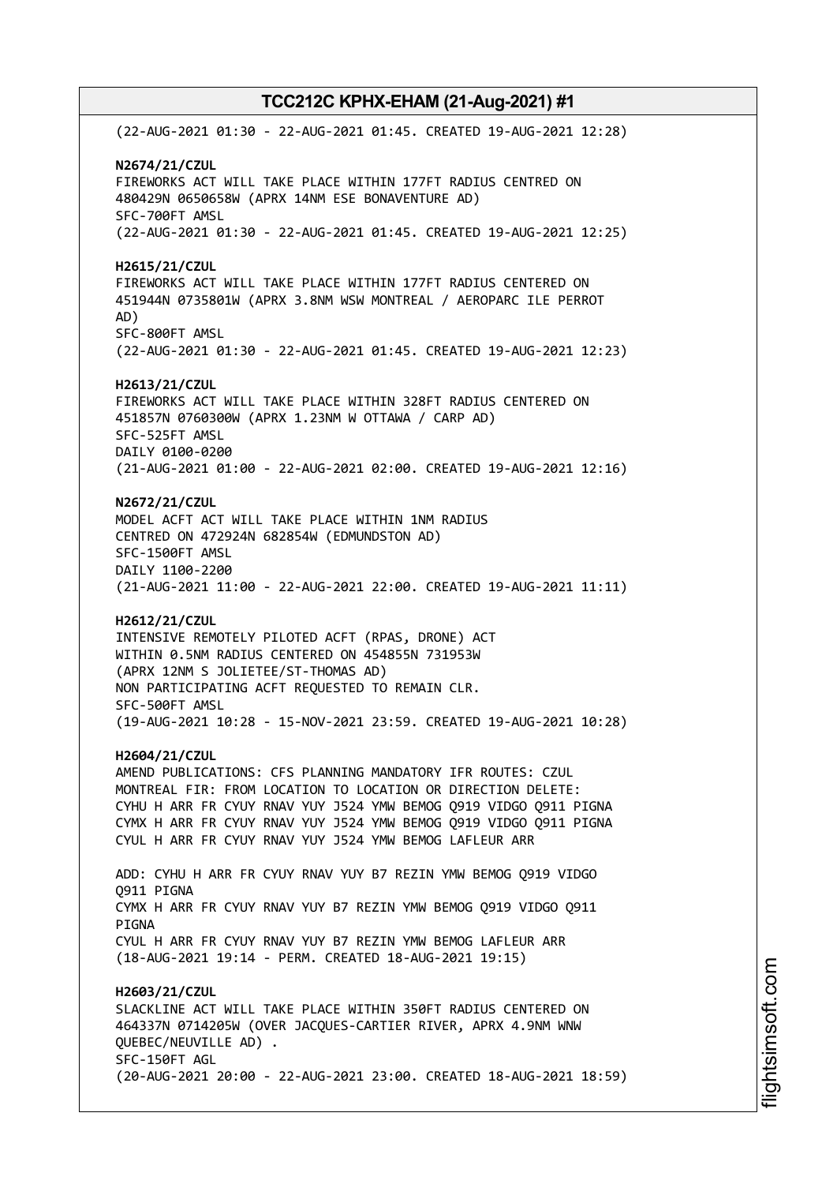(22-AUG-2021 01:30 - 22-AUG-2021 01:45. CREATED 19-AUG-2021 12:28)

**N2674/21/CZUL**
FIREWORKS ACT WILL TAKE PLACE WITHIN 177FT RADIUS CENTRED ON 480429N 0650658W (APRX 14NM ESE BONAVENTURE AD)
SFC-700FT AMSL
(22-AUG-2021 01:30 - 22-AUG-2021 01:45. CREATED 19-AUG-2021 12:25)

**H2615/21/CZUL**
FIREWORKS ACT WILL TAKE PLACE WITHIN 177FT RADIUS CENTERED ON 451944N 0735801W (APRX 3.8NM WSW MONTREAL / AEROPARC ILE PERROT AD)
SFC-800FT AMSL
(22-AUG-2021 01:30 - 22-AUG-2021 01:45. CREATED 19-AUG-2021 12:23)

**H2613/21/CZUL**
FIREWORKS ACT WILL TAKE PLACE WITHIN 328FT RADIUS CENTERED ON 451857N 0760300W (APRX 1.23NM W OTTAWA / CARP AD)
SFC-525FT AMSL
DAILY 0100-0200
(21-AUG-2021 01:00 - 22-AUG-2021 02:00. CREATED 19-AUG-2021 12:16)

**N2672/21/CZUL**
MODEL ACFT ACT WILL TAKE PLACE WITHIN 1NM RADIUS CENTRED ON 472924N 682854W (EDMUNDSTON AD)
SFC-1500FT AMSL
DAILY 1100-2200
(21-AUG-2021 11:00 - 22-AUG-2021 22:00. CREATED 19-AUG-2021 11:11)

**H2612/21/CZUL**
INTENSIVE REMOTELY PILOTED ACFT (RPAS, DRONE) ACT WITHIN 0.5NM RADIUS CENTERED ON 454855N 731953W (APRX 12NM S JOLIETEE/ST-THOMAS AD)
NON PARTICIPATING ACFT REQUESTED TO REMAIN CLR.
SFC-500FT AMSL
(19-AUG-2021 10:28 - 15-NOV-2021 23:59. CREATED 19-AUG-2021 10:28)

**H2604/21/CZUL**
AMEND PUBLICATIONS: CFS PLANNING MANDATORY IFR ROUTES: CZUL MONTREAL FIR: FROM LOCATION TO LOCATION OR DIRECTION DELETE:
CYHU H ARR FR CYUY RNAV YUY J524 YMW BEMOG Q919 VIDGO Q911 PIGNA
CYMX H ARR FR CYUY RNAV YUY J524 YMW BEMOG Q919 VIDGO Q911 PIGNA
CYUL H ARR FR CYUY RNAV YUY J524 YMW BEMOG LAFLEUR ARR

ADD: CYHU H ARR FR CYUY RNAV YUY B7 REZIN YMW BEMOG Q919 VIDGO Q911 PIGNA
CYMX H ARR FR CYUY RNAV YUY B7 REZIN YMW BEMOG Q919 VIDGO Q911 PIGNA
CYUL H ARR FR CYUY RNAV YUY B7 REZIN YMW BEMOG LAFLEUR ARR
(18-AUG-2021 19:14 - PERM. CREATED 18-AUG-2021 19:15)

**H2603/21/CZUL**
SLACKLINE ACT WILL TAKE PLACE WITHIN 350FT RADIUS CENTERED ON 464337N 0714205W (OVER JACQUES-CARTIER RIVER, APRX 4.9NM WNW QUEBEC/NEUVILLE AD) .
SFC-150FT AGL
(20-AUG-2021 20:00 - 22-AUG-2021 23:00. CREATED 18-AUG-2021 18:59)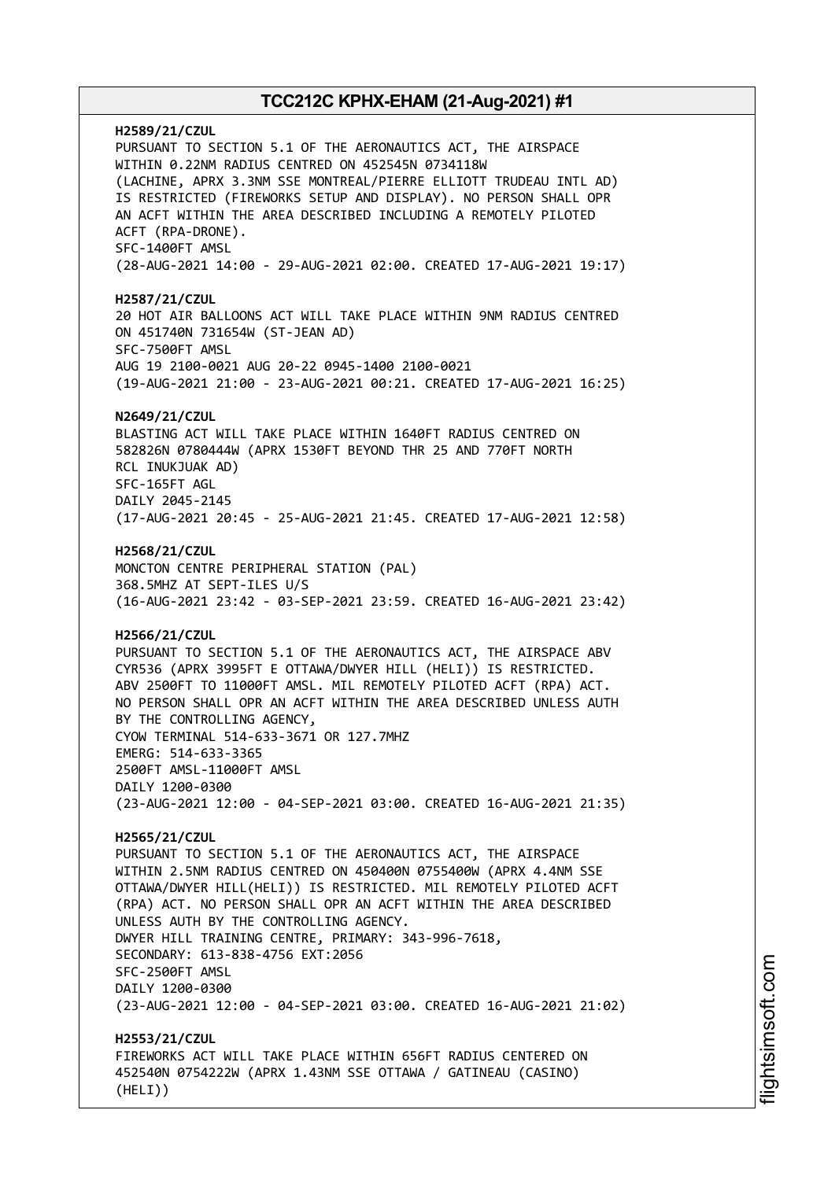**H2589/21/CZUL**
PURSUANT TO SECTION 5.1 OF THE AERONAUTICS ACT, THE AIRSPACE WITHIN 0.22NM RADIUS CENTRED ON 452545N 0734118W (LACHINE, APRX 3.3NM SSE MONTREAL/PIERRE ELLIOTT TRUDEAU INTL AD) IS RESTRICTED (FIREWORKS SETUP AND DISPLAY). NO PERSON SHALL OPR AN ACFT WITHIN THE AREA DESCRIBED INCLUDING A REMOTELY PILOTED ACFT (RPA-DRONE).
SFC-1400FT AMSL
(28-AUG-2021 14:00 - 29-AUG-2021 02:00. CREATED 17-AUG-2021 19:17)

**H2587/21/CZUL**
20 HOT AIR BALLOONS ACT WILL TAKE PLACE WITHIN 9NM RADIUS CENTRED ON 451740N 731654W (ST-JEAN AD)
SFC-7500FT AMSL
AUG 19 2100-0021 AUG 20-22 0945-1400 2100-0021
(19-AUG-2021 21:00 - 23-AUG-2021 00:21. CREATED 17-AUG-2021 16:25)

**N2649/21/CZUL**
BLASTING ACT WILL TAKE PLACE WITHIN 1640FT RADIUS CENTRED ON 582826N 0780444W (APRX 1530FT BEYOND THR 25 AND 770FT NORTH RCL INUKJUAK AD)
SFC-165FT AGL
DAILY 2045-2145
(17-AUG-2021 20:45 - 25-AUG-2021 21:45. CREATED 17-AUG-2021 12:58)

**H2568/21/CZUL**
MONCTON CENTRE PERIPHERAL STATION (PAL)
368.5MHZ AT SEPT-ILES U/S
(16-AUG-2021 23:42 - 03-SEP-2021 23:59. CREATED 16-AUG-2021 23:42)

**H2566/21/CZUL**
PURSUANT TO SECTION 5.1 OF THE AERONAUTICS ACT, THE AIRSPACE ABV CYR536 (APRX 3995FT E OTTAWA/DWYER HILL (HELI)) IS RESTRICTED. ABV 2500FT TO 11000FT AMSL. MIL REMOTELY PILOTED ACFT (RPA) ACT. NO PERSON SHALL OPR AN ACFT WITHIN THE AREA DESCRIBED UNLESS AUTH BY THE CONTROLLING AGENCY,
CYOW TERMINAL 514-633-3671 OR 127.7MHZ
EMERG: 514-633-3365
2500FT AMSL-11000FT AMSL
DAILY 1200-0300
(23-AUG-2021 12:00 - 04-SEP-2021 03:00. CREATED 16-AUG-2021 21:35)

**H2565/21/CZUL**
PURSUANT TO SECTION 5.1 OF THE AERONAUTICS ACT, THE AIRSPACE WITHIN 2.5NM RADIUS CENTRED ON 450400N 0755400W (APRX 4.4NM SSE OTTAWA/DWYER HILL(HELI)) IS RESTRICTED. MIL REMOTELY PILOTED ACFT (RPA) ACT. NO PERSON SHALL OPR AN ACFT WITHIN THE AREA DESCRIBED UNLESS AUTH BY THE CONTROLLING AGENCY.
DWYER HILL TRAINING CENTRE, PRIMARY: 343-996-7618,
SECONDARY: 613-838-4756 EXT:2056
SFC-2500FT AMSL
DAILY 1200-0300
(23-AUG-2021 12:00 - 04-SEP-2021 03:00. CREATED 16-AUG-2021 21:02)

**H2553/21/CZUL**
FIREWORKS ACT WILL TAKE PLACE WITHIN 656FT RADIUS CENTERED ON 452540N 0754222W (APRX 1.43NM SSE OTTAWA / GATINEAU (CASINO) (HELI))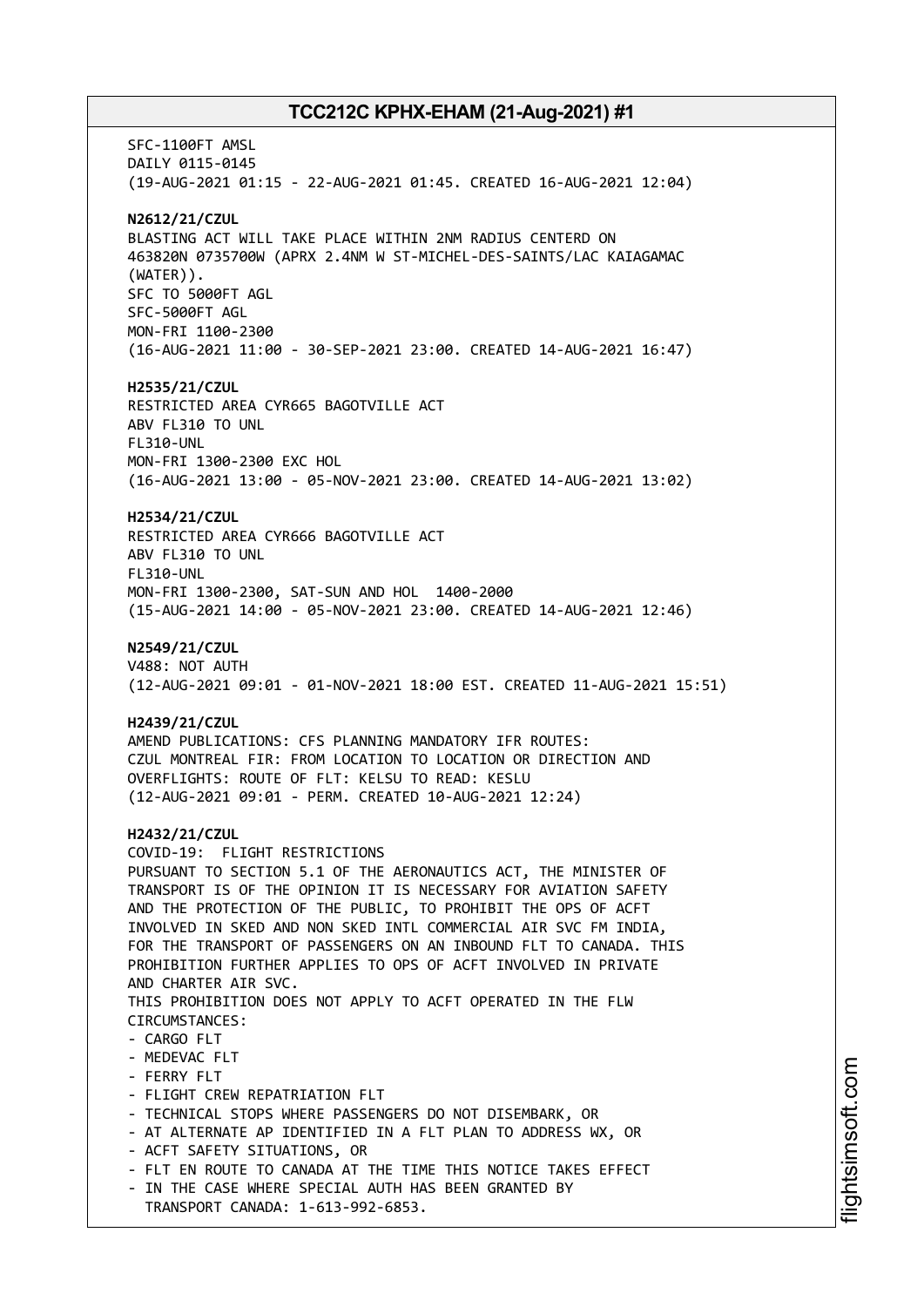SFC-1100FT AMSL
DAILY 0115-0145
(19-AUG-2021 01:15 - 22-AUG-2021 01:45. CREATED 16-AUG-2021 12:04)

**N2612/21/CZUL**
BLASTING ACT WILL TAKE PLACE WITHIN 2NM RADIUS CENTERD ON
463820N 0735700W (APRX 2.4NM W ST-MICHEL-DES-SAINTS/LAC KAIAGAMAC
(WATER)).
SFC TO 5000FT AGL
SFC-5000FT AGL
MON-FRI 1100-2300
(16-AUG-2021 11:00 - 30-SEP-2021 23:00. CREATED 14-AUG-2021 16:47)

**H2535/21/CZUL**
RESTRICTED AREA CYR665 BAGOTVILLE ACT
ABV FL310 TO UNL
FL310-UNL
MON-FRI 1300-2300 EXC HOL
(16-AUG-2021 13:00 - 05-NOV-2021 23:00. CREATED 14-AUG-2021 13:02)

**H2534/21/CZUL**
RESTRICTED AREA CYR666 BAGOTVILLE ACT
ABV FL310 TO UNL
FL310-UNL
MON-FRI 1300-2300, SAT-SUN AND HOL 1400-2000
(15-AUG-2021 14:00 - 05-NOV-2021 23:00. CREATED 14-AUG-2021 12:46)

**N2549/21/CZUL**
V488: NOT AUTH
(12-AUG-2021 09:01 - 01-NOV-2021 18:00 EST. CREATED 11-AUG-2021 15:51)

**H2439/21/CZUL**
AMEND PUBLICATIONS: CFS PLANNING MANDATORY IFR ROUTES:
CZUL MONTREAL FIR: FROM LOCATION TO LOCATION OR DIRECTION AND
OVERFLIGHTS: ROUTE OF FLT: KELSU TO READ: KESLU
(12-AUG-2021 09:01 - PERM. CREATED 10-AUG-2021 12:24)

**H2432/21/CZUL**
COVID-19: FLIGHT RESTRICTIONS
PURSUANT TO SECTION 5.1 OF THE AERONAUTICS ACT, THE MINISTER OF
TRANSPORT IS OF THE OPINION IT IS NECESSARY FOR AVIATION SAFETY
AND THE PROTECTION OF THE PUBLIC, TO PROHIBIT THE OPS OF ACFT
INVOLVED IN SKED AND NON SKED INTL COMMERCIAL AIR SVC FM INDIA,
FOR THE TRANSPORT OF PASSENGERS ON AN INBOUND FLT TO CANADA. THIS
PROHIBITION FURTHER APPLIES TO OPS OF ACFT INVOLVED IN PRIVATE
AND CHARTER AIR SVC.
THIS PROHIBITION DOES NOT APPLY TO ACFT OPERATED IN THE FLW
CIRCUMSTANCES:
- CARGO FLT
- MEDEVAC FLT
- FERRY FLT
- FLIGHT CREW REPATRIATION FLT
- TECHNICAL STOPS WHERE PASSENGERS DO NOT DISEMBARK, OR
- AT ALTERNATE AP IDENTIFIED IN A FLT PLAN TO ADDRESS WX, OR
- ACFT SAFETY SITUATIONS, OR
- FLT EN ROUTE TO CANADA AT THE TIME THIS NOTICE TAKES EFFECT
- IN THE CASE WHERE SPECIAL AUTH HAS BEEN GRANTED BY
  TRANSPORT CANADA: 1-613-992-6853.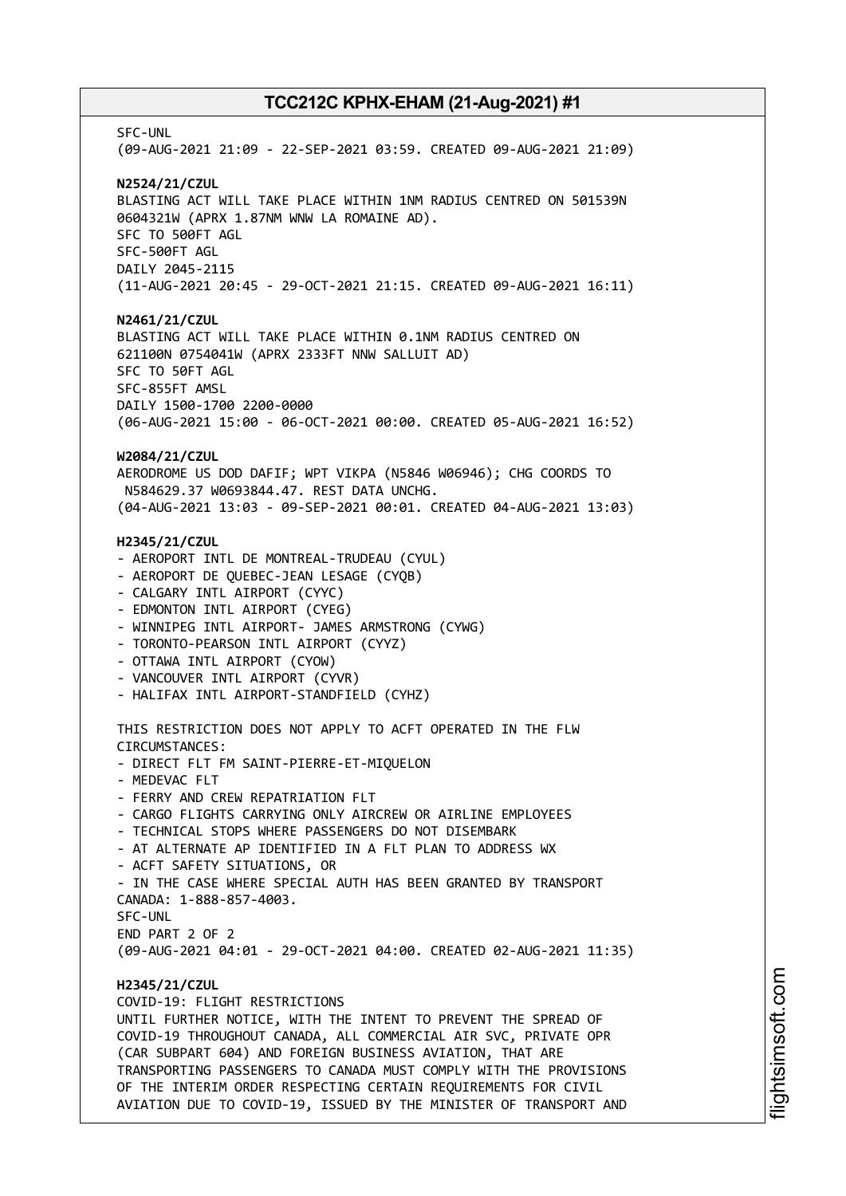SFC-UNL
(09-AUG-2021 21:09 - 22-SEP-2021 03:59. CREATED 09-AUG-2021 21:09)

**N2524/21/CZUL**
BLASTING ACT WILL TAKE PLACE WITHIN 1NM RADIUS CENTRED ON 501539N 0604321W (APRX 1.87NM WNW LA ROMAINE AD).
SFC TO 500FT AGL
SFC-500FT AGL
DAILY 2045-2115
(11-AUG-2021 20:45 - 29-OCT-2021 21:15. CREATED 09-AUG-2021 16:11)

**N2461/21/CZUL**
BLASTING ACT WILL TAKE PLACE WITHIN 0.1NM RADIUS CENTRED ON 621100N 0754041W (APRX 2333FT NNW SALLUIT AD)
SFC TO 50FT AGL
SFC-855FT AMSL
DAILY 1500-1700 2200-0000
(06-AUG-2021 15:00 - 06-OCT-2021 00:00. CREATED 05-AUG-2021 16:52)

**W2084/21/CZUL**
AERODROME US DOD DAFIF; WPT VIKPA (N5846 W06946); CHG COORDS TO N584629.37 W0693844.47. REST DATA UNCHG.
(04-AUG-2021 13:03 - 09-SEP-2021 00:01. CREATED 04-AUG-2021 13:03)

**H2345/21/CZUL**
- AEROPORT INTL DE MONTREAL-TRUDEAU (CYUL)
- AEROPORT DE QUEBEC-JEAN LESAGE (CYQB)
- CALGARY INTL AIRPORT (CYYC)
- EDMONTON INTL AIRPORT (CYEG)
- WINNIPEG INTL AIRPORT- JAMES ARMSTRONG (CYWG)
- TORONTO-PEARSON INTL AIRPORT (CYYZ)
- OTTAWA INTL AIRPORT (CYOW)
- VANCOUVER INTL AIRPORT (CYVR)
- HALIFAX INTL AIRPORT-STANDFIELD (CYHZ)

THIS RESTRICTION DOES NOT APPLY TO ACFT OPERATED IN THE FLW CIRCUMSTANCES:
- DIRECT FLT FM SAINT-PIERRE-ET-MIQUELON
- MEDEVAC FLT
- FERRY AND CREW REPATRIATION FLT
- CARGO FLIGHTS CARRYING ONLY AIRCREW OR AIRLINE EMPLOYEES
- TECHNICAL STOPS WHERE PASSENGERS DO NOT DISEMBARK
- AT ALTERNATE AP IDENTIFIED IN A FLT PLAN TO ADDRESS WX
- ACFT SAFETY SITUATIONS, OR
- IN THE CASE WHERE SPECIAL AUTH HAS BEEN GRANTED BY TRANSPORT CANADA: 1-888-857-4003.
SFC-UNL
END PART 2 OF 2
(09-AUG-2021 04:01 - 29-OCT-2021 04:00. CREATED 02-AUG-2021 11:35)

**H2345/21/CZUL**
COVID-19: FLIGHT RESTRICTIONS
UNTIL FURTHER NOTICE, WITH THE INTENT TO PREVENT THE SPREAD OF COVID-19 THROUGHOUT CANADA, ALL COMMERCIAL AIR SVC, PRIVATE OPR (CAR SUBPART 604) AND FOREIGN BUSINESS AVIATION, THAT ARE TRANSPORTING PASSENGERS TO CANADA MUST COMPLY WITH THE PROVISIONS OF THE INTERIM ORDER RESPECTING CERTAIN REQUIREMENTS FOR CIVIL AVIATION DUE TO COVID-19, ISSUED BY THE MINISTER OF TRANSPORT AND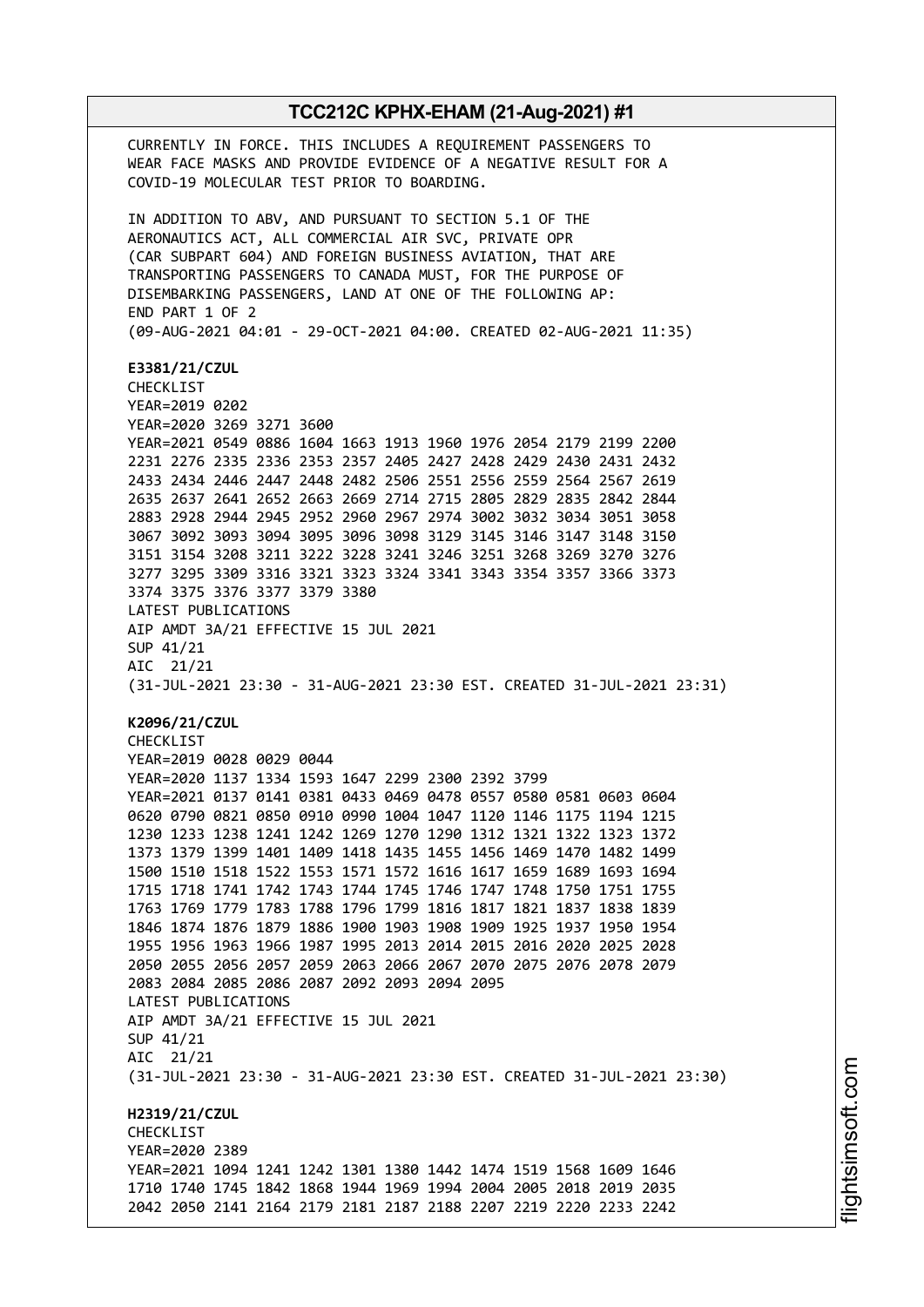CURRENTLY IN FORCE. THIS INCLUDES A REQUIREMENT PASSENGERS TO
WEAR FACE MASKS AND PROVIDE EVIDENCE OF A NEGATIVE RESULT FOR A
COVID-19 MOLECULAR TEST PRIOR TO BOARDING.

IN ADDITION TO ABV, AND PURSUANT TO SECTION 5.1 OF THE
AERONAUTICS ACT, ALL COMMERCIAL AIR SVC, PRIVATE OPR
(CAR SUBPART 604) AND FOREIGN BUSINESS AVIATION, THAT ARE
TRANSPORTING PASSENGERS TO CANADA MUST, FOR THE PURPOSE OF
DISEMBARKING PASSENGERS, LAND AT ONE OF THE FOLLOWING AP:
END PART 1 OF 2
(09-AUG-2021 04:01 - 29-OCT-2021 04:00. CREATED 02-AUG-2021 11:35)

**E3381/21/CZUL**
CHECKLIST
YEAR=2019 0202
YEAR=2020 3269 3271 3600
YEAR=2021 0549 0886 1604 1663 1913 1960 1976 2054 2179 2199 2200
2231 2276 2335 2336 2353 2357 2405 2427 2428 2429 2430 2431 2432
2433 2434 2446 2447 2448 2482 2506 2551 2556 2559 2564 2567 2619
2635 2637 2641 2652 2663 2669 2714 2715 2805 2829 2835 2842 2844
2883 2928 2944 2945 2952 2960 2967 2974 3002 3032 3034 3051 3058
3067 3092 3093 3094 3095 3096 3098 3129 3145 3146 3147 3148 3150
3151 3154 3208 3211 3222 3228 3241 3246 3251 3268 3269 3270 3276
3277 3295 3309 3316 3321 3323 3324 3341 3343 3354 3357 3366 3373
3374 3375 3376 3377 3379 3380
LATEST PUBLICATIONS
AIP AMDT 3A/21 EFFECTIVE 15 JUL 2021
SUP 41/21
AIC 21/21
(31-JUL-2021 23:30 - 31-AUG-2021 23:30 EST. CREATED 31-JUL-2021 23:31)

**K2096/21/CZUL**
CHECKLIST
YEAR=2019 0028 0029 0044
YEAR=2020 1137 1334 1593 1647 2299 2300 2392 3799
YEAR=2021 0137 0141 0381 0433 0469 0478 0557 0580 0581 0603 0604
0620 0790 0821 0850 0910 0990 1004 1047 1120 1146 1175 1194 1215
1230 1233 1238 1241 1242 1269 1270 1290 1312 1321 1322 1323 1372
1373 1379 1399 1401 1409 1418 1435 1455 1456 1469 1470 1482 1499
1500 1510 1518 1522 1553 1571 1572 1616 1617 1659 1689 1693 1694
1715 1718 1741 1742 1743 1744 1745 1746 1747 1748 1750 1751 1755
1763 1769 1779 1783 1788 1796 1799 1816 1817 1821 1837 1838 1839
1846 1874 1876 1879 1886 1900 1903 1908 1909 1925 1937 1950 1954
1955 1956 1963 1966 1987 1995 2013 2014 2015 2016 2020 2025 2028
2050 2055 2056 2057 2059 2063 2066 2067 2070 2075 2076 2078 2079
2083 2084 2085 2086 2087 2092 2093 2094 2095
LATEST PUBLICATIONS
AIP AMDT 3A/21 EFFECTIVE 15 JUL 2021
SUP 41/21
AIC 21/21
(31-JUL-2021 23:30 - 31-AUG-2021 23:30 EST. CREATED 31-JUL-2021 23:30)

**H2319/21/CZUL**
CHECKLIST
YEAR=2020 2389
YEAR=2021 1094 1241 1242 1301 1380 1442 1474 1519 1568 1609 1646
1710 1740 1745 1842 1868 1944 1969 1994 2004 2005 2018 2019 2035
2042 2050 2141 2164 2179 2181 2187 2188 2207 2219 2220 2233 2242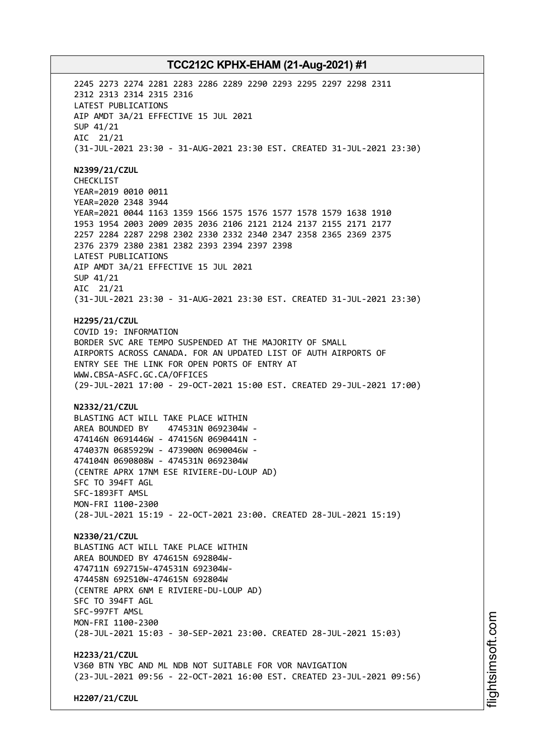2245 2273 2274 2281 2283 2286 2289 2290 2293 2295 2297 2298 2311
2312 2313 2314 2315 2316
LATEST PUBLICATIONS
AIP AMDT 3A/21 EFFECTIVE 15 JUL 2021
SUP 41/21
AIC 21/21
(31-JUL-2021 23:30 - 31-AUG-2021 23:30 EST. CREATED 31-JUL-2021 23:30)

**N2399/21/CZUL**
CHECKLIST
YEAR=2019 0010 0011
YEAR=2020 2348 3944
YEAR=2021 0044 1163 1359 1566 1575 1576 1577 1578 1579 1638 1910
1953 1954 2003 2009 2035 2036 2106 2121 2124 2137 2155 2171 2177
2257 2284 2287 2298 2302 2330 2332 2340 2347 2358 2365 2369 2375
2376 2379 2380 2381 2382 2393 2394 2397 2398
LATEST PUBLICATIONS
AIP AMDT 3A/21 EFFECTIVE 15 JUL 2021
SUP 41/21
AIC 21/21
(31-JUL-2021 23:30 - 31-AUG-2021 23:30 EST. CREATED 31-JUL-2021 23:30)

**H2295/21/CZUL**
COVID 19: INFORMATION
BORDER SVC ARE TEMPO SUSPENDED AT THE MAJORITY OF SMALL
AIRPORTS ACROSS CANADA. FOR AN UPDATED LIST OF AUTH AIRPORTS OF
ENTRY SEE THE LINK FOR OPEN PORTS OF ENTRY AT
WWW.CBSA-ASFC.GC.CA/OFFICES
(29-JUL-2021 17:00 - 29-OCT-2021 15:00 EST. CREATED 29-JUL-2021 17:00)

**N2332/21/CZUL**
BLASTING ACT WILL TAKE PLACE WITHIN
AREA BOUNDED BY 474531N 0692304W -
474146N 0691446W - 474156N 0690441N -
474037N 0685929W - 473900N 0690046W -
474104N 0690808W - 474531N 0692304W
(CENTRE APRX 17NM ESE RIVIERE-DU-LOUP AD)
SFC TO 394FT AGL
SFC-1893FT AMSL
MON-FRI 1100-2300
(28-JUL-2021 15:19 - 22-OCT-2021 23:00. CREATED 28-JUL-2021 15:19)

**N2330/21/CZUL**
BLASTING ACT WILL TAKE PLACE WITHIN
AREA BOUNDED BY 474615N 692804W-
474711N 692715W-474531N 692304W-
474458N 692510W-474615N 692804W
(CENTRE APRX 6NM E RIVIERE-DU-LOUP AD)
SFC TO 394FT AGL
SFC-997FT AMSL
MON-FRI 1100-2300
(28-JUL-2021 15:03 - 30-SEP-2021 23:00. CREATED 28-JUL-2021 15:03)

**H2233/21/CZUL**
V360 BTN YBC AND ML NDB NOT SUITABLE FOR VOR NAVIGATION
(23-JUL-2021 09:56 - 22-OCT-2021 16:00 EST. CREATED 23-JUL-2021 09:56)

**H2207/21/CZUL**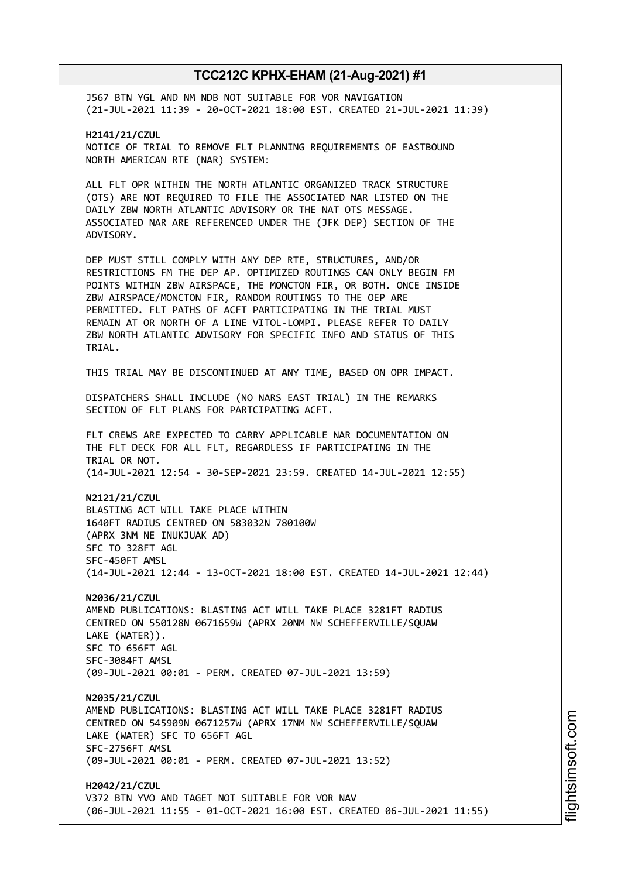J567 BTN YGL AND NM NDB NOT SUITABLE FOR VOR NAVIGATION
(21-JUL-2021 11:39 - 20-OCT-2021 18:00 EST. CREATED 21-JUL-2021 11:39)

**H2141/21/CZUL**
NOTICE OF TRIAL TO REMOVE FLT PLANNING REQUIREMENTS OF EASTBOUND NORTH AMERICAN RTE (NAR) SYSTEM:

ALL FLT OPR WITHIN THE NORTH ATLANTIC ORGANIZED TRACK STRUCTURE (OTS) ARE NOT REQUIRED TO FILE THE ASSOCIATED NAR LISTED ON THE DAILY ZBW NORTH ATLANTIC ADVISORY OR THE NAT OTS MESSAGE. ASSOCIATED NAR ARE REFERENCED UNDER THE (JFK DEP) SECTION OF THE ADVISORY.

DEP MUST STILL COMPLY WITH ANY DEP RTE, STRUCTURES, AND/OR RESTRICTIONS FM THE DEP AP. OPTIMIZED ROUTINGS CAN ONLY BEGIN FM POINTS WITHIN ZBW AIRSPACE, THE MONCTON FIR, OR BOTH. ONCE INSIDE ZBW AIRSPACE/MONCTON FIR, RANDOM ROUTINGS TO THE OEP ARE PERMITTED. FLT PATHS OF ACFT PARTICIPATING IN THE TRIAL MUST REMAIN AT OR NORTH OF A LINE VITOL-LOMPI. PLEASE REFER TO DAILY ZBW NORTH ATLANTIC ADVISORY FOR SPECIFIC INFO AND STATUS OF THIS TRIAL.

THIS TRIAL MAY BE DISCONTINUED AT ANY TIME, BASED ON OPR IMPACT.

DISPATCHERS SHALL INCLUDE (NO NARS EAST TRIAL) IN THE REMARKS SECTION OF FLT PLANS FOR PARTCIPATING ACFT.

FLT CREWS ARE EXPECTED TO CARRY APPLICABLE NAR DOCUMENTATION ON THE FLT DECK FOR ALL FLT, REGARDLESS IF PARTICIPATING IN THE TRIAL OR NOT.
(14-JUL-2021 12:54 - 30-SEP-2021 23:59. CREATED 14-JUL-2021 12:55)

**N2121/21/CZUL**
BLASTING ACT WILL TAKE PLACE WITHIN
1640FT RADIUS CENTRED ON 583032N 780100W
(APRX 3NM NE INUKJUAK AD)
SFC TO 328FT AGL
SFC-450FT AMSL
(14-JUL-2021 12:44 - 13-OCT-2021 18:00 EST. CREATED 14-JUL-2021 12:44)

**N2036/21/CZUL**
AMEND PUBLICATIONS: BLASTING ACT WILL TAKE PLACE 3281FT RADIUS CENTRED ON 550128N 0671659W (APRX 20NM NW SCHEFFERVILLE/SQUAW LAKE (WATER)).
SFC TO 656FT AGL
SFC-3084FT AMSL
(09-JUL-2021 00:01 - PERM. CREATED 07-JUL-2021 13:59)

**N2035/21/CZUL**
AMEND PUBLICATIONS: BLASTING ACT WILL TAKE PLACE 3281FT RADIUS CENTRED ON 545909N 0671257W (APRX 17NM NW SCHEFFERVILLE/SQUAW LAKE (WATER) SFC TO 656FT AGL
SFC-2756FT AMSL
(09-JUL-2021 00:01 - PERM. CREATED 07-JUL-2021 13:52)

**H2042/21/CZUL**
V372 BTN YVO AND TAGET NOT SUITABLE FOR VOR NAV
(06-JUL-2021 11:55 - 01-OCT-2021 16:00 EST. CREATED 06-JUL-2021 11:55)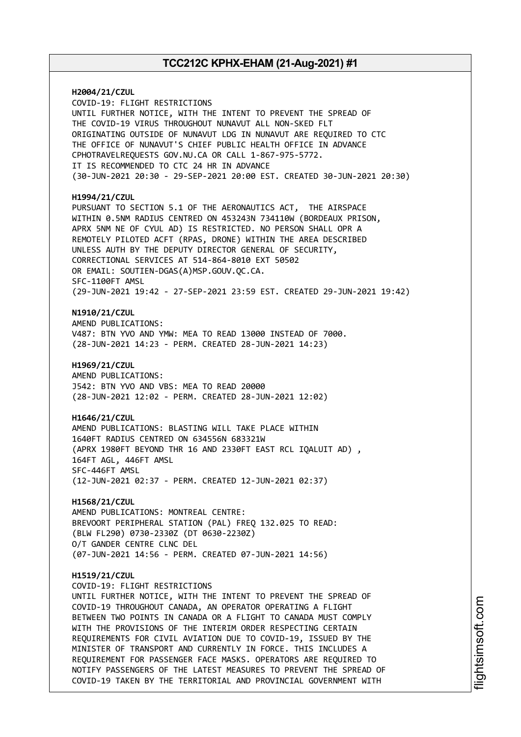**H2004/21/CZUL**
COVID-19: FLIGHT RESTRICTIONS
UNTIL FURTHER NOTICE, WITH THE INTENT TO PREVENT THE SPREAD OF
THE COVID-19 VIRUS THROUGHOUT NUNAVUT ALL NON-SKED FLT
ORIGINATING OUTSIDE OF NUNAVUT LDG IN NUNAVUT ARE REQUIRED TO CTC
THE OFFICE OF NUNAVUT'S CHIEF PUBLIC HEALTH OFFICE IN ADVANCE
CPHOTRAVELREQUESTS GOV.NU.CA OR CALL 1-867-975-5772.
IT IS RECOMMENDED TO CTC 24 HR IN ADVANCE
(30-JUN-2021 20:30 - 29-SEP-2021 20:00 EST. CREATED 30-JUN-2021 20:30)

**H1994/21/CZUL**
PURSUANT TO SECTION 5.1 OF THE AERONAUTICS ACT, THE AIRSPACE
WITHIN 0.5NM RADIUS CENTRED ON 453243N 734110W (BORDEAUX PRISON,
APRX 5NM NE OF CYUL AD) IS RESTRICTED. NO PERSON SHALL OPR A
REMOTELY PILOTED ACFT (RPAS, DRONE) WITHIN THE AREA DESCRIBED
UNLESS AUTH BY THE DEPUTY DIRECTOR GENERAL OF SECURITY,
CORRECTIONAL SERVICES AT 514-864-8010 EXT 50502
OR EMAIL: SOUTIEN-DGAS(A)MSP.GOUV.QC.CA.
SFC-1100FT AMSL
(29-JUN-2021 19:42 - 27-SEP-2021 23:59 EST. CREATED 29-JUN-2021 19:42)

**N1910/21/CZUL**
AMEND PUBLICATIONS:
V487: BTN YVO AND YMW: MEA TO READ 13000 INSTEAD OF 7000.
(28-JUN-2021 14:23 - PERM. CREATED 28-JUN-2021 14:23)

**H1969/21/CZUL**
AMEND PUBLICATIONS:
J542: BTN YVO AND VBS: MEA TO READ 20000
(28-JUN-2021 12:02 - PERM. CREATED 28-JUN-2021 12:02)

**H1646/21/CZUL**
AMEND PUBLICATIONS: BLASTING WILL TAKE PLACE WITHIN
1640FT RADIUS CENTRED ON 634556N 683321W
(APRX 1980FT BEYOND THR 16 AND 2330FT EAST RCL IQALUIT AD) ,
164FT AGL, 446FT AMSL
SFC-446FT AMSL
(12-JUN-2021 02:37 - PERM. CREATED 12-JUN-2021 02:37)

**H1568/21/CZUL**
AMEND PUBLICATIONS: MONTREAL CENTRE:
BREVOORT PERIPHERAL STATION (PAL) FREQ 132.025 TO READ:
(BLW FL290) 0730-2330Z (DT 0630-2230Z)
O/T GANDER CENTRE CLNC DEL
(07-JUN-2021 14:56 - PERM. CREATED 07-JUN-2021 14:56)

**H1519/21/CZUL**
COVID-19: FLIGHT RESTRICTIONS
UNTIL FURTHER NOTICE, WITH THE INTENT TO PREVENT THE SPREAD OF
COVID-19 THROUGHOUT CANADA, AN OPERATOR OPERATING A FLIGHT
BETWEEN TWO POINTS IN CANADA OR A FLIGHT TO CANADA MUST COMPLY
WITH THE PROVISIONS OF THE INTERIM ORDER RESPECTING CERTAIN
REQUIREMENTS FOR CIVIL AVIATION DUE TO COVID-19, ISSUED BY THE
MINISTER OF TRANSPORT AND CURRENTLY IN FORCE. THIS INCLUDES A
REQUIREMENT FOR PASSENGER FACE MASKS. OPERATORS ARE REQUIRED TO
NOTIFY PASSENGERS OF THE LATEST MEASURES TO PREVENT THE SPREAD OF
COVID-19 TAKEN BY THE TERRITORIAL AND PROVINCIAL GOVERNMENT WITH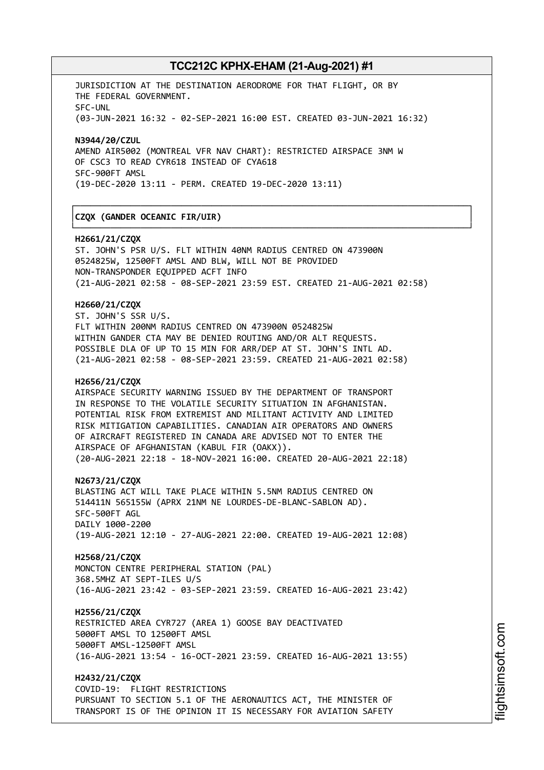JURISDICTION AT THE DESTINATION AERODROME FOR THAT FLIGHT, OR BY THE FEDERAL GOVERNMENT.
SFC-UNL
(03-JUN-2021 16:32 - 02-SEP-2021 16:00 EST. CREATED 03-JUN-2021 16:32)

**N3944/20/CZUL**
AMEND AIR5002 (MONTREAL VFR NAV CHART): RESTRICTED AIRSPACE 3NM W OF CSC3 TO READ CYR618 INSTEAD OF CYA618
SFC-900FT AMSL
(19-DEC-2020 13:11 - PERM. CREATED 19-DEC-2020 13:11)

## CZQX (GANDER OCEANIC FIR/UIR)

**H2661/21/CZQX**
ST. JOHN'S PSR U/S. FLT WITHIN 40NM RADIUS CENTRED ON 473900N 0524825W, 12500FT AMSL AND BLW, WILL NOT BE PROVIDED NON-TRANSPONDER EQUIPPED ACFT INFO
(21-AUG-2021 02:58 - 08-SEP-2021 23:59 EST. CREATED 21-AUG-2021 02:58)

**H2660/21/CZQX**
ST. JOHN'S SSR U/S.
FLT WITHIN 200NM RADIUS CENTRED ON 473900N 0524825W WITHIN GANDER CTA MAY BE DENIED ROUTING AND/OR ALT REQUESTS. POSSIBLE DLA OF UP TO 15 MIN FOR ARR/DEP AT ST. JOHN'S INTL AD.
(21-AUG-2021 02:58 - 08-SEP-2021 23:59. CREATED 21-AUG-2021 02:58)

**H2656/21/CZQX**
AIRSPACE SECURITY WARNING ISSUED BY THE DEPARTMENT OF TRANSPORT IN RESPONSE TO THE VOLATILE SECURITY SITUATION IN AFGHANISTAN. POTENTIAL RISK FROM EXTREMIST AND MILITANT ACTIVITY AND LIMITED RISK MITIGATION CAPABILITIES. CANADIAN AIR OPERATORS AND OWNERS OF AIRCRAFT REGISTERED IN CANADA ARE ADVISED NOT TO ENTER THE AIRSPACE OF AFGHANISTAN (KABUL FIR (OAKX)).
(20-AUG-2021 22:18 - 18-NOV-2021 16:00. CREATED 20-AUG-2021 22:18)

**N2673/21/CZQX**
BLASTING ACT WILL TAKE PLACE WITHIN 5.5NM RADIUS CENTRED ON 514411N 565155W (APRX 21NM NE LOURDES-DE-BLANC-SABLON AD).
SFC-500FT AGL
DAILY 1000-2200
(19-AUG-2021 12:10 - 27-AUG-2021 22:00. CREATED 19-AUG-2021 12:08)

**H2568/21/CZQX**
MONCTON CENTRE PERIPHERAL STATION (PAL)
368.5MHZ AT SEPT-ILES U/S
(16-AUG-2021 23:42 - 03-SEP-2021 23:59. CREATED 16-AUG-2021 23:42)

**H2556/21/CZQX**
RESTRICTED AREA CYR727 (AREA 1) GOOSE BAY DEACTIVATED
5000FT AMSL TO 12500FT AMSL
5000FT AMSL-12500FT AMSL
(16-AUG-2021 13:54 - 16-OCT-2021 23:59. CREATED 16-AUG-2021 13:55)

**H2432/21/CZQX**
COVID-19: FLIGHT RESTRICTIONS
PURSUANT TO SECTION 5.1 OF THE AERONAUTICS ACT, THE MINISTER OF TRANSPORT IS OF THE OPINION IT IS NECESSARY FOR AVIATION SAFETY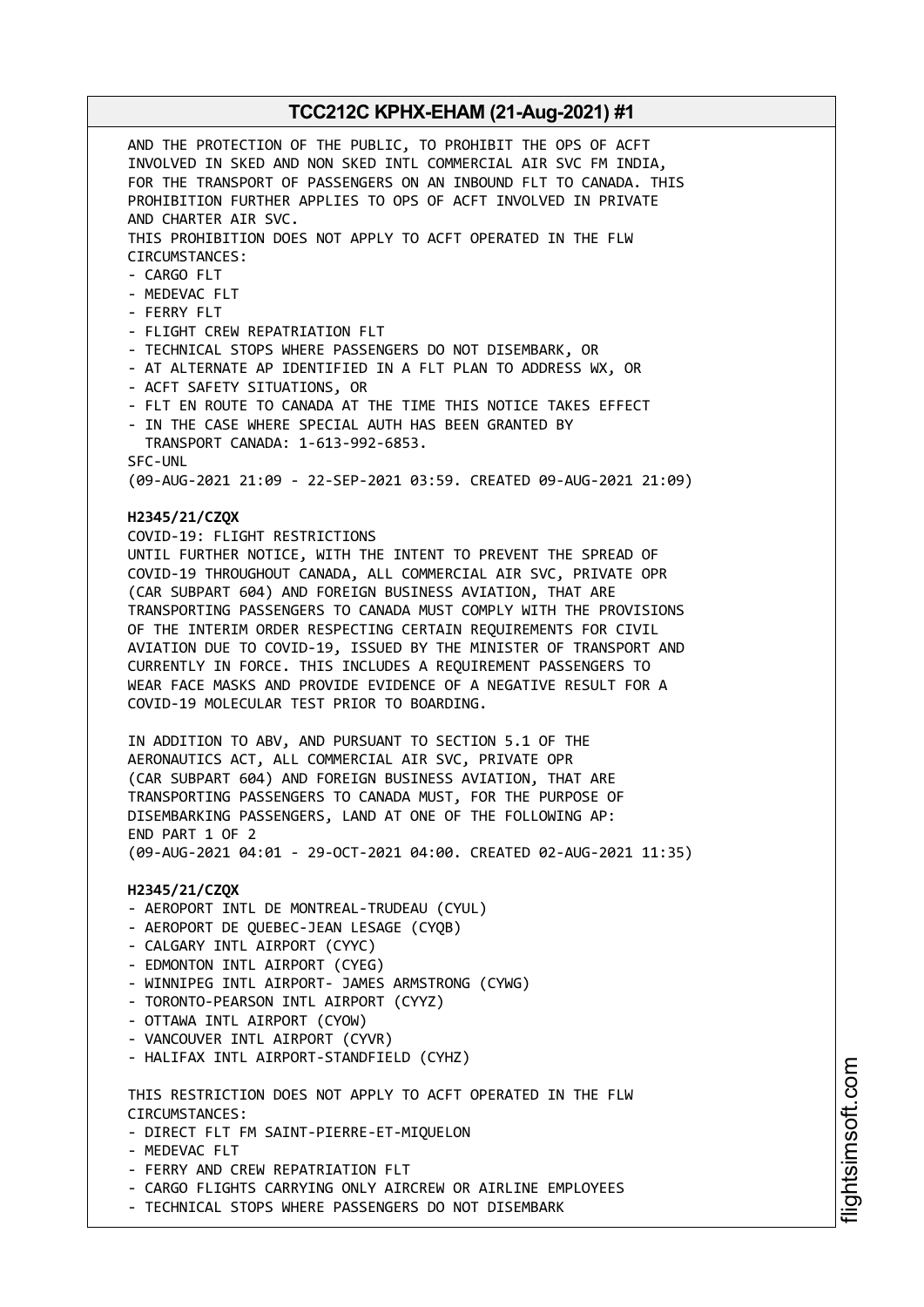AND THE PROTECTION OF THE PUBLIC, TO PROHIBIT THE OPS OF ACFT INVOLVED IN SKED AND NON SKED INTL COMMERCIAL AIR SVC FM INDIA, FOR THE TRANSPORT OF PASSENGERS ON AN INBOUND FLT TO CANADA. THIS PROHIBITION FURTHER APPLIES TO OPS OF ACFT INVOLVED IN PRIVATE AND CHARTER AIR SVC.
THIS PROHIBITION DOES NOT APPLY TO ACFT OPERATED IN THE FLW CIRCUMSTANCES:
- CARGO FLT
- MEDEVAC FLT
- FERRY FLT
- FLIGHT CREW REPATRIATION FLT
- TECHNICAL STOPS WHERE PASSENGERS DO NOT DISEMBARK, OR
- AT ALTERNATE AP IDENTIFIED IN A FLT PLAN TO ADDRESS WX, OR
- ACFT SAFETY SITUATIONS, OR
- FLT EN ROUTE TO CANADA AT THE TIME THIS NOTICE TAKES EFFECT
- IN THE CASE WHERE SPECIAL AUTH HAS BEEN GRANTED BY TRANSPORT CANADA: 1-613-992-6853.

SFC-UNL
(09-AUG-2021 21:09 - 22-SEP-2021 03:59. CREATED 09-AUG-2021 21:09)

**H2345/21/CZQX**
COVID-19: FLIGHT RESTRICTIONS
UNTIL FURTHER NOTICE, WITH THE INTENT TO PREVENT THE SPREAD OF COVID-19 THROUGHOUT CANADA, ALL COMMERCIAL AIR SVC, PRIVATE OPR (CAR SUBPART 604) AND FOREIGN BUSINESS AVIATION, THAT ARE TRANSPORTING PASSENGERS TO CANADA MUST COMPLY WITH THE PROVISIONS OF THE INTERIM ORDER RESPECTING CERTAIN REQUIREMENTS FOR CIVIL AVIATION DUE TO COVID-19, ISSUED BY THE MINISTER OF TRANSPORT AND CURRENTLY IN FORCE. THIS INCLUDES A REQUIREMENT PASSENGERS TO WEAR FACE MASKS AND PROVIDE EVIDENCE OF A NEGATIVE RESULT FOR A COVID-19 MOLECULAR TEST PRIOR TO BOARDING.

IN ADDITION TO ABV, AND PURSUANT TO SECTION 5.1 OF THE AERONAUTICS ACT, ALL COMMERCIAL AIR SVC, PRIVATE OPR (CAR SUBPART 604) AND FOREIGN BUSINESS AVIATION, THAT ARE TRANSPORTING PASSENGERS TO CANADA MUST, FOR THE PURPOSE OF DISEMBARKING PASSENGERS, LAND AT ONE OF THE FOLLOWING AP:
END PART 1 OF 2
(09-AUG-2021 04:01 - 29-OCT-2021 04:00. CREATED 02-AUG-2021 11:35)

**H2345/21/CZQX**
- AEROPORT INTL DE MONTREAL-TRUDEAU (CYUL)
- AEROPORT DE QUEBEC-JEAN LESAGE (CYQB)
- CALGARY INTL AIRPORT (CYYC)
- EDMONTON INTL AIRPORT (CYEG)
- WINNIPEG INTL AIRPORT- JAMES ARMSTRONG (CYWG)
- TORONTO-PEARSON INTL AIRPORT (CYYZ)
- OTTAWA INTL AIRPORT (CYOW)
- VANCOUVER INTL AIRPORT (CYVR)
- HALIFAX INTL AIRPORT-STANDFIELD (CYHZ)

THIS RESTRICTION DOES NOT APPLY TO ACFT OPERATED IN THE FLW CIRCUMSTANCES:
- DIRECT FLT FM SAINT-PIERRE-ET-MIQUELON
- MEDEVAC FLT
- FERRY AND CREW REPATRIATION FLT
- CARGO FLIGHTS CARRYING ONLY AIRCREW OR AIRLINE EMPLOYEES
- TECHNICAL STOPS WHERE PASSENGERS DO NOT DISEMBARK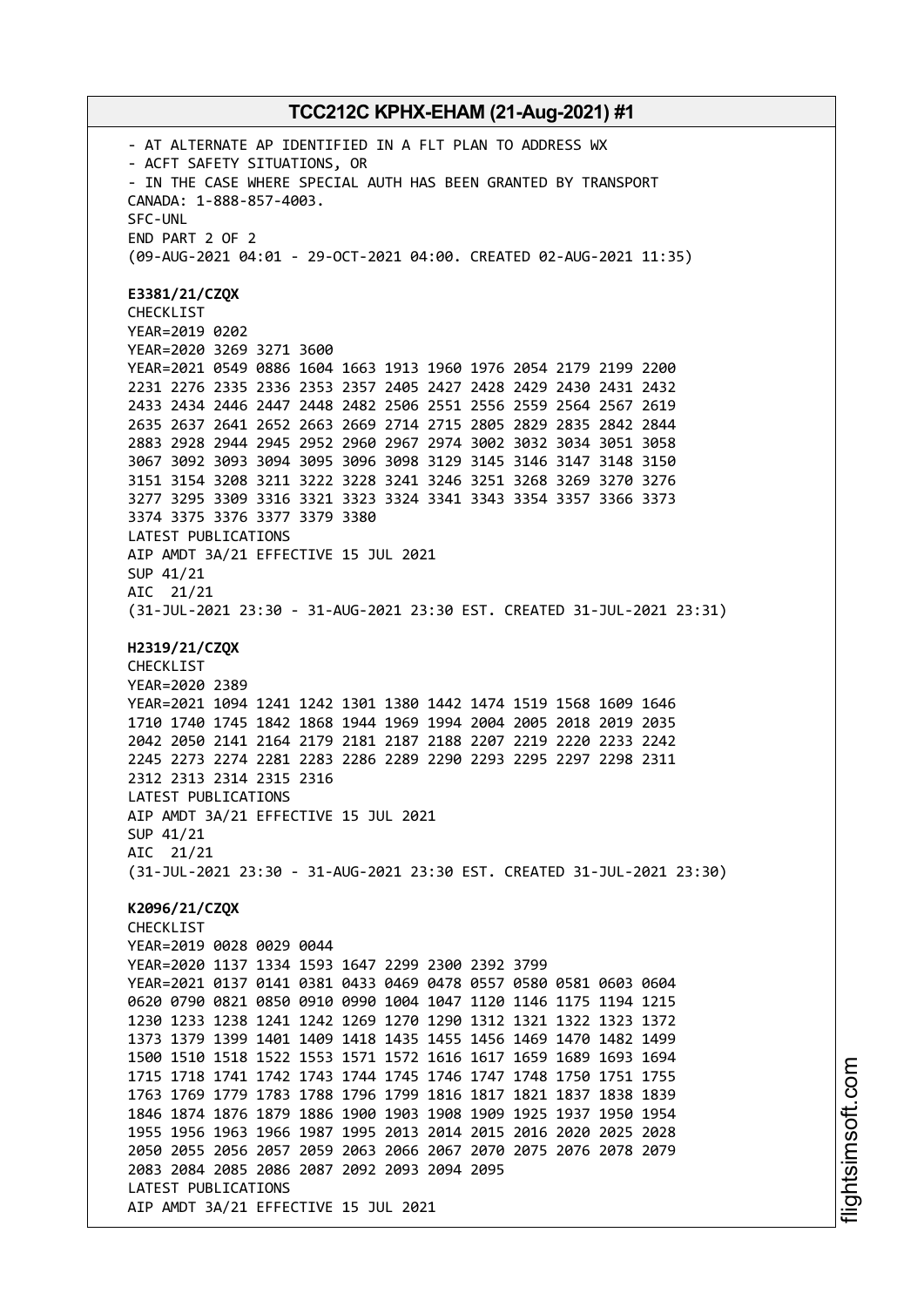- AT ALTERNATE AP IDENTIFIED IN A FLT PLAN TO ADDRESS WX
- ACFT SAFETY SITUATIONS, OR
- IN THE CASE WHERE SPECIAL AUTH HAS BEEN GRANTED BY TRANSPORT CANADA: 1-888-857-4003.

SFC-UNL
END PART 2 OF 2
(09-AUG-2021 04:01 - 29-OCT-2021 04:00. CREATED 02-AUG-2021 11:35)

**E3381/21/CZQX**
CHECKLIST
YEAR=2019 0202
YEAR=2020 3269 3271 3600
YEAR=2021 0549 0886 1604 1663 1913 1960 1976 2054 2179 2199 2200 2231 2276 2335 2336 2353 2357 2405 2427 2428 2429 2430 2431 2432 2433 2434 2446 2447 2448 2482 2506 2551 2556 2559 2564 2567 2619 2635 2637 2641 2652 2663 2669 2714 2715 2805 2829 2835 2842 2844 2883 2928 2944 2945 2952 2960 2967 2974 3002 3032 3034 3051 3058 3067 3092 3093 3094 3095 3096 3098 3129 3145 3146 3147 3148 3150 3151 3154 3208 3211 3222 3228 3241 3246 3251 3268 3269 3270 3276 3277 3295 3309 3316 3321 3323 3324 3341 3343 3354 3357 3366 3373 3374 3375 3376 3377 3379 3380
LATEST PUBLICATIONS
AIP AMDT 3A/21 EFFECTIVE 15 JUL 2021
SUP 41/21
AIC 21/21
(31-JUL-2021 23:30 - 31-AUG-2021 23:30 EST. CREATED 31-JUL-2021 23:31)

**H2319/21/CZQX**
CHECKLIST
YEAR=2020 2389
YEAR=2021 1094 1241 1242 1301 1380 1442 1474 1519 1568 1609 1646 1710 1740 1745 1842 1868 1944 1969 1994 2004 2005 2018 2019 2035 2042 2050 2141 2164 2179 2181 2187 2188 2207 2219 2220 2233 2242 2245 2273 2274 2281 2283 2286 2289 2290 2293 2295 2297 2298 2311 2312 2313 2314 2315 2316
LATEST PUBLICATIONS
AIP AMDT 3A/21 EFFECTIVE 15 JUL 2021
SUP 41/21
AIC 21/21
(31-JUL-2021 23:30 - 31-AUG-2021 23:30 EST. CREATED 31-JUL-2021 23:30)

**K2096/21/CZQX**
CHECKLIST
YEAR=2019 0028 0029 0044
YEAR=2020 1137 1334 1593 1647 2299 2300 2392 3799
YEAR=2021 0137 0141 0381 0433 0469 0478 0557 0580 0581 0603 0604 0620 0790 0821 0850 0910 0990 1004 1047 1120 1146 1175 1194 1215 1230 1233 1238 1241 1242 1269 1270 1290 1312 1321 1322 1323 1372 1373 1379 1399 1401 1409 1418 1435 1455 1456 1469 1470 1482 1499 1500 1510 1518 1522 1553 1571 1572 1616 1617 1659 1689 1693 1694 1715 1718 1741 1742 1743 1744 1745 1746 1747 1748 1750 1751 1755 1763 1769 1779 1783 1788 1796 1799 1816 1817 1821 1837 1838 1839 1846 1874 1876 1879 1886 1900 1903 1908 1909 1925 1937 1950 1954 1955 1956 1963 1966 1987 1995 2013 2014 2015 2016 2020 2025 2028 2050 2055 2056 2057 2059 2063 2066 2067 2070 2075 2076 2078 2079 2083 2084 2085 2086 2087 2092 2093 2094 2095
LATEST PUBLICATIONS
AIP AMDT 3A/21 EFFECTIVE 15 JUL 2021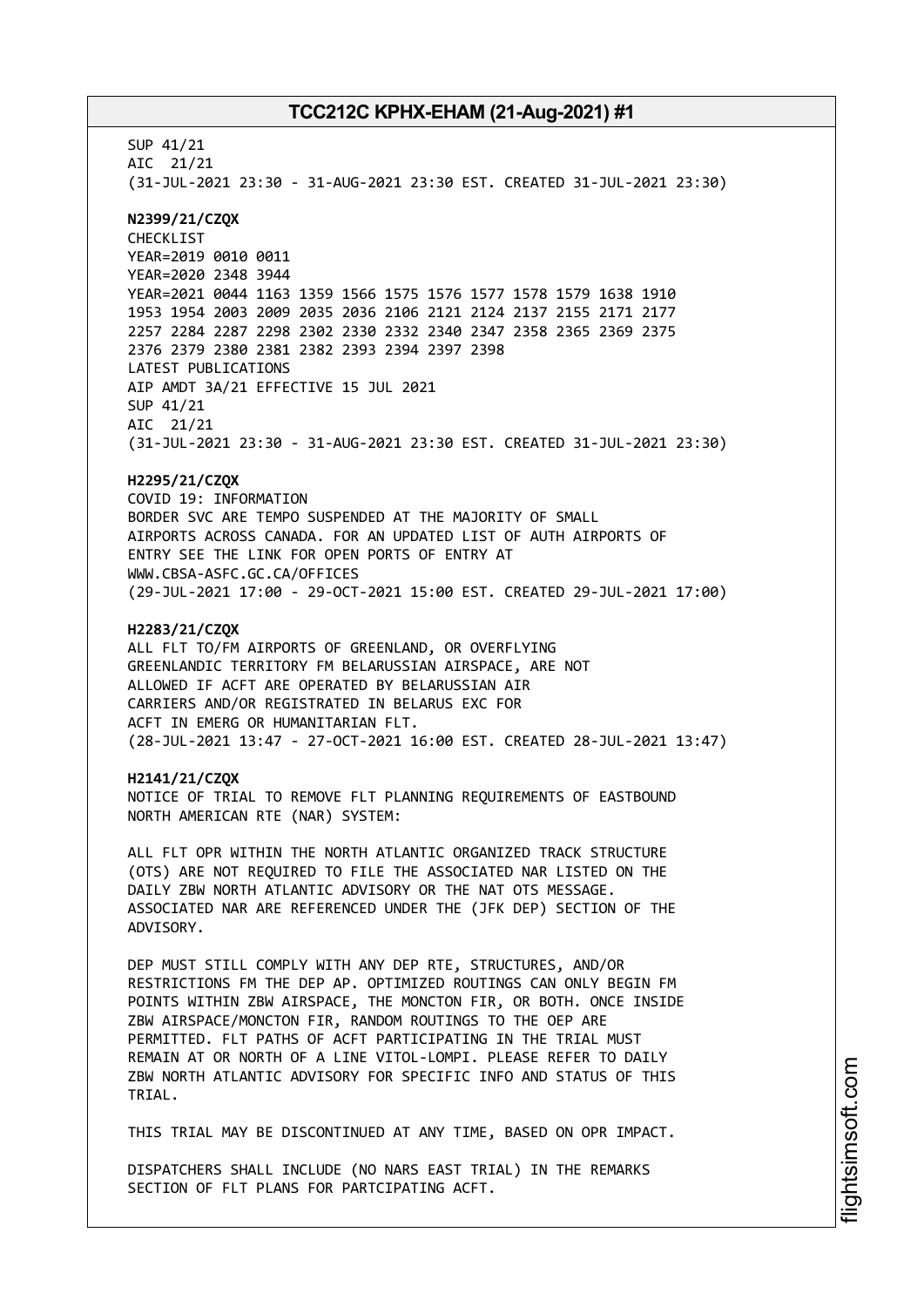SUP 41/21
AIC 21/21
(31-JUL-2021 23:30 - 31-AUG-2021 23:30 EST. CREATED 31-JUL-2021 23:30)

**N2399/21/CZQX**
CHECKLIST
YEAR=2019 0010 0011
YEAR=2020 2348 3944
YEAR=2021 0044 1163 1359 1566 1575 1576 1577 1578 1579 1638 1910
1953 1954 2003 2009 2035 2036 2106 2121 2124 2137 2155 2171 2177
2257 2284 2287 2298 2302 2330 2332 2340 2347 2358 2365 2369 2375
2376 2379 2380 2381 2382 2393 2394 2397 2398
LATEST PUBLICATIONS
AIP AMDT 3A/21 EFFECTIVE 15 JUL 2021
SUP 41/21
AIC 21/21
(31-JUL-2021 23:30 - 31-AUG-2021 23:30 EST. CREATED 31-JUL-2021 23:30)

**H2295/21/CZQX**
COVID 19: INFORMATION
BORDER SVC ARE TEMPO SUSPENDED AT THE MAJORITY OF SMALL
AIRPORTS ACROSS CANADA. FOR AN UPDATED LIST OF AUTH AIRPORTS OF
ENTRY SEE THE LINK FOR OPEN PORTS OF ENTRY AT
WWW.CBSA-ASFC.GC.CA/OFFICES
(29-JUL-2021 17:00 - 29-OCT-2021 15:00 EST. CREATED 29-JUL-2021 17:00)

**H2283/21/CZQX**
ALL FLT TO/FM AIRPORTS OF GREENLAND, OR OVERFLYING
GREENLANDIC TERRITORY FM BELARUSSIAN AIRSPACE, ARE NOT
ALLOWED IF ACFT ARE OPERATED BY BELARUSSIAN AIR
CARRIERS AND/OR REGISTRATED IN BELARUS EXC FOR
ACFT IN EMERG OR HUMANITARIAN FLT.
(28-JUL-2021 13:47 - 27-OCT-2021 16:00 EST. CREATED 28-JUL-2021 13:47)

**H2141/21/CZQX**
NOTICE OF TRIAL TO REMOVE FLT PLANNING REQUIREMENTS OF EASTBOUND
NORTH AMERICAN RTE (NAR) SYSTEM:

ALL FLT OPR WITHIN THE NORTH ATLANTIC ORGANIZED TRACK STRUCTURE
(OTS) ARE NOT REQUIRED TO FILE THE ASSOCIATED NAR LISTED ON THE
DAILY ZBW NORTH ATLANTIC ADVISORY OR THE NAT OTS MESSAGE.
ASSOCIATED NAR ARE REFERENCED UNDER THE (JFK DEP) SECTION OF THE
ADVISORY.

DEP MUST STILL COMPLY WITH ANY DEP RTE, STRUCTURES, AND/OR
RESTRICTIONS FM THE DEP AP. OPTIMIZED ROUTINGS CAN ONLY BEGIN FM
POINTS WITHIN ZBW AIRSPACE, THE MONCTON FIR, OR BOTH. ONCE INSIDE
ZBW AIRSPACE/MONCTON FIR, RANDOM ROUTINGS TO THE OEP ARE
PERMITTED. FLT PATHS OF ACFT PARTICIPATING IN THE TRIAL MUST
REMAIN AT OR NORTH OF A LINE VITOL-LOMPI. PLEASE REFER TO DAILY
ZBW NORTH ATLANTIC ADVISORY FOR SPECIFIC INFO AND STATUS OF THIS
TRIAL.

THIS TRIAL MAY BE DISCONTINUED AT ANY TIME, BASED ON OPR IMPACT.

DISPATCHERS SHALL INCLUDE (NO NARS EAST TRIAL) IN THE REMARKS
SECTION OF FLT PLANS FOR PARTCIPATING ACFT.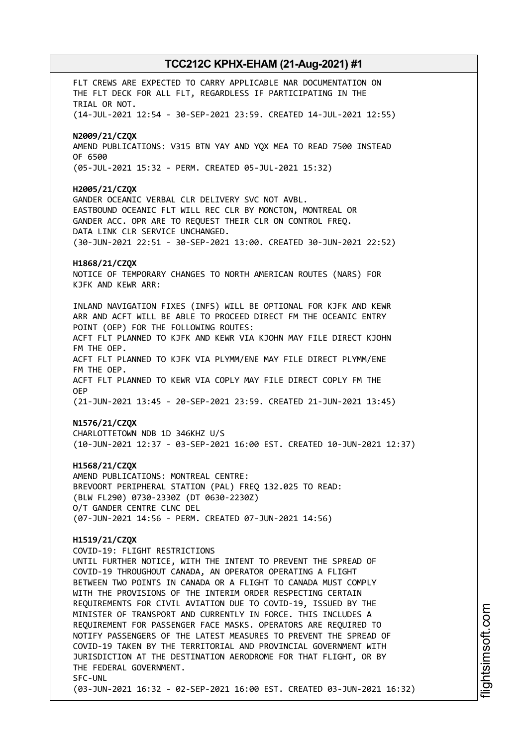FLT CREWS ARE EXPECTED TO CARRY APPLICABLE NAR DOCUMENTATION ON THE FLT DECK FOR ALL FLT, REGARDLESS IF PARTICIPATING IN THE TRIAL OR NOT.
(14-JUL-2021 12:54 - 30-SEP-2021 23:59. CREATED 14-JUL-2021 12:55)

**N2009/21/CZQX**
AMEND PUBLICATIONS: V315 BTN YAY AND YQX MEA TO READ 7500 INSTEAD OF 6500
(05-JUL-2021 15:32 - PERM. CREATED 05-JUL-2021 15:32)

**H2005/21/CZQX**
GANDER OCEANIC VERBAL CLR DELIVERY SVC NOT AVBL.
EASTBOUND OCEANIC FLT WILL REC CLR BY MONCTON, MONTREAL OR GANDER ACC. OPR ARE TO REQUEST THEIR CLR ON CONTROL FREQ.
DATA LINK CLR SERVICE UNCHANGED.
(30-JUN-2021 22:51 - 30-SEP-2021 13:00. CREATED 30-JUN-2021 22:52)

**H1868/21/CZQX**
NOTICE OF TEMPORARY CHANGES TO NORTH AMERICAN ROUTES (NARS) FOR KJFK AND KEWR ARR:

INLAND NAVIGATION FIXES (INFS) WILL BE OPTIONAL FOR KJFK AND KEWR ARR AND ACFT WILL BE ABLE TO PROCEED DIRECT FM THE OCEANIC ENTRY POINT (OEP) FOR THE FOLLOWING ROUTES:
ACFT FLT PLANNED TO KJFK AND KEWR VIA KJOHN MAY FILE DIRECT KJOHN FM THE OEP.
ACFT FLT PLANNED TO KJFK VIA PLYMM/ENE MAY FILE DIRECT PLYMM/ENE FM THE OEP.
ACFT FLT PLANNED TO KEWR VIA COPLY MAY FILE DIRECT COPLY FM THE OEP
(21-JUN-2021 13:45 - 20-SEP-2021 23:59. CREATED 21-JUN-2021 13:45)

**N1576/21/CZQX**
CHARLOTTETOWN NDB 1D 346KHZ U/S
(10-JUN-2021 12:37 - 03-SEP-2021 16:00 EST. CREATED 10-JUN-2021 12:37)

**H1568/21/CZQX**
AMEND PUBLICATIONS: MONTREAL CENTRE:
BREVOORT PERIPHERAL STATION (PAL) FREQ 132.025 TO READ:
(BLW FL290) 0730-2330Z (DT 0630-2230Z)
O/T GANDER CENTRE CLNC DEL
(07-JUN-2021 14:56 - PERM. CREATED 07-JUN-2021 14:56)

**H1519/21/CZQX**
COVID-19: FLIGHT RESTRICTIONS
UNTIL FURTHER NOTICE, WITH THE INTENT TO PREVENT THE SPREAD OF COVID-19 THROUGHOUT CANADA, AN OPERATOR OPERATING A FLIGHT BETWEEN TWO POINTS IN CANADA OR A FLIGHT TO CANADA MUST COMPLY WITH THE PROVISIONS OF THE INTERIM ORDER RESPECTING CERTAIN REQUIREMENTS FOR CIVIL AVIATION DUE TO COVID-19, ISSUED BY THE MINISTER OF TRANSPORT AND CURRENTLY IN FORCE. THIS INCLUDES A REQUIREMENT FOR PASSENGER FACE MASKS. OPERATORS ARE REQUIRED TO NOTIFY PASSENGERS OF THE LATEST MEASURES TO PREVENT THE SPREAD OF COVID-19 TAKEN BY THE TERRITORIAL AND PROVINCIAL GOVERNMENT WITH JURISDICTION AT THE DESTINATION AERODROME FOR THAT FLIGHT, OR BY THE FEDERAL GOVERNMENT.
SFC-UNL
(03-JUN-2021 16:32 - 02-SEP-2021 16:00 EST. CREATED 03-JUN-2021 16:32)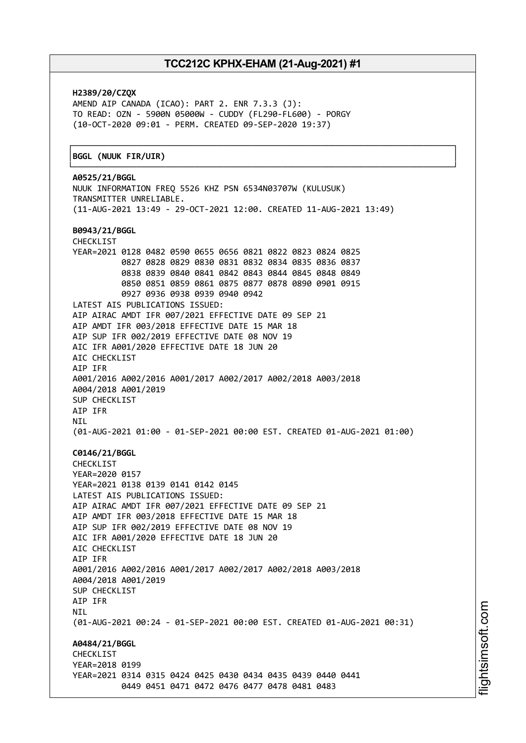**H2389/20/CZQX**
AMEND AIP CANADA (ICAO): PART 2. ENR 7.3.3 (J):
TO READ: OZN - 5900N 05000W - CUDDY (FL290-FL600) - PORGY
(10-OCT-2020 09:01 - PERM. CREATED 09-SEP-2020 19:37)

**BGGL (NUUK FIR/UIR)**

**A0525/21/BGGL**
NUUK INFORMATION FREQ 5526 KHZ PSN 6534N03707W (KULUSUK)
TRANSMITTER UNRELIABLE.
(11-AUG-2021 13:49 - 29-OCT-2021 12:00. CREATED 11-AUG-2021 13:49)

**B0943/21/BGGL**
CHECKLIST
YEAR=2021 0128 0482 0590 0655 0656 0821 0822 0823 0824 0825
0827 0828 0829 0830 0831 0832 0834 0835 0836 0837
0838 0839 0840 0841 0842 0843 0844 0845 0848 0849
0850 0851 0859 0861 0875 0877 0878 0890 0901 0915
0927 0936 0938 0939 0940 0942
LATEST AIS PUBLICATIONS ISSUED:
AIP AIRAC AMDT IFR 007/2021 EFFECTIVE DATE 09 SEP 21
AIP AMDT IFR 003/2018 EFFECTIVE DATE 15 MAR 18
AIP SUP IFR 002/2019 EFFECTIVE DATE 08 NOV 19
AIC IFR A001/2020 EFFECTIVE DATE 18 JUN 20
AIC CHECKLIST
AIP IFR
A001/2016 A002/2016 A001/2017 A002/2017 A002/2018 A003/2018
A004/2018 A001/2019
SUP CHECKLIST
AIP IFR
NIL
(01-AUG-2021 01:00 - 01-SEP-2021 00:00 EST. CREATED 01-AUG-2021 01:00)

**C0146/21/BGGL**
CHECKLIST
YEAR=2020 0157
YEAR=2021 0138 0139 0141 0142 0145
LATEST AIS PUBLICATIONS ISSUED:
AIP AIRAC AMDT IFR 007/2021 EFFECTIVE DATE 09 SEP 21
AIP AMDT IFR 003/2018 EFFECTIVE DATE 15 MAR 18
AIP SUP IFR 002/2019 EFFECTIVE DATE 08 NOV 19
AIC IFR A001/2020 EFFECTIVE DATE 18 JUN 20
AIC CHECKLIST
AIP IFR
A001/2016 A002/2016 A001/2017 A002/2017 A002/2018 A003/2018
A004/2018 A001/2019
SUP CHECKLIST
AIP IFR
NIL
(01-AUG-2021 00:24 - 01-SEP-2021 00:00 EST. CREATED 01-AUG-2021 00:31)

**A0484/21/BGGL**
CHECKLIST
YEAR=2018 0199
YEAR=2021 0314 0315 0424 0425 0430 0434 0435 0439 0440 0441
0449 0451 0471 0472 0476 0477 0478 0481 0483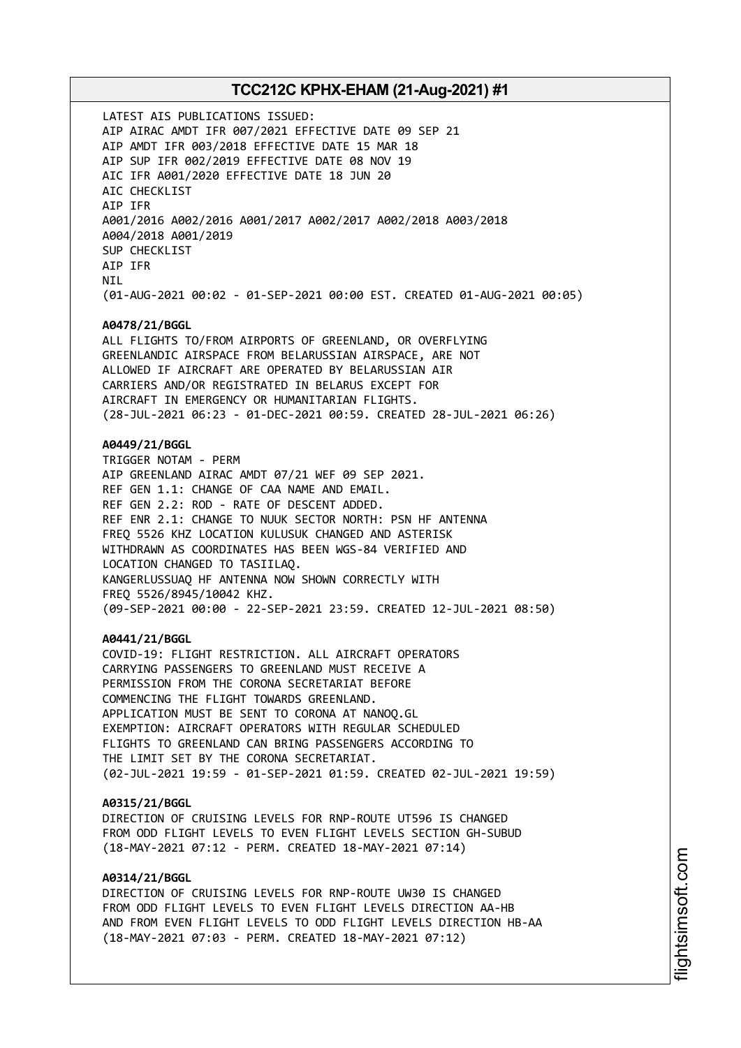LATEST AIS PUBLICATIONS ISSUED:
AIP AIRAC AMDT IFR 007/2021 EFFECTIVE DATE 09 SEP 21
AIP AMDT IFR 003/2018 EFFECTIVE DATE 15 MAR 18
AIP SUP IFR 002/2019 EFFECTIVE DATE 08 NOV 19
AIC IFR A001/2020 EFFECTIVE DATE 18 JUN 20
AIC CHECKLIST
AIP IFR
A001/2016 A002/2016 A001/2017 A002/2017 A002/2018 A003/2018
A004/2018 A001/2019
SUP CHECKLIST
AIP IFR
NIL
(01-AUG-2021 00:02 - 01-SEP-2021 00:00 EST. CREATED 01-AUG-2021 00:05)

**A0478/21/BGGL**
ALL FLIGHTS TO/FROM AIRPORTS OF GREENLAND, OR OVERFLYING
GREENLANDIC AIRSPACE FROM BELARUSSIAN AIRSPACE, ARE NOT
ALLOWED IF AIRCRAFT ARE OPERATED BY BELARUSSIAN AIR
CARRIERS AND/OR REGISTRATED IN BELARUS EXCEPT FOR
AIRCRAFT IN EMERGENCY OR HUMANITARIAN FLIGHTS.
(28-JUL-2021 06:23 - 01-DEC-2021 00:59. CREATED 28-JUL-2021 06:26)

**A0449/21/BGGL**
TRIGGER NOTAM - PERM
AIP GREENLAND AIRAC AMDT 07/21 WEF 09 SEP 2021.
REF GEN 1.1: CHANGE OF CAA NAME AND EMAIL.
REF GEN 2.2: ROD - RATE OF DESCENT ADDED.
REF ENR 2.1: CHANGE TO NUUK SECTOR NORTH: PSN HF ANTENNA
FREQ 5526 KHZ LOCATION KULUSUK CHANGED AND ASTERISK
WITHDRAWN AS COORDINATES HAS BEEN WGS-84 VERIFIED AND
LOCATION CHANGED TO TASIILAQ.
KANGERLUSSUAQ HF ANTENNA NOW SHOWN CORRECTLY WITH
FREQ 5526/8945/10042 KHZ.
(09-SEP-2021 00:00 - 22-SEP-2021 23:59. CREATED 12-JUL-2021 08:50)

**A0441/21/BGGL**
COVID-19: FLIGHT RESTRICTION. ALL AIRCRAFT OPERATORS
CARRYING PASSENGERS TO GREENLAND MUST RECEIVE A
PERMISSION FROM THE CORONA SECRETARIAT BEFORE
COMMENCING THE FLIGHT TOWARDS GREENLAND.
APPLICATION MUST BE SENT TO CORONA AT NANOQ.GL
EXEMPTION: AIRCRAFT OPERATORS WITH REGULAR SCHEDULED
FLIGHTS TO GREENLAND CAN BRING PASSENGERS ACCORDING TO
THE LIMIT SET BY THE CORONA SECRETARIAT.
(02-JUL-2021 19:59 - 01-SEP-2021 01:59. CREATED 02-JUL-2021 19:59)

**A0315/21/BGGL**
DIRECTION OF CRUISING LEVELS FOR RNP-ROUTE UT596 IS CHANGED
FROM ODD FLIGHT LEVELS TO EVEN FLIGHT LEVELS SECTION GH-SUBUD
(18-MAY-2021 07:12 - PERM. CREATED 18-MAY-2021 07:14)

**A0314/21/BGGL**
DIRECTION OF CRUISING LEVELS FOR RNP-ROUTE UW30 IS CHANGED
FROM ODD FLIGHT LEVELS TO EVEN FLIGHT LEVELS DIRECTION AA-HB
AND FROM EVEN FLIGHT LEVELS TO ODD FLIGHT LEVELS DIRECTION HB-AA
(18-MAY-2021 07:03 - PERM. CREATED 18-MAY-2021 07:12)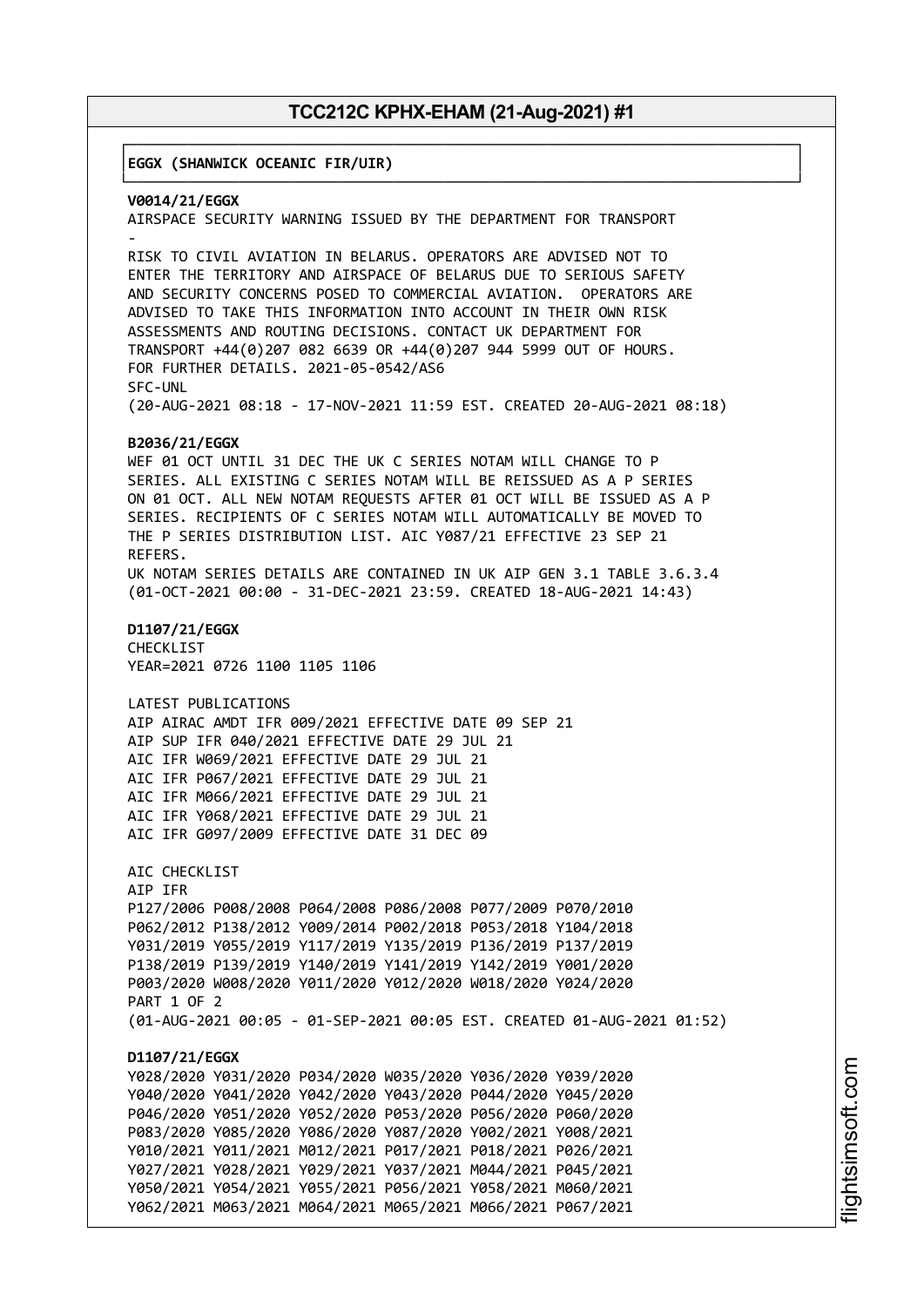**EGGX (SHANWICK OCEANIC FIR/UIR)**

**V0014/21/EGGX**
AIRSPACE SECURITY WARNING ISSUED BY THE DEPARTMENT FOR TRANSPORT
-
RISK TO CIVIL AVIATION IN BELARUS. OPERATORS ARE ADVISED NOT TO ENTER THE TERRITORY AND AIRSPACE OF BELARUS DUE TO SERIOUS SAFETY AND SECURITY CONCERNS POSED TO COMMERCIAL AVIATION. OPERATORS ARE ADVISED TO TAKE THIS INFORMATION INTO ACCOUNT IN THEIR OWN RISK ASSESSMENTS AND ROUTING DECISIONS. CONTACT UK DEPARTMENT FOR TRANSPORT +44(0)207 082 6639 OR +44(0)207 944 5999 OUT OF HOURS. FOR FURTHER DETAILS. 2021-05-0542/AS6
SFC-UNL
(20-AUG-2021 08:18 - 17-NOV-2021 11:59 EST. CREATED 20-AUG-2021 08:18)

**B2036/21/EGGX**
WEF 01 OCT UNTIL 31 DEC THE UK C SERIES NOTAM WILL CHANGE TO P SERIES. ALL EXISTING C SERIES NOTAM WILL BE REISSUED AS A P SERIES ON 01 OCT. ALL NEW NOTAM REQUESTS AFTER 01 OCT WILL BE ISSUED AS A P SERIES. RECIPIENTS OF C SERIES NOTAM WILL AUTOMATICALLY BE MOVED TO THE P SERIES DISTRIBUTION LIST. AIC Y087/21 EFFECTIVE 23 SEP 21 REFERS.
UK NOTAM SERIES DETAILS ARE CONTAINED IN UK AIP GEN 3.1 TABLE 3.6.3.4
(01-OCT-2021 00:00 - 31-DEC-2021 23:59. CREATED 18-AUG-2021 14:43)

**D1107/21/EGGX**
CHECKLIST
YEAR=2021 0726 1100 1105 1106

LATEST PUBLICATIONS
AIP AIRAC AMDT IFR 009/2021 EFFECTIVE DATE 09 SEP 21
AIP SUP IFR 040/2021 EFFECTIVE DATE 29 JUL 21
AIC IFR W069/2021 EFFECTIVE DATE 29 JUL 21
AIC IFR P067/2021 EFFECTIVE DATE 29 JUL 21
AIC IFR M066/2021 EFFECTIVE DATE 29 JUL 21
AIC IFR Y068/2021 EFFECTIVE DATE 29 JUL 21
AIC IFR G097/2009 EFFECTIVE DATE 31 DEC 09

AIC CHECKLIST
AIP IFR
P127/2006 P008/2008 P064/2008 P086/2008 P077/2009 P070/2010
P062/2012 P138/2012 Y009/2014 P002/2018 P053/2018 Y104/2018
Y031/2019 Y055/2019 Y117/2019 Y135/2019 P136/2019 P137/2019
P138/2019 P139/2019 Y140/2019 Y141/2019 Y142/2019 Y001/2020
P003/2020 W008/2020 Y011/2020 Y012/2020 W018/2020 Y024/2020
PART 1 OF 2
(01-AUG-2021 00:05 - 01-SEP-2021 00:05 EST. CREATED 01-AUG-2021 01:52)

**D1107/21/EGGX**
Y028/2020 Y031/2020 P034/2020 W035/2020 Y036/2020 Y039/2020
Y040/2020 Y041/2020 Y042/2020 Y043/2020 P044/2020 Y045/2020
P046/2020 Y051/2020 Y052/2020 P053/2020 P056/2020 P060/2020
P083/2020 Y085/2020 Y086/2020 Y087/2020 Y002/2021 Y008/2021
Y010/2021 Y011/2021 M012/2021 P017/2021 P018/2021 P026/2021
Y027/2021 Y028/2021 Y029/2021 Y037/2021 M044/2021 P045/2021
Y050/2021 Y054/2021 Y055/2021 P056/2021 Y058/2021 M060/2021
Y062/2021 M063/2021 M064/2021 M065/2021 M066/2021 P067/2021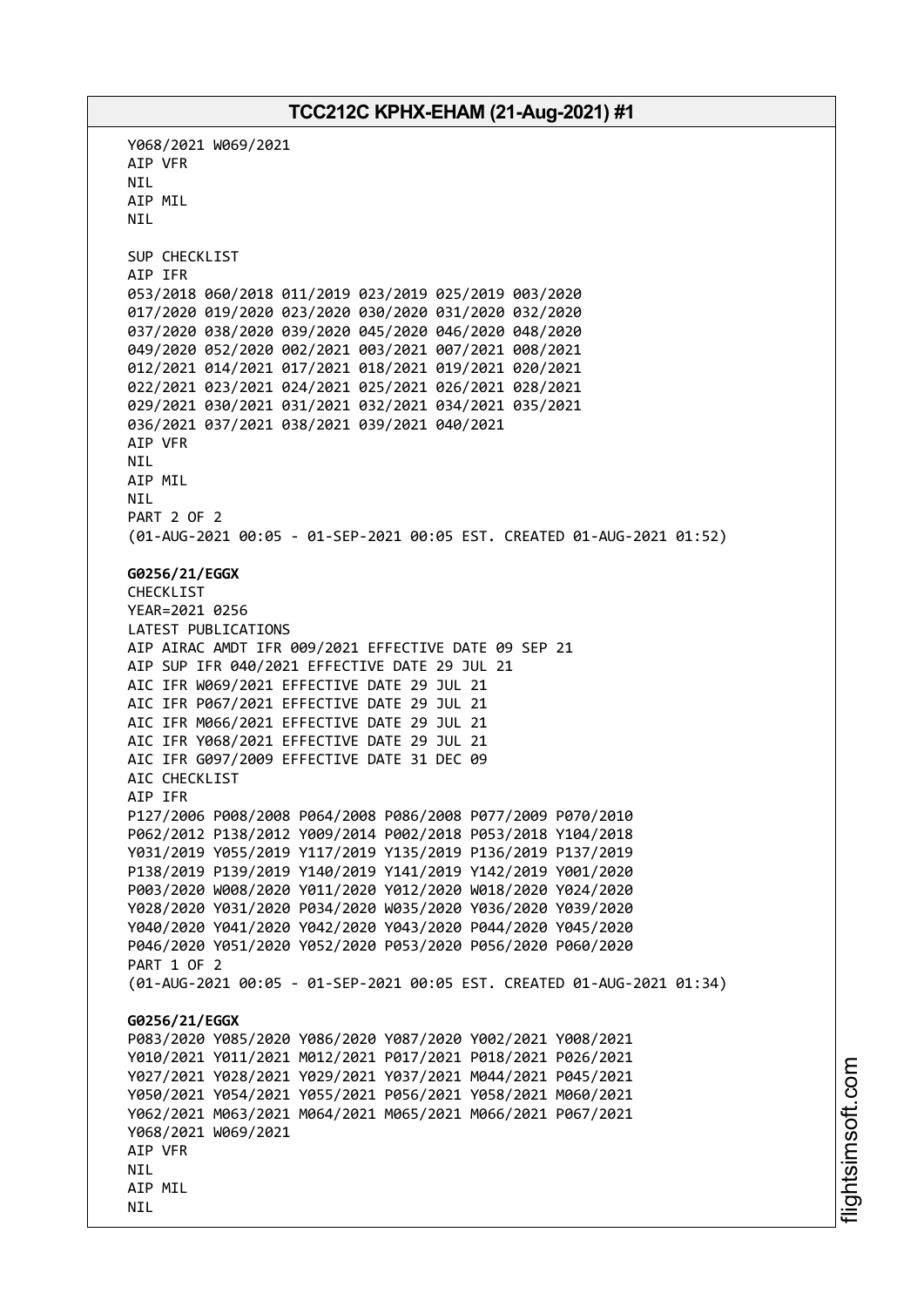Y068/2021 W069/2021
AIP VFR
NIL
AIP MIL
NIL

SUP CHECKLIST
AIP IFR
053/2018 060/2018 011/2019 023/2019 025/2019 003/2020
017/2020 019/2020 023/2020 030/2020 031/2020 032/2020
037/2020 038/2020 039/2020 045/2020 046/2020 048/2020
049/2020 052/2020 002/2021 003/2021 007/2021 008/2021
012/2021 014/2021 017/2021 018/2021 019/2021 020/2021
022/2021 023/2021 024/2021 025/2021 026/2021 028/2021
029/2021 030/2021 031/2021 032/2021 034/2021 035/2021
036/2021 037/2021 038/2021 039/2021 040/2021
AIP VFR
NIL
AIP MIL
NIL
PART 2 OF 2
(01-AUG-2021 00:05 - 01-SEP-2021 00:05 EST. CREATED 01-AUG-2021 01:52)

**G0256/21/EGGX**
CHECKLIST
YEAR=2021 0256
LATEST PUBLICATIONS
AIP AIRAC AMDT IFR 009/2021 EFFECTIVE DATE 09 SEP 21
AIP SUP IFR 040/2021 EFFECTIVE DATE 29 JUL 21
AIC IFR W069/2021 EFFECTIVE DATE 29 JUL 21
AIC IFR P067/2021 EFFECTIVE DATE 29 JUL 21
AIC IFR M066/2021 EFFECTIVE DATE 29 JUL 21
AIC IFR Y068/2021 EFFECTIVE DATE 29 JUL 21
AIC IFR G097/2009 EFFECTIVE DATE 31 DEC 09
AIC CHECKLIST
AIP IFR
P127/2006 P008/2008 P064/2008 P086/2008 P077/2009 P070/2010
P062/2012 P138/2012 Y009/2014 P002/2018 P053/2018 Y104/2018
Y031/2019 Y055/2019 Y117/2019 Y135/2019 P136/2019 P137/2019
P138/2019 P139/2019 Y140/2019 Y141/2019 Y142/2019 Y001/2020
P003/2020 W008/2020 Y011/2020 Y012/2020 W018/2020 Y024/2020
Y028/2020 Y031/2020 P034/2020 W035/2020 Y036/2020 Y039/2020
Y040/2020 Y041/2020 Y042/2020 Y043/2020 P044/2020 Y045/2020
P046/2020 Y051/2020 Y052/2020 P053/2020 P056/2020 P060/2020
PART 1 OF 2
(01-AUG-2021 00:05 - 01-SEP-2021 00:05 EST. CREATED 01-AUG-2021 01:34)

**G0256/21/EGGX**
P083/2020 Y085/2020 Y086/2020 Y087/2020 Y002/2021 Y008/2021
Y010/2021 Y011/2021 M012/2021 P017/2021 P018/2021 P026/2021
Y027/2021 Y028/2021 Y029/2021 Y037/2021 M044/2021 P045/2021
Y050/2021 Y054/2021 Y055/2021 P056/2021 Y058/2021 M060/2021
Y062/2021 M063/2021 M064/2021 M065/2021 M066/2021 P067/2021
Y068/2021 W069/2021
AIP VFR
NIL
AIP MIL
NIL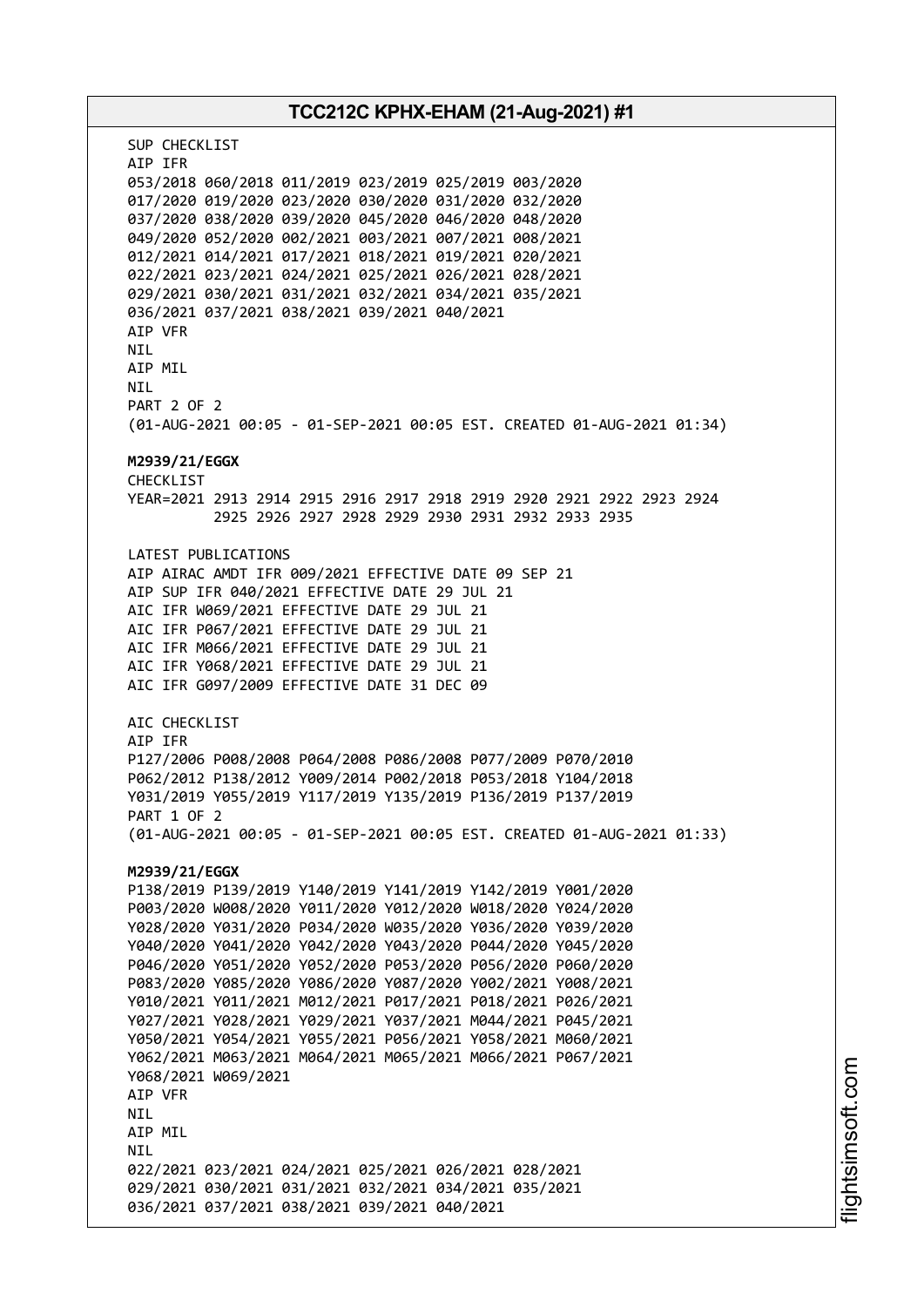SUP CHECKLIST
AIP IFR
053/2018 060/2018 011/2019 023/2019 025/2019 003/2020
017/2020 019/2020 023/2020 030/2020 031/2020 032/2020
037/2020 038/2020 039/2020 045/2020 046/2020 048/2020
049/2020 052/2020 002/2021 003/2021 007/2021 008/2021
012/2021 014/2021 017/2021 018/2021 019/2021 020/2021
022/2021 023/2021 024/2021 025/2021 026/2021 028/2021
029/2021 030/2021 031/2021 032/2021 034/2021 035/2021
036/2021 037/2021 038/2021 039/2021 040/2021
AIP VFR
NIL
AIP MIL
NIL
PART 2 OF 2
(01-AUG-2021 00:05 - 01-SEP-2021 00:05 EST. CREATED 01-AUG-2021 01:34)

**M2939/21/EGGX**
CHECKLIST
YEAR=2021 2913 2914 2915 2916 2917 2918 2919 2920 2921 2922 2923 2924
2925 2926 2927 2928 2929 2930 2931 2932 2933 2935

LATEST PUBLICATIONS
AIP AIRAC AMDT IFR 009/2021 EFFECTIVE DATE 09 SEP 21
AIP SUP IFR 040/2021 EFFECTIVE DATE 29 JUL 21
AIC IFR W069/2021 EFFECTIVE DATE 29 JUL 21
AIC IFR P067/2021 EFFECTIVE DATE 29 JUL 21
AIC IFR M066/2021 EFFECTIVE DATE 29 JUL 21
AIC IFR Y068/2021 EFFECTIVE DATE 29 JUL 21
AIC IFR G097/2009 EFFECTIVE DATE 31 DEC 09

AIC CHECKLIST
AIP IFR
P127/2006 P008/2008 P064/2008 P086/2008 P077/2009 P070/2010
P062/2012 P138/2012 Y009/2014 P002/2018 P053/2018 Y104/2018
Y031/2019 Y055/2019 Y117/2019 Y135/2019 P136/2019 P137/2019
PART 1 OF 2
(01-AUG-2021 00:05 - 01-SEP-2021 00:05 EST. CREATED 01-AUG-2021 01:33)

**M2939/21/EGGX**
P138/2019 P139/2019 Y140/2019 Y141/2019 Y142/2019 Y001/2020
P003/2020 W008/2020 Y011/2020 Y012/2020 W018/2020 Y024/2020
Y028/2020 Y031/2020 P034/2020 W035/2020 Y036/2020 Y039/2020
Y040/2020 Y041/2020 Y042/2020 Y043/2020 P044/2020 Y045/2020
P046/2020 Y051/2020 Y052/2020 P053/2020 P056/2020 P060/2020
P083/2020 Y085/2020 Y086/2020 Y087/2020 Y002/2021 Y008/2021
Y010/2021 Y011/2021 M012/2021 P017/2021 P018/2021 P026/2021
Y027/2021 Y028/2021 Y029/2021 Y037/2021 M044/2021 P045/2021
Y050/2021 Y054/2021 Y055/2021 P056/2021 Y058/2021 M060/2021
Y062/2021 M063/2021 M064/2021 M065/2021 M066/2021 P067/2021
Y068/2021 W069/2021
AIP VFR
NIL
AIP MIL
NIL
022/2021 023/2021 024/2021 025/2021 026/2021 028/2021
029/2021 030/2021 031/2021 032/2021 034/2021 035/2021
036/2021 037/2021 038/2021 039/2021 040/2021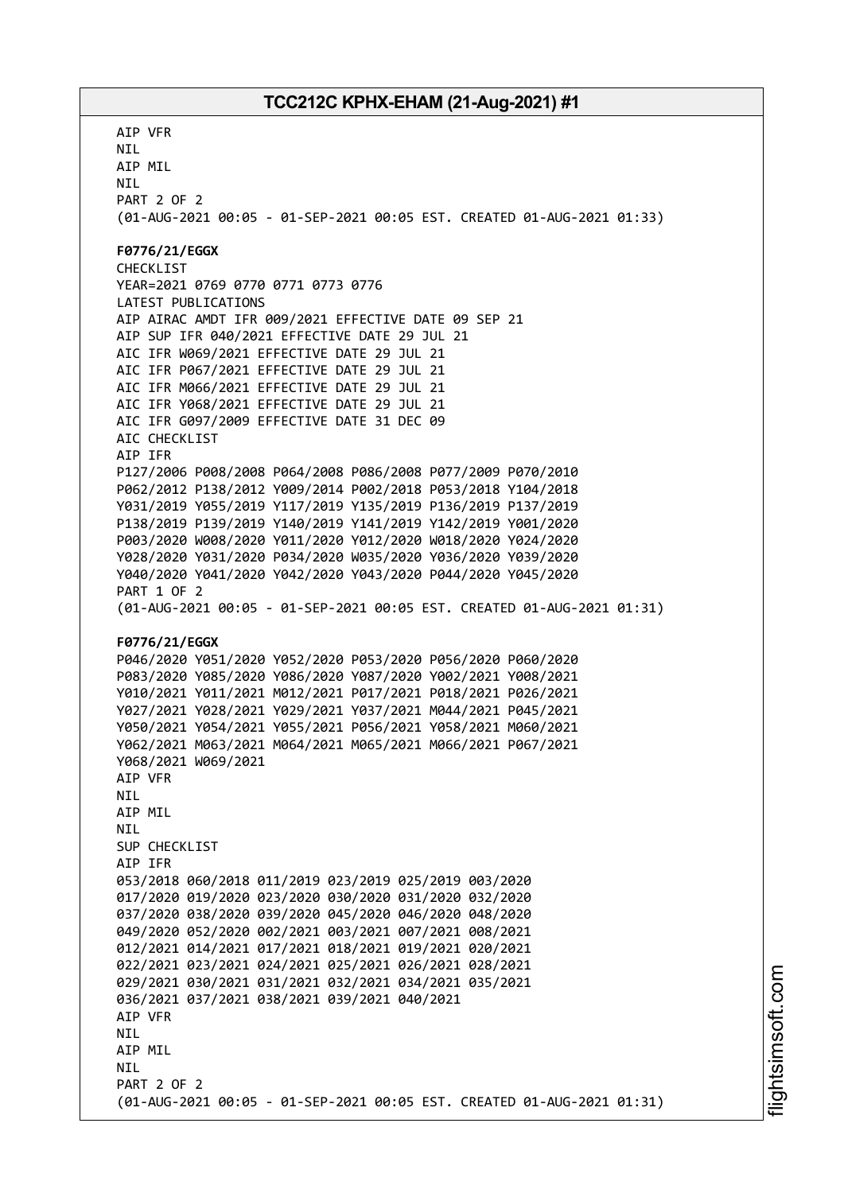AIP VFR
NIL
AIP MIL
NIL
PART 2 OF 2
(01-AUG-2021 00:05 - 01-SEP-2021 00:05 EST. CREATED 01-AUG-2021 01:33)

**F0776/21/EGGX**
CHECKLIST
YEAR=2021 0769 0770 0771 0773 0776
LATEST PUBLICATIONS
AIP AIRAC AMDT IFR 009/2021 EFFECTIVE DATE 09 SEP 21
AIP SUP IFR 040/2021 EFFECTIVE DATE 29 JUL 21
AIC IFR W069/2021 EFFECTIVE DATE 29 JUL 21
AIC IFR P067/2021 EFFECTIVE DATE 29 JUL 21
AIC IFR M066/2021 EFFECTIVE DATE 29 JUL 21
AIC IFR Y068/2021 EFFECTIVE DATE 29 JUL 21
AIC IFR G097/2009 EFFECTIVE DATE 31 DEC 09
AIC CHECKLIST
AIP IFR
P127/2006 P008/2008 P064/2008 P086/2008 P077/2009 P070/2010
P062/2012 P138/2012 Y009/2014 P002/2018 P053/2018 Y104/2018
Y031/2019 Y055/2019 Y117/2019 Y135/2019 P136/2019 P137/2019
P138/2019 P139/2019 Y140/2019 Y141/2019 Y142/2019 Y001/2020
P003/2020 W008/2020 Y011/2020 Y012/2020 W018/2020 Y024/2020
Y028/2020 Y031/2020 P034/2020 W035/2020 Y036/2020 Y039/2020
Y040/2020 Y041/2020 Y042/2020 Y043/2020 P044/2020 Y045/2020
PART 1 OF 2
(01-AUG-2021 00:05 - 01-SEP-2021 00:05 EST. CREATED 01-AUG-2021 01:31)

**F0776/21/EGGX**
P046/2020 Y051/2020 Y052/2020 P053/2020 P056/2020 P060/2020
P083/2020 Y085/2020 Y086/2020 Y087/2020 Y002/2021 Y008/2021
Y010/2021 Y011/2021 M012/2021 P017/2021 P018/2021 P026/2021
Y027/2021 Y028/2021 Y029/2021 Y037/2021 M044/2021 P045/2021
Y050/2021 Y054/2021 Y055/2021 P056/2021 Y058/2021 M060/2021
Y062/2021 M063/2021 M064/2021 M065/2021 M066/2021 P067/2021
Y068/2021 W069/2021
AIP VFR
NIL
AIP MIL
NIL
SUP CHECKLIST
AIP IFR
053/2018 060/2018 011/2019 023/2019 025/2019 003/2020
017/2020 019/2020 023/2020 030/2020 031/2020 032/2020
037/2020 038/2020 039/2020 045/2020 046/2020 048/2020
049/2020 052/2020 002/2021 003/2021 007/2021 008/2021
012/2021 014/2021 017/2021 018/2021 019/2021 020/2021
022/2021 023/2021 024/2021 025/2021 026/2021 028/2021
029/2021 030/2021 031/2021 032/2021 034/2021 035/2021
036/2021 037/2021 038/2021 039/2021 040/2021
AIP VFR
NIL
AIP MIL
NIL
PART 2 OF 2
(01-AUG-2021 00:05 - 01-SEP-2021 00:05 EST. CREATED 01-AUG-2021 01:31)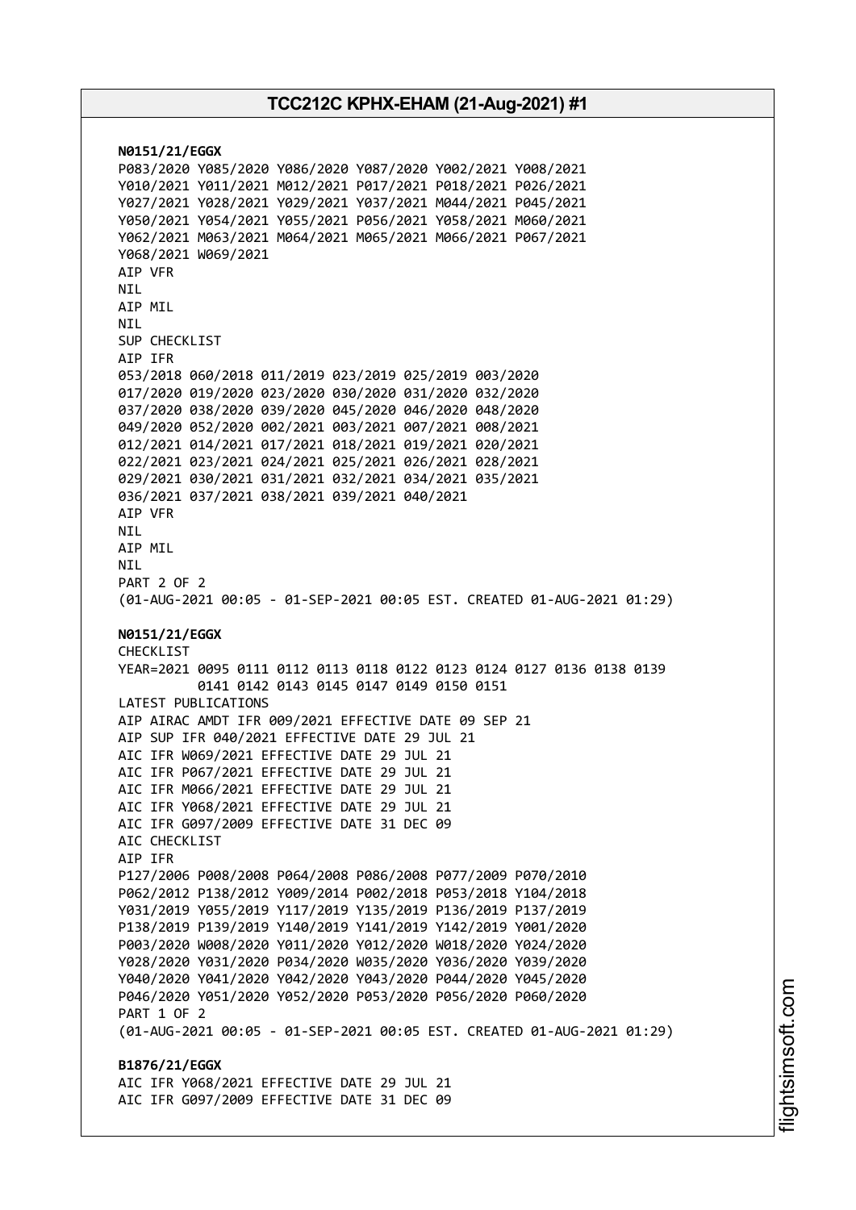**N0151/21/EGGX**
P083/2020 Y085/2020 Y086/2020 Y087/2020 Y002/2021 Y008/2021
Y010/2021 Y011/2021 M012/2021 P017/2021 P018/2021 P026/2021
Y027/2021 Y028/2021 Y029/2021 Y037/2021 M044/2021 P045/2021
Y050/2021 Y054/2021 Y055/2021 P056/2021 Y058/2021 M060/2021
Y062/2021 M063/2021 M064/2021 M065/2021 M066/2021 P067/2021
Y068/2021 W069/2021
AIP VFR
NIL
AIP MIL
NIL
SUP CHECKLIST
AIP IFR
053/2018 060/2018 011/2019 023/2019 025/2019 003/2020
017/2020 019/2020 023/2020 030/2020 031/2020 032/2020
037/2020 038/2020 039/2020 045/2020 046/2020 048/2020
049/2020 052/2020 002/2021 003/2021 007/2021 008/2021
012/2021 014/2021 017/2021 018/2021 019/2021 020/2021
022/2021 023/2021 024/2021 025/2021 026/2021 028/2021
029/2021 030/2021 031/2021 032/2021 034/2021 035/2021
036/2021 037/2021 038/2021 039/2021 040/2021
AIP VFR
NIL
AIP MIL
NIL
PART 2 OF 2
(01-AUG-2021 00:05 - 01-SEP-2021 00:05 EST. CREATED 01-AUG-2021 01:29)

**N0151/21/EGGX**
CHECKLIST
YEAR=2021 0095 0111 0112 0113 0118 0122 0123 0124 0127 0136 0138 0139
0141 0142 0143 0145 0147 0149 0150 0151
LATEST PUBLICATIONS
AIP AIRAC AMDT IFR 009/2021 EFFECTIVE DATE 09 SEP 21
AIP SUP IFR 040/2021 EFFECTIVE DATE 29 JUL 21
AIC IFR W069/2021 EFFECTIVE DATE 29 JUL 21
AIC IFR P067/2021 EFFECTIVE DATE 29 JUL 21
AIC IFR M066/2021 EFFECTIVE DATE 29 JUL 21
AIC IFR Y068/2021 EFFECTIVE DATE 29 JUL 21
AIC IFR G097/2009 EFFECTIVE DATE 31 DEC 09
AIC CHECKLIST
AIP IFR
P127/2006 P008/2008 P064/2008 P086/2008 P077/2009 P070/2010
P062/2012 P138/2012 Y009/2014 P002/2018 P053/2018 Y104/2018
Y031/2019 Y055/2019 Y117/2019 Y135/2019 P136/2019 P137/2019
P138/2019 P139/2019 Y140/2019 Y141/2019 Y142/2019 Y001/2020
P003/2020 W008/2020 Y011/2020 Y012/2020 W018/2020 Y024/2020
Y028/2020 Y031/2020 P034/2020 W035/2020 Y036/2020 Y039/2020
Y040/2020 Y041/2020 Y042/2020 Y043/2020 P044/2020 Y045/2020
P046/2020 Y051/2020 Y052/2020 P053/2020 P056/2020 P060/2020
PART 1 OF 2
(01-AUG-2021 00:05 - 01-SEP-2021 00:05 EST. CREATED 01-AUG-2021 01:29)

**B1876/21/EGGX**
AIC IFR Y068/2021 EFFECTIVE DATE 29 JUL 21
AIC IFR G097/2009 EFFECTIVE DATE 31 DEC 09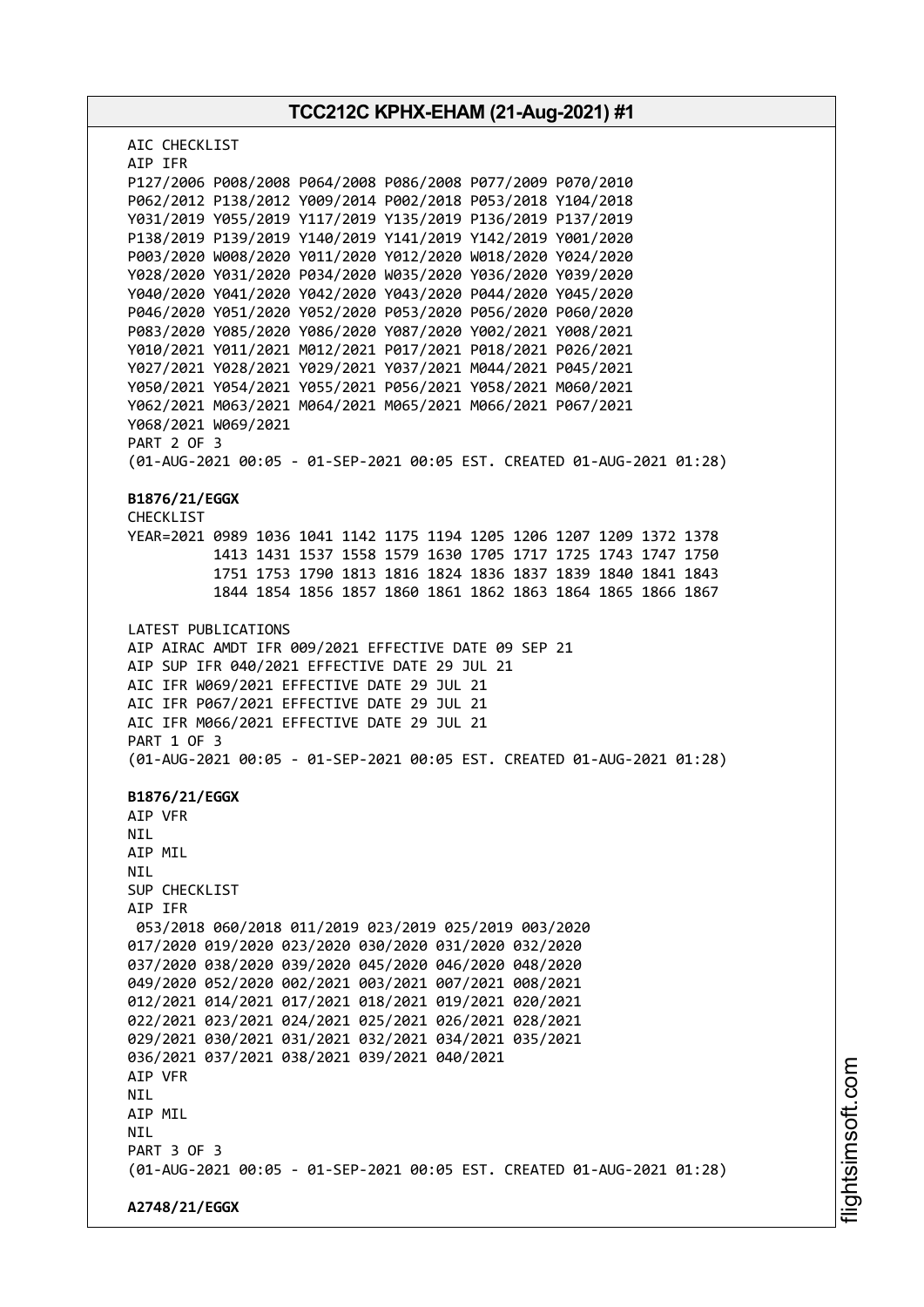AIC CHECKLIST
AIP IFR
P127/2006 P008/2008 P064/2008 P086/2008 P077/2009 P070/2010
P062/2012 P138/2012 Y009/2014 P002/2018 P053/2018 Y104/2018
Y031/2019 Y055/2019 Y117/2019 Y135/2019 P136/2019 P137/2019
P138/2019 P139/2019 Y140/2019 Y141/2019 Y142/2019 Y001/2020
P003/2020 W008/2020 Y011/2020 Y012/2020 W018/2020 Y024/2020
Y028/2020 Y031/2020 P034/2020 W035/2020 Y036/2020 Y039/2020
Y040/2020 Y041/2020 Y042/2020 Y043/2020 P044/2020 Y045/2020
P046/2020 Y051/2020 Y052/2020 P053/2020 P056/2020 P060/2020
P083/2020 Y085/2020 Y086/2020 Y087/2020 Y002/2021 Y008/2021
Y010/2021 Y011/2021 M012/2021 P017/2021 P018/2021 P026/2021
Y027/2021 Y028/2021 Y029/2021 Y037/2021 M044/2021 P045/2021
Y050/2021 Y054/2021 Y055/2021 P056/2021 Y058/2021 M060/2021
Y062/2021 M063/2021 M064/2021 M065/2021 M066/2021 P067/2021
Y068/2021 W069/2021
PART 2 OF 3
(01-AUG-2021 00:05 - 01-SEP-2021 00:05 EST. CREATED 01-AUG-2021 01:28)

**B1876/21/EGGX**
CHECKLIST
YEAR=2021 0989 1036 1041 1142 1175 1194 1205 1206 1207 1209 1372 1378
1413 1431 1537 1558 1579 1630 1705 1717 1725 1743 1747 1750
1751 1753 1790 1813 1816 1824 1836 1837 1839 1840 1841 1843
1844 1854 1856 1857 1860 1861 1862 1863 1864 1865 1866 1867

LATEST PUBLICATIONS
AIP AIRAC AMDT IFR 009/2021 EFFECTIVE DATE 09 SEP 21
AIP SUP IFR 040/2021 EFFECTIVE DATE 29 JUL 21
AIC IFR W069/2021 EFFECTIVE DATE 29 JUL 21
AIC IFR P067/2021 EFFECTIVE DATE 29 JUL 21
AIC IFR M066/2021 EFFECTIVE DATE 29 JUL 21
PART 1 OF 3
(01-AUG-2021 00:05 - 01-SEP-2021 00:05 EST. CREATED 01-AUG-2021 01:28)

**B1876/21/EGGX**
AIP VFR
NIL
AIP MIL
NIL
SUP CHECKLIST
AIP IFR
053/2018 060/2018 011/2019 023/2019 025/2019 003/2020
017/2020 019/2020 023/2020 030/2020 031/2020 032/2020
037/2020 038/2020 039/2020 045/2020 046/2020 048/2020
049/2020 052/2020 002/2021 003/2021 007/2021 008/2021
012/2021 014/2021 017/2021 018/2021 019/2021 020/2021
022/2021 023/2021 024/2021 025/2021 026/2021 028/2021
029/2021 030/2021 031/2021 032/2021 034/2021 035/2021
036/2021 037/2021 038/2021 039/2021 040/2021
AIP VFR
NIL
AIP MIL
NIL
PART 3 OF 3
(01-AUG-2021 00:05 - 01-SEP-2021 00:05 EST. CREATED 01-AUG-2021 01:28)

**A2748/21/EGGX**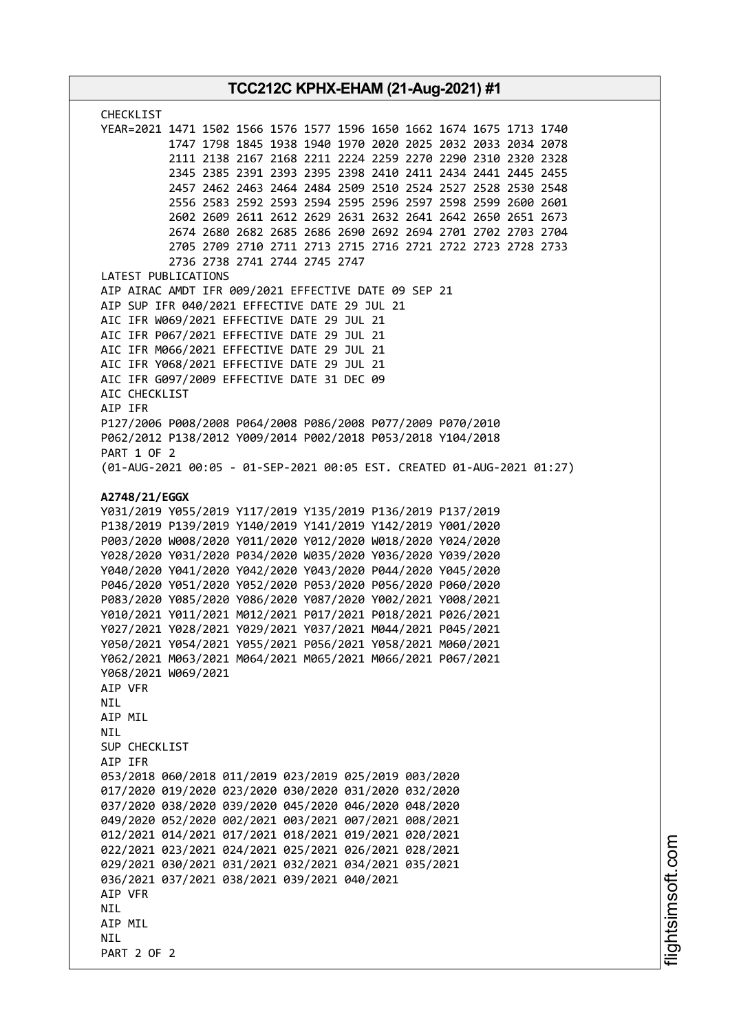CHECKLIST
YEAR=2021 1471 1502 1566 1576 1577 1596 1650 1662 1674 1675 1713 1740
1747 1798 1845 1938 1940 1970 2020 2025 2032 2033 2034 2078
2111 2138 2167 2168 2211 2224 2259 2270 2290 2310 2320 2328
2345 2385 2391 2393 2395 2398 2410 2411 2434 2441 2445 2455
2457 2462 2463 2464 2484 2509 2510 2524 2527 2528 2530 2548
2556 2583 2592 2593 2594 2595 2596 2597 2598 2599 2600 2601
2602 2609 2611 2612 2629 2631 2632 2641 2642 2650 2651 2673
2674 2680 2682 2685 2686 2690 2692 2694 2701 2702 2703 2704
2705 2709 2710 2711 2713 2715 2716 2721 2722 2723 2728 2733
2736 2738 2741 2744 2745 2747
LATEST PUBLICATIONS
AIP AIRAC AMDT IFR 009/2021 EFFECTIVE DATE 09 SEP 21
AIP SUP IFR 040/2021 EFFECTIVE DATE 29 JUL 21
AIC IFR W069/2021 EFFECTIVE DATE 29 JUL 21
AIC IFR P067/2021 EFFECTIVE DATE 29 JUL 21
AIC IFR M066/2021 EFFECTIVE DATE 29 JUL 21
AIC IFR Y068/2021 EFFECTIVE DATE 29 JUL 21
AIC IFR G097/2009 EFFECTIVE DATE 31 DEC 09
AIC CHECKLIST
AIP IFR
P127/2006 P008/2008 P064/2008 P086/2008 P077/2009 P070/2010
P062/2012 P138/2012 Y009/2014 P002/2018 P053/2018 Y104/2018
PART 1 OF 2
(01-AUG-2021 00:05 - 01-SEP-2021 00:05 EST. CREATED 01-AUG-2021 01:27)

**A2748/21/EGGX**
Y031/2019 Y055/2019 Y117/2019 Y135/2019 P136/2019 P137/2019
P138/2019 P139/2019 Y140/2019 Y141/2019 Y142/2019 Y001/2020
P003/2020 W008/2020 Y011/2020 Y012/2020 W018/2020 Y024/2020
Y028/2020 Y031/2020 P034/2020 W035/2020 Y036/2020 Y039/2020
Y040/2020 Y041/2020 Y042/2020 Y043/2020 P044/2020 Y045/2020
P046/2020 Y051/2020 Y052/2020 P053/2020 P056/2020 P060/2020
P083/2020 Y085/2020 Y086/2020 Y087/2020 Y002/2021 Y008/2021
Y010/2021 Y011/2021 M012/2021 P017/2021 P018/2021 P026/2021
Y027/2021 Y028/2021 Y029/2021 Y037/2021 M044/2021 P045/2021
Y050/2021 Y054/2021 Y055/2021 P056/2021 Y058/2021 M060/2021
Y062/2021 M063/2021 M064/2021 M065/2021 M066/2021 P067/2021
Y068/2021 W069/2021
AIP VFR
NIL
AIP MIL
NIL
SUP CHECKLIST
AIP IFR
053/2018 060/2018 011/2019 023/2019 025/2019 003/2020
017/2020 019/2020 023/2020 030/2020 031/2020 032/2020
037/2020 038/2020 039/2020 045/2020 046/2020 048/2020
049/2020 052/2020 002/2021 003/2021 007/2021 008/2021
012/2021 014/2021 017/2021 018/2021 019/2021 020/2021
022/2021 023/2021 024/2021 025/2021 026/2021 028/2021
029/2021 030/2021 031/2021 032/2021 034/2021 035/2021
036/2021 037/2021 038/2021 039/2021 040/2021
AIP VFR
NIL
AIP MIL
NIL
PART 2 OF 2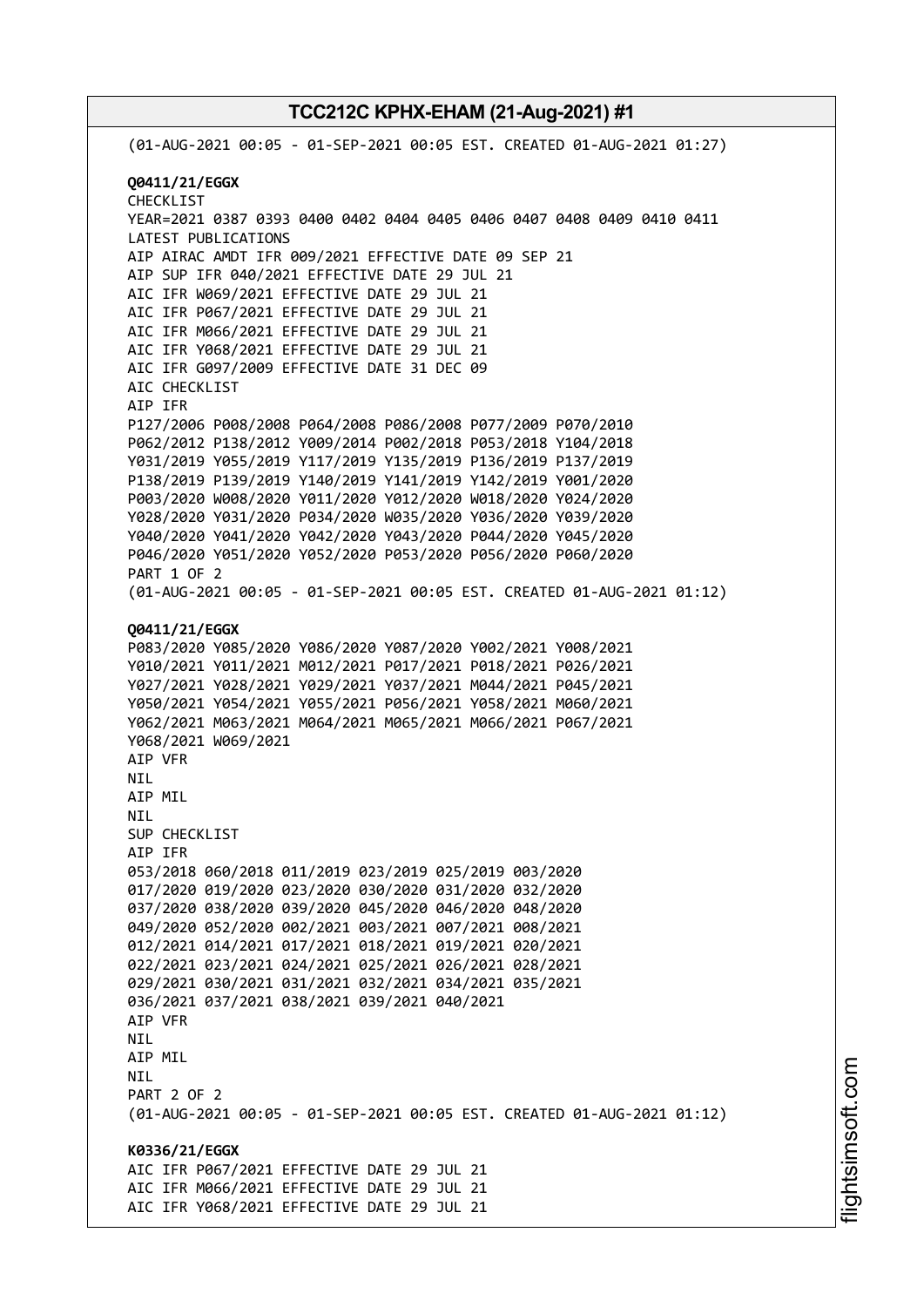(01-AUG-2021 00:05 - 01-SEP-2021 00:05 EST. CREATED 01-AUG-2021 01:27)

**Q0411/21/EGGX**
CHECKLIST
YEAR=2021 0387 0393 0400 0402 0404 0405 0406 0407 0408 0409 0410 0411
LATEST PUBLICATIONS
AIP AIRAC AMDT IFR 009/2021 EFFECTIVE DATE 09 SEP 21
AIP SUP IFR 040/2021 EFFECTIVE DATE 29 JUL 21
AIC IFR W069/2021 EFFECTIVE DATE 29 JUL 21
AIC IFR P067/2021 EFFECTIVE DATE 29 JUL 21
AIC IFR M066/2021 EFFECTIVE DATE 29 JUL 21
AIC IFR Y068/2021 EFFECTIVE DATE 29 JUL 21
AIC IFR G097/2009 EFFECTIVE DATE 31 DEC 09
AIC CHECKLIST
AIP IFR
P127/2006 P008/2008 P064/2008 P086/2008 P077/2009 P070/2010
P062/2012 P138/2012 Y009/2014 P002/2018 P053/2018 Y104/2018
Y031/2019 Y055/2019 Y117/2019 Y135/2019 P136/2019 P137/2019
P138/2019 P139/2019 Y140/2019 Y141/2019 Y142/2019 Y001/2020
P003/2020 W008/2020 Y011/2020 Y012/2020 W018/2020 Y024/2020
Y028/2020 Y031/2020 P034/2020 W035/2020 Y036/2020 Y039/2020
Y040/2020 Y041/2020 Y042/2020 Y043/2020 P044/2020 Y045/2020
P046/2020 Y051/2020 Y052/2020 P053/2020 P056/2020 P060/2020
PART 1 OF 2
(01-AUG-2021 00:05 - 01-SEP-2021 00:05 EST. CREATED 01-AUG-2021 01:12)

**Q0411/21/EGGX**
P083/2020 Y085/2020 Y086/2020 Y087/2020 Y002/2021 Y008/2021
Y010/2021 Y011/2021 M012/2021 P017/2021 P018/2021 P026/2021
Y027/2021 Y028/2021 Y029/2021 Y037/2021 M044/2021 P045/2021
Y050/2021 Y054/2021 Y055/2021 P056/2021 Y058/2021 M060/2021
Y062/2021 M063/2021 M064/2021 M065/2021 M066/2021 P067/2021
Y068/2021 W069/2021
AIP VFR
NIL
AIP MIL
NIL
SUP CHECKLIST
AIP IFR
053/2018 060/2018 011/2019 023/2019 025/2019 003/2020
017/2020 019/2020 023/2020 030/2020 031/2020 032/2020
037/2020 038/2020 039/2020 045/2020 046/2020 048/2020
049/2020 052/2020 002/2021 003/2021 007/2021 008/2021
012/2021 014/2021 017/2021 018/2021 019/2021 020/2021
022/2021 023/2021 024/2021 025/2021 026/2021 028/2021
029/2021 030/2021 031/2021 032/2021 034/2021 035/2021
036/2021 037/2021 038/2021 039/2021 040/2021
AIP VFR
NIL
AIP MIL
NIL
PART 2 OF 2
(01-AUG-2021 00:05 - 01-SEP-2021 00:05 EST. CREATED 01-AUG-2021 01:12)

**K0336/21/EGGX**
AIC IFR P067/2021 EFFECTIVE DATE 29 JUL 21
AIC IFR M066/2021 EFFECTIVE DATE 29 JUL 21
AIC IFR Y068/2021 EFFECTIVE DATE 29 JUL 21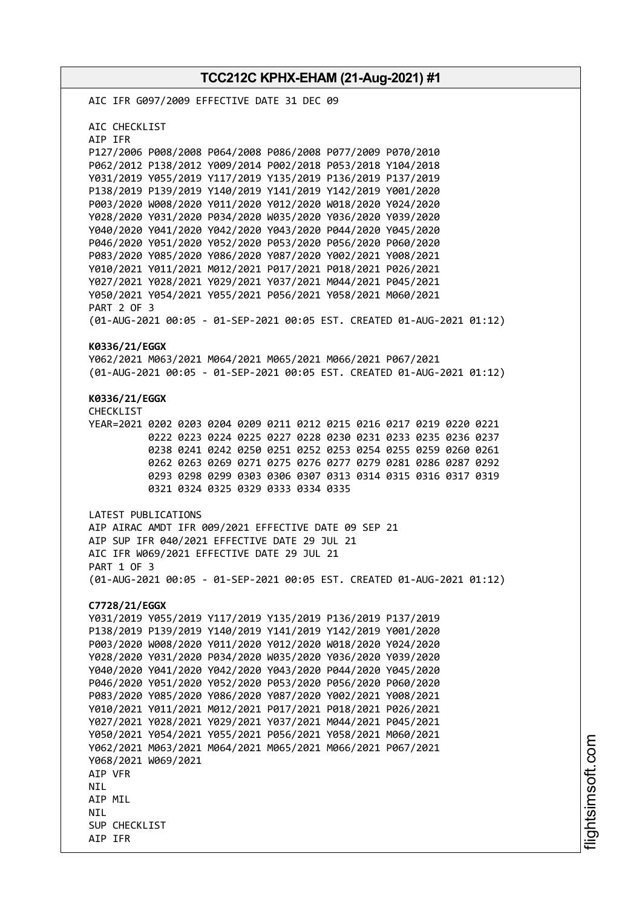AIC IFR G097/2009 EFFECTIVE DATE 31 DEC 09

AIC CHECKLIST
AIP IFR
P127/2006 P008/2008 P064/2008 P086/2008 P077/2009 P070/2010
P062/2012 P138/2012 Y009/2014 P002/2018 P053/2018 Y104/2018
Y031/2019 Y055/2019 Y117/2019 Y135/2019 P136/2019 P137/2019
P138/2019 P139/2019 Y140/2019 Y141/2019 Y142/2019 Y001/2020
P003/2020 W008/2020 Y011/2020 Y012/2020 W018/2020 Y024/2020
Y028/2020 Y031/2020 P034/2020 W035/2020 Y036/2020 Y039/2020
Y040/2020 Y041/2020 Y042/2020 Y043/2020 P044/2020 Y045/2020
P046/2020 Y051/2020 Y052/2020 P053/2020 P056/2020 P060/2020
P083/2020 Y085/2020 Y086/2020 Y087/2020 Y002/2021 Y008/2021
Y010/2021 Y011/2021 M012/2021 P017/2021 P018/2021 P026/2021
Y027/2021 Y028/2021 Y029/2021 Y037/2021 M044/2021 P045/2021
Y050/2021 Y054/2021 Y055/2021 P056/2021 Y058/2021 M060/2021
PART 2 OF 3
(01-AUG-2021 00:05 - 01-SEP-2021 00:05 EST. CREATED 01-AUG-2021 01:12)

**K0336/21/EGGX**
Y062/2021 M063/2021 M064/2021 M065/2021 M066/2021 P067/2021
(01-AUG-2021 00:05 - 01-SEP-2021 00:05 EST. CREATED 01-AUG-2021 01:12)

**K0336/21/EGGX**
CHECKLIST
YEAR=2021 0202 0203 0204 0209 0211 0212 0215 0216 0217 0219 0220 0221
0222 0223 0224 0225 0227 0228 0230 0231 0233 0235 0236 0237
0238 0241 0242 0250 0251 0252 0253 0254 0255 0259 0260 0261
0262 0263 0269 0271 0275 0276 0277 0279 0281 0286 0287 0292
0293 0298 0299 0303 0306 0307 0313 0314 0315 0316 0317 0319
0321 0324 0325 0329 0333 0334 0335

LATEST PUBLICATIONS
AIP AIRAC AMDT IFR 009/2021 EFFECTIVE DATE 09 SEP 21
AIP SUP IFR 040/2021 EFFECTIVE DATE 29 JUL 21
AIC IFR W069/2021 EFFECTIVE DATE 29 JUL 21
PART 1 OF 3
(01-AUG-2021 00:05 - 01-SEP-2021 00:05 EST. CREATED 01-AUG-2021 01:12)

**C7728/21/EGGX**
Y031/2019 Y055/2019 Y117/2019 Y135/2019 P136/2019 P137/2019
P138/2019 P139/2019 Y140/2019 Y141/2019 Y142/2019 Y001/2020
P003/2020 W008/2020 Y011/2020 Y012/2020 W018/2020 Y024/2020
Y028/2020 Y031/2020 P034/2020 W035/2020 Y036/2020 Y039/2020
Y040/2020 Y041/2020 Y042/2020 Y043/2020 P044/2020 Y045/2020
P046/2020 Y051/2020 Y052/2020 P053/2020 P056/2020 P060/2020
P083/2020 Y085/2020 Y086/2020 Y087/2020 Y002/2021 Y008/2021
Y010/2021 Y011/2021 M012/2021 P017/2021 P018/2021 P026/2021
Y027/2021 Y028/2021 Y029/2021 Y037/2021 M044/2021 P045/2021
Y050/2021 Y054/2021 Y055/2021 P056/2021 Y058/2021 M060/2021
Y062/2021 M063/2021 M064/2021 M065/2021 M066/2021 P067/2021
Y068/2021 W069/2021
AIP VFR
NIL
AIP MIL
NIL
SUP CHECKLIST
AIP IFR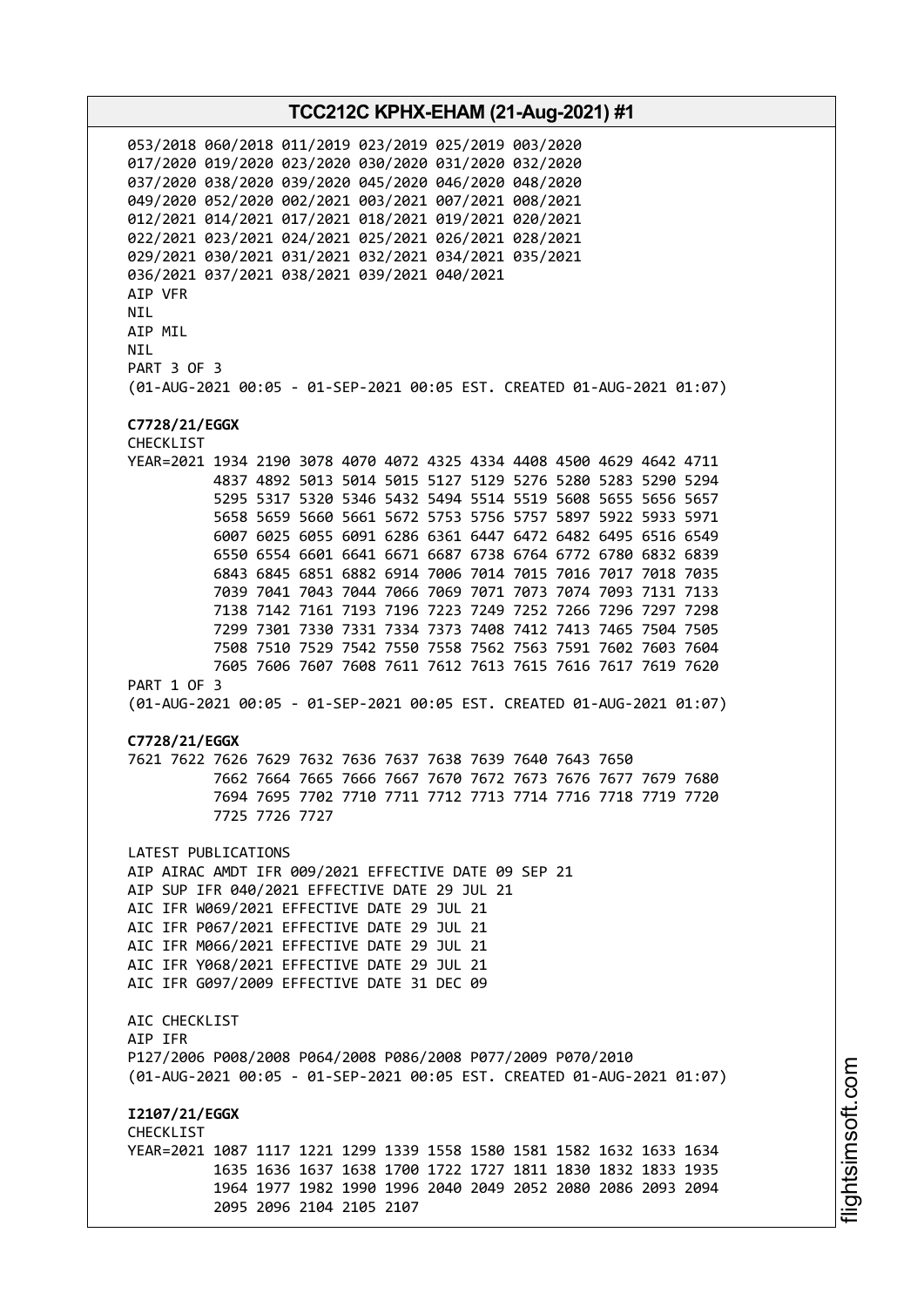053/2018 060/2018 011/2019 023/2019 025/2019 003/2020
017/2020 019/2020 023/2020 030/2020 031/2020 032/2020
037/2020 038/2020 039/2020 045/2020 046/2020 048/2020
049/2020 052/2020 002/2021 003/2021 007/2021 008/2021
012/2021 014/2021 017/2021 018/2021 019/2021 020/2021
022/2021 023/2021 024/2021 025/2021 026/2021 028/2021
029/2021 030/2021 031/2021 032/2021 034/2021 035/2021
036/2021 037/2021 038/2021 039/2021 040/2021
AIP VFR
NIL
AIP MIL
NIL
PART 3 OF 3
(01-AUG-2021 00:05 - 01-SEP-2021 00:05 EST. CREATED 01-AUG-2021 01:07)

**C7728/21/EGGX**
CHECKLIST
YEAR=2021 1934 2190 3078 4070 4072 4325 4334 4408 4500 4629 4642 4711
4837 4892 5013 5014 5015 5127 5129 5276 5280 5283 5290 5294
5295 5317 5320 5346 5432 5494 5514 5519 5608 5655 5656 5657
5658 5659 5660 5661 5672 5753 5756 5757 5897 5922 5933 5971
6007 6025 6055 6091 6286 6361 6447 6472 6482 6495 6516 6549
6550 6554 6601 6641 6671 6687 6738 6764 6772 6780 6832 6839
6843 6845 6851 6882 6914 7006 7014 7015 7016 7017 7018 7035
7039 7041 7043 7044 7066 7069 7071 7073 7074 7093 7131 7133
7138 7142 7161 7193 7196 7223 7249 7252 7266 7296 7297 7298
7299 7301 7330 7331 7334 7373 7408 7412 7413 7465 7504 7505
7508 7510 7529 7542 7550 7558 7562 7563 7591 7602 7603 7604
7605 7606 7607 7608 7611 7612 7613 7615 7616 7617 7619 7620
PART 1 OF 3
(01-AUG-2021 00:05 - 01-SEP-2021 00:05 EST. CREATED 01-AUG-2021 01:07)

**C7728/21/EGGX**
7621 7622 7626 7629 7632 7636 7637 7638 7639 7640 7643 7650
7662 7664 7665 7666 7667 7670 7672 7673 7676 7677 7679 7680
7694 7695 7702 7710 7711 7712 7713 7714 7716 7718 7719 7720
7725 7726 7727

LATEST PUBLICATIONS
AIP AIRAC AMDT IFR 009/2021 EFFECTIVE DATE 09 SEP 21
AIP SUP IFR 040/2021 EFFECTIVE DATE 29 JUL 21
AIC IFR W069/2021 EFFECTIVE DATE 29 JUL 21
AIC IFR P067/2021 EFFECTIVE DATE 29 JUL 21
AIC IFR M066/2021 EFFECTIVE DATE 29 JUL 21
AIC IFR Y068/2021 EFFECTIVE DATE 29 JUL 21
AIC IFR G097/2009 EFFECTIVE DATE 31 DEC 09

AIC CHECKLIST
AIP IFR
P127/2006 P008/2008 P064/2008 P086/2008 P077/2009 P070/2010
(01-AUG-2021 00:05 - 01-SEP-2021 00:05 EST. CREATED 01-AUG-2021 01:07)

**I2107/21/EGGX**
CHECKLIST
YEAR=2021 1087 1117 1221 1299 1339 1558 1580 1581 1582 1632 1633 1634
1635 1636 1637 1638 1700 1722 1727 1811 1830 1832 1833 1935
1964 1977 1982 1990 1996 2040 2049 2052 2080 2086 2093 2094
2095 2096 2104 2105 2107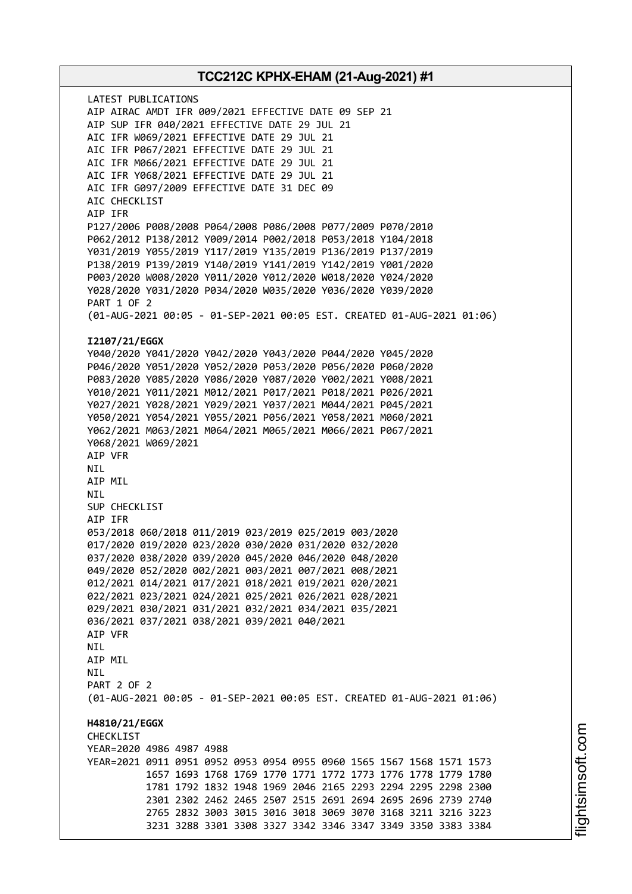LATEST PUBLICATIONS
AIP AIRAC AMDT IFR 009/2021 EFFECTIVE DATE 09 SEP 21
AIP SUP IFR 040/2021 EFFECTIVE DATE 29 JUL 21
AIC IFR W069/2021 EFFECTIVE DATE 29 JUL 21
AIC IFR P067/2021 EFFECTIVE DATE 29 JUL 21
AIC IFR M066/2021 EFFECTIVE DATE 29 JUL 21
AIC IFR Y068/2021 EFFECTIVE DATE 29 JUL 21
AIC IFR G097/2009 EFFECTIVE DATE 31 DEC 09
AIC CHECKLIST
AIP IFR
P127/2006 P008/2008 P064/2008 P086/2008 P077/2009 P070/2010
P062/2012 P138/2012 Y009/2014 P002/2018 P053/2018 Y104/2018
Y031/2019 Y055/2019 Y117/2019 Y135/2019 P136/2019 P137/2019
P138/2019 P139/2019 Y140/2019 Y141/2019 Y142/2019 Y001/2020
P003/2020 W008/2020 Y011/2020 Y012/2020 W018/2020 Y024/2020
Y028/2020 Y031/2020 P034/2020 W035/2020 Y036/2020 Y039/2020
PART 1 OF 2
(01-AUG-2021 00:05 - 01-SEP-2021 00:05 EST. CREATED 01-AUG-2021 01:06)

**I2107/21/EGGX**
Y040/2020 Y041/2020 Y042/2020 Y043/2020 P044/2020 Y045/2020
P046/2020 Y051/2020 Y052/2020 P053/2020 P056/2020 P060/2020
P083/2020 Y085/2020 Y086/2020 Y087/2020 Y002/2021 Y008/2021
Y010/2021 Y011/2021 M012/2021 P017/2021 P018/2021 P026/2021
Y027/2021 Y028/2021 Y029/2021 Y037/2021 M044/2021 P045/2021
Y050/2021 Y054/2021 Y055/2021 P056/2021 Y058/2021 M060/2021
Y062/2021 M063/2021 M064/2021 M065/2021 M066/2021 P067/2021
Y068/2021 W069/2021
AIP VFR
NIL
AIP MIL
NIL
SUP CHECKLIST
AIP IFR
053/2018 060/2018 011/2019 023/2019 025/2019 003/2020
017/2020 019/2020 023/2020 030/2020 031/2020 032/2020
037/2020 038/2020 039/2020 045/2020 046/2020 048/2020
049/2020 052/2020 002/2021 003/2021 007/2021 008/2021
012/2021 014/2021 017/2021 018/2021 019/2021 020/2021
022/2021 023/2021 024/2021 025/2021 026/2021 028/2021
029/2021 030/2021 031/2021 032/2021 034/2021 035/2021
036/2021 037/2021 038/2021 039/2021 040/2021
AIP VFR
NIL
AIP MIL
NIL
PART 2 OF 2
(01-AUG-2021 00:05 - 01-SEP-2021 00:05 EST. CREATED 01-AUG-2021 01:06)

**H4810/21/EGGX**
CHECKLIST
YEAR=2020 4986 4987 4988
YEAR=2021 0911 0951 0952 0953 0954 0955 0960 1565 1567 1568 1571 1573
1657 1693 1768 1769 1770 1771 1772 1773 1776 1778 1779 1780
1781 1792 1832 1948 1969 2046 2165 2293 2294 2295 2298 2300
2301 2302 2462 2465 2507 2515 2691 2694 2695 2696 2739 2740
2765 2832 3003 3015 3016 3018 3069 3070 3168 3211 3216 3223
3231 3288 3301 3308 3327 3342 3346 3347 3349 3350 3383 3384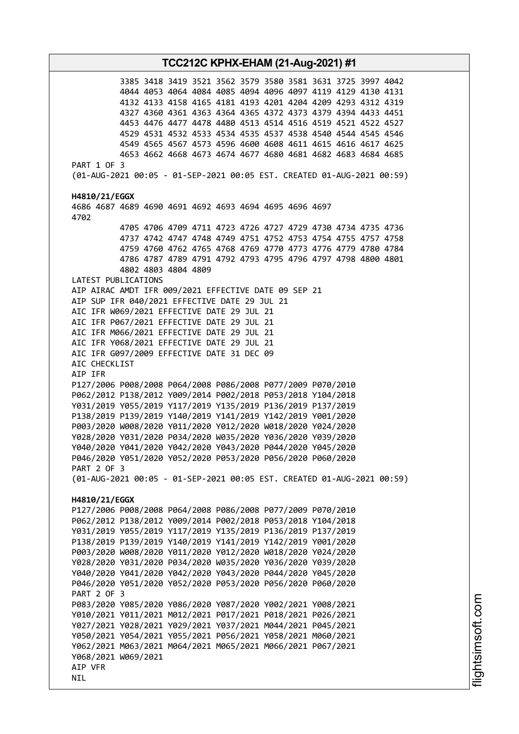3385 3418 3419 3521 3562 3579 3580 3581 3631 3725 3997 4042
4044 4053 4064 4084 4085 4094 4096 4097 4119 4129 4130 4131
4132 4133 4158 4165 4181 4193 4201 4204 4209 4293 4312 4319
4327 4360 4361 4363 4364 4365 4372 4373 4379 4394 4433 4451
4453 4476 4477 4478 4480 4513 4514 4516 4519 4521 4522 4527
4529 4531 4532 4533 4534 4535 4537 4538 4540 4544 4545 4546
4549 4565 4567 4573 4596 4600 4608 4611 4615 4616 4617 4625
4653 4662 4668 4673 4674 4677 4680 4681 4682 4683 4684 4685

PART 1 OF 3
(01-AUG-2021 00:05 - 01-SEP-2021 00:05 EST. CREATED 01-AUG-2021 00:59)

**H4810/21/EGGX**

4686 4687 4689 4690 4691 4692 4693 4694 4695 4696 4697
4702
4705 4706 4709 4711 4723 4726 4727 4729 4730 4734 4735 4736
4737 4742 4747 4748 4749 4751 4752 4753 4754 4755 4757 4758
4759 4760 4762 4765 4768 4769 4770 4773 4776 4779 4780 4784
4786 4787 4789 4791 4792 4793 4795 4796 4797 4798 4800 4801
4802 4803 4804 4809

LATEST PUBLICATIONS
AIP AIRAC AMDT IFR 009/2021 EFFECTIVE DATE 09 SEP 21
AIP SUP IFR 040/2021 EFFECTIVE DATE 29 JUL 21
AIC IFR W069/2021 EFFECTIVE DATE 29 JUL 21
AIC IFR P067/2021 EFFECTIVE DATE 29 JUL 21
AIC IFR M066/2021 EFFECTIVE DATE 29 JUL 21
AIC IFR Y068/2021 EFFECTIVE DATE 29 JUL 21
AIC IFR G097/2009 EFFECTIVE DATE 31 DEC 09
AIC CHECKLIST
AIP IFR
P127/2006 P008/2008 P064/2008 P086/2008 P077/2009 P070/2010
P062/2012 P138/2012 Y009/2014 P002/2018 P053/2018 Y104/2018
Y031/2019 Y055/2019 Y117/2019 Y135/2019 P136/2019 P137/2019
P138/2019 P139/2019 Y140/2019 Y141/2019 Y142/2019 Y001/2020
P003/2020 W008/2020 Y011/2020 Y012/2020 W018/2020 Y024/2020
Y028/2020 Y031/2020 P034/2020 W035/2020 Y036/2020 Y039/2020
Y040/2020 Y041/2020 Y042/2020 Y043/2020 P044/2020 Y045/2020
P046/2020 Y051/2020 Y052/2020 P053/2020 P056/2020 P060/2020

PART 2 OF 3
(01-AUG-2021 00:05 - 01-SEP-2021 00:05 EST. CREATED 01-AUG-2021 00:59)

**H4810/21/EGGX**

P127/2006 P008/2008 P064/2008 P086/2008 P077/2009 P070/2010
P062/2012 P138/2012 Y009/2014 P002/2018 P053/2018 Y104/2018
Y031/2019 Y055/2019 Y117/2019 Y135/2019 P136/2019 P137/2019
P138/2019 P139/2019 Y140/2019 Y141/2019 Y142/2019 Y001/2020
P003/2020 W008/2020 Y011/2020 Y012/2020 W018/2020 Y024/2020
Y028/2020 Y031/2020 P034/2020 W035/2020 Y036/2020 Y039/2020
Y040/2020 Y041/2020 Y042/2020 Y043/2020 P044/2020 Y045/2020
P046/2020 Y051/2020 Y052/2020 P053/2020 P056/2020 P060/2020

PART 2 OF 3

P083/2020 Y085/2020 Y086/2020 Y087/2020 Y002/2021 Y008/2021
Y010/2021 Y011/2021 M012/2021 P017/2021 P018/2021 P026/2021
Y027/2021 Y028/2021 Y029/2021 Y037/2021 M044/2021 P045/2021
Y050/2021 Y054/2021 Y055/2021 P056/2021 Y058/2021 M060/2021
Y062/2021 M063/2021 M064/2021 M065/2021 M066/2021 P067/2021
Y068/2021 W069/2021
AIP VFR
NIL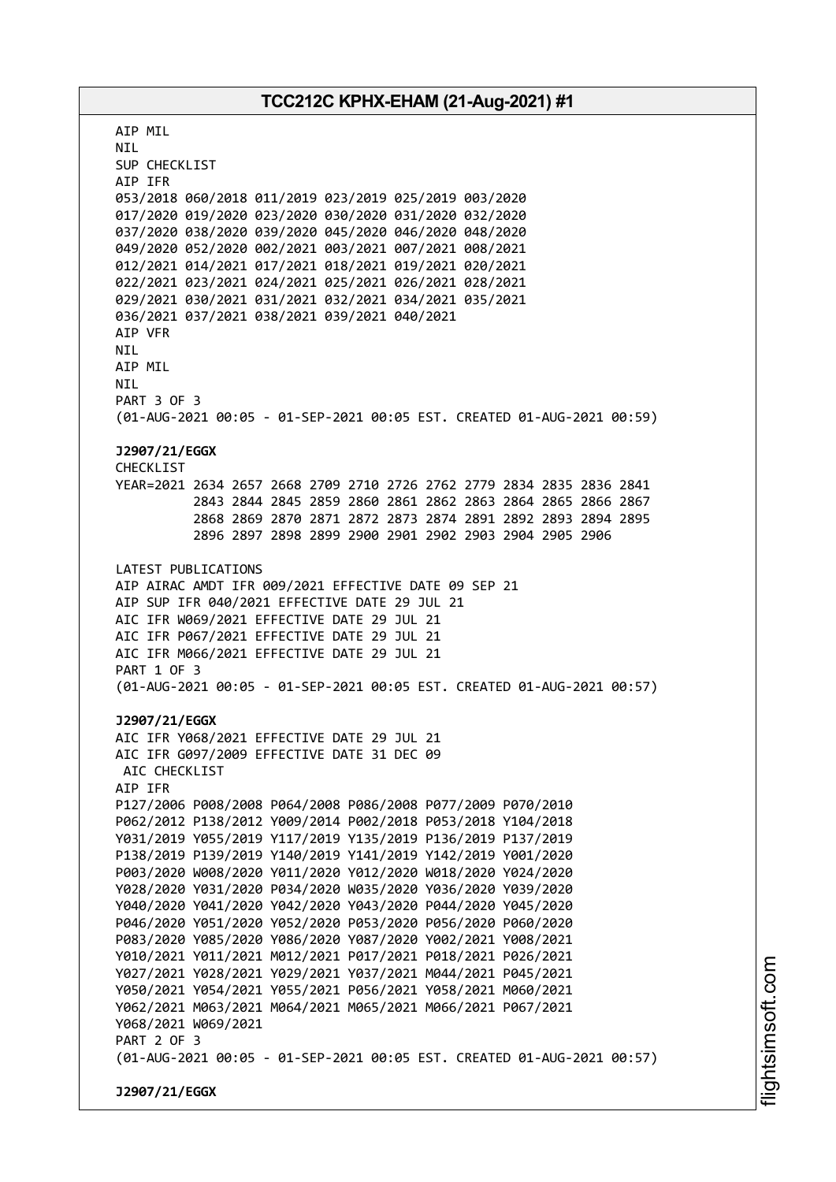AIP MIL
NIL
SUP CHECKLIST
AIP IFR
053/2018 060/2018 011/2019 023/2019 025/2019 003/2020
017/2020 019/2020 023/2020 030/2020 031/2020 032/2020
037/2020 038/2020 039/2020 045/2020 046/2020 048/2020
049/2020 052/2020 002/2021 003/2021 007/2021 008/2021
012/2021 014/2021 017/2021 018/2021 019/2021 020/2021
022/2021 023/2021 024/2021 025/2021 026/2021 028/2021
029/2021 030/2021 031/2021 032/2021 034/2021 035/2021
036/2021 037/2021 038/2021 039/2021 040/2021
AIP VFR
NIL
AIP MIL
NIL
PART 3 OF 3
(01-AUG-2021 00:05 - 01-SEP-2021 00:05 EST. CREATED 01-AUG-2021 00:59)

**J2907/21/EGGX**
CHECKLIST
YEAR=2021 2634 2657 2668 2709 2710 2726 2762 2779 2834 2835 2836 2841
2843 2844 2845 2859 2860 2861 2862 2863 2864 2865 2866 2867
2868 2869 2870 2871 2872 2873 2874 2891 2892 2893 2894 2895
2896 2897 2898 2899 2900 2901 2902 2903 2904 2905 2906

LATEST PUBLICATIONS
AIP AIRAC AMDT IFR 009/2021 EFFECTIVE DATE 09 SEP 21
AIP SUP IFR 040/2021 EFFECTIVE DATE 29 JUL 21
AIC IFR W069/2021 EFFECTIVE DATE 29 JUL 21
AIC IFR P067/2021 EFFECTIVE DATE 29 JUL 21
AIC IFR M066/2021 EFFECTIVE DATE 29 JUL 21
PART 1 OF 3
(01-AUG-2021 00:05 - 01-SEP-2021 00:05 EST. CREATED 01-AUG-2021 00:57)

**J2907/21/EGGX**
AIC IFR Y068/2021 EFFECTIVE DATE 29 JUL 21
AIC IFR G097/2009 EFFECTIVE DATE 31 DEC 09
AIC CHECKLIST
AIP IFR
P127/2006 P008/2008 P064/2008 P086/2008 P077/2009 P070/2010
P062/2012 P138/2012 Y009/2014 P002/2018 P053/2018 Y104/2018
Y031/2019 Y055/2019 Y117/2019 Y135/2019 P136/2019 P137/2019
P138/2019 P139/2019 Y140/2019 Y141/2019 Y142/2019 Y001/2020
P003/2020 W008/2020 Y011/2020 Y012/2020 W018/2020 Y024/2020
Y028/2020 Y031/2020 P034/2020 W035/2020 Y036/2020 Y039/2020
Y040/2020 Y041/2020 Y042/2020 Y043/2020 P044/2020 Y045/2020
P046/2020 Y051/2020 Y052/2020 P053/2020 P056/2020 P060/2020
P083/2020 Y085/2020 Y086/2020 Y087/2020 Y002/2021 Y008/2021
Y010/2021 Y011/2021 M012/2021 P017/2021 P018/2021 P026/2021
Y027/2021 Y028/2021 Y029/2021 Y037/2021 M044/2021 P045/2021
Y050/2021 Y054/2021 Y055/2021 P056/2021 Y058/2021 M060/2021
Y062/2021 M063/2021 M064/2021 M065/2021 M066/2021 P067/2021
Y068/2021 W069/2021
PART 2 OF 3
(01-AUG-2021 00:05 - 01-SEP-2021 00:05 EST. CREATED 01-AUG-2021 00:57)

**J2907/21/EGGX**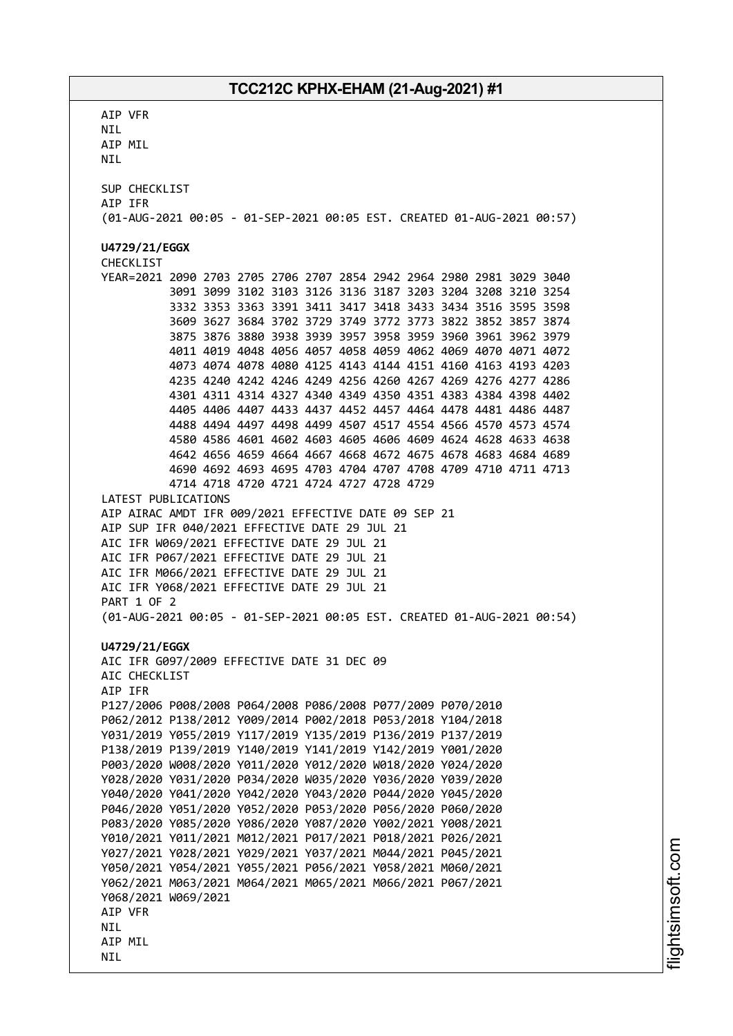AIP VFR
NIL
AIP MIL
NIL

SUP CHECKLIST
AIP IFR
(01-AUG-2021 00:05 - 01-SEP-2021 00:05 EST. CREATED 01-AUG-2021 00:57)

**U4729/21/EGGX**
CHECKLIST
YEAR=2021 2090 2703 2705 2706 2707 2854 2942 2964 2980 2981 3029 3040
3091 3099 3102 3103 3126 3136 3187 3203 3204 3208 3210 3254
3332 3353 3363 3391 3411 3417 3418 3433 3434 3516 3595 3598
3609 3627 3684 3702 3729 3749 3772 3773 3822 3852 3857 3874
3875 3876 3880 3938 3939 3957 3958 3959 3960 3961 3962 3979
4011 4019 4048 4056 4057 4058 4059 4062 4069 4070 4071 4072
4073 4074 4078 4080 4125 4143 4144 4151 4160 4163 4193 4203
4235 4240 4242 4246 4249 4256 4260 4267 4269 4276 4277 4286
4301 4311 4314 4327 4340 4349 4350 4351 4383 4384 4398 4402
4405 4406 4407 4433 4437 4452 4457 4464 4478 4481 4486 4487
4488 4494 4497 4498 4499 4507 4517 4554 4566 4570 4573 4574
4580 4586 4601 4602 4603 4605 4606 4609 4624 4628 4633 4638
4642 4656 4659 4664 4667 4668 4672 4675 4678 4683 4684 4689
4690 4692 4693 4695 4703 4704 4707 4708 4709 4710 4711 4713
4714 4718 4720 4721 4724 4727 4728 4729
LATEST PUBLICATIONS
AIP AIRAC AMDT IFR 009/2021 EFFECTIVE DATE 09 SEP 21
AIP SUP IFR 040/2021 EFFECTIVE DATE 29 JUL 21
AIC IFR W069/2021 EFFECTIVE DATE 29 JUL 21
AIC IFR P067/2021 EFFECTIVE DATE 29 JUL 21
AIC IFR M066/2021 EFFECTIVE DATE 29 JUL 21
AIC IFR Y068/2021 EFFECTIVE DATE 29 JUL 21
PART 1 OF 2
(01-AUG-2021 00:05 - 01-SEP-2021 00:05 EST. CREATED 01-AUG-2021 00:54)

**U4729/21/EGGX**
AIC IFR G097/2009 EFFECTIVE DATE 31 DEC 09
AIC CHECKLIST
AIP IFR
P127/2006 P008/2008 P064/2008 P086/2008 P077/2009 P070/2010
P062/2012 P138/2012 Y009/2014 P002/2018 P053/2018 Y104/2018
Y031/2019 Y055/2019 Y117/2019 Y135/2019 P136/2019 P137/2019
P138/2019 P139/2019 Y140/2019 Y141/2019 Y142/2019 Y001/2020
P003/2020 W008/2020 Y011/2020 Y012/2020 W018/2020 Y024/2020
Y028/2020 Y031/2020 P034/2020 W035/2020 Y036/2020 Y039/2020
Y040/2020 Y041/2020 Y042/2020 Y043/2020 P044/2020 Y045/2020
P046/2020 Y051/2020 Y052/2020 P053/2020 P056/2020 P060/2020
P083/2020 Y085/2020 Y086/2020 Y087/2020 Y002/2021 Y008/2021
Y010/2021 Y011/2021 M012/2021 P017/2021 P018/2021 P026/2021
Y027/2021 Y028/2021 Y029/2021 Y037/2021 M044/2021 P045/2021
Y050/2021 Y054/2021 Y055/2021 P056/2021 Y058/2021 M060/2021
Y062/2021 M063/2021 M064/2021 M065/2021 M066/2021 P067/2021
Y068/2021 W069/2021
AIP VFR
NIL
AIP MIL
NIL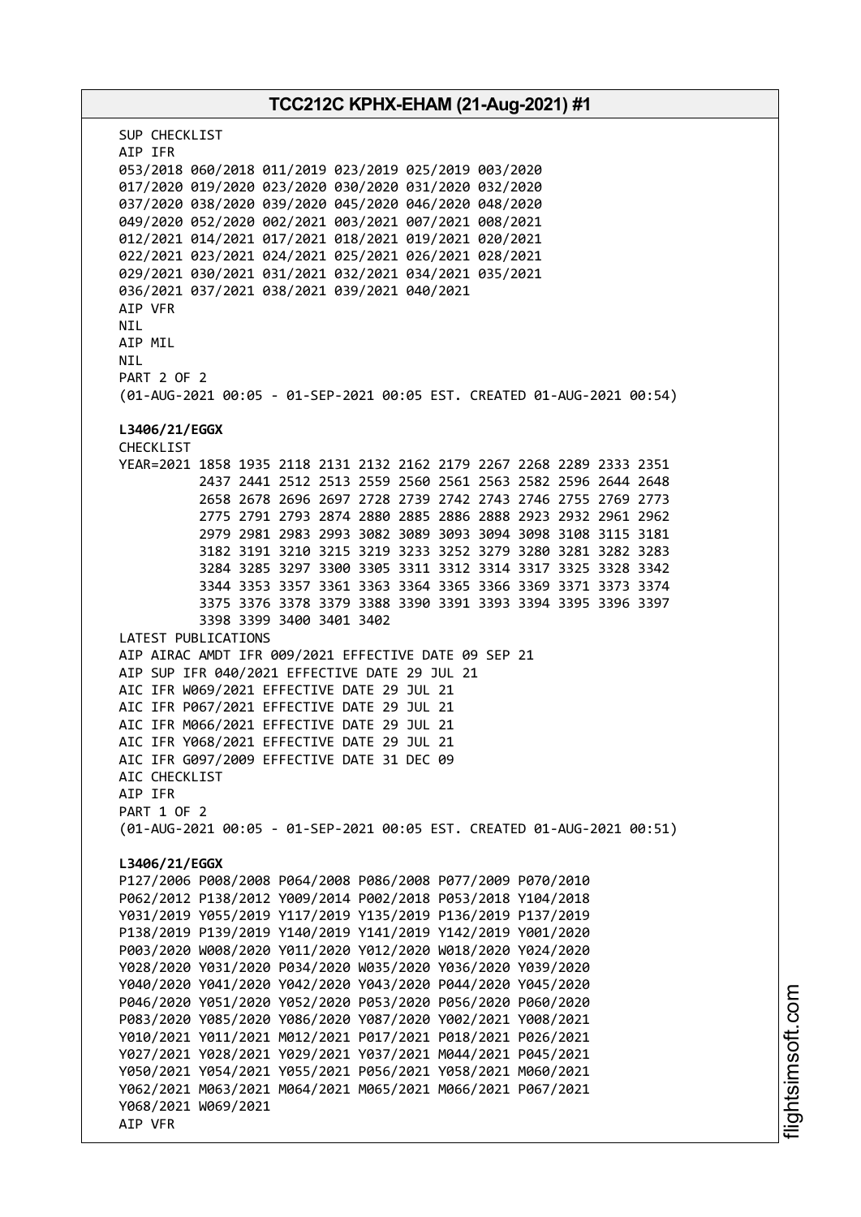SUP CHECKLIST
AIP IFR
053/2018 060/2018 011/2019 023/2019 025/2019 003/2020
017/2020 019/2020 023/2020 030/2020 031/2020 032/2020
037/2020 038/2020 039/2020 045/2020 046/2020 048/2020
049/2020 052/2020 002/2021 003/2021 007/2021 008/2021
012/2021 014/2021 017/2021 018/2021 019/2021 020/2021
022/2021 023/2021 024/2021 025/2021 026/2021 028/2021
029/2021 030/2021 031/2021 032/2021 034/2021 035/2021
036/2021 037/2021 038/2021 039/2021 040/2021
AIP VFR
NIL
AIP MIL
NIL
PART 2 OF 2
(01-AUG-2021 00:05 - 01-SEP-2021 00:05 EST. CREATED 01-AUG-2021 00:54)

**L3406/21/EGGX**
CHECKLIST
YEAR=2021 1858 1935 2118 2131 2132 2162 2179 2267 2268 2289 2333 2351
2437 2441 2512 2513 2559 2560 2561 2563 2582 2596 2644 2648
2658 2678 2696 2697 2728 2739 2742 2743 2746 2755 2769 2773
2775 2791 2793 2874 2880 2885 2886 2888 2923 2932 2961 2962
2979 2981 2983 2993 3082 3089 3093 3094 3098 3108 3115 3181
3182 3191 3210 3215 3219 3233 3252 3279 3280 3281 3282 3283
3284 3285 3297 3300 3305 3311 3312 3314 3317 3325 3328 3342
3344 3353 3357 3361 3363 3364 3365 3366 3369 3371 3373 3374
3375 3376 3378 3379 3388 3390 3391 3393 3394 3395 3396 3397
3398 3399 3400 3401 3402
LATEST PUBLICATIONS
AIP AIRAC AMDT IFR 009/2021 EFFECTIVE DATE 09 SEP 21
AIP SUP IFR 040/2021 EFFECTIVE DATE 29 JUL 21
AIC IFR W069/2021 EFFECTIVE DATE 29 JUL 21
AIC IFR P067/2021 EFFECTIVE DATE 29 JUL 21
AIC IFR M066/2021 EFFECTIVE DATE 29 JUL 21
AIC IFR Y068/2021 EFFECTIVE DATE 29 JUL 21
AIC IFR G097/2009 EFFECTIVE DATE 31 DEC 09
AIC CHECKLIST
AIP IFR
PART 1 OF 2
(01-AUG-2021 00:05 - 01-SEP-2021 00:05 EST. CREATED 01-AUG-2021 00:51)

**L3406/21/EGGX**
P127/2006 P008/2008 P064/2008 P086/2008 P077/2009 P070/2010
P062/2012 P138/2012 Y009/2014 P002/2018 P053/2018 Y104/2018
Y031/2019 Y055/2019 Y117/2019 Y135/2019 P136/2019 P137/2019
P138/2019 P139/2019 Y140/2019 Y141/2019 Y142/2019 Y001/2020
P003/2020 W008/2020 Y011/2020 Y012/2020 W018/2020 Y024/2020
Y028/2020 Y031/2020 P034/2020 W035/2020 Y036/2020 Y039/2020
Y040/2020 Y041/2020 Y042/2020 Y043/2020 P044/2020 Y045/2020
P046/2020 Y051/2020 Y052/2020 P053/2020 P056/2020 P060/2020
P083/2020 Y085/2020 Y086/2020 Y087/2020 Y002/2021 Y008/2021
Y010/2021 Y011/2021 M012/2021 P017/2021 P018/2021 P026/2021
Y027/2021 Y028/2021 Y029/2021 Y037/2021 M044/2021 P045/2021
Y050/2021 Y054/2021 Y055/2021 P056/2021 Y058/2021 M060/2021
Y062/2021 M063/2021 M064/2021 M065/2021 M066/2021 P067/2021
Y068/2021 W069/2021
AIP VFR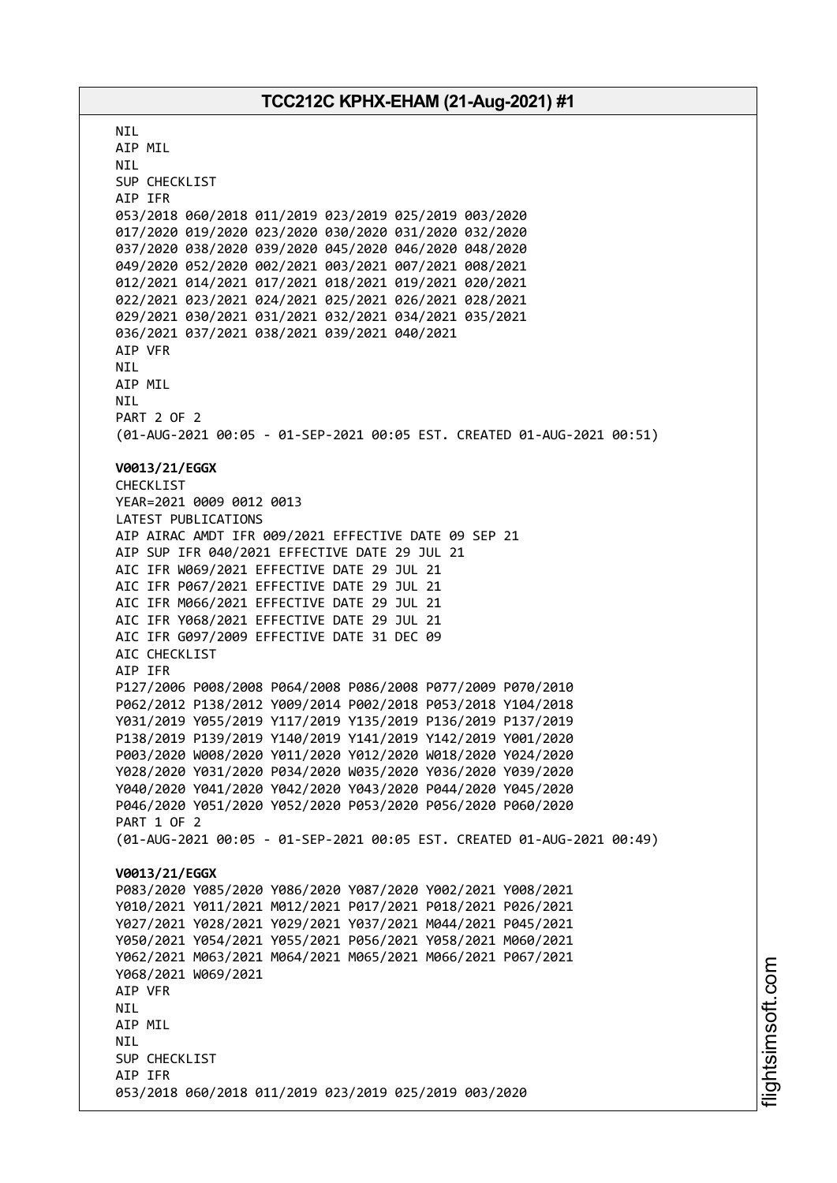NIL
AIP MIL
NIL
SUP CHECKLIST
AIP IFR
053/2018 060/2018 011/2019 023/2019 025/2019 003/2020
017/2020 019/2020 023/2020 030/2020 031/2020 032/2020
037/2020 038/2020 039/2020 045/2020 046/2020 048/2020
049/2020 052/2020 002/2021 003/2021 007/2021 008/2021
012/2021 014/2021 017/2021 018/2021 019/2021 020/2021
022/2021 023/2021 024/2021 025/2021 026/2021 028/2021
029/2021 030/2021 031/2021 032/2021 034/2021 035/2021
036/2021 037/2021 038/2021 039/2021 040/2021
AIP VFR
NIL
AIP MIL
NIL
PART 2 OF 2
(01-AUG-2021 00:05 - 01-SEP-2021 00:05 EST. CREATED 01-AUG-2021 00:51)

**V0013/21/EGGX**
CHECKLIST
YEAR=2021 0009 0012 0013
LATEST PUBLICATIONS
AIP AIRAC AMDT IFR 009/2021 EFFECTIVE DATE 09 SEP 21
AIP SUP IFR 040/2021 EFFECTIVE DATE 29 JUL 21
AIC IFR W069/2021 EFFECTIVE DATE 29 JUL 21
AIC IFR P067/2021 EFFECTIVE DATE 29 JUL 21
AIC IFR M066/2021 EFFECTIVE DATE 29 JUL 21
AIC IFR Y068/2021 EFFECTIVE DATE 29 JUL 21
AIC IFR G097/2009 EFFECTIVE DATE 31 DEC 09
AIC CHECKLIST
AIP IFR
P127/2006 P008/2008 P064/2008 P086/2008 P077/2009 P070/2010
P062/2012 P138/2012 Y009/2014 P002/2018 P053/2018 Y104/2018
Y031/2019 Y055/2019 Y117/2019 Y135/2019 P136/2019 P137/2019
P138/2019 P139/2019 Y140/2019 Y141/2019 Y142/2019 Y001/2020
P003/2020 W008/2020 Y011/2020 Y012/2020 W018/2020 Y024/2020
Y028/2020 Y031/2020 P034/2020 W035/2020 Y036/2020 Y039/2020
Y040/2020 Y041/2020 Y042/2020 Y043/2020 P044/2020 Y045/2020
P046/2020 Y051/2020 Y052/2020 P053/2020 P056/2020 P060/2020
PART 1 OF 2
(01-AUG-2021 00:05 - 01-SEP-2021 00:05 EST. CREATED 01-AUG-2021 00:49)

**V0013/21/EGGX**
P083/2020 Y085/2020 Y086/2020 Y087/2020 Y002/2021 Y008/2021
Y010/2021 Y011/2021 M012/2021 P017/2021 P018/2021 P026/2021
Y027/2021 Y028/2021 Y029/2021 Y037/2021 M044/2021 P045/2021
Y050/2021 Y054/2021 Y055/2021 P056/2021 Y058/2021 M060/2021
Y062/2021 M063/2021 M064/2021 M065/2021 M066/2021 P067/2021
Y068/2021 W069/2021
AIP VFR
NIL
AIP MIL
NIL
SUP CHECKLIST
AIP IFR
053/2018 060/2018 011/2019 023/2019 025/2019 003/2020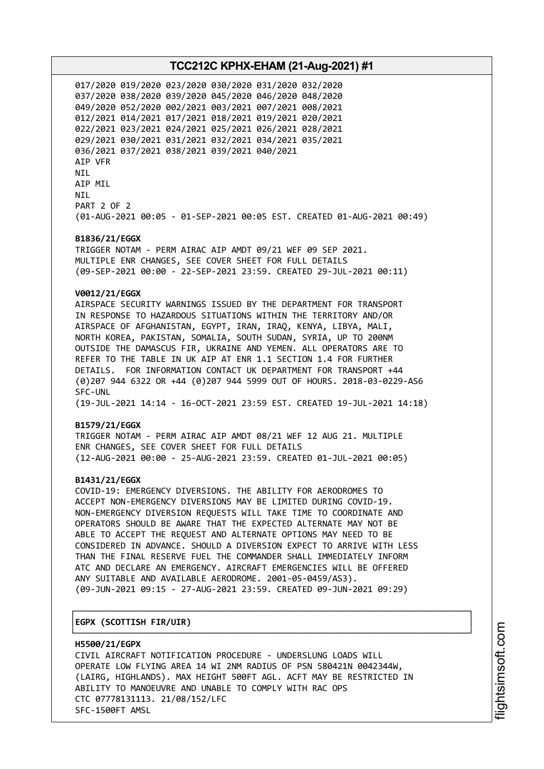017/2020 019/2020 023/2020 030/2020 031/2020 032/2020
037/2020 038/2020 039/2020 045/2020 046/2020 048/2020
049/2020 052/2020 002/2021 003/2021 007/2021 008/2021
012/2021 014/2021 017/2021 018/2021 019/2021 020/2021
022/2021 023/2021 024/2021 025/2021 026/2021 028/2021
029/2021 030/2021 031/2021 032/2021 034/2021 035/2021
036/2021 037/2021 038/2021 039/2021 040/2021
AIP VFR
NIL
AIP MIL
NIL
PART 2 OF 2
(01-AUG-2021 00:05 - 01-SEP-2021 00:05 EST. CREATED 01-AUG-2021 00:49)

**B1836/21/EGGX**
TRIGGER NOTAM - PERM AIRAC AIP AMDT 09/21 WEF 09 SEP 2021.
MULTIPLE ENR CHANGES, SEE COVER SHEET FOR FULL DETAILS
(09-SEP-2021 00:00 - 22-SEP-2021 23:59. CREATED 29-JUL-2021 00:11)

**V0012/21/EGGX**
AIRSPACE SECURITY WARNINGS ISSUED BY THE DEPARTMENT FOR TRANSPORT
IN RESPONSE TO HAZARDOUS SITUATIONS WITHIN THE TERRITORY AND/OR
AIRSPACE OF AFGHANISTAN, EGYPT, IRAN, IRAQ, KENYA, LIBYA, MALI,
NORTH KOREA, PAKISTAN, SOMALIA, SOUTH SUDAN, SYRIA, UP TO 200NM
OUTSIDE THE DAMASCUS FIR, UKRAINE AND YEMEN. ALL OPERATORS ARE TO
REFER TO THE TABLE IN UK AIP AT ENR 1.1 SECTION 1.4 FOR FURTHER
DETAILS. FOR INFORMATION CONTACT UK DEPARTMENT FOR TRANSPORT +44
(0)207 944 6322 OR +44 (0)207 944 5999 OUT OF HOURS. 2018-03-0229-AS6
SFC-UNL
(19-JUL-2021 14:14 - 16-OCT-2021 23:59 EST. CREATED 19-JUL-2021 14:18)

**B1579/21/EGGX**
TRIGGER NOTAM - PERM AIRAC AIP AMDT 08/21 WEF 12 AUG 21. MULTIPLE
ENR CHANGES, SEE COVER SHEET FOR FULL DETAILS
(12-AUG-2021 00:00 - 25-AUG-2021 23:59. CREATED 01-JUL-2021 00:05)

**B1431/21/EGGX**
COVID-19: EMERGENCY DIVERSIONS. THE ABILITY FOR AERODROMES TO
ACCEPT NON-EMERGENCY DIVERSIONS MAY BE LIMITED DURING COVID-19.
NON-EMERGENCY DIVERSION REQUESTS WILL TAKE TIME TO COORDINATE AND
OPERATORS SHOULD BE AWARE THAT THE EXPECTED ALTERNATE MAY NOT BE
ABLE TO ACCEPT THE REQUEST AND ALTERNATE OPTIONS MAY NEED TO BE
CONSIDERED IN ADVANCE. SHOULD A DIVERSION EXPECT TO ARRIVE WITH LESS
THAN THE FINAL RESERVE FUEL THE COMMANDER SHALL IMMEDIATELY INFORM
ATC AND DECLARE AN EMERGENCY. AIRCRAFT EMERGENCIES WILL BE OFFERED
ANY SUITABLE AND AVAILABLE AERODROME. 2001-05-0459/AS3).
(09-JUN-2021 09:15 - 27-AUG-2021 23:59. CREATED 09-JUN-2021 09:29)

## EGPX (SCOTTISH FIR/UIR)

**H5500/21/EGPX**
CIVIL AIRCRAFT NOTIFICATION PROCEDURE - UNDERSLUNG LOADS WILL
OPERATE LOW FLYING AREA 14 WI 2NM RADIUS OF PSN 580421N 0042344W,
(LAIRG, HIGHLANDS). MAX HEIGHT 500FT AGL. ACFT MAY BE RESTRICTED IN
ABILITY TO MANOEUVRE AND UNABLE TO COMPLY WITH RAC OPS
CTC 07778131113. 21/08/152/LFC
SFC-1500FT AMSL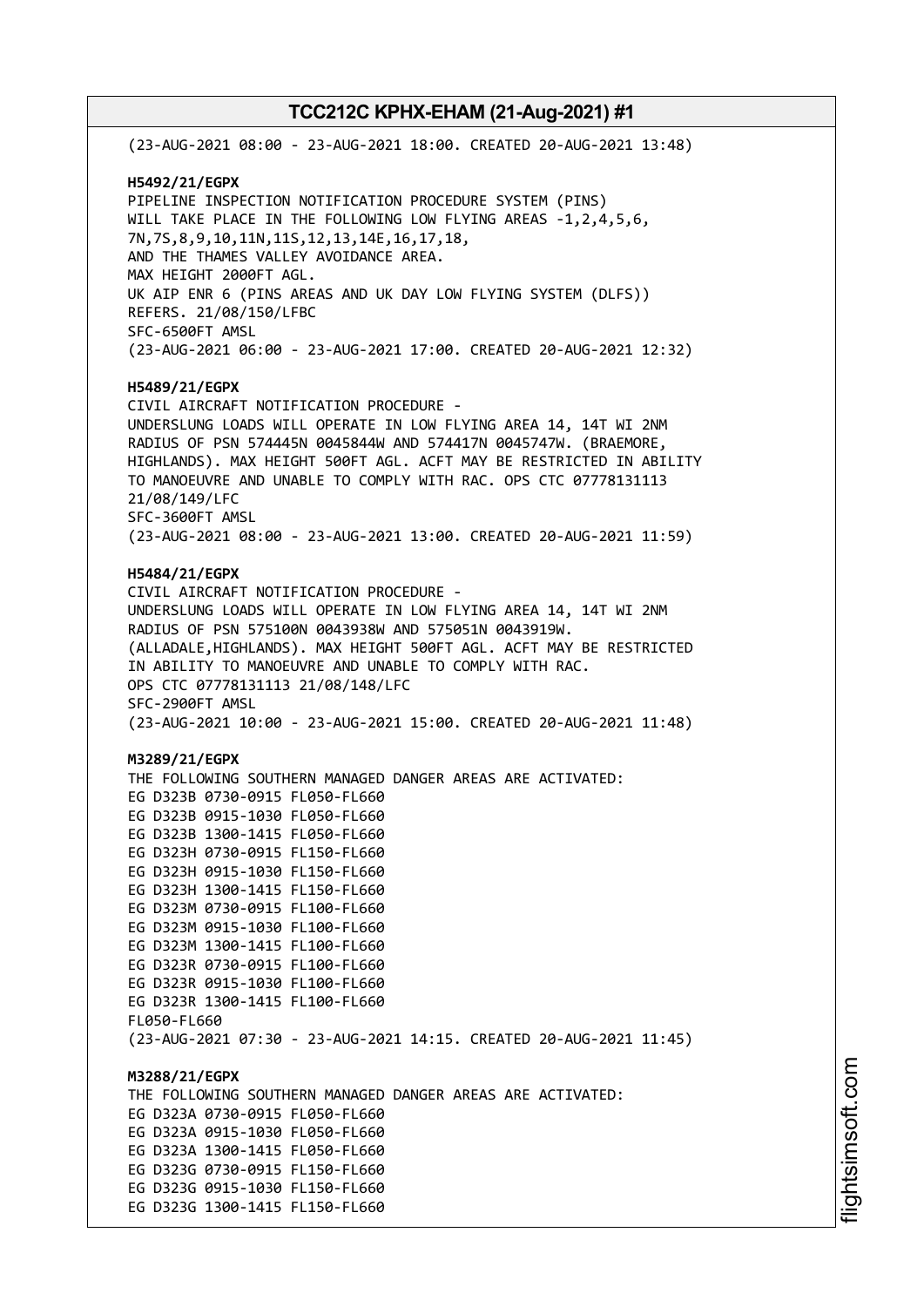(23-AUG-2021 08:00 - 23-AUG-2021 18:00. CREATED 20-AUG-2021 13:48)

**H5492/21/EGPX**
PIPELINE INSPECTION NOTIFICATION PROCEDURE SYSTEM (PINS)
WILL TAKE PLACE IN THE FOLLOWING LOW FLYING AREAS -1,2,4,5,6,
7N,7S,8,9,10,11N,11S,12,13,14E,16,17,18,
AND THE THAMES VALLEY AVOIDANCE AREA.
MAX HEIGHT 2000FT AGL.
UK AIP ENR 6 (PINS AREAS AND UK DAY LOW FLYING SYSTEM (DLFS))
REFERS. 21/08/150/LFBC
SFC-6500FT AMSL
(23-AUG-2021 06:00 - 23-AUG-2021 17:00. CREATED 20-AUG-2021 12:32)

**H5489/21/EGPX**
CIVIL AIRCRAFT NOTIFICATION PROCEDURE -
UNDERSLUNG LOADS WILL OPERATE IN LOW FLYING AREA 14, 14T WI 2NM
RADIUS OF PSN 574445N 0045844W AND 574417N 0045747W. (BRAEMORE,
HIGHLANDS). MAX HEIGHT 500FT AGL. ACFT MAY BE RESTRICTED IN ABILITY
TO MANOEUVRE AND UNABLE TO COMPLY WITH RAC. OPS CTC 07778131113
21/08/149/LFC
SFC-3600FT AMSL
(23-AUG-2021 08:00 - 23-AUG-2021 13:00. CREATED 20-AUG-2021 11:59)

**H5484/21/EGPX**
CIVIL AIRCRAFT NOTIFICATION PROCEDURE -
UNDERSLUNG LOADS WILL OPERATE IN LOW FLYING AREA 14, 14T WI 2NM
RADIUS OF PSN 575100N 0043938W AND 575051N 0043919W.
(ALLADALE,HIGHLANDS). MAX HEIGHT 500FT AGL. ACFT MAY BE RESTRICTED
IN ABILITY TO MANOEUVRE AND UNABLE TO COMPLY WITH RAC.
OPS CTC 07778131113 21/08/148/LFC
SFC-2900FT AMSL
(23-AUG-2021 10:00 - 23-AUG-2021 15:00. CREATED 20-AUG-2021 11:48)

**M3289/21/EGPX**
THE FOLLOWING SOUTHERN MANAGED DANGER AREAS ARE ACTIVATED:
EG D323B 0730-0915 FL050-FL660
EG D323B 0915-1030 FL050-FL660
EG D323B 1300-1415 FL050-FL660
EG D323H 0730-0915 FL150-FL660
EG D323H 0915-1030 FL150-FL660
EG D323H 1300-1415 FL150-FL660
EG D323M 0730-0915 FL100-FL660
EG D323M 0915-1030 FL100-FL660
EG D323M 1300-1415 FL100-FL660
EG D323R 0730-0915 FL100-FL660
EG D323R 0915-1030 FL100-FL660
EG D323R 1300-1415 FL100-FL660
FL050-FL660
(23-AUG-2021 07:30 - 23-AUG-2021 14:15. CREATED 20-AUG-2021 11:45)

**M3288/21/EGPX**
THE FOLLOWING SOUTHERN MANAGED DANGER AREAS ARE ACTIVATED:
EG D323A 0730-0915 FL050-FL660
EG D323A 0915-1030 FL050-FL660
EG D323A 1300-1415 FL050-FL660
EG D323G 0730-0915 FL150-FL660
EG D323G 0915-1030 FL150-FL660
EG D323G 1300-1415 FL150-FL660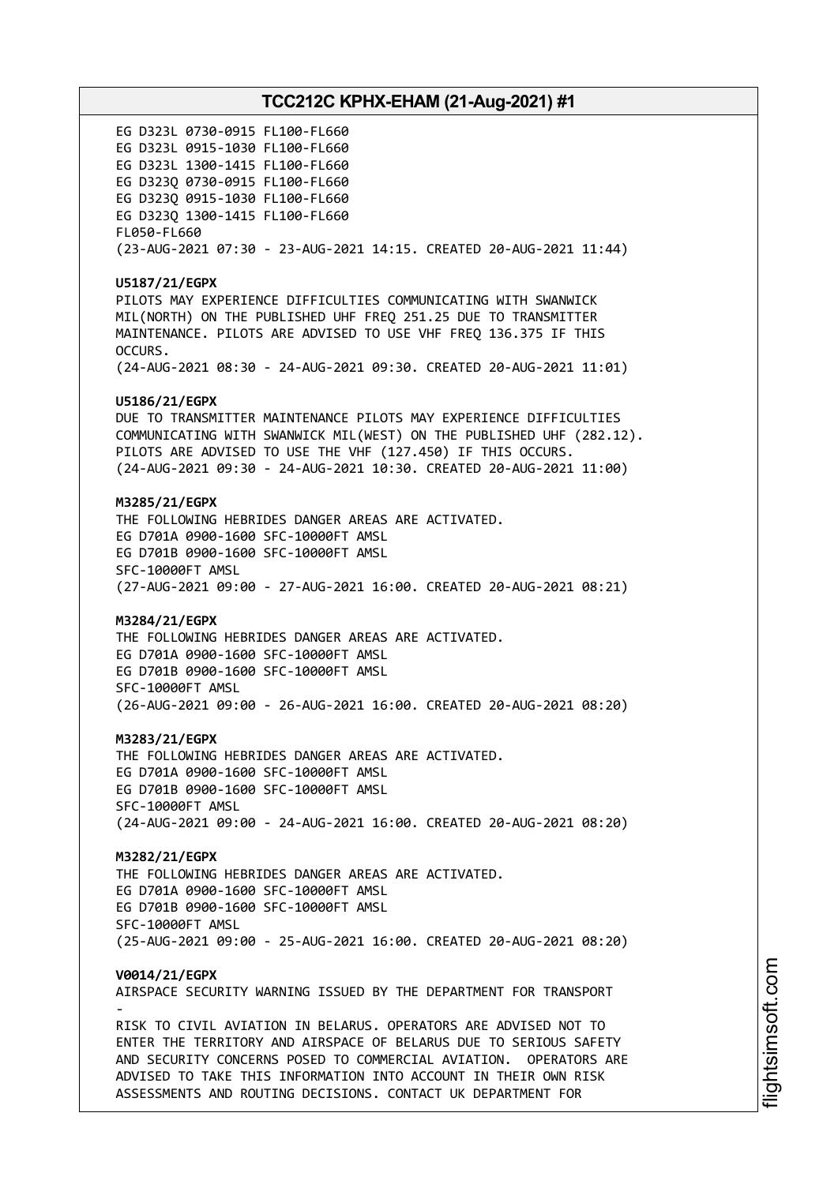EG D323L 0730-0915 FL100-FL660
EG D323L 0915-1030 FL100-FL660
EG D323L 1300-1415 FL100-FL660
EG D323Q 0730-0915 FL100-FL660
EG D323Q 0915-1030 FL100-FL660
EG D323Q 1300-1415 FL100-FL660
FL050-FL660
(23-AUG-2021 07:30 - 23-AUG-2021 14:15. CREATED 20-AUG-2021 11:44)

**U5187/21/EGPX**
PILOTS MAY EXPERIENCE DIFFICULTIES COMMUNICATING WITH SWANWICK MIL(NORTH) ON THE PUBLISHED UHF FREQ 251.25 DUE TO TRANSMITTER MAINTENANCE. PILOTS ARE ADVISED TO USE VHF FREQ 136.375 IF THIS OCCURS.
(24-AUG-2021 08:30 - 24-AUG-2021 09:30. CREATED 20-AUG-2021 11:01)

**U5186/21/EGPX**
DUE TO TRANSMITTER MAINTENANCE PILOTS MAY EXPERIENCE DIFFICULTIES COMMUNICATING WITH SWANWICK MIL(WEST) ON THE PUBLISHED UHF (282.12). PILOTS ARE ADVISED TO USE THE VHF (127.450) IF THIS OCCURS.
(24-AUG-2021 09:30 - 24-AUG-2021 10:30. CREATED 20-AUG-2021 11:00)

**M3285/21/EGPX**
THE FOLLOWING HEBRIDES DANGER AREAS ARE ACTIVATED.
EG D701A 0900-1600 SFC-10000FT AMSL
EG D701B 0900-1600 SFC-10000FT AMSL
SFC-10000FT AMSL
(27-AUG-2021 09:00 - 27-AUG-2021 16:00. CREATED 20-AUG-2021 08:21)

**M3284/21/EGPX**
THE FOLLOWING HEBRIDES DANGER AREAS ARE ACTIVATED.
EG D701A 0900-1600 SFC-10000FT AMSL
EG D701B 0900-1600 SFC-10000FT AMSL
SFC-10000FT AMSL
(26-AUG-2021 09:00 - 26-AUG-2021 16:00. CREATED 20-AUG-2021 08:20)

**M3283/21/EGPX**
THE FOLLOWING HEBRIDES DANGER AREAS ARE ACTIVATED.
EG D701A 0900-1600 SFC-10000FT AMSL
EG D701B 0900-1600 SFC-10000FT AMSL
SFC-10000FT AMSL
(24-AUG-2021 09:00 - 24-AUG-2021 16:00. CREATED 20-AUG-2021 08:20)

**M3282/21/EGPX**
THE FOLLOWING HEBRIDES DANGER AREAS ARE ACTIVATED.
EG D701A 0900-1600 SFC-10000FT AMSL
EG D701B 0900-1600 SFC-10000FT AMSL
SFC-10000FT AMSL
(25-AUG-2021 09:00 - 25-AUG-2021 16:00. CREATED 20-AUG-2021 08:20)

**V0014/21/EGPX**
AIRSPACE SECURITY WARNING ISSUED BY THE DEPARTMENT FOR TRANSPORT
-
RISK TO CIVIL AVIATION IN BELARUS. OPERATORS ARE ADVISED NOT TO ENTER THE TERRITORY AND AIRSPACE OF BELARUS DUE TO SERIOUS SAFETY AND SECURITY CONCERNS POSED TO COMMERCIAL AVIATION. OPERATORS ARE ADVISED TO TAKE THIS INFORMATION INTO ACCOUNT IN THEIR OWN RISK ASSESSMENTS AND ROUTING DECISIONS. CONTACT UK DEPARTMENT FOR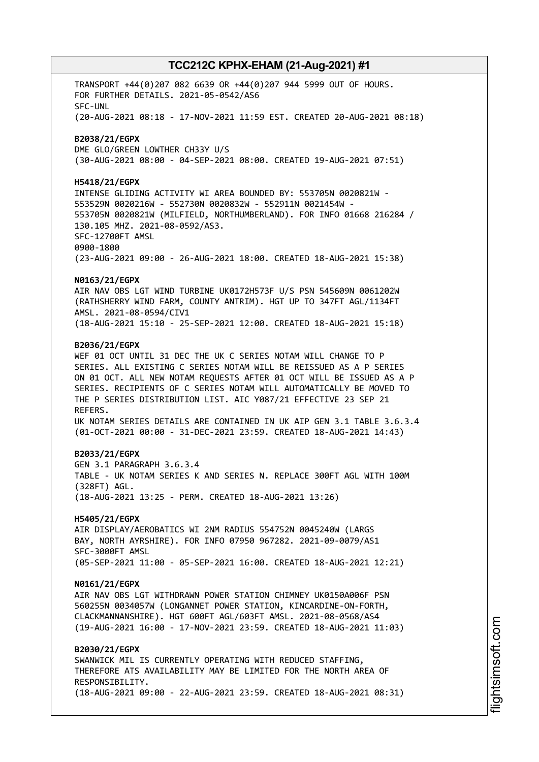TRANSPORT +44(0)207 082 6639 OR +44(0)207 944 5999 OUT OF HOURS.
FOR FURTHER DETAILS. 2021-05-0542/AS6
SFC-UNL
(20-AUG-2021 08:18 - 17-NOV-2021 11:59 EST. CREATED 20-AUG-2021 08:18)

**B2038/21/EGPX**
DME GLO/GREEN LOWTHER CH33Y U/S
(30-AUG-2021 08:00 - 04-SEP-2021 08:00. CREATED 19-AUG-2021 07:51)

**H5418/21/EGPX**
INTENSE GLIDING ACTIVITY WI AREA BOUNDED BY: 553705N 0020821W -
553529N 0020216W - 552730N 0020832W - 552911N 0021454W -
553705N 0020821W (MILFIELD, NORTHUMBERLAND). FOR INFO 01668 216284 /
130.105 MHZ. 2021-08-0592/AS3.
SFC-12700FT AMSL
0900-1800
(23-AUG-2021 09:00 - 26-AUG-2021 18:00. CREATED 18-AUG-2021 15:38)

**N0163/21/EGPX**
AIR NAV OBS LGT WIND TURBINE UK0172H573F U/S PSN 545609N 0061202W
(RATHSHERRY WIND FARM, COUNTY ANTRIM). HGT UP TO 347FT AGL/1134FT
AMSL. 2021-08-0594/CIV1
(18-AUG-2021 15:10 - 25-SEP-2021 12:00. CREATED 18-AUG-2021 15:18)

**B2036/21/EGPX**
WEF 01 OCT UNTIL 31 DEC THE UK C SERIES NOTAM WILL CHANGE TO P
SERIES. ALL EXISTING C SERIES NOTAM WILL BE REISSUED AS A P SERIES
ON 01 OCT. ALL NEW NOTAM REQUESTS AFTER 01 OCT WILL BE ISSUED AS A P
SERIES. RECIPIENTS OF C SERIES NOTAM WILL AUTOMATICALLY BE MOVED TO
THE P SERIES DISTRIBUTION LIST. AIC Y087/21 EFFECTIVE 23 SEP 21
REFERS.
UK NOTAM SERIES DETAILS ARE CONTAINED IN UK AIP GEN 3.1 TABLE 3.6.3.4
(01-OCT-2021 00:00 - 31-DEC-2021 23:59. CREATED 18-AUG-2021 14:43)

**B2033/21/EGPX**
GEN 3.1 PARAGRAPH 3.6.3.4
TABLE - UK NOTAM SERIES K AND SERIES N. REPLACE 300FT AGL WITH 100M
(328FT) AGL.
(18-AUG-2021 13:25 - PERM. CREATED 18-AUG-2021 13:26)

**H5405/21/EGPX**
AIR DISPLAY/AEROBATICS WI 2NM RADIUS 554752N 0045240W (LARGS
BAY, NORTH AYRSHIRE). FOR INFO 07950 967282. 2021-09-0079/AS1
SFC-3000FT AMSL
(05-SEP-2021 11:00 - 05-SEP-2021 16:00. CREATED 18-AUG-2021 12:21)

**N0161/21/EGPX**
AIR NAV OBS LGT WITHDRAWN POWER STATION CHIMNEY UK0150A006F PSN
560255N 0034057W (LONGANNET POWER STATION, KINCARDINE-ON-FORTH,
CLACKMANNANSHIRE). HGT 600FT AGL/603FT AMSL. 2021-08-0568/AS4
(19-AUG-2021 16:00 - 17-NOV-2021 23:59. CREATED 18-AUG-2021 11:03)

**B2030/21/EGPX**
SWANWICK MIL IS CURRENTLY OPERATING WITH REDUCED STAFFING,
THEREFORE ATS AVAILABILITY MAY BE LIMITED FOR THE NORTH AREA OF
RESPONSIBILITY.
(18-AUG-2021 09:00 - 22-AUG-2021 23:59. CREATED 18-AUG-2021 08:31)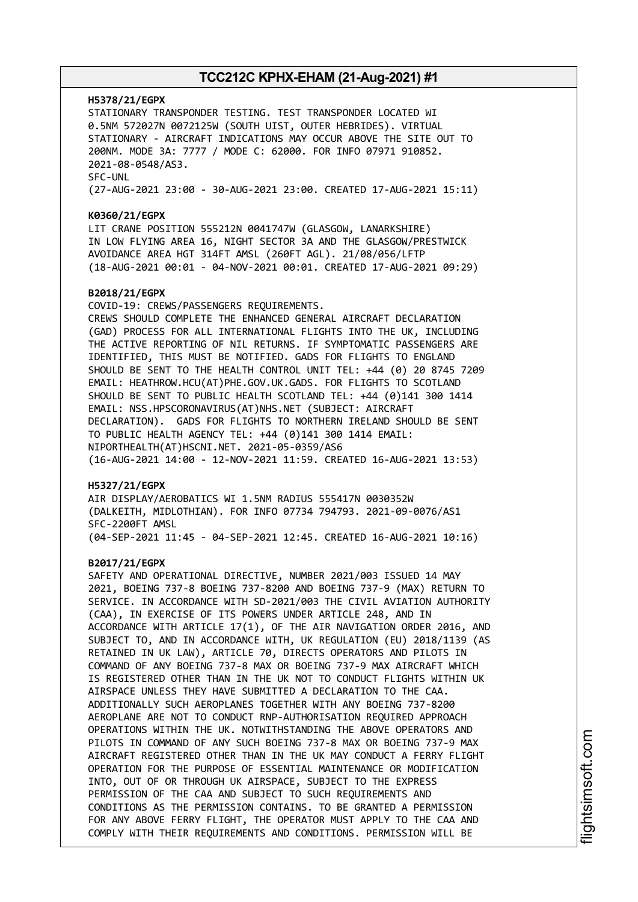**H5378/21/EGPX**
STATIONARY TRANSPONDER TESTING. TEST TRANSPONDER LOCATED WI 0.5NM 572027N 0072125W (SOUTH UIST, OUTER HEBRIDES). VIRTUAL STATIONARY - AIRCRAFT INDICATIONS MAY OCCUR ABOVE THE SITE OUT TO 200NM. MODE 3A: 7777 / MODE C: 62000. FOR INFO 07971 910852. 2021-08-0548/AS3.
SFC-UNL
(27-AUG-2021 23:00 - 30-AUG-2021 23:00. CREATED 17-AUG-2021 15:11)

**K0360/21/EGPX**
LIT CRANE POSITION 555212N 0041747W (GLASGOW, LANARKSHIRE) IN LOW FLYING AREA 16, NIGHT SECTOR 3A AND THE GLASGOW/PRESTWICK AVOIDANCE AREA HGT 314FT AMSL (260FT AGL). 21/08/056/LFTP
(18-AUG-2021 00:01 - 04-NOV-2021 00:01. CREATED 17-AUG-2021 09:29)

**B2018/21/EGPX**
COVID-19: CREWS/PASSENGERS REQUIREMENTS.
CREWS SHOULD COMPLETE THE ENHANCED GENERAL AIRCRAFT DECLARATION (GAD) PROCESS FOR ALL INTERNATIONAL FLIGHTS INTO THE UK, INCLUDING THE ACTIVE REPORTING OF NIL RETURNS. IF SYMPTOMATIC PASSENGERS ARE IDENTIFIED, THIS MUST BE NOTIFIED. GADS FOR FLIGHTS TO ENGLAND SHOULD BE SENT TO THE HEALTH CONTROL UNIT TEL: +44 (0) 20 8745 7209 EMAIL: HEATHROW.HCU(AT)PHE.GOV.UK.GADS. FOR FLIGHTS TO SCOTLAND SHOULD BE SENT TO PUBLIC HEALTH SCOTLAND TEL: +44 (0)141 300 1414 EMAIL: NSS.HPSCORONAVIRUS(AT)NHS.NET (SUBJECT: AIRCRAFT DECLARATION). GADS FOR FLIGHTS TO NORTHERN IRELAND SHOULD BE SENT TO PUBLIC HEALTH AGENCY TEL: +44 (0)141 300 1414 EMAIL: NIPORTHEALTH(AT)HSCNI.NET. 2021-05-0359/AS6
(16-AUG-2021 14:00 - 12-NOV-2021 11:59. CREATED 16-AUG-2021 13:53)

**H5327/21/EGPX**
AIR DISPLAY/AEROBATICS WI 1.5NM RADIUS 555417N 0030352W (DALKEITH, MIDLOTHIAN). FOR INFO 07734 794793. 2021-09-0076/AS1
SFC-2200FT AMSL
(04-SEP-2021 11:45 - 04-SEP-2021 12:45. CREATED 16-AUG-2021 10:16)

**B2017/21/EGPX**
SAFETY AND OPERATIONAL DIRECTIVE, NUMBER 2021/003 ISSUED 14 MAY 2021, BOEING 737-8 BOEING 737-8200 AND BOEING 737-9 (MAX) RETURN TO SERVICE. IN ACCORDANCE WITH SD-2021/003 THE CIVIL AVIATION AUTHORITY (CAA), IN EXERCISE OF ITS POWERS UNDER ARTICLE 248, AND IN ACCORDANCE WITH ARTICLE 17(1), OF THE AIR NAVIGATION ORDER 2016, AND SUBJECT TO, AND IN ACCORDANCE WITH, UK REGULATION (EU) 2018/1139 (AS RETAINED IN UK LAW), ARTICLE 70, DIRECTS OPERATORS AND PILOTS IN COMMAND OF ANY BOEING 737-8 MAX OR BOEING 737-9 MAX AIRCRAFT WHICH IS REGISTERED OTHER THAN IN THE UK NOT TO CONDUCT FLIGHTS WITHIN UK AIRSPACE UNLESS THEY HAVE SUBMITTED A DECLARATION TO THE CAA. ADDITIONALLY SUCH AEROPLANES TOGETHER WITH ANY BOEING 737-8200 AEROPLANE ARE NOT TO CONDUCT RNP-AUTHORISATION REQUIRED APPROACH OPERATIONS WITHIN THE UK. NOTWITHSTANDING THE ABOVE OPERATORS AND PILOTS IN COMMAND OF ANY SUCH BOEING 737-8 MAX OR BOEING 737-9 MAX AIRCRAFT REGISTERED OTHER THAN IN THE UK MAY CONDUCT A FERRY FLIGHT OPERATION FOR THE PURPOSE OF ESSENTIAL MAINTENANCE OR MODIFICATION INTO, OUT OF OR THROUGH UK AIRSPACE, SUBJECT TO THE EXPRESS PERMISSION OF THE CAA AND SUBJECT TO SUCH REQUIREMENTS AND CONDITIONS AS THE PERMISSION CONTAINS. TO BE GRANTED A PERMISSION FOR ANY ABOVE FERRY FLIGHT, THE OPERATOR MUST APPLY TO THE CAA AND COMPLY WITH THEIR REQUIREMENTS AND CONDITIONS. PERMISSION WILL BE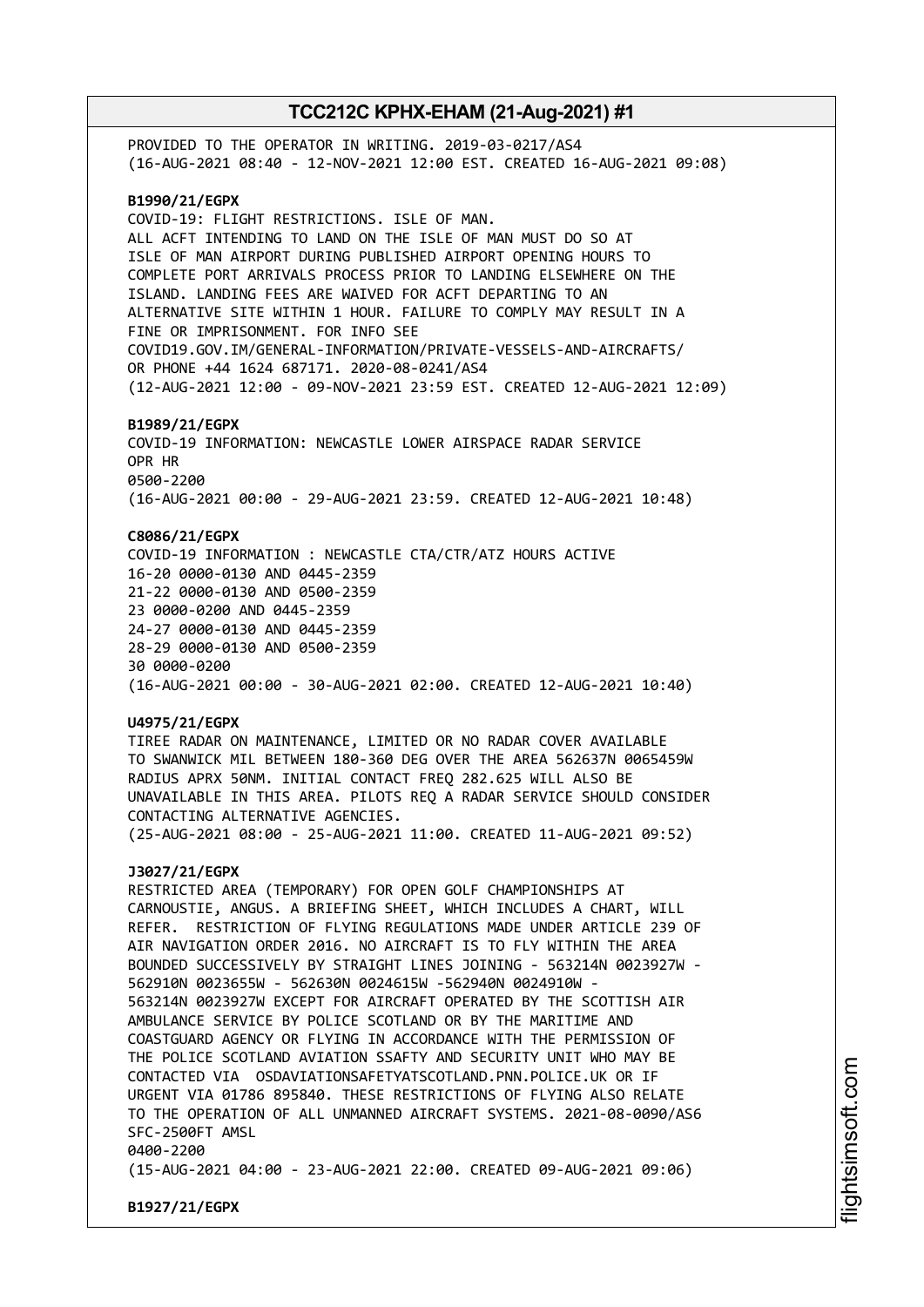PROVIDED TO THE OPERATOR IN WRITING. 2019-03-0217/AS4
(16-AUG-2021 08:40 - 12-NOV-2021 12:00 EST. CREATED 16-AUG-2021 09:08)

**B1990/21/EGPX**
COVID-19: FLIGHT RESTRICTIONS. ISLE OF MAN.
ALL ACFT INTENDING TO LAND ON THE ISLE OF MAN MUST DO SO AT
ISLE OF MAN AIRPORT DURING PUBLISHED AIRPORT OPENING HOURS TO
COMPLETE PORT ARRIVALS PROCESS PRIOR TO LANDING ELSEWHERE ON THE
ISLAND. LANDING FEES ARE WAIVED FOR ACFT DEPARTING TO AN
ALTERNATIVE SITE WITHIN 1 HOUR. FAILURE TO COMPLY MAY RESULT IN A
FINE OR IMPRISONMENT. FOR INFO SEE
COVID19.GOV.IM/GENERAL-INFORMATION/PRIVATE-VESSELS-AND-AIRCRAFTS/
OR PHONE +44 1624 687171. 2020-08-0241/AS4
(12-AUG-2021 12:00 - 09-NOV-2021 23:59 EST. CREATED 12-AUG-2021 12:09)

**B1989/21/EGPX**
COVID-19 INFORMATION: NEWCASTLE LOWER AIRSPACE RADAR SERVICE
OPR HR
0500-2200
(16-AUG-2021 00:00 - 29-AUG-2021 23:59. CREATED 12-AUG-2021 10:48)

**C8086/21/EGPX**
COVID-19 INFORMATION : NEWCASTLE CTA/CTR/ATZ HOURS ACTIVE
16-20 0000-0130 AND 0445-2359
21-22 0000-0130 AND 0500-2359
23 0000-0200 AND 0445-2359
24-27 0000-0130 AND 0445-2359
28-29 0000-0130 AND 0500-2359
30 0000-0200
(16-AUG-2021 00:00 - 30-AUG-2021 02:00. CREATED 12-AUG-2021 10:40)

**U4975/21/EGPX**
TIREE RADAR ON MAINTENANCE, LIMITED OR NO RADAR COVER AVAILABLE
TO SWANWICK MIL BETWEEN 180-360 DEG OVER THE AREA 562637N 0065459W
RADIUS APRX 50NM. INITIAL CONTACT FREQ 282.625 WILL ALSO BE
UNAVAILABLE IN THIS AREA. PILOTS REQ A RADAR SERVICE SHOULD CONSIDER
CONTACTING ALTERNATIVE AGENCIES.
(25-AUG-2021 08:00 - 25-AUG-2021 11:00. CREATED 11-AUG-2021 09:52)

**J3027/21/EGPX**
RESTRICTED AREA (TEMPORARY) FOR OPEN GOLF CHAMPIONSHIPS AT
CARNOUSTIE, ANGUS. A BRIEFING SHEET, WHICH INCLUDES A CHART, WILL
REFER. RESTRICTION OF FLYING REGULATIONS MADE UNDER ARTICLE 239 OF
AIR NAVIGATION ORDER 2016. NO AIRCRAFT IS TO FLY WITHIN THE AREA
BOUNDED SUCCESSIVELY BY STRAIGHT LINES JOINING - 563214N 0023927W -
562910N 0023655W - 562630N 0024615W -562940N 0024910W -
563214N 0023927W EXCEPT FOR AIRCRAFT OPERATED BY THE SCOTTISH AIR
AMBULANCE SERVICE BY POLICE SCOTLAND OR BY THE MARITIME AND
COASTGUARD AGENCY OR FLYING IN ACCORDANCE WITH THE PERMISSION OF
THE POLICE SCOTLAND AVIATION SSAFTY AND SECURITY UNIT WHO MAY BE
CONTACTED VIA OSDAVIATIONSAFETYATSCOTLAND.PNN.POLICE.UK OR IF
URGENT VIA 01786 895840. THESE RESTRICTIONS OF FLYING ALSO RELATE
TO THE OPERATION OF ALL UNMANNED AIRCRAFT SYSTEMS. 2021-08-0090/AS6
SFC-2500FT AMSL
0400-2200
(15-AUG-2021 04:00 - 23-AUG-2021 22:00. CREATED 09-AUG-2021 09:06)

**B1927/21/EGPX**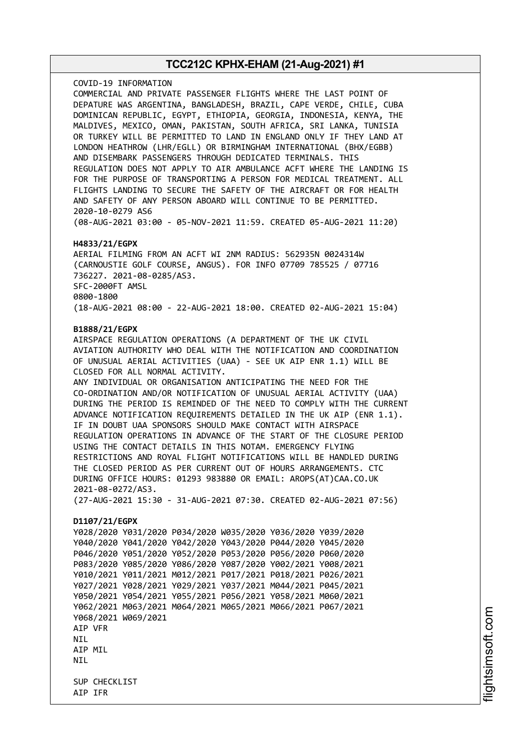COVID-19 INFORMATION
COMMERCIAL AND PRIVATE PASSENGER FLIGHTS WHERE THE LAST POINT OF DEPATURE WAS ARGENTINA, BANGLADESH, BRAZIL, CAPE VERDE, CHILE, CUBA DOMINICAN REPUBLIC, EGYPT, ETHIOPIA, GEORGIA, INDONESIA, KENYA, THE MALDIVES, MEXICO, OMAN, PAKISTAN, SOUTH AFRICA, SRI LANKA, TUNISIA OR TURKEY WILL BE PERMITTED TO LAND IN ENGLAND ONLY IF THEY LAND AT LONDON HEATHROW (LHR/EGLL) OR BIRMINGHAM INTERNATIONAL (BHX/EGBB) AND DISEMBARK PASSENGERS THROUGH DEDICATED TERMINALS. THIS REGULATION DOES NOT APPLY TO AIR AMBULANCE ACFT WHERE THE LANDING IS FOR THE PURPOSE OF TRANSPORTING A PERSON FOR MEDICAL TREATMENT. ALL FLIGHTS LANDING TO SECURE THE SAFETY OF THE AIRCRAFT OR FOR HEALTH AND SAFETY OF ANY PERSON ABOARD WILL CONTINUE TO BE PERMITTED.
2020-10-0279 AS6
(08-AUG-2021 03:00 - 05-NOV-2021 11:59. CREATED 05-AUG-2021 11:20)

**H4833/21/EGPX**
AERIAL FILMING FROM AN ACFT WI 2NM RADIUS: 562935N 0024314W (CARNOUSTIE GOLF COURSE, ANGUS). FOR INFO 07709 785525 / 07716 736227. 2021-08-0285/AS3.
SFC-2000FT AMSL
0800-1800
(18-AUG-2021 08:00 - 22-AUG-2021 18:00. CREATED 02-AUG-2021 15:04)

**B1888/21/EGPX**
AIRSPACE REGULATION OPERATIONS (A DEPARTMENT OF THE UK CIVIL AVIATION AUTHORITY WHO DEAL WITH THE NOTIFICATION AND COORDINATION OF UNUSUAL AERIAL ACTIVITIES (UAA) - SEE UK AIP ENR 1.1) WILL BE CLOSED FOR ALL NORMAL ACTIVITY.
ANY INDIVIDUAL OR ORGANISATION ANTICIPATING THE NEED FOR THE CO-ORDINATION AND/OR NOTIFICATION OF UNUSUAL AERIAL ACTIVITY (UAA) DURING THE PERIOD IS REMINDED OF THE NEED TO COMPLY WITH THE CURRENT ADVANCE NOTIFICATION REQUIREMENTS DETAILED IN THE UK AIP (ENR 1.1). IF IN DOUBT UAA SPONSORS SHOULD MAKE CONTACT WITH AIRSPACE REGULATION OPERATIONS IN ADVANCE OF THE START OF THE CLOSURE PERIOD USING THE CONTACT DETAILS IN THIS NOTAM. EMERGENCY FLYING RESTRICTIONS AND ROYAL FLIGHT NOTIFICATIONS WILL BE HANDLED DURING THE CLOSED PERIOD AS PER CURRENT OUT OF HOURS ARRANGEMENTS. CTC DURING OFFICE HOURS: 01293 983880 OR EMAIL: AROPS(AT)CAA.CO.UK
2021-08-0272/AS3.
(27-AUG-2021 15:30 - 31-AUG-2021 07:30. CREATED 02-AUG-2021 07:56)

**D1107/21/EGPX**
Y028/2020 Y031/2020 P034/2020 W035/2020 Y036/2020 Y039/2020
Y040/2020 Y041/2020 Y042/2020 Y043/2020 P044/2020 Y045/2020
P046/2020 Y051/2020 Y052/2020 P053/2020 P056/2020 P060/2020
P083/2020 Y085/2020 Y086/2020 Y087/2020 Y002/2021 Y008/2021
Y010/2021 Y011/2021 M012/2021 P017/2021 P018/2021 P026/2021
Y027/2021 Y028/2021 Y029/2021 Y037/2021 M044/2021 P045/2021
Y050/2021 Y054/2021 Y055/2021 P056/2021 Y058/2021 M060/2021
Y062/2021 M063/2021 M064/2021 M065/2021 M066/2021 P067/2021
Y068/2021 W069/2021
AIP VFR
NIL
AIP MIL
NIL

SUP CHECKLIST
AIP IFR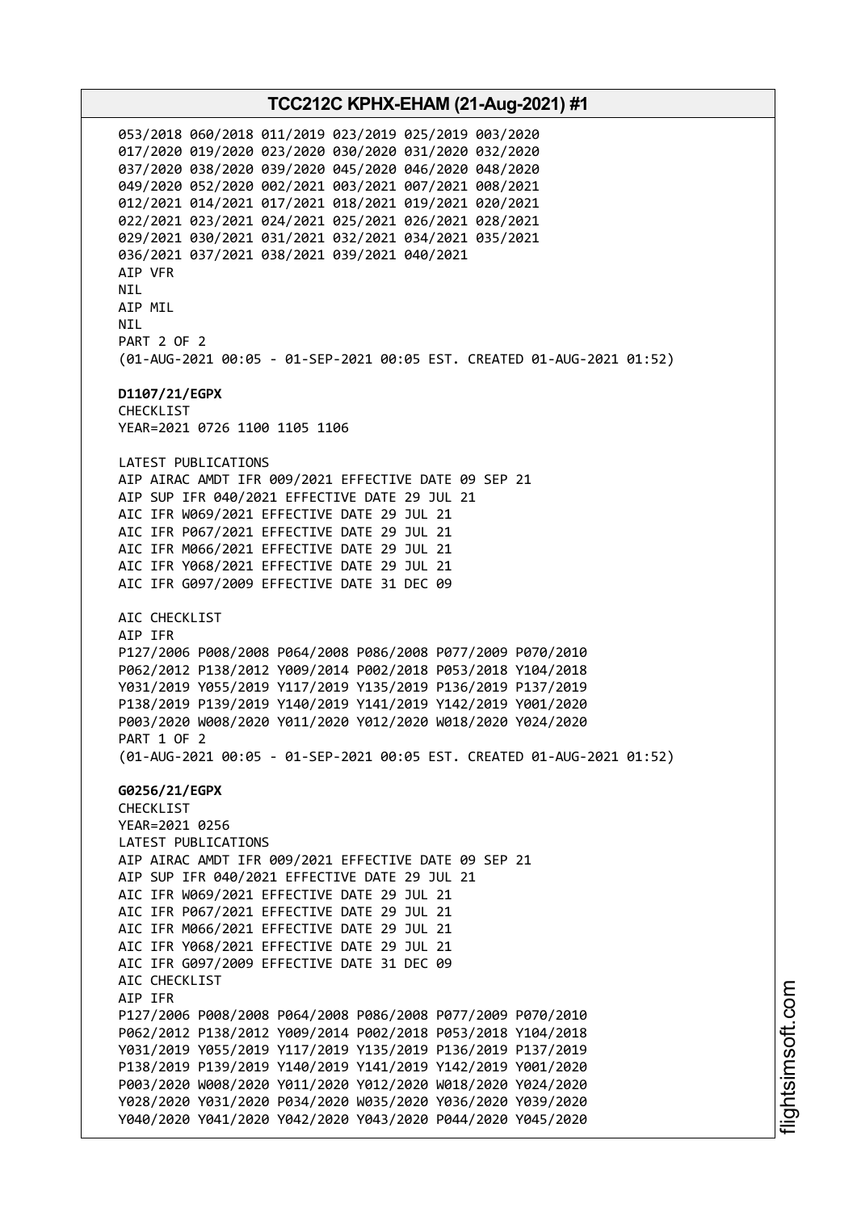053/2018 060/2018 011/2019 023/2019 025/2019 003/2020
017/2020 019/2020 023/2020 030/2020 031/2020 032/2020
037/2020 038/2020 039/2020 045/2020 046/2020 048/2020
049/2020 052/2020 002/2021 003/2021 007/2021 008/2021
012/2021 014/2021 017/2021 018/2021 019/2021 020/2021
022/2021 023/2021 024/2021 025/2021 026/2021 028/2021
029/2021 030/2021 031/2021 032/2021 034/2021 035/2021
036/2021 037/2021 038/2021 039/2021 040/2021
AIP VFR
NIL
AIP MIL
NIL
PART 2 OF 2
(01-AUG-2021 00:05 - 01-SEP-2021 00:05 EST. CREATED 01-AUG-2021 01:52)

**D1107/21/EGPX**
CHECKLIST
YEAR=2021 0726 1100 1105 1106

LATEST PUBLICATIONS
AIP AIRAC AMDT IFR 009/2021 EFFECTIVE DATE 09 SEP 21
AIP SUP IFR 040/2021 EFFECTIVE DATE 29 JUL 21
AIC IFR W069/2021 EFFECTIVE DATE 29 JUL 21
AIC IFR P067/2021 EFFECTIVE DATE 29 JUL 21
AIC IFR M066/2021 EFFECTIVE DATE 29 JUL 21
AIC IFR Y068/2021 EFFECTIVE DATE 29 JUL 21
AIC IFR G097/2009 EFFECTIVE DATE 31 DEC 09

AIC CHECKLIST
AIP IFR
P127/2006 P008/2008 P064/2008 P086/2008 P077/2009 P070/2010
P062/2012 P138/2012 Y009/2014 P002/2018 P053/2018 Y104/2018
Y031/2019 Y055/2019 Y117/2019 Y135/2019 P136/2019 P137/2019
P138/2019 P139/2019 Y140/2019 Y141/2019 Y142/2019 Y001/2020
P003/2020 W008/2020 Y011/2020 Y012/2020 W018/2020 Y024/2020
PART 1 OF 2
(01-AUG-2021 00:05 - 01-SEP-2021 00:05 EST. CREATED 01-AUG-2021 01:52)

**G0256/21/EGPX**
CHECKLIST
YEAR=2021 0256
LATEST PUBLICATIONS
AIP AIRAC AMDT IFR 009/2021 EFFECTIVE DATE 09 SEP 21
AIP SUP IFR 040/2021 EFFECTIVE DATE 29 JUL 21
AIC IFR W069/2021 EFFECTIVE DATE 29 JUL 21
AIC IFR P067/2021 EFFECTIVE DATE 29 JUL 21
AIC IFR M066/2021 EFFECTIVE DATE 29 JUL 21
AIC IFR Y068/2021 EFFECTIVE DATE 29 JUL 21
AIC IFR G097/2009 EFFECTIVE DATE 31 DEC 09
AIC CHECKLIST
AIP IFR
P127/2006 P008/2008 P064/2008 P086/2008 P077/2009 P070/2010
P062/2012 P138/2012 Y009/2014 P002/2018 P053/2018 Y104/2018
Y031/2019 Y055/2019 Y117/2019 Y135/2019 P136/2019 P137/2019
P138/2019 P139/2019 Y140/2019 Y141/2019 Y142/2019 Y001/2020
P003/2020 W008/2020 Y011/2020 Y012/2020 W018/2020 Y024/2020
Y028/2020 Y031/2020 P034/2020 W035/2020 Y036/2020 Y039/2020
Y040/2020 Y041/2020 Y042/2020 Y043/2020 P044/2020 Y045/2020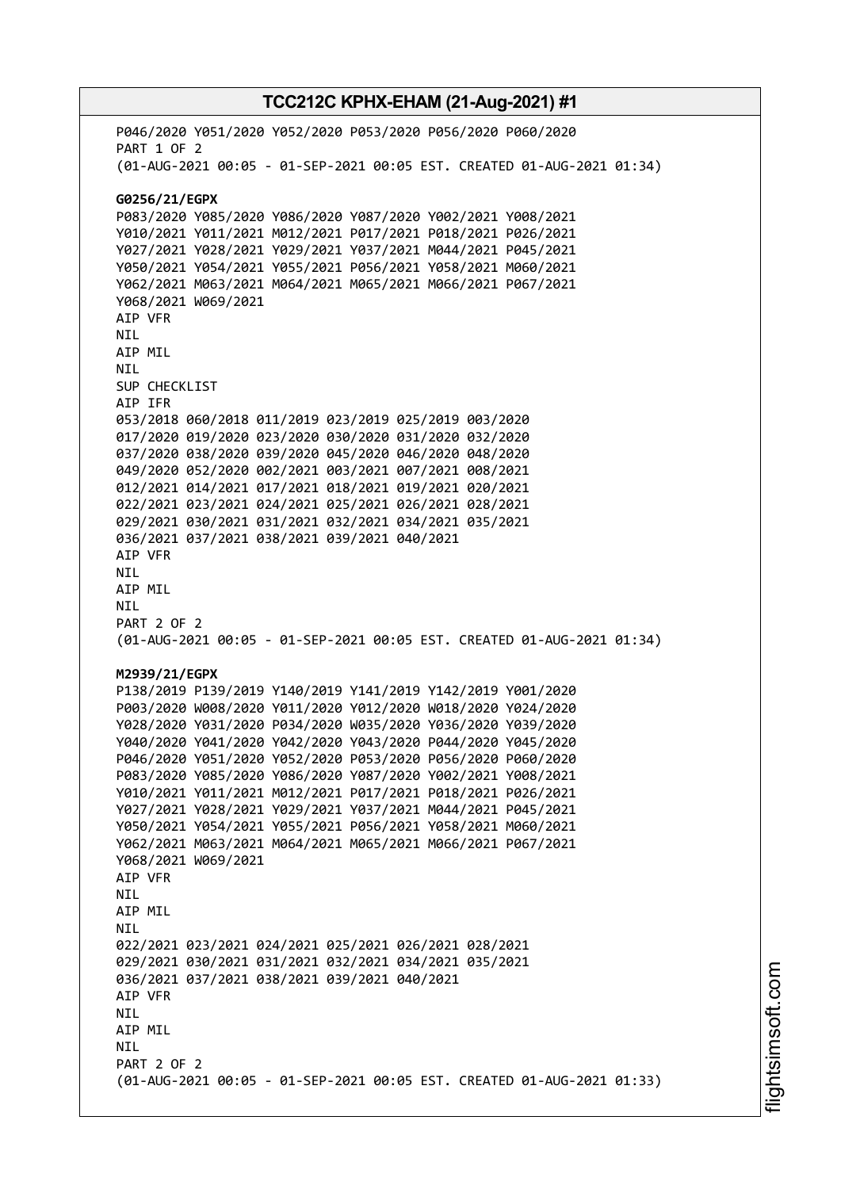P046/2020 Y051/2020 Y052/2020 P053/2020 P056/2020 P060/2020
PART 1 OF 2
(01-AUG-2021 00:05 - 01-SEP-2021 00:05 EST. CREATED 01-AUG-2021 01:34)

**G0256/21/EGPX**
P083/2020 Y085/2020 Y086/2020 Y087/2020 Y002/2021 Y008/2021
Y010/2021 Y011/2021 M012/2021 P017/2021 P018/2021 P026/2021
Y027/2021 Y028/2021 Y029/2021 Y037/2021 M044/2021 P045/2021
Y050/2021 Y054/2021 Y055/2021 P056/2021 Y058/2021 M060/2021
Y062/2021 M063/2021 M064/2021 M065/2021 M066/2021 P067/2021
Y068/2021 W069/2021
AIP VFR
NIL
AIP MIL
NIL
SUP CHECKLIST
AIP IFR
053/2018 060/2018 011/2019 023/2019 025/2019 003/2020
017/2020 019/2020 023/2020 030/2020 031/2020 032/2020
037/2020 038/2020 039/2020 045/2020 046/2020 048/2020
049/2020 052/2020 002/2021 003/2021 007/2021 008/2021
012/2021 014/2021 017/2021 018/2021 019/2021 020/2021
022/2021 023/2021 024/2021 025/2021 026/2021 028/2021
029/2021 030/2021 031/2021 032/2021 034/2021 035/2021
036/2021 037/2021 038/2021 039/2021 040/2021
AIP VFR
NIL
AIP MIL
NIL
PART 2 OF 2
(01-AUG-2021 00:05 - 01-SEP-2021 00:05 EST. CREATED 01-AUG-2021 01:34)

**M2939/21/EGPX**
P138/2019 P139/2019 Y140/2019 Y141/2019 Y142/2019 Y001/2020
P003/2020 W008/2020 Y011/2020 Y012/2020 W018/2020 Y024/2020
Y028/2020 Y031/2020 P034/2020 W035/2020 Y036/2020 Y039/2020
Y040/2020 Y041/2020 Y042/2020 Y043/2020 P044/2020 Y045/2020
P046/2020 Y051/2020 Y052/2020 P053/2020 P056/2020 P060/2020
P083/2020 Y085/2020 Y086/2020 Y087/2020 Y002/2021 Y008/2021
Y010/2021 Y011/2021 M012/2021 P017/2021 P018/2021 P026/2021
Y027/2021 Y028/2021 Y029/2021 Y037/2021 M044/2021 P045/2021
Y050/2021 Y054/2021 Y055/2021 P056/2021 Y058/2021 M060/2021
Y062/2021 M063/2021 M064/2021 M065/2021 M066/2021 P067/2021
Y068/2021 W069/2021
AIP VFR
NIL
AIP MIL
NIL
022/2021 023/2021 024/2021 025/2021 026/2021 028/2021
029/2021 030/2021 031/2021 032/2021 034/2021 035/2021
036/2021 037/2021 038/2021 039/2021 040/2021
AIP VFR
NIL
AIP MIL
NIL
PART 2 OF 2
(01-AUG-2021 00:05 - 01-SEP-2021 00:05 EST. CREATED 01-AUG-2021 01:33)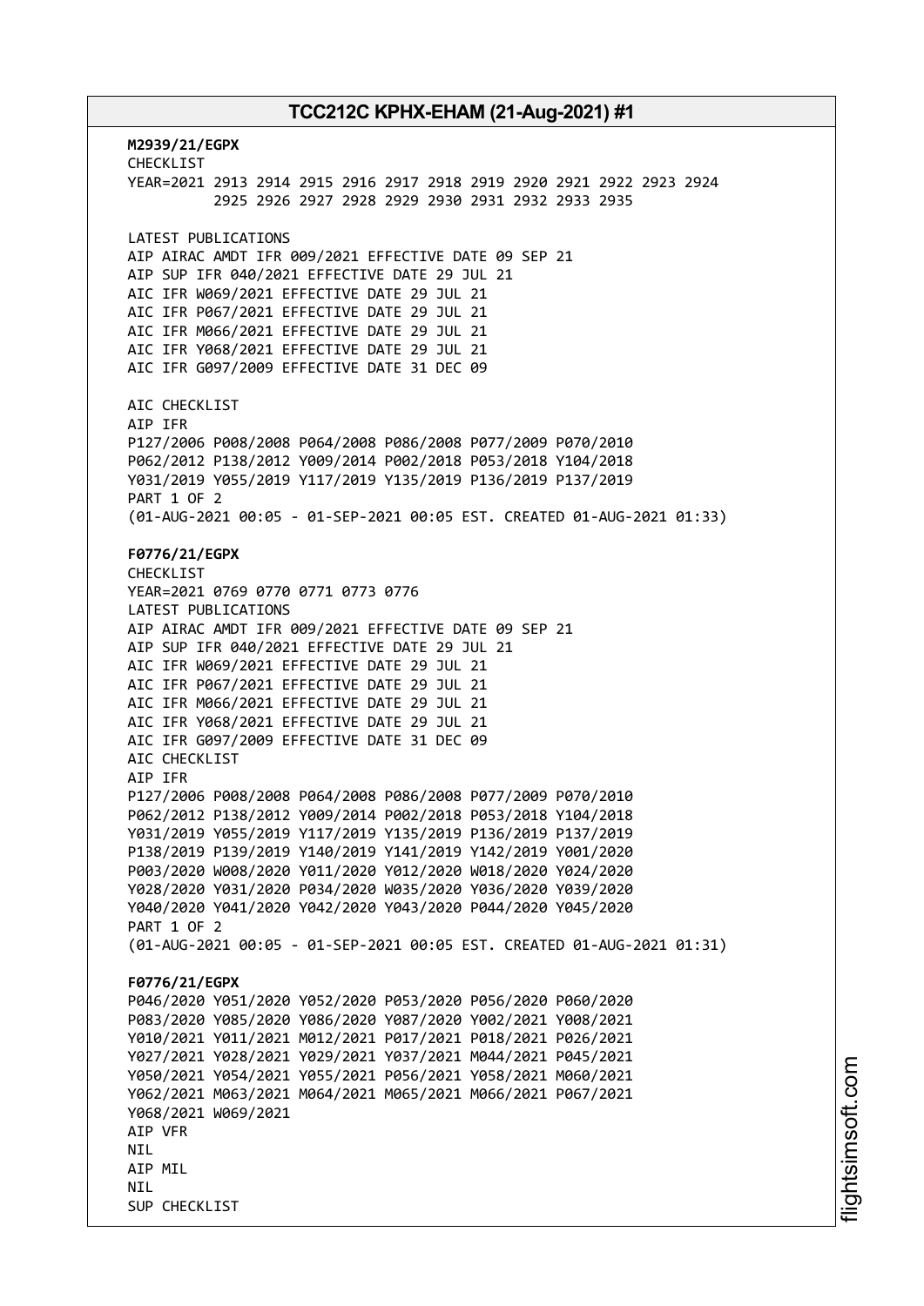**M2939/21/EGPX**
CHECKLIST
YEAR=2021 2913 2914 2915 2916 2917 2918 2919 2920 2921 2922 2923 2924
2925 2926 2927 2928 2929 2930 2931 2932 2933 2935

LATEST PUBLICATIONS
AIP AIRAC AMDT IFR 009/2021 EFFECTIVE DATE 09 SEP 21
AIP SUP IFR 040/2021 EFFECTIVE DATE 29 JUL 21
AIC IFR W069/2021 EFFECTIVE DATE 29 JUL 21
AIC IFR P067/2021 EFFECTIVE DATE 29 JUL 21
AIC IFR M066/2021 EFFECTIVE DATE 29 JUL 21
AIC IFR Y068/2021 EFFECTIVE DATE 29 JUL 21
AIC IFR G097/2009 EFFECTIVE DATE 31 DEC 09

AIC CHECKLIST
AIP IFR
P127/2006 P008/2008 P064/2008 P086/2008 P077/2009 P070/2010
P062/2012 P138/2012 Y009/2014 P002/2018 P053/2018 Y104/2018
Y031/2019 Y055/2019 Y117/2019 Y135/2019 P136/2019 P137/2019
PART 1 OF 2
(01-AUG-2021 00:05 - 01-SEP-2021 00:05 EST. CREATED 01-AUG-2021 01:33)

**F0776/21/EGPX**
CHECKLIST
YEAR=2021 0769 0770 0771 0773 0776
LATEST PUBLICATIONS
AIP AIRAC AMDT IFR 009/2021 EFFECTIVE DATE 09 SEP 21
AIP SUP IFR 040/2021 EFFECTIVE DATE 29 JUL 21
AIC IFR W069/2021 EFFECTIVE DATE 29 JUL 21
AIC IFR P067/2021 EFFECTIVE DATE 29 JUL 21
AIC IFR M066/2021 EFFECTIVE DATE 29 JUL 21
AIC IFR Y068/2021 EFFECTIVE DATE 29 JUL 21
AIC IFR G097/2009 EFFECTIVE DATE 31 DEC 09
AIC CHECKLIST
AIP IFR
P127/2006 P008/2008 P064/2008 P086/2008 P077/2009 P070/2010
P062/2012 P138/2012 Y009/2014 P002/2018 P053/2018 Y104/2018
Y031/2019 Y055/2019 Y117/2019 Y135/2019 P136/2019 P137/2019
P138/2019 P139/2019 Y140/2019 Y141/2019 Y142/2019 Y001/2020
P003/2020 W008/2020 Y011/2020 Y012/2020 W018/2020 Y024/2020
Y028/2020 Y031/2020 P034/2020 W035/2020 Y036/2020 Y039/2020
Y040/2020 Y041/2020 Y042/2020 Y043/2020 P044/2020 Y045/2020
PART 1 OF 2
(01-AUG-2021 00:05 - 01-SEP-2021 00:05 EST. CREATED 01-AUG-2021 01:31)

**F0776/21/EGPX**
P046/2020 Y051/2020 Y052/2020 P053/2020 P056/2020 P060/2020
P083/2020 Y085/2020 Y086/2020 Y087/2020 Y002/2021 Y008/2021
Y010/2021 Y011/2021 M012/2021 P017/2021 P018/2021 P026/2021
Y027/2021 Y028/2021 Y029/2021 Y037/2021 M044/2021 P045/2021
Y050/2021 Y054/2021 Y055/2021 P056/2021 Y058/2021 M060/2021
Y062/2021 M063/2021 M064/2021 M065/2021 M066/2021 P067/2021
Y068/2021 W069/2021
AIP VFR
NIL
AIP MIL
NIL
SUP CHECKLIST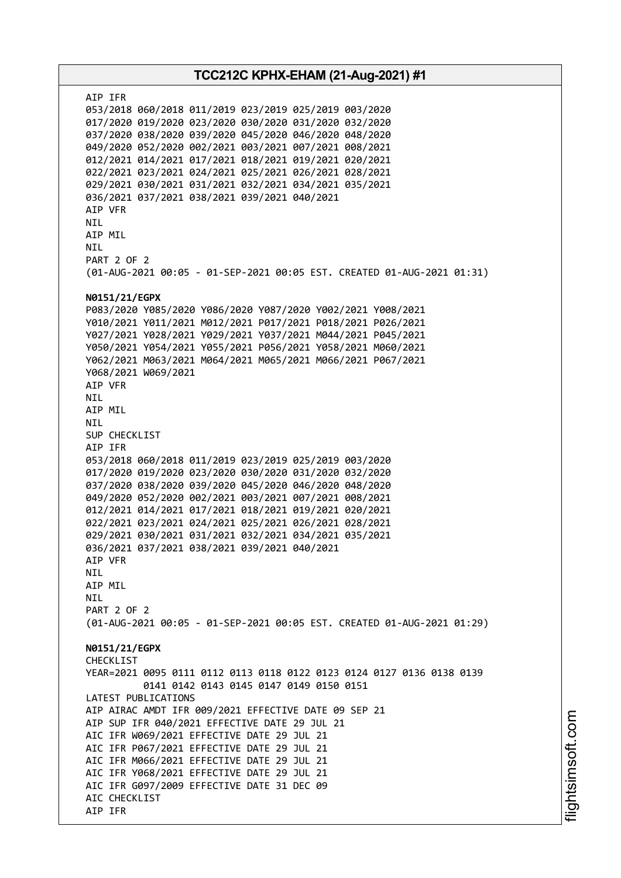AIP IFR
053/2018 060/2018 011/2019 023/2019 025/2019 003/2020
017/2020 019/2020 023/2020 030/2020 031/2020 032/2020
037/2020 038/2020 039/2020 045/2020 046/2020 048/2020
049/2020 052/2020 002/2021 003/2021 007/2021 008/2021
012/2021 014/2021 017/2021 018/2021 019/2021 020/2021
022/2021 023/2021 024/2021 025/2021 026/2021 028/2021
029/2021 030/2021 031/2021 032/2021 034/2021 035/2021
036/2021 037/2021 038/2021 039/2021 040/2021
AIP VFR
NIL
AIP MIL
NIL
PART 2 OF 2
(01-AUG-2021 00:05 - 01-SEP-2021 00:05 EST. CREATED 01-AUG-2021 01:31)

**N0151/21/EGPX**
P083/2020 Y085/2020 Y086/2020 Y087/2020 Y002/2021 Y008/2021
Y010/2021 Y011/2021 M012/2021 P017/2021 P018/2021 P026/2021
Y027/2021 Y028/2021 Y029/2021 Y037/2021 M044/2021 P045/2021
Y050/2021 Y054/2021 Y055/2021 P056/2021 Y058/2021 M060/2021
Y062/2021 M063/2021 M064/2021 M065/2021 M066/2021 P067/2021
Y068/2021 W069/2021
AIP VFR
NIL
AIP MIL
NIL
SUP CHECKLIST
AIP IFR
053/2018 060/2018 011/2019 023/2019 025/2019 003/2020
017/2020 019/2020 023/2020 030/2020 031/2020 032/2020
037/2020 038/2020 039/2020 045/2020 046/2020 048/2020
049/2020 052/2020 002/2021 003/2021 007/2021 008/2021
012/2021 014/2021 017/2021 018/2021 019/2021 020/2021
022/2021 023/2021 024/2021 025/2021 026/2021 028/2021
029/2021 030/2021 031/2021 032/2021 034/2021 035/2021
036/2021 037/2021 038/2021 039/2021 040/2021
AIP VFR
NIL
AIP MIL
NIL
PART 2 OF 2
(01-AUG-2021 00:05 - 01-SEP-2021 00:05 EST. CREATED 01-AUG-2021 01:29)

**N0151/21/EGPX**
CHECKLIST
YEAR=2021 0095 0111 0112 0113 0118 0122 0123 0124 0127 0136 0138 0139
0141 0142 0143 0145 0147 0149 0150 0151
LATEST PUBLICATIONS
AIP AIRAC AMDT IFR 009/2021 EFFECTIVE DATE 09 SEP 21
AIP SUP IFR 040/2021 EFFECTIVE DATE 29 JUL 21
AIC IFR W069/2021 EFFECTIVE DATE 29 JUL 21
AIC IFR P067/2021 EFFECTIVE DATE 29 JUL 21
AIC IFR M066/2021 EFFECTIVE DATE 29 JUL 21
AIC IFR Y068/2021 EFFECTIVE DATE 29 JUL 21
AIC IFR G097/2009 EFFECTIVE DATE 31 DEC 09
AIC CHECKLIST
AIP IFR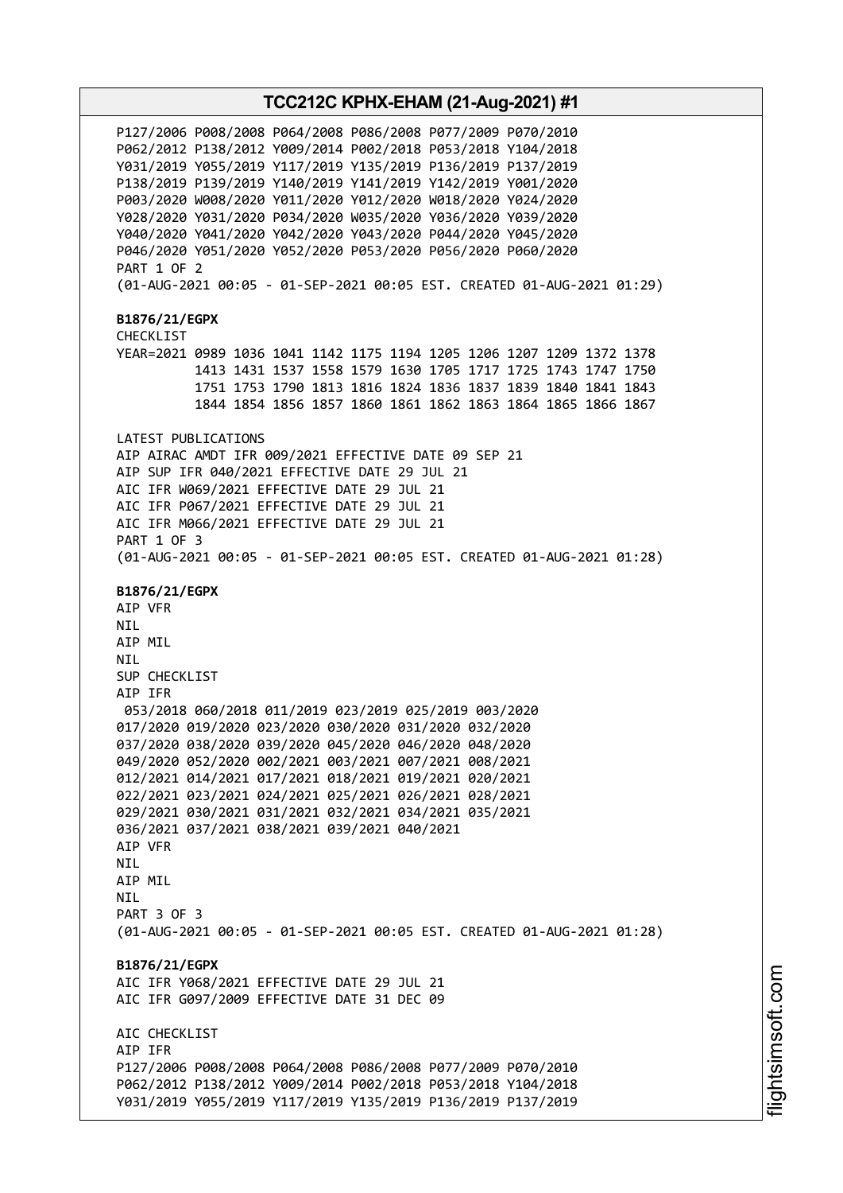P127/2006 P008/2008 P064/2008 P086/2008 P077/2009 P070/2010
P062/2012 P138/2012 Y009/2014 P002/2018 P053/2018 Y104/2018
Y031/2019 Y055/2019 Y117/2019 Y135/2019 P136/2019 P137/2019
P138/2019 P139/2019 Y140/2019 Y141/2019 Y142/2019 Y001/2020
P003/2020 W008/2020 Y011/2020 Y012/2020 W018/2020 Y024/2020
Y028/2020 Y031/2020 P034/2020 W035/2020 Y036/2020 Y039/2020
Y040/2020 Y041/2020 Y042/2020 Y043/2020 P044/2020 Y045/2020
P046/2020 Y051/2020 Y052/2020 P053/2020 P056/2020 P060/2020
PART 1 OF 2
(01-AUG-2021 00:05 - 01-SEP-2021 00:05 EST. CREATED 01-AUG-2021 01:29)

**B1876/21/EGPX**
CHECKLIST
YEAR=2021 0989 1036 1041 1142 1175 1194 1205 1206 1207 1209 1372 1378
1413 1431 1537 1558 1579 1630 1705 1717 1725 1743 1747 1750
1751 1753 1790 1813 1816 1824 1836 1837 1839 1840 1841 1843
1844 1854 1856 1857 1860 1861 1862 1863 1864 1865 1866 1867

LATEST PUBLICATIONS
AIP AIRAC AMDT IFR 009/2021 EFFECTIVE DATE 09 SEP 21
AIP SUP IFR 040/2021 EFFECTIVE DATE 29 JUL 21
AIC IFR W069/2021 EFFECTIVE DATE 29 JUL 21
AIC IFR P067/2021 EFFECTIVE DATE 29 JUL 21
AIC IFR M066/2021 EFFECTIVE DATE 29 JUL 21
PART 1 OF 3
(01-AUG-2021 00:05 - 01-SEP-2021 00:05 EST. CREATED 01-AUG-2021 01:28)

**B1876/21/EGPX**
AIP VFR
NIL
AIP MIL
NIL
SUP CHECKLIST
AIP IFR
053/2018 060/2018 011/2019 023/2019 025/2019 003/2020
017/2020 019/2020 023/2020 030/2020 031/2020 032/2020
037/2020 038/2020 039/2020 045/2020 046/2020 048/2020
049/2020 052/2020 002/2021 003/2021 007/2021 008/2021
012/2021 014/2021 017/2021 018/2021 019/2021 020/2021
022/2021 023/2021 024/2021 025/2021 026/2021 028/2021
029/2021 030/2021 031/2021 032/2021 034/2021 035/2021
036/2021 037/2021 038/2021 039/2021 040/2021
AIP VFR
NIL
AIP MIL
NIL
PART 3 OF 3
(01-AUG-2021 00:05 - 01-SEP-2021 00:05 EST. CREATED 01-AUG-2021 01:28)

**B1876/21/EGPX**
AIC IFR Y068/2021 EFFECTIVE DATE 29 JUL 21
AIC IFR G097/2009 EFFECTIVE DATE 31 DEC 09

AIC CHECKLIST
AIP IFR
P127/2006 P008/2008 P064/2008 P086/2008 P077/2009 P070/2010
P062/2012 P138/2012 Y009/2014 P002/2018 P053/2018 Y104/2018
Y031/2019 Y055/2019 Y117/2019 Y135/2019 P136/2019 P137/2019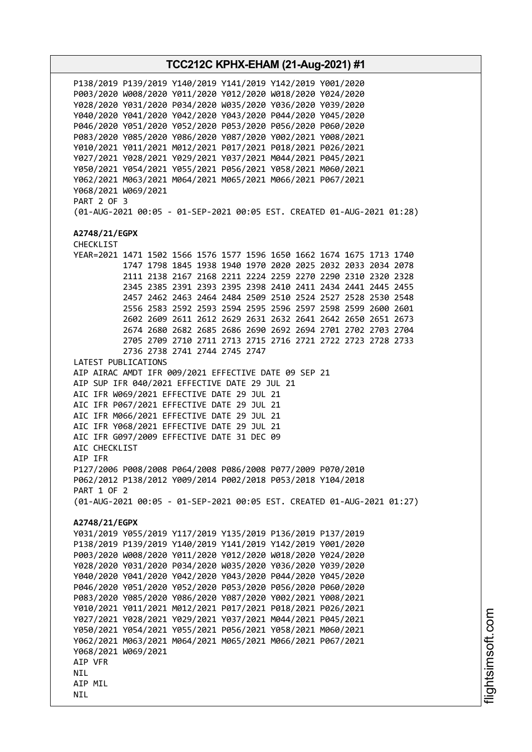P138/2019 P139/2019 Y140/2019 Y141/2019 Y142/2019 Y001/2020
P003/2020 W008/2020 Y011/2020 Y012/2020 W018/2020 Y024/2020
Y028/2020 Y031/2020 P034/2020 W035/2020 Y036/2020 Y039/2020
Y040/2020 Y041/2020 Y042/2020 Y043/2020 P044/2020 Y045/2020
P046/2020 Y051/2020 Y052/2020 P053/2020 P056/2020 P060/2020
P083/2020 Y085/2020 Y086/2020 Y087/2020 Y002/2021 Y008/2021
Y010/2021 Y011/2021 M012/2021 P017/2021 P018/2021 P026/2021
Y027/2021 Y028/2021 Y029/2021 Y037/2021 M044/2021 P045/2021
Y050/2021 Y054/2021 Y055/2021 P056/2021 Y058/2021 M060/2021
Y062/2021 M063/2021 M064/2021 M065/2021 M066/2021 P067/2021
Y068/2021 W069/2021
PART 2 OF 3
(01-AUG-2021 00:05 - 01-SEP-2021 00:05 EST. CREATED 01-AUG-2021 01:28)

**A2748/21/EGPX**
CHECKLIST
YEAR=2021 1471 1502 1566 1576 1577 1596 1650 1662 1674 1675 1713 1740
1747 1798 1845 1938 1940 1970 2020 2025 2032 2033 2034 2078
2111 2138 2167 2168 2211 2224 2259 2270 2290 2310 2320 2328
2345 2385 2391 2393 2395 2398 2410 2411 2434 2441 2445 2455
2457 2462 2463 2464 2484 2509 2510 2524 2527 2528 2530 2548
2556 2583 2592 2593 2594 2595 2596 2597 2598 2599 2600 2601
2602 2609 2611 2612 2629 2631 2632 2641 2642 2650 2651 2673
2674 2680 2682 2685 2686 2690 2692 2694 2701 2702 2703 2704
2705 2709 2710 2711 2713 2715 2716 2721 2722 2723 2728 2733
2736 2738 2741 2744 2745 2747
LATEST PUBLICATIONS
AIP AIRAC AMDT IFR 009/2021 EFFECTIVE DATE 09 SEP 21
AIP SUP IFR 040/2021 EFFECTIVE DATE 29 JUL 21
AIC IFR W069/2021 EFFECTIVE DATE 29 JUL 21
AIC IFR P067/2021 EFFECTIVE DATE 29 JUL 21
AIC IFR M066/2021 EFFECTIVE DATE 29 JUL 21
AIC IFR Y068/2021 EFFECTIVE DATE 29 JUL 21
AIC IFR G097/2009 EFFECTIVE DATE 31 DEC 09
AIC CHECKLIST
AIP IFR
P127/2006 P008/2008 P064/2008 P086/2008 P077/2009 P070/2010
P062/2012 P138/2012 Y009/2014 P002/2018 P053/2018 Y104/2018
PART 1 OF 2
(01-AUG-2021 00:05 - 01-SEP-2021 00:05 EST. CREATED 01-AUG-2021 01:27)

**A2748/21/EGPX**
Y031/2019 Y055/2019 Y117/2019 Y135/2019 P136/2019 P137/2019
P138/2019 P139/2019 Y140/2019 Y141/2019 Y142/2019 Y001/2020
P003/2020 W008/2020 Y011/2020 Y012/2020 W018/2020 Y024/2020
Y028/2020 Y031/2020 P034/2020 W035/2020 Y036/2020 Y039/2020
Y040/2020 Y041/2020 Y042/2020 Y043/2020 P044/2020 Y045/2020
P046/2020 Y051/2020 Y052/2020 P053/2020 P056/2020 P060/2020
P083/2020 Y085/2020 Y086/2020 Y087/2020 Y002/2021 Y008/2021
Y010/2021 Y011/2021 M012/2021 P017/2021 P018/2021 P026/2021
Y027/2021 Y028/2021 Y029/2021 Y037/2021 M044/2021 P045/2021
Y050/2021 Y054/2021 Y055/2021 P056/2021 Y058/2021 M060/2021
Y062/2021 M063/2021 M064/2021 M065/2021 M066/2021 P067/2021
Y068/2021 W069/2021
AIP VFR
NIL
AIP MIL
NIL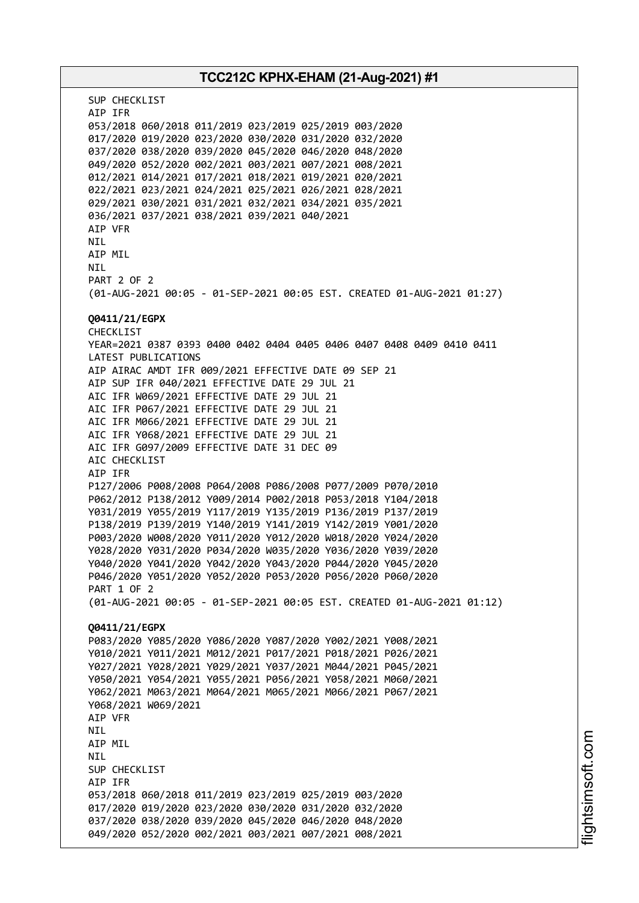SUP CHECKLIST
AIP IFR
053/2018 060/2018 011/2019 023/2019 025/2019 003/2020
017/2020 019/2020 023/2020 030/2020 031/2020 032/2020
037/2020 038/2020 039/2020 045/2020 046/2020 048/2020
049/2020 052/2020 002/2021 003/2021 007/2021 008/2021
012/2021 014/2021 017/2021 018/2021 019/2021 020/2021
022/2021 023/2021 024/2021 025/2021 026/2021 028/2021
029/2021 030/2021 031/2021 032/2021 034/2021 035/2021
036/2021 037/2021 038/2021 039/2021 040/2021
AIP VFR
NIL
AIP MIL
NIL
PART 2 OF 2
(01-AUG-2021 00:05 - 01-SEP-2021 00:05 EST. CREATED 01-AUG-2021 01:27)

**Q0411/21/EGPX**
CHECKLIST
YEAR=2021 0387 0393 0400 0402 0404 0405 0406 0407 0408 0409 0410 0411
LATEST PUBLICATIONS
AIP AIRAC AMDT IFR 009/2021 EFFECTIVE DATE 09 SEP 21
AIP SUP IFR 040/2021 EFFECTIVE DATE 29 JUL 21
AIC IFR W069/2021 EFFECTIVE DATE 29 JUL 21
AIC IFR P067/2021 EFFECTIVE DATE 29 JUL 21
AIC IFR M066/2021 EFFECTIVE DATE 29 JUL 21
AIC IFR Y068/2021 EFFECTIVE DATE 29 JUL 21
AIC IFR G097/2009 EFFECTIVE DATE 31 DEC 09
AIC CHECKLIST
AIP IFR
P127/2006 P008/2008 P064/2008 P086/2008 P077/2009 P070/2010
P062/2012 P138/2012 Y009/2014 P002/2018 P053/2018 Y104/2018
Y031/2019 Y055/2019 Y117/2019 Y135/2019 P136/2019 P137/2019
P138/2019 P139/2019 Y140/2019 Y141/2019 Y142/2019 Y001/2020
P003/2020 W008/2020 Y011/2020 Y012/2020 W018/2020 Y024/2020
Y028/2020 Y031/2020 P034/2020 W035/2020 Y036/2020 Y039/2020
Y040/2020 Y041/2020 Y042/2020 Y043/2020 P044/2020 Y045/2020
P046/2020 Y051/2020 Y052/2020 P053/2020 P056/2020 P060/2020
PART 1 OF 2
(01-AUG-2021 00:05 - 01-SEP-2021 00:05 EST. CREATED 01-AUG-2021 01:12)

**Q0411/21/EGPX**
P083/2020 Y085/2020 Y086/2020 Y087/2020 Y002/2021 Y008/2021
Y010/2021 Y011/2021 M012/2021 P017/2021 P018/2021 P026/2021
Y027/2021 Y028/2021 Y029/2021 Y037/2021 M044/2021 P045/2021
Y050/2021 Y054/2021 Y055/2021 P056/2021 Y058/2021 M060/2021
Y062/2021 M063/2021 M064/2021 M065/2021 M066/2021 P067/2021
Y068/2021 W069/2021
AIP VFR
NIL
AIP MIL
NIL
SUP CHECKLIST
AIP IFR
053/2018 060/2018 011/2019 023/2019 025/2019 003/2020
017/2020 019/2020 023/2020 030/2020 031/2020 032/2020
037/2020 038/2020 039/2020 045/2020 046/2020 048/2020
049/2020 052/2020 002/2021 003/2021 007/2021 008/2021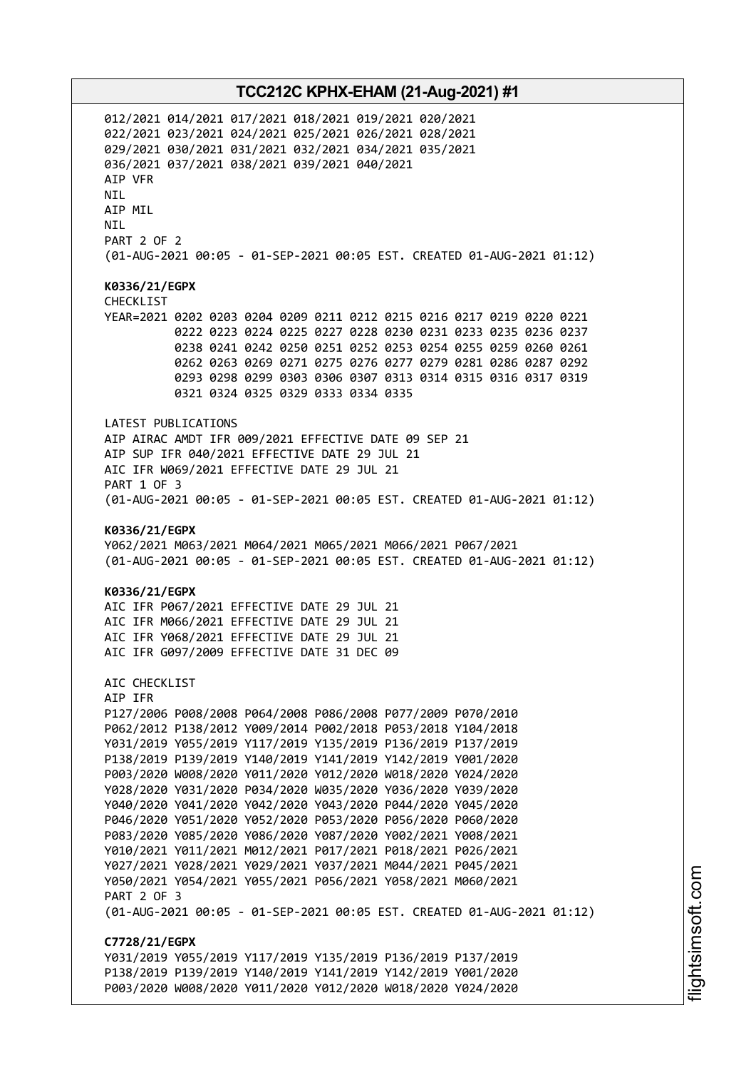012/2021 014/2021 017/2021 018/2021 019/2021 020/2021
022/2021 023/2021 024/2021 025/2021 026/2021 028/2021
029/2021 030/2021 031/2021 032/2021 034/2021 035/2021
036/2021 037/2021 038/2021 039/2021 040/2021
AIP VFR
NIL
AIP MIL
NIL
PART 2 OF 2
(01-AUG-2021 00:05 - 01-SEP-2021 00:05 EST. CREATED 01-AUG-2021 01:12)

**K0336/21/EGPX**
CHECKLIST
YEAR=2021 0202 0203 0204 0209 0211 0212 0215 0216 0217 0219 0220 0221
0222 0223 0224 0225 0227 0228 0230 0231 0233 0235 0236 0237
0238 0241 0242 0250 0251 0252 0253 0254 0255 0259 0260 0261
0262 0263 0269 0271 0275 0276 0277 0279 0281 0286 0287 0292
0293 0298 0299 0303 0306 0307 0313 0314 0315 0316 0317 0319
0321 0324 0325 0329 0333 0334 0335

LATEST PUBLICATIONS
AIP AIRAC AMDT IFR 009/2021 EFFECTIVE DATE 09 SEP 21
AIP SUP IFR 040/2021 EFFECTIVE DATE 29 JUL 21
AIC IFR W069/2021 EFFECTIVE DATE 29 JUL 21
PART 1 OF 3
(01-AUG-2021 00:05 - 01-SEP-2021 00:05 EST. CREATED 01-AUG-2021 01:12)

**K0336/21/EGPX**
Y062/2021 M063/2021 M064/2021 M065/2021 M066/2021 P067/2021
(01-AUG-2021 00:05 - 01-SEP-2021 00:05 EST. CREATED 01-AUG-2021 01:12)

**K0336/21/EGPX**
AIC IFR P067/2021 EFFECTIVE DATE 29 JUL 21
AIC IFR M066/2021 EFFECTIVE DATE 29 JUL 21
AIC IFR Y068/2021 EFFECTIVE DATE 29 JUL 21
AIC IFR G097/2009 EFFECTIVE DATE 31 DEC 09

AIC CHECKLIST
AIP IFR
P127/2006 P008/2008 P064/2008 P086/2008 P077/2009 P070/2010
P062/2012 P138/2012 Y009/2014 P002/2018 P053/2018 Y104/2018
Y031/2019 Y055/2019 Y117/2019 Y135/2019 P136/2019 P137/2019
P138/2019 P139/2019 Y140/2019 Y141/2019 Y142/2019 Y001/2020
P003/2020 W008/2020 Y011/2020 Y012/2020 W018/2020 Y024/2020
Y028/2020 Y031/2020 P034/2020 W035/2020 Y036/2020 Y039/2020
Y040/2020 Y041/2020 Y042/2020 Y043/2020 P044/2020 Y045/2020
P046/2020 Y051/2020 Y052/2020 P053/2020 P056/2020 P060/2020
P083/2020 Y085/2020 Y086/2020 Y087/2020 Y002/2021 Y008/2021
Y010/2021 Y011/2021 M012/2021 P017/2021 P018/2021 P026/2021
Y027/2021 Y028/2021 Y029/2021 Y037/2021 M044/2021 P045/2021
Y050/2021 Y054/2021 Y055/2021 P056/2021 Y058/2021 M060/2021
PART 2 OF 3
(01-AUG-2021 00:05 - 01-SEP-2021 00:05 EST. CREATED 01-AUG-2021 01:12)

**C7728/21/EGPX**
Y031/2019 Y055/2019 Y117/2019 Y135/2019 P136/2019 P137/2019
P138/2019 P139/2019 Y140/2019 Y141/2019 Y142/2019 Y001/2020
P003/2020 W008/2020 Y011/2020 Y012/2020 W018/2020 Y024/2020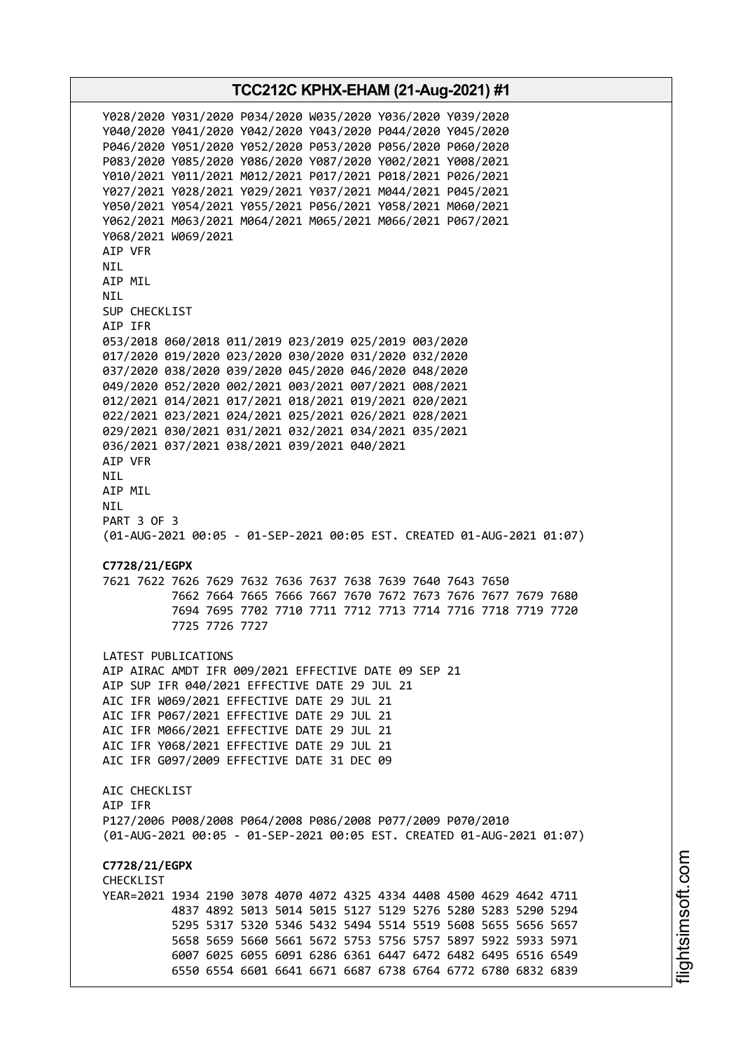Y028/2020 Y031/2020 P034/2020 W035/2020 Y036/2020 Y039/2020
Y040/2020 Y041/2020 Y042/2020 Y043/2020 P044/2020 Y045/2020
P046/2020 Y051/2020 Y052/2020 P053/2020 P056/2020 P060/2020
P083/2020 Y085/2020 Y086/2020 Y087/2020 Y002/2021 Y008/2021
Y010/2021 Y011/2021 M012/2021 P017/2021 P018/2021 P026/2021
Y027/2021 Y028/2021 Y029/2021 Y037/2021 M044/2021 P045/2021
Y050/2021 Y054/2021 Y055/2021 P056/2021 Y058/2021 M060/2021
Y062/2021 M063/2021 M064/2021 M065/2021 M066/2021 P067/2021
Y068/2021 W069/2021
AIP VFR
NIL
AIP MIL
NIL
SUP CHECKLIST
AIP IFR
053/2018 060/2018 011/2019 023/2019 025/2019 003/2020
017/2020 019/2020 023/2020 030/2020 031/2020 032/2020
037/2020 038/2020 039/2020 045/2020 046/2020 048/2020
049/2020 052/2020 002/2021 003/2021 007/2021 008/2021
012/2021 014/2021 017/2021 018/2021 019/2021 020/2021
022/2021 023/2021 024/2021 025/2021 026/2021 028/2021
029/2021 030/2021 031/2021 032/2021 034/2021 035/2021
036/2021 037/2021 038/2021 039/2021 040/2021
AIP VFR
NIL
AIP MIL
NIL
PART 3 OF 3
(01-AUG-2021 00:05 - 01-SEP-2021 00:05 EST. CREATED 01-AUG-2021 01:07)

**C7728/21/EGPX**
7621 7622 7626 7629 7632 7636 7637 7638 7639 7640 7643 7650
7662 7664 7665 7666 7667 7670 7672 7673 7676 7677 7679 7680
7694 7695 7702 7710 7711 7712 7713 7714 7716 7718 7719 7720
7725 7726 7727

LATEST PUBLICATIONS
AIP AIRAC AMDT IFR 009/2021 EFFECTIVE DATE 09 SEP 21
AIP SUP IFR 040/2021 EFFECTIVE DATE 29 JUL 21
AIC IFR W069/2021 EFFECTIVE DATE 29 JUL 21
AIC IFR P067/2021 EFFECTIVE DATE 29 JUL 21
AIC IFR M066/2021 EFFECTIVE DATE 29 JUL 21
AIC IFR Y068/2021 EFFECTIVE DATE 29 JUL 21
AIC IFR G097/2009 EFFECTIVE DATE 31 DEC 09

AIC CHECKLIST
AIP IFR
P127/2006 P008/2008 P064/2008 P086/2008 P077/2009 P070/2010
(01-AUG-2021 00:05 - 01-SEP-2021 00:05 EST. CREATED 01-AUG-2021 01:07)

**C7728/21/EGPX**
CHECKLIST
YEAR=2021 1934 2190 3078 4070 4072 4325 4334 4408 4500 4629 4642 4711
4837 4892 5013 5014 5015 5127 5129 5276 5280 5283 5290 5294
5295 5317 5320 5346 5432 5494 5514 5519 5608 5655 5656 5657
5658 5659 5660 5661 5672 5753 5756 5757 5897 5922 5933 5971
6007 6025 6055 6091 6286 6361 6447 6472 6482 6495 6516 6549
6550 6554 6601 6641 6671 6687 6738 6764 6772 6780 6832 6839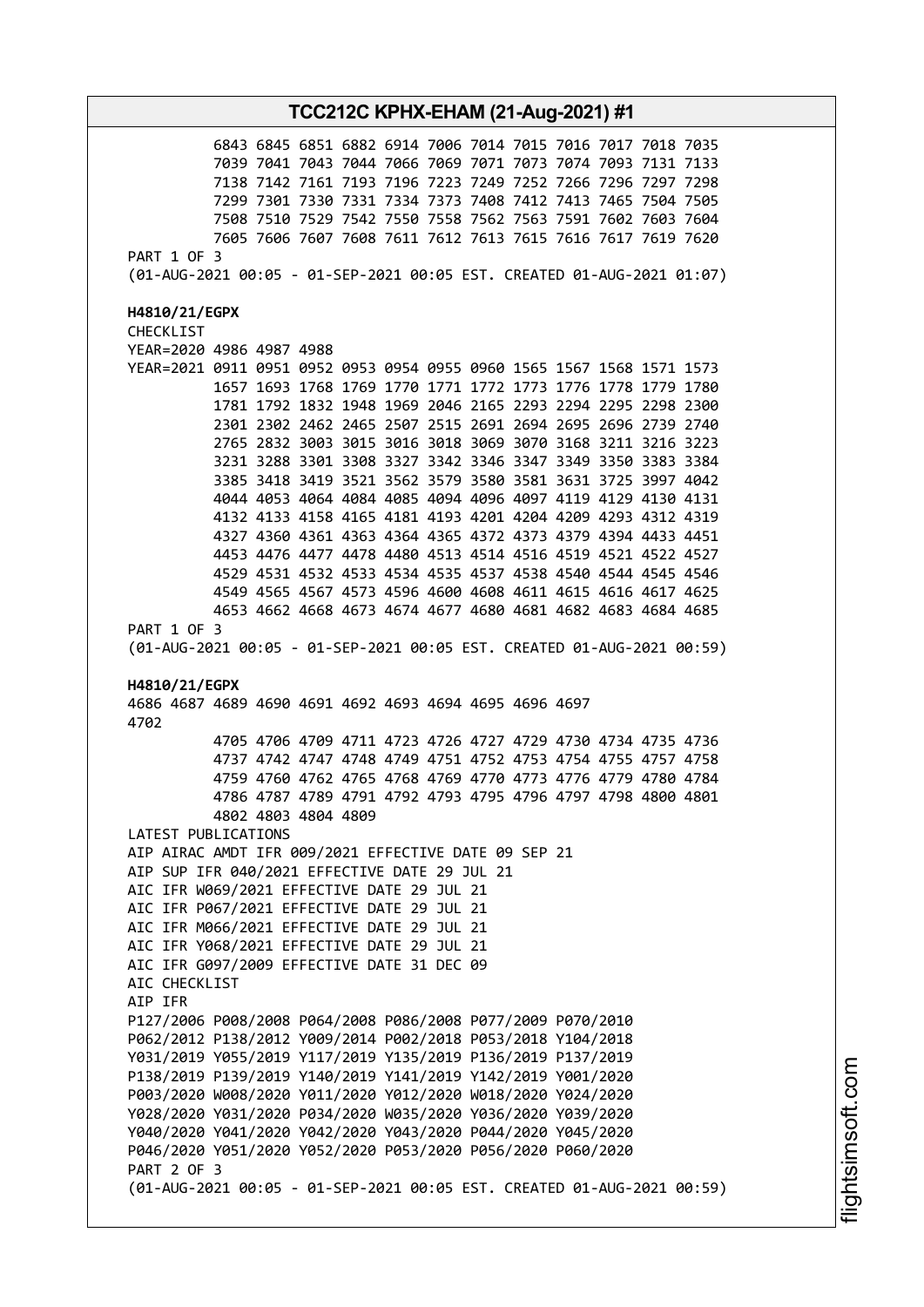6843 6845 6851 6882 6914 7006 7014 7015 7016 7017 7018 7035
7039 7041 7043 7044 7066 7069 7071 7073 7074 7093 7131 7133
7138 7142 7161 7193 7196 7223 7249 7252 7266 7296 7297 7298
7299 7301 7330 7331 7334 7373 7408 7412 7413 7465 7504 7505
7508 7510 7529 7542 7550 7558 7562 7563 7591 7602 7603 7604
7605 7606 7607 7608 7611 7612 7613 7615 7616 7617 7619 7620
PART 1 OF 3
(01-AUG-2021 00:05 - 01-SEP-2021 00:05 EST. CREATED 01-AUG-2021 01:07)

**H4810/21/EGPX**
CHECKLIST
YEAR=2020 4986 4987 4988
YEAR=2021 0911 0951 0952 0953 0954 0955 0960 1565 1567 1568 1571 1573
1657 1693 1768 1769 1770 1771 1772 1773 1776 1778 1779 1780
1781 1792 1832 1948 1969 2046 2165 2293 2294 2295 2298 2300
2301 2302 2462 2465 2507 2515 2691 2694 2695 2696 2739 2740
2765 2832 3003 3015 3016 3018 3069 3070 3168 3211 3216 3223
3231 3288 3301 3308 3327 3342 3346 3347 3349 3350 3383 3384
3385 3418 3419 3521 3562 3579 3580 3581 3631 3725 3997 4042
4044 4053 4064 4084 4085 4094 4096 4097 4119 4129 4130 4131
4132 4133 4158 4165 4181 4193 4201 4204 4209 4293 4312 4319
4327 4360 4361 4363 4364 4365 4372 4373 4379 4394 4433 4451
4453 4476 4477 4478 4480 4513 4514 4516 4519 4521 4522 4527
4529 4531 4532 4533 4534 4535 4537 4538 4540 4544 4545 4546
4549 4565 4567 4573 4596 4600 4608 4611 4615 4616 4617 4625
4653 4662 4668 4673 4674 4677 4680 4681 4682 4683 4684 4685
PART 1 OF 3
(01-AUG-2021 00:05 - 01-SEP-2021 00:05 EST. CREATED 01-AUG-2021 00:59)

**H4810/21/EGPX**
4686 4687 4689 4690 4691 4692 4693 4694 4695 4696 4697
4702
4705 4706 4709 4711 4723 4726 4727 4729 4730 4734 4735 4736
4737 4742 4747 4748 4749 4751 4752 4753 4754 4755 4757 4758
4759 4760 4762 4765 4768 4769 4770 4773 4776 4779 4780 4784
4786 4787 4789 4791 4792 4793 4795 4796 4797 4798 4800 4801
4802 4803 4804 4809
LATEST PUBLICATIONS
AIP AIRAC AMDT IFR 009/2021 EFFECTIVE DATE 09 SEP 21
AIP SUP IFR 040/2021 EFFECTIVE DATE 29 JUL 21
AIC IFR W069/2021 EFFECTIVE DATE 29 JUL 21
AIC IFR P067/2021 EFFECTIVE DATE 29 JUL 21
AIC IFR M066/2021 EFFECTIVE DATE 29 JUL 21
AIC IFR Y068/2021 EFFECTIVE DATE 29 JUL 21
AIC IFR G097/2009 EFFECTIVE DATE 31 DEC 09
AIC CHECKLIST
AIP IFR
P127/2006 P008/2008 P064/2008 P086/2008 P077/2009 P070/2010
P062/2012 P138/2012 Y009/2014 P002/2018 P053/2018 Y104/2018
Y031/2019 Y055/2019 Y117/2019 Y135/2019 P136/2019 P137/2019
P138/2019 P139/2019 Y140/2019 Y141/2019 Y142/2019 Y001/2020
P003/2020 W008/2020 Y011/2020 Y012/2020 W018/2020 Y024/2020
Y028/2020 Y031/2020 P034/2020 W035/2020 Y036/2020 Y039/2020
Y040/2020 Y041/2020 Y042/2020 Y043/2020 P044/2020 Y045/2020
P046/2020 Y051/2020 Y052/2020 P053/2020 P056/2020 P060/2020
PART 2 OF 3
(01-AUG-2021 00:05 - 01-SEP-2021 00:05 EST. CREATED 01-AUG-2021 00:59)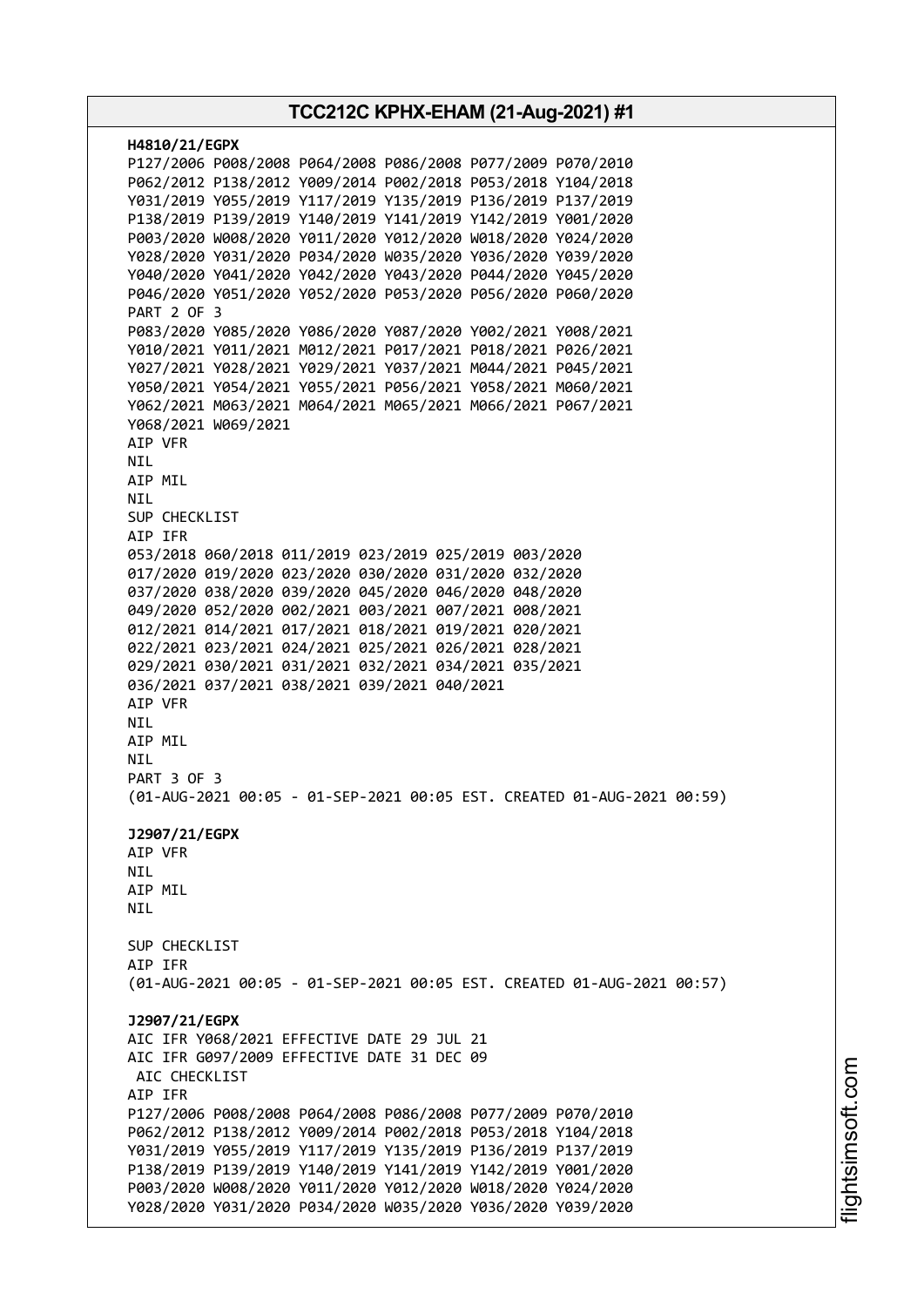**H4810/21/EGPX**
P127/2006 P008/2008 P064/2008 P086/2008 P077/2009 P070/2010
P062/2012 P138/2012 Y009/2014 P002/2018 P053/2018 Y104/2018
Y031/2019 Y055/2019 Y117/2019 Y135/2019 P136/2019 P137/2019
P138/2019 P139/2019 Y140/2019 Y141/2019 Y142/2019 Y001/2020
P003/2020 W008/2020 Y011/2020 Y012/2020 W018/2020 Y024/2020
Y028/2020 Y031/2020 P034/2020 W035/2020 Y036/2020 Y039/2020
Y040/2020 Y041/2020 Y042/2020 Y043/2020 P044/2020 Y045/2020
P046/2020 Y051/2020 Y052/2020 P053/2020 P056/2020 P060/2020
PART 2 OF 3
P083/2020 Y085/2020 Y086/2020 Y087/2020 Y002/2021 Y008/2021
Y010/2021 Y011/2021 M012/2021 P017/2021 P018/2021 P026/2021
Y027/2021 Y028/2021 Y029/2021 Y037/2021 M044/2021 P045/2021
Y050/2021 Y054/2021 Y055/2021 P056/2021 Y058/2021 M060/2021
Y062/2021 M063/2021 M064/2021 M065/2021 M066/2021 P067/2021
Y068/2021 W069/2021
AIP VFR
NIL
AIP MIL
NIL
SUP CHECKLIST
AIP IFR
053/2018 060/2018 011/2019 023/2019 025/2019 003/2020
017/2020 019/2020 023/2020 030/2020 031/2020 032/2020
037/2020 038/2020 039/2020 045/2020 046/2020 048/2020
049/2020 052/2020 002/2021 003/2021 007/2021 008/2021
012/2021 014/2021 017/2021 018/2021 019/2021 020/2021
022/2021 023/2021 024/2021 025/2021 026/2021 028/2021
029/2021 030/2021 031/2021 032/2021 034/2021 035/2021
036/2021 037/2021 038/2021 039/2021 040/2021
AIP VFR
NIL
AIP MIL
NIL
PART 3 OF 3
(01-AUG-2021 00:05 - 01-SEP-2021 00:05 EST. CREATED 01-AUG-2021 00:59)

**J2907/21/EGPX**
AIP VFR
NIL
AIP MIL
NIL

SUP CHECKLIST
AIP IFR
(01-AUG-2021 00:05 - 01-SEP-2021 00:05 EST. CREATED 01-AUG-2021 00:57)

**J2907/21/EGPX**
AIC IFR Y068/2021 EFFECTIVE DATE 29 JUL 21
AIC IFR G097/2009 EFFECTIVE DATE 31 DEC 09
AIC CHECKLIST
AIP IFR
P127/2006 P008/2008 P064/2008 P086/2008 P077/2009 P070/2010
P062/2012 P138/2012 Y009/2014 P002/2018 P053/2018 Y104/2018
Y031/2019 Y055/2019 Y117/2019 Y135/2019 P136/2019 P137/2019
P138/2019 P139/2019 Y140/2019 Y141/2019 Y142/2019 Y001/2020
P003/2020 W008/2020 Y011/2020 Y012/2020 W018/2020 Y024/2020
Y028/2020 Y031/2020 P034/2020 W035/2020 Y036/2020 Y039/2020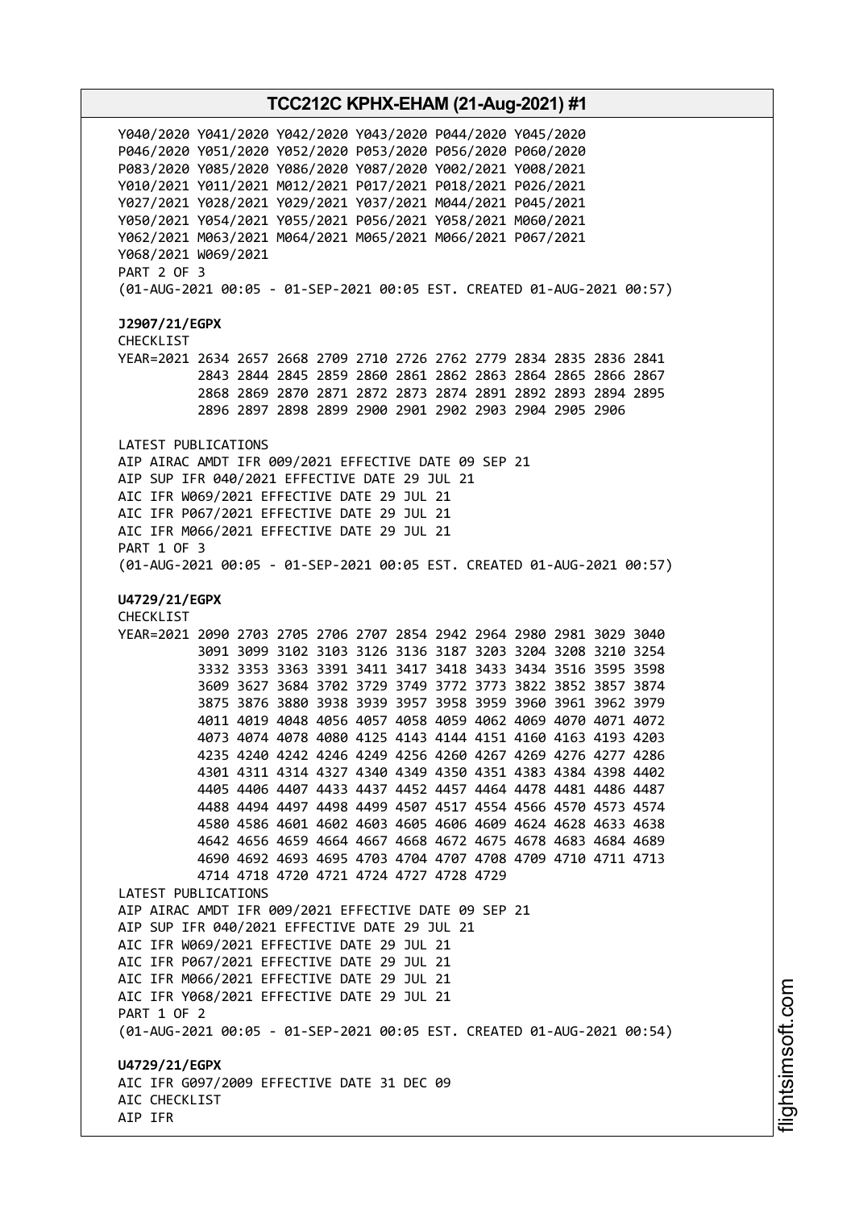Y040/2020 Y041/2020 Y042/2020 Y043/2020 P044/2020 Y045/2020
P046/2020 Y051/2020 Y052/2020 P053/2020 P056/2020 P060/2020
P083/2020 Y085/2020 Y086/2020 Y087/2020 Y002/2021 Y008/2021
Y010/2021 Y011/2021 M012/2021 P017/2021 P018/2021 P026/2021
Y027/2021 Y028/2021 Y029/2021 Y037/2021 M044/2021 P045/2021
Y050/2021 Y054/2021 Y055/2021 P056/2021 Y058/2021 M060/2021
Y062/2021 M063/2021 M064/2021 M065/2021 M066/2021 P067/2021
Y068/2021 W069/2021
PART 2 OF 3
(01-AUG-2021 00:05 - 01-SEP-2021 00:05 EST. CREATED 01-AUG-2021 00:57)

**J2907/21/EGPX**
CHECKLIST
YEAR=2021 2634 2657 2668 2709 2710 2726 2762 2779 2834 2835 2836 2841
2843 2844 2845 2859 2860 2861 2862 2863 2864 2865 2866 2867
2868 2869 2870 2871 2872 2873 2874 2891 2892 2893 2894 2895
2896 2897 2898 2899 2900 2901 2902 2903 2904 2905 2906

LATEST PUBLICATIONS
AIP AIRAC AMDT IFR 009/2021 EFFECTIVE DATE 09 SEP 21
AIP SUP IFR 040/2021 EFFECTIVE DATE 29 JUL 21
AIC IFR W069/2021 EFFECTIVE DATE 29 JUL 21
AIC IFR P067/2021 EFFECTIVE DATE 29 JUL 21
AIC IFR M066/2021 EFFECTIVE DATE 29 JUL 21
PART 1 OF 3
(01-AUG-2021 00:05 - 01-SEP-2021 00:05 EST. CREATED 01-AUG-2021 00:57)

**U4729/21/EGPX**
CHECKLIST
YEAR=2021 2090 2703 2705 2706 2707 2854 2942 2964 2980 2981 3029 3040
3091 3099 3102 3103 3126 3136 3187 3203 3204 3208 3210 3254
3332 3353 3363 3391 3411 3417 3418 3433 3434 3516 3595 3598
3609 3627 3684 3702 3729 3749 3772 3773 3822 3852 3857 3874
3875 3876 3880 3938 3939 3957 3958 3959 3960 3961 3962 3979
4011 4019 4048 4056 4057 4058 4059 4062 4069 4070 4071 4072
4073 4074 4078 4080 4125 4143 4144 4151 4160 4163 4193 4203
4235 4240 4242 4246 4249 4256 4260 4267 4269 4276 4277 4286
4301 4311 4314 4327 4340 4349 4350 4351 4383 4384 4398 4402
4405 4406 4407 4433 4437 4452 4457 4464 4478 4481 4486 4487
4488 4494 4497 4498 4499 4507 4517 4554 4566 4570 4573 4574
4580 4586 4601 4602 4603 4605 4606 4609 4624 4628 4633 4638
4642 4656 4659 4664 4667 4668 4672 4675 4678 4683 4684 4689
4690 4692 4693 4695 4703 4704 4707 4708 4709 4710 4711 4713
4714 4718 4720 4721 4724 4727 4728 4729
LATEST PUBLICATIONS
AIP AIRAC AMDT IFR 009/2021 EFFECTIVE DATE 09 SEP 21
AIP SUP IFR 040/2021 EFFECTIVE DATE 29 JUL 21
AIC IFR W069/2021 EFFECTIVE DATE 29 JUL 21
AIC IFR P067/2021 EFFECTIVE DATE 29 JUL 21
AIC IFR M066/2021 EFFECTIVE DATE 29 JUL 21
AIC IFR Y068/2021 EFFECTIVE DATE 29 JUL 21
PART 1 OF 2
(01-AUG-2021 00:05 - 01-SEP-2021 00:05 EST. CREATED 01-AUG-2021 00:54)

**U4729/21/EGPX**
AIC IFR G097/2009 EFFECTIVE DATE 31 DEC 09
AIC CHECKLIST
AIP IFR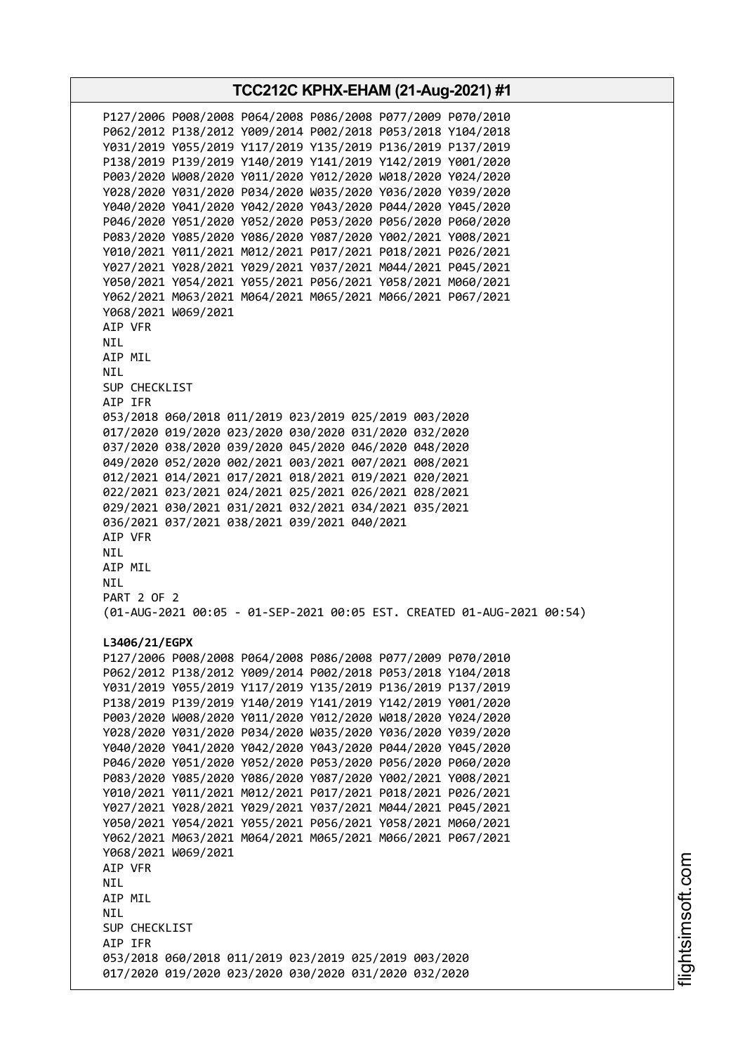P127/2006 P008/2008 P064/2008 P086/2008 P077/2009 P070/2010
P062/2012 P138/2012 Y009/2014 P002/2018 P053/2018 Y104/2018
Y031/2019 Y055/2019 Y117/2019 Y135/2019 P136/2019 P137/2019
P138/2019 P139/2019 Y140/2019 Y141/2019 Y142/2019 Y001/2020
P003/2020 W008/2020 Y011/2020 Y012/2020 W018/2020 Y024/2020
Y028/2020 Y031/2020 P034/2020 W035/2020 Y036/2020 Y039/2020
Y040/2020 Y041/2020 Y042/2020 Y043/2020 P044/2020 Y045/2020
P046/2020 Y051/2020 Y052/2020 P053/2020 P056/2020 P060/2020
P083/2020 Y085/2020 Y086/2020 Y087/2020 Y002/2021 Y008/2021
Y010/2021 Y011/2021 M012/2021 P017/2021 P018/2021 P026/2021
Y027/2021 Y028/2021 Y029/2021 Y037/2021 M044/2021 P045/2021
Y050/2021 Y054/2021 Y055/2021 P056/2021 Y058/2021 M060/2021
Y062/2021 M063/2021 M064/2021 M065/2021 M066/2021 P067/2021
Y068/2021 W069/2021
AIP VFR
NIL
AIP MIL
NIL
SUP CHECKLIST
AIP IFR
053/2018 060/2018 011/2019 023/2019 025/2019 003/2020
017/2020 019/2020 023/2020 030/2020 031/2020 032/2020
037/2020 038/2020 039/2020 045/2020 046/2020 048/2020
049/2020 052/2020 002/2021 003/2021 007/2021 008/2021
012/2021 014/2021 017/2021 018/2021 019/2021 020/2021
022/2021 023/2021 024/2021 025/2021 026/2021 028/2021
029/2021 030/2021 031/2021 032/2021 034/2021 035/2021
036/2021 037/2021 038/2021 039/2021 040/2021
AIP VFR
NIL
AIP MIL
NIL
PART 2 OF 2
(01-AUG-2021 00:05 - 01-SEP-2021 00:05 EST. CREATED 01-AUG-2021 00:54)

**L3406/21/EGPX**
P127/2006 P008/2008 P064/2008 P086/2008 P077/2009 P070/2010
P062/2012 P138/2012 Y009/2014 P002/2018 P053/2018 Y104/2018
Y031/2019 Y055/2019 Y117/2019 Y135/2019 P136/2019 P137/2019
P138/2019 P139/2019 Y140/2019 Y141/2019 Y142/2019 Y001/2020
P003/2020 W008/2020 Y011/2020 Y012/2020 W018/2020 Y024/2020
Y028/2020 Y031/2020 P034/2020 W035/2020 Y036/2020 Y039/2020
Y040/2020 Y041/2020 Y042/2020 Y043/2020 P044/2020 Y045/2020
P046/2020 Y051/2020 Y052/2020 P053/2020 P056/2020 P060/2020
P083/2020 Y085/2020 Y086/2020 Y087/2020 Y002/2021 Y008/2021
Y010/2021 Y011/2021 M012/2021 P017/2021 P018/2021 P026/2021
Y027/2021 Y028/2021 Y029/2021 Y037/2021 M044/2021 P045/2021
Y050/2021 Y054/2021 Y055/2021 P056/2021 Y058/2021 M060/2021
Y062/2021 M063/2021 M064/2021 M065/2021 M066/2021 P067/2021
Y068/2021 W069/2021
AIP VFR
NIL
AIP MIL
NIL
SUP CHECKLIST
AIP IFR
053/2018 060/2018 011/2019 023/2019 025/2019 003/2020
017/2020 019/2020 023/2020 030/2020 031/2020 032/2020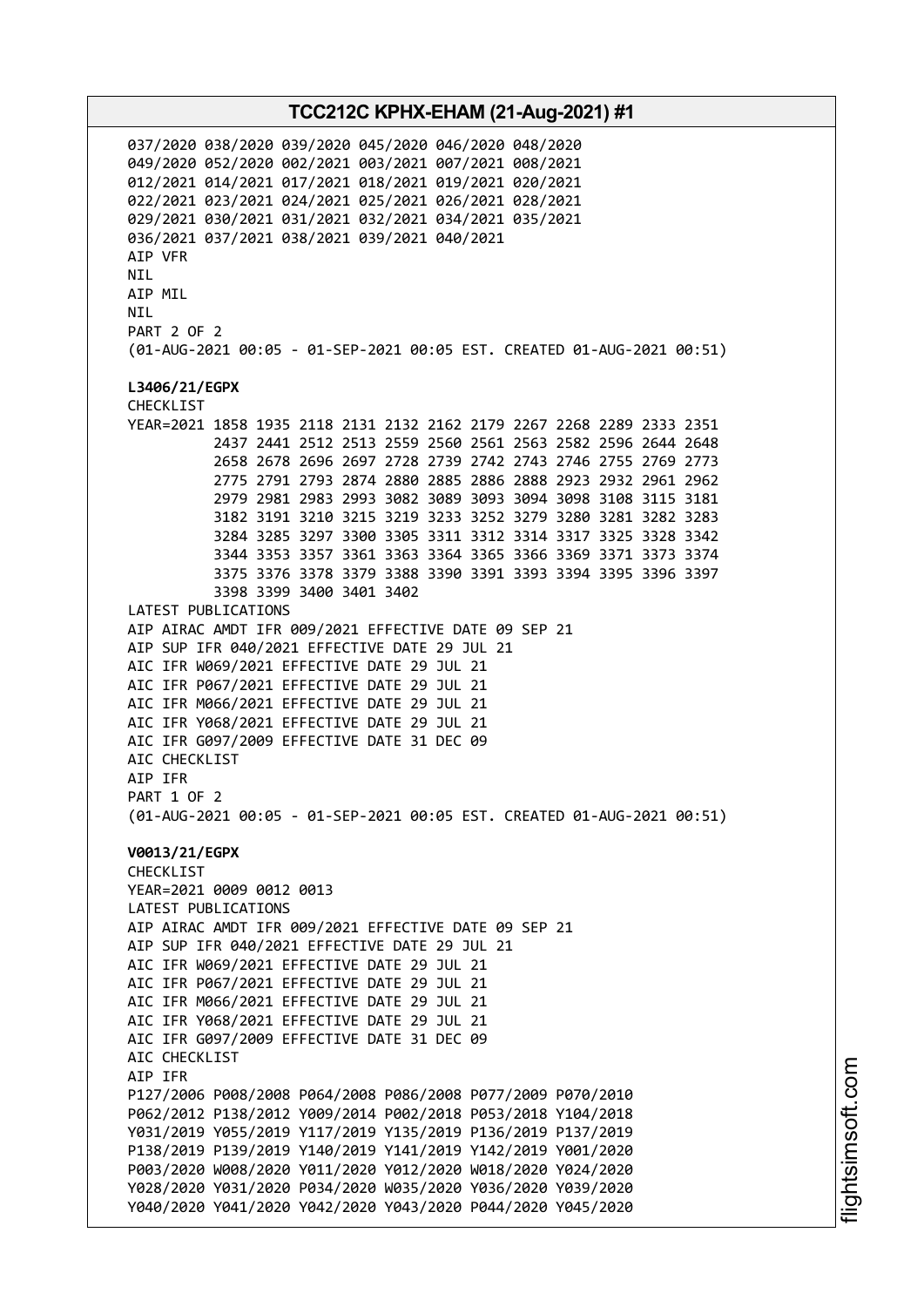037/2020 038/2020 039/2020 045/2020 046/2020 048/2020
049/2020 052/2020 002/2021 003/2021 007/2021 008/2021
012/2021 014/2021 017/2021 018/2021 019/2021 020/2021
022/2021 023/2021 024/2021 025/2021 026/2021 028/2021
029/2021 030/2021 031/2021 032/2021 034/2021 035/2021
036/2021 037/2021 038/2021 039/2021 040/2021
AIP VFR
NIL
AIP MIL
NIL
PART 2 OF 2
(01-AUG-2021 00:05 - 01-SEP-2021 00:05 EST. CREATED 01-AUG-2021 00:51)

**L3406/21/EGPX**
CHECKLIST
YEAR=2021 1858 1935 2118 2131 2132 2162 2179 2267 2268 2289 2333 2351
2437 2441 2512 2513 2559 2560 2561 2563 2582 2596 2644 2648
2658 2678 2696 2697 2728 2739 2742 2743 2746 2755 2769 2773
2775 2791 2793 2874 2880 2885 2886 2888 2923 2932 2961 2962
2979 2981 2983 2993 3082 3089 3093 3094 3098 3108 3115 3181
3182 3191 3210 3215 3219 3233 3252 3279 3280 3281 3282 3283
3284 3285 3297 3300 3305 3311 3312 3314 3317 3325 3328 3342
3344 3353 3357 3361 3363 3364 3365 3366 3369 3371 3373 3374
3375 3376 3378 3379 3388 3390 3391 3393 3394 3395 3396 3397
3398 3399 3400 3401 3402
LATEST PUBLICATIONS
AIP AIRAC AMDT IFR 009/2021 EFFECTIVE DATE 09 SEP 21
AIP SUP IFR 040/2021 EFFECTIVE DATE 29 JUL 21
AIC IFR W069/2021 EFFECTIVE DATE 29 JUL 21
AIC IFR P067/2021 EFFECTIVE DATE 29 JUL 21
AIC IFR M066/2021 EFFECTIVE DATE 29 JUL 21
AIC IFR Y068/2021 EFFECTIVE DATE 29 JUL 21
AIC IFR G097/2009 EFFECTIVE DATE 31 DEC 09
AIC CHECKLIST
AIP IFR
PART 1 OF 2
(01-AUG-2021 00:05 - 01-SEP-2021 00:05 EST. CREATED 01-AUG-2021 00:51)

**V0013/21/EGPX**
CHECKLIST
YEAR=2021 0009 0012 0013
LATEST PUBLICATIONS
AIP AIRAC AMDT IFR 009/2021 EFFECTIVE DATE 09 SEP 21
AIP SUP IFR 040/2021 EFFECTIVE DATE 29 JUL 21
AIC IFR W069/2021 EFFECTIVE DATE 29 JUL 21
AIC IFR P067/2021 EFFECTIVE DATE 29 JUL 21
AIC IFR M066/2021 EFFECTIVE DATE 29 JUL 21
AIC IFR Y068/2021 EFFECTIVE DATE 29 JUL 21
AIC IFR G097/2009 EFFECTIVE DATE 31 DEC 09
AIC CHECKLIST
AIP IFR
P127/2006 P008/2008 P064/2008 P086/2008 P077/2009 P070/2010
P062/2012 P138/2012 Y009/2014 P002/2018 P053/2018 Y104/2018
Y031/2019 Y055/2019 Y117/2019 Y135/2019 P136/2019 P137/2019
P138/2019 P139/2019 Y140/2019 Y141/2019 Y142/2019 Y001/2020
P003/2020 W008/2020 Y011/2020 Y012/2020 W018/2020 Y024/2020
Y028/2020 Y031/2020 P034/2020 W035/2020 Y036/2020 Y039/2020
Y040/2020 Y041/2020 Y042/2020 Y043/2020 P044/2020 Y045/2020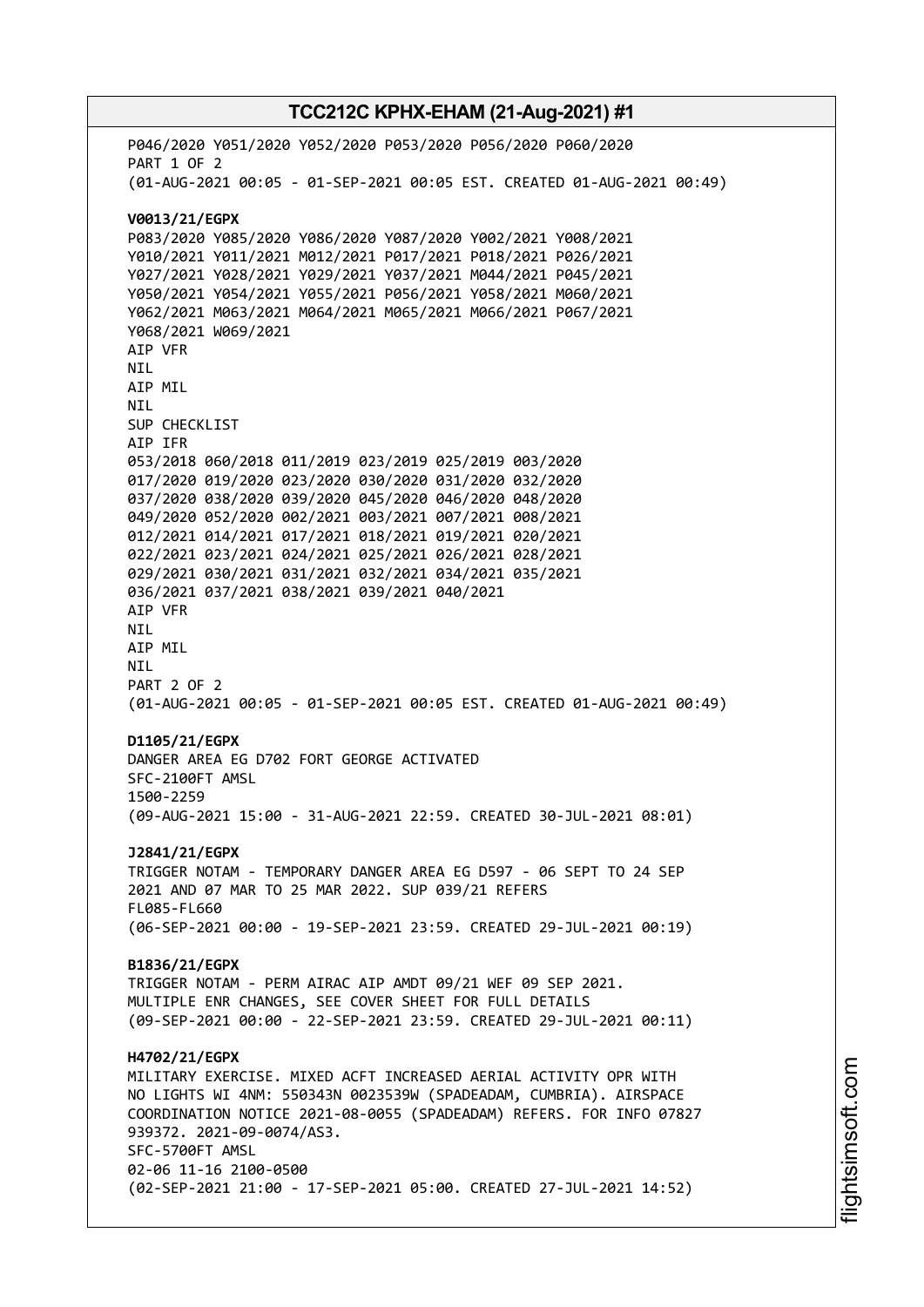P046/2020 Y051/2020 Y052/2020 P053/2020 P056/2020 P060/2020
PART 1 OF 2
(01-AUG-2021 00:05 - 01-SEP-2021 00:05 EST. CREATED 01-AUG-2021 00:49)

**V0013/21/EGPX**
P083/2020 Y085/2020 Y086/2020 Y087/2020 Y002/2021 Y008/2021
Y010/2021 Y011/2021 M012/2021 P017/2021 P018/2021 P026/2021
Y027/2021 Y028/2021 Y029/2021 Y037/2021 M044/2021 P045/2021
Y050/2021 Y054/2021 Y055/2021 P056/2021 Y058/2021 M060/2021
Y062/2021 M063/2021 M064/2021 M065/2021 M066/2021 P067/2021
Y068/2021 W069/2021
AIP VFR
NIL
AIP MIL
NIL
SUP CHECKLIST
AIP IFR
053/2018 060/2018 011/2019 023/2019 025/2019 003/2020
017/2020 019/2020 023/2020 030/2020 031/2020 032/2020
037/2020 038/2020 039/2020 045/2020 046/2020 048/2020
049/2020 052/2020 002/2021 003/2021 007/2021 008/2021
012/2021 014/2021 017/2021 018/2021 019/2021 020/2021
022/2021 023/2021 024/2021 025/2021 026/2021 028/2021
029/2021 030/2021 031/2021 032/2021 034/2021 035/2021
036/2021 037/2021 038/2021 039/2021 040/2021
AIP VFR
NIL
AIP MIL
NIL
PART 2 OF 2
(01-AUG-2021 00:05 - 01-SEP-2021 00:05 EST. CREATED 01-AUG-2021 00:49)

**D1105/21/EGPX**
DANGER AREA EG D702 FORT GEORGE ACTIVATED
SFC-2100FT AMSL
1500-2259
(09-AUG-2021 15:00 - 31-AUG-2021 22:59. CREATED 30-JUL-2021 08:01)

**J2841/21/EGPX**
TRIGGER NOTAM - TEMPORARY DANGER AREA EG D597 - 06 SEPT TO 24 SEP 2021 AND 07 MAR TO 25 MAR 2022. SUP 039/21 REFERS
FL085-FL660
(06-SEP-2021 00:00 - 19-SEP-2021 23:59. CREATED 29-JUL-2021 00:19)

**B1836/21/EGPX**
TRIGGER NOTAM - PERM AIRAC AIP AMDT 09/21 WEF 09 SEP 2021.
MULTIPLE ENR CHANGES, SEE COVER SHEET FOR FULL DETAILS
(09-SEP-2021 00:00 - 22-SEP-2021 23:59. CREATED 29-JUL-2021 00:11)

**H4702/21/EGPX**
MILITARY EXERCISE. MIXED ACFT INCREASED AERIAL ACTIVITY OPR WITH NO LIGHTS WI 4NM: 550343N 0023539W (SPADEADAM, CUMBRIA). AIRSPACE COORDINATION NOTICE 2021-08-0055 (SPADEADAM) REFERS. FOR INFO 07827 939372. 2021-09-0074/AS3.
SFC-5700FT AMSL
02-06 11-16 2100-0500
(02-SEP-2021 21:00 - 17-SEP-2021 05:00. CREATED 27-JUL-2021 14:52)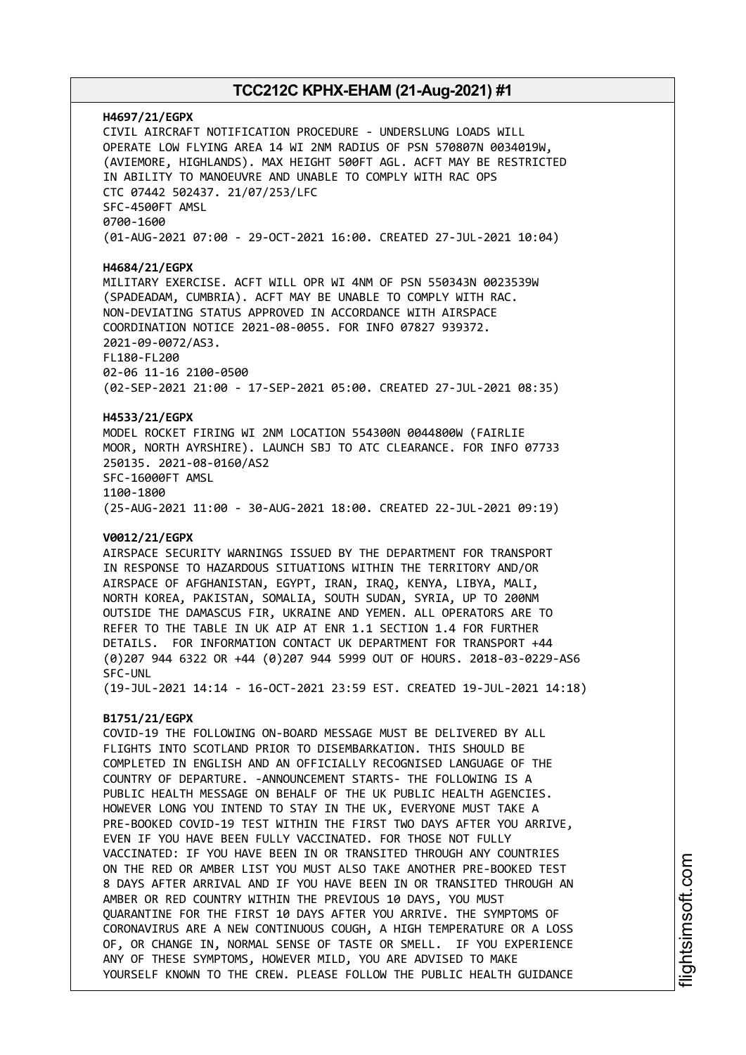**H4697/21/EGPX**
CIVIL AIRCRAFT NOTIFICATION PROCEDURE - UNDERSLUNG LOADS WILL OPERATE LOW FLYING AREA 14 WI 2NM RADIUS OF PSN 570807N 0034019W, (AVIEMORE, HIGHLANDS). MAX HEIGHT 500FT AGL. ACFT MAY BE RESTRICTED IN ABILITY TO MANOEUVRE AND UNABLE TO COMPLY WITH RAC OPS CTC 07442 502437. 21/07/253/LFC
SFC-4500FT AMSL
0700-1600
(01-AUG-2021 07:00 - 29-OCT-2021 16:00. CREATED 27-JUL-2021 10:04)

**H4684/21/EGPX**
MILITARY EXERCISE. ACFT WILL OPR WI 4NM OF PSN 550343N 0023539W (SPADEADAM, CUMBRIA). ACFT MAY BE UNABLE TO COMPLY WITH RAC. NON-DEVIATING STATUS APPROVED IN ACCORDANCE WITH AIRSPACE COORDINATION NOTICE 2021-08-0055. FOR INFO 07827 939372. 2021-09-0072/AS3.
FL180-FL200
02-06 11-16 2100-0500
(02-SEP-2021 21:00 - 17-SEP-2021 05:00. CREATED 27-JUL-2021 08:35)

**H4533/21/EGPX**
MODEL ROCKET FIRING WI 2NM LOCATION 554300N 0044800W (FAIRLIE MOOR, NORTH AYRSHIRE). LAUNCH SBJ TO ATC CLEARANCE. FOR INFO 07733 250135. 2021-08-0160/AS2
SFC-16000FT AMSL
1100-1800
(25-AUG-2021 11:00 - 30-AUG-2021 18:00. CREATED 22-JUL-2021 09:19)

**V0012/21/EGPX**
AIRSPACE SECURITY WARNINGS ISSUED BY THE DEPARTMENT FOR TRANSPORT IN RESPONSE TO HAZARDOUS SITUATIONS WITHIN THE TERRITORY AND/OR AIRSPACE OF AFGHANISTAN, EGYPT, IRAN, IRAQ, KENYA, LIBYA, MALI, NORTH KOREA, PAKISTAN, SOMALIA, SOUTH SUDAN, SYRIA, UP TO 200NM OUTSIDE THE DAMASCUS FIR, UKRAINE AND YEMEN. ALL OPERATORS ARE TO REFER TO THE TABLE IN UK AIP AT ENR 1.1 SECTION 1.4 FOR FURTHER DETAILS. FOR INFORMATION CONTACT UK DEPARTMENT FOR TRANSPORT +44 (0)207 944 6322 OR +44 (0)207 944 5999 OUT OF HOURS. 2018-03-0229-AS6
SFC-UNL
(19-JUL-2021 14:14 - 16-OCT-2021 23:59 EST. CREATED 19-JUL-2021 14:18)

**B1751/21/EGPX**
COVID-19 THE FOLLOWING ON-BOARD MESSAGE MUST BE DELIVERED BY ALL FLIGHTS INTO SCOTLAND PRIOR TO DISEMBARKATION. THIS SHOULD BE COMPLETED IN ENGLISH AND AN OFFICIALLY RECOGNISED LANGUAGE OF THE COUNTRY OF DEPARTURE. -ANNOUNCEMENT STARTS- THE FOLLOWING IS A PUBLIC HEALTH MESSAGE ON BEHALF OF THE UK PUBLIC HEALTH AGENCIES. HOWEVER LONG YOU INTEND TO STAY IN THE UK, EVERYONE MUST TAKE A PRE-BOOKED COVID-19 TEST WITHIN THE FIRST TWO DAYS AFTER YOU ARRIVE, EVEN IF YOU HAVE BEEN FULLY VACCINATED. FOR THOSE NOT FULLY VACCINATED: IF YOU HAVE BEEN IN OR TRANSITED THROUGH ANY COUNTRIES ON THE RED OR AMBER LIST YOU MUST ALSO TAKE ANOTHER PRE-BOOKED TEST 8 DAYS AFTER ARRIVAL AND IF YOU HAVE BEEN IN OR TRANSITED THROUGH AN AMBER OR RED COUNTRY WITHIN THE PREVIOUS 10 DAYS, YOU MUST QUARANTINE FOR THE FIRST 10 DAYS AFTER YOU ARRIVE. THE SYMPTOMS OF CORONAVIRUS ARE A NEW CONTINUOUS COUGH, A HIGH TEMPERATURE OR A LOSS OF, OR CHANGE IN, NORMAL SENSE OF TASTE OR SMELL. IF YOU EXPERIENCE ANY OF THESE SYMPTOMS, HOWEVER MILD, YOU ARE ADVISED TO MAKE YOURSELF KNOWN TO THE CREW. PLEASE FOLLOW THE PUBLIC HEALTH GUIDANCE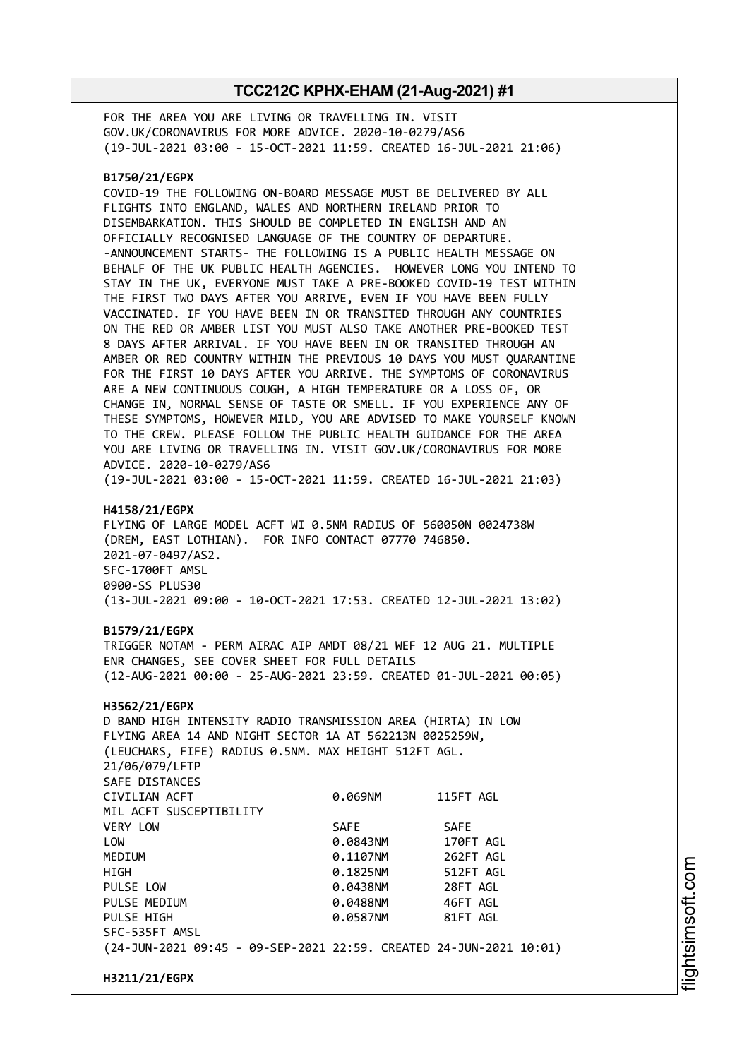FOR THE AREA YOU ARE LIVING OR TRAVELLING IN. VISIT GOV.UK/CORONAVIRUS FOR MORE ADVICE. 2020-10-0279/AS6
(19-JUL-2021 03:00 - 15-OCT-2021 11:59. CREATED 16-JUL-2021 21:06)

**B1750/21/EGPX**
COVID-19 THE FOLLOWING ON-BOARD MESSAGE MUST BE DELIVERED BY ALL FLIGHTS INTO ENGLAND, WALES AND NORTHERN IRELAND PRIOR TO DISEMBARKATION. THIS SHOULD BE COMPLETED IN ENGLISH AND AN OFFICIALLY RECOGNISED LANGUAGE OF THE COUNTRY OF DEPARTURE. -ANNOUNCEMENT STARTS- THE FOLLOWING IS A PUBLIC HEALTH MESSAGE ON BEHALF OF THE UK PUBLIC HEALTH AGENCIES. HOWEVER LONG YOU INTEND TO STAY IN THE UK, EVERYONE MUST TAKE A PRE-BOOKED COVID-19 TEST WITHIN THE FIRST TWO DAYS AFTER YOU ARRIVE, EVEN IF YOU HAVE BEEN FULLY VACCINATED. IF YOU HAVE BEEN IN OR TRANSITED THROUGH ANY COUNTRIES ON THE RED OR AMBER LIST YOU MUST ALSO TAKE ANOTHER PRE-BOOKED TEST 8 DAYS AFTER ARRIVAL. IF YOU HAVE BEEN IN OR TRANSITED THROUGH AN AMBER OR RED COUNTRY WITHIN THE PREVIOUS 10 DAYS YOU MUST QUARANTINE FOR THE FIRST 10 DAYS AFTER YOU ARRIVE. THE SYMPTOMS OF CORONAVIRUS ARE A NEW CONTINUOUS COUGH, A HIGH TEMPERATURE OR A LOSS OF, OR CHANGE IN, NORMAL SENSE OF TASTE OR SMELL. IF YOU EXPERIENCE ANY OF THESE SYMPTOMS, HOWEVER MILD, YOU ARE ADVISED TO MAKE YOURSELF KNOWN TO THE CREW. PLEASE FOLLOW THE PUBLIC HEALTH GUIDANCE FOR THE AREA YOU ARE LIVING OR TRAVELLING IN. VISIT GOV.UK/CORONAVIRUS FOR MORE ADVICE. 2020-10-0279/AS6
(19-JUL-2021 03:00 - 15-OCT-2021 11:59. CREATED 16-JUL-2021 21:03)

**H4158/21/EGPX**
FLYING OF LARGE MODEL ACFT WI 0.5NM RADIUS OF 560050N 0024738W (DREM, EAST LOTHIAN). FOR INFO CONTACT 07770 746850. 2021-07-0497/AS2.
SFC-1700FT AMSL
0900-SS PLUS30
(13-JUL-2021 09:00 - 10-OCT-2021 17:53. CREATED 12-JUL-2021 13:02)

**B1579/21/EGPX**
TRIGGER NOTAM - PERM AIRAC AIP AMDT 08/21 WEF 12 AUG 21. MULTIPLE ENR CHANGES, SEE COVER SHEET FOR FULL DETAILS
(12-AUG-2021 00:00 - 25-AUG-2021 23:59. CREATED 01-JUL-2021 00:05)

**H3562/21/EGPX**
D BAND HIGH INTENSITY RADIO TRANSMISSION AREA (HIRTA) IN LOW FLYING AREA 14 AND NIGHT SECTOR 1A AT 562213N 0025259W, (LEUCHARS, FIFE) RADIUS 0.5NM. MAX HEIGHT 512FT AGL.
21/06/079/LFTP
SAFE DISTANCES

| | | |
|---|---|---|
| CIVILIAN ACFT | 0.069NM | 115FT AGL |
| MIL ACFT SUSCEPTIBILITY | | |
| VERY LOW | SAFE | SAFE |
| LOW | 0.0843NM | 170FT AGL |
| MEDIUM | 0.1107NM | 262FT AGL |
| HIGH | 0.1825NM | 512FT AGL |
| PULSE LOW | 0.0438NM | 28FT AGL |
| PULSE MEDIUM | 0.0488NM | 46FT AGL |
| PULSE HIGH | 0.0587NM | 81FT AGL |

SFC-535FT AMSL
(24-JUN-2021 09:45 - 09-SEP-2021 22:59. CREATED 24-JUN-2021 10:01)

**H3211/21/EGPX**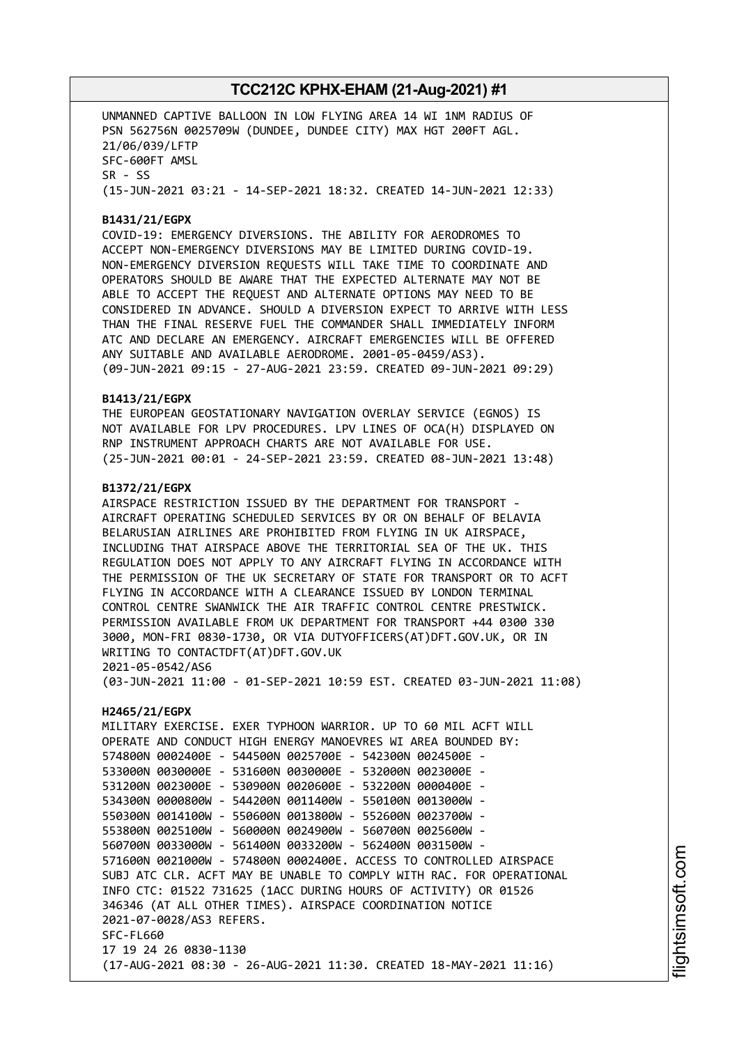UNMANNED CAPTIVE BALLOON IN LOW FLYING AREA 14 WI 1NM RADIUS OF PSN 562756N 0025709W (DUNDEE, DUNDEE CITY) MAX HGT 200FT AGL.
21/06/039/LFTP
SFC-600FT AMSL
SR - SS
(15-JUN-2021 03:21 - 14-SEP-2021 18:32. CREATED 14-JUN-2021 12:33)

**B1431/21/EGPX**
COVID-19: EMERGENCY DIVERSIONS. THE ABILITY FOR AERODROMES TO ACCEPT NON-EMERGENCY DIVERSIONS MAY BE LIMITED DURING COVID-19. NON-EMERGENCY DIVERSION REQUESTS WILL TAKE TIME TO COORDINATE AND OPERATORS SHOULD BE AWARE THAT THE EXPECTED ALTERNATE MAY NOT BE ABLE TO ACCEPT THE REQUEST AND ALTERNATE OPTIONS MAY NEED TO BE CONSIDERED IN ADVANCE. SHOULD A DIVERSION EXPECT TO ARRIVE WITH LESS THAN THE FINAL RESERVE FUEL THE COMMANDER SHALL IMMEDIATELY INFORM ATC AND DECLARE AN EMERGENCY. AIRCRAFT EMERGENCIES WILL BE OFFERED ANY SUITABLE AND AVAILABLE AERODROME. 2001-05-0459/AS3).
(09-JUN-2021 09:15 - 27-AUG-2021 23:59. CREATED 09-JUN-2021 09:29)

**B1413/21/EGPX**
THE EUROPEAN GEOSTATIONARY NAVIGATION OVERLAY SERVICE (EGNOS) IS NOT AVAILABLE FOR LPV PROCEDURES. LPV LINES OF OCA(H) DISPLAYED ON RNP INSTRUMENT APPROACH CHARTS ARE NOT AVAILABLE FOR USE.
(25-JUN-2021 00:01 - 24-SEP-2021 23:59. CREATED 08-JUN-2021 13:48)

**B1372/21/EGPX**
AIRSPACE RESTRICTION ISSUED BY THE DEPARTMENT FOR TRANSPORT - AIRCRAFT OPERATING SCHEDULED SERVICES BY OR ON BEHALF OF BELAVIA BELARUSIAN AIRLINES ARE PROHIBITED FROM FLYING IN UK AIRSPACE, INCLUDING THAT AIRSPACE ABOVE THE TERRITORIAL SEA OF THE UK. THIS REGULATION DOES NOT APPLY TO ANY AIRCRAFT FLYING IN ACCORDANCE WITH THE PERMISSION OF THE UK SECRETARY OF STATE FOR TRANSPORT OR TO ACFT FLYING IN ACCORDANCE WITH A CLEARANCE ISSUED BY LONDON TERMINAL CONTROL CENTRE SWANWICK THE AIR TRAFFIC CONTROL CENTRE PRESTWICK. PERMISSION AVAILABLE FROM UK DEPARTMENT FOR TRANSPORT +44 0300 330 3000, MON-FRI 0830-1730, OR VIA DUTYOFFICERS(AT)DFT.GOV.UK, OR IN WRITING TO CONTACTDFT(AT)DFT.GOV.UK
2021-05-0542/AS6
(03-JUN-2021 11:00 - 01-SEP-2021 10:59 EST. CREATED 03-JUN-2021 11:08)

**H2465/21/EGPX**
MILITARY EXERCISE. EXER TYPHOON WARRIOR. UP TO 60 MIL ACFT WILL OPERATE AND CONDUCT HIGH ENERGY MANOEVRES WI AREA BOUNDED BY:
574800N 0002400E - 544500N 0025700E - 542300N 0024500E -
533000N 0030000E - 531600N 0030000E - 532000N 0023000E -
531200N 0023000E - 530900N 0020600E - 532200N 0000400E -
534300N 0000800W - 544200N 0011400W - 550100N 0013000W -
550300N 0014100W - 550600N 0013800W - 552600N 0023700W -
553800N 0025100W - 560000N 0024900W - 560700N 0025600W -
560700N 0033000W - 561400N 0033200W - 562400N 0031500W -
571600N 0021000W - 574800N 0002400E. ACCESS TO CONTROLLED AIRSPACE SUBJ ATC CLR. ACFT MAY BE UNABLE TO COMPLY WITH RAC. FOR OPERATIONAL INFO CTC: 01522 731625 (1ACC DURING HOURS OF ACTIVITY) OR 01526 346346 (AT ALL OTHER TIMES). AIRSPACE COORDINATION NOTICE 2021-07-0028/AS3 REFERS.
SFC-FL660
17 19 24 26 0830-1130
(17-AUG-2021 08:30 - 26-AUG-2021 11:30. CREATED 18-MAY-2021 11:16)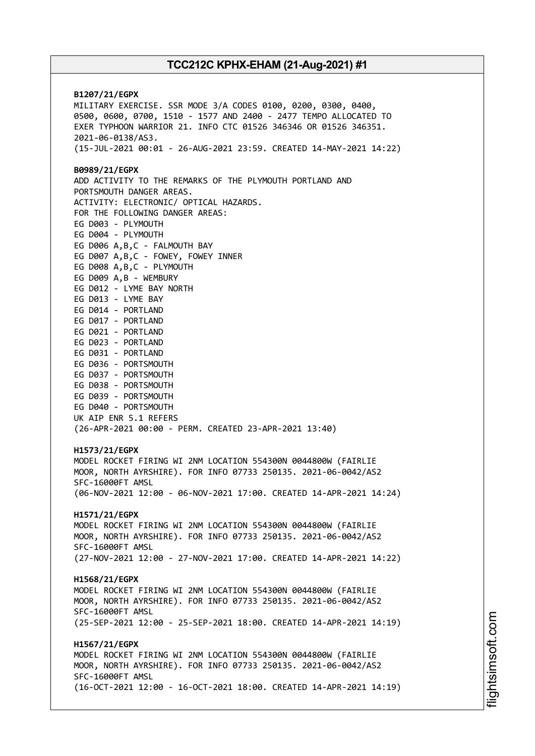**B1207/21/EGPX**
MILITARY EXERCISE. SSR MODE 3/A CODES 0100, 0200, 0300, 0400, 0500, 0600, 0700, 1510 - 1577 AND 2400 - 2477 TEMPO ALLOCATED TO EXER TYPHOON WARRIOR 21. INFO CTC 01526 346346 OR 01526 346351. 2021-06-0138/AS3.
(15-JUL-2021 00:01 - 26-AUG-2021 23:59. CREATED 14-MAY-2021 14:22)

**B0989/21/EGPX**
ADD ACTIVITY TO THE REMARKS OF THE PLYMOUTH PORTLAND AND PORTSMOUTH DANGER AREAS.
ACTIVITY: ELECTRONIC/ OPTICAL HAZARDS.
FOR THE FOLLOWING DANGER AREAS:
EG D003 - PLYMOUTH
EG D004 - PLYMOUTH
EG D006 A,B,C - FALMOUTH BAY
EG D007 A,B,C - FOWEY, FOWEY INNER
EG D008 A,B,C - PLYMOUTH
EG D009 A,B - WEMBURY
EG D012 - LYME BAY NORTH
EG D013 - LYME BAY
EG D014 - PORTLAND
EG D017 - PORTLAND
EG D021 - PORTLAND
EG D023 - PORTLAND
EG D031 - PORTLAND
EG D036 - PORTSMOUTH
EG D037 - PORTSMOUTH
EG D038 - PORTSMOUTH
EG D039 - PORTSMOUTH
EG D040 - PORTSMOUTH
UK AIP ENR 5.1 REFERS
(26-APR-2021 00:00 - PERM. CREATED 23-APR-2021 13:40)

**H1573/21/EGPX**
MODEL ROCKET FIRING WI 2NM LOCATION 554300N 0044800W (FAIRLIE MOOR, NORTH AYRSHIRE). FOR INFO 07733 250135. 2021-06-0042/AS2
SFC-16000FT AMSL
(06-NOV-2021 12:00 - 06-NOV-2021 17:00. CREATED 14-APR-2021 14:24)

**H1571/21/EGPX**
MODEL ROCKET FIRING WI 2NM LOCATION 554300N 0044800W (FAIRLIE MOOR, NORTH AYRSHIRE). FOR INFO 07733 250135. 2021-06-0042/AS2
SFC-16000FT AMSL
(27-NOV-2021 12:00 - 27-NOV-2021 17:00. CREATED 14-APR-2021 14:22)

**H1568/21/EGPX**
MODEL ROCKET FIRING WI 2NM LOCATION 554300N 0044800W (FAIRLIE MOOR, NORTH AYRSHIRE). FOR INFO 07733 250135. 2021-06-0042/AS2
SFC-16000FT AMSL
(25-SEP-2021 12:00 - 25-SEP-2021 18:00. CREATED 14-APR-2021 14:19)

**H1567/21/EGPX**
MODEL ROCKET FIRING WI 2NM LOCATION 554300N 0044800W (FAIRLIE MOOR, NORTH AYRSHIRE). FOR INFO 07733 250135. 2021-06-0042/AS2
SFC-16000FT AMSL
(16-OCT-2021 12:00 - 16-OCT-2021 18:00. CREATED 14-APR-2021 14:19)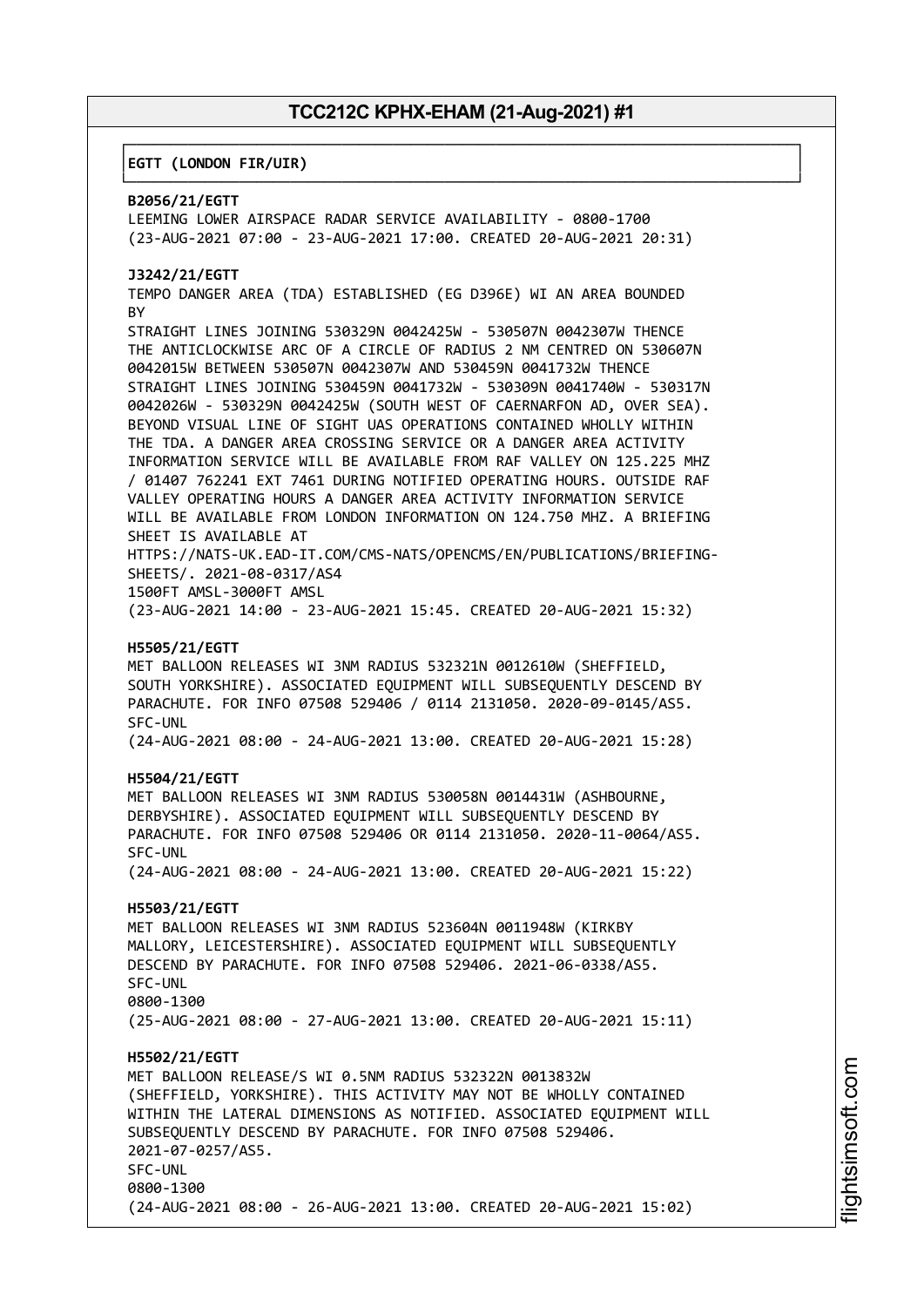**EGTT (LONDON FIR/UIR)**

**B2056/21/EGTT**
LEEMING LOWER AIRSPACE RADAR SERVICE AVAILABILITY - 0800-1700
(23-AUG-2021 07:00 - 23-AUG-2021 17:00. CREATED 20-AUG-2021 20:31)

**J3242/21/EGTT**
TEMPO DANGER AREA (TDA) ESTABLISHED (EG D396E) WI AN AREA BOUNDED BY
STRAIGHT LINES JOINING 530329N 0042425W - 530507N 0042307W THENCE THE ANTICLOCKWISE ARC OF A CIRCLE OF RADIUS 2 NM CENTRED ON 530607N 0042015W BETWEEN 530507N 0042307W AND 530459N 0041732W THENCE STRAIGHT LINES JOINING 530459N 0041732W - 530309N 0041740W - 530317N 0042026W - 530329N 0042425W (SOUTH WEST OF CAERNARFON AD, OVER SEA). BEYOND VISUAL LINE OF SIGHT UAS OPERATIONS CONTAINED WHOLLY WITHIN THE TDA. A DANGER AREA CROSSING SERVICE OR A DANGER AREA ACTIVITY INFORMATION SERVICE WILL BE AVAILABLE FROM RAF VALLEY ON 125.225 MHZ / 01407 762241 EXT 7461 DURING NOTIFIED OPERATING HOURS. OUTSIDE RAF VALLEY OPERATING HOURS A DANGER AREA ACTIVITY INFORMATION SERVICE WILL BE AVAILABLE FROM LONDON INFORMATION ON 124.750 MHZ. A BRIEFING SHEET IS AVAILABLE AT
HTTPS://NATS-UK.EAD-IT.COM/CMS-NATS/OPENCMS/EN/PUBLICATIONS/BRIEFING-SHEETS/. 2021-08-0317/AS4
1500FT AMSL-3000FT AMSL
(23-AUG-2021 14:00 - 23-AUG-2021 15:45. CREATED 20-AUG-2021 15:32)

**H5505/21/EGTT**
MET BALLOON RELEASES WI 3NM RADIUS 532321N 0012610W (SHEFFIELD, SOUTH YORKSHIRE). ASSOCIATED EQUIPMENT WILL SUBSEQUENTLY DESCEND BY PARACHUTE. FOR INFO 07508 529406 / 0114 2131050. 2020-09-0145/AS5.
SFC-UNL
(24-AUG-2021 08:00 - 24-AUG-2021 13:00. CREATED 20-AUG-2021 15:28)

**H5504/21/EGTT**
MET BALLOON RELEASES WI 3NM RADIUS 530058N 0014431W (ASHBOURNE, DERBYSHIRE). ASSOCIATED EQUIPMENT WILL SUBSEQUENTLY DESCEND BY PARACHUTE. FOR INFO 07508 529406 OR 0114 2131050. 2020-11-0064/AS5.
SFC-UNL
(24-AUG-2021 08:00 - 24-AUG-2021 13:00. CREATED 20-AUG-2021 15:22)

**H5503/21/EGTT**
MET BALLOON RELEASES WI 3NM RADIUS 523604N 0011948W (KIRKBY MALLORY, LEICESTERSHIRE). ASSOCIATED EQUIPMENT WILL SUBSEQUENTLY DESCEND BY PARACHUTE. FOR INFO 07508 529406. 2021-06-0338/AS5.
SFC-UNL
0800-1300
(25-AUG-2021 08:00 - 27-AUG-2021 13:00. CREATED 20-AUG-2021 15:11)

**H5502/21/EGTT**
MET BALLOON RELEASE/S WI 0.5NM RADIUS 532322N 0013832W (SHEFFIELD, YORKSHIRE). THIS ACTIVITY MAY NOT BE WHOLLY CONTAINED WITHIN THE LATERAL DIMENSIONS AS NOTIFIED. ASSOCIATED EQUIPMENT WILL SUBSEQUENTLY DESCEND BY PARACHUTE. FOR INFO 07508 529406.
2021-07-0257/AS5.
SFC-UNL
0800-1300
(24-AUG-2021 08:00 - 26-AUG-2021 13:00. CREATED 20-AUG-2021 15:02)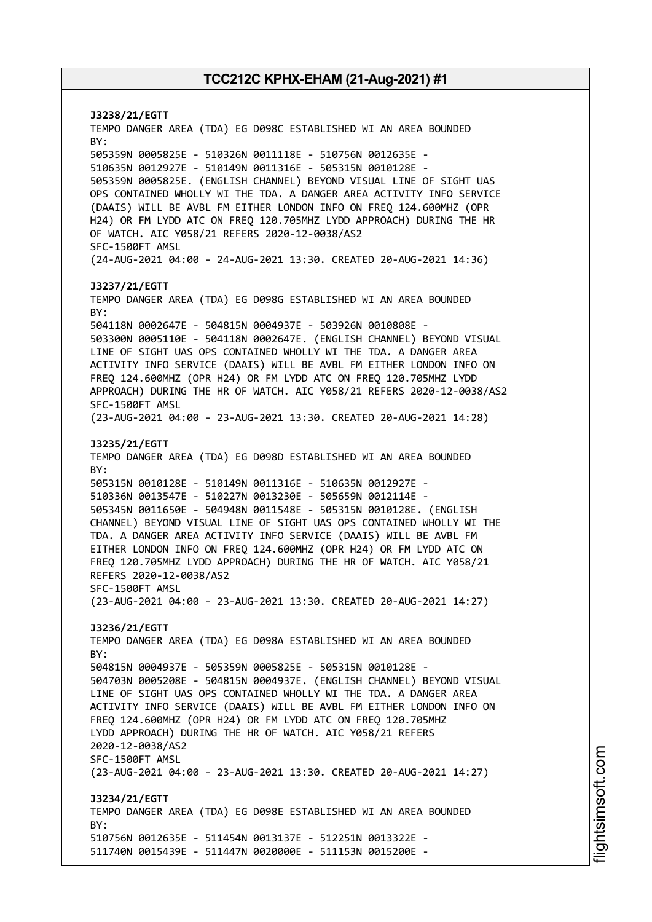**J3238/21/EGTT**
TEMPO DANGER AREA (TDA) EG D098C ESTABLISHED WI AN AREA BOUNDED BY:
505359N 0005825E - 510326N 0011118E - 510756N 0012635E -
510635N 0012927E - 510149N 0011316E - 505315N 0010128E -
505359N 0005825E. (ENGLISH CHANNEL) BEYOND VISUAL LINE OF SIGHT UAS OPS CONTAINED WHOLLY WI THE TDA. A DANGER AREA ACTIVITY INFO SERVICE (DAAIS) WILL BE AVBL FM EITHER LONDON INFO ON FREQ 124.600MHZ (OPR H24) OR FM LYDD ATC ON FREQ 120.705MHZ LYDD APPROACH) DURING THE HR OF WATCH. AIC Y058/21 REFERS 2020-12-0038/AS2
SFC-1500FT AMSL
(24-AUG-2021 04:00 - 24-AUG-2021 13:30. CREATED 20-AUG-2021 14:36)

**J3237/21/EGTT**
TEMPO DANGER AREA (TDA) EG D098G ESTABLISHED WI AN AREA BOUNDED BY:
504118N 0002647E - 504815N 0004937E - 503926N 0010808E -
503300N 0005110E - 504118N 0002647E. (ENGLISH CHANNEL) BEYOND VISUAL LINE OF SIGHT UAS OPS CONTAINED WHOLLY WI THE TDA. A DANGER AREA ACTIVITY INFO SERVICE (DAAIS) WILL BE AVBL FM EITHER LONDON INFO ON FREQ 124.600MHZ (OPR H24) OR FM LYDD ATC ON FREQ 120.705MHZ LYDD APPROACH) DURING THE HR OF WATCH. AIC Y058/21 REFERS 2020-12-0038/AS2
SFC-1500FT AMSL
(23-AUG-2021 04:00 - 23-AUG-2021 13:30. CREATED 20-AUG-2021 14:28)

**J3235/21/EGTT**
TEMPO DANGER AREA (TDA) EG D098D ESTABLISHED WI AN AREA BOUNDED BY:
505315N 0010128E - 510149N 0011316E - 510635N 0012927E -
510336N 0013547E - 510227N 0013230E - 505659N 0012114E -
505345N 0011650E - 504948N 0011548E - 505315N 0010128E. (ENGLISH CHANNEL) BEYOND VISUAL LINE OF SIGHT UAS OPS CONTAINED WHOLLY WI THE TDA. A DANGER AREA ACTIVITY INFO SERVICE (DAAIS) WILL BE AVBL FM EITHER LONDON INFO ON FREQ 124.600MHZ (OPR H24) OR FM LYDD ATC ON FREQ 120.705MHZ LYDD APPROACH) DURING THE HR OF WATCH. AIC Y058/21 REFERS 2020-12-0038/AS2
SFC-1500FT AMSL
(23-AUG-2021 04:00 - 23-AUG-2021 13:30. CREATED 20-AUG-2021 14:27)

**J3236/21/EGTT**
TEMPO DANGER AREA (TDA) EG D098A ESTABLISHED WI AN AREA BOUNDED BY:
504815N 0004937E - 505359N 0005825E - 505315N 0010128E -
504703N 0005208E - 504815N 0004937E. (ENGLISH CHANNEL) BEYOND VISUAL LINE OF SIGHT UAS OPS CONTAINED WHOLLY WI THE TDA. A DANGER AREA ACTIVITY INFO SERVICE (DAAIS) WILL BE AVBL FM EITHER LONDON INFO ON FREQ 124.600MHZ (OPR H24) OR FM LYDD ATC ON FREQ 120.705MHZ LYDD APPROACH) DURING THE HR OF WATCH. AIC Y058/21 REFERS 2020-12-0038/AS2
SFC-1500FT AMSL
(23-AUG-2021 04:00 - 23-AUG-2021 13:30. CREATED 20-AUG-2021 14:27)

**J3234/21/EGTT**
TEMPO DANGER AREA (TDA) EG D098E ESTABLISHED WI AN AREA BOUNDED BY:
510756N 0012635E - 511454N 0013137E - 512251N 0013322E -
511740N 0015439E - 511447N 0020000E - 511153N 0015200E -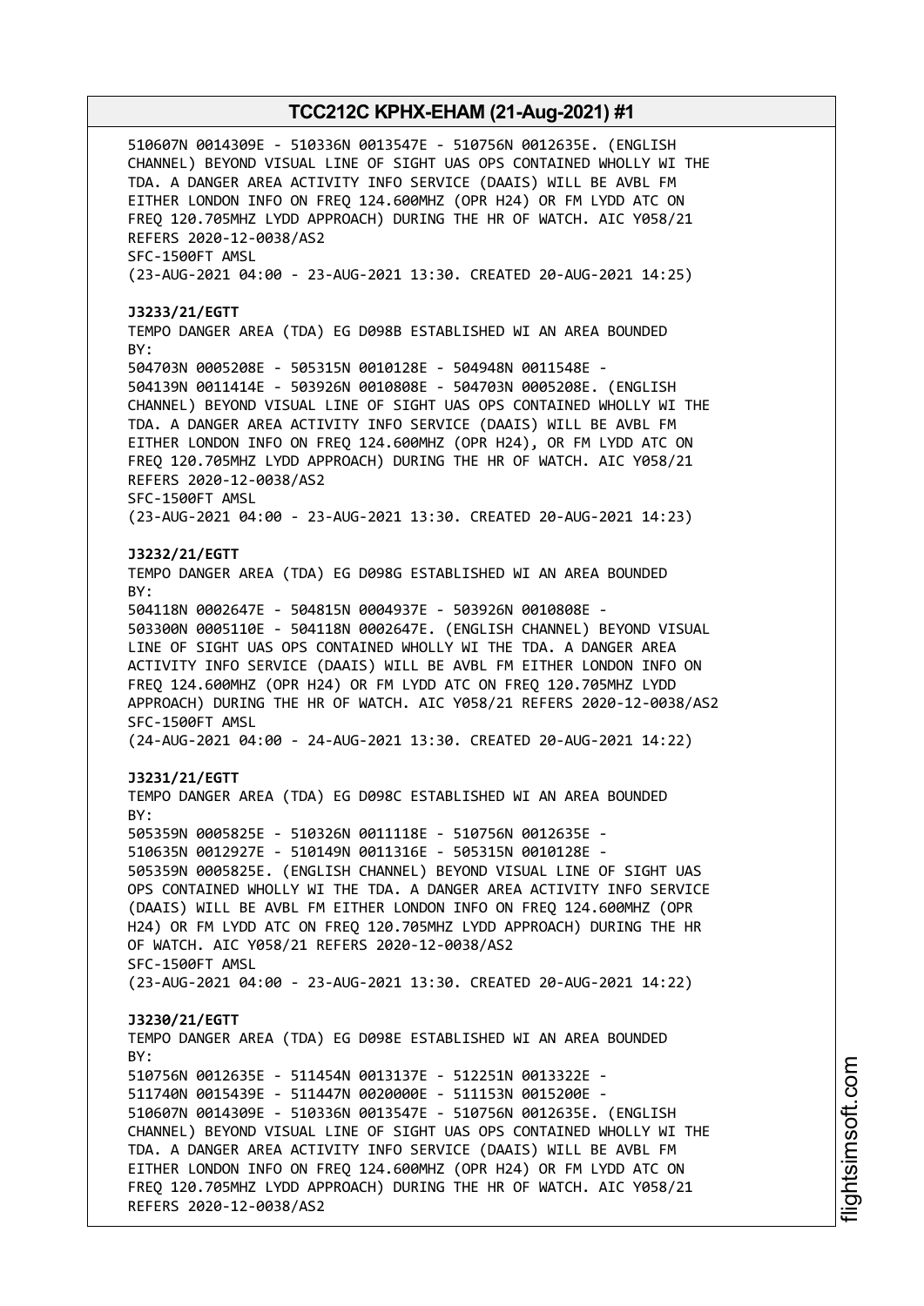510607N 0014309E - 510336N 0013547E - 510756N 0012635E. (ENGLISH CHANNEL) BEYOND VISUAL LINE OF SIGHT UAS OPS CONTAINED WHOLLY WI THE TDA. A DANGER AREA ACTIVITY INFO SERVICE (DAAIS) WILL BE AVBL FM EITHER LONDON INFO ON FREQ 124.600MHZ (OPR H24) OR FM LYDD ATC ON FREQ 120.705MHZ LYDD APPROACH) DURING THE HR OF WATCH. AIC Y058/21 REFERS 2020-12-0038/AS2
SFC-1500FT AMSL
(23-AUG-2021 04:00 - 23-AUG-2021 13:30. CREATED 20-AUG-2021 14:25)

**J3233/21/EGTT**
TEMPO DANGER AREA (TDA) EG D098B ESTABLISHED WI AN AREA BOUNDED BY:
504703N 0005208E - 505315N 0010128E - 504948N 0011548E - 504139N 0011414E - 503926N 0010808E - 504703N 0005208E. (ENGLISH CHANNEL) BEYOND VISUAL LINE OF SIGHT UAS OPS CONTAINED WHOLLY WI THE TDA. A DANGER AREA ACTIVITY INFO SERVICE (DAAIS) WILL BE AVBL FM EITHER LONDON INFO ON FREQ 124.600MHZ (OPR H24), OR FM LYDD ATC ON FREQ 120.705MHZ LYDD APPROACH) DURING THE HR OF WATCH. AIC Y058/21 REFERS 2020-12-0038/AS2
SFC-1500FT AMSL
(23-AUG-2021 04:00 - 23-AUG-2021 13:30. CREATED 20-AUG-2021 14:23)

**J3232/21/EGTT**
TEMPO DANGER AREA (TDA) EG D098G ESTABLISHED WI AN AREA BOUNDED BY:
504118N 0002647E - 504815N 0004937E - 503926N 0010808E - 503300N 0005110E - 504118N 0002647E. (ENGLISH CHANNEL) BEYOND VISUAL LINE OF SIGHT UAS OPS CONTAINED WHOLLY WI THE TDA. A DANGER AREA ACTIVITY INFO SERVICE (DAAIS) WILL BE AVBL FM EITHER LONDON INFO ON FREQ 124.600MHZ (OPR H24) OR FM LYDD ATC ON FREQ 120.705MHZ LYDD APPROACH) DURING THE HR OF WATCH. AIC Y058/21 REFERS 2020-12-0038/AS2
SFC-1500FT AMSL
(24-AUG-2021 04:00 - 24-AUG-2021 13:30. CREATED 20-AUG-2021 14:22)

**J3231/21/EGTT**
TEMPO DANGER AREA (TDA) EG D098C ESTABLISHED WI AN AREA BOUNDED BY:
505359N 0005825E - 510326N 0011118E - 510756N 0012635E - 510635N 0012927E - 510149N 0011316E - 505315N 0010128E - 505359N 0005825E. (ENGLISH CHANNEL) BEYOND VISUAL LINE OF SIGHT UAS OPS CONTAINED WHOLLY WI THE TDA. A DANGER AREA ACTIVITY INFO SERVICE (DAAIS) WILL BE AVBL FM EITHER LONDON INFO ON FREQ 124.600MHZ (OPR H24) OR FM LYDD ATC ON FREQ 120.705MHZ LYDD APPROACH) DURING THE HR OF WATCH. AIC Y058/21 REFERS 2020-12-0038/AS2
SFC-1500FT AMSL
(23-AUG-2021 04:00 - 23-AUG-2021 13:30. CREATED 20-AUG-2021 14:22)

**J3230/21/EGTT**
TEMPO DANGER AREA (TDA) EG D098E ESTABLISHED WI AN AREA BOUNDED BY:
510756N 0012635E - 511454N 0013137E - 512251N 0013322E - 511740N 0015439E - 511447N 0020000E - 511153N 0015200E - 510607N 0014309E - 510336N 0013547E - 510756N 0012635E. (ENGLISH CHANNEL) BEYOND VISUAL LINE OF SIGHT UAS OPS CONTAINED WHOLLY WI THE TDA. A DANGER AREA ACTIVITY INFO SERVICE (DAAIS) WILL BE AVBL FM EITHER LONDON INFO ON FREQ 124.600MHZ (OPR H24) OR FM LYDD ATC ON FREQ 120.705MHZ LYDD APPROACH) DURING THE HR OF WATCH. AIC Y058/21 REFERS 2020-12-0038/AS2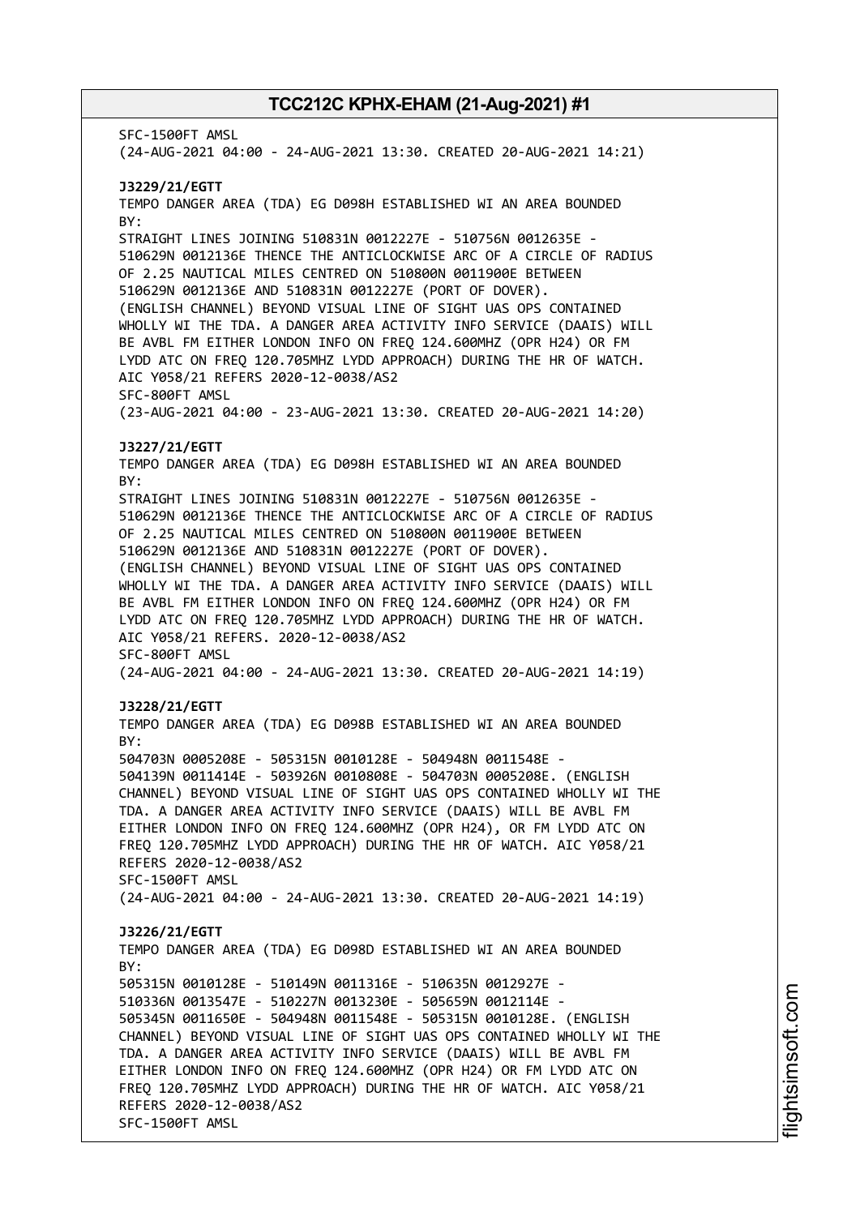SFC-1500FT AMSL
(24-AUG-2021 04:00 - 24-AUG-2021 13:30. CREATED 20-AUG-2021 14:21)

**J3229/21/EGTT**
TEMPO DANGER AREA (TDA) EG D098H ESTABLISHED WI AN AREA BOUNDED BY:
STRAIGHT LINES JOINING 510831N 0012227E - 510756N 0012635E - 510629N 0012136E THENCE THE ANTICLOCKWISE ARC OF A CIRCLE OF RADIUS OF 2.25 NAUTICAL MILES CENTRED ON 510800N 0011900E BETWEEN 510629N 0012136E AND 510831N 0012227E (PORT OF DOVER). (ENGLISH CHANNEL) BEYOND VISUAL LINE OF SIGHT UAS OPS CONTAINED WHOLLY WI THE TDA. A DANGER AREA ACTIVITY INFO SERVICE (DAAIS) WILL BE AVBL FM EITHER LONDON INFO ON FREQ 124.600MHZ (OPR H24) OR FM LYDD ATC ON FREQ 120.705MHZ LYDD APPROACH) DURING THE HR OF WATCH. AIC Y058/21 REFERS 2020-12-0038/AS2
SFC-800FT AMSL
(23-AUG-2021 04:00 - 23-AUG-2021 13:30. CREATED 20-AUG-2021 14:20)

**J3227/21/EGTT**
TEMPO DANGER AREA (TDA) EG D098H ESTABLISHED WI AN AREA BOUNDED BY:
STRAIGHT LINES JOINING 510831N 0012227E - 510756N 0012635E - 510629N 0012136E THENCE THE ANTICLOCKWISE ARC OF A CIRCLE OF RADIUS OF 2.25 NAUTICAL MILES CENTRED ON 510800N 0011900E BETWEEN 510629N 0012136E AND 510831N 0012227E (PORT OF DOVER). (ENGLISH CHANNEL) BEYOND VISUAL LINE OF SIGHT UAS OPS CONTAINED WHOLLY WI THE TDA. A DANGER AREA ACTIVITY INFO SERVICE (DAAIS) WILL BE AVBL FM EITHER LONDON INFO ON FREQ 124.600MHZ (OPR H24) OR FM LYDD ATC ON FREQ 120.705MHZ LYDD APPROACH) DURING THE HR OF WATCH. AIC Y058/21 REFERS. 2020-12-0038/AS2
SFC-800FT AMSL
(24-AUG-2021 04:00 - 24-AUG-2021 13:30. CREATED 20-AUG-2021 14:19)

**J3228/21/EGTT**
TEMPO DANGER AREA (TDA) EG D098B ESTABLISHED WI AN AREA BOUNDED BY:
504703N 0005208E - 505315N 0010128E - 504948N 0011548E - 504139N 0011414E - 503926N 0010808E - 504703N 0005208E. (ENGLISH CHANNEL) BEYOND VISUAL LINE OF SIGHT UAS OPS CONTAINED WHOLLY WI THE TDA. A DANGER AREA ACTIVITY INFO SERVICE (DAAIS) WILL BE AVBL FM EITHER LONDON INFO ON FREQ 124.600MHZ (OPR H24), OR FM LYDD ATC ON FREQ 120.705MHZ LYDD APPROACH) DURING THE HR OF WATCH. AIC Y058/21 REFERS 2020-12-0038/AS2
SFC-1500FT AMSL
(24-AUG-2021 04:00 - 24-AUG-2021 13:30. CREATED 20-AUG-2021 14:19)

**J3226/21/EGTT**
TEMPO DANGER AREA (TDA) EG D098D ESTABLISHED WI AN AREA BOUNDED BY:
505315N 0010128E - 510149N 0011316E - 510635N 0012927E - 510336N 0013547E - 510227N 0013230E - 505659N 0012114E - 505345N 0011650E - 504948N 0011548E - 505315N 0010128E. (ENGLISH CHANNEL) BEYOND VISUAL LINE OF SIGHT UAS OPS CONTAINED WHOLLY WI THE TDA. A DANGER AREA ACTIVITY INFO SERVICE (DAAIS) WILL BE AVBL FM EITHER LONDON INFO ON FREQ 124.600MHZ (OPR H24) OR FM LYDD ATC ON FREQ 120.705MHZ LYDD APPROACH) DURING THE HR OF WATCH. AIC Y058/21 REFERS 2020-12-0038/AS2
SFC-1500FT AMSL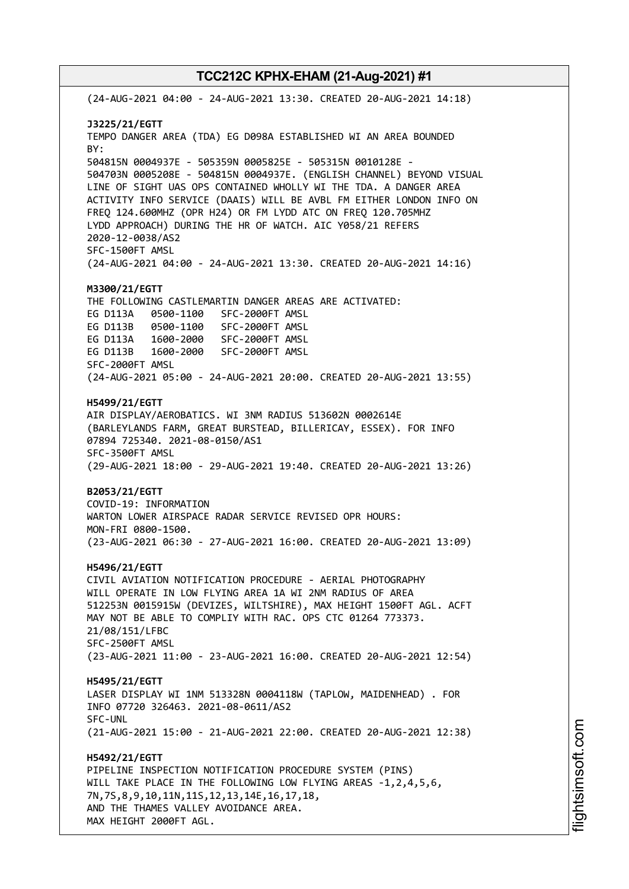(24-AUG-2021 04:00 - 24-AUG-2021 13:30. CREATED 20-AUG-2021 14:18)

**J3225/21/EGTT**
TEMPO DANGER AREA (TDA) EG D098A ESTABLISHED WI AN AREA BOUNDED BY:
504815N 0004937E - 505359N 0005825E - 505315N 0010128E - 504703N 0005208E - 504815N 0004937E. (ENGLISH CHANNEL) BEYOND VISUAL LINE OF SIGHT UAS OPS CONTAINED WHOLLY WI THE TDA. A DANGER AREA ACTIVITY INFO SERVICE (DAAIS) WILL BE AVBL FM EITHER LONDON INFO ON FREQ 124.600MHZ (OPR H24) OR FM LYDD ATC ON FREQ 120.705MHZ LYDD APPROACH) DURING THE HR OF WATCH. AIC Y058/21 REFERS
2020-12-0038/AS2
SFC-1500FT AMSL
(24-AUG-2021 04:00 - 24-AUG-2021 13:30. CREATED 20-AUG-2021 14:16)

**M3300/21/EGTT**
THE FOLLOWING CASTLEMARTIN DANGER AREAS ARE ACTIVATED:
EG D113A 0500-1100 SFC-2000FT AMSL
EG D113B 0500-1100 SFC-2000FT AMSL
EG D113A 1600-2000 SFC-2000FT AMSL
EG D113B 1600-2000 SFC-2000FT AMSL
SFC-2000FT AMSL
(24-AUG-2021 05:00 - 24-AUG-2021 20:00. CREATED 20-AUG-2021 13:55)

**H5499/21/EGTT**
AIR DISPLAY/AEROBATICS. WI 3NM RADIUS 513602N 0002614E (BARLEYLANDS FARM, GREAT BURSTEAD, BILLERICAY, ESSEX). FOR INFO 07894 725340. 2021-08-0150/AS1
SFC-3500FT AMSL
(29-AUG-2021 18:00 - 29-AUG-2021 19:40. CREATED 20-AUG-2021 13:26)

**B2053/21/EGTT**
COVID-19: INFORMATION
WARTON LOWER AIRSPACE RADAR SERVICE REVISED OPR HOURS:
MON-FRI 0800-1500.
(23-AUG-2021 06:30 - 27-AUG-2021 16:00. CREATED 20-AUG-2021 13:09)

**H5496/21/EGTT**
CIVIL AVIATION NOTIFICATION PROCEDURE - AERIAL PHOTOGRAPHY WILL OPERATE IN LOW FLYING AREA 1A WI 2NM RADIUS OF AREA 512253N 0015915W (DEVIZES, WILTSHIRE), MAX HEIGHT 1500FT AGL. ACFT MAY NOT BE ABLE TO COMPLIY WITH RAC. OPS CTC 01264 773373.
21/08/151/LFBC
SFC-2500FT AMSL
(23-AUG-2021 11:00 - 23-AUG-2021 16:00. CREATED 20-AUG-2021 12:54)

**H5495/21/EGTT**
LASER DISPLAY WI 1NM 513328N 0004118W (TAPLOW, MAIDENHEAD) . FOR INFO 07720 326463. 2021-08-0611/AS2
SFC-UNL
(21-AUG-2021 15:00 - 21-AUG-2021 22:00. CREATED 20-AUG-2021 12:38)

**H5492/21/EGTT**
PIPELINE INSPECTION NOTIFICATION PROCEDURE SYSTEM (PINS) WILL TAKE PLACE IN THE FOLLOWING LOW FLYING AREAS -1,2,4,5,6, 7N,7S,8,9,10,11N,11S,12,13,14E,16,17,18,
AND THE THAMES VALLEY AVOIDANCE AREA.
MAX HEIGHT 2000FT AGL.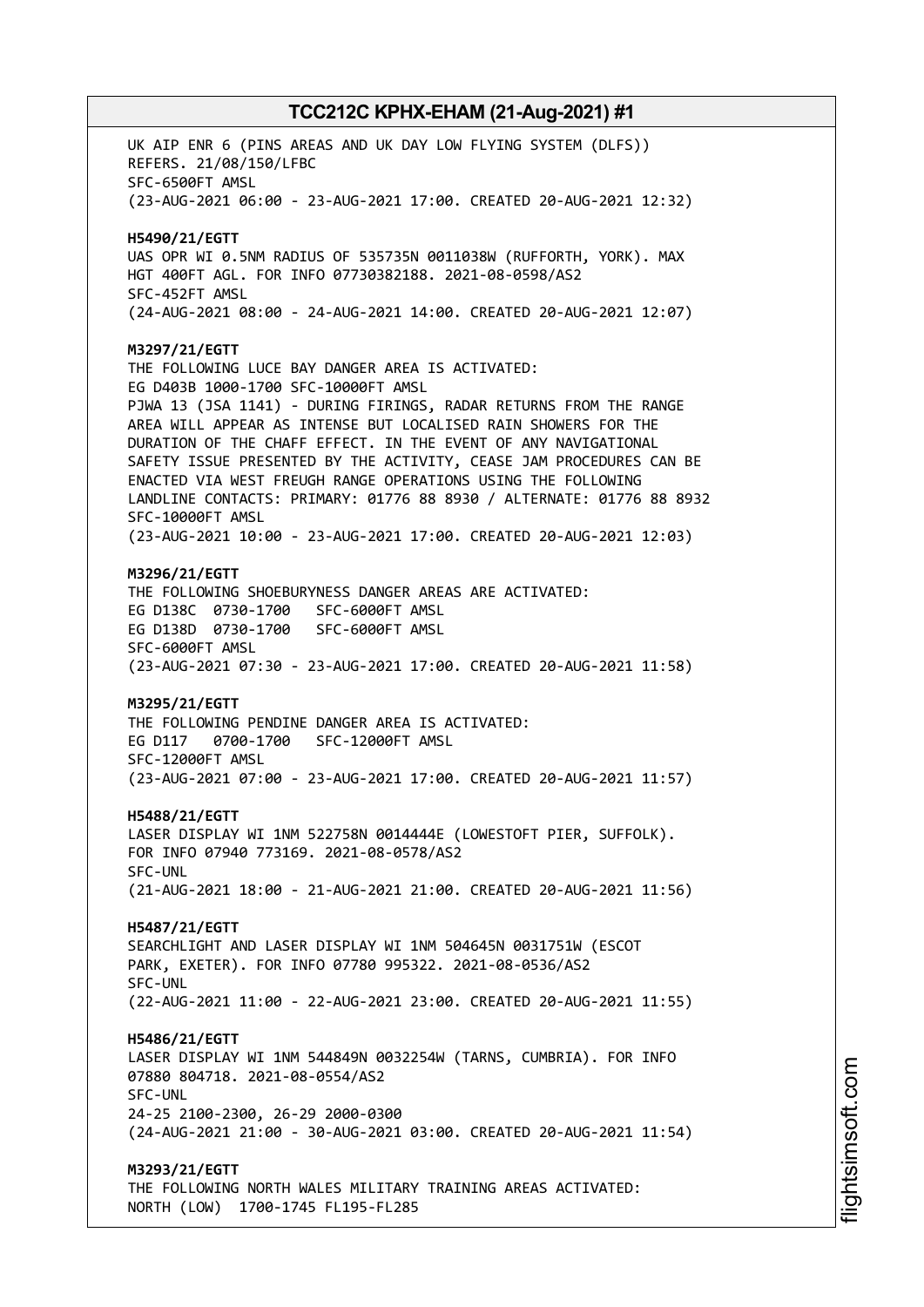UK AIP ENR 6 (PINS AREAS AND UK DAY LOW FLYING SYSTEM (DLFS)) REFERS. 21/08/150/LFBC
SFC-6500FT AMSL
(23-AUG-2021 06:00 - 23-AUG-2021 17:00. CREATED 20-AUG-2021 12:32)

**H5490/21/EGTT**
UAS OPR WI 0.5NM RADIUS OF 535735N 0011038W (RUFFORTH, YORK). MAX HGT 400FT AGL. FOR INFO 07730382188. 2021-08-0598/AS2
SFC-452FT AMSL
(24-AUG-2021 08:00 - 24-AUG-2021 14:00. CREATED 20-AUG-2021 12:07)

**M3297/21/EGTT**
THE FOLLOWING LUCE BAY DANGER AREA IS ACTIVATED:
EG D403B 1000-1700 SFC-10000FT AMSL
PJWA 13 (JSA 1141) - DURING FIRINGS, RADAR RETURNS FROM THE RANGE AREA WILL APPEAR AS INTENSE BUT LOCALISED RAIN SHOWERS FOR THE DURATION OF THE CHAFF EFFECT. IN THE EVENT OF ANY NAVIGATIONAL SAFETY ISSUE PRESENTED BY THE ACTIVITY, CEASE JAM PROCEDURES CAN BE ENACTED VIA WEST FREUGH RANGE OPERATIONS USING THE FOLLOWING LANDLINE CONTACTS: PRIMARY: 01776 88 8930 / ALTERNATE: 01776 88 8932
SFC-10000FT AMSL
(23-AUG-2021 10:00 - 23-AUG-2021 17:00. CREATED 20-AUG-2021 12:03)

**M3296/21/EGTT**
THE FOLLOWING SHOEBURYNESS DANGER AREAS ARE ACTIVATED:
EG D138C 0730-1700 SFC-6000FT AMSL
EG D138D 0730-1700 SFC-6000FT AMSL
SFC-6000FT AMSL
(23-AUG-2021 07:30 - 23-AUG-2021 17:00. CREATED 20-AUG-2021 11:58)

**M3295/21/EGTT**
THE FOLLOWING PENDINE DANGER AREA IS ACTIVATED:
EG D117 0700-1700 SFC-12000FT AMSL
SFC-12000FT AMSL
(23-AUG-2021 07:00 - 23-AUG-2021 17:00. CREATED 20-AUG-2021 11:57)

**H5488/21/EGTT**
LASER DISPLAY WI 1NM 522758N 0014444E (LOWESTOFT PIER, SUFFOLK). FOR INFO 07940 773169. 2021-08-0578/AS2
SFC-UNL
(21-AUG-2021 18:00 - 21-AUG-2021 21:00. CREATED 20-AUG-2021 11:56)

**H5487/21/EGTT**
SEARCHLIGHT AND LASER DISPLAY WI 1NM 504645N 0031751W (ESCOT PARK, EXETER). FOR INFO 07780 995322. 2021-08-0536/AS2
SFC-UNL
(22-AUG-2021 11:00 - 22-AUG-2021 23:00. CREATED 20-AUG-2021 11:55)

**H5486/21/EGTT**
LASER DISPLAY WI 1NM 544849N 0032254W (TARNS, CUMBRIA). FOR INFO 07880 804718. 2021-08-0554/AS2
SFC-UNL
24-25 2100-2300, 26-29 2000-0300
(24-AUG-2021 21:00 - 30-AUG-2021 03:00. CREATED 20-AUG-2021 11:54)

**M3293/21/EGTT**
THE FOLLOWING NORTH WALES MILITARY TRAINING AREAS ACTIVATED:
NORTH (LOW) 1700-1745 FL195-FL285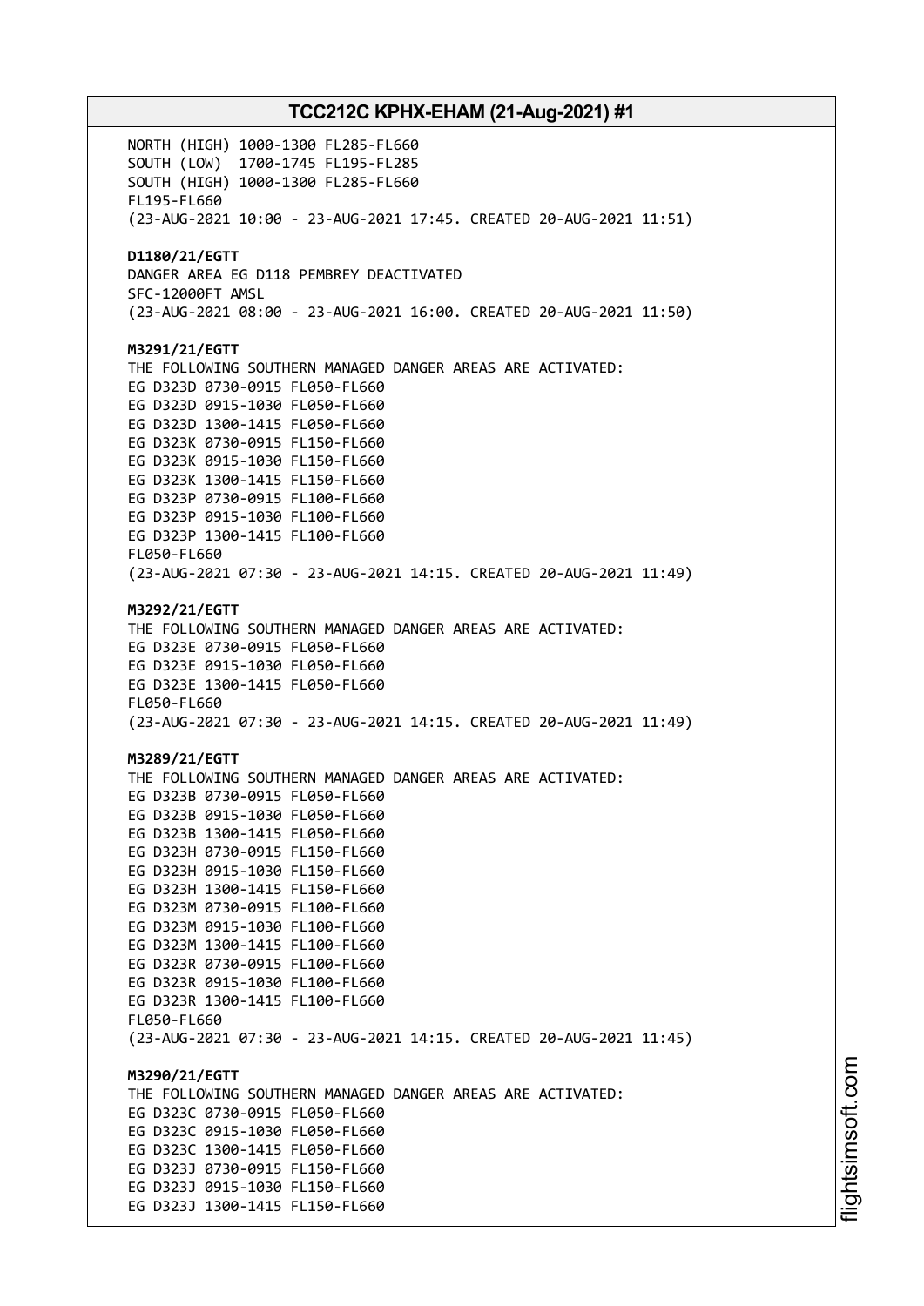NORTH (HIGH) 1000-1300 FL285-FL660
SOUTH (LOW) 1700-1745 FL195-FL285
SOUTH (HIGH) 1000-1300 FL285-FL660
FL195-FL660
(23-AUG-2021 10:00 - 23-AUG-2021 17:45. CREATED 20-AUG-2021 11:51)

**D1180/21/EGTT**
DANGER AREA EG D118 PEMBREY DEACTIVATED
SFC-12000FT AMSL
(23-AUG-2021 08:00 - 23-AUG-2021 16:00. CREATED 20-AUG-2021 11:50)

**M3291/21/EGTT**
THE FOLLOWING SOUTHERN MANAGED DANGER AREAS ARE ACTIVATED:
EG D323D 0730-0915 FL050-FL660
EG D323D 0915-1030 FL050-FL660
EG D323D 1300-1415 FL050-FL660
EG D323K 0730-0915 FL150-FL660
EG D323K 0915-1030 FL150-FL660
EG D323K 1300-1415 FL150-FL660
EG D323P 0730-0915 FL100-FL660
EG D323P 0915-1030 FL100-FL660
EG D323P 1300-1415 FL100-FL660
FL050-FL660
(23-AUG-2021 07:30 - 23-AUG-2021 14:15. CREATED 20-AUG-2021 11:49)

**M3292/21/EGTT**
THE FOLLOWING SOUTHERN MANAGED DANGER AREAS ARE ACTIVATED:
EG D323E 0730-0915 FL050-FL660
EG D323E 0915-1030 FL050-FL660
EG D323E 1300-1415 FL050-FL660
FL050-FL660
(23-AUG-2021 07:30 - 23-AUG-2021 14:15. CREATED 20-AUG-2021 11:49)

**M3289/21/EGTT**
THE FOLLOWING SOUTHERN MANAGED DANGER AREAS ARE ACTIVATED:
EG D323B 0730-0915 FL050-FL660
EG D323B 0915-1030 FL050-FL660
EG D323B 1300-1415 FL050-FL660
EG D323H 0730-0915 FL150-FL660
EG D323H 0915-1030 FL150-FL660
EG D323H 1300-1415 FL150-FL660
EG D323M 0730-0915 FL100-FL660
EG D323M 0915-1030 FL100-FL660
EG D323M 1300-1415 FL100-FL660
EG D323R 0730-0915 FL100-FL660
EG D323R 0915-1030 FL100-FL660
EG D323R 1300-1415 FL100-FL660
FL050-FL660
(23-AUG-2021 07:30 - 23-AUG-2021 14:15. CREATED 20-AUG-2021 11:45)

**M3290/21/EGTT**
THE FOLLOWING SOUTHERN MANAGED DANGER AREAS ARE ACTIVATED:
EG D323C 0730-0915 FL050-FL660
EG D323C 0915-1030 FL050-FL660
EG D323C 1300-1415 FL050-FL660
EG D323J 0730-0915 FL150-FL660
EG D323J 0915-1030 FL150-FL660
EG D323J 1300-1415 FL150-FL660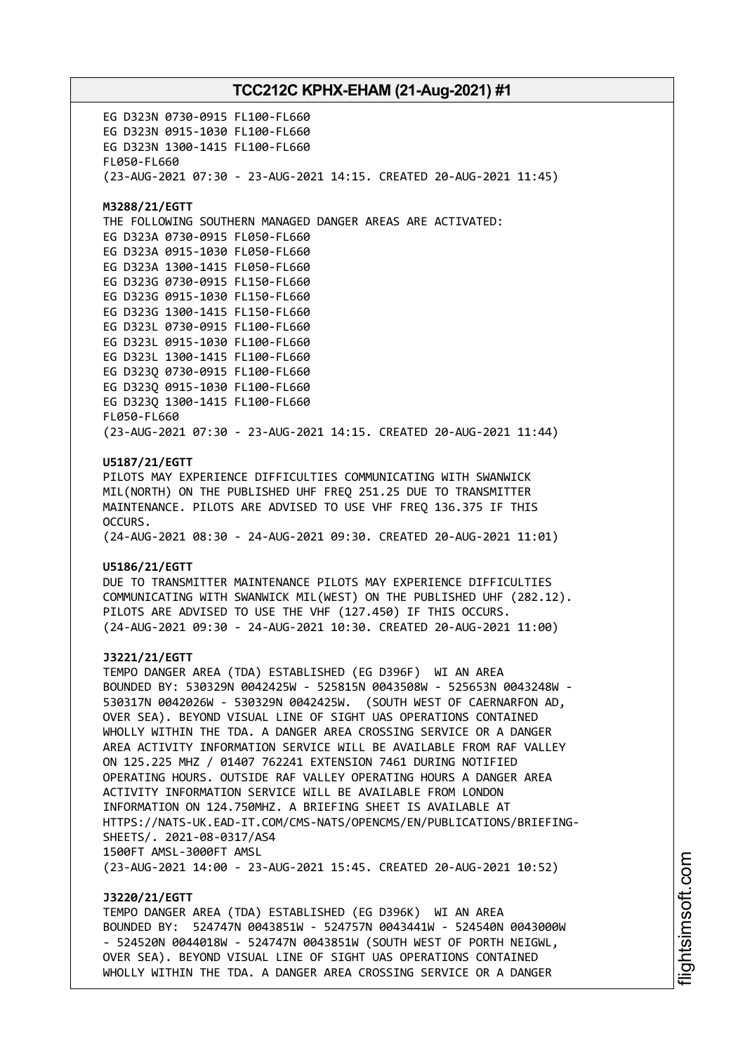EG D323N 0730-0915 FL100-FL660
EG D323N 0915-1030 FL100-FL660
EG D323N 1300-1415 FL100-FL660
FL050-FL660
(23-AUG-2021 07:30 - 23-AUG-2021 14:15. CREATED 20-AUG-2021 11:45)

**M3288/21/EGTT**
THE FOLLOWING SOUTHERN MANAGED DANGER AREAS ARE ACTIVATED:
EG D323A 0730-0915 FL050-FL660
EG D323A 0915-1030 FL050-FL660
EG D323A 1300-1415 FL050-FL660
EG D323G 0730-0915 FL150-FL660
EG D323G 0915-1030 FL150-FL660
EG D323G 1300-1415 FL150-FL660
EG D323L 0730-0915 FL100-FL660
EG D323L 0915-1030 FL100-FL660
EG D323L 1300-1415 FL100-FL660
EG D323Q 0730-0915 FL100-FL660
EG D323Q 0915-1030 FL100-FL660
EG D323Q 1300-1415 FL100-FL660
FL050-FL660
(23-AUG-2021 07:30 - 23-AUG-2021 14:15. CREATED 20-AUG-2021 11:44)

**U5187/21/EGTT**
PILOTS MAY EXPERIENCE DIFFICULTIES COMMUNICATING WITH SWANWICK MIL(NORTH) ON THE PUBLISHED UHF FREQ 251.25 DUE TO TRANSMITTER MAINTENANCE. PILOTS ARE ADVISED TO USE VHF FREQ 136.375 IF THIS OCCURS.
(24-AUG-2021 08:30 - 24-AUG-2021 09:30. CREATED 20-AUG-2021 11:01)

**U5186/21/EGTT**
DUE TO TRANSMITTER MAINTENANCE PILOTS MAY EXPERIENCE DIFFICULTIES COMMUNICATING WITH SWANWICK MIL(WEST) ON THE PUBLISHED UHF (282.12). PILOTS ARE ADVISED TO USE THE VHF (127.450) IF THIS OCCURS.
(24-AUG-2021 09:30 - 24-AUG-2021 10:30. CREATED 20-AUG-2021 11:00)

**J3221/21/EGTT**
TEMPO DANGER AREA (TDA) ESTABLISHED (EG D396F) WI AN AREA BOUNDED BY: 530329N 0042425W - 525815N 0043508W - 525653N 0043248W - 530317N 0042026W - 530329N 0042425W. (SOUTH WEST OF CAERNARFON AD, OVER SEA). BEYOND VISUAL LINE OF SIGHT UAS OPERATIONS CONTAINED WHOLLY WITHIN THE TDA. A DANGER AREA CROSSING SERVICE OR A DANGER AREA ACTIVITY INFORMATION SERVICE WILL BE AVAILABLE FROM RAF VALLEY ON 125.225 MHZ / 01407 762241 EXTENSION 7461 DURING NOTIFIED OPERATING HOURS. OUTSIDE RAF VALLEY OPERATING HOURS A DANGER AREA ACTIVITY INFORMATION SERVICE WILL BE AVAILABLE FROM LONDON INFORMATION ON 124.750MHZ. A BRIEFING SHEET IS AVAILABLE AT HTTPS://NATS-UK.EAD-IT.COM/CMS-NATS/OPENCMS/EN/PUBLICATIONS/BRIEFING-SHEETS/. 2021-08-0317/AS4
1500FT AMSL-3000FT AMSL
(23-AUG-2021 14:00 - 23-AUG-2021 15:45. CREATED 20-AUG-2021 10:52)

**J3220/21/EGTT**
TEMPO DANGER AREA (TDA) ESTABLISHED (EG D396K) WI AN AREA BOUNDED BY: 524747N 0043851W - 524757N 0043441W - 524540N 0043000W - 524520N 0044018W - 524747N 0043851W (SOUTH WEST OF PORTH NEIGWL, OVER SEA). BEYOND VISUAL LINE OF SIGHT UAS OPERATIONS CONTAINED WHOLLY WITHIN THE TDA. A DANGER AREA CROSSING SERVICE OR A DANGER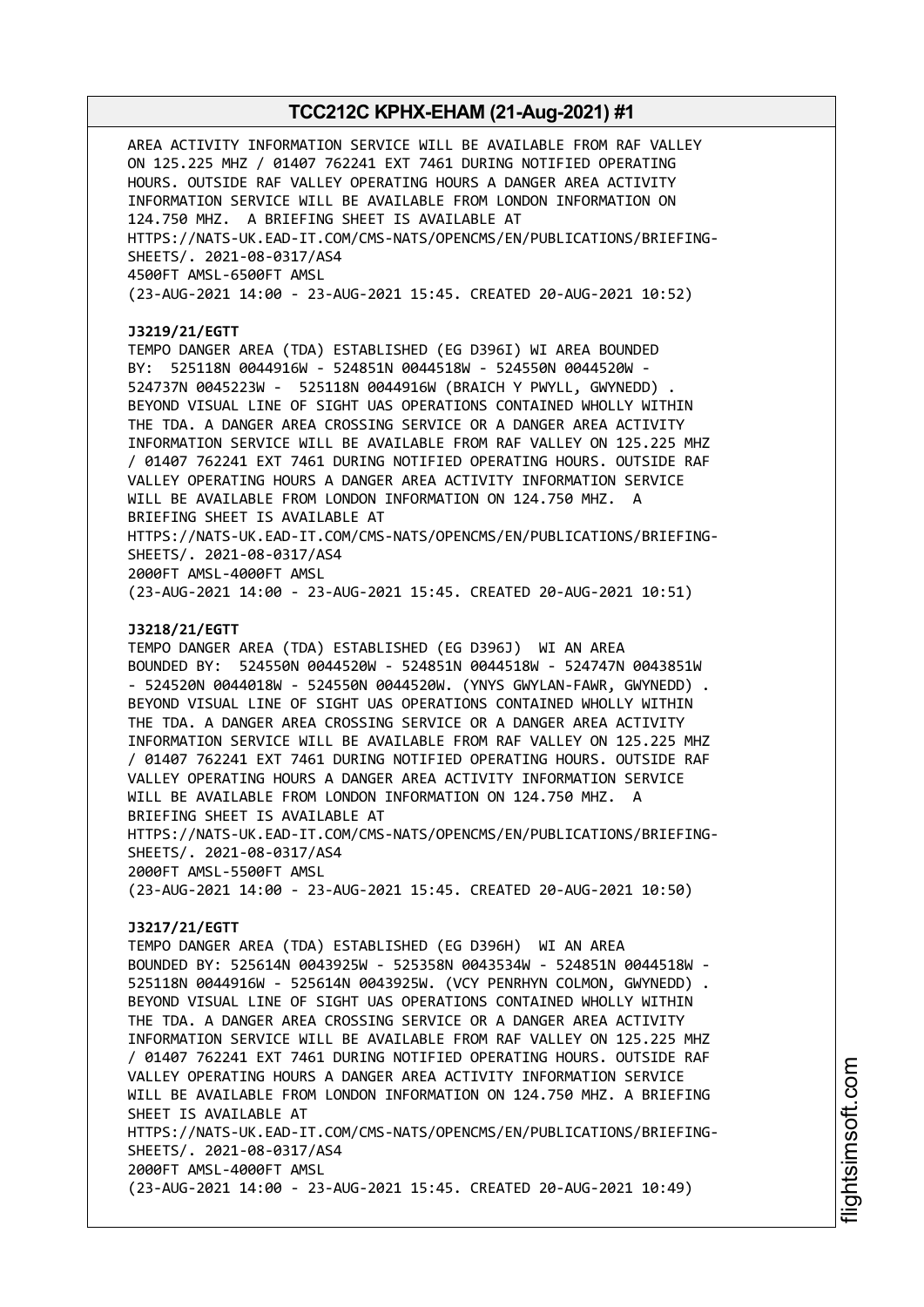AREA ACTIVITY INFORMATION SERVICE WILL BE AVAILABLE FROM RAF VALLEY ON 125.225 MHZ / 01407 762241 EXT 7461 DURING NOTIFIED OPERATING HOURS. OUTSIDE RAF VALLEY OPERATING HOURS A DANGER AREA ACTIVITY INFORMATION SERVICE WILL BE AVAILABLE FROM LONDON INFORMATION ON 124.750 MHZ. A BRIEFING SHEET IS AVAILABLE AT HTTPS://NATS-UK.EAD-IT.COM/CMS-NATS/OPENCMS/EN/PUBLICATIONS/BRIEFING-SHEETS/. 2021-08-0317/AS4
4500FT AMSL-6500FT AMSL
(23-AUG-2021 14:00 - 23-AUG-2021 15:45. CREATED 20-AUG-2021 10:52)

**J3219/21/EGTT**
TEMPO DANGER AREA (TDA) ESTABLISHED (EG D396I) WI AREA BOUNDED BY: 525118N 0044916W - 524851N 0044518W - 524550N 0044520W - 524737N 0045223W - 525118N 0044916W (BRAICH Y PWYLL, GWYNEDD) . BEYOND VISUAL LINE OF SIGHT UAS OPERATIONS CONTAINED WHOLLY WITHIN THE TDA. A DANGER AREA CROSSING SERVICE OR A DANGER AREA ACTIVITY INFORMATION SERVICE WILL BE AVAILABLE FROM RAF VALLEY ON 125.225 MHZ / 01407 762241 EXT 7461 DURING NOTIFIED OPERATING HOURS. OUTSIDE RAF VALLEY OPERATING HOURS A DANGER AREA ACTIVITY INFORMATION SERVICE WILL BE AVAILABLE FROM LONDON INFORMATION ON 124.750 MHZ. A BRIEFING SHEET IS AVAILABLE AT HTTPS://NATS-UK.EAD-IT.COM/CMS-NATS/OPENCMS/EN/PUBLICATIONS/BRIEFING-SHEETS/. 2021-08-0317/AS4
2000FT AMSL-4000FT AMSL
(23-AUG-2021 14:00 - 23-AUG-2021 15:45. CREATED 20-AUG-2021 10:51)

**J3218/21/EGTT**
TEMPO DANGER AREA (TDA) ESTABLISHED (EG D396J) WI AN AREA BOUNDED BY: 524550N 0044520W - 524851N 0044518W - 524747N 0043851W - 524520N 0044018W - 524550N 0044520W. (YNYS GWYLAN-FAWR, GWYNEDD) . BEYOND VISUAL LINE OF SIGHT UAS OPERATIONS CONTAINED WHOLLY WITHIN THE TDA. A DANGER AREA CROSSING SERVICE OR A DANGER AREA ACTIVITY INFORMATION SERVICE WILL BE AVAILABLE FROM RAF VALLEY ON 125.225 MHZ / 01407 762241 EXT 7461 DURING NOTIFIED OPERATING HOURS. OUTSIDE RAF VALLEY OPERATING HOURS A DANGER AREA ACTIVITY INFORMATION SERVICE WILL BE AVAILABLE FROM LONDON INFORMATION ON 124.750 MHZ. A BRIEFING SHEET IS AVAILABLE AT HTTPS://NATS-UK.EAD-IT.COM/CMS-NATS/OPENCMS/EN/PUBLICATIONS/BRIEFING-SHEETS/. 2021-08-0317/AS4
2000FT AMSL-5500FT AMSL
(23-AUG-2021 14:00 - 23-AUG-2021 15:45. CREATED 20-AUG-2021 10:50)

**J3217/21/EGTT**
TEMPO DANGER AREA (TDA) ESTABLISHED (EG D396H) WI AN AREA BOUNDED BY: 525614N 0043925W - 525358N 0043534W - 524851N 0044518W - 525118N 0044916W - 525614N 0043925W. (VCY PENRHYN COLMON, GWYNEDD) . BEYOND VISUAL LINE OF SIGHT UAS OPERATIONS CONTAINED WHOLLY WITHIN THE TDA. A DANGER AREA CROSSING SERVICE OR A DANGER AREA ACTIVITY INFORMATION SERVICE WILL BE AVAILABLE FROM RAF VALLEY ON 125.225 MHZ / 01407 762241 EXT 7461 DURING NOTIFIED OPERATING HOURS. OUTSIDE RAF VALLEY OPERATING HOURS A DANGER AREA ACTIVITY INFORMATION SERVICE WILL BE AVAILABLE FROM LONDON INFORMATION ON 124.750 MHZ. A BRIEFING SHEET IS AVAILABLE AT HTTPS://NATS-UK.EAD-IT.COM/CMS-NATS/OPENCMS/EN/PUBLICATIONS/BRIEFING-SHEETS/. 2021-08-0317/AS4
2000FT AMSL-4000FT AMSL
(23-AUG-2021 14:00 - 23-AUG-2021 15:45. CREATED 20-AUG-2021 10:49)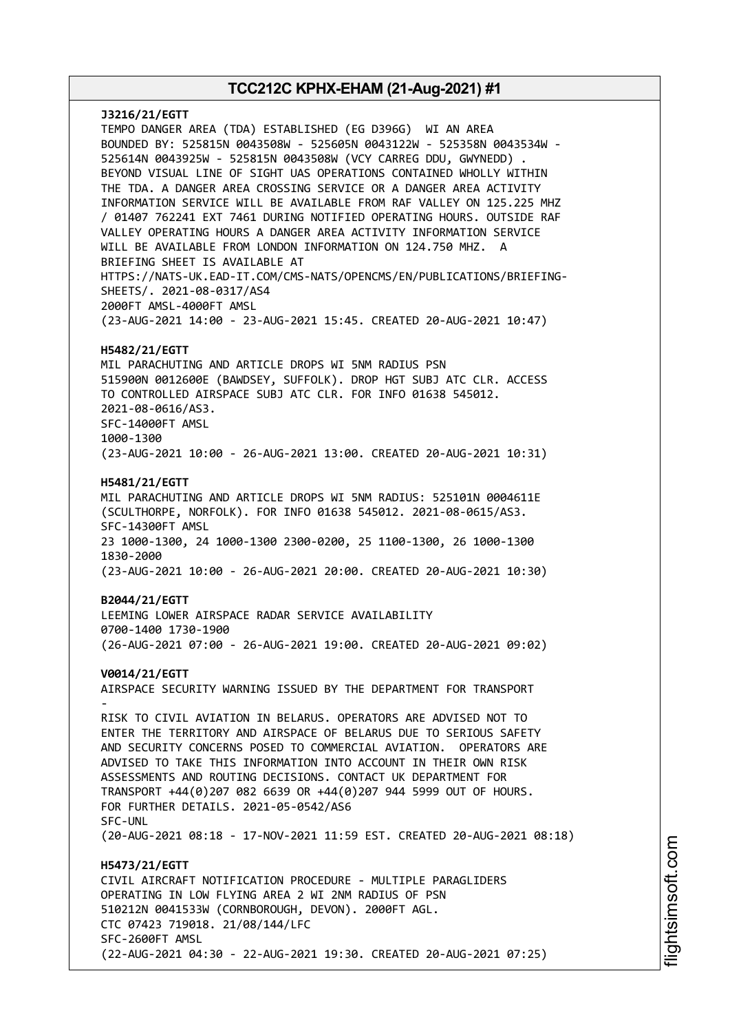**J3216/21/EGTT**
TEMPO DANGER AREA (TDA) ESTABLISHED (EG D396G) WI AN AREA BOUNDED BY: 525815N 0043508W - 525605N 0043122W - 525358N 0043534W - 525614N 0043925W - 525815N 0043508W (VCY CARREG DDU, GWYNEDD) . BEYOND VISUAL LINE OF SIGHT UAS OPERATIONS CONTAINED WHOLLY WITHIN THE TDA. A DANGER AREA CROSSING SERVICE OR A DANGER AREA ACTIVITY INFORMATION SERVICE WILL BE AVAILABLE FROM RAF VALLEY ON 125.225 MHZ / 01407 762241 EXT 7461 DURING NOTIFIED OPERATING HOURS. OUTSIDE RAF VALLEY OPERATING HOURS A DANGER AREA ACTIVITY INFORMATION SERVICE WILL BE AVAILABLE FROM LONDON INFORMATION ON 124.750 MHZ. A BRIEFING SHEET IS AVAILABLE AT HTTPS://NATS-UK.EAD-IT.COM/CMS-NATS/OPENCMS/EN/PUBLICATIONS/BRIEFING-SHEETS/. 2021-08-0317/AS4
2000FT AMSL-4000FT AMSL
(23-AUG-2021 14:00 - 23-AUG-2021 15:45. CREATED 20-AUG-2021 10:47)

**H5482/21/EGTT**
MIL PARACHUTING AND ARTICLE DROPS WI 5NM RADIUS PSN 515900N 0012600E (BAWDSEY, SUFFOLK). DROP HGT SUBJ ATC CLR. ACCESS TO CONTROLLED AIRSPACE SUBJ ATC CLR. FOR INFO 01638 545012. 2021-08-0616/AS3.
SFC-14000FT AMSL
1000-1300
(23-AUG-2021 10:00 - 26-AUG-2021 13:00. CREATED 20-AUG-2021 10:31)

**H5481/21/EGTT**
MIL PARACHUTING AND ARTICLE DROPS WI 5NM RADIUS: 525101N 0004611E (SCULTHORPE, NORFOLK). FOR INFO 01638 545012. 2021-08-0615/AS3.
SFC-14300FT AMSL
23 1000-1300, 24 1000-1300 2300-0200, 25 1100-1300, 26 1000-1300 1830-2000
(23-AUG-2021 10:00 - 26-AUG-2021 20:00. CREATED 20-AUG-2021 10:30)

**B2044/21/EGTT**
LEEMING LOWER AIRSPACE RADAR SERVICE AVAILABILITY
0700-1400 1730-1900
(26-AUG-2021 07:00 - 26-AUG-2021 19:00. CREATED 20-AUG-2021 09:02)

**V0014/21/EGTT**
AIRSPACE SECURITY WARNING ISSUED BY THE DEPARTMENT FOR TRANSPORT
-
RISK TO CIVIL AVIATION IN BELARUS. OPERATORS ARE ADVISED NOT TO ENTER THE TERRITORY AND AIRSPACE OF BELARUS DUE TO SERIOUS SAFETY AND SECURITY CONCERNS POSED TO COMMERCIAL AVIATION. OPERATORS ARE ADVISED TO TAKE THIS INFORMATION INTO ACCOUNT IN THEIR OWN RISK ASSESSMENTS AND ROUTING DECISIONS. CONTACT UK DEPARTMENT FOR TRANSPORT +44(0)207 082 6639 OR +44(0)207 944 5999 OUT OF HOURS. FOR FURTHER DETAILS. 2021-05-0542/AS6
SFC-UNL
(20-AUG-2021 08:18 - 17-NOV-2021 11:59 EST. CREATED 20-AUG-2021 08:18)

**H5473/21/EGTT**
CIVIL AIRCRAFT NOTIFICATION PROCEDURE - MULTIPLE PARAGLIDERS OPERATING IN LOW FLYING AREA 2 WI 2NM RADIUS OF PSN 510212N 0041533W (CORNBOROUGH, DEVON). 2000FT AGL.
CTC 07423 719018. 21/08/144/LFC
SFC-2600FT AMSL
(22-AUG-2021 04:30 - 22-AUG-2021 19:30. CREATED 20-AUG-2021 07:25)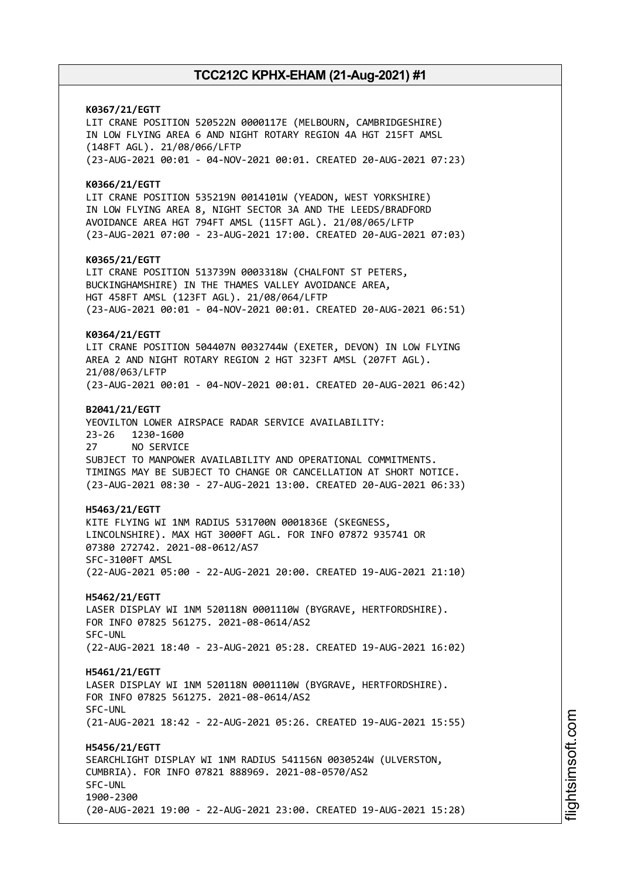**K0367/21/EGTT**
LIT CRANE POSITION 520522N 0000117E (MELBOURN, CAMBRIDGESHIRE) IN LOW FLYING AREA 6 AND NIGHT ROTARY REGION 4A HGT 215FT AMSL (148FT AGL). 21/08/066/LFTP
(23-AUG-2021 00:01 - 04-NOV-2021 00:01. CREATED 20-AUG-2021 07:23)

**K0366/21/EGTT**
LIT CRANE POSITION 535219N 0014101W (YEADON, WEST YORKSHIRE) IN LOW FLYING AREA 8, NIGHT SECTOR 3A AND THE LEEDS/BRADFORD AVOIDANCE AREA HGT 794FT AMSL (115FT AGL). 21/08/065/LFTP
(23-AUG-2021 07:00 - 23-AUG-2021 17:00. CREATED 20-AUG-2021 07:03)

**K0365/21/EGTT**
LIT CRANE POSITION 513739N 0003318W (CHALFONT ST PETERS, BUCKINGHAMSHIRE) IN THE THAMES VALLEY AVOIDANCE AREA, HGT 458FT AMSL (123FT AGL). 21/08/064/LFTP
(23-AUG-2021 00:01 - 04-NOV-2021 00:01. CREATED 20-AUG-2021 06:51)

**K0364/21/EGTT**
LIT CRANE POSITION 504407N 0032744W (EXETER, DEVON) IN LOW FLYING AREA 2 AND NIGHT ROTARY REGION 2 HGT 323FT AMSL (207FT AGL). 21/08/063/LFTP
(23-AUG-2021 00:01 - 04-NOV-2021 00:01. CREATED 20-AUG-2021 06:42)

**B2041/21/EGTT**
YEOVILTON LOWER AIRSPACE RADAR SERVICE AVAILABILITY:
23-26 1230-1600
27 NO SERVICE
SUBJECT TO MANPOWER AVAILABILITY AND OPERATIONAL COMMITMENTS. TIMINGS MAY BE SUBJECT TO CHANGE OR CANCELLATION AT SHORT NOTICE.
(23-AUG-2021 08:30 - 27-AUG-2021 13:00. CREATED 20-AUG-2021 06:33)

**H5463/21/EGTT**
KITE FLYING WI 1NM RADIUS 531700N 0001836E (SKEGNESS, LINCOLNSHIRE). MAX HGT 3000FT AGL. FOR INFO 07872 935741 OR 07380 272742. 2021-08-0612/AS7
SFC-3100FT AMSL
(22-AUG-2021 05:00 - 22-AUG-2021 20:00. CREATED 19-AUG-2021 21:10)

**H5462/21/EGTT**
LASER DISPLAY WI 1NM 520118N 0001110W (BYGRAVE, HERTFORDSHIRE). FOR INFO 07825 561275. 2021-08-0614/AS2
SFC-UNL
(22-AUG-2021 18:40 - 23-AUG-2021 05:28. CREATED 19-AUG-2021 16:02)

**H5461/21/EGTT**
LASER DISPLAY WI 1NM 520118N 0001110W (BYGRAVE, HERTFORDSHIRE). FOR INFO 07825 561275. 2021-08-0614/AS2
SFC-UNL
(21-AUG-2021 18:42 - 22-AUG-2021 05:26. CREATED 19-AUG-2021 15:55)

**H5456/21/EGTT**
SEARCHLIGHT DISPLAY WI 1NM RADIUS 541156N 0030524W (ULVERSTON, CUMBRIA). FOR INFO 07821 888969. 2021-08-0570/AS2
SFC-UNL
1900-2300
(20-AUG-2021 19:00 - 22-AUG-2021 23:00. CREATED 19-AUG-2021 15:28)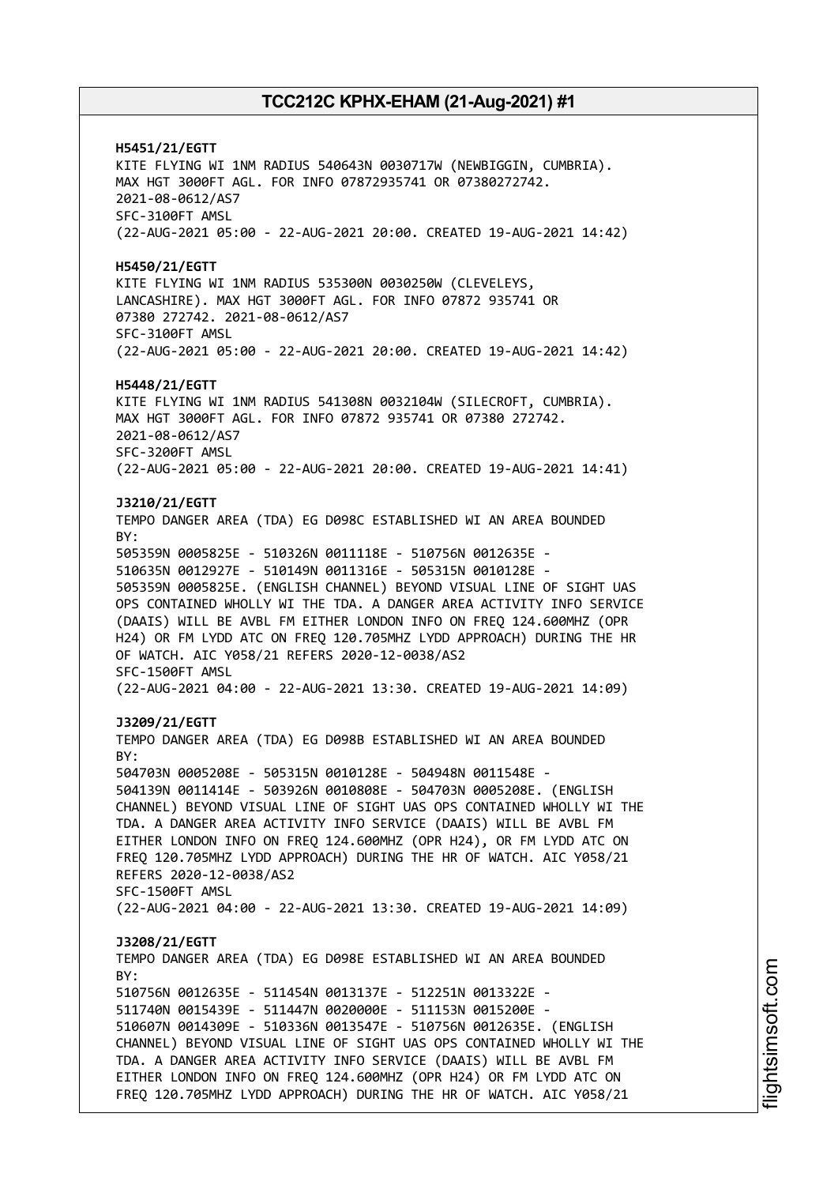**H5451/21/EGTT**
KITE FLYING WI 1NM RADIUS 540643N 0030717W (NEWBIGGIN, CUMBRIA).
MAX HGT 3000FT AGL. FOR INFO 07872935741 OR 07380272742.
2021-08-0612/AS7
SFC-3100FT AMSL
(22-AUG-2021 05:00 - 22-AUG-2021 20:00. CREATED 19-AUG-2021 14:42)

**H5450/21/EGTT**
KITE FLYING WI 1NM RADIUS 535300N 0030250W (CLEVELEYS,
LANCASHIRE). MAX HGT 3000FT AGL. FOR INFO 07872 935741 OR
07380 272742. 2021-08-0612/AS7
SFC-3100FT AMSL
(22-AUG-2021 05:00 - 22-AUG-2021 20:00. CREATED 19-AUG-2021 14:42)

**H5448/21/EGTT**
KITE FLYING WI 1NM RADIUS 541308N 0032104W (SILECROFT, CUMBRIA).
MAX HGT 3000FT AGL. FOR INFO 07872 935741 OR 07380 272742.
2021-08-0612/AS7
SFC-3200FT AMSL
(22-AUG-2021 05:00 - 22-AUG-2021 20:00. CREATED 19-AUG-2021 14:41)

**J3210/21/EGTT**
TEMPO DANGER AREA (TDA) EG D098C ESTABLISHED WI AN AREA BOUNDED
BY:
505359N 0005825E - 510326N 0011118E - 510756N 0012635E -
510635N 0012927E - 510149N 0011316E - 505315N 0010128E -
505359N 0005825E. (ENGLISH CHANNEL) BEYOND VISUAL LINE OF SIGHT UAS
OPS CONTAINED WHOLLY WI THE TDA. A DANGER AREA ACTIVITY INFO SERVICE
(DAAIS) WILL BE AVBL FM EITHER LONDON INFO ON FREQ 124.600MHZ (OPR
H24) OR FM LYDD ATC ON FREQ 120.705MHZ LYDD APPROACH) DURING THE HR
OF WATCH. AIC Y058/21 REFERS 2020-12-0038/AS2
SFC-1500FT AMSL
(22-AUG-2021 04:00 - 22-AUG-2021 13:30. CREATED 19-AUG-2021 14:09)

**J3209/21/EGTT**
TEMPO DANGER AREA (TDA) EG D098B ESTABLISHED WI AN AREA BOUNDED
BY:
504703N 0005208E - 505315N 0010128E - 504948N 0011548E -
504139N 0011414E - 503926N 0010808E - 504703N 0005208E. (ENGLISH
CHANNEL) BEYOND VISUAL LINE OF SIGHT UAS OPS CONTAINED WHOLLY WI THE
TDA. A DANGER AREA ACTIVITY INFO SERVICE (DAAIS) WILL BE AVBL FM
EITHER LONDON INFO ON FREQ 124.600MHZ (OPR H24), OR FM LYDD ATC ON
FREQ 120.705MHZ LYDD APPROACH) DURING THE HR OF WATCH. AIC Y058/21
REFERS 2020-12-0038/AS2
SFC-1500FT AMSL
(22-AUG-2021 04:00 - 22-AUG-2021 13:30. CREATED 19-AUG-2021 14:09)

**J3208/21/EGTT**
TEMPO DANGER AREA (TDA) EG D098E ESTABLISHED WI AN AREA BOUNDED
BY:
510756N 0012635E - 511454N 0013137E - 512251N 0013322E -
511740N 0015439E - 511447N 0020000E - 511153N 0015200E -
510607N 0014309E - 510336N 0013547E - 510756N 0012635E. (ENGLISH
CHANNEL) BEYOND VISUAL LINE OF SIGHT UAS OPS CONTAINED WHOLLY WI THE
TDA. A DANGER AREA ACTIVITY INFO SERVICE (DAAIS) WILL BE AVBL FM
EITHER LONDON INFO ON FREQ 124.600MHZ (OPR H24) OR FM LYDD ATC ON
FREQ 120.705MHZ LYDD APPROACH) DURING THE HR OF WATCH. AIC Y058/21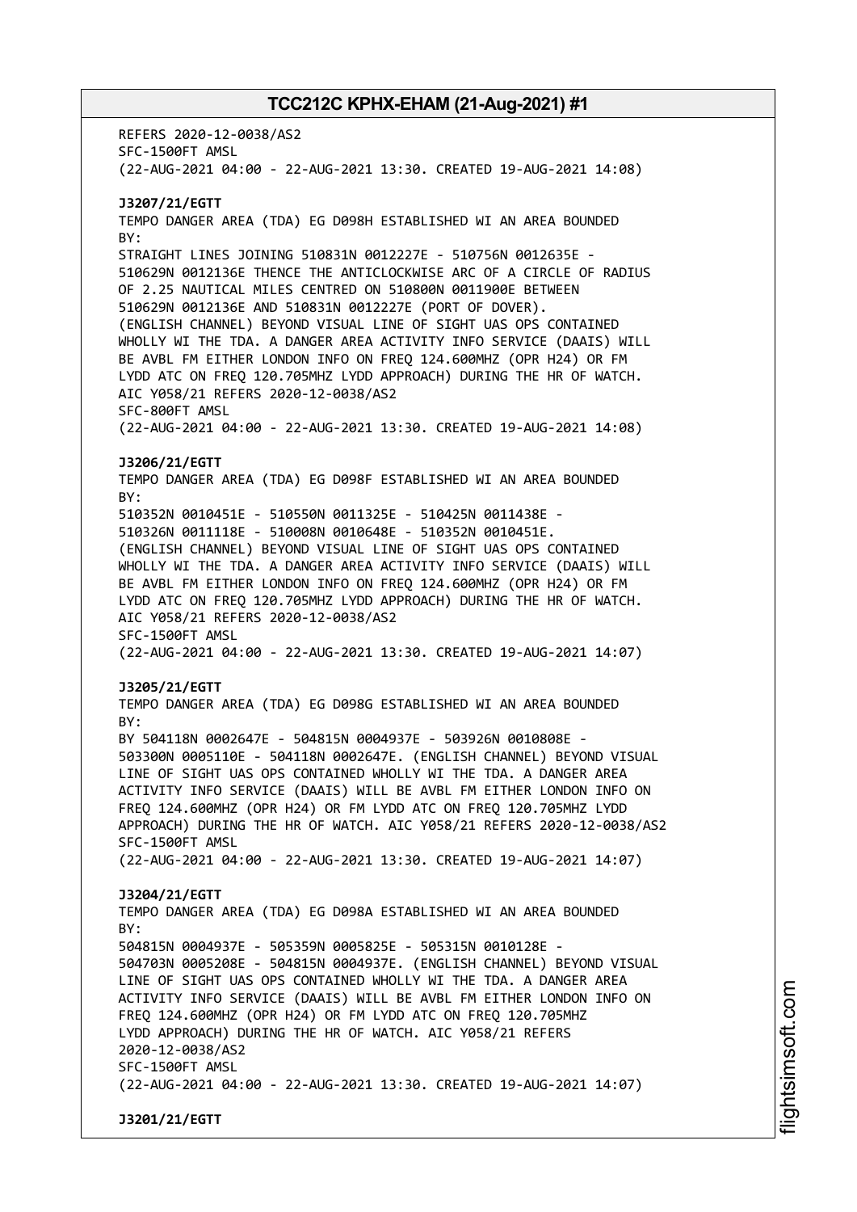REFERS 2020-12-0038/AS2
SFC-1500FT AMSL
(22-AUG-2021 04:00 - 22-AUG-2021 13:30. CREATED 19-AUG-2021 14:08)

**J3207/21/EGTT**
TEMPO DANGER AREA (TDA) EG D098H ESTABLISHED WI AN AREA BOUNDED BY:
STRAIGHT LINES JOINING 510831N 0012227E - 510756N 0012635E - 510629N 0012136E THENCE THE ANTICLOCKWISE ARC OF A CIRCLE OF RADIUS OF 2.25 NAUTICAL MILES CENTRED ON 510800N 0011900E BETWEEN 510629N 0012136E AND 510831N 0012227E (PORT OF DOVER). (ENGLISH CHANNEL) BEYOND VISUAL LINE OF SIGHT UAS OPS CONTAINED WHOLLY WI THE TDA. A DANGER AREA ACTIVITY INFO SERVICE (DAAIS) WILL BE AVBL FM EITHER LONDON INFO ON FREQ 124.600MHZ (OPR H24) OR FM LYDD ATC ON FREQ 120.705MHZ LYDD APPROACH) DURING THE HR OF WATCH. AIC Y058/21 REFERS 2020-12-0038/AS2
SFC-800FT AMSL
(22-AUG-2021 04:00 - 22-AUG-2021 13:30. CREATED 19-AUG-2021 14:08)

**J3206/21/EGTT**
TEMPO DANGER AREA (TDA) EG D098F ESTABLISHED WI AN AREA BOUNDED BY:
510352N 0010451E - 510550N 0011325E - 510425N 0011438E - 510326N 0011118E - 510008N 0010648E - 510352N 0010451E. (ENGLISH CHANNEL) BEYOND VISUAL LINE OF SIGHT UAS OPS CONTAINED WHOLLY WI THE TDA. A DANGER AREA ACTIVITY INFO SERVICE (DAAIS) WILL BE AVBL FM EITHER LONDON INFO ON FREQ 124.600MHZ (OPR H24) OR FM LYDD ATC ON FREQ 120.705MHZ LYDD APPROACH) DURING THE HR OF WATCH. AIC Y058/21 REFERS 2020-12-0038/AS2
SFC-1500FT AMSL
(22-AUG-2021 04:00 - 22-AUG-2021 13:30. CREATED 19-AUG-2021 14:07)

**J3205/21/EGTT**
TEMPO DANGER AREA (TDA) EG D098G ESTABLISHED WI AN AREA BOUNDED BY:
BY 504118N 0002647E - 504815N 0004937E - 503926N 0010808E - 503300N 0005110E - 504118N 0002647E. (ENGLISH CHANNEL) BEYOND VISUAL LINE OF SIGHT UAS OPS CONTAINED WHOLLY WI THE TDA. A DANGER AREA ACTIVITY INFO SERVICE (DAAIS) WILL BE AVBL FM EITHER LONDON INFO ON FREQ 124.600MHZ (OPR H24) OR FM LYDD ATC ON FREQ 120.705MHZ LYDD APPROACH) DURING THE HR OF WATCH. AIC Y058/21 REFERS 2020-12-0038/AS2
SFC-1500FT AMSL
(22-AUG-2021 04:00 - 22-AUG-2021 13:30. CREATED 19-AUG-2021 14:07)

**J3204/21/EGTT**
TEMPO DANGER AREA (TDA) EG D098A ESTABLISHED WI AN AREA BOUNDED BY:
504815N 0004937E - 505359N 0005825E - 505315N 0010128E - 504703N 0005208E - 504815N 0004937E. (ENGLISH CHANNEL) BEYOND VISUAL LINE OF SIGHT UAS OPS CONTAINED WHOLLY WI THE TDA. A DANGER AREA ACTIVITY INFO SERVICE (DAAIS) WILL BE AVBL FM EITHER LONDON INFO ON FREQ 124.600MHZ (OPR H24) OR FM LYDD ATC ON FREQ 120.705MHZ LYDD APPROACH) DURING THE HR OF WATCH. AIC Y058/21 REFERS 2020-12-0038/AS2
SFC-1500FT AMSL
(22-AUG-2021 04:00 - 22-AUG-2021 13:30. CREATED 19-AUG-2021 14:07)

**J3201/21/EGTT**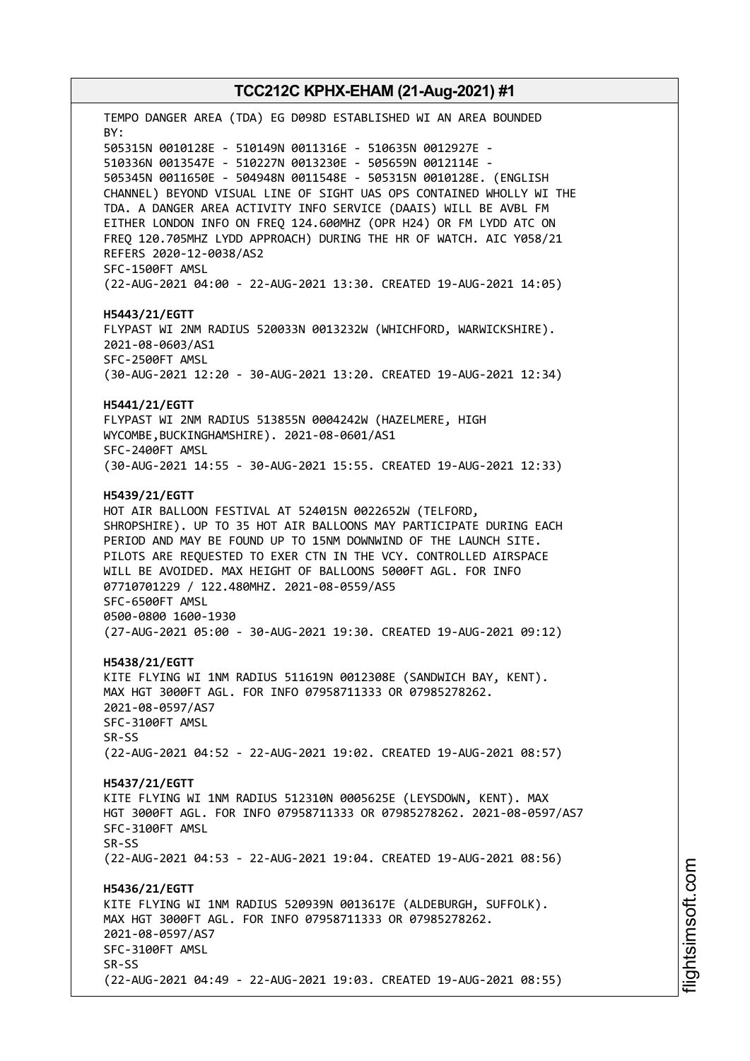TEMPO DANGER AREA (TDA) EG D098D ESTABLISHED WI AN AREA BOUNDED BY:
505315N 0010128E - 510149N 0011316E - 510635N 0012927E - 510336N 0013547E - 510227N 0013230E - 505659N 0012114E - 505345N 0011650E - 504948N 0011548E - 505315N 0010128E. (ENGLISH CHANNEL) BEYOND VISUAL LINE OF SIGHT UAS OPS CONTAINED WHOLLY WI THE TDA. A DANGER AREA ACTIVITY INFO SERVICE (DAAIS) WILL BE AVBL FM EITHER LONDON INFO ON FREQ 124.600MHZ (OPR H24) OR FM LYDD ATC ON FREQ 120.705MHZ LYDD APPROACH) DURING THE HR OF WATCH. AIC Y058/21 REFERS 2020-12-0038/AS2
SFC-1500FT AMSL
(22-AUG-2021 04:00 - 22-AUG-2021 13:30. CREATED 19-AUG-2021 14:05)

**H5443/21/EGTT**
FLYPAST WI 2NM RADIUS 520033N 0013232W (WHICHFORD, WARWICKSHIRE). 2021-08-0603/AS1
SFC-2500FT AMSL
(30-AUG-2021 12:20 - 30-AUG-2021 13:20. CREATED 19-AUG-2021 12:34)

**H5441/21/EGTT**
FLYPAST WI 2NM RADIUS 513855N 0004242W (HAZELMERE, HIGH WYCOMBE,BUCKINGHAMSHIRE). 2021-08-0601/AS1
SFC-2400FT AMSL
(30-AUG-2021 14:55 - 30-AUG-2021 15:55. CREATED 19-AUG-2021 12:33)

**H5439/21/EGTT**
HOT AIR BALLOON FESTIVAL AT 524015N 0022652W (TELFORD, SHROPSHIRE). UP TO 35 HOT AIR BALLOONS MAY PARTICIPATE DURING EACH PERIOD AND MAY BE FOUND UP TO 15NM DOWNWIND OF THE LAUNCH SITE. PILOTS ARE REQUESTED TO EXER CTN IN THE VCY. CONTROLLED AIRSPACE WILL BE AVOIDED. MAX HEIGHT OF BALLOONS 5000FT AGL. FOR INFO 07710701229 / 122.480MHZ. 2021-08-0559/AS5
SFC-6500FT AMSL
0500-0800 1600-1930
(27-AUG-2021 05:00 - 30-AUG-2021 19:30. CREATED 19-AUG-2021 09:12)

**H5438/21/EGTT**
KITE FLYING WI 1NM RADIUS 511619N 0012308E (SANDWICH BAY, KENT). MAX HGT 3000FT AGL. FOR INFO 07958711333 OR 07985278262. 2021-08-0597/AS7
SFC-3100FT AMSL
SR-SS
(22-AUG-2021 04:52 - 22-AUG-2021 19:02. CREATED 19-AUG-2021 08:57)

**H5437/21/EGTT**
KITE FLYING WI 1NM RADIUS 512310N 0005625E (LEYSDOWN, KENT). MAX HGT 3000FT AGL. FOR INFO 07958711333 OR 07985278262. 2021-08-0597/AS7
SFC-3100FT AMSL
SR-SS
(22-AUG-2021 04:53 - 22-AUG-2021 19:04. CREATED 19-AUG-2021 08:56)

**H5436/21/EGTT**
KITE FLYING WI 1NM RADIUS 520939N 0013617E (ALDEBURGH, SUFFOLK). MAX HGT 3000FT AGL. FOR INFO 07958711333 OR 07985278262. 2021-08-0597/AS7
SFC-3100FT AMSL
SR-SS
(22-AUG-2021 04:49 - 22-AUG-2021 19:03. CREATED 19-AUG-2021 08:55)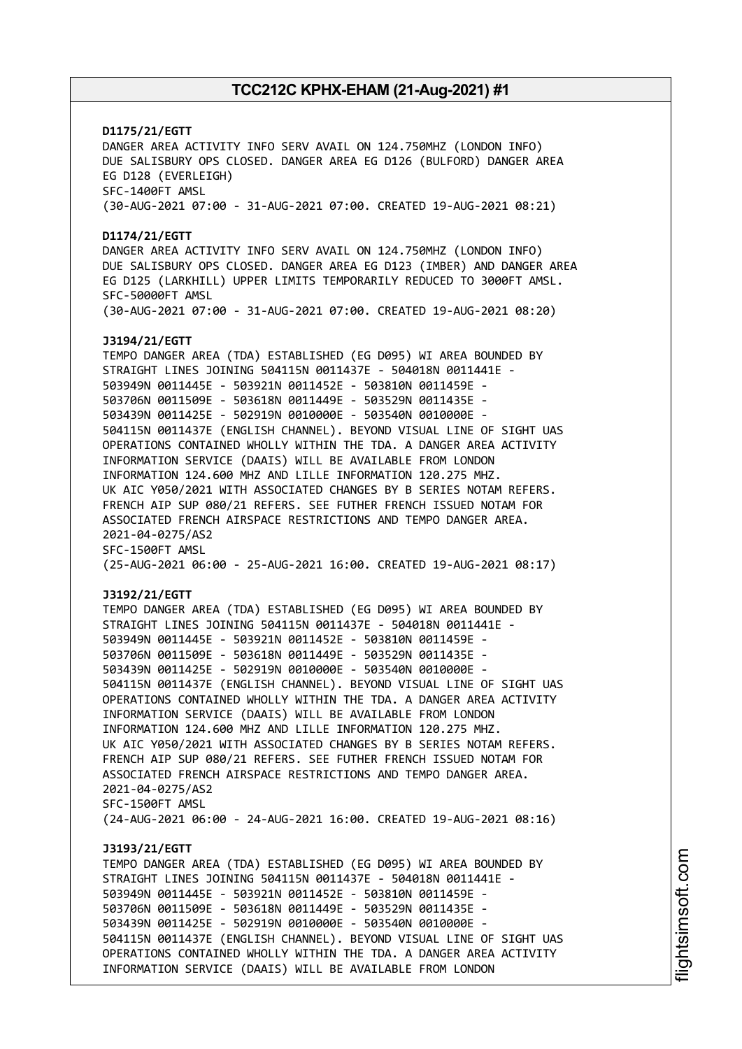**D1175/21/EGTT**
DANGER AREA ACTIVITY INFO SERV AVAIL ON 124.750MHZ (LONDON INFO)
DUE SALISBURY OPS CLOSED. DANGER AREA EG D126 (BULFORD) DANGER AREA
EG D128 (EVERLEIGH)
SFC-1400FT AMSL
(30-AUG-2021 07:00 - 31-AUG-2021 07:00. CREATED 19-AUG-2021 08:21)

**D1174/21/EGTT**
DANGER AREA ACTIVITY INFO SERV AVAIL ON 124.750MHZ (LONDON INFO)
DUE SALISBURY OPS CLOSED. DANGER AREA EG D123 (IMBER) AND DANGER AREA
EG D125 (LARKHILL) UPPER LIMITS TEMPORARILY REDUCED TO 3000FT AMSL.
SFC-50000FT AMSL
(30-AUG-2021 07:00 - 31-AUG-2021 07:00. CREATED 19-AUG-2021 08:20)

**J3194/21/EGTT**
TEMPO DANGER AREA (TDA) ESTABLISHED (EG D095) WI AREA BOUNDED BY
STRAIGHT LINES JOINING 504115N 0011437E - 504018N 0011441E -
503949N 0011445E - 503921N 0011452E - 503810N 0011459E -
503706N 0011509E - 503618N 0011449E - 503529N 0011435E -
503439N 0011425E - 502919N 0010000E - 503540N 0010000E -
504115N 0011437E (ENGLISH CHANNEL). BEYOND VISUAL LINE OF SIGHT UAS
OPERATIONS CONTAINED WHOLLY WITHIN THE TDA. A DANGER AREA ACTIVITY
INFORMATION SERVICE (DAAIS) WILL BE AVAILABLE FROM LONDON
INFORMATION 124.600 MHZ AND LILLE INFORMATION 120.275 MHZ.
UK AIC Y050/2021 WITH ASSOCIATED CHANGES BY B SERIES NOTAM REFERS.
FRENCH AIP SUP 080/21 REFERS. SEE FUTHER FRENCH ISSUED NOTAM FOR
ASSOCIATED FRENCH AIRSPACE RESTRICTIONS AND TEMPO DANGER AREA.
2021-04-0275/AS2
SFC-1500FT AMSL
(25-AUG-2021 06:00 - 25-AUG-2021 16:00. CREATED 19-AUG-2021 08:17)

**J3192/21/EGTT**
TEMPO DANGER AREA (TDA) ESTABLISHED (EG D095) WI AREA BOUNDED BY
STRAIGHT LINES JOINING 504115N 0011437E - 504018N 0011441E -
503949N 0011445E - 503921N 0011452E - 503810N 0011459E -
503706N 0011509E - 503618N 0011449E - 503529N 0011435E -
503439N 0011425E - 502919N 0010000E - 503540N 0010000E -
504115N 0011437E (ENGLISH CHANNEL). BEYOND VISUAL LINE OF SIGHT UAS
OPERATIONS CONTAINED WHOLLY WITHIN THE TDA. A DANGER AREA ACTIVITY
INFORMATION SERVICE (DAAIS) WILL BE AVAILABLE FROM LONDON
INFORMATION 124.600 MHZ AND LILLE INFORMATION 120.275 MHZ.
UK AIC Y050/2021 WITH ASSOCIATED CHANGES BY B SERIES NOTAM REFERS.
FRENCH AIP SUP 080/21 REFERS. SEE FUTHER FRENCH ISSUED NOTAM FOR
ASSOCIATED FRENCH AIRSPACE RESTRICTIONS AND TEMPO DANGER AREA.
2021-04-0275/AS2
SFC-1500FT AMSL
(24-AUG-2021 06:00 - 24-AUG-2021 16:00. CREATED 19-AUG-2021 08:16)

**J3193/21/EGTT**
TEMPO DANGER AREA (TDA) ESTABLISHED (EG D095) WI AREA BOUNDED BY
STRAIGHT LINES JOINING 504115N 0011437E - 504018N 0011441E -
503949N 0011445E - 503921N 0011452E - 503810N 0011459E -
503706N 0011509E - 503618N 0011449E - 503529N 0011435E -
503439N 0011425E - 502919N 0010000E - 503540N 0010000E -
504115N 0011437E (ENGLISH CHANNEL). BEYOND VISUAL LINE OF SIGHT UAS
OPERATIONS CONTAINED WHOLLY WITHIN THE TDA. A DANGER AREA ACTIVITY
INFORMATION SERVICE (DAAIS) WILL BE AVAILABLE FROM LONDON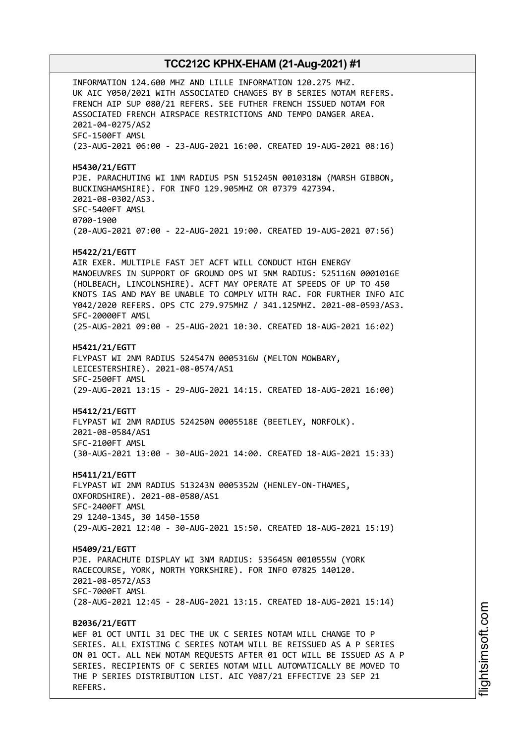INFORMATION 124.600 MHZ AND LILLE INFORMATION 120.275 MHZ.
UK AIC Y050/2021 WITH ASSOCIATED CHANGES BY B SERIES NOTAM REFERS.
FRENCH AIP SUP 080/21 REFERS. SEE FUTHER FRENCH ISSUED NOTAM FOR
ASSOCIATED FRENCH AIRSPACE RESTRICTIONS AND TEMPO DANGER AREA.
2021-04-0275/AS2
SFC-1500FT AMSL
(23-AUG-2021 06:00 - 23-AUG-2021 16:00. CREATED 19-AUG-2021 08:16)

**H5430/21/EGTT**
PJE. PARACHUTING WI 1NM RADIUS PSN 515245N 0010318W (MARSH GIBBON,
BUCKINGHAMSHIRE). FOR INFO 129.905MHZ OR 07379 427394.
2021-08-0302/AS3.
SFC-5400FT AMSL
0700-1900
(20-AUG-2021 07:00 - 22-AUG-2021 19:00. CREATED 19-AUG-2021 07:56)

**H5422/21/EGTT**
AIR EXER. MULTIPLE FAST JET ACFT WILL CONDUCT HIGH ENERGY
MANOEUVRES IN SUPPORT OF GROUND OPS WI 5NM RADIUS: 525116N 0001016E
(HOLBEACH, LINCOLNSHIRE). ACFT MAY OPERATE AT SPEEDS OF UP TO 450
KNOTS IAS AND MAY BE UNABLE TO COMPLY WITH RAC. FOR FURTHER INFO AIC
Y042/2020 REFERS. OPS CTC 279.975MHZ / 341.125MHZ. 2021-08-0593/AS3.
SFC-20000FT AMSL
(25-AUG-2021 09:00 - 25-AUG-2021 10:30. CREATED 18-AUG-2021 16:02)

**H5421/21/EGTT**
FLYPAST WI 2NM RADIUS 524547N 0005316W (MELTON MOWBARY,
LEICESTERSHIRE). 2021-08-0574/AS1
SFC-2500FT AMSL
(29-AUG-2021 13:15 - 29-AUG-2021 14:15. CREATED 18-AUG-2021 16:00)

**H5412/21/EGTT**
FLYPAST WI 2NM RADIUS 524250N 0005518E (BEETLEY, NORFOLK).
2021-08-0584/AS1
SFC-2100FT AMSL
(30-AUG-2021 13:00 - 30-AUG-2021 14:00. CREATED 18-AUG-2021 15:33)

**H5411/21/EGTT**
FLYPAST WI 2NM RADIUS 513243N 0005352W (HENLEY-ON-THAMES,
OXFORDSHIRE). 2021-08-0580/AS1
SFC-2400FT AMSL
29 1240-1345, 30 1450-1550
(29-AUG-2021 12:40 - 30-AUG-2021 15:50. CREATED 18-AUG-2021 15:19)

**H5409/21/EGTT**
PJE. PARACHUTE DISPLAY WI 3NM RADIUS: 535645N 0010555W (YORK
RACECOURSE, YORK, NORTH YORKSHIRE). FOR INFO 07825 140120.
2021-08-0572/AS3
SFC-7000FT AMSL
(28-AUG-2021 12:45 - 28-AUG-2021 13:15. CREATED 18-AUG-2021 15:14)

**B2036/21/EGTT**
WEF 01 OCT UNTIL 31 DEC THE UK C SERIES NOTAM WILL CHANGE TO P
SERIES. ALL EXISTING C SERIES NOTAM WILL BE REISSUED AS A P SERIES
ON 01 OCT. ALL NEW NOTAM REQUESTS AFTER 01 OCT WILL BE ISSUED AS A P
SERIES. RECIPIENTS OF C SERIES NOTAM WILL AUTOMATICALLY BE MOVED TO
THE P SERIES DISTRIBUTION LIST. AIC Y087/21 EFFECTIVE 23 SEP 21
REFERS.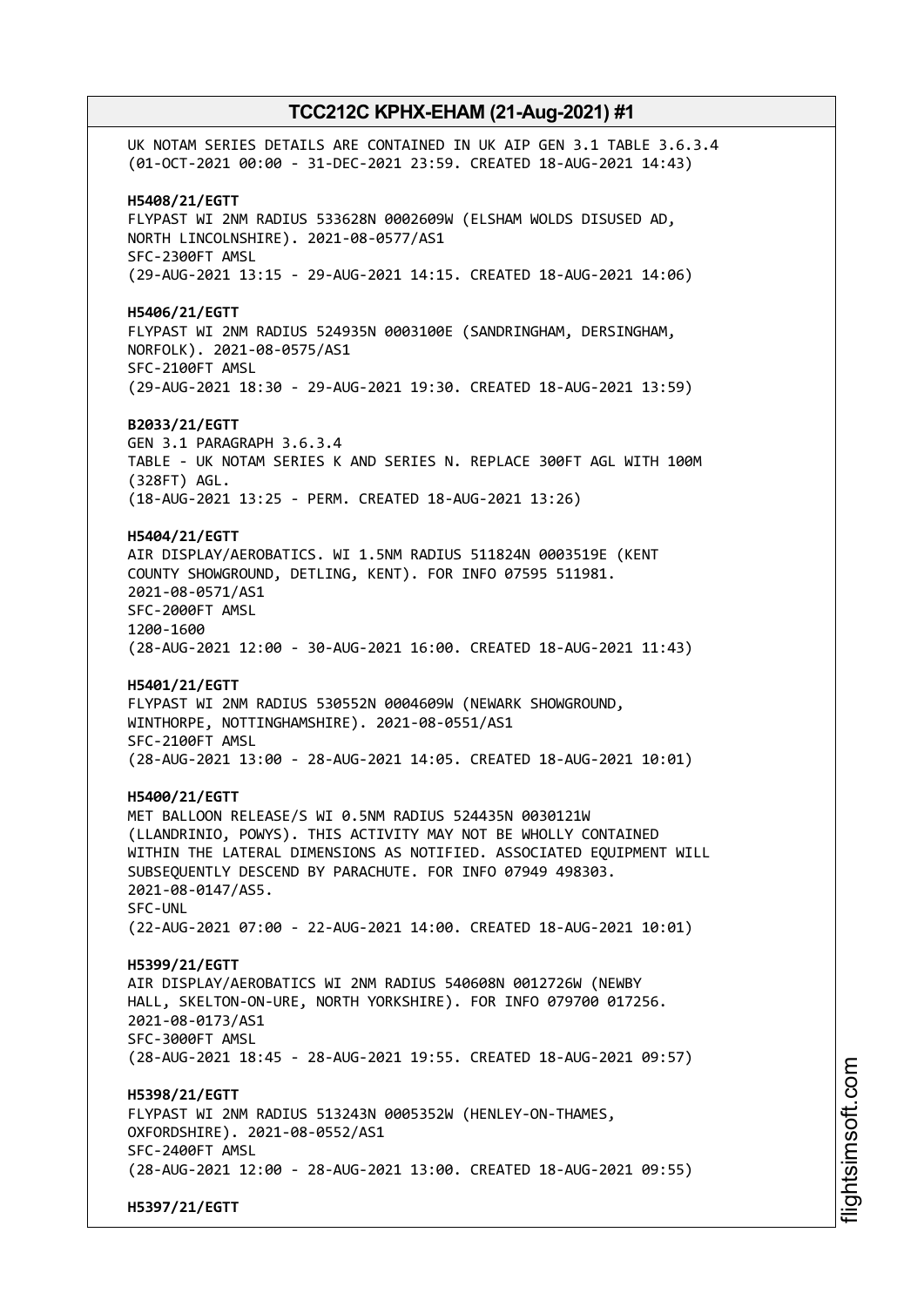UK NOTAM SERIES DETAILS ARE CONTAINED IN UK AIP GEN 3.1 TABLE 3.6.3.4
(01-OCT-2021 00:00 - 31-DEC-2021 23:59. CREATED 18-AUG-2021 14:43)

**H5408/21/EGTT**
FLYPAST WI 2NM RADIUS 533628N 0002609W (ELSHAM WOLDS DISUSED AD, NORTH LINCOLNSHIRE). 2021-08-0577/AS1
SFC-2300FT AMSL
(29-AUG-2021 13:15 - 29-AUG-2021 14:15. CREATED 18-AUG-2021 14:06)

**H5406/21/EGTT**
FLYPAST WI 2NM RADIUS 524935N 0003100E (SANDRINGHAM, DERSINGHAM, NORFOLK). 2021-08-0575/AS1
SFC-2100FT AMSL
(29-AUG-2021 18:30 - 29-AUG-2021 19:30. CREATED 18-AUG-2021 13:59)

**B2033/21/EGTT**
GEN 3.1 PARAGRAPH 3.6.3.4
TABLE - UK NOTAM SERIES K AND SERIES N. REPLACE 300FT AGL WITH 100M (328FT) AGL.
(18-AUG-2021 13:25 - PERM. CREATED 18-AUG-2021 13:26)

**H5404/21/EGTT**
AIR DISPLAY/AEROBATICS. WI 1.5NM RADIUS 511824N 0003519E (KENT COUNTY SHOWGROUND, DETLING, KENT). FOR INFO 07595 511981.
2021-08-0571/AS1
SFC-2000FT AMSL
1200-1600
(28-AUG-2021 12:00 - 30-AUG-2021 16:00. CREATED 18-AUG-2021 11:43)

**H5401/21/EGTT**
FLYPAST WI 2NM RADIUS 530552N 0004609W (NEWARK SHOWGROUND, WINTHORPE, NOTTINGHAMSHIRE). 2021-08-0551/AS1
SFC-2100FT AMSL
(28-AUG-2021 13:00 - 28-AUG-2021 14:05. CREATED 18-AUG-2021 10:01)

**H5400/21/EGTT**
MET BALLOON RELEASE/S WI 0.5NM RADIUS 524435N 0030121W (LLANDRINIO, POWYS). THIS ACTIVITY MAY NOT BE WHOLLY CONTAINED WITHIN THE LATERAL DIMENSIONS AS NOTIFIED. ASSOCIATED EQUIPMENT WILL SUBSEQUENTLY DESCEND BY PARACHUTE. FOR INFO 07949 498303.
2021-08-0147/AS5.
SFC-UNL
(22-AUG-2021 07:00 - 22-AUG-2021 14:00. CREATED 18-AUG-2021 10:01)

**H5399/21/EGTT**
AIR DISPLAY/AEROBATICS WI 2NM RADIUS 540608N 0012726W (NEWBY HALL, SKELTON-ON-URE, NORTH YORKSHIRE). FOR INFO 079700 017256.
2021-08-0173/AS1
SFC-3000FT AMSL
(28-AUG-2021 18:45 - 28-AUG-2021 19:55. CREATED 18-AUG-2021 09:57)

**H5398/21/EGTT**
FLYPAST WI 2NM RADIUS 513243N 0005352W (HENLEY-ON-THAMES, OXFORDSHIRE). 2021-08-0552/AS1
SFC-2400FT AMSL
(28-AUG-2021 12:00 - 28-AUG-2021 13:00. CREATED 18-AUG-2021 09:55)

**H5397/21/EGTT**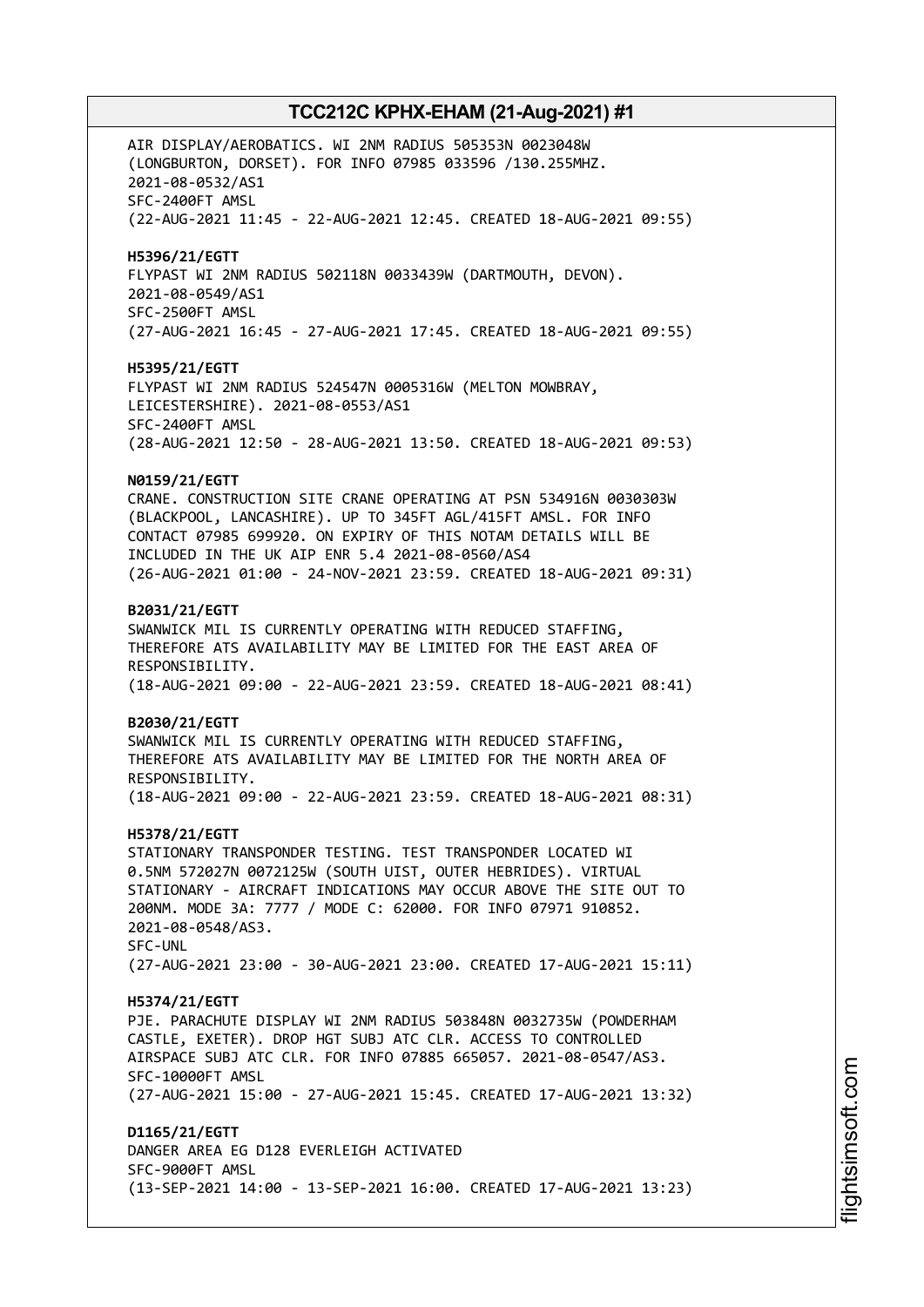AIR DISPLAY/AEROBATICS. WI 2NM RADIUS 505353N 0023048W (LONGBURTON, DORSET). FOR INFO 07985 033596 /130.255MHZ. 2021-08-0532/AS1
SFC-2400FT AMSL
(22-AUG-2021 11:45 - 22-AUG-2021 12:45. CREATED 18-AUG-2021 09:55)

**H5396/21/EGTT**
FLYPAST WI 2NM RADIUS 502118N 0033439W (DARTMOUTH, DEVON). 2021-08-0549/AS1
SFC-2500FT AMSL
(27-AUG-2021 16:45 - 27-AUG-2021 17:45. CREATED 18-AUG-2021 09:55)

**H5395/21/EGTT**
FLYPAST WI 2NM RADIUS 524547N 0005316W (MELTON MOWBRAY, LEICESTERSHIRE). 2021-08-0553/AS1
SFC-2400FT AMSL
(28-AUG-2021 12:50 - 28-AUG-2021 13:50. CREATED 18-AUG-2021 09:53)

**N0159/21/EGTT**
CRANE. CONSTRUCTION SITE CRANE OPERATING AT PSN 534916N 0030303W (BLACKPOOL, LANCASHIRE). UP TO 345FT AGL/415FT AMSL. FOR INFO CONTACT 07985 699920. ON EXPIRY OF THIS NOTAM DETAILS WILL BE INCLUDED IN THE UK AIP ENR 5.4 2021-08-0560/AS4
(26-AUG-2021 01:00 - 24-NOV-2021 23:59. CREATED 18-AUG-2021 09:31)

**B2031/21/EGTT**
SWANWICK MIL IS CURRENTLY OPERATING WITH REDUCED STAFFING, THEREFORE ATS AVAILABILITY MAY BE LIMITED FOR THE EAST AREA OF RESPONSIBILITY.
(18-AUG-2021 09:00 - 22-AUG-2021 23:59. CREATED 18-AUG-2021 08:41)

**B2030/21/EGTT**
SWANWICK MIL IS CURRENTLY OPERATING WITH REDUCED STAFFING, THEREFORE ATS AVAILABILITY MAY BE LIMITED FOR THE NORTH AREA OF RESPONSIBILITY.
(18-AUG-2021 09:00 - 22-AUG-2021 23:59. CREATED 18-AUG-2021 08:31)

**H5378/21/EGTT**
STATIONARY TRANSPONDER TESTING. TEST TRANSPONDER LOCATED WI 0.5NM 572027N 0072125W (SOUTH UIST, OUTER HEBRIDES). VIRTUAL STATIONARY - AIRCRAFT INDICATIONS MAY OCCUR ABOVE THE SITE OUT TO 200NM. MODE 3A: 7777 / MODE C: 62000. FOR INFO 07971 910852. 2021-08-0548/AS3.
SFC-UNL
(27-AUG-2021 23:00 - 30-AUG-2021 23:00. CREATED 17-AUG-2021 15:11)

**H5374/21/EGTT**
PJE. PARACHUTE DISPLAY WI 2NM RADIUS 503848N 0032735W (POWDERHAM CASTLE, EXETER). DROP HGT SUBJ ATC CLR. ACCESS TO CONTROLLED AIRSPACE SUBJ ATC CLR. FOR INFO 07885 665057. 2021-08-0547/AS3.
SFC-10000FT AMSL
(27-AUG-2021 15:00 - 27-AUG-2021 15:45. CREATED 17-AUG-2021 13:32)

**D1165/21/EGTT**
DANGER AREA EG D128 EVERLEIGH ACTIVATED
SFC-9000FT AMSL
(13-SEP-2021 14:00 - 13-SEP-2021 16:00. CREATED 17-AUG-2021 13:23)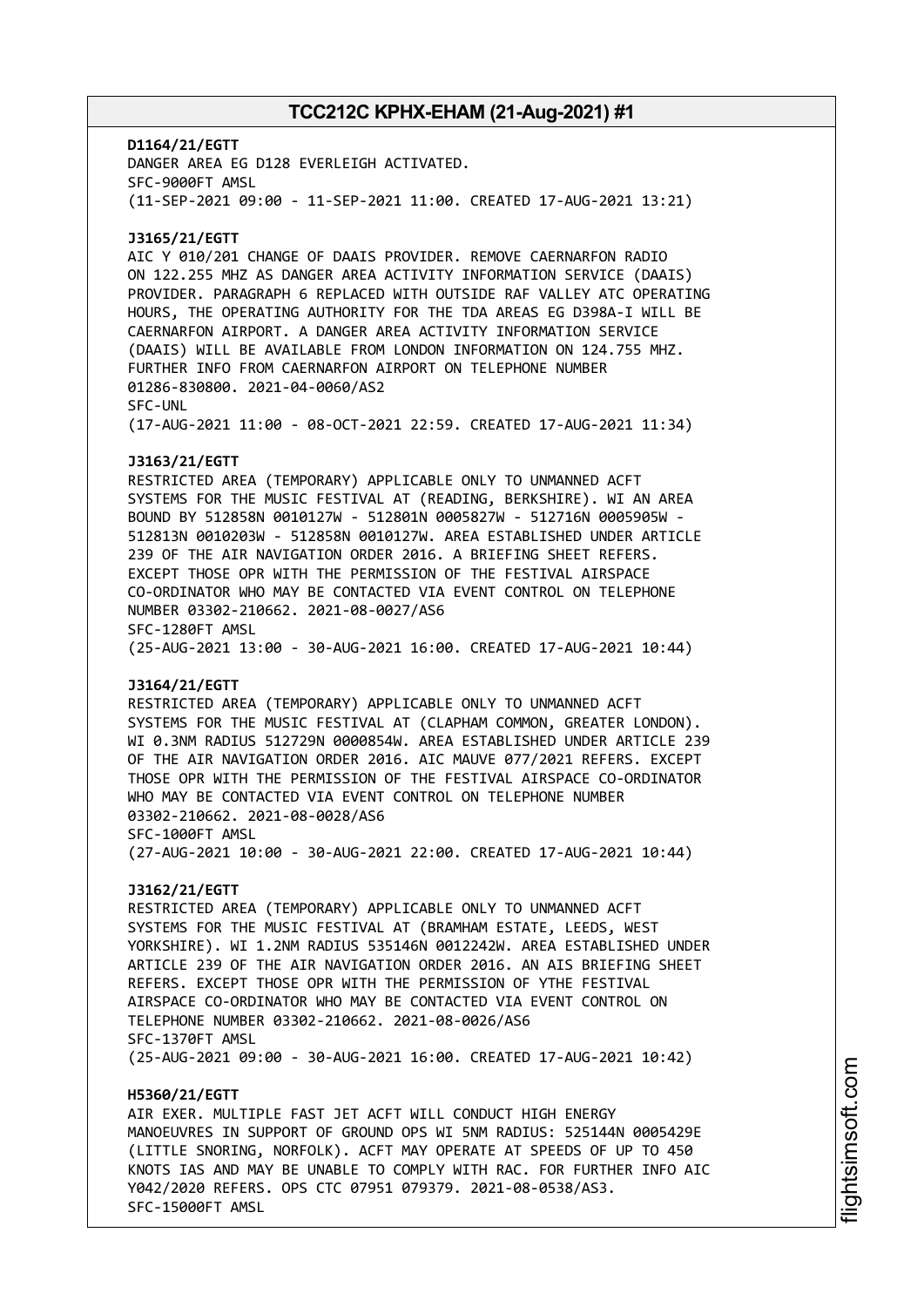**D1164/21/EGTT**
DANGER AREA EG D128 EVERLEIGH ACTIVATED.
SFC-9000FT AMSL
(11-SEP-2021 09:00 - 11-SEP-2021 11:00. CREATED 17-AUG-2021 13:21)

**J3165/21/EGTT**
AIC Y 010/201 CHANGE OF DAAIS PROVIDER. REMOVE CAERNARFON RADIO ON 122.255 MHZ AS DANGER AREA ACTIVITY INFORMATION SERVICE (DAAIS) PROVIDER. PARAGRAPH 6 REPLACED WITH OUTSIDE RAF VALLEY ATC OPERATING HOURS, THE OPERATING AUTHORITY FOR THE TDA AREAS EG D398A-I WILL BE CAERNARFON AIRPORT. A DANGER AREA ACTIVITY INFORMATION SERVICE (DAAIS) WILL BE AVAILABLE FROM LONDON INFORMATION ON 124.755 MHZ. FURTHER INFO FROM CAERNARFON AIRPORT ON TELEPHONE NUMBER 01286-830800. 2021-04-0060/AS2
SFC-UNL
(17-AUG-2021 11:00 - 08-OCT-2021 22:59. CREATED 17-AUG-2021 11:34)

**J3163/21/EGTT**
RESTRICTED AREA (TEMPORARY) APPLICABLE ONLY TO UNMANNED ACFT SYSTEMS FOR THE MUSIC FESTIVAL AT (READING, BERKSHIRE). WI AN AREA BOUND BY 512858N 0010127W - 512801N 0005827W - 512716N 0005905W - 512813N 0010203W - 512858N 0010127W. AREA ESTABLISHED UNDER ARTICLE 239 OF THE AIR NAVIGATION ORDER 2016. A BRIEFING SHEET REFERS. EXCEPT THOSE OPR WITH THE PERMISSION OF THE FESTIVAL AIRSPACE CO-ORDINATOR WHO MAY BE CONTACTED VIA EVENT CONTROL ON TELEPHONE NUMBER 03302-210662. 2021-08-0027/AS6
SFC-1280FT AMSL
(25-AUG-2021 13:00 - 30-AUG-2021 16:00. CREATED 17-AUG-2021 10:44)

**J3164/21/EGTT**
RESTRICTED AREA (TEMPORARY) APPLICABLE ONLY TO UNMANNED ACFT SYSTEMS FOR THE MUSIC FESTIVAL AT (CLAPHAM COMMON, GREATER LONDON). WI 0.3NM RADIUS 512729N 0000854W. AREA ESTABLISHED UNDER ARTICLE 239 OF THE AIR NAVIGATION ORDER 2016. AIC MAUVE 077/2021 REFERS. EXCEPT THOSE OPR WITH THE PERMISSION OF THE FESTIVAL AIRSPACE CO-ORDINATOR WHO MAY BE CONTACTED VIA EVENT CONTROL ON TELEPHONE NUMBER 03302-210662. 2021-08-0028/AS6
SFC-1000FT AMSL
(27-AUG-2021 10:00 - 30-AUG-2021 22:00. CREATED 17-AUG-2021 10:44)

**J3162/21/EGTT**
RESTRICTED AREA (TEMPORARY) APPLICABLE ONLY TO UNMANNED ACFT SYSTEMS FOR THE MUSIC FESTIVAL AT (BRAMHAM ESTATE, LEEDS, WEST YORKSHIRE). WI 1.2NM RADIUS 535146N 0012242W. AREA ESTABLISHED UNDER ARTICLE 239 OF THE AIR NAVIGATION ORDER 2016. AN AIS BRIEFING SHEET REFERS. EXCEPT THOSE OPR WITH THE PERMISSION OF YTHE FESTIVAL AIRSPACE CO-ORDINATOR WHO MAY BE CONTACTED VIA EVENT CONTROL ON TELEPHONE NUMBER 03302-210662. 2021-08-0026/AS6
SFC-1370FT AMSL
(25-AUG-2021 09:00 - 30-AUG-2021 16:00. CREATED 17-AUG-2021 10:42)

**H5360/21/EGTT**
AIR EXER. MULTIPLE FAST JET ACFT WILL CONDUCT HIGH ENERGY MANOEUVRES IN SUPPORT OF GROUND OPS WI 5NM RADIUS: 525144N 0005429E (LITTLE SNORING, NORFOLK). ACFT MAY OPERATE AT SPEEDS OF UP TO 450 KNOTS IAS AND MAY BE UNABLE TO COMPLY WITH RAC. FOR FURTHER INFO AIC Y042/2020 REFERS. OPS CTC 07951 079379. 2021-08-0538/AS3.
SFC-15000FT AMSL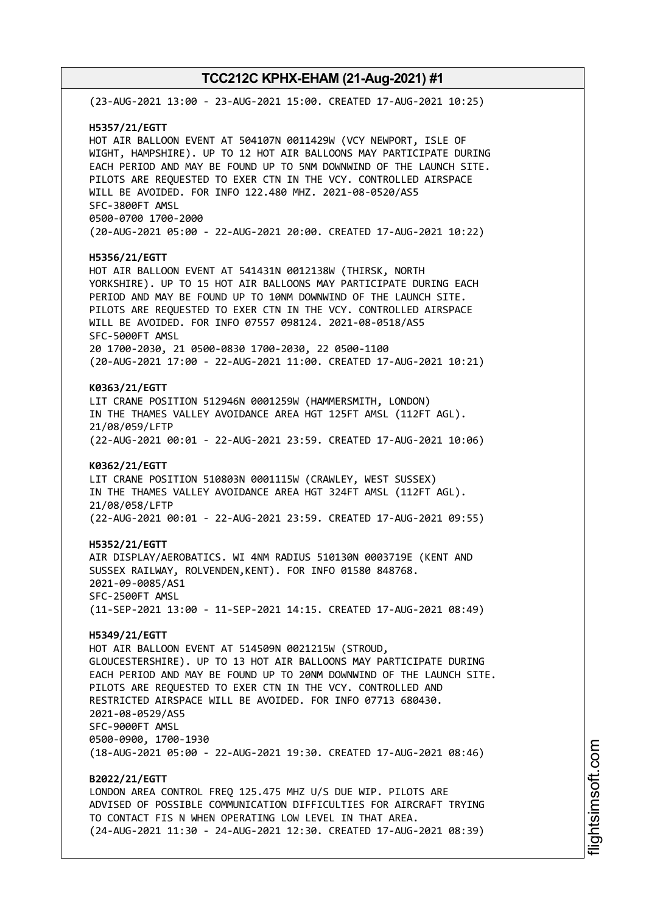(23-AUG-2021 13:00 - 23-AUG-2021 15:00. CREATED 17-AUG-2021 10:25)

**H5357/21/EGTT**
HOT AIR BALLOON EVENT AT 504107N 0011429W (VCY NEWPORT, ISLE OF WIGHT, HAMPSHIRE). UP TO 12 HOT AIR BALLOONS MAY PARTICIPATE DURING EACH PERIOD AND MAY BE FOUND UP TO 5NM DOWNWIND OF THE LAUNCH SITE. PILOTS ARE REQUESTED TO EXER CTN IN THE VCY. CONTROLLED AIRSPACE WILL BE AVOIDED. FOR INFO 122.480 MHZ. 2021-08-0520/AS5
SFC-3800FT AMSL
0500-0700 1700-2000
(20-AUG-2021 05:00 - 22-AUG-2021 20:00. CREATED 17-AUG-2021 10:22)

**H5356/21/EGTT**
HOT AIR BALLOON EVENT AT 541431N 0012138W (THIRSK, NORTH YORKSHIRE). UP TO 15 HOT AIR BALLOONS MAY PARTICIPATE DURING EACH PERIOD AND MAY BE FOUND UP TO 10NM DOWNWIND OF THE LAUNCH SITE. PILOTS ARE REQUESTED TO EXER CTN IN THE VCY. CONTROLLED AIRSPACE WILL BE AVOIDED. FOR INFO 07557 098124. 2021-08-0518/AS5
SFC-5000FT AMSL
20 1700-2030, 21 0500-0830 1700-2030, 22 0500-1100
(20-AUG-2021 17:00 - 22-AUG-2021 11:00. CREATED 17-AUG-2021 10:21)

**K0363/21/EGTT**
LIT CRANE POSITION 512946N 0001259W (HAMMERSMITH, LONDON) IN THE THAMES VALLEY AVOIDANCE AREA HGT 125FT AMSL (112FT AGL). 21/08/059/LFTP
(22-AUG-2021 00:01 - 22-AUG-2021 23:59. CREATED 17-AUG-2021 10:06)

**K0362/21/EGTT**
LIT CRANE POSITION 510803N 0001115W (CRAWLEY, WEST SUSSEX) IN THE THAMES VALLEY AVOIDANCE AREA HGT 324FT AMSL (112FT AGL). 21/08/058/LFTP
(22-AUG-2021 00:01 - 22-AUG-2021 23:59. CREATED 17-AUG-2021 09:55)

**H5352/21/EGTT**
AIR DISPLAY/AEROBATICS. WI 4NM RADIUS 510130N 0003719E (KENT AND SUSSEX RAILWAY, ROLVENDEN,KENT). FOR INFO 01580 848768. 2021-09-0085/AS1
SFC-2500FT AMSL
(11-SEP-2021 13:00 - 11-SEP-2021 14:15. CREATED 17-AUG-2021 08:49)

**H5349/21/EGTT**
HOT AIR BALLOON EVENT AT 514509N 0021215W (STROUD, GLOUCESTERSHIRE). UP TO 13 HOT AIR BALLOONS MAY PARTICIPATE DURING EACH PERIOD AND MAY BE FOUND UP TO 20NM DOWNWIND OF THE LAUNCH SITE. PILOTS ARE REQUESTED TO EXER CTN IN THE VCY. CONTROLLED AND RESTRICTED AIRSPACE WILL BE AVOIDED. FOR INFO 07713 680430. 2021-08-0529/AS5
SFC-9000FT AMSL
0500-0900, 1700-1930
(18-AUG-2021 05:00 - 22-AUG-2021 19:30. CREATED 17-AUG-2021 08:46)

**B2022/21/EGTT**
LONDON AREA CONTROL FREQ 125.475 MHZ U/S DUE WIP. PILOTS ARE ADVISED OF POSSIBLE COMMUNICATION DIFFICULTIES FOR AIRCRAFT TRYING TO CONTACT FIS N WHEN OPERATING LOW LEVEL IN THAT AREA.
(24-AUG-2021 11:30 - 24-AUG-2021 12:30. CREATED 17-AUG-2021 08:39)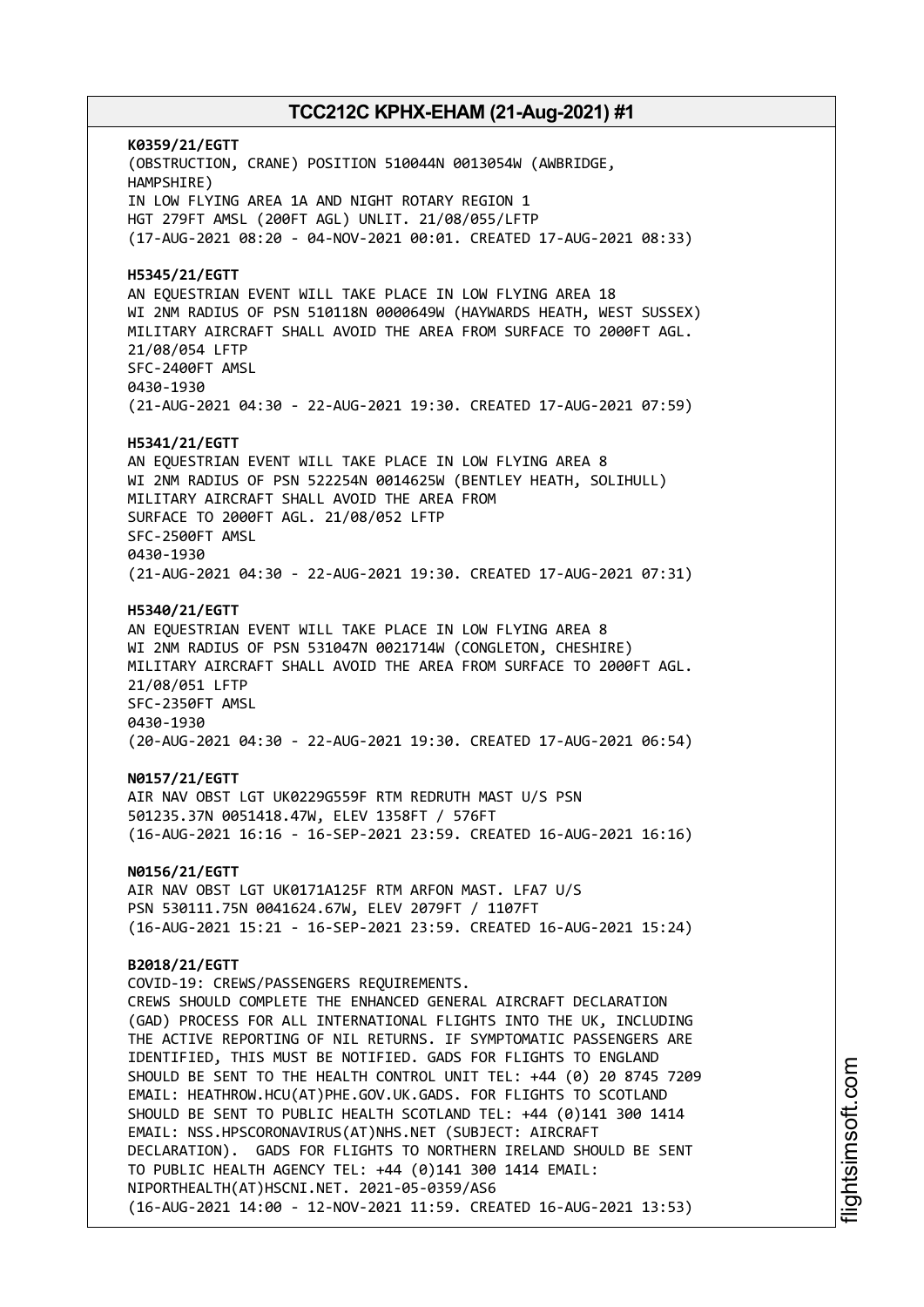**K0359/21/EGTT**
(OBSTRUCTION, CRANE) POSITION 510044N 0013054W (AWBRIDGE, HAMPSHIRE)
IN LOW FLYING AREA 1A AND NIGHT ROTARY REGION 1
HGT 279FT AMSL (200FT AGL) UNLIT. 21/08/055/LFTP
(17-AUG-2021 08:20 - 04-NOV-2021 00:01. CREATED 17-AUG-2021 08:33)

**H5345/21/EGTT**
AN EQUESTRIAN EVENT WILL TAKE PLACE IN LOW FLYING AREA 18
WI 2NM RADIUS OF PSN 510118N 0000649W (HAYWARDS HEATH, WEST SUSSEX)
MILITARY AIRCRAFT SHALL AVOID THE AREA FROM SURFACE TO 2000FT AGL.
21/08/054 LFTP
SFC-2400FT AMSL
0430-1930
(21-AUG-2021 04:30 - 22-AUG-2021 19:30. CREATED 17-AUG-2021 07:59)

**H5341/21/EGTT**
AN EQUESTRIAN EVENT WILL TAKE PLACE IN LOW FLYING AREA 8
WI 2NM RADIUS OF PSN 522254N 0014625W (BENTLEY HEATH, SOLIHULL)
MILITARY AIRCRAFT SHALL AVOID THE AREA FROM
SURFACE TO 2000FT AGL. 21/08/052 LFTP
SFC-2500FT AMSL
0430-1930
(21-AUG-2021 04:30 - 22-AUG-2021 19:30. CREATED 17-AUG-2021 07:31)

**H5340/21/EGTT**
AN EQUESTRIAN EVENT WILL TAKE PLACE IN LOW FLYING AREA 8
WI 2NM RADIUS OF PSN 531047N 0021714W (CONGLETON, CHESHIRE)
MILITARY AIRCRAFT SHALL AVOID THE AREA FROM SURFACE TO 2000FT AGL.
21/08/051 LFTP
SFC-2350FT AMSL
0430-1930
(20-AUG-2021 04:30 - 22-AUG-2021 19:30. CREATED 17-AUG-2021 06:54)

**N0157/21/EGTT**
AIR NAV OBST LGT UK0229G559F RTM REDRUTH MAST U/S PSN
501235.37N 0051418.47W, ELEV 1358FT / 576FT
(16-AUG-2021 16:16 - 16-SEP-2021 23:59. CREATED 16-AUG-2021 16:16)

**N0156/21/EGTT**
AIR NAV OBST LGT UK0171A125F RTM ARFON MAST. LFA7 U/S
PSN 530111.75N 0041624.67W, ELEV 2079FT / 1107FT
(16-AUG-2021 15:21 - 16-SEP-2021 23:59. CREATED 16-AUG-2021 15:24)

**B2018/21/EGTT**
COVID-19: CREWS/PASSENGERS REQUIREMENTS.
CREWS SHOULD COMPLETE THE ENHANCED GENERAL AIRCRAFT DECLARATION (GAD) PROCESS FOR ALL INTERNATIONAL FLIGHTS INTO THE UK, INCLUDING THE ACTIVE REPORTING OF NIL RETURNS. IF SYMPTOMATIC PASSENGERS ARE IDENTIFIED, THIS MUST BE NOTIFIED. GADS FOR FLIGHTS TO ENGLAND SHOULD BE SENT TO THE HEALTH CONTROL UNIT TEL: +44 (0) 20 8745 7209 EMAIL: HEATHROW.HCU(AT)PHE.GOV.UK.GADS. FOR FLIGHTS TO SCOTLAND SHOULD BE SENT TO PUBLIC HEALTH SCOTLAND TEL: +44 (0)141 300 1414 EMAIL: NSS.HPSCORONAVIRUS(AT)NHS.NET (SUBJECT: AIRCRAFT DECLARATION). GADS FOR FLIGHTS TO NORTHERN IRELAND SHOULD BE SENT TO PUBLIC HEALTH AGENCY TEL: +44 (0)141 300 1414 EMAIL: NIPORTHEALTH(AT)HSCNI.NET. 2021-05-0359/AS6
(16-AUG-2021 14:00 - 12-NOV-2021 11:59. CREATED 16-AUG-2021 13:53)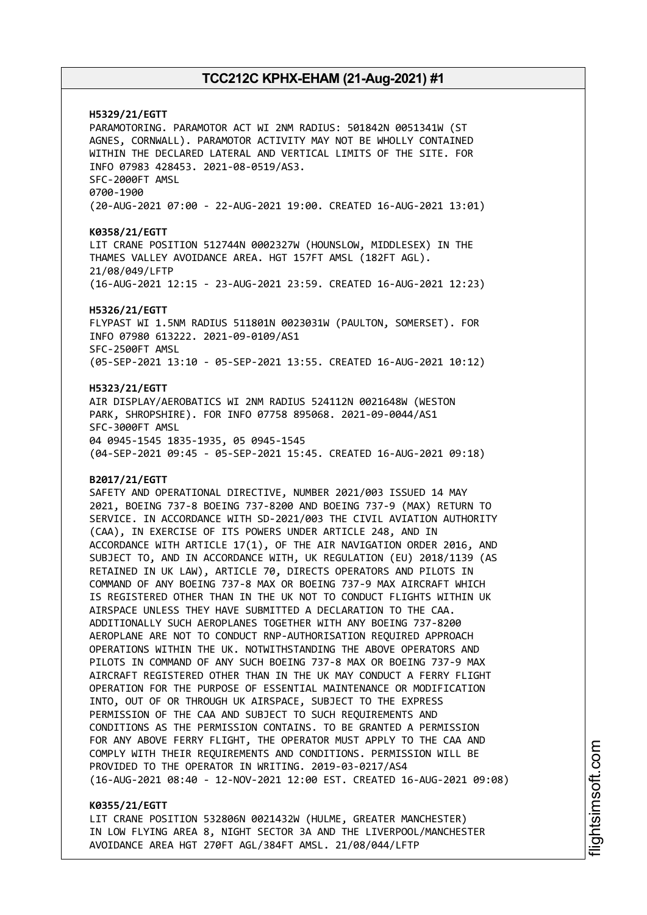**H5329/21/EGTT**
PARAMOTORING. PARAMOTOR ACT WI 2NM RADIUS: 501842N 0051341W (ST AGNES, CORNWALL). PARAMOTOR ACTIVITY MAY NOT BE WHOLLY CONTAINED WITHIN THE DECLARED LATERAL AND VERTICAL LIMITS OF THE SITE. FOR INFO 07983 428453. 2021-08-0519/AS3.
SFC-2000FT AMSL
0700-1900
(20-AUG-2021 07:00 - 22-AUG-2021 19:00. CREATED 16-AUG-2021 13:01)

**K0358/21/EGTT**
LIT CRANE POSITION 512744N 0002327W (HOUNSLOW, MIDDLESEX) IN THE THAMES VALLEY AVOIDANCE AREA. HGT 157FT AMSL (182FT AGL). 21/08/049/LFTP
(16-AUG-2021 12:15 - 23-AUG-2021 23:59. CREATED 16-AUG-2021 12:23)

**H5326/21/EGTT**
FLYPAST WI 1.5NM RADIUS 511801N 0023031W (PAULTON, SOMERSET). FOR INFO 07980 613222. 2021-09-0109/AS1
SFC-2500FT AMSL
(05-SEP-2021 13:10 - 05-SEP-2021 13:55. CREATED 16-AUG-2021 10:12)

**H5323/21/EGTT**
AIR DISPLAY/AEROBATICS WI 2NM RADIUS 524112N 0021648W (WESTON PARK, SHROPSHIRE). FOR INFO 07758 895068. 2021-09-0044/AS1
SFC-3000FT AMSL
04 0945-1545 1835-1935, 05 0945-1545
(04-SEP-2021 09:45 - 05-SEP-2021 15:45. CREATED 16-AUG-2021 09:18)

**B2017/21/EGTT**
SAFETY AND OPERATIONAL DIRECTIVE, NUMBER 2021/003 ISSUED 14 MAY 2021, BOEING 737-8 BOEING 737-8200 AND BOEING 737-9 (MAX) RETURN TO SERVICE. IN ACCORDANCE WITH SD-2021/003 THE CIVIL AVIATION AUTHORITY (CAA), IN EXERCISE OF ITS POWERS UNDER ARTICLE 248, AND IN ACCORDANCE WITH ARTICLE 17(1), OF THE AIR NAVIGATION ORDER 2016, AND SUBJECT TO, AND IN ACCORDANCE WITH, UK REGULATION (EU) 2018/1139 (AS RETAINED IN UK LAW), ARTICLE 70, DIRECTS OPERATORS AND PILOTS IN COMMAND OF ANY BOEING 737-8 MAX OR BOEING 737-9 MAX AIRCRAFT WHICH IS REGISTERED OTHER THAN IN THE UK NOT TO CONDUCT FLIGHTS WITHIN UK AIRSPACE UNLESS THEY HAVE SUBMITTED A DECLARATION TO THE CAA. ADDITIONALLY SUCH AEROPLANES TOGETHER WITH ANY BOEING 737-8200 AEROPLANE ARE NOT TO CONDUCT RNP-AUTHORISATION REQUIRED APPROACH OPERATIONS WITHIN THE UK. NOTWITHSTANDING THE ABOVE OPERATORS AND PILOTS IN COMMAND OF ANY SUCH BOEING 737-8 MAX OR BOEING 737-9 MAX AIRCRAFT REGISTERED OTHER THAN IN THE UK MAY CONDUCT A FERRY FLIGHT OPERATION FOR THE PURPOSE OF ESSENTIAL MAINTENANCE OR MODIFICATION INTO, OUT OF OR THROUGH UK AIRSPACE, SUBJECT TO THE EXPRESS PERMISSION OF THE CAA AND SUBJECT TO SUCH REQUIREMENTS AND CONDITIONS AS THE PERMISSION CONTAINS. TO BE GRANTED A PERMISSION FOR ANY ABOVE FERRY FLIGHT, THE OPERATOR MUST APPLY TO THE CAA AND COMPLY WITH THEIR REQUIREMENTS AND CONDITIONS. PERMISSION WILL BE PROVIDED TO THE OPERATOR IN WRITING. 2019-03-0217/AS4
(16-AUG-2021 08:40 - 12-NOV-2021 12:00 EST. CREATED 16-AUG-2021 09:08)

**K0355/21/EGTT**
LIT CRANE POSITION 532806N 0021432W (HULME, GREATER MANCHESTER) IN LOW FLYING AREA 8, NIGHT SECTOR 3A AND THE LIVERPOOL/MANCHESTER AVOIDANCE AREA HGT 270FT AGL/384FT AMSL. 21/08/044/LFTP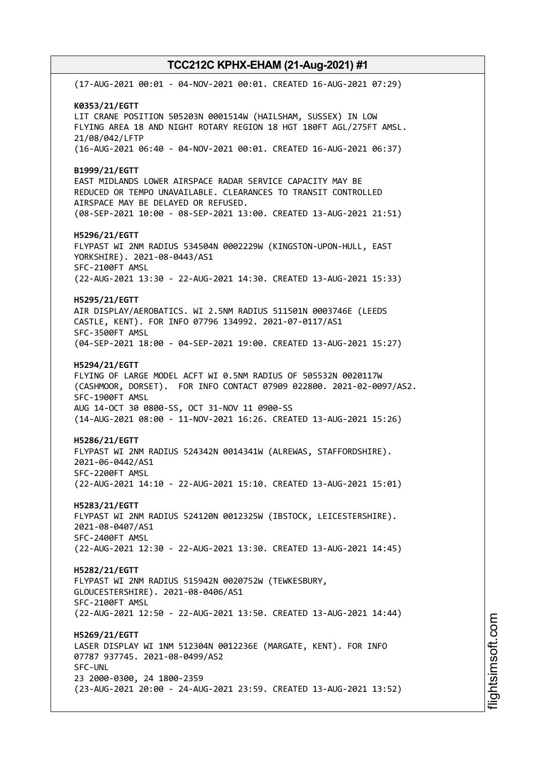(17-AUG-2021 00:01 - 04-NOV-2021 00:01. CREATED 16-AUG-2021 07:29)

**K0353/21/EGTT**
LIT CRANE POSITION 505203N 0001514W (HAILSHAM, SUSSEX) IN LOW FLYING AREA 18 AND NIGHT ROTARY REGION 18 HGT 180FT AGL/275FT AMSL. 21/08/042/LFTP
(16-AUG-2021 06:40 - 04-NOV-2021 00:01. CREATED 16-AUG-2021 06:37)

**B1999/21/EGTT**
EAST MIDLANDS LOWER AIRSPACE RADAR SERVICE CAPACITY MAY BE REDUCED OR TEMPO UNAVAILABLE. CLEARANCES TO TRANSIT CONTROLLED AIRSPACE MAY BE DELAYED OR REFUSED.
(08-SEP-2021 10:00 - 08-SEP-2021 13:00. CREATED 13-AUG-2021 21:51)

**H5296/21/EGTT**
FLYPAST WI 2NM RADIUS 534504N 0002229W (KINGSTON-UPON-HULL, EAST YORKSHIRE). 2021-08-0443/AS1
SFC-2100FT AMSL
(22-AUG-2021 13:30 - 22-AUG-2021 14:30. CREATED 13-AUG-2021 15:33)

**H5295/21/EGTT**
AIR DISPLAY/AEROBATICS. WI 2.5NM RADIUS 511501N 0003746E (LEEDS CASTLE, KENT). FOR INFO 07796 134992. 2021-07-0117/AS1
SFC-3500FT AMSL
(04-SEP-2021 18:00 - 04-SEP-2021 19:00. CREATED 13-AUG-2021 15:27)

**H5294/21/EGTT**
FLYING OF LARGE MODEL ACFT WI 0.5NM RADIUS OF 505532N 0020117W (CASHMOOR, DORSET). FOR INFO CONTACT 07909 022800. 2021-02-0097/AS2.
SFC-1900FT AMSL
AUG 14-OCT 30 0800-SS, OCT 31-NOV 11 0900-SS
(14-AUG-2021 08:00 - 11-NOV-2021 16:26. CREATED 13-AUG-2021 15:26)

**H5286/21/EGTT**
FLYPAST WI 2NM RADIUS 524342N 0014341W (ALREWAS, STAFFORDSHIRE). 2021-06-0442/AS1
SFC-2200FT AMSL
(22-AUG-2021 14:10 - 22-AUG-2021 15:10. CREATED 13-AUG-2021 15:01)

**H5283/21/EGTT**
FLYPAST WI 2NM RADIUS 524120N 0012325W (IBSTOCK, LEICESTERSHIRE). 2021-08-0407/AS1
SFC-2400FT AMSL
(22-AUG-2021 12:30 - 22-AUG-2021 13:30. CREATED 13-AUG-2021 14:45)

**H5282/21/EGTT**
FLYPAST WI 2NM RADIUS 515942N 0020752W (TEWKESBURY, GLOUCESTERSHIRE). 2021-08-0406/AS1
SFC-2100FT AMSL
(22-AUG-2021 12:50 - 22-AUG-2021 13:50. CREATED 13-AUG-2021 14:44)

**H5269/21/EGTT**
LASER DISPLAY WI 1NM 512304N 0012236E (MARGATE, KENT). FOR INFO 07787 937745. 2021-08-0499/AS2
SFC-UNL
23 2000-0300, 24 1800-2359
(23-AUG-2021 20:00 - 24-AUG-2021 23:59. CREATED 13-AUG-2021 13:52)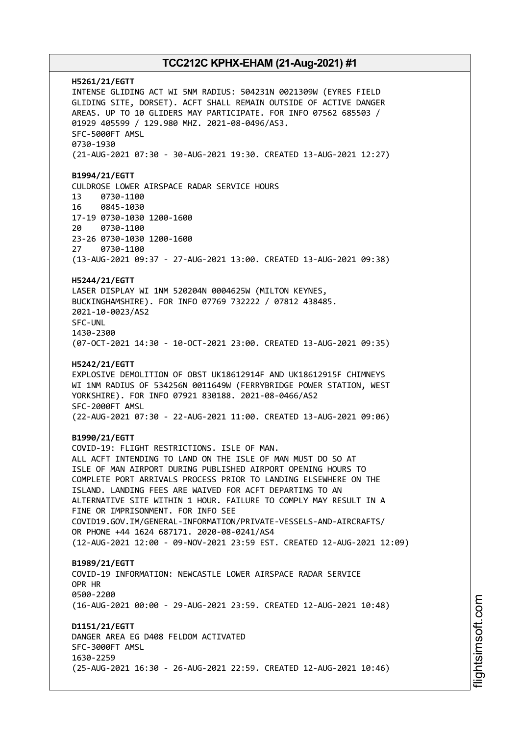**H5261/21/EGTT**
INTENSE GLIDING ACT WI 5NM RADIUS: 504231N 0021309W (EYRES FIELD GLIDING SITE, DORSET). ACFT SHALL REMAIN OUTSIDE OF ACTIVE DANGER AREAS. UP TO 10 GLIDERS MAY PARTICIPATE. FOR INFO 07562 685503 / 01929 405599 / 129.980 MHZ. 2021-08-0496/AS3.
SFC-5000FT AMSL
0730-1930
(21-AUG-2021 07:30 - 30-AUG-2021 19:30. CREATED 13-AUG-2021 12:27)

**B1994/21/EGTT**
CULDROSE LOWER AIRSPACE RADAR SERVICE HOURS
13    0730-1100
16    0845-1030
17-19 0730-1030 1200-1600
20    0730-1100
23-26 0730-1030 1200-1600
27    0730-1100
(13-AUG-2021 09:37 - 27-AUG-2021 13:00. CREATED 13-AUG-2021 09:38)

**H5244/21/EGTT**
LASER DISPLAY WI 1NM 520204N 0004625W (MILTON KEYNES, BUCKINGHAMSHIRE). FOR INFO 07769 732222 / 07812 438485.
2021-10-0023/AS2
SFC-UNL
1430-2300
(07-OCT-2021 14:30 - 10-OCT-2021 23:00. CREATED 13-AUG-2021 09:35)

**H5242/21/EGTT**
EXPLOSIVE DEMOLITION OF OBST UK18612914F AND UK18612915F CHIMNEYS WI 1NM RADIUS OF 534256N 0011649W (FERRYBRIDGE POWER STATION, WEST YORKSHIRE). FOR INFO 07921 830188. 2021-08-0466/AS2
SFC-2000FT AMSL
(22-AUG-2021 07:30 - 22-AUG-2021 11:00. CREATED 13-AUG-2021 09:06)

**B1990/21/EGTT**
COVID-19: FLIGHT RESTRICTIONS. ISLE OF MAN.
ALL ACFT INTENDING TO LAND ON THE ISLE OF MAN MUST DO SO AT ISLE OF MAN AIRPORT DURING PUBLISHED AIRPORT OPENING HOURS TO COMPLETE PORT ARRIVALS PROCESS PRIOR TO LANDING ELSEWHERE ON THE ISLAND. LANDING FEES ARE WAIVED FOR ACFT DEPARTING TO AN ALTERNATIVE SITE WITHIN 1 HOUR. FAILURE TO COMPLY MAY RESULT IN A FINE OR IMPRISONMENT. FOR INFO SEE
COVID19.GOV.IM/GENERAL-INFORMATION/PRIVATE-VESSELS-AND-AIRCRAFTS/ OR PHONE +44 1624 687171. 2020-08-0241/AS4
(12-AUG-2021 12:00 - 09-NOV-2021 23:59 EST. CREATED 12-AUG-2021 12:09)

**B1989/21/EGTT**
COVID-19 INFORMATION: NEWCASTLE LOWER AIRSPACE RADAR SERVICE
OPR HR
0500-2200
(16-AUG-2021 00:00 - 29-AUG-2021 23:59. CREATED 12-AUG-2021 10:48)

**D1151/21/EGTT**
DANGER AREA EG D408 FELDOM ACTIVATED
SFC-3000FT AMSL
1630-2259
(25-AUG-2021 16:30 - 26-AUG-2021 22:59. CREATED 12-AUG-2021 10:46)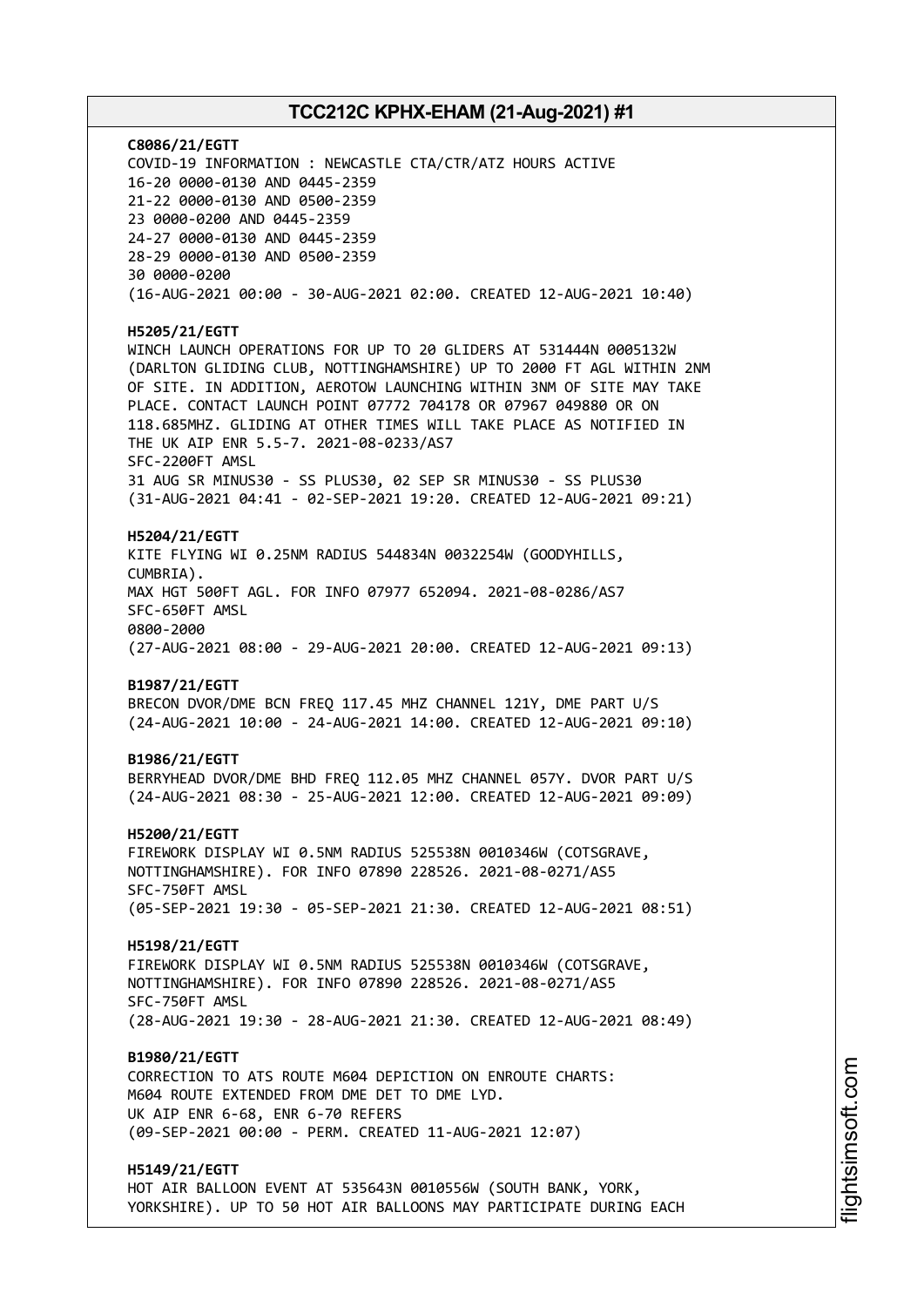**C8086/21/EGTT**
COVID-19 INFORMATION : NEWCASTLE CTA/CTR/ATZ HOURS ACTIVE
16-20 0000-0130 AND 0445-2359
21-22 0000-0130 AND 0500-2359
23 0000-0200 AND 0445-2359
24-27 0000-0130 AND 0445-2359
28-29 0000-0130 AND 0500-2359
30 0000-0200
(16-AUG-2021 00:00 - 30-AUG-2021 02:00. CREATED 12-AUG-2021 10:40)

**H5205/21/EGTT**
WINCH LAUNCH OPERATIONS FOR UP TO 20 GLIDERS AT 531444N 0005132W (DARLTON GLIDING CLUB, NOTTINGHAMSHIRE) UP TO 2000 FT AGL WITHIN 2NM OF SITE. IN ADDITION, AEROTOW LAUNCHING WITHIN 3NM OF SITE MAY TAKE PLACE. CONTACT LAUNCH POINT 07772 704178 OR 07967 049880 OR ON 118.685MHZ. GLIDING AT OTHER TIMES WILL TAKE PLACE AS NOTIFIED IN THE UK AIP ENR 5.5-7. 2021-08-0233/AS7
SFC-2200FT AMSL
31 AUG SR MINUS30 - SS PLUS30, 02 SEP SR MINUS30 - SS PLUS30
(31-AUG-2021 04:41 - 02-SEP-2021 19:20. CREATED 12-AUG-2021 09:21)

**H5204/21/EGTT**
KITE FLYING WI 0.25NM RADIUS 544834N 0032254W (GOODYHILLS, CUMBRIA).
MAX HGT 500FT AGL. FOR INFO 07977 652094. 2021-08-0286/AS7
SFC-650FT AMSL
0800-2000
(27-AUG-2021 08:00 - 29-AUG-2021 20:00. CREATED 12-AUG-2021 09:13)

**B1987/21/EGTT**
BRECON DVOR/DME BCN FREQ 117.45 MHZ CHANNEL 121Y, DME PART U/S
(24-AUG-2021 10:00 - 24-AUG-2021 14:00. CREATED 12-AUG-2021 09:10)

**B1986/21/EGTT**
BERRYHEAD DVOR/DME BHD FREQ 112.05 MHZ CHANNEL 057Y. DVOR PART U/S
(24-AUG-2021 08:30 - 25-AUG-2021 12:00. CREATED 12-AUG-2021 09:09)

**H5200/21/EGTT**
FIREWORK DISPLAY WI 0.5NM RADIUS 525538N 0010346W (COTSGRAVE, NOTTINGHAMSHIRE). FOR INFO 07890 228526. 2021-08-0271/AS5
SFC-750FT AMSL
(05-SEP-2021 19:30 - 05-SEP-2021 21:30. CREATED 12-AUG-2021 08:51)

**H5198/21/EGTT**
FIREWORK DISPLAY WI 0.5NM RADIUS 525538N 0010346W (COTSGRAVE, NOTTINGHAMSHIRE). FOR INFO 07890 228526. 2021-08-0271/AS5
SFC-750FT AMSL
(28-AUG-2021 19:30 - 28-AUG-2021 21:30. CREATED 12-AUG-2021 08:49)

**B1980/21/EGTT**
CORRECTION TO ATS ROUTE M604 DEPICTION ON ENROUTE CHARTS:
M604 ROUTE EXTENDED FROM DME DET TO DME LYD.
UK AIP ENR 6-68, ENR 6-70 REFERS
(09-SEP-2021 00:00 - PERM. CREATED 11-AUG-2021 12:07)

**H5149/21/EGTT**
HOT AIR BALLOON EVENT AT 535643N 0010556W (SOUTH BANK, YORK, YORKSHIRE). UP TO 50 HOT AIR BALLOONS MAY PARTICIPATE DURING EACH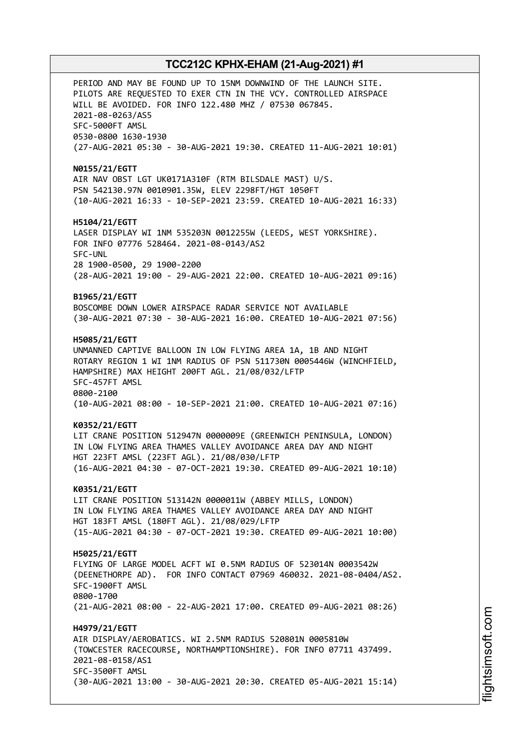PERIOD AND MAY BE FOUND UP TO 15NM DOWNWIND OF THE LAUNCH SITE.
PILOTS ARE REQUESTED TO EXER CTN IN THE VCY. CONTROLLED AIRSPACE
WILL BE AVOIDED. FOR INFO 122.480 MHZ / 07530 067845.
2021-08-0263/AS5
SFC-5000FT AMSL
0530-0800 1630-1930
(27-AUG-2021 05:30 - 30-AUG-2021 19:30. CREATED 11-AUG-2021 10:01)

**N0155/21/EGTT**
AIR NAV OBST LGT UK0171A310F (RTM BILSDALE MAST) U/S.
PSN 542130.97N 0010901.35W, ELEV 2298FT/HGT 1050FT
(10-AUG-2021 16:33 - 10-SEP-2021 23:59. CREATED 10-AUG-2021 16:33)

**H5104/21/EGTT**
LASER DISPLAY WI 1NM 535203N 0012255W (LEEDS, WEST YORKSHIRE).
FOR INFO 07776 528464. 2021-08-0143/AS2
SFC-UNL
28 1900-0500, 29 1900-2200
(28-AUG-2021 19:00 - 29-AUG-2021 22:00. CREATED 10-AUG-2021 09:16)

**B1965/21/EGTT**
BOSCOMBE DOWN LOWER AIRSPACE RADAR SERVICE NOT AVAILABLE
(30-AUG-2021 07:30 - 30-AUG-2021 16:00. CREATED 10-AUG-2021 07:56)

**H5085/21/EGTT**
UNMANNED CAPTIVE BALLOON IN LOW FLYING AREA 1A, 1B AND NIGHT
ROTARY REGION 1 WI 1NM RADIUS OF PSN 511730N 0005446W (WINCHFIELD,
HAMPSHIRE) MAX HEIGHT 200FT AGL. 21/08/032/LFTP
SFC-457FT AMSL
0800-2100
(10-AUG-2021 08:00 - 10-SEP-2021 21:00. CREATED 10-AUG-2021 07:16)

**K0352/21/EGTT**
LIT CRANE POSITION 512947N 0000009E (GREENWICH PENINSULA, LONDON)
IN LOW FLYING AREA THAMES VALLEY AVOIDANCE AREA DAY AND NIGHT
HGT 223FT AMSL (223FT AGL). 21/08/030/LFTP
(16-AUG-2021 04:30 - 07-OCT-2021 19:30. CREATED 09-AUG-2021 10:10)

**K0351/21/EGTT**
LIT CRANE POSITION 513142N 0000011W (ABBEY MILLS, LONDON)
IN LOW FLYING AREA THAMES VALLEY AVOIDANCE AREA DAY AND NIGHT
HGT 183FT AMSL (180FT AGL). 21/08/029/LFTP
(15-AUG-2021 04:30 - 07-OCT-2021 19:30. CREATED 09-AUG-2021 10:00)

**H5025/21/EGTT**
FLYING OF LARGE MODEL ACFT WI 0.5NM RADIUS OF 523014N 0003542W
(DEENETHORPE AD). FOR INFO CONTACT 07969 460032. 2021-08-0404/AS2.
SFC-1900FT AMSL
0800-1700
(21-AUG-2021 08:00 - 22-AUG-2021 17:00. CREATED 09-AUG-2021 08:26)

**H4979/21/EGTT**
AIR DISPLAY/AEROBATICS. WI 2.5NM RADIUS 520801N 0005810W
(TOWCESTER RACECOURSE, NORTHAMPTIONSHIRE). FOR INFO 07711 437499.
2021-08-0158/AS1
SFC-3500FT AMSL
(30-AUG-2021 13:00 - 30-AUG-2021 20:30. CREATED 05-AUG-2021 15:14)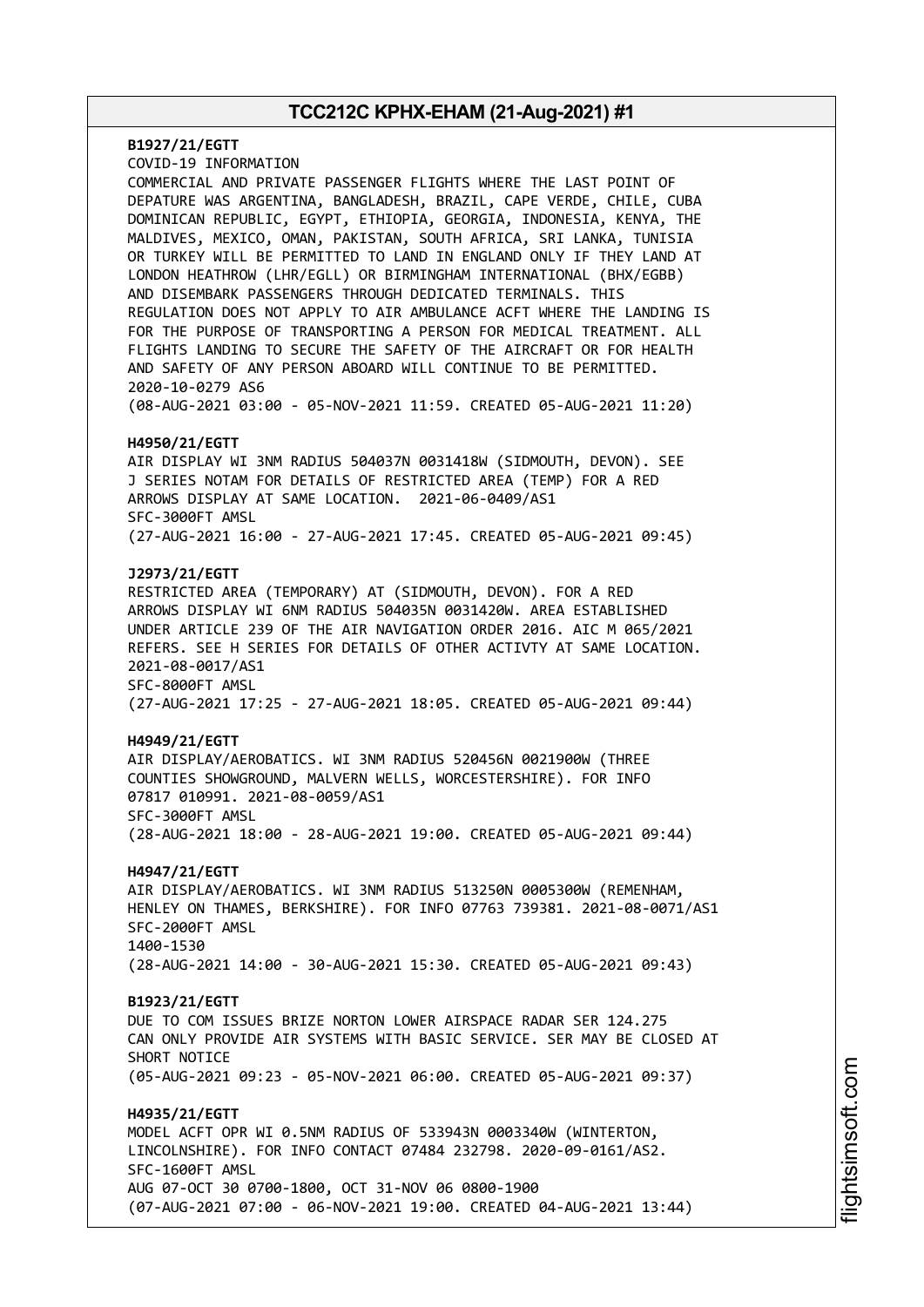**B1927/21/EGTT**
COVID-19 INFORMATION
COMMERCIAL AND PRIVATE PASSENGER FLIGHTS WHERE THE LAST POINT OF DEPATURE WAS ARGENTINA, BANGLADESH, BRAZIL, CAPE VERDE, CHILE, CUBA DOMINICAN REPUBLIC, EGYPT, ETHIOPIA, GEORGIA, INDONESIA, KENYA, THE MALDIVES, MEXICO, OMAN, PAKISTAN, SOUTH AFRICA, SRI LANKA, TUNISIA OR TURKEY WILL BE PERMITTED TO LAND IN ENGLAND ONLY IF THEY LAND AT LONDON HEATHROW (LHR/EGLL) OR BIRMINGHAM INTERNATIONAL (BHX/EGBB) AND DISEMBARK PASSENGERS THROUGH DEDICATED TERMINALS. THIS REGULATION DOES NOT APPLY TO AIR AMBULANCE ACFT WHERE THE LANDING IS FOR THE PURPOSE OF TRANSPORTING A PERSON FOR MEDICAL TREATMENT. ALL FLIGHTS LANDING TO SECURE THE SAFETY OF THE AIRCRAFT OR FOR HEALTH AND SAFETY OF ANY PERSON ABOARD WILL CONTINUE TO BE PERMITTED.
2020-10-0279 AS6
(08-AUG-2021 03:00 - 05-NOV-2021 11:59. CREATED 05-AUG-2021 11:20)

**H4950/21/EGTT**
AIR DISPLAY WI 3NM RADIUS 504037N 0031418W (SIDMOUTH, DEVON). SEE J SERIES NOTAM FOR DETAILS OF RESTRICTED AREA (TEMP) FOR A RED ARROWS DISPLAY AT SAME LOCATION. 2021-06-0409/AS1
SFC-3000FT AMSL
(27-AUG-2021 16:00 - 27-AUG-2021 17:45. CREATED 05-AUG-2021 09:45)

**J2973/21/EGTT**
RESTRICTED AREA (TEMPORARY) AT (SIDMOUTH, DEVON). FOR A RED ARROWS DISPLAY WI 6NM RADIUS 504035N 0031420W. AREA ESTABLISHED UNDER ARTICLE 239 OF THE AIR NAVIGATION ORDER 2016. AIC M 065/2021 REFERS. SEE H SERIES FOR DETAILS OF OTHER ACTIVTY AT SAME LOCATION.
2021-08-0017/AS1
SFC-8000FT AMSL
(27-AUG-2021 17:25 - 27-AUG-2021 18:05. CREATED 05-AUG-2021 09:44)

**H4949/21/EGTT**
AIR DISPLAY/AEROBATICS. WI 3NM RADIUS 520456N 0021900W (THREE COUNTIES SHOWGROUND, MALVERN WELLS, WORCESTERSHIRE). FOR INFO 07817 010991. 2021-08-0059/AS1
SFC-3000FT AMSL
(28-AUG-2021 18:00 - 28-AUG-2021 19:00. CREATED 05-AUG-2021 09:44)

**H4947/21/EGTT**
AIR DISPLAY/AEROBATICS. WI 3NM RADIUS 513250N 0005300W (REMENHAM, HENLEY ON THAMES, BERKSHIRE). FOR INFO 07763 739381. 2021-08-0071/AS1
SFC-2000FT AMSL
1400-1530
(28-AUG-2021 14:00 - 30-AUG-2021 15:30. CREATED 05-AUG-2021 09:43)

**B1923/21/EGTT**
DUE TO COM ISSUES BRIZE NORTON LOWER AIRSPACE RADAR SER 124.275 CAN ONLY PROVIDE AIR SYSTEMS WITH BASIC SERVICE. SER MAY BE CLOSED AT SHORT NOTICE
(05-AUG-2021 09:23 - 05-NOV-2021 06:00. CREATED 05-AUG-2021 09:37)

**H4935/21/EGTT**
MODEL ACFT OPR WI 0.5NM RADIUS OF 533943N 0003340W (WINTERTON, LINCOLNSHIRE). FOR INFO CONTACT 07484 232798. 2020-09-0161/AS2.
SFC-1600FT AMSL
AUG 07-OCT 30 0700-1800, OCT 31-NOV 06 0800-1900
(07-AUG-2021 07:00 - 06-NOV-2021 19:00. CREATED 04-AUG-2021 13:44)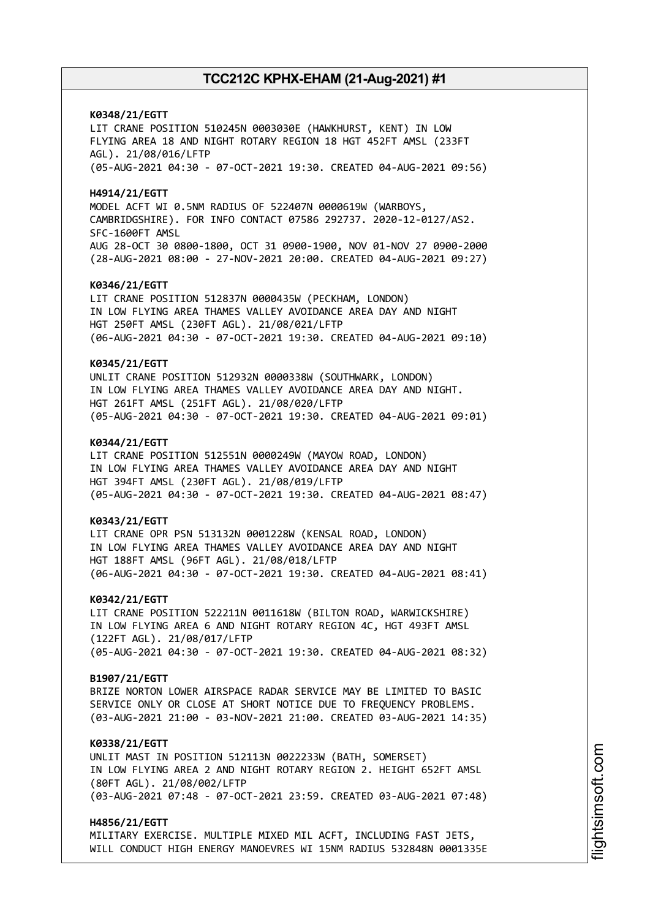**K0348/21/EGTT**
LIT CRANE POSITION 510245N 0003030E (HAWKHURST, KENT) IN LOW FLYING AREA 18 AND NIGHT ROTARY REGION 18 HGT 452FT AMSL (233FT AGL). 21/08/016/LFTP
(05-AUG-2021 04:30 - 07-OCT-2021 19:30. CREATED 04-AUG-2021 09:56)

**H4914/21/EGTT**
MODEL ACFT WI 0.5NM RADIUS OF 522407N 0000619W (WARBOYS, CAMBRIDGSHIRE). FOR INFO CONTACT 07586 292737. 2020-12-0127/AS2. SFC-1600FT AMSL
AUG 28-OCT 30 0800-1800, OCT 31 0900-1900, NOV 01-NOV 27 0900-2000
(28-AUG-2021 08:00 - 27-NOV-2021 20:00. CREATED 04-AUG-2021 09:27)

**K0346/21/EGTT**
LIT CRANE POSITION 512837N 0000435W (PECKHAM, LONDON) IN LOW FLYING AREA THAMES VALLEY AVOIDANCE AREA DAY AND NIGHT HGT 250FT AMSL (230FT AGL). 21/08/021/LFTP
(06-AUG-2021 04:30 - 07-OCT-2021 19:30. CREATED 04-AUG-2021 09:10)

**K0345/21/EGTT**
UNLIT CRANE POSITION 512932N 0000338W (SOUTHWARK, LONDON) IN LOW FLYING AREA THAMES VALLEY AVOIDANCE AREA DAY AND NIGHT. HGT 261FT AMSL (251FT AGL). 21/08/020/LFTP
(05-AUG-2021 04:30 - 07-OCT-2021 19:30. CREATED 04-AUG-2021 09:01)

**K0344/21/EGTT**
LIT CRANE POSITION 512551N 0000249W (MAYOW ROAD, LONDON) IN LOW FLYING AREA THAMES VALLEY AVOIDANCE AREA DAY AND NIGHT HGT 394FT AMSL (230FT AGL). 21/08/019/LFTP
(05-AUG-2021 04:30 - 07-OCT-2021 19:30. CREATED 04-AUG-2021 08:47)

**K0343/21/EGTT**
LIT CRANE OPR PSN 513132N 0001228W (KENSAL ROAD, LONDON) IN LOW FLYING AREA THAMES VALLEY AVOIDANCE AREA DAY AND NIGHT HGT 188FT AMSL (96FT AGL). 21/08/018/LFTP
(06-AUG-2021 04:30 - 07-OCT-2021 19:30. CREATED 04-AUG-2021 08:41)

**K0342/21/EGTT**
LIT CRANE POSITION 522211N 0011618W (BILTON ROAD, WARWICKSHIRE) IN LOW FLYING AREA 6 AND NIGHT ROTARY REGION 4C, HGT 493FT AMSL (122FT AGL). 21/08/017/LFTP
(05-AUG-2021 04:30 - 07-OCT-2021 19:30. CREATED 04-AUG-2021 08:32)

**B1907/21/EGTT**
BRIZE NORTON LOWER AIRSPACE RADAR SERVICE MAY BE LIMITED TO BASIC SERVICE ONLY OR CLOSE AT SHORT NOTICE DUE TO FREQUENCY PROBLEMS.
(03-AUG-2021 21:00 - 03-NOV-2021 21:00. CREATED 03-AUG-2021 14:35)

**K0338/21/EGTT**
UNLIT MAST IN POSITION 512113N 0022233W (BATH, SOMERSET) IN LOW FLYING AREA 2 AND NIGHT ROTARY REGION 2. HEIGHT 652FT AMSL (80FT AGL). 21/08/002/LFTP
(03-AUG-2021 07:48 - 07-OCT-2021 23:59. CREATED 03-AUG-2021 07:48)

**H4856/21/EGTT**
MILITARY EXERCISE. MULTIPLE MIXED MIL ACFT, INCLUDING FAST JETS, WILL CONDUCT HIGH ENERGY MANOEVRES WI 15NM RADIUS 532848N 0001335E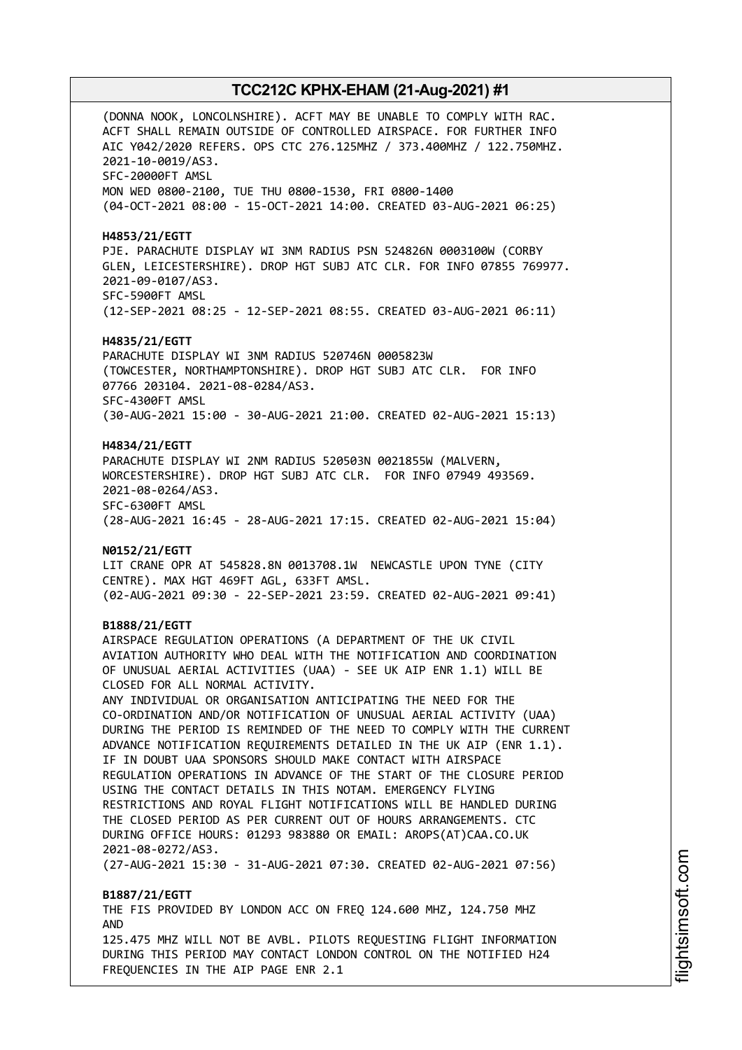(DONNA NOOK, LONCOLNSHIRE). ACFT MAY BE UNABLE TO COMPLY WITH RAC. ACFT SHALL REMAIN OUTSIDE OF CONTROLLED AIRSPACE. FOR FURTHER INFO AIC Y042/2020 REFERS. OPS CTC 276.125MHZ / 373.400MHZ / 122.750MHZ. 2021-10-0019/AS3.
SFC-20000FT AMSL
MON WED 0800-2100, TUE THU 0800-1530, FRI 0800-1400
(04-OCT-2021 08:00 - 15-OCT-2021 14:00. CREATED 03-AUG-2021 06:25)

**H4853/21/EGTT**
PJE. PARACHUTE DISPLAY WI 3NM RADIUS PSN 524826N 0003100W (CORBY GLEN, LEICESTERSHIRE). DROP HGT SUBJ ATC CLR. FOR INFO 07855 769977. 2021-09-0107/AS3.
SFC-5900FT AMSL
(12-SEP-2021 08:25 - 12-SEP-2021 08:55. CREATED 03-AUG-2021 06:11)

**H4835/21/EGTT**
PARACHUTE DISPLAY WI 3NM RADIUS 520746N 0005823W (TOWCESTER, NORTHAMPTONSHIRE). DROP HGT SUBJ ATC CLR. FOR INFO 07766 203104. 2021-08-0284/AS3.
SFC-4300FT AMSL
(30-AUG-2021 15:00 - 30-AUG-2021 21:00. CREATED 02-AUG-2021 15:13)

**H4834/21/EGTT**
PARACHUTE DISPLAY WI 2NM RADIUS 520503N 0021855W (MALVERN, WORCESTERSHIRE). DROP HGT SUBJ ATC CLR. FOR INFO 07949 493569. 2021-08-0264/AS3.
SFC-6300FT AMSL
(28-AUG-2021 16:45 - 28-AUG-2021 17:15. CREATED 02-AUG-2021 15:04)

**N0152/21/EGTT**
LIT CRANE OPR AT 545828.8N 0013708.1W NEWCASTLE UPON TYNE (CITY CENTRE). MAX HGT 469FT AGL, 633FT AMSL.
(02-AUG-2021 09:30 - 22-SEP-2021 23:59. CREATED 02-AUG-2021 09:41)

**B1888/21/EGTT**
AIRSPACE REGULATION OPERATIONS (A DEPARTMENT OF THE UK CIVIL AVIATION AUTHORITY WHO DEAL WITH THE NOTIFICATION AND COORDINATION OF UNUSUAL AERIAL ACTIVITIES (UAA) - SEE UK AIP ENR 1.1) WILL BE CLOSED FOR ALL NORMAL ACTIVITY.
ANY INDIVIDUAL OR ORGANISATION ANTICIPATING THE NEED FOR THE CO-ORDINATION AND/OR NOTIFICATION OF UNUSUAL AERIAL ACTIVITY (UAA) DURING THE PERIOD IS REMINDED OF THE NEED TO COMPLY WITH THE CURRENT ADVANCE NOTIFICATION REQUIREMENTS DETAILED IN THE UK AIP (ENR 1.1). IF IN DOUBT UAA SPONSORS SHOULD MAKE CONTACT WITH AIRSPACE REGULATION OPERATIONS IN ADVANCE OF THE START OF THE CLOSURE PERIOD USING THE CONTACT DETAILS IN THIS NOTAM. EMERGENCY FLYING RESTRICTIONS AND ROYAL FLIGHT NOTIFICATIONS WILL BE HANDLED DURING THE CLOSED PERIOD AS PER CURRENT OUT OF HOURS ARRANGEMENTS. CTC DURING OFFICE HOURS: 01293 983880 OR EMAIL: AROPS(AT)CAA.CO.UK 2021-08-0272/AS3.
(27-AUG-2021 15:30 - 31-AUG-2021 07:30. CREATED 02-AUG-2021 07:56)

**B1887/21/EGTT**
THE FIS PROVIDED BY LONDON ACC ON FREQ 124.600 MHZ, 124.750 MHZ AND
125.475 MHZ WILL NOT BE AVBL. PILOTS REQUESTING FLIGHT INFORMATION DURING THIS PERIOD MAY CONTACT LONDON CONTROL ON THE NOTIFIED H24 FREQUENCIES IN THE AIP PAGE ENR 2.1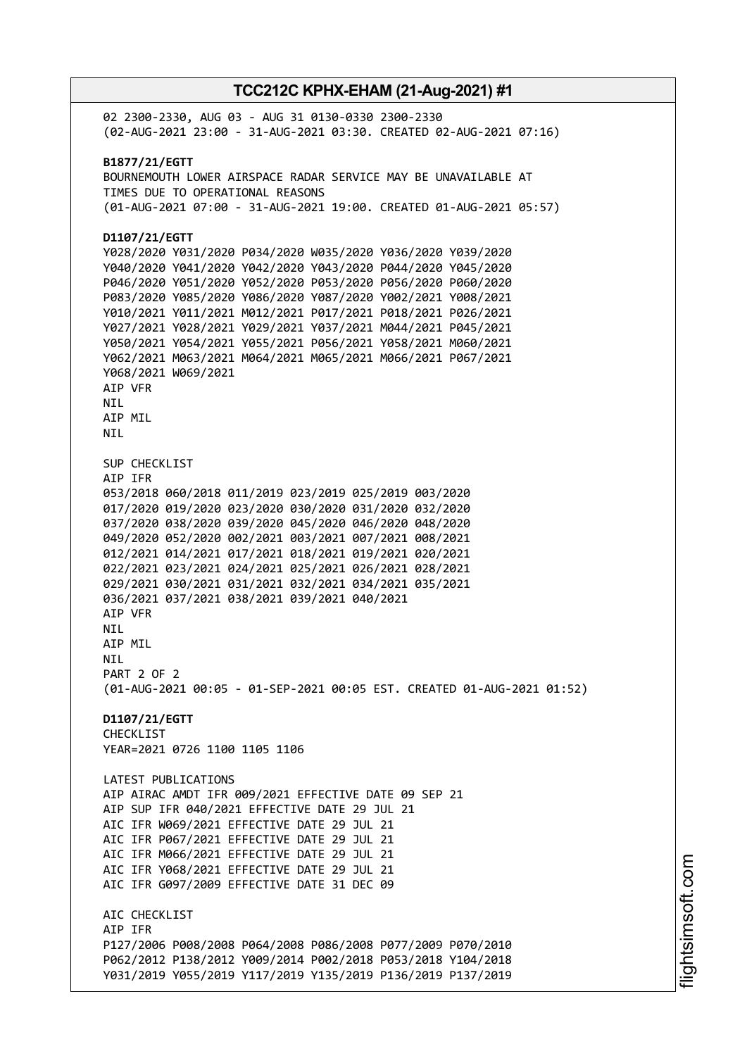02 2300-2330, AUG 03 - AUG 31 0130-0330 2300-2330
(02-AUG-2021 23:00 - 31-AUG-2021 03:30. CREATED 02-AUG-2021 07:16)

**B1877/21/EGTT**
BOURNEMOUTH LOWER AIRSPACE RADAR SERVICE MAY BE UNAVAILABLE AT
TIMES DUE TO OPERATIONAL REASONS
(01-AUG-2021 07:00 - 31-AUG-2021 19:00. CREATED 01-AUG-2021 05:57)

**D1107/21/EGTT**
Y028/2020 Y031/2020 P034/2020 W035/2020 Y036/2020 Y039/2020
Y040/2020 Y041/2020 Y042/2020 Y043/2020 P044/2020 Y045/2020
P046/2020 Y051/2020 Y052/2020 P053/2020 P056/2020 P060/2020
P083/2020 Y085/2020 Y086/2020 Y087/2020 Y002/2021 Y008/2021
Y010/2021 Y011/2021 M012/2021 P017/2021 P018/2021 P026/2021
Y027/2021 Y028/2021 Y029/2021 Y037/2021 M044/2021 P045/2021
Y050/2021 Y054/2021 Y055/2021 P056/2021 Y058/2021 M060/2021
Y062/2021 M063/2021 M064/2021 M065/2021 M066/2021 P067/2021
Y068/2021 W069/2021
AIP VFR
NIL
AIP MIL
NIL

SUP CHECKLIST
AIP IFR
053/2018 060/2018 011/2019 023/2019 025/2019 003/2020
017/2020 019/2020 023/2020 030/2020 031/2020 032/2020
037/2020 038/2020 039/2020 045/2020 046/2020 048/2020
049/2020 052/2020 002/2021 003/2021 007/2021 008/2021
012/2021 014/2021 017/2021 018/2021 019/2021 020/2021
022/2021 023/2021 024/2021 025/2021 026/2021 028/2021
029/2021 030/2021 031/2021 032/2021 034/2021 035/2021
036/2021 037/2021 038/2021 039/2021 040/2021
AIP VFR
NIL
AIP MIL
NIL
PART 2 OF 2
(01-AUG-2021 00:05 - 01-SEP-2021 00:05 EST. CREATED 01-AUG-2021 01:52)

**D1107/21/EGTT**
CHECKLIST
YEAR=2021 0726 1100 1105 1106

LATEST PUBLICATIONS
AIP AIRAC AMDT IFR 009/2021 EFFECTIVE DATE 09 SEP 21
AIP SUP IFR 040/2021 EFFECTIVE DATE 29 JUL 21
AIC IFR W069/2021 EFFECTIVE DATE 29 JUL 21
AIC IFR P067/2021 EFFECTIVE DATE 29 JUL 21
AIC IFR M066/2021 EFFECTIVE DATE 29 JUL 21
AIC IFR Y068/2021 EFFECTIVE DATE 29 JUL 21
AIC IFR G097/2009 EFFECTIVE DATE 31 DEC 09

AIC CHECKLIST
AIP IFR
P127/2006 P008/2008 P064/2008 P086/2008 P077/2009 P070/2010
P062/2012 P138/2012 Y009/2014 P002/2018 P053/2018 Y104/2018
Y031/2019 Y055/2019 Y117/2019 Y135/2019 P136/2019 P137/2019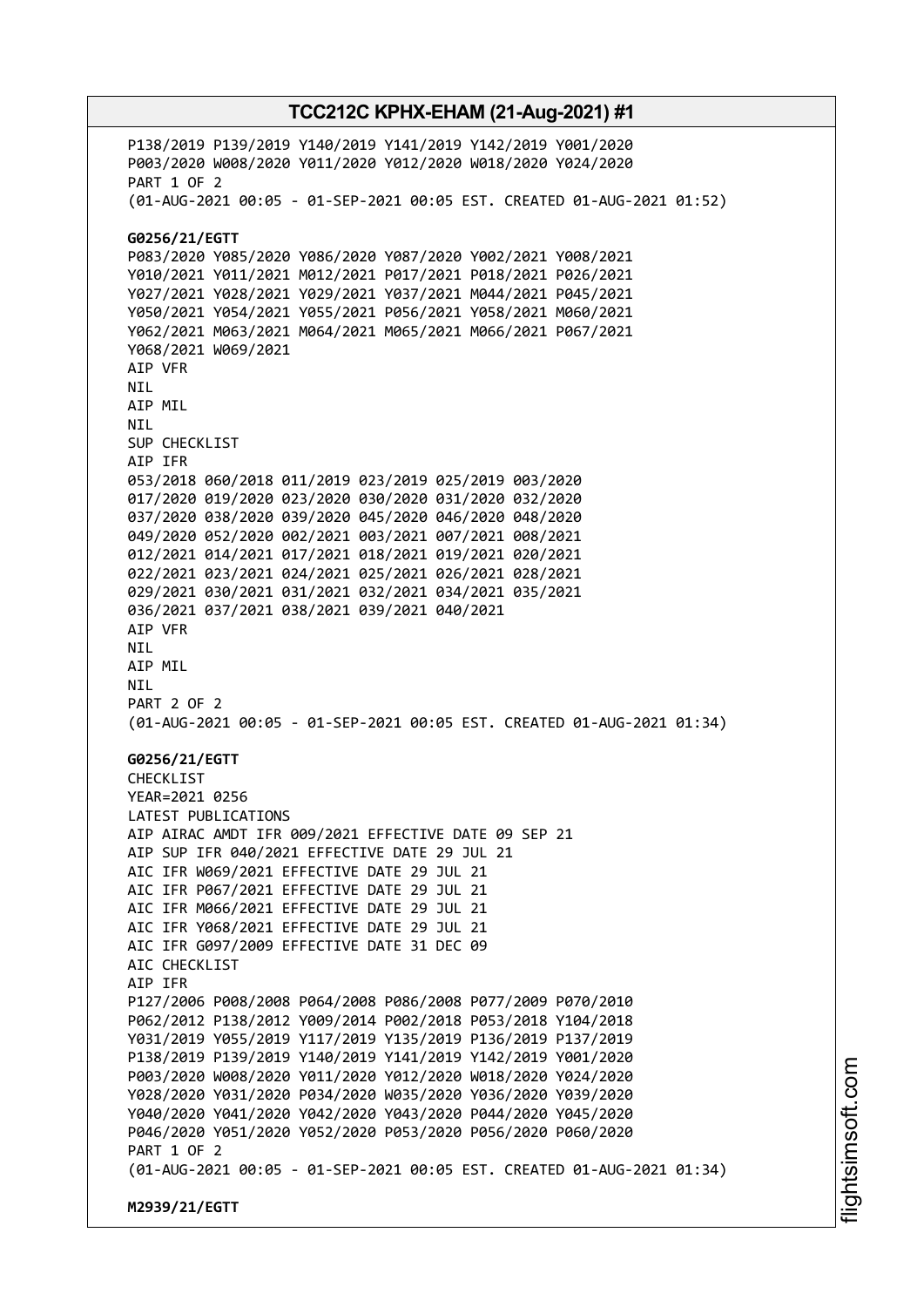P138/2019 P139/2019 Y140/2019 Y141/2019 Y142/2019 Y001/2020
P003/2020 W008/2020 Y011/2020 Y012/2020 W018/2020 Y024/2020
PART 1 OF 2
(01-AUG-2021 00:05 - 01-SEP-2021 00:05 EST. CREATED 01-AUG-2021 01:52)

**G0256/21/EGTT**
P083/2020 Y085/2020 Y086/2020 Y087/2020 Y002/2021 Y008/2021
Y010/2021 Y011/2021 M012/2021 P017/2021 P018/2021 P026/2021
Y027/2021 Y028/2021 Y029/2021 Y037/2021 M044/2021 P045/2021
Y050/2021 Y054/2021 Y055/2021 P056/2021 Y058/2021 M060/2021
Y062/2021 M063/2021 M064/2021 M065/2021 M066/2021 P067/2021
Y068/2021 W069/2021
AIP VFR
NIL
AIP MIL
NIL
SUP CHECKLIST
AIP IFR
053/2018 060/2018 011/2019 023/2019 025/2019 003/2020
017/2020 019/2020 023/2020 030/2020 031/2020 032/2020
037/2020 038/2020 039/2020 045/2020 046/2020 048/2020
049/2020 052/2020 002/2021 003/2021 007/2021 008/2021
012/2021 014/2021 017/2021 018/2021 019/2021 020/2021
022/2021 023/2021 024/2021 025/2021 026/2021 028/2021
029/2021 030/2021 031/2021 032/2021 034/2021 035/2021
036/2021 037/2021 038/2021 039/2021 040/2021
AIP VFR
NIL
AIP MIL
NIL
PART 2 OF 2
(01-AUG-2021 00:05 - 01-SEP-2021 00:05 EST. CREATED 01-AUG-2021 01:34)

**G0256/21/EGTT**
CHECKLIST
YEAR=2021 0256
LATEST PUBLICATIONS
AIP AIRAC AMDT IFR 009/2021 EFFECTIVE DATE 09 SEP 21
AIP SUP IFR 040/2021 EFFECTIVE DATE 29 JUL 21
AIC IFR W069/2021 EFFECTIVE DATE 29 JUL 21
AIC IFR P067/2021 EFFECTIVE DATE 29 JUL 21
AIC IFR M066/2021 EFFECTIVE DATE 29 JUL 21
AIC IFR Y068/2021 EFFECTIVE DATE 29 JUL 21
AIC IFR G097/2009 EFFECTIVE DATE 31 DEC 09
AIC CHECKLIST
AIP IFR
P127/2006 P008/2008 P064/2008 P086/2008 P077/2009 P070/2010
P062/2012 P138/2012 Y009/2014 P002/2018 P053/2018 Y104/2018
Y031/2019 Y055/2019 Y117/2019 Y135/2019 P136/2019 P137/2019
P138/2019 P139/2019 Y140/2019 Y141/2019 Y142/2019 Y001/2020
P003/2020 W008/2020 Y011/2020 Y012/2020 W018/2020 Y024/2020
Y028/2020 Y031/2020 P034/2020 W035/2020 Y036/2020 Y039/2020
Y040/2020 Y041/2020 Y042/2020 Y043/2020 P044/2020 Y045/2020
P046/2020 Y051/2020 Y052/2020 P053/2020 P056/2020 P060/2020
PART 1 OF 2
(01-AUG-2021 00:05 - 01-SEP-2021 00:05 EST. CREATED 01-AUG-2021 01:34)

**M2939/21/EGTT**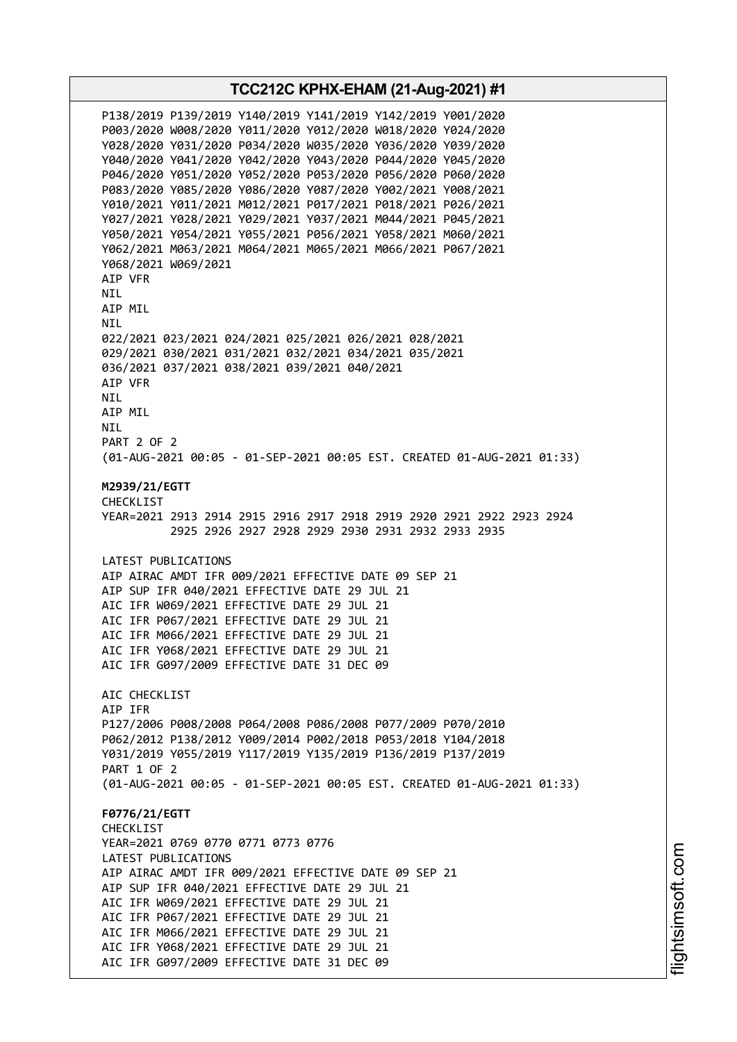P138/2019 P139/2019 Y140/2019 Y141/2019 Y142/2019 Y001/2020
P003/2020 W008/2020 Y011/2020 Y012/2020 W018/2020 Y024/2020
Y028/2020 Y031/2020 P034/2020 W035/2020 Y036/2020 Y039/2020
Y040/2020 Y041/2020 Y042/2020 Y043/2020 P044/2020 Y045/2020
P046/2020 Y051/2020 Y052/2020 P053/2020 P056/2020 P060/2020
P083/2020 Y085/2020 Y086/2020 Y087/2020 Y002/2021 Y008/2021
Y010/2021 Y011/2021 M012/2021 P017/2021 P018/2021 P026/2021
Y027/2021 Y028/2021 Y029/2021 Y037/2021 M044/2021 P045/2021
Y050/2021 Y054/2021 Y055/2021 P056/2021 Y058/2021 M060/2021
Y062/2021 M063/2021 M064/2021 M065/2021 M066/2021 P067/2021
Y068/2021 W069/2021
AIP VFR
NIL
AIP MIL
NIL
022/2021 023/2021 024/2021 025/2021 026/2021 028/2021
029/2021 030/2021 031/2021 032/2021 034/2021 035/2021
036/2021 037/2021 038/2021 039/2021 040/2021
AIP VFR
NIL
AIP MIL
NIL
PART 2 OF 2
(01-AUG-2021 00:05 - 01-SEP-2021 00:05 EST. CREATED 01-AUG-2021 01:33)

**M2939/21/EGTT**
CHECKLIST
YEAR=2021 2913 2914 2915 2916 2917 2918 2919 2920 2921 2922 2923 2924
2925 2926 2927 2928 2929 2930 2931 2932 2933 2935

LATEST PUBLICATIONS
AIP AIRAC AMDT IFR 009/2021 EFFECTIVE DATE 09 SEP 21
AIP SUP IFR 040/2021 EFFECTIVE DATE 29 JUL 21
AIC IFR W069/2021 EFFECTIVE DATE 29 JUL 21
AIC IFR P067/2021 EFFECTIVE DATE 29 JUL 21
AIC IFR M066/2021 EFFECTIVE DATE 29 JUL 21
AIC IFR Y068/2021 EFFECTIVE DATE 29 JUL 21
AIC IFR G097/2009 EFFECTIVE DATE 31 DEC 09

AIC CHECKLIST
AIP IFR
P127/2006 P008/2008 P064/2008 P086/2008 P077/2009 P070/2010
P062/2012 P138/2012 Y009/2014 P002/2018 P053/2018 Y104/2018
Y031/2019 Y055/2019 Y117/2019 Y135/2019 P136/2019 P137/2019
PART 1 OF 2
(01-AUG-2021 00:05 - 01-SEP-2021 00:05 EST. CREATED 01-AUG-2021 01:33)

**F0776/21/EGTT**
CHECKLIST
YEAR=2021 0769 0770 0771 0773 0776
LATEST PUBLICATIONS
AIP AIRAC AMDT IFR 009/2021 EFFECTIVE DATE 09 SEP 21
AIP SUP IFR 040/2021 EFFECTIVE DATE 29 JUL 21
AIC IFR W069/2021 EFFECTIVE DATE 29 JUL 21
AIC IFR P067/2021 EFFECTIVE DATE 29 JUL 21
AIC IFR M066/2021 EFFECTIVE DATE 29 JUL 21
AIC IFR Y068/2021 EFFECTIVE DATE 29 JUL 21
AIC IFR G097/2009 EFFECTIVE DATE 31 DEC 09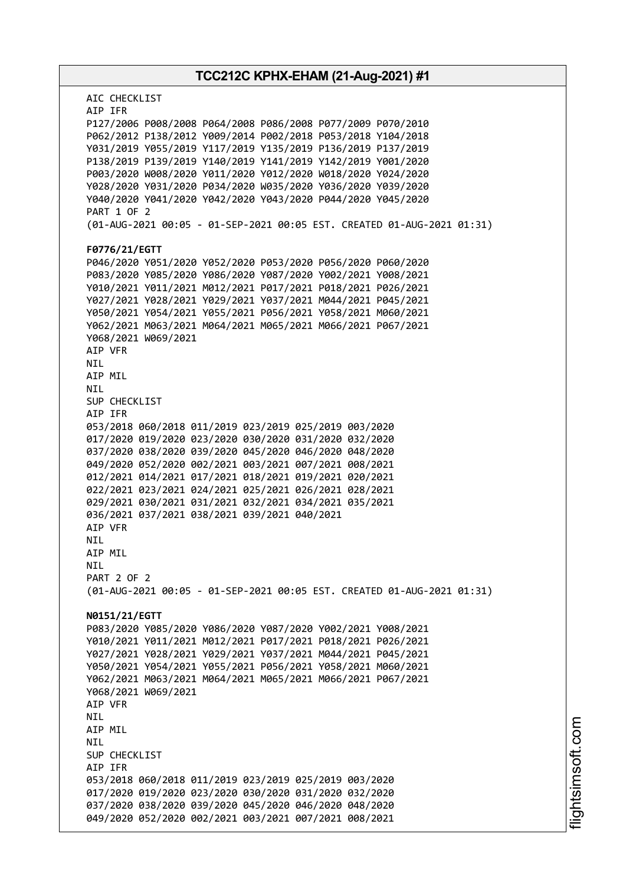AIC CHECKLIST
AIP IFR
P127/2006 P008/2008 P064/2008 P086/2008 P077/2009 P070/2010
P062/2012 P138/2012 Y009/2014 P002/2018 P053/2018 Y104/2018
Y031/2019 Y055/2019 Y117/2019 Y135/2019 P136/2019 P137/2019
P138/2019 P139/2019 Y140/2019 Y141/2019 Y142/2019 Y001/2020
P003/2020 W008/2020 Y011/2020 Y012/2020 W018/2020 Y024/2020
Y028/2020 Y031/2020 P034/2020 W035/2020 Y036/2020 Y039/2020
Y040/2020 Y041/2020 Y042/2020 Y043/2020 P044/2020 Y045/2020
PART 1 OF 2
(01-AUG-2021 00:05 - 01-SEP-2021 00:05 EST. CREATED 01-AUG-2021 01:31)

**F0776/21/EGTT**
P046/2020 Y051/2020 Y052/2020 P053/2020 P056/2020 P060/2020
P083/2020 Y085/2020 Y086/2020 Y087/2020 Y002/2021 Y008/2021
Y010/2021 Y011/2021 M012/2021 P017/2021 P018/2021 P026/2021
Y027/2021 Y028/2021 Y029/2021 Y037/2021 M044/2021 P045/2021
Y050/2021 Y054/2021 Y055/2021 P056/2021 Y058/2021 M060/2021
Y062/2021 M063/2021 M064/2021 M065/2021 M066/2021 P067/2021
Y068/2021 W069/2021
AIP VFR
NIL
AIP MIL
NIL
SUP CHECKLIST
AIP IFR
053/2018 060/2018 011/2019 023/2019 025/2019 003/2020
017/2020 019/2020 023/2020 030/2020 031/2020 032/2020
037/2020 038/2020 039/2020 045/2020 046/2020 048/2020
049/2020 052/2020 002/2021 003/2021 007/2021 008/2021
012/2021 014/2021 017/2021 018/2021 019/2021 020/2021
022/2021 023/2021 024/2021 025/2021 026/2021 028/2021
029/2021 030/2021 031/2021 032/2021 034/2021 035/2021
036/2021 037/2021 038/2021 039/2021 040/2021
AIP VFR
NIL
AIP MIL
NIL
PART 2 OF 2
(01-AUG-2021 00:05 - 01-SEP-2021 00:05 EST. CREATED 01-AUG-2021 01:31)

**N0151/21/EGTT**
P083/2020 Y085/2020 Y086/2020 Y087/2020 Y002/2021 Y008/2021
Y010/2021 Y011/2021 M012/2021 P017/2021 P018/2021 P026/2021
Y027/2021 Y028/2021 Y029/2021 Y037/2021 M044/2021 P045/2021
Y050/2021 Y054/2021 Y055/2021 P056/2021 Y058/2021 M060/2021
Y062/2021 M063/2021 M064/2021 M065/2021 M066/2021 P067/2021
Y068/2021 W069/2021
AIP VFR
NIL
AIP MIL
NIL
SUP CHECKLIST
AIP IFR
053/2018 060/2018 011/2019 023/2019 025/2019 003/2020
017/2020 019/2020 023/2020 030/2020 031/2020 032/2020
037/2020 038/2020 039/2020 045/2020 046/2020 048/2020
049/2020 052/2020 002/2021 003/2021 007/2021 008/2021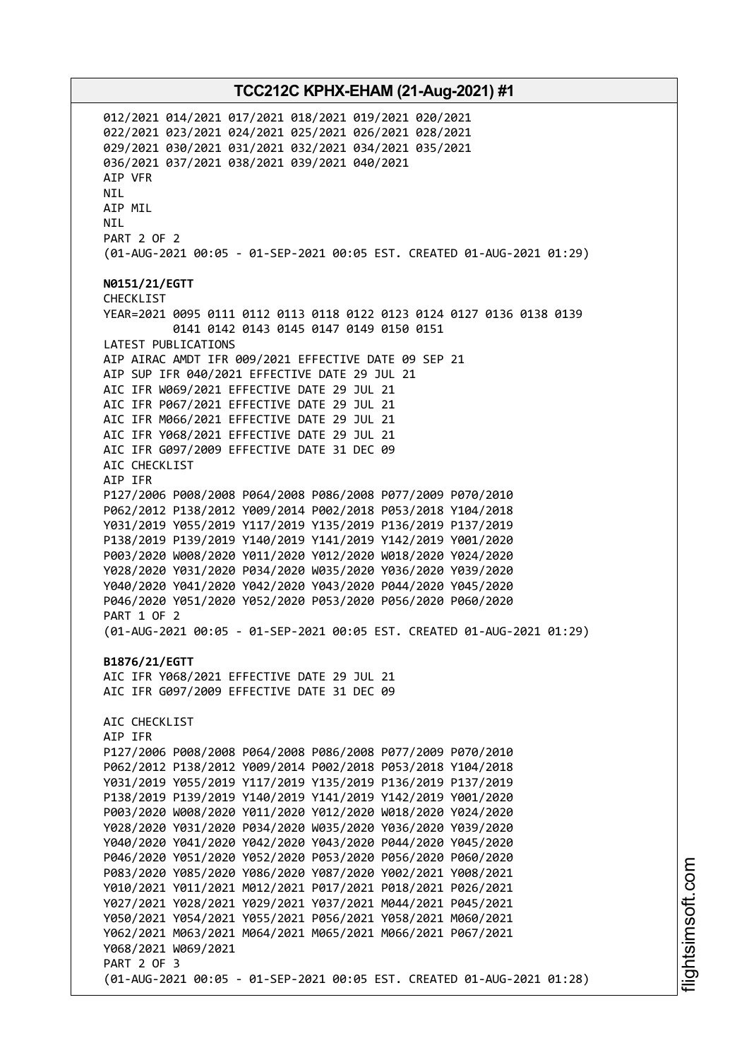012/2021 014/2021 017/2021 018/2021 019/2021 020/2021
022/2021 023/2021 024/2021 025/2021 026/2021 028/2021
029/2021 030/2021 031/2021 032/2021 034/2021 035/2021
036/2021 037/2021 038/2021 039/2021 040/2021
AIP VFR
NIL
AIP MIL
NIL
PART 2 OF 2
(01-AUG-2021 00:05 - 01-SEP-2021 00:05 EST. CREATED 01-AUG-2021 01:29)

**N0151/21/EGTT**
CHECKLIST
YEAR=2021 0095 0111 0112 0113 0118 0122 0123 0124 0127 0136 0138 0139
0141 0142 0143 0145 0147 0149 0150 0151
LATEST PUBLICATIONS
AIP AIRAC AMDT IFR 009/2021 EFFECTIVE DATE 09 SEP 21
AIP SUP IFR 040/2021 EFFECTIVE DATE 29 JUL 21
AIC IFR W069/2021 EFFECTIVE DATE 29 JUL 21
AIC IFR P067/2021 EFFECTIVE DATE 29 JUL 21
AIC IFR M066/2021 EFFECTIVE DATE 29 JUL 21
AIC IFR Y068/2021 EFFECTIVE DATE 29 JUL 21
AIC IFR G097/2009 EFFECTIVE DATE 31 DEC 09
AIC CHECKLIST
AIP IFR
P127/2006 P008/2008 P064/2008 P086/2008 P077/2009 P070/2010
P062/2012 P138/2012 Y009/2014 P002/2018 P053/2018 Y104/2018
Y031/2019 Y055/2019 Y117/2019 Y135/2019 P136/2019 P137/2019
P138/2019 P139/2019 Y140/2019 Y141/2019 Y142/2019 Y001/2020
P003/2020 W008/2020 Y011/2020 Y012/2020 W018/2020 Y024/2020
Y028/2020 Y031/2020 P034/2020 W035/2020 Y036/2020 Y039/2020
Y040/2020 Y041/2020 Y042/2020 Y043/2020 P044/2020 Y045/2020
P046/2020 Y051/2020 Y052/2020 P053/2020 P056/2020 P060/2020
PART 1 OF 2
(01-AUG-2021 00:05 - 01-SEP-2021 00:05 EST. CREATED 01-AUG-2021 01:29)

**B1876/21/EGTT**
AIC IFR Y068/2021 EFFECTIVE DATE 29 JUL 21
AIC IFR G097/2009 EFFECTIVE DATE 31 DEC 09

AIC CHECKLIST
AIP IFR
P127/2006 P008/2008 P064/2008 P086/2008 P077/2009 P070/2010
P062/2012 P138/2012 Y009/2014 P002/2018 P053/2018 Y104/2018
Y031/2019 Y055/2019 Y117/2019 Y135/2019 P136/2019 P137/2019
P138/2019 P139/2019 Y140/2019 Y141/2019 Y142/2019 Y001/2020
P003/2020 W008/2020 Y011/2020 Y012/2020 W018/2020 Y024/2020
Y028/2020 Y031/2020 P034/2020 W035/2020 Y036/2020 Y039/2020
Y040/2020 Y041/2020 Y042/2020 Y043/2020 P044/2020 Y045/2020
P046/2020 Y051/2020 Y052/2020 P053/2020 P056/2020 P060/2020
P083/2020 Y085/2020 Y086/2020 Y087/2020 Y002/2021 Y008/2021
Y010/2021 Y011/2021 M012/2021 P017/2021 P018/2021 P026/2021
Y027/2021 Y028/2021 Y029/2021 Y037/2021 M044/2021 P045/2021
Y050/2021 Y054/2021 Y055/2021 P056/2021 Y058/2021 M060/2021
Y062/2021 M063/2021 M064/2021 M065/2021 M066/2021 P067/2021
Y068/2021 W069/2021
PART 2 OF 3
(01-AUG-2021 00:05 - 01-SEP-2021 00:05 EST. CREATED 01-AUG-2021 01:28)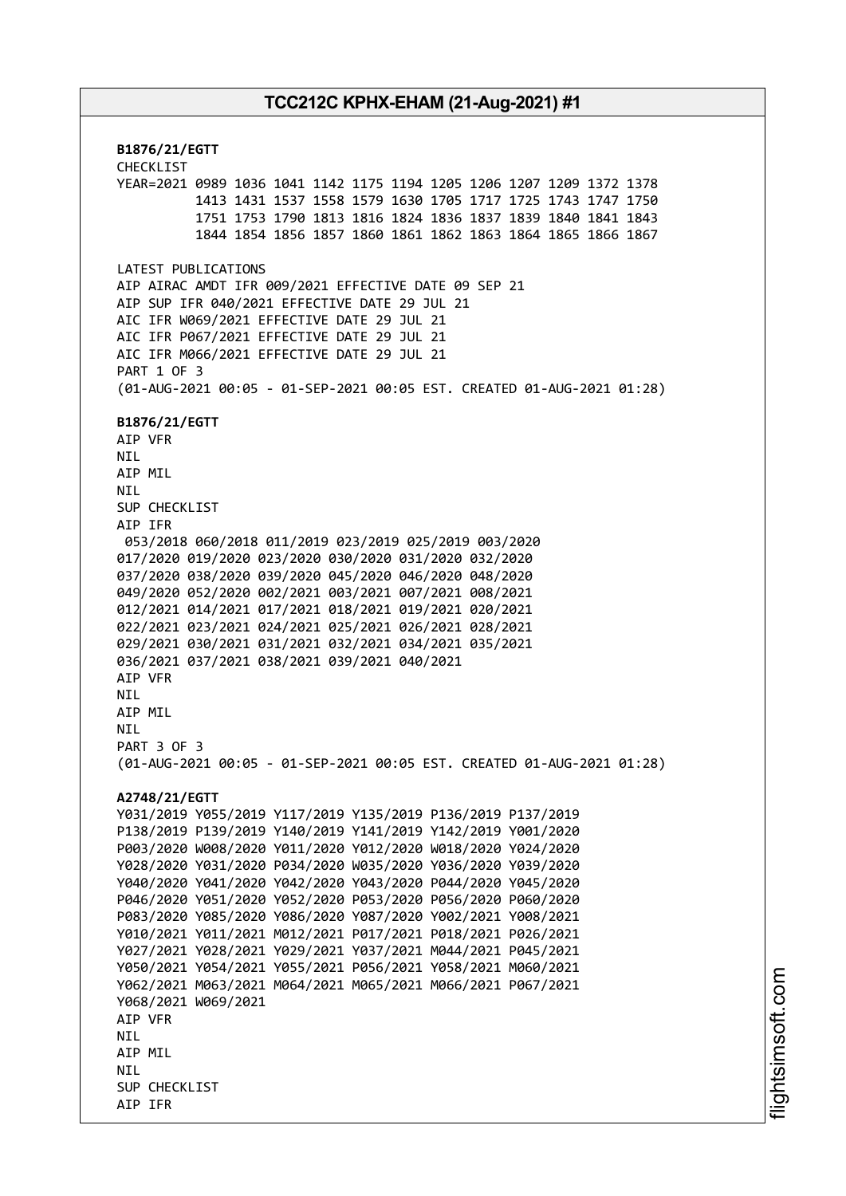**B1876/21/EGTT**
CHECKLIST
YEAR=2021 0989 1036 1041 1142 1175 1194 1205 1206 1207 1209 1372 1378
1413 1431 1537 1558 1579 1630 1705 1717 1725 1743 1747 1750
1751 1753 1790 1813 1816 1824 1836 1837 1839 1840 1841 1843
1844 1854 1856 1857 1860 1861 1862 1863 1864 1865 1866 1867

LATEST PUBLICATIONS
AIP AIRAC AMDT IFR 009/2021 EFFECTIVE DATE 09 SEP 21
AIP SUP IFR 040/2021 EFFECTIVE DATE 29 JUL 21
AIC IFR W069/2021 EFFECTIVE DATE 29 JUL 21
AIC IFR P067/2021 EFFECTIVE DATE 29 JUL 21
AIC IFR M066/2021 EFFECTIVE DATE 29 JUL 21
PART 1 OF 3
(01-AUG-2021 00:05 - 01-SEP-2021 00:05 EST. CREATED 01-AUG-2021 01:28)

**B1876/21/EGTT**
AIP VFR
NIL
AIP MIL
NIL
SUP CHECKLIST
AIP IFR
053/2018 060/2018 011/2019 023/2019 025/2019 003/2020
017/2020 019/2020 023/2020 030/2020 031/2020 032/2020
037/2020 038/2020 039/2020 045/2020 046/2020 048/2020
049/2020 052/2020 002/2021 003/2021 007/2021 008/2021
012/2021 014/2021 017/2021 018/2021 019/2021 020/2021
022/2021 023/2021 024/2021 025/2021 026/2021 028/2021
029/2021 030/2021 031/2021 032/2021 034/2021 035/2021
036/2021 037/2021 038/2021 039/2021 040/2021
AIP VFR
NIL
AIP MIL
NIL
PART 3 OF 3
(01-AUG-2021 00:05 - 01-SEP-2021 00:05 EST. CREATED 01-AUG-2021 01:28)

**A2748/21/EGTT**
Y031/2019 Y055/2019 Y117/2019 Y135/2019 P136/2019 P137/2019
P138/2019 P139/2019 Y140/2019 Y141/2019 Y142/2019 Y001/2020
P003/2020 W008/2020 Y011/2020 Y012/2020 W018/2020 Y024/2020
Y028/2020 Y031/2020 P034/2020 W035/2020 Y036/2020 Y039/2020
Y040/2020 Y041/2020 Y042/2020 Y043/2020 P044/2020 Y045/2020
P046/2020 Y051/2020 Y052/2020 P053/2020 P056/2020 P060/2020
P083/2020 Y085/2020 Y086/2020 Y087/2020 Y002/2021 Y008/2021
Y010/2021 Y011/2021 M012/2021 P017/2021 P018/2021 P026/2021
Y027/2021 Y028/2021 Y029/2021 Y037/2021 M044/2021 P045/2021
Y050/2021 Y054/2021 Y055/2021 P056/2021 Y058/2021 M060/2021
Y062/2021 M063/2021 M064/2021 M065/2021 M066/2021 P067/2021
Y068/2021 W069/2021
AIP VFR
NIL
AIP MIL
NIL
SUP CHECKLIST
AIP IFR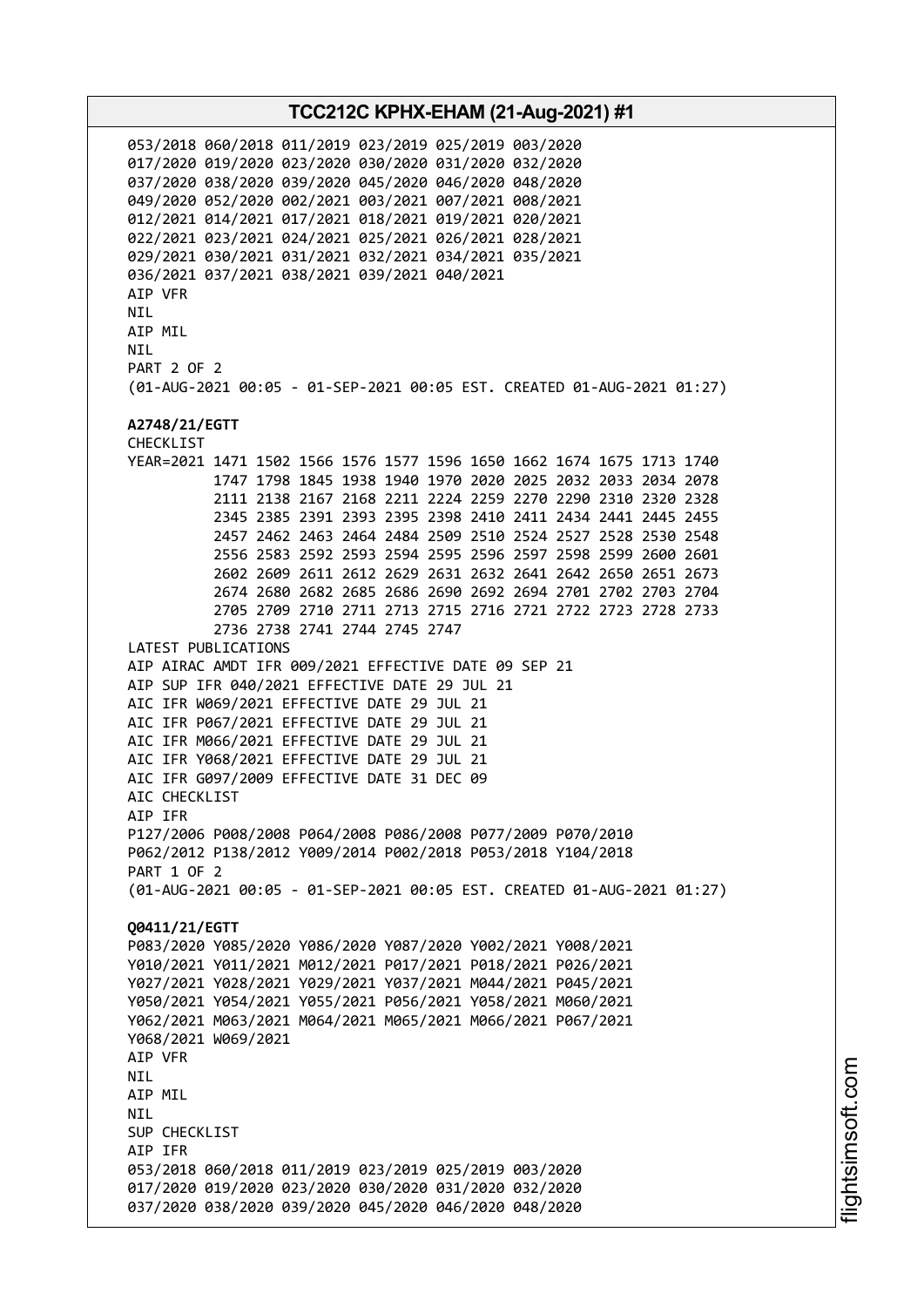053/2018 060/2018 011/2019 023/2019 025/2019 003/2020
017/2020 019/2020 023/2020 030/2020 031/2020 032/2020
037/2020 038/2020 039/2020 045/2020 046/2020 048/2020
049/2020 052/2020 002/2021 003/2021 007/2021 008/2021
012/2021 014/2021 017/2021 018/2021 019/2021 020/2021
022/2021 023/2021 024/2021 025/2021 026/2021 028/2021
029/2021 030/2021 031/2021 032/2021 034/2021 035/2021
036/2021 037/2021 038/2021 039/2021 040/2021
AIP VFR
NIL
AIP MIL
NIL
PART 2 OF 2
(01-AUG-2021 00:05 - 01-SEP-2021 00:05 EST. CREATED 01-AUG-2021 01:27)

**A2748/21/EGTT**
CHECKLIST
YEAR=2021 1471 1502 1566 1576 1577 1596 1650 1662 1674 1675 1713 1740
1747 1798 1845 1938 1940 1970 2020 2025 2032 2033 2034 2078
2111 2138 2167 2168 2211 2224 2259 2270 2290 2310 2320 2328
2345 2385 2391 2393 2395 2398 2410 2411 2434 2441 2445 2455
2457 2462 2463 2464 2484 2509 2510 2524 2527 2528 2530 2548
2556 2583 2592 2593 2594 2595 2596 2597 2598 2599 2600 2601
2602 2609 2611 2612 2629 2631 2632 2641 2642 2650 2651 2673
2674 2680 2682 2685 2686 2690 2692 2694 2701 2702 2703 2704
2705 2709 2710 2711 2713 2715 2716 2721 2722 2723 2728 2733
2736 2738 2741 2744 2745 2747
LATEST PUBLICATIONS
AIP AIRAC AMDT IFR 009/2021 EFFECTIVE DATE 09 SEP 21
AIP SUP IFR 040/2021 EFFECTIVE DATE 29 JUL 21
AIC IFR W069/2021 EFFECTIVE DATE 29 JUL 21
AIC IFR P067/2021 EFFECTIVE DATE 29 JUL 21
AIC IFR M066/2021 EFFECTIVE DATE 29 JUL 21
AIC IFR Y068/2021 EFFECTIVE DATE 29 JUL 21
AIC IFR G097/2009 EFFECTIVE DATE 31 DEC 09
AIC CHECKLIST
AIP IFR
P127/2006 P008/2008 P064/2008 P086/2008 P077/2009 P070/2010
P062/2012 P138/2012 Y009/2014 P002/2018 P053/2018 Y104/2018
PART 1 OF 2
(01-AUG-2021 00:05 - 01-SEP-2021 00:05 EST. CREATED 01-AUG-2021 01:27)

**Q0411/21/EGTT**
P083/2020 Y085/2020 Y086/2020 Y087/2020 Y002/2021 Y008/2021
Y010/2021 Y011/2021 M012/2021 P017/2021 P018/2021 P026/2021
Y027/2021 Y028/2021 Y029/2021 Y037/2021 M044/2021 P045/2021
Y050/2021 Y054/2021 Y055/2021 P056/2021 Y058/2021 M060/2021
Y062/2021 M063/2021 M064/2021 M065/2021 M066/2021 P067/2021
Y068/2021 W069/2021
AIP VFR
NIL
AIP MIL
NIL
SUP CHECKLIST
AIP IFR
053/2018 060/2018 011/2019 023/2019 025/2019 003/2020
017/2020 019/2020 023/2020 030/2020 031/2020 032/2020
037/2020 038/2020 039/2020 045/2020 046/2020 048/2020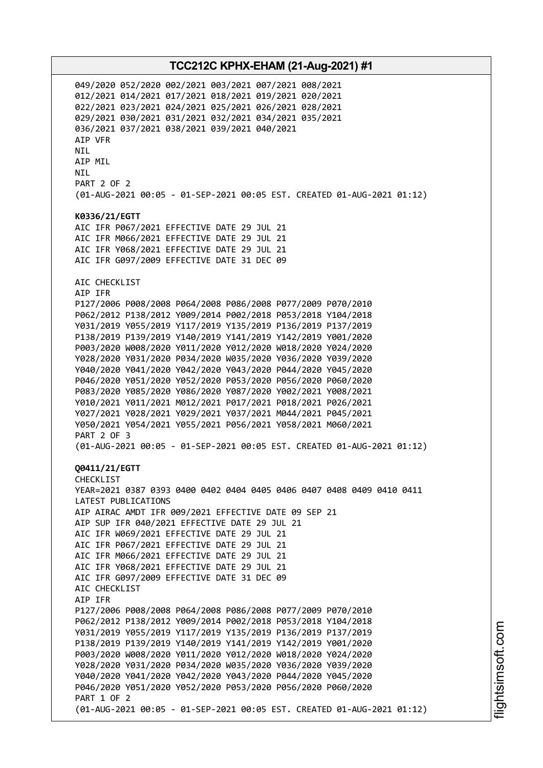049/2020 052/2020 002/2021 003/2021 007/2021 008/2021
012/2021 014/2021 017/2021 018/2021 019/2021 020/2021
022/2021 023/2021 024/2021 025/2021 026/2021 028/2021
029/2021 030/2021 031/2021 032/2021 034/2021 035/2021
036/2021 037/2021 038/2021 039/2021 040/2021
AIP VFR
NIL
AIP MIL
NIL
PART 2 OF 2
(01-AUG-2021 00:05 - 01-SEP-2021 00:05 EST. CREATED 01-AUG-2021 01:12)

**K0336/21/EGTT**
AIC IFR P067/2021 EFFECTIVE DATE 29 JUL 21
AIC IFR M066/2021 EFFECTIVE DATE 29 JUL 21
AIC IFR Y068/2021 EFFECTIVE DATE 29 JUL 21
AIC IFR G097/2009 EFFECTIVE DATE 31 DEC 09

AIC CHECKLIST
AIP IFR
P127/2006 P008/2008 P064/2008 P086/2008 P077/2009 P070/2010
P062/2012 P138/2012 Y009/2014 P002/2018 P053/2018 Y104/2018
Y031/2019 Y055/2019 Y117/2019 Y135/2019 P136/2019 P137/2019
P138/2019 P139/2019 Y140/2019 Y141/2019 Y142/2019 Y001/2020
P003/2020 W008/2020 Y011/2020 Y012/2020 W018/2020 Y024/2020
Y028/2020 Y031/2020 P034/2020 W035/2020 Y036/2020 Y039/2020
Y040/2020 Y041/2020 Y042/2020 Y043/2020 P044/2020 Y045/2020
P046/2020 Y051/2020 Y052/2020 P053/2020 P056/2020 P060/2020
P083/2020 Y085/2020 Y086/2020 Y087/2020 Y002/2021 Y008/2021
Y010/2021 Y011/2021 M012/2021 P017/2021 P018/2021 P026/2021
Y027/2021 Y028/2021 Y029/2021 Y037/2021 M044/2021 P045/2021
Y050/2021 Y054/2021 Y055/2021 P056/2021 Y058/2021 M060/2021
PART 2 OF 3
(01-AUG-2021 00:05 - 01-SEP-2021 00:05 EST. CREATED 01-AUG-2021 01:12)

**Q0411/21/EGTT**
CHECKLIST
YEAR=2021 0387 0393 0400 0402 0404 0405 0406 0407 0408 0409 0410 0411
LATEST PUBLICATIONS
AIP AIRAC AMDT IFR 009/2021 EFFECTIVE DATE 09 SEP 21
AIP SUP IFR 040/2021 EFFECTIVE DATE 29 JUL 21
AIC IFR W069/2021 EFFECTIVE DATE 29 JUL 21
AIC IFR P067/2021 EFFECTIVE DATE 29 JUL 21
AIC IFR M066/2021 EFFECTIVE DATE 29 JUL 21
AIC IFR Y068/2021 EFFECTIVE DATE 29 JUL 21
AIC IFR G097/2009 EFFECTIVE DATE 31 DEC 09
AIC CHECKLIST
AIP IFR
P127/2006 P008/2008 P064/2008 P086/2008 P077/2009 P070/2010
P062/2012 P138/2012 Y009/2014 P002/2018 P053/2018 Y104/2018
Y031/2019 Y055/2019 Y117/2019 Y135/2019 P136/2019 P137/2019
P138/2019 P139/2019 Y140/2019 Y141/2019 Y142/2019 Y001/2020
P003/2020 W008/2020 Y011/2020 Y012/2020 W018/2020 Y024/2020
Y028/2020 Y031/2020 P034/2020 W035/2020 Y036/2020 Y039/2020
Y040/2020 Y041/2020 Y042/2020 Y043/2020 P044/2020 Y045/2020
P046/2020 Y051/2020 Y052/2020 P053/2020 P056/2020 P060/2020
PART 1 OF 2
(01-AUG-2021 00:05 - 01-SEP-2021 00:05 EST. CREATED 01-AUG-2021 01:12)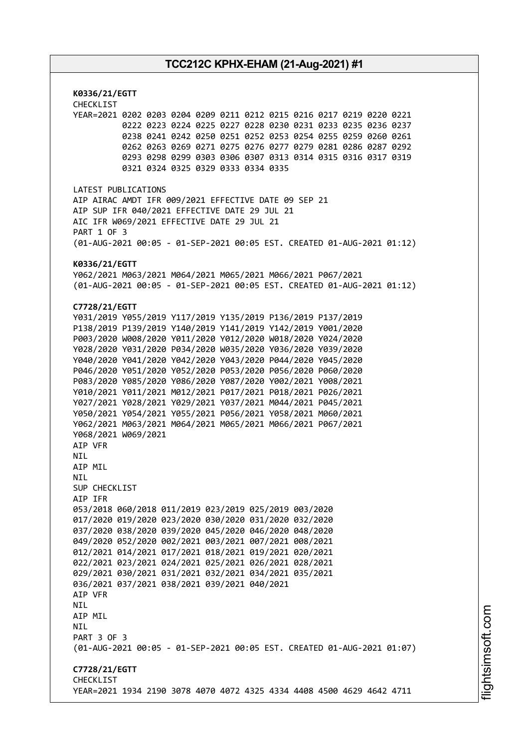**K0336/21/EGTT**
CHECKLIST
YEAR=2021 0202 0203 0204 0209 0211 0212 0215 0216 0217 0219 0220 0221
0222 0223 0224 0225 0227 0228 0230 0231 0233 0235 0236 0237
0238 0241 0242 0250 0251 0252 0253 0254 0255 0259 0260 0261
0262 0263 0269 0271 0275 0276 0277 0279 0281 0286 0287 0292
0293 0298 0299 0303 0306 0307 0313 0314 0315 0316 0317 0319
0321 0324 0325 0329 0333 0334 0335

LATEST PUBLICATIONS
AIP AIRAC AMDT IFR 009/2021 EFFECTIVE DATE 09 SEP 21
AIP SUP IFR 040/2021 EFFECTIVE DATE 29 JUL 21
AIC IFR W069/2021 EFFECTIVE DATE 29 JUL 21
PART 1 OF 3
(01-AUG-2021 00:05 - 01-SEP-2021 00:05 EST. CREATED 01-AUG-2021 01:12)

**K0336/21/EGTT**
Y062/2021 M063/2021 M064/2021 M065/2021 M066/2021 P067/2021
(01-AUG-2021 00:05 - 01-SEP-2021 00:05 EST. CREATED 01-AUG-2021 01:12)

**C7728/21/EGTT**
Y031/2019 Y055/2019 Y117/2019 Y135/2019 P136/2019 P137/2019
P138/2019 P139/2019 Y140/2019 Y141/2019 Y142/2019 Y001/2020
P003/2020 W008/2020 Y011/2020 Y012/2020 W018/2020 Y024/2020
Y028/2020 Y031/2020 P034/2020 W035/2020 Y036/2020 Y039/2020
Y040/2020 Y041/2020 Y042/2020 Y043/2020 P044/2020 Y045/2020
P046/2020 Y051/2020 Y052/2020 P053/2020 P056/2020 P060/2020
P083/2020 Y085/2020 Y086/2020 Y087/2020 Y002/2021 Y008/2021
Y010/2021 Y011/2021 M012/2021 P017/2021 P018/2021 P026/2021
Y027/2021 Y028/2021 Y029/2021 Y037/2021 M044/2021 P045/2021
Y050/2021 Y054/2021 Y055/2021 P056/2021 Y058/2021 M060/2021
Y062/2021 M063/2021 M064/2021 M065/2021 M066/2021 P067/2021
Y068/2021 W069/2021
AIP VFR
NIL
AIP MIL
NIL
SUP CHECKLIST
AIP IFR
053/2018 060/2018 011/2019 023/2019 025/2019 003/2020
017/2020 019/2020 023/2020 030/2020 031/2020 032/2020
037/2020 038/2020 039/2020 045/2020 046/2020 048/2020
049/2020 052/2020 002/2021 003/2021 007/2021 008/2021
012/2021 014/2021 017/2021 018/2021 019/2021 020/2021
022/2021 023/2021 024/2021 025/2021 026/2021 028/2021
029/2021 030/2021 031/2021 032/2021 034/2021 035/2021
036/2021 037/2021 038/2021 039/2021 040/2021
AIP VFR
NIL
AIP MIL
NIL
PART 3 OF 3
(01-AUG-2021 00:05 - 01-SEP-2021 00:05 EST. CREATED 01-AUG-2021 01:07)

**C7728/21/EGTT**
CHECKLIST
YEAR=2021 1934 2190 3078 4070 4072 4325 4334 4408 4500 4629 4642 4711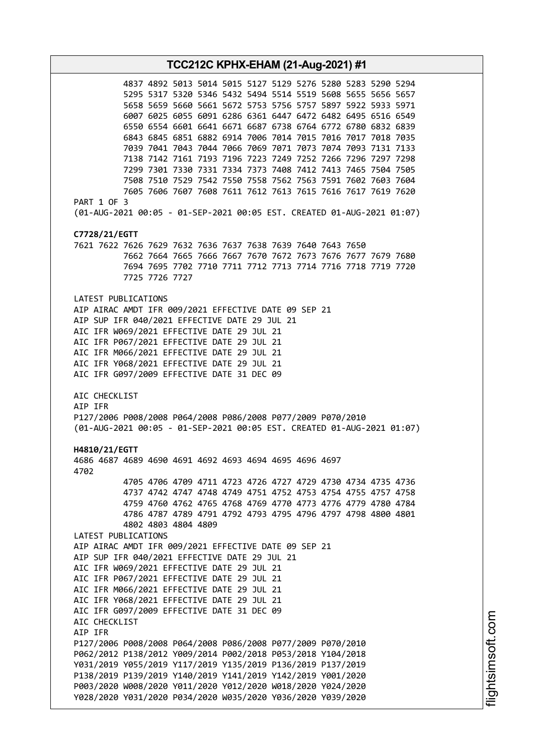4837 4892 5013 5014 5015 5127 5129 5276 5280 5283 5290 5294
5295 5317 5320 5346 5432 5494 5514 5519 5608 5655 5656 5657
5658 5659 5660 5661 5672 5753 5756 5757 5897 5922 5933 5971
6007 6025 6055 6091 6286 6361 6447 6472 6482 6495 6516 6549
6550 6554 6601 6641 6671 6687 6738 6764 6772 6780 6832 6839
6843 6845 6851 6882 6914 7006 7014 7015 7016 7017 7018 7035
7039 7041 7043 7044 7066 7069 7071 7073 7074 7093 7131 7133
7138 7142 7161 7193 7196 7223 7249 7252 7266 7296 7297 7298
7299 7301 7330 7331 7334 7373 7408 7412 7413 7465 7504 7505
7508 7510 7529 7542 7550 7558 7562 7563 7591 7602 7603 7604
7605 7606 7607 7608 7611 7612 7613 7615 7616 7617 7619 7620
PART 1 OF 3
(01-AUG-2021 00:05 - 01-SEP-2021 00:05 EST. CREATED 01-AUG-2021 01:07)

**C7728/21/EGTT**
7621 7622 7626 7629 7632 7636 7637 7638 7639 7640 7643 7650
7662 7664 7665 7666 7667 7670 7672 7673 7676 7677 7679 7680
7694 7695 7702 7710 7711 7712 7713 7714 7716 7718 7719 7720
7725 7726 7727

LATEST PUBLICATIONS
AIP AIRAC AMDT IFR 009/2021 EFFECTIVE DATE 09 SEP 21
AIP SUP IFR 040/2021 EFFECTIVE DATE 29 JUL 21
AIC IFR W069/2021 EFFECTIVE DATE 29 JUL 21
AIC IFR P067/2021 EFFECTIVE DATE 29 JUL 21
AIC IFR M066/2021 EFFECTIVE DATE 29 JUL 21
AIC IFR Y068/2021 EFFECTIVE DATE 29 JUL 21
AIC IFR G097/2009 EFFECTIVE DATE 31 DEC 09

AIC CHECKLIST
AIP IFR
P127/2006 P008/2008 P064/2008 P086/2008 P077/2009 P070/2010
(01-AUG-2021 00:05 - 01-SEP-2021 00:05 EST. CREATED 01-AUG-2021 01:07)

**H4810/21/EGTT**
4686 4687 4689 4690 4691 4692 4693 4694 4695 4696 4697
4702
4705 4706 4709 4711 4723 4726 4727 4729 4730 4734 4735 4736
4737 4742 4747 4748 4749 4751 4752 4753 4754 4755 4757 4758
4759 4760 4762 4765 4768 4769 4770 4773 4776 4779 4780 4784
4786 4787 4789 4791 4792 4793 4795 4796 4797 4798 4800 4801
4802 4803 4804 4809
LATEST PUBLICATIONS
AIP AIRAC AMDT IFR 009/2021 EFFECTIVE DATE 09 SEP 21
AIP SUP IFR 040/2021 EFFECTIVE DATE 29 JUL 21
AIC IFR W069/2021 EFFECTIVE DATE 29 JUL 21
AIC IFR P067/2021 EFFECTIVE DATE 29 JUL 21
AIC IFR M066/2021 EFFECTIVE DATE 29 JUL 21
AIC IFR Y068/2021 EFFECTIVE DATE 29 JUL 21
AIC IFR G097/2009 EFFECTIVE DATE 31 DEC 09
AIC CHECKLIST
AIP IFR
P127/2006 P008/2008 P064/2008 P086/2008 P077/2009 P070/2010
P062/2012 P138/2012 Y009/2014 P002/2018 P053/2018 Y104/2018
Y031/2019 Y055/2019 Y117/2019 Y135/2019 P136/2019 P137/2019
P138/2019 P139/2019 Y140/2019 Y141/2019 Y142/2019 Y001/2020
P003/2020 W008/2020 Y011/2020 Y012/2020 W018/2020 Y024/2020
Y028/2020 Y031/2020 P034/2020 W035/2020 Y036/2020 Y039/2020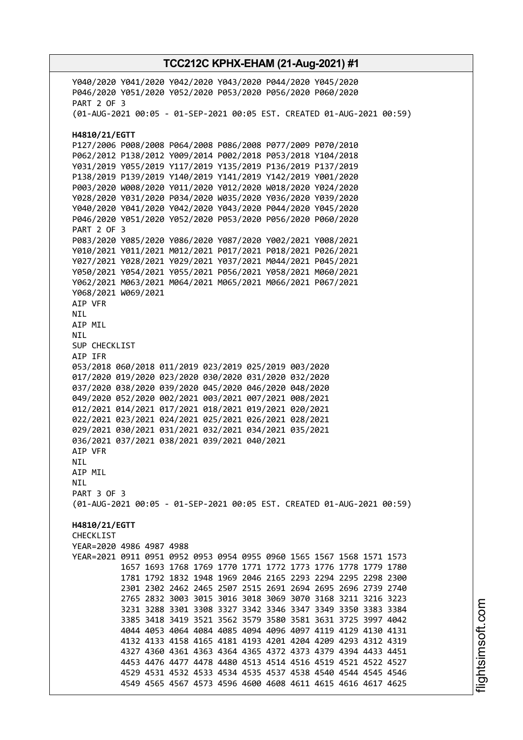Y040/2020 Y041/2020 Y042/2020 Y043/2020 P044/2020 Y045/2020
P046/2020 Y051/2020 Y052/2020 P053/2020 P056/2020 P060/2020
PART 2 OF 3
(01-AUG-2021 00:05 - 01-SEP-2021 00:05 EST. CREATED 01-AUG-2021 00:59)

**H4810/21/EGTT**
P127/2006 P008/2008 P064/2008 P086/2008 P077/2009 P070/2010
P062/2012 P138/2012 Y009/2014 P002/2018 P053/2018 Y104/2018
Y031/2019 Y055/2019 Y117/2019 Y135/2019 P136/2019 P137/2019
P138/2019 P139/2019 Y140/2019 Y141/2019 Y142/2019 Y001/2020
P003/2020 W008/2020 Y011/2020 Y012/2020 W018/2020 Y024/2020
Y028/2020 Y031/2020 P034/2020 W035/2020 Y036/2020 Y039/2020
Y040/2020 Y041/2020 Y042/2020 Y043/2020 P044/2020 Y045/2020
P046/2020 Y051/2020 Y052/2020 P053/2020 P056/2020 P060/2020
PART 2 OF 3
P083/2020 Y085/2020 Y086/2020 Y087/2020 Y002/2021 Y008/2021
Y010/2021 Y011/2021 M012/2021 P017/2021 P018/2021 P026/2021
Y027/2021 Y028/2021 Y029/2021 Y037/2021 M044/2021 P045/2021
Y050/2021 Y054/2021 Y055/2021 P056/2021 Y058/2021 M060/2021
Y062/2021 M063/2021 M064/2021 M065/2021 M066/2021 P067/2021
Y068/2021 W069/2021
AIP VFR
NIL
AIP MIL
NIL
SUP CHECKLIST
AIP IFR
053/2018 060/2018 011/2019 023/2019 025/2019 003/2020
017/2020 019/2020 023/2020 030/2020 031/2020 032/2020
037/2020 038/2020 039/2020 045/2020 046/2020 048/2020
049/2020 052/2020 002/2021 003/2021 007/2021 008/2021
012/2021 014/2021 017/2021 018/2021 019/2021 020/2021
022/2021 023/2021 024/2021 025/2021 026/2021 028/2021
029/2021 030/2021 031/2021 032/2021 034/2021 035/2021
036/2021 037/2021 038/2021 039/2021 040/2021
AIP VFR
NIL
AIP MIL
NIL
PART 3 OF 3
(01-AUG-2021 00:05 - 01-SEP-2021 00:05 EST. CREATED 01-AUG-2021 00:59)

**H4810/21/EGTT**
CHECKLIST
YEAR=2020 4986 4987 4988
YEAR=2021 0911 0951 0952 0953 0954 0955 0960 1565 1567 1568 1571 1573
1657 1693 1768 1769 1770 1771 1772 1773 1776 1778 1779 1780
1781 1792 1832 1948 1969 2046 2165 2293 2294 2295 2298 2300
2301 2302 2462 2465 2507 2515 2691 2694 2695 2696 2739 2740
2765 2832 3003 3015 3016 3018 3069 3070 3168 3211 3216 3223
3231 3288 3301 3308 3327 3342 3346 3347 3349 3350 3383 3384
3385 3418 3419 3521 3562 3579 3580 3581 3631 3725 3997 4042
4044 4053 4064 4084 4085 4094 4096 4097 4119 4129 4130 4131
4132 4133 4158 4165 4181 4193 4201 4204 4209 4293 4312 4319
4327 4360 4361 4363 4364 4365 4372 4373 4379 4394 4433 4451
4453 4476 4477 4478 4480 4513 4514 4516 4519 4521 4522 4527
4529 4531 4532 4533 4534 4535 4537 4538 4540 4544 4545 4546
4549 4565 4567 4573 4596 4600 4608 4611 4615 4616 4617 4625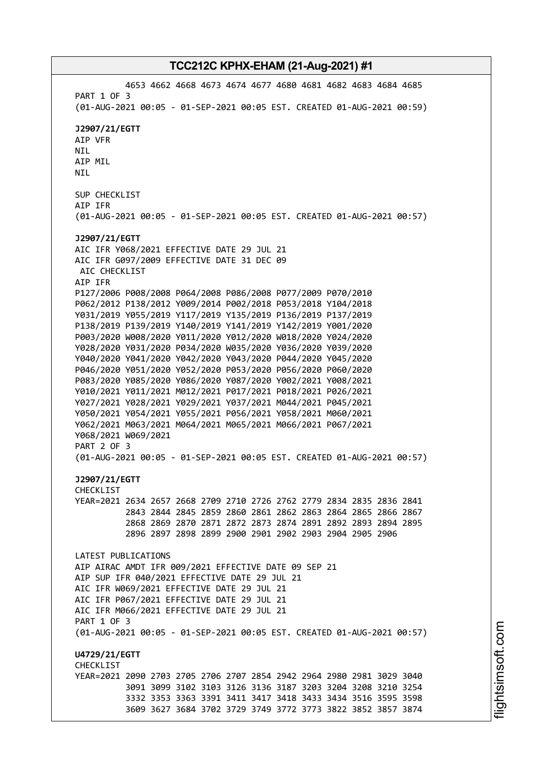4653 4662 4668 4673 4674 4677 4680 4681 4682 4683 4684 4685
PART 1 OF 3
(01-AUG-2021 00:05 - 01-SEP-2021 00:05 EST. CREATED 01-AUG-2021 00:59)

**J2907/21/EGTT**
AIP VFR
NIL
AIP MIL
NIL

SUP CHECKLIST
AIP IFR
(01-AUG-2021 00:05 - 01-SEP-2021 00:05 EST. CREATED 01-AUG-2021 00:57)

**J2907/21/EGTT**
AIC IFR Y068/2021 EFFECTIVE DATE 29 JUL 21
AIC IFR G097/2009 EFFECTIVE DATE 31 DEC 09
AIC CHECKLIST
AIP IFR
P127/2006 P008/2008 P064/2008 P086/2008 P077/2009 P070/2010
P062/2012 P138/2012 Y009/2014 P002/2018 P053/2018 Y104/2018
Y031/2019 Y055/2019 Y117/2019 Y135/2019 P136/2019 P137/2019
P138/2019 P139/2019 Y140/2019 Y141/2019 Y142/2019 Y001/2020
P003/2020 W008/2020 Y011/2020 Y012/2020 W018/2020 Y024/2020
Y028/2020 Y031/2020 P034/2020 W035/2020 Y036/2020 Y039/2020
Y040/2020 Y041/2020 Y042/2020 Y043/2020 P044/2020 Y045/2020
P046/2020 Y051/2020 Y052/2020 P053/2020 P056/2020 P060/2020
P083/2020 Y085/2020 Y086/2020 Y087/2020 Y002/2021 Y008/2021
Y010/2021 Y011/2021 M012/2021 P017/2021 P018/2021 P026/2021
Y027/2021 Y028/2021 Y029/2021 Y037/2021 M044/2021 P045/2021
Y050/2021 Y054/2021 Y055/2021 P056/2021 Y058/2021 M060/2021
Y062/2021 M063/2021 M064/2021 M065/2021 M066/2021 P067/2021
Y068/2021 W069/2021
PART 2 OF 3
(01-AUG-2021 00:05 - 01-SEP-2021 00:05 EST. CREATED 01-AUG-2021 00:57)

**J2907/21/EGTT**
CHECKLIST
YEAR=2021 2634 2657 2668 2709 2710 2726 2762 2779 2834 2835 2836 2841
2843 2844 2845 2859 2860 2861 2862 2863 2864 2865 2866 2867
2868 2869 2870 2871 2872 2873 2874 2891 2892 2893 2894 2895
2896 2897 2898 2899 2900 2901 2902 2903 2904 2905 2906

LATEST PUBLICATIONS
AIP AIRAC AMDT IFR 009/2021 EFFECTIVE DATE 09 SEP 21
AIP SUP IFR 040/2021 EFFECTIVE DATE 29 JUL 21
AIC IFR W069/2021 EFFECTIVE DATE 29 JUL 21
AIC IFR P067/2021 EFFECTIVE DATE 29 JUL 21
AIC IFR M066/2021 EFFECTIVE DATE 29 JUL 21
PART 1 OF 3
(01-AUG-2021 00:05 - 01-SEP-2021 00:05 EST. CREATED 01-AUG-2021 00:57)

**U4729/21/EGTT**
CHECKLIST
YEAR=2021 2090 2703 2705 2706 2707 2854 2942 2964 2980 2981 3029 3040
3091 3099 3102 3103 3126 3136 3187 3203 3204 3208 3210 3254
3332 3353 3363 3391 3411 3417 3418 3433 3434 3516 3595 3598
3609 3627 3684 3702 3729 3749 3772 3773 3822 3852 3857 3874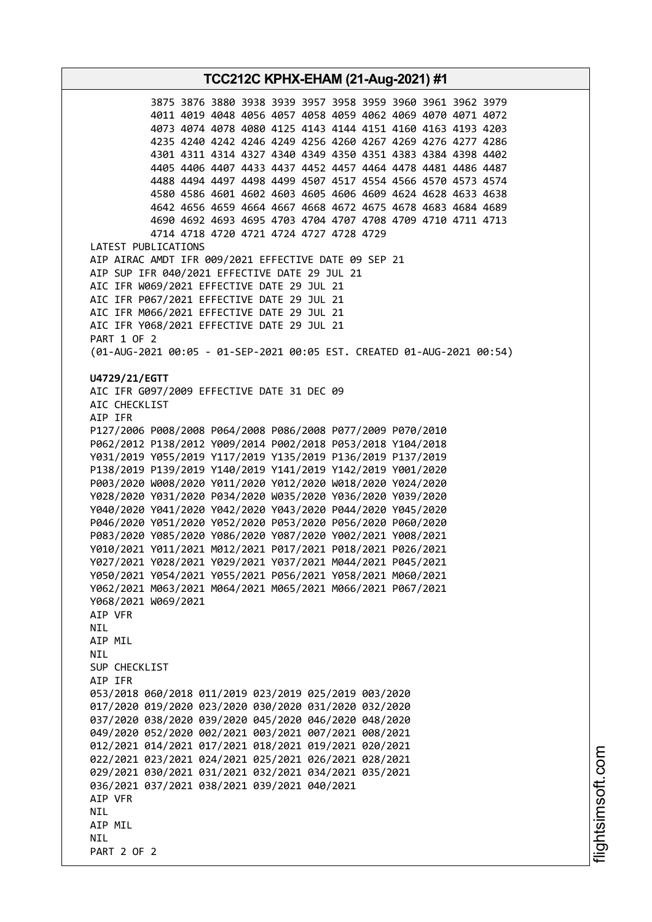3875 3876 3880 3938 3939 3957 3958 3959 3960 3961 3962 3979
4011 4019 4048 4056 4057 4058 4059 4062 4069 4070 4071 4072
4073 4074 4078 4080 4125 4143 4144 4151 4160 4163 4193 4203
4235 4240 4242 4246 4249 4256 4260 4267 4269 4276 4277 4286
4301 4311 4314 4327 4340 4349 4350 4351 4383 4384 4398 4402
4405 4406 4407 4433 4437 4452 4457 4464 4478 4481 4486 4487
4488 4494 4497 4498 4499 4507 4517 4554 4566 4570 4573 4574
4580 4586 4601 4602 4603 4605 4606 4609 4624 4628 4633 4638
4642 4656 4659 4664 4667 4668 4672 4675 4678 4683 4684 4689
4690 4692 4693 4695 4703 4704 4707 4708 4709 4710 4711 4713
4714 4718 4720 4721 4724 4727 4728 4729

LATEST PUBLICATIONS
AIP AIRAC AMDT IFR 009/2021 EFFECTIVE DATE 09 SEP 21
AIP SUP IFR 040/2021 EFFECTIVE DATE 29 JUL 21
AIC IFR W069/2021 EFFECTIVE DATE 29 JUL 21
AIC IFR P067/2021 EFFECTIVE DATE 29 JUL 21
AIC IFR M066/2021 EFFECTIVE DATE 29 JUL 21
AIC IFR Y068/2021 EFFECTIVE DATE 29 JUL 21
PART 1 OF 2
(01-AUG-2021 00:05 - 01-SEP-2021 00:05 EST. CREATED 01-AUG-2021 00:54)

**U4729/21/EGTT**
AIC IFR G097/2009 EFFECTIVE DATE 31 DEC 09
AIC CHECKLIST
AIP IFR
P127/2006 P008/2008 P064/2008 P086/2008 P077/2009 P070/2010
P062/2012 P138/2012 Y009/2014 P002/2018 P053/2018 Y104/2018
Y031/2019 Y055/2019 Y117/2019 Y135/2019 P136/2019 P137/2019
P138/2019 P139/2019 Y140/2019 Y141/2019 Y142/2019 Y001/2020
P003/2020 W008/2020 Y011/2020 Y012/2020 W018/2020 Y024/2020
Y028/2020 Y031/2020 P034/2020 W035/2020 Y036/2020 Y039/2020
Y040/2020 Y041/2020 Y042/2020 Y043/2020 P044/2020 Y045/2020
P046/2020 Y051/2020 Y052/2020 P053/2020 P056/2020 P060/2020
P083/2020 Y085/2020 Y086/2020 Y087/2020 Y002/2021 Y008/2021
Y010/2021 Y011/2021 M012/2021 P017/2021 P018/2021 P026/2021
Y027/2021 Y028/2021 Y029/2021 Y037/2021 M044/2021 P045/2021
Y050/2021 Y054/2021 Y055/2021 P056/2021 Y058/2021 M060/2021
Y062/2021 M063/2021 M064/2021 M065/2021 M066/2021 P067/2021
Y068/2021 W069/2021
AIP VFR
NIL
AIP MIL
NIL
SUP CHECKLIST
AIP IFR
053/2018 060/2018 011/2019 023/2019 025/2019 003/2020
017/2020 019/2020 023/2020 030/2020 031/2020 032/2020
037/2020 038/2020 039/2020 045/2020 046/2020 048/2020
049/2020 052/2020 002/2021 003/2021 007/2021 008/2021
012/2021 014/2021 017/2021 018/2021 019/2021 020/2021
022/2021 023/2021 024/2021 025/2021 026/2021 028/2021
029/2021 030/2021 031/2021 032/2021 034/2021 035/2021
036/2021 037/2021 038/2021 039/2021 040/2021
AIP VFR
NIL
AIP MIL
NIL
PART 2 OF 2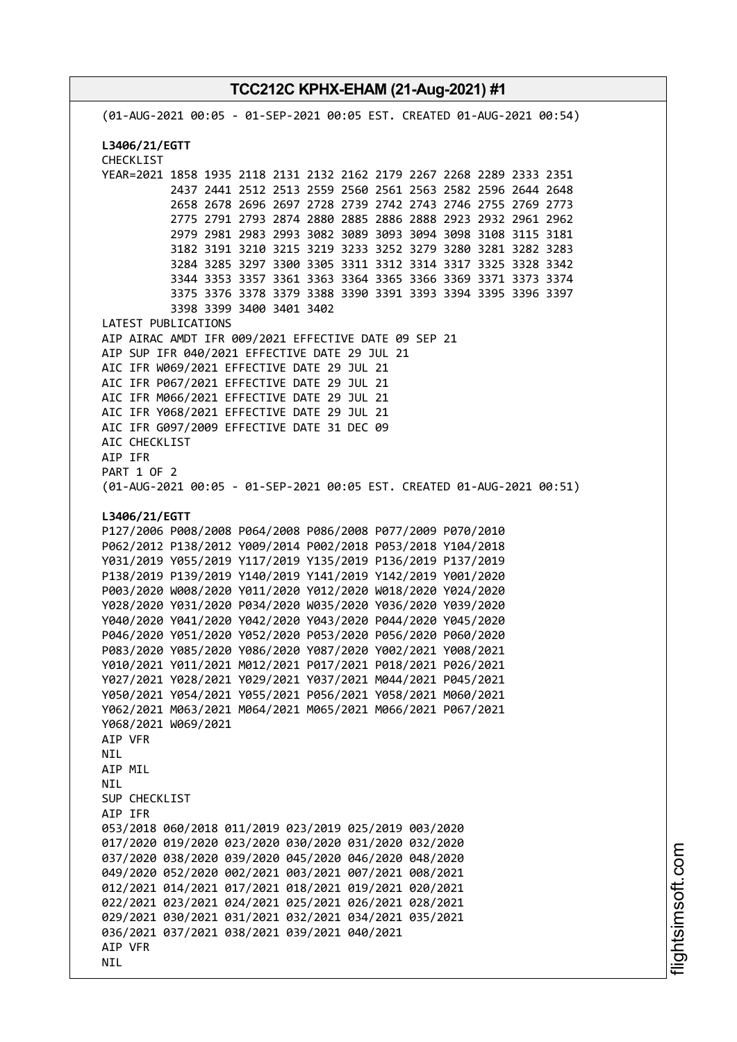(01-AUG-2021 00:05 - 01-SEP-2021 00:05 EST. CREATED 01-AUG-2021 00:54)

**L3406/21/EGTT**

CHECKLIST

```
YEAR=2021 1858 1935 2118 2131 2132 2162 2179 2267 2268 2289 2333 2351
          2437 2441 2512 2513 2559 2560 2561 2563 2582 2596 2644 2648
          2658 2678 2696 2697 2728 2739 2742 2743 2746 2755 2769 2773
          2775 2791 2793 2874 2880 2885 2886 2888 2923 2932 2961 2962
          2979 2981 2983 2993 3082 3089 3093 3094 3098 3108 3115 3181
          3182 3191 3210 3215 3219 3233 3252 3279 3280 3281 3282 3283
          3284 3285 3297 3300 3305 3311 3312 3314 3317 3325 3328 3342
          3344 3353 3357 3361 3363 3364 3365 3366 3369 3371 3373 3374
          3375 3376 3378 3379 3388 3390 3391 3393 3394 3395 3396 3397
          3398 3399 3400 3401 3402
```

LATEST PUBLICATIONS
AIP AIRAC AMDT IFR 009/2021 EFFECTIVE DATE 09 SEP 21
AIP SUP IFR 040/2021 EFFECTIVE DATE 29 JUL 21
AIC IFR W069/2021 EFFECTIVE DATE 29 JUL 21
AIC IFR P067/2021 EFFECTIVE DATE 29 JUL 21
AIC IFR M066/2021 EFFECTIVE DATE 29 JUL 21
AIC IFR Y068/2021 EFFECTIVE DATE 29 JUL 21
AIC IFR G097/2009 EFFECTIVE DATE 31 DEC 09
AIC CHECKLIST
AIP IFR
PART 1 OF 2
(01-AUG-2021 00:05 - 01-SEP-2021 00:05 EST. CREATED 01-AUG-2021 00:51)

**L3406/21/EGTT**

P127/2006 P008/2008 P064/2008 P086/2008 P077/2009 P070/2010
P062/2012 P138/2012 Y009/2014 P002/2018 P053/2018 Y104/2018
Y031/2019 Y055/2019 Y117/2019 Y135/2019 P136/2019 P137/2019
P138/2019 P139/2019 Y140/2019 Y141/2019 Y142/2019 Y001/2020
P003/2020 W008/2020 Y011/2020 Y012/2020 W018/2020 Y024/2020
Y028/2020 Y031/2020 P034/2020 W035/2020 Y036/2020 Y039/2020
Y040/2020 Y041/2020 Y042/2020 Y043/2020 P044/2020 Y045/2020
P046/2020 Y051/2020 Y052/2020 P053/2020 P056/2020 P060/2020
P083/2020 Y085/2020 Y086/2020 Y087/2020 Y002/2021 Y008/2021
Y010/2021 Y011/2021 M012/2021 P017/2021 P018/2021 P026/2021
Y027/2021 Y028/2021 Y029/2021 Y037/2021 M044/2021 P045/2021
Y050/2021 Y054/2021 Y055/2021 P056/2021 Y058/2021 M060/2021
Y062/2021 M063/2021 M064/2021 M065/2021 M066/2021 P067/2021
Y068/2021 W069/2021
AIP VFR
NIL
AIP MIL
NIL
SUP CHECKLIST
AIP IFR
053/2018 060/2018 011/2019 023/2019 025/2019 003/2020
017/2020 019/2020 023/2020 030/2020 031/2020 032/2020
037/2020 038/2020 039/2020 045/2020 046/2020 048/2020
049/2020 052/2020 002/2021 003/2021 007/2021 008/2021
012/2021 014/2021 017/2021 018/2021 019/2021 020/2021
022/2021 023/2021 024/2021 025/2021 026/2021 028/2021
029/2021 030/2021 031/2021 032/2021 034/2021 035/2021
036/2021 037/2021 038/2021 039/2021 040/2021
AIP VFR
NIL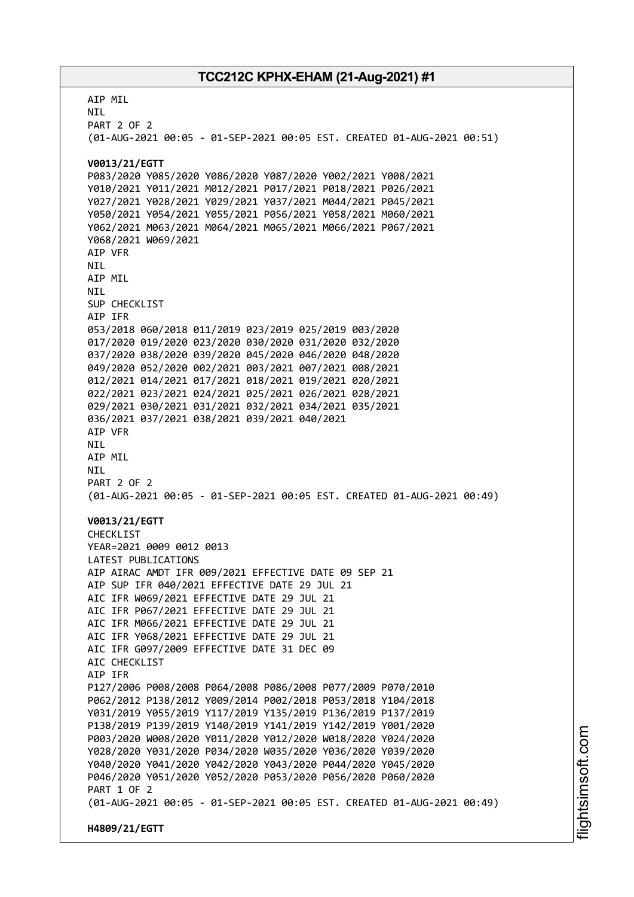AIP MIL
NIL
PART 2 OF 2
(01-AUG-2021 00:05 - 01-SEP-2021 00:05 EST. CREATED 01-AUG-2021 00:51)

**V0013/21/EGTT**
P083/2020 Y085/2020 Y086/2020 Y087/2020 Y002/2021 Y008/2021
Y010/2021 Y011/2021 M012/2021 P017/2021 P018/2021 P026/2021
Y027/2021 Y028/2021 Y029/2021 Y037/2021 M044/2021 P045/2021
Y050/2021 Y054/2021 Y055/2021 P056/2021 Y058/2021 M060/2021
Y062/2021 M063/2021 M064/2021 M065/2021 M066/2021 P067/2021
Y068/2021 W069/2021
AIP VFR
NIL
AIP MIL
NIL
SUP CHECKLIST
AIP IFR
053/2018 060/2018 011/2019 023/2019 025/2019 003/2020
017/2020 019/2020 023/2020 030/2020 031/2020 032/2020
037/2020 038/2020 039/2020 045/2020 046/2020 048/2020
049/2020 052/2020 002/2021 003/2021 007/2021 008/2021
012/2021 014/2021 017/2021 018/2021 019/2021 020/2021
022/2021 023/2021 024/2021 025/2021 026/2021 028/2021
029/2021 030/2021 031/2021 032/2021 034/2021 035/2021
036/2021 037/2021 038/2021 039/2021 040/2021
AIP VFR
NIL
AIP MIL
NIL
PART 2 OF 2
(01-AUG-2021 00:05 - 01-SEP-2021 00:05 EST. CREATED 01-AUG-2021 00:49)

**V0013/21/EGTT**
CHECKLIST
YEAR=2021 0009 0012 0013
LATEST PUBLICATIONS
AIP AIRAC AMDT IFR 009/2021 EFFECTIVE DATE 09 SEP 21
AIP SUP IFR 040/2021 EFFECTIVE DATE 29 JUL 21
AIC IFR W069/2021 EFFECTIVE DATE 29 JUL 21
AIC IFR P067/2021 EFFECTIVE DATE 29 JUL 21
AIC IFR M066/2021 EFFECTIVE DATE 29 JUL 21
AIC IFR Y068/2021 EFFECTIVE DATE 29 JUL 21
AIC IFR G097/2009 EFFECTIVE DATE 31 DEC 09
AIC CHECKLIST
AIP IFR
P127/2006 P008/2008 P064/2008 P086/2008 P077/2009 P070/2010
P062/2012 P138/2012 Y009/2014 P002/2018 P053/2018 Y104/2018
Y031/2019 Y055/2019 Y117/2019 Y135/2019 P136/2019 P137/2019
P138/2019 P139/2019 Y140/2019 Y141/2019 Y142/2019 Y001/2020
P003/2020 W008/2020 Y011/2020 Y012/2020 W018/2020 Y024/2020
Y028/2020 Y031/2020 P034/2020 W035/2020 Y036/2020 Y039/2020
Y040/2020 Y041/2020 Y042/2020 Y043/2020 P044/2020 Y045/2020
P046/2020 Y051/2020 Y052/2020 P053/2020 P056/2020 P060/2020
PART 1 OF 2
(01-AUG-2021 00:05 - 01-SEP-2021 00:05 EST. CREATED 01-AUG-2021 00:49)

**H4809/21/EGTT**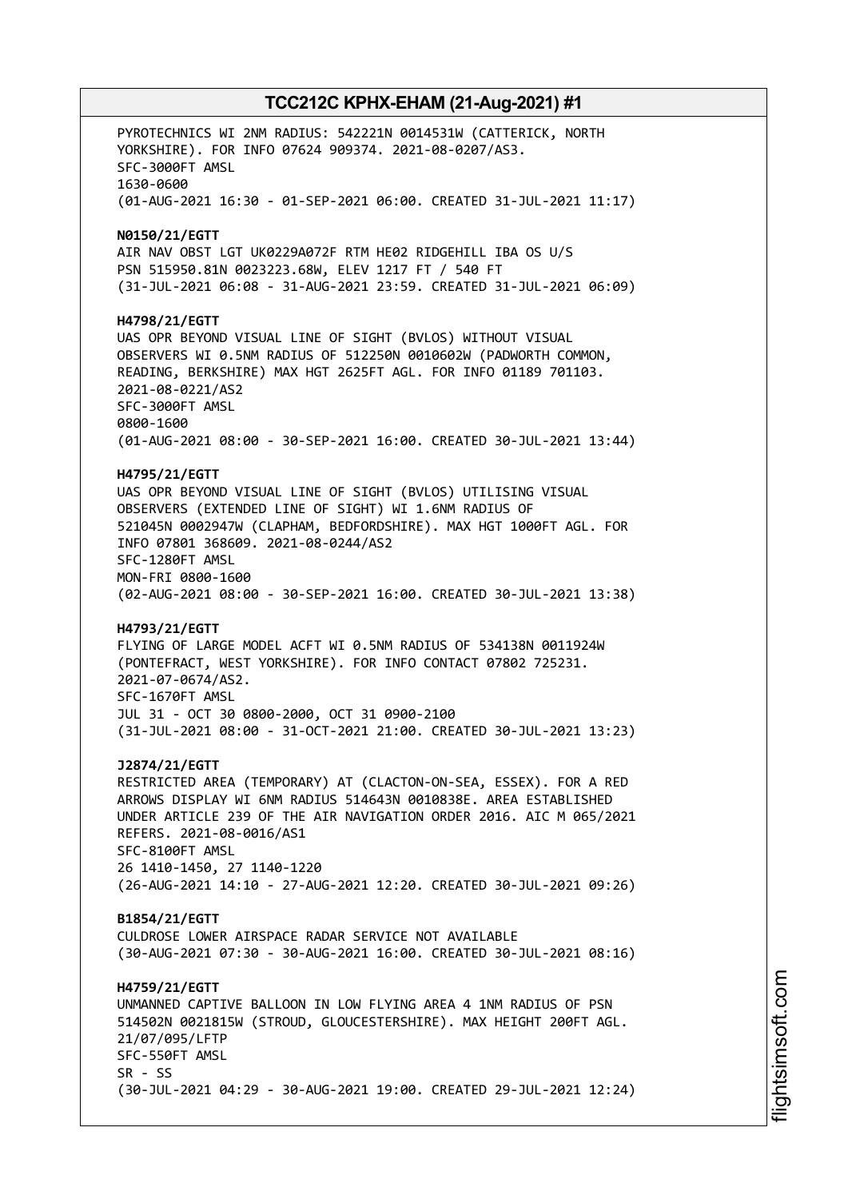PYROTECHNICS WI 2NM RADIUS: 542221N 0014531W (CATTERICK, NORTH YORKSHIRE). FOR INFO 07624 909374. 2021-08-0207/AS3.
SFC-3000FT AMSL
1630-0600
(01-AUG-2021 16:30 - 01-SEP-2021 06:00. CREATED 31-JUL-2021 11:17)

**N0150/21/EGTT**
AIR NAV OBST LGT UK0229A072F RTM HE02 RIDGEHILL IBA OS U/S
PSN 515950.81N 0023223.68W, ELEV 1217 FT / 540 FT
(31-JUL-2021 06:08 - 31-AUG-2021 23:59. CREATED 31-JUL-2021 06:09)

**H4798/21/EGTT**
UAS OPR BEYOND VISUAL LINE OF SIGHT (BVLOS) WITHOUT VISUAL OBSERVERS WI 0.5NM RADIUS OF 512250N 0010602W (PADWORTH COMMON, READING, BERKSHIRE) MAX HGT 2625FT AGL. FOR INFO 01189 701103. 2021-08-0221/AS2
SFC-3000FT AMSL
0800-1600
(01-AUG-2021 08:00 - 30-SEP-2021 16:00. CREATED 30-JUL-2021 13:44)

**H4795/21/EGTT**
UAS OPR BEYOND VISUAL LINE OF SIGHT (BVLOS) UTILISING VISUAL OBSERVERS (EXTENDED LINE OF SIGHT) WI 1.6NM RADIUS OF 521045N 0002947W (CLAPHAM, BEDFORDSHIRE). MAX HGT 1000FT AGL. FOR INFO 07801 368609. 2021-08-0244/AS2
SFC-1280FT AMSL
MON-FRI 0800-1600
(02-AUG-2021 08:00 - 30-SEP-2021 16:00. CREATED 30-JUL-2021 13:38)

**H4793/21/EGTT**
FLYING OF LARGE MODEL ACFT WI 0.5NM RADIUS OF 534138N 0011924W (PONTEFRACT, WEST YORKSHIRE). FOR INFO CONTACT 07802 725231. 2021-07-0674/AS2.
SFC-1670FT AMSL
JUL 31 - OCT 30 0800-2000, OCT 31 0900-2100
(31-JUL-2021 08:00 - 31-OCT-2021 21:00. CREATED 30-JUL-2021 13:23)

**J2874/21/EGTT**
RESTRICTED AREA (TEMPORARY) AT (CLACTON-ON-SEA, ESSEX). FOR A RED ARROWS DISPLAY WI 6NM RADIUS 514643N 0010838E. AREA ESTABLISHED UNDER ARTICLE 239 OF THE AIR NAVIGATION ORDER 2016. AIC M 065/2021 REFERS. 2021-08-0016/AS1
SFC-8100FT AMSL
26 1410-1450, 27 1140-1220
(26-AUG-2021 14:10 - 27-AUG-2021 12:20. CREATED 30-JUL-2021 09:26)

**B1854/21/EGTT**
CULDROSE LOWER AIRSPACE RADAR SERVICE NOT AVAILABLE
(30-AUG-2021 07:30 - 30-AUG-2021 16:00. CREATED 30-JUL-2021 08:16)

**H4759/21/EGTT**
UNMANNED CAPTIVE BALLOON IN LOW FLYING AREA 4 1NM RADIUS OF PSN 514502N 0021815W (STROUD, GLOUCESTERSHIRE). MAX HEIGHT 200FT AGL. 21/07/095/LFTP
SFC-550FT AMSL
SR - SS
(30-JUL-2021 04:29 - 30-AUG-2021 19:00. CREATED 29-JUL-2021 12:24)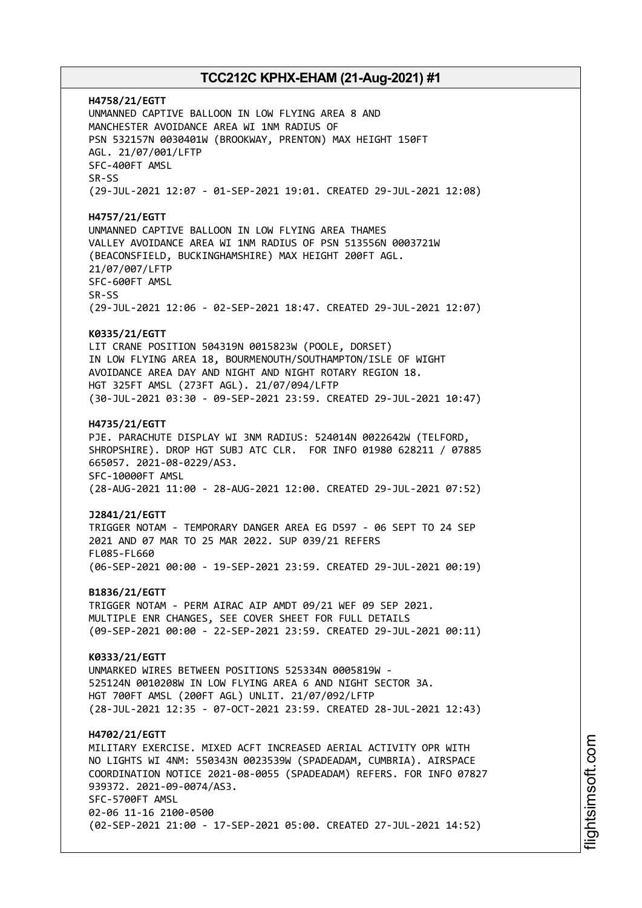**H4758/21/EGTT**
UNMANNED CAPTIVE BALLOON IN LOW FLYING AREA 8 AND
MANCHESTER AVOIDANCE AREA WI 1NM RADIUS OF
PSN 532157N 0030401W (BROOKWAY, PRENTON) MAX HEIGHT 150FT
AGL. 21/07/001/LFTP
SFC-400FT AMSL
SR-SS
(29-JUL-2021 12:07 - 01-SEP-2021 19:01. CREATED 29-JUL-2021 12:08)

**H4757/21/EGTT**
UNMANNED CAPTIVE BALLOON IN LOW FLYING AREA THAMES
VALLEY AVOIDANCE AREA WI 1NM RADIUS OF PSN 513556N 0003721W
(BEACONSFIELD, BUCKINGHAMSHIRE) MAX HEIGHT 200FT AGL.
21/07/007/LFTP
SFC-600FT AMSL
SR-SS
(29-JUL-2021 12:06 - 02-SEP-2021 18:47. CREATED 29-JUL-2021 12:07)

**K0335/21/EGTT**
LIT CRANE POSITION 504319N 0015823W (POOLE, DORSET)
IN LOW FLYING AREA 18, BOURMENOUTH/SOUTHAMPTON/ISLE OF WIGHT
AVOIDANCE AREA DAY AND NIGHT AND NIGHT ROTARY REGION 18.
HGT 325FT AMSL (273FT AGL). 21/07/094/LFTP
(30-JUL-2021 03:30 - 09-SEP-2021 23:59. CREATED 29-JUL-2021 10:47)

**H4735/21/EGTT**
PJE. PARACHUTE DISPLAY WI 3NM RADIUS: 524014N 0022642W (TELFORD,
SHROPSHIRE). DROP HGT SUBJ ATC CLR. FOR INFO 01980 628211 / 07885
665057. 2021-08-0229/AS3.
SFC-10000FT AMSL
(28-AUG-2021 11:00 - 28-AUG-2021 12:00. CREATED 29-JUL-2021 07:52)

**J2841/21/EGTT**
TRIGGER NOTAM - TEMPORARY DANGER AREA EG D597 - 06 SEPT TO 24 SEP
2021 AND 07 MAR TO 25 MAR 2022. SUP 039/21 REFERS
FL085-FL660
(06-SEP-2021 00:00 - 19-SEP-2021 23:59. CREATED 29-JUL-2021 00:19)

**B1836/21/EGTT**
TRIGGER NOTAM - PERM AIRAC AIP AMDT 09/21 WEF 09 SEP 2021.
MULTIPLE ENR CHANGES, SEE COVER SHEET FOR FULL DETAILS
(09-SEP-2021 00:00 - 22-SEP-2021 23:59. CREATED 29-JUL-2021 00:11)

**K0333/21/EGTT**
UNMARKED WIRES BETWEEN POSITIONS 525334N 0005819W -
525124N 0010208W IN LOW FLYING AREA 6 AND NIGHT SECTOR 3A.
HGT 700FT AMSL (200FT AGL) UNLIT. 21/07/092/LFTP
(28-JUL-2021 12:35 - 07-OCT-2021 23:59. CREATED 28-JUL-2021 12:43)

**H4702/21/EGTT**
MILITARY EXERCISE. MIXED ACFT INCREASED AERIAL ACTIVITY OPR WITH
NO LIGHTS WI 4NM: 550343N 0023539W (SPADEADAM, CUMBRIA). AIRSPACE
COORDINATION NOTICE 2021-08-0055 (SPADEADAM) REFERS. FOR INFO 07827
939372. 2021-09-0074/AS3.
SFC-5700FT AMSL
02-06 11-16 2100-0500
(02-SEP-2021 21:00 - 17-SEP-2021 05:00. CREATED 27-JUL-2021 14:52)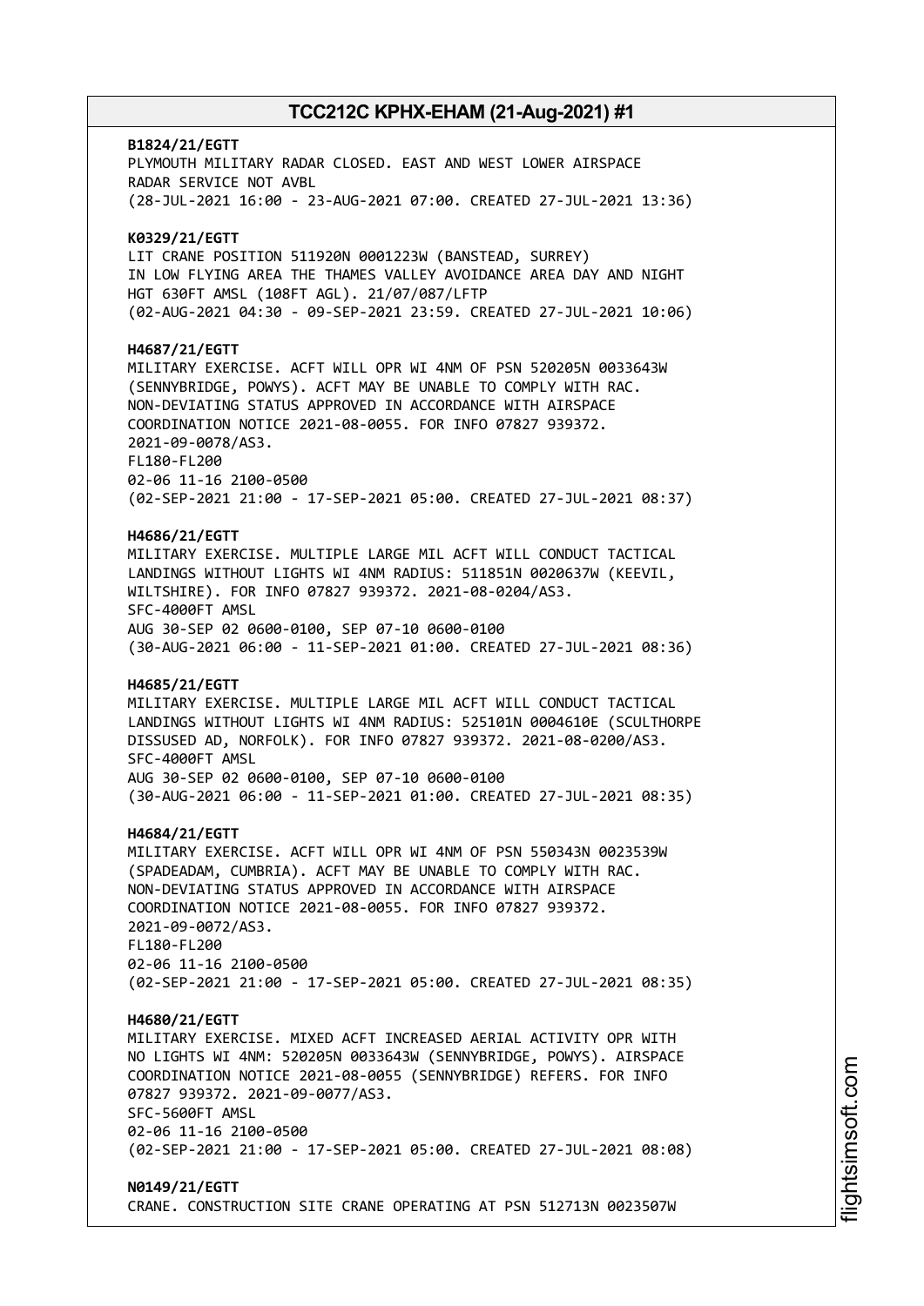**B1824/21/EGTT**
PLYMOUTH MILITARY RADAR CLOSED. EAST AND WEST LOWER AIRSPACE RADAR SERVICE NOT AVBL
(28-JUL-2021 16:00 - 23-AUG-2021 07:00. CREATED 27-JUL-2021 13:36)

**K0329/21/EGTT**
LIT CRANE POSITION 511920N 0001223W (BANSTEAD, SURREY) IN LOW FLYING AREA THE THAMES VALLEY AVOIDANCE AREA DAY AND NIGHT HGT 630FT AMSL (108FT AGL). 21/07/087/LFTP
(02-AUG-2021 04:30 - 09-SEP-2021 23:59. CREATED 27-JUL-2021 10:06)

**H4687/21/EGTT**
MILITARY EXERCISE. ACFT WILL OPR WI 4NM OF PSN 520205N 0033643W (SENNYBRIDGE, POWYS). ACFT MAY BE UNABLE TO COMPLY WITH RAC. NON-DEVIATING STATUS APPROVED IN ACCORDANCE WITH AIRSPACE COORDINATION NOTICE 2021-08-0055. FOR INFO 07827 939372. 2021-09-0078/AS3.
FL180-FL200
02-06 11-16 2100-0500
(02-SEP-2021 21:00 - 17-SEP-2021 05:00. CREATED 27-JUL-2021 08:37)

**H4686/21/EGTT**
MILITARY EXERCISE. MULTIPLE LARGE MIL ACFT WILL CONDUCT TACTICAL LANDINGS WITHOUT LIGHTS WI 4NM RADIUS: 511851N 0020637W (KEEVIL, WILTSHIRE). FOR INFO 07827 939372. 2021-08-0204/AS3.
SFC-4000FT AMSL
AUG 30-SEP 02 0600-0100, SEP 07-10 0600-0100
(30-AUG-2021 06:00 - 11-SEP-2021 01:00. CREATED 27-JUL-2021 08:36)

**H4685/21/EGTT**
MILITARY EXERCISE. MULTIPLE LARGE MIL ACFT WILL CONDUCT TACTICAL LANDINGS WITHOUT LIGHTS WI 4NM RADIUS: 525101N 0004610E (SCULTHORPE DISSUSED AD, NORFOLK). FOR INFO 07827 939372. 2021-08-0200/AS3.
SFC-4000FT AMSL
AUG 30-SEP 02 0600-0100, SEP 07-10 0600-0100
(30-AUG-2021 06:00 - 11-SEP-2021 01:00. CREATED 27-JUL-2021 08:35)

**H4684/21/EGTT**
MILITARY EXERCISE. ACFT WILL OPR WI 4NM OF PSN 550343N 0023539W (SPADEADAM, CUMBRIA). ACFT MAY BE UNABLE TO COMPLY WITH RAC. NON-DEVIATING STATUS APPROVED IN ACCORDANCE WITH AIRSPACE COORDINATION NOTICE 2021-08-0055. FOR INFO 07827 939372. 2021-09-0072/AS3.
FL180-FL200
02-06 11-16 2100-0500
(02-SEP-2021 21:00 - 17-SEP-2021 05:00. CREATED 27-JUL-2021 08:35)

**H4680/21/EGTT**
MILITARY EXERCISE. MIXED ACFT INCREASED AERIAL ACTIVITY OPR WITH NO LIGHTS WI 4NM: 520205N 0033643W (SENNYBRIDGE, POWYS). AIRSPACE COORDINATION NOTICE 2021-08-0055 (SENNYBRIDGE) REFERS. FOR INFO 07827 939372. 2021-09-0077/AS3.
SFC-5600FT AMSL
02-06 11-16 2100-0500
(02-SEP-2021 21:00 - 17-SEP-2021 05:00. CREATED 27-JUL-2021 08:08)

**N0149/21/EGTT**
CRANE. CONSTRUCTION SITE CRANE OPERATING AT PSN 512713N 0023507W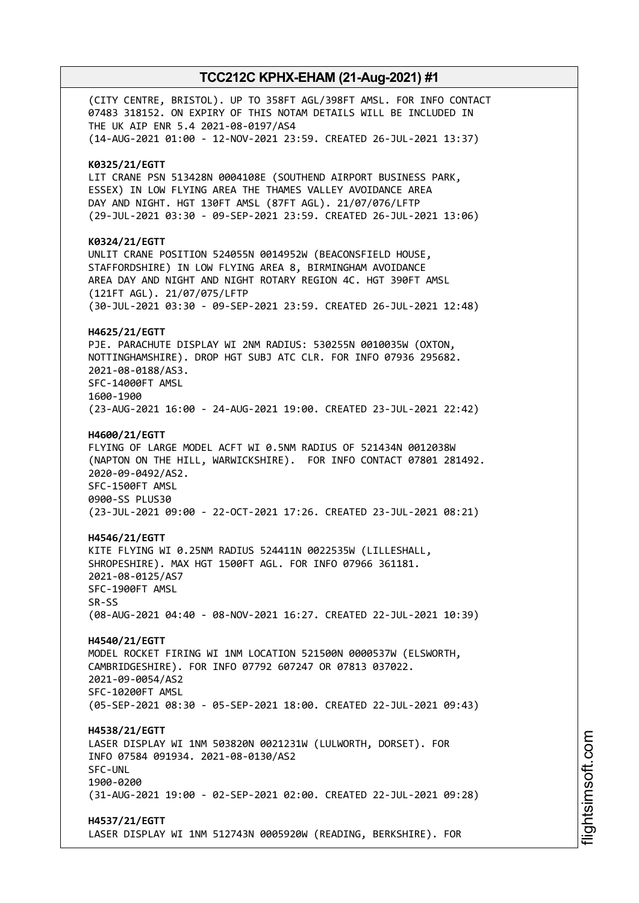(CITY CENTRE, BRISTOL). UP TO 358FT AGL/398FT AMSL. FOR INFO CONTACT 07483 318152. ON EXPIRY OF THIS NOTAM DETAILS WILL BE INCLUDED IN THE UK AIP ENR 5.4 2021-08-0197/AS4
(14-AUG-2021 01:00 - 12-NOV-2021 23:59. CREATED 26-JUL-2021 13:37)

**K0325/21/EGTT**
LIT CRANE PSN 513428N 0004108E (SOUTHEND AIRPORT BUSINESS PARK, ESSEX) IN LOW FLYING AREA THE THAMES VALLEY AVOIDANCE AREA DAY AND NIGHT. HGT 130FT AMSL (87FT AGL). 21/07/076/LFTP
(29-JUL-2021 03:30 - 09-SEP-2021 23:59. CREATED 26-JUL-2021 13:06)

**K0324/21/EGTT**
UNLIT CRANE POSITION 524055N 0014952W (BEACONSFIELD HOUSE, STAFFORDSHIRE) IN LOW FLYING AREA 8, BIRMINGHAM AVOIDANCE AREA DAY AND NIGHT AND NIGHT ROTARY REGION 4C. HGT 390FT AMSL (121FT AGL). 21/07/075/LFTP
(30-JUL-2021 03:30 - 09-SEP-2021 23:59. CREATED 26-JUL-2021 12:48)

**H4625/21/EGTT**
PJE. PARACHUTE DISPLAY WI 2NM RADIUS: 530255N 0010035W (OXTON, NOTTINGHAMSHIRE). DROP HGT SUBJ ATC CLR. FOR INFO 07936 295682. 2021-08-0188/AS3.
SFC-14000FT AMSL
1600-1900
(23-AUG-2021 16:00 - 24-AUG-2021 19:00. CREATED 23-JUL-2021 22:42)

**H4600/21/EGTT**
FLYING OF LARGE MODEL ACFT WI 0.5NM RADIUS OF 521434N 0012038W (NAPTON ON THE HILL, WARWICKSHIRE). FOR INFO CONTACT 07801 281492. 2020-09-0492/AS2.
SFC-1500FT AMSL
0900-SS PLUS30
(23-JUL-2021 09:00 - 22-OCT-2021 17:26. CREATED 23-JUL-2021 08:21)

**H4546/21/EGTT**
KITE FLYING WI 0.25NM RADIUS 524411N 0022535W (LILLESHALL, SHROPESHIRE). MAX HGT 1500FT AGL. FOR INFO 07966 361181. 2021-08-0125/AS7
SFC-1900FT AMSL
SR-SS
(08-AUG-2021 04:40 - 08-NOV-2021 16:27. CREATED 22-JUL-2021 10:39)

**H4540/21/EGTT**
MODEL ROCKET FIRING WI 1NM LOCATION 521500N 0000537W (ELSWORTH, CAMBRIDGESHIRE). FOR INFO 07792 607247 OR 07813 037022. 2021-09-0054/AS2
SFC-10200FT AMSL
(05-SEP-2021 08:30 - 05-SEP-2021 18:00. CREATED 22-JUL-2021 09:43)

**H4538/21/EGTT**
LASER DISPLAY WI 1NM 503820N 0021231W (LULWORTH, DORSET). FOR INFO 07584 091934. 2021-08-0130/AS2
SFC-UNL
1900-0200
(31-AUG-2021 19:00 - 02-SEP-2021 02:00. CREATED 22-JUL-2021 09:28)

**H4537/21/EGTT**
LASER DISPLAY WI 1NM 512743N 0005920W (READING, BERKSHIRE). FOR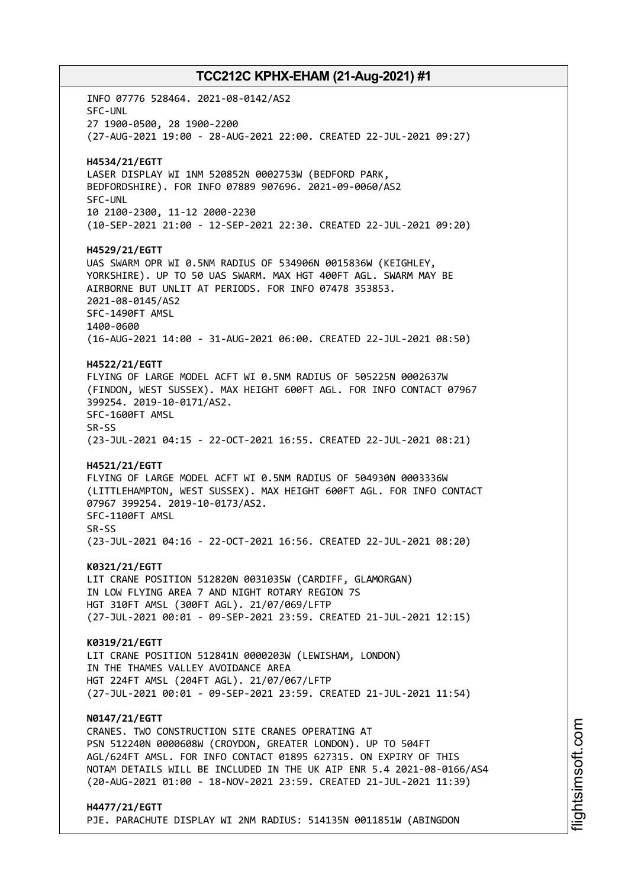INFO 07776 528464. 2021-08-0142/AS2
SFC-UNL
27 1900-0500, 28 1900-2200
(27-AUG-2021 19:00 - 28-AUG-2021 22:00. CREATED 22-JUL-2021 09:27)

**H4534/21/EGTT**
LASER DISPLAY WI 1NM 520852N 0002753W (BEDFORD PARK, BEDFORDSHIRE). FOR INFO 07889 907696. 2021-09-0060/AS2
SFC-UNL
10 2100-2300, 11-12 2000-2230
(10-SEP-2021 21:00 - 12-SEP-2021 22:30. CREATED 22-JUL-2021 09:20)

**H4529/21/EGTT**
UAS SWARM OPR WI 0.5NM RADIUS OF 534906N 0015836W (KEIGHLEY, YORKSHIRE). UP TO 50 UAS SWARM. MAX HGT 400FT AGL. SWARM MAY BE AIRBORNE BUT UNLIT AT PERIODS. FOR INFO 07478 353853.
2021-08-0145/AS2
SFC-1490FT AMSL
1400-0600
(16-AUG-2021 14:00 - 31-AUG-2021 06:00. CREATED 22-JUL-2021 08:50)

**H4522/21/EGTT**
FLYING OF LARGE MODEL ACFT WI 0.5NM RADIUS OF 505225N 0002637W (FINDON, WEST SUSSEX). MAX HEIGHT 600FT AGL. FOR INFO CONTACT 07967 399254. 2019-10-0171/AS2.
SFC-1600FT AMSL
SR-SS
(23-JUL-2021 04:15 - 22-OCT-2021 16:55. CREATED 22-JUL-2021 08:21)

**H4521/21/EGTT**
FLYING OF LARGE MODEL ACFT WI 0.5NM RADIUS OF 504930N 0003336W (LITTLEHAMPTON, WEST SUSSEX). MAX HEIGHT 600FT AGL. FOR INFO CONTACT 07967 399254. 2019-10-0173/AS2.
SFC-1100FT AMSL
SR-SS
(23-JUL-2021 04:16 - 22-OCT-2021 16:56. CREATED 22-JUL-2021 08:20)

**K0321/21/EGTT**
LIT CRANE POSITION 512820N 0031035W (CARDIFF, GLAMORGAN)
IN LOW FLYING AREA 7 AND NIGHT ROTARY REGION 7S
HGT 310FT AMSL (300FT AGL). 21/07/069/LFTP
(27-JUL-2021 00:01 - 09-SEP-2021 23:59. CREATED 21-JUL-2021 12:15)

**K0319/21/EGTT**
LIT CRANE POSITION 512841N 0000203W (LEWISHAM, LONDON)
IN THE THAMES VALLEY AVOIDANCE AREA
HGT 224FT AMSL (204FT AGL). 21/07/067/LFTP
(27-JUL-2021 00:01 - 09-SEP-2021 23:59. CREATED 21-JUL-2021 11:54)

**N0147/21/EGTT**
CRANES. TWO CONSTRUCTION SITE CRANES OPERATING AT PSN 512240N 0000608W (CROYDON, GREATER LONDON). UP TO 504FT AGL/624FT AMSL. FOR INFO CONTACT 01895 627315. ON EXPIRY OF THIS NOTAM DETAILS WILL BE INCLUDED IN THE UK AIP ENR 5.4 2021-08-0166/AS4
(20-AUG-2021 01:00 - 18-NOV-2021 23:59. CREATED 21-JUL-2021 11:39)

**H4477/21/EGTT**
PJE. PARACHUTE DISPLAY WI 2NM RADIUS: 514135N 0011851W (ABINGDON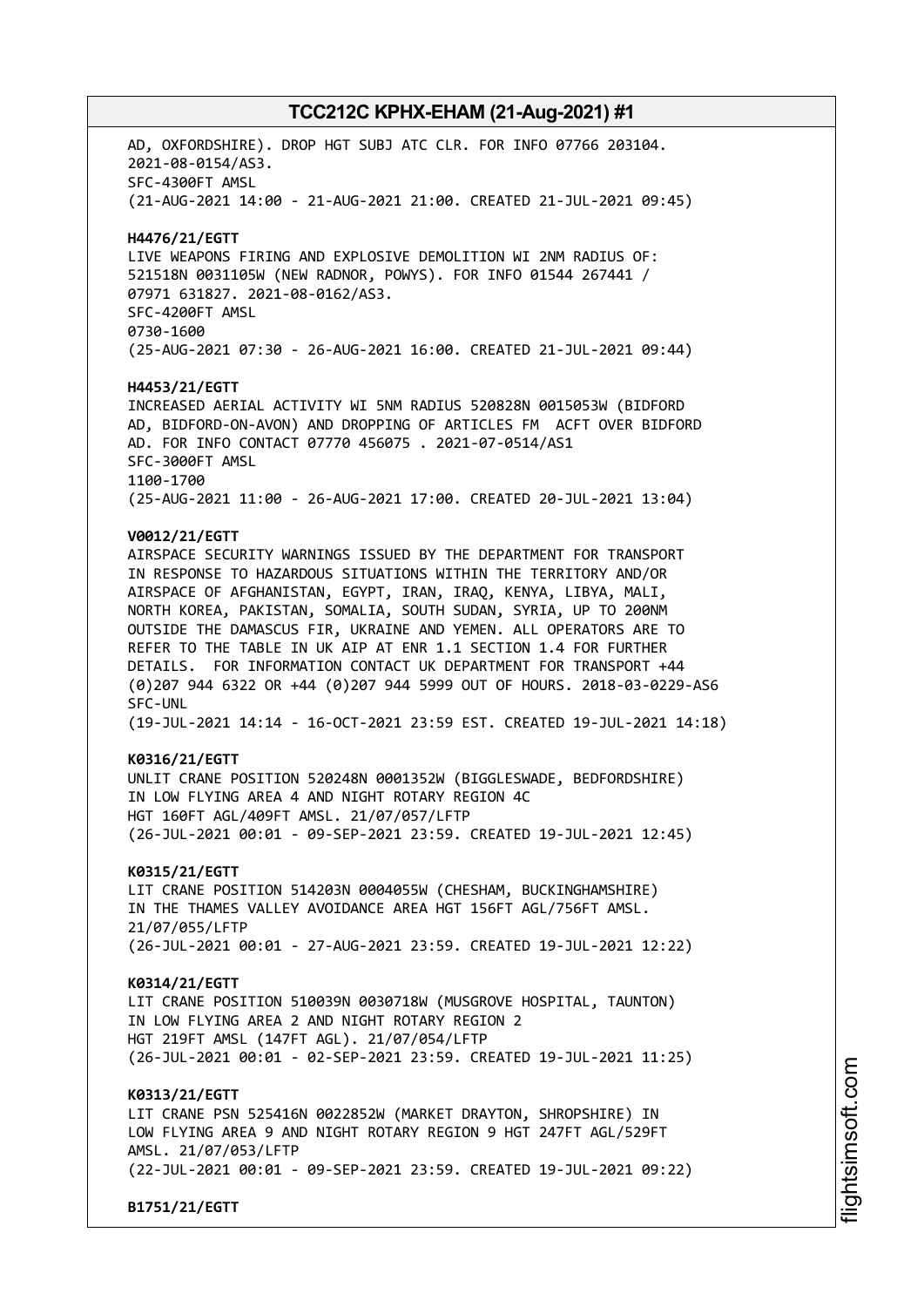AD, OXFORDSHIRE). DROP HGT SUBJ ATC CLR. FOR INFO 07766 203104.
2021-08-0154/AS3.
SFC-4300FT AMSL
(21-AUG-2021 14:00 - 21-AUG-2021 21:00. CREATED 21-JUL-2021 09:45)

**H4476/21/EGTT**
LIVE WEAPONS FIRING AND EXPLOSIVE DEMOLITION WI 2NM RADIUS OF:
521518N 0031105W (NEW RADNOR, POWYS). FOR INFO 01544 267441 /
07971 631827. 2021-08-0162/AS3.
SFC-4200FT AMSL
0730-1600
(25-AUG-2021 07:30 - 26-AUG-2021 16:00. CREATED 21-JUL-2021 09:44)

**H4453/21/EGTT**
INCREASED AERIAL ACTIVITY WI 5NM RADIUS 520828N 0015053W (BIDFORD
AD, BIDFORD-ON-AVON) AND DROPPING OF ARTICLES FM ACFT OVER BIDFORD
AD. FOR INFO CONTACT 07770 456075 . 2021-07-0514/AS1
SFC-3000FT AMSL
1100-1700
(25-AUG-2021 11:00 - 26-AUG-2021 17:00. CREATED 20-JUL-2021 13:04)

**V0012/21/EGTT**
AIRSPACE SECURITY WARNINGS ISSUED BY THE DEPARTMENT FOR TRANSPORT
IN RESPONSE TO HAZARDOUS SITUATIONS WITHIN THE TERRITORY AND/OR
AIRSPACE OF AFGHANISTAN, EGYPT, IRAN, IRAQ, KENYA, LIBYA, MALI,
NORTH KOREA, PAKISTAN, SOMALIA, SOUTH SUDAN, SYRIA, UP TO 200NM
OUTSIDE THE DAMASCUS FIR, UKRAINE AND YEMEN. ALL OPERATORS ARE TO
REFER TO THE TABLE IN UK AIP AT ENR 1.1 SECTION 1.4 FOR FURTHER
DETAILS. FOR INFORMATION CONTACT UK DEPARTMENT FOR TRANSPORT +44
(0)207 944 6322 OR +44 (0)207 944 5999 OUT OF HOURS. 2018-03-0229-AS6
SFC-UNL
(19-JUL-2021 14:14 - 16-OCT-2021 23:59 EST. CREATED 19-JUL-2021 14:18)

**K0316/21/EGTT**
UNLIT CRANE POSITION 520248N 0001352W (BIGGLESWADE, BEDFORDSHIRE)
IN LOW FLYING AREA 4 AND NIGHT ROTARY REGION 4C
HGT 160FT AGL/409FT AMSL. 21/07/057/LFTP
(26-JUL-2021 00:01 - 09-SEP-2021 23:59. CREATED 19-JUL-2021 12:45)

**K0315/21/EGTT**
LIT CRANE POSITION 514203N 0004055W (CHESHAM, BUCKINGHAMSHIRE)
IN THE THAMES VALLEY AVOIDANCE AREA HGT 156FT AGL/756FT AMSL.
21/07/055/LFTP
(26-JUL-2021 00:01 - 27-AUG-2021 23:59. CREATED 19-JUL-2021 12:22)

**K0314/21/EGTT**
LIT CRANE POSITION 510039N 0030718W (MUSGROVE HOSPITAL, TAUNTON)
IN LOW FLYING AREA 2 AND NIGHT ROTARY REGION 2
HGT 219FT AMSL (147FT AGL). 21/07/054/LFTP
(26-JUL-2021 00:01 - 02-SEP-2021 23:59. CREATED 19-JUL-2021 11:25)

**K0313/21/EGTT**
LIT CRANE PSN 525416N 0022852W (MARKET DRAYTON, SHROPSHIRE) IN
LOW FLYING AREA 9 AND NIGHT ROTARY REGION 9 HGT 247FT AGL/529FT
AMSL. 21/07/053/LFTP
(22-JUL-2021 00:01 - 09-SEP-2021 23:59. CREATED 19-JUL-2021 09:22)

**B1751/21/EGTT**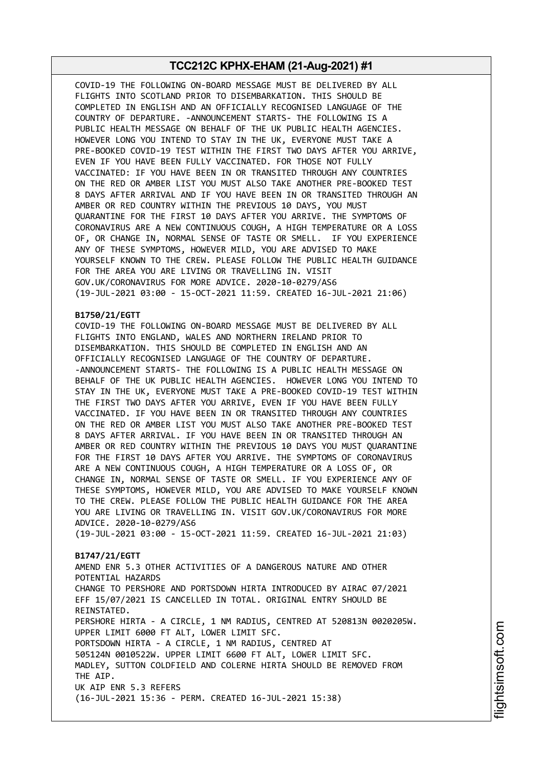COVID-19 THE FOLLOWING ON-BOARD MESSAGE MUST BE DELIVERED BY ALL FLIGHTS INTO SCOTLAND PRIOR TO DISEMBARKATION. THIS SHOULD BE COMPLETED IN ENGLISH AND AN OFFICIALLY RECOGNISED LANGUAGE OF THE COUNTRY OF DEPARTURE. -ANNOUNCEMENT STARTS- THE FOLLOWING IS A PUBLIC HEALTH MESSAGE ON BEHALF OF THE UK PUBLIC HEALTH AGENCIES. HOWEVER LONG YOU INTEND TO STAY IN THE UK, EVERYONE MUST TAKE A PRE-BOOKED COVID-19 TEST WITHIN THE FIRST TWO DAYS AFTER YOU ARRIVE, EVEN IF YOU HAVE BEEN FULLY VACCINATED. FOR THOSE NOT FULLY VACCINATED: IF YOU HAVE BEEN IN OR TRANSITED THROUGH ANY COUNTRIES ON THE RED OR AMBER LIST YOU MUST ALSO TAKE ANOTHER PRE-BOOKED TEST 8 DAYS AFTER ARRIVAL AND IF YOU HAVE BEEN IN OR TRANSITED THROUGH AN AMBER OR RED COUNTRY WITHIN THE PREVIOUS 10 DAYS, YOU MUST QUARANTINE FOR THE FIRST 10 DAYS AFTER YOU ARRIVE. THE SYMPTOMS OF CORONAVIRUS ARE A NEW CONTINUOUS COUGH, A HIGH TEMPERATURE OR A LOSS OF, OR CHANGE IN, NORMAL SENSE OF TASTE OR SMELL. IF YOU EXPERIENCE ANY OF THESE SYMPTOMS, HOWEVER MILD, YOU ARE ADVISED TO MAKE YOURSELF KNOWN TO THE CREW. PLEASE FOLLOW THE PUBLIC HEALTH GUIDANCE FOR THE AREA YOU ARE LIVING OR TRAVELLING IN. VISIT GOV.UK/CORONAVIRUS FOR MORE ADVICE. 2020-10-0279/AS6
(19-JUL-2021 03:00 - 15-OCT-2021 11:59. CREATED 16-JUL-2021 21:06)

**B1750/21/EGTT**
COVID-19 THE FOLLOWING ON-BOARD MESSAGE MUST BE DELIVERED BY ALL FLIGHTS INTO ENGLAND, WALES AND NORTHERN IRELAND PRIOR TO DISEMBARKATION. THIS SHOULD BE COMPLETED IN ENGLISH AND AN OFFICIALLY RECOGNISED LANGUAGE OF THE COUNTRY OF DEPARTURE. -ANNOUNCEMENT STARTS- THE FOLLOWING IS A PUBLIC HEALTH MESSAGE ON BEHALF OF THE UK PUBLIC HEALTH AGENCIES. HOWEVER LONG YOU INTEND TO STAY IN THE UK, EVERYONE MUST TAKE A PRE-BOOKED COVID-19 TEST WITHIN THE FIRST TWO DAYS AFTER YOU ARRIVE, EVEN IF YOU HAVE BEEN FULLY VACCINATED. IF YOU HAVE BEEN IN OR TRANSITED THROUGH ANY COUNTRIES ON THE RED OR AMBER LIST YOU MUST ALSO TAKE ANOTHER PRE-BOOKED TEST 8 DAYS AFTER ARRIVAL. IF YOU HAVE BEEN IN OR TRANSITED THROUGH AN AMBER OR RED COUNTRY WITHIN THE PREVIOUS 10 DAYS YOU MUST QUARANTINE FOR THE FIRST 10 DAYS AFTER YOU ARRIVE. THE SYMPTOMS OF CORONAVIRUS ARE A NEW CONTINUOUS COUGH, A HIGH TEMPERATURE OR A LOSS OF, OR CHANGE IN, NORMAL SENSE OF TASTE OR SMELL. IF YOU EXPERIENCE ANY OF THESE SYMPTOMS, HOWEVER MILD, YOU ARE ADVISED TO MAKE YOURSELF KNOWN TO THE CREW. PLEASE FOLLOW THE PUBLIC HEALTH GUIDANCE FOR THE AREA YOU ARE LIVING OR TRAVELLING IN. VISIT GOV.UK/CORONAVIRUS FOR MORE ADVICE. 2020-10-0279/AS6
(19-JUL-2021 03:00 - 15-OCT-2021 11:59. CREATED 16-JUL-2021 21:03)

**B1747/21/EGTT**
AMEND ENR 5.3 OTHER ACTIVITIES OF A DANGEROUS NATURE AND OTHER POTENTIAL HAZARDS
CHANGE TO PERSHORE AND PORTSDOWN HIRTA INTRODUCED BY AIRAC 07/2021 EFF 15/07/2021 IS CANCELLED IN TOTAL. ORIGINAL ENTRY SHOULD BE REINSTATED.
PERSHORE HIRTA - A CIRCLE, 1 NM RADIUS, CENTRED AT 520813N 0020205W. UPPER LIMIT 6000 FT ALT, LOWER LIMIT SFC.
PORTSDOWN HIRTA - A CIRCLE, 1 NM RADIUS, CENTRED AT 505124N 0010522W. UPPER LIMIT 6600 FT ALT, LOWER LIMIT SFC.
MADLEY, SUTTON COLDFIELD AND COLERNE HIRTA SHOULD BE REMOVED FROM THE AIP.
UK AIP ENR 5.3 REFERS
(16-JUL-2021 15:36 - PERM. CREATED 16-JUL-2021 15:38)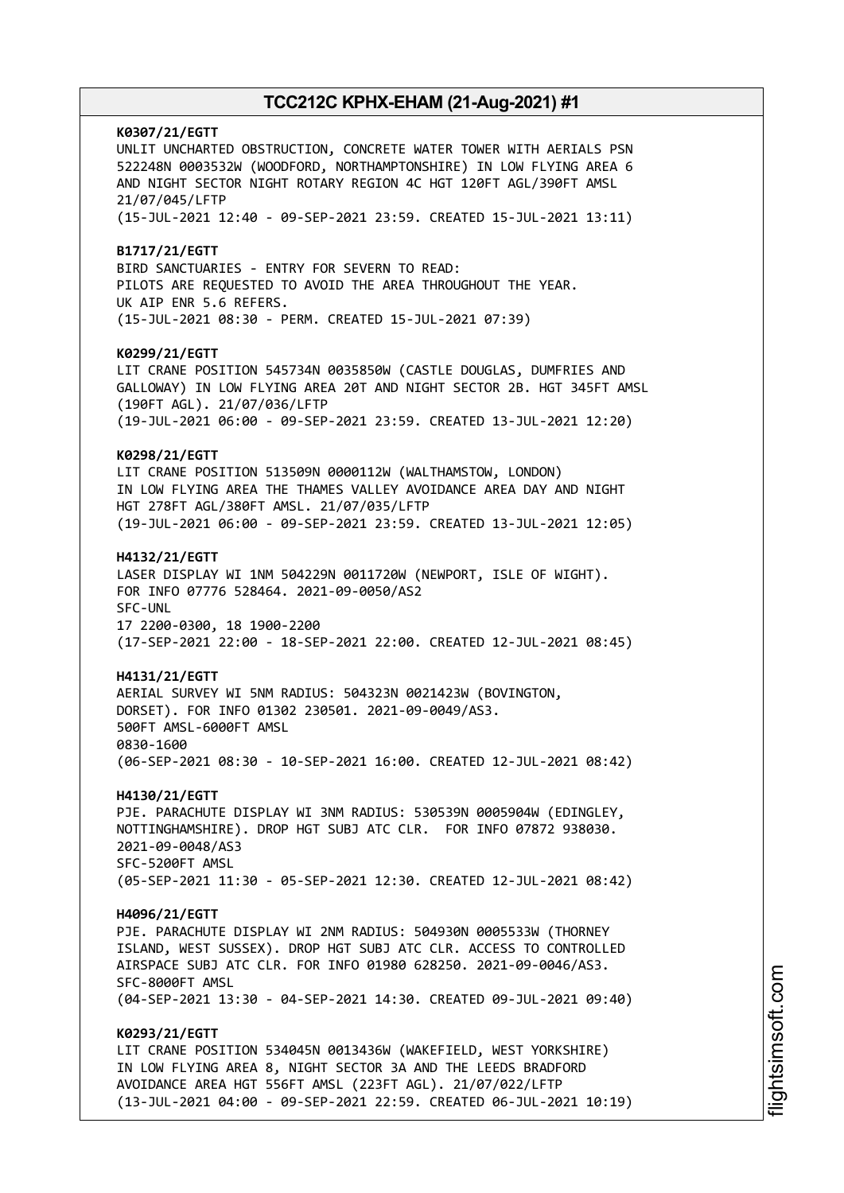**K0307/21/EGTT**
UNLIT UNCHARTED OBSTRUCTION, CONCRETE WATER TOWER WITH AERIALS PSN 522248N 0003532W (WOODFORD, NORTHAMPTONSHIRE) IN LOW FLYING AREA 6 AND NIGHT SECTOR NIGHT ROTARY REGION 4C HGT 120FT AGL/390FT AMSL 21/07/045/LFTP
(15-JUL-2021 12:40 - 09-SEP-2021 23:59. CREATED 15-JUL-2021 13:11)

**B1717/21/EGTT**
BIRD SANCTUARIES - ENTRY FOR SEVERN TO READ:
PILOTS ARE REQUESTED TO AVOID THE AREA THROUGHOUT THE YEAR.
UK AIP ENR 5.6 REFERS.
(15-JUL-2021 08:30 - PERM. CREATED 15-JUL-2021 07:39)

**K0299/21/EGTT**
LIT CRANE POSITION 545734N 0035850W (CASTLE DOUGLAS, DUMFRIES AND GALLOWAY) IN LOW FLYING AREA 20T AND NIGHT SECTOR 2B. HGT 345FT AMSL (190FT AGL). 21/07/036/LFTP
(19-JUL-2021 06:00 - 09-SEP-2021 23:59. CREATED 13-JUL-2021 12:20)

**K0298/21/EGTT**
LIT CRANE POSITION 513509N 0000112W (WALTHAMSTOW, LONDON) IN LOW FLYING AREA THE THAMES VALLEY AVOIDANCE AREA DAY AND NIGHT HGT 278FT AGL/380FT AMSL. 21/07/035/LFTP
(19-JUL-2021 06:00 - 09-SEP-2021 23:59. CREATED 13-JUL-2021 12:05)

**H4132/21/EGTT**
LASER DISPLAY WI 1NM 504229N 0011720W (NEWPORT, ISLE OF WIGHT). FOR INFO 07776 528464. 2021-09-0050/AS2
SFC-UNL
17 2200-0300, 18 1900-2200
(17-SEP-2021 22:00 - 18-SEP-2021 22:00. CREATED 12-JUL-2021 08:45)

**H4131/21/EGTT**
AERIAL SURVEY WI 5NM RADIUS: 504323N 0021423W (BOVINGTON, DORSET). FOR INFO 01302 230501. 2021-09-0049/AS3.
500FT AMSL-6000FT AMSL
0830-1600
(06-SEP-2021 08:30 - 10-SEP-2021 16:00. CREATED 12-JUL-2021 08:42)

**H4130/21/EGTT**
PJE. PARACHUTE DISPLAY WI 3NM RADIUS: 530539N 0005904W (EDINGLEY, NOTTINGHAMSHIRE). DROP HGT SUBJ ATC CLR. FOR INFO 07872 938030. 2021-09-0048/AS3
SFC-5200FT AMSL
(05-SEP-2021 11:30 - 05-SEP-2021 12:30. CREATED 12-JUL-2021 08:42)

**H4096/21/EGTT**
PJE. PARACHUTE DISPLAY WI 2NM RADIUS: 504930N 0005533W (THORNEY ISLAND, WEST SUSSEX). DROP HGT SUBJ ATC CLR. ACCESS TO CONTROLLED AIRSPACE SUBJ ATC CLR. FOR INFO 01980 628250. 2021-09-0046/AS3.
SFC-8000FT AMSL
(04-SEP-2021 13:30 - 04-SEP-2021 14:30. CREATED 09-JUL-2021 09:40)

**K0293/21/EGTT**
LIT CRANE POSITION 534045N 0013436W (WAKEFIELD, WEST YORKSHIRE) IN LOW FLYING AREA 8, NIGHT SECTOR 3A AND THE LEEDS BRADFORD AVOIDANCE AREA HGT 556FT AMSL (223FT AGL). 21/07/022/LFTP
(13-JUL-2021 04:00 - 09-SEP-2021 22:59. CREATED 06-JUL-2021 10:19)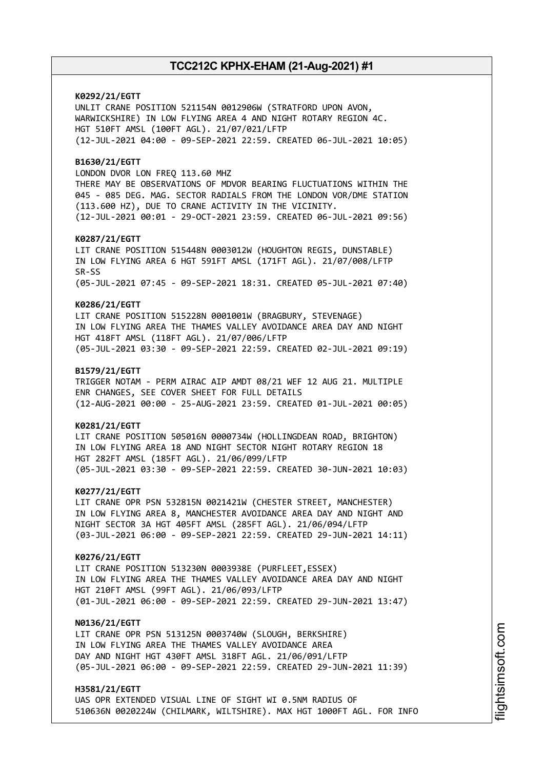**K0292/21/EGTT**
UNLIT CRANE POSITION 521154N 0012906W (STRATFORD UPON AVON, WARWICKSHIRE) IN LOW FLYING AREA 4 AND NIGHT ROTARY REGION 4C. HGT 510FT AMSL (100FT AGL). 21/07/021/LFTP
(12-JUL-2021 04:00 - 09-SEP-2021 22:59. CREATED 06-JUL-2021 10:05)

**B1630/21/EGTT**
LONDON DVOR LON FREQ 113.60 MHZ
THERE MAY BE OBSERVATIONS OF MDVOR BEARING FLUCTUATIONS WITHIN THE 045 - 085 DEG. MAG. SECTOR RADIALS FROM THE LONDON VOR/DME STATION (113.600 HZ), DUE TO CRANE ACTIVITY IN THE VICINITY.
(12-JUL-2021 00:01 - 29-OCT-2021 23:59. CREATED 06-JUL-2021 09:56)

**K0287/21/EGTT**
LIT CRANE POSITION 515448N 0003012W (HOUGHTON REGIS, DUNSTABLE) IN LOW FLYING AREA 6 HGT 591FT AMSL (171FT AGL). 21/07/008/LFTP SR-SS
(05-JUL-2021 07:45 - 09-SEP-2021 18:31. CREATED 05-JUL-2021 07:40)

**K0286/21/EGTT**
LIT CRANE POSITION 515228N 0001001W (BRAGBURY, STEVENAGE) IN LOW FLYING AREA THE THAMES VALLEY AVOIDANCE AREA DAY AND NIGHT HGT 418FT AMSL (118FT AGL). 21/07/006/LFTP
(05-JUL-2021 03:30 - 09-SEP-2021 22:59. CREATED 02-JUL-2021 09:19)

**B1579/21/EGTT**
TRIGGER NOTAM - PERM AIRAC AIP AMDT 08/21 WEF 12 AUG 21. MULTIPLE ENR CHANGES, SEE COVER SHEET FOR FULL DETAILS
(12-AUG-2021 00:00 - 25-AUG-2021 23:59. CREATED 01-JUL-2021 00:05)

**K0281/21/EGTT**
LIT CRANE POSITION 505016N 0000734W (HOLLINGDEAN ROAD, BRIGHTON) IN LOW FLYING AREA 18 AND NIGHT SECTOR NIGHT ROTARY REGION 18 HGT 282FT AMSL (185FT AGL). 21/06/099/LFTP
(05-JUL-2021 03:30 - 09-SEP-2021 22:59. CREATED 30-JUN-2021 10:03)

**K0277/21/EGTT**
LIT CRANE OPR PSN 532815N 0021421W (CHESTER STREET, MANCHESTER) IN LOW FLYING AREA 8, MANCHESTER AVOIDANCE AREA DAY AND NIGHT AND NIGHT SECTOR 3A HGT 405FT AMSL (285FT AGL). 21/06/094/LFTP
(03-JUL-2021 06:00 - 09-SEP-2021 22:59. CREATED 29-JUN-2021 14:11)

**K0276/21/EGTT**
LIT CRANE POSITION 513230N 0003938E (PURFLEET,ESSEX) IN LOW FLYING AREA THE THAMES VALLEY AVOIDANCE AREA DAY AND NIGHT HGT 210FT AMSL (99FT AGL). 21/06/093/LFTP
(01-JUL-2021 06:00 - 09-SEP-2021 22:59. CREATED 29-JUN-2021 13:47)

**N0136/21/EGTT**
LIT CRANE OPR PSN 513125N 0003740W (SLOUGH, BERKSHIRE) IN LOW FLYING AREA THE THAMES VALLEY AVOIDANCE AREA DAY AND NIGHT HGT 430FT AMSL 318FT AGL. 21/06/091/LFTP
(05-JUL-2021 06:00 - 09-SEP-2021 22:59. CREATED 29-JUN-2021 11:39)

**H3581/21/EGTT**
UAS OPR EXTENDED VISUAL LINE OF SIGHT WI 0.5NM RADIUS OF 510636N 0020224W (CHILMARK, WILTSHIRE). MAX HGT 1000FT AGL. FOR INFO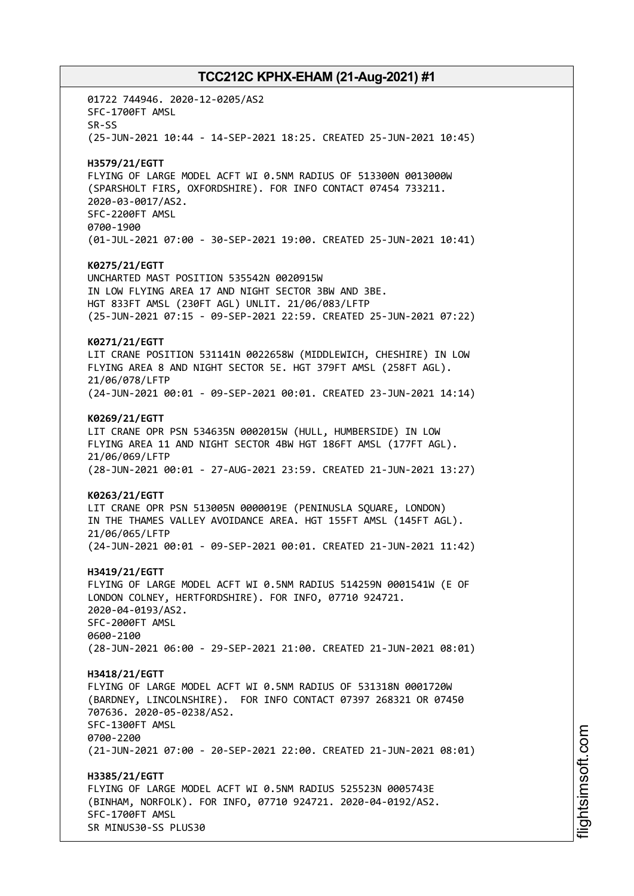01722 744946. 2020-12-0205/AS2
SFC-1700FT AMSL
SR-SS
(25-JUN-2021 10:44 - 14-SEP-2021 18:25. CREATED 25-JUN-2021 10:45)

**H3579/21/EGTT**
FLYING OF LARGE MODEL ACFT WI 0.5NM RADIUS OF 513300N 0013000W
(SPARSHOLT FIRS, OXFORDSHIRE). FOR INFO CONTACT 07454 733211.
2020-03-0017/AS2.
SFC-2200FT AMSL
0700-1900
(01-JUL-2021 07:00 - 30-SEP-2021 19:00. CREATED 25-JUN-2021 10:41)

**K0275/21/EGTT**
UNCHARTED MAST POSITION 535542N 0020915W
IN LOW FLYING AREA 17 AND NIGHT SECTOR 3BW AND 3BE.
HGT 833FT AMSL (230FT AGL) UNLIT. 21/06/083/LFTP
(25-JUN-2021 07:15 - 09-SEP-2021 22:59. CREATED 25-JUN-2021 07:22)

**K0271/21/EGTT**
LIT CRANE POSITION 531141N 0022658W (MIDDLEWICH, CHESHIRE) IN LOW
FLYING AREA 8 AND NIGHT SECTOR 5E. HGT 379FT AMSL (258FT AGL).
21/06/078/LFTP
(24-JUN-2021 00:01 - 09-SEP-2021 00:01. CREATED 23-JUN-2021 14:14)

**K0269/21/EGTT**
LIT CRANE OPR PSN 534635N 0002015W (HULL, HUMBERSIDE) IN LOW
FLYING AREA 11 AND NIGHT SECTOR 4BW HGT 186FT AMSL (177FT AGL).
21/06/069/LFTP
(28-JUN-2021 00:01 - 27-AUG-2021 23:59. CREATED 21-JUN-2021 13:27)

**K0263/21/EGTT**
LIT CRANE OPR PSN 513005N 0000019E (PENINUSLA SQUARE, LONDON)
IN THE THAMES VALLEY AVOIDANCE AREA. HGT 155FT AMSL (145FT AGL).
21/06/065/LFTP
(24-JUN-2021 00:01 - 09-SEP-2021 00:01. CREATED 21-JUN-2021 11:42)

**H3419/21/EGTT**
FLYING OF LARGE MODEL ACFT WI 0.5NM RADIUS 514259N 0001541W (E OF
LONDON COLNEY, HERTFORDSHIRE). FOR INFO, 07710 924721.
2020-04-0193/AS2.
SFC-2000FT AMSL
0600-2100
(28-JUN-2021 06:00 - 29-SEP-2021 21:00. CREATED 21-JUN-2021 08:01)

**H3418/21/EGTT**
FLYING OF LARGE MODEL ACFT WI 0.5NM RADIUS OF 531318N 0001720W
(BARDNEY, LINCOLNSHIRE). FOR INFO CONTACT 07397 268321 OR 07450
707636. 2020-05-0238/AS2.
SFC-1300FT AMSL
0700-2200
(21-JUN-2021 07:00 - 20-SEP-2021 22:00. CREATED 21-JUN-2021 08:01)

**H3385/21/EGTT**
FLYING OF LARGE MODEL ACFT WI 0.5NM RADIUS 525523N 0005743E
(BINHAM, NORFOLK). FOR INFO, 07710 924721. 2020-04-0192/AS2.
SFC-1700FT AMSL
SR MINUS30-SS PLUS30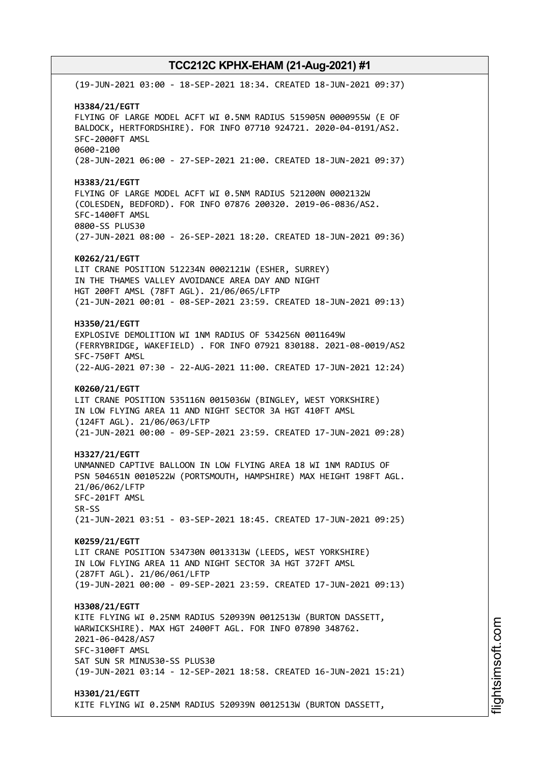(19-JUN-2021 03:00 - 18-SEP-2021 18:34. CREATED 18-JUN-2021 09:37)

**H3384/21/EGTT**
FLYING OF LARGE MODEL ACFT WI 0.5NM RADIUS 515905N 0000955W (E OF BALDOCK, HERTFORDSHIRE). FOR INFO 07710 924721. 2020-04-0191/AS2.
SFC-2000FT AMSL
0600-2100
(28-JUN-2021 06:00 - 27-SEP-2021 21:00. CREATED 18-JUN-2021 09:37)

**H3383/21/EGTT**
FLYING OF LARGE MODEL ACFT WI 0.5NM RADIUS 521200N 0002132W (COLESDEN, BEDFORD). FOR INFO 07876 200320. 2019-06-0836/AS2.
SFC-1400FT AMSL
0800-SS PLUS30
(27-JUN-2021 08:00 - 26-SEP-2021 18:20. CREATED 18-JUN-2021 09:36)

**K0262/21/EGTT**
LIT CRANE POSITION 512234N 0002121W (ESHER, SURREY)
IN THE THAMES VALLEY AVOIDANCE AREA DAY AND NIGHT
HGT 200FT AMSL (78FT AGL). 21/06/065/LFTP
(21-JUN-2021 00:01 - 08-SEP-2021 23:59. CREATED 18-JUN-2021 09:13)

**H3350/21/EGTT**
EXPLOSIVE DEMOLITION WI 1NM RADIUS OF 534256N 0011649W (FERRYBRIDGE, WAKEFIELD) . FOR INFO 07921 830188. 2021-08-0019/AS2
SFC-750FT AMSL
(22-AUG-2021 07:30 - 22-AUG-2021 11:00. CREATED 17-JUN-2021 12:24)

**K0260/21/EGTT**
LIT CRANE POSITION 535116N 0015036W (BINGLEY, WEST YORKSHIRE)
IN LOW FLYING AREA 11 AND NIGHT SECTOR 3A HGT 410FT AMSL
(124FT AGL). 21/06/063/LFTP
(21-JUN-2021 00:00 - 09-SEP-2021 23:59. CREATED 17-JUN-2021 09:28)

**H3327/21/EGTT**
UNMANNED CAPTIVE BALLOON IN LOW FLYING AREA 18 WI 1NM RADIUS OF PSN 504651N 0010522W (PORTSMOUTH, HAMPSHIRE) MAX HEIGHT 198FT AGL.
21/06/062/LFTP
SFC-201FT AMSL
SR-SS
(21-JUN-2021 03:51 - 03-SEP-2021 18:45. CREATED 17-JUN-2021 09:25)

**K0259/21/EGTT**
LIT CRANE POSITION 534730N 0013313W (LEEDS, WEST YORKSHIRE)
IN LOW FLYING AREA 11 AND NIGHT SECTOR 3A HGT 372FT AMSL
(287FT AGL). 21/06/061/LFTP
(19-JUN-2021 00:00 - 09-SEP-2021 23:59. CREATED 17-JUN-2021 09:13)

**H3308/21/EGTT**
KITE FLYING WI 0.25NM RADIUS 520939N 0012513W (BURTON DASSETT, WARWICKSHIRE). MAX HGT 2400FT AGL. FOR INFO 07890 348762.
2021-06-0428/AS7
SFC-3100FT AMSL
SAT SUN SR MINUS30-SS PLUS30
(19-JUN-2021 03:14 - 12-SEP-2021 18:58. CREATED 16-JUN-2021 15:21)

**H3301/21/EGTT**
KITE FLYING WI 0.25NM RADIUS 520939N 0012513W (BURTON DASSETT,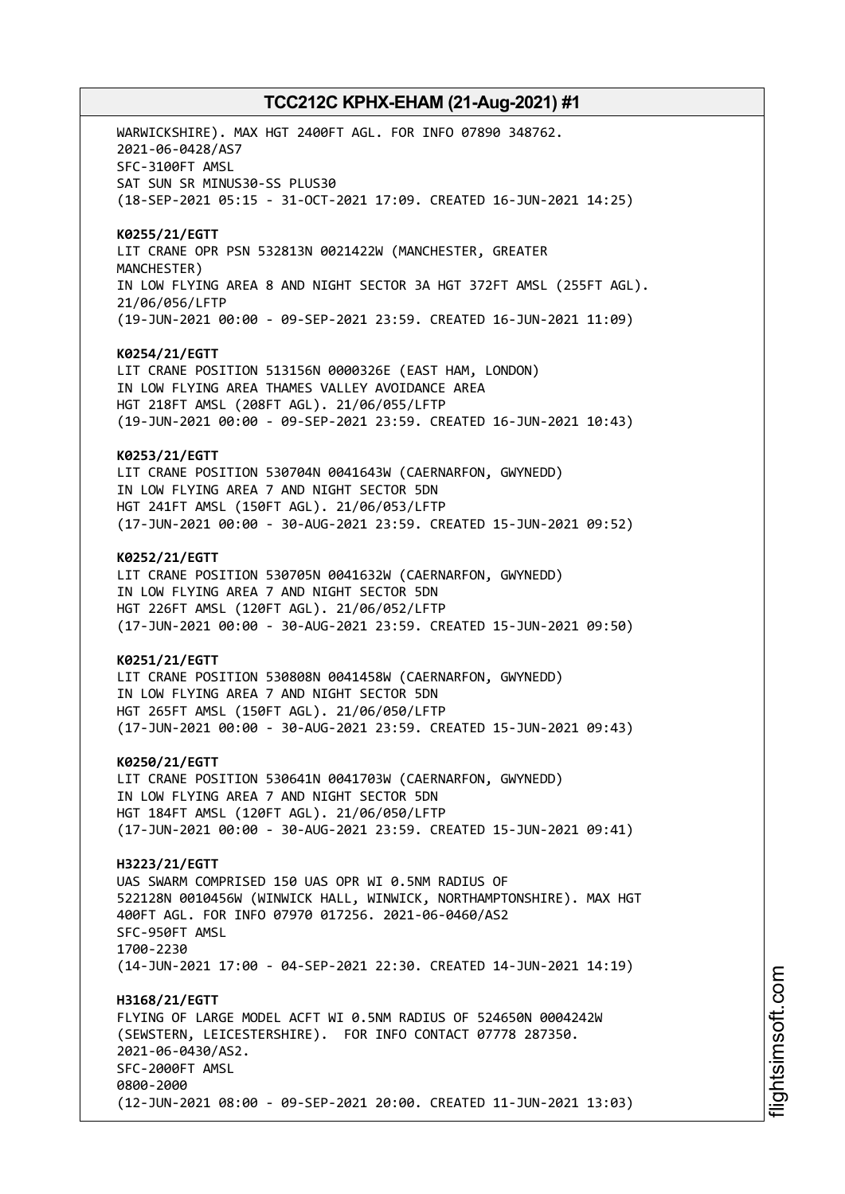WARWICKSHIRE). MAX HGT 2400FT AGL. FOR INFO 07890 348762.
2021-06-0428/AS7
SFC-3100FT AMSL
SAT SUN SR MINUS30-SS PLUS30
(18-SEP-2021 05:15 - 31-OCT-2021 17:09. CREATED 16-JUN-2021 14:25)

**K0255/21/EGTT**
LIT CRANE OPR PSN 532813N 0021422W (MANCHESTER, GREATER MANCHESTER)
IN LOW FLYING AREA 8 AND NIGHT SECTOR 3A HGT 372FT AMSL (255FT AGL).
21/06/056/LFTP
(19-JUN-2021 00:00 - 09-SEP-2021 23:59. CREATED 16-JUN-2021 11:09)

**K0254/21/EGTT**
LIT CRANE POSITION 513156N 0000326E (EAST HAM, LONDON)
IN LOW FLYING AREA THAMES VALLEY AVOIDANCE AREA
HGT 218FT AMSL (208FT AGL). 21/06/055/LFTP
(19-JUN-2021 00:00 - 09-SEP-2021 23:59. CREATED 16-JUN-2021 10:43)

**K0253/21/EGTT**
LIT CRANE POSITION 530704N 0041643W (CAERNARFON, GWYNEDD)
IN LOW FLYING AREA 7 AND NIGHT SECTOR 5DN
HGT 241FT AMSL (150FT AGL). 21/06/053/LFTP
(17-JUN-2021 00:00 - 30-AUG-2021 23:59. CREATED 15-JUN-2021 09:52)

**K0252/21/EGTT**
LIT CRANE POSITION 530705N 0041632W (CAERNARFON, GWYNEDD)
IN LOW FLYING AREA 7 AND NIGHT SECTOR 5DN
HGT 226FT AMSL (120FT AGL). 21/06/052/LFTP
(17-JUN-2021 00:00 - 30-AUG-2021 23:59. CREATED 15-JUN-2021 09:50)

**K0251/21/EGTT**
LIT CRANE POSITION 530808N 0041458W (CAERNARFON, GWYNEDD)
IN LOW FLYING AREA 7 AND NIGHT SECTOR 5DN
HGT 265FT AMSL (150FT AGL). 21/06/050/LFTP
(17-JUN-2021 00:00 - 30-AUG-2021 23:59. CREATED 15-JUN-2021 09:43)

**K0250/21/EGTT**
LIT CRANE POSITION 530641N 0041703W (CAERNARFON, GWYNEDD)
IN LOW FLYING AREA 7 AND NIGHT SECTOR 5DN
HGT 184FT AMSL (120FT AGL). 21/06/050/LFTP
(17-JUN-2021 00:00 - 30-AUG-2021 23:59. CREATED 15-JUN-2021 09:41)

**H3223/21/EGTT**
UAS SWARM COMPRISED 150 UAS OPR WI 0.5NM RADIUS OF
522128N 0010456W (WINWICK HALL, WINWICK, NORTHAMPTONSHIRE). MAX HGT
400FT AGL. FOR INFO 07970 017256. 2021-06-0460/AS2
SFC-950FT AMSL
1700-2230
(14-JUN-2021 17:00 - 04-SEP-2021 22:30. CREATED 14-JUN-2021 14:19)

**H3168/21/EGTT**
FLYING OF LARGE MODEL ACFT WI 0.5NM RADIUS OF 524650N 0004242W
(SEWSTERN, LEICESTERSHIRE). FOR INFO CONTACT 07778 287350.
2021-06-0430/AS2.
SFC-2000FT AMSL
0800-2000
(12-JUN-2021 08:00 - 09-SEP-2021 20:00. CREATED 11-JUN-2021 13:03)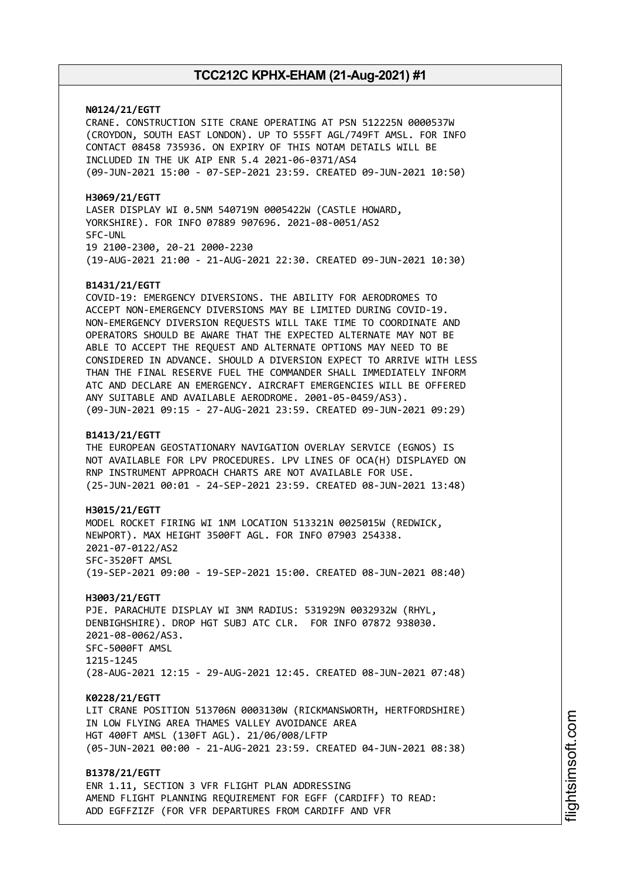**N0124/21/EGTT**
CRANE. CONSTRUCTION SITE CRANE OPERATING AT PSN 512225N 0000537W (CROYDON, SOUTH EAST LONDON). UP TO 555FT AGL/749FT AMSL. FOR INFO CONTACT 08458 735936. ON EXPIRY OF THIS NOTAM DETAILS WILL BE INCLUDED IN THE UK AIP ENR 5.4 2021-06-0371/AS4
(09-JUN-2021 15:00 - 07-SEP-2021 23:59. CREATED 09-JUN-2021 10:50)

**H3069/21/EGTT**
LASER DISPLAY WI 0.5NM 540719N 0005422W (CASTLE HOWARD, YORKSHIRE). FOR INFO 07889 907696. 2021-08-0051/AS2
SFC-UNL
19 2100-2300, 20-21 2000-2230
(19-AUG-2021 21:00 - 21-AUG-2021 22:30. CREATED 09-JUN-2021 10:30)

**B1431/21/EGTT**
COVID-19: EMERGENCY DIVERSIONS. THE ABILITY FOR AERODROMES TO ACCEPT NON-EMERGENCY DIVERSIONS MAY BE LIMITED DURING COVID-19. NON-EMERGENCY DIVERSION REQUESTS WILL TAKE TIME TO COORDINATE AND OPERATORS SHOULD BE AWARE THAT THE EXPECTED ALTERNATE MAY NOT BE ABLE TO ACCEPT THE REQUEST AND ALTERNATE OPTIONS MAY NEED TO BE CONSIDERED IN ADVANCE. SHOULD A DIVERSION EXPECT TO ARRIVE WITH LESS THAN THE FINAL RESERVE FUEL THE COMMANDER SHALL IMMEDIATELY INFORM ATC AND DECLARE AN EMERGENCY. AIRCRAFT EMERGENCIES WILL BE OFFERED ANY SUITABLE AND AVAILABLE AERODROME. 2001-05-0459/AS3).
(09-JUN-2021 09:15 - 27-AUG-2021 23:59. CREATED 09-JUN-2021 09:29)

**B1413/21/EGTT**
THE EUROPEAN GEOSTATIONARY NAVIGATION OVERLAY SERVICE (EGNOS) IS NOT AVAILABLE FOR LPV PROCEDURES. LPV LINES OF OCA(H) DISPLAYED ON RNP INSTRUMENT APPROACH CHARTS ARE NOT AVAILABLE FOR USE.
(25-JUN-2021 00:01 - 24-SEP-2021 23:59. CREATED 08-JUN-2021 13:48)

**H3015/21/EGTT**
MODEL ROCKET FIRING WI 1NM LOCATION 513321N 0025015W (REDWICK, NEWPORT). MAX HEIGHT 3500FT AGL. FOR INFO 07903 254338.
2021-07-0122/AS2
SFC-3520FT AMSL
(19-SEP-2021 09:00 - 19-SEP-2021 15:00. CREATED 08-JUN-2021 08:40)

**H3003/21/EGTT**
PJE. PARACHUTE DISPLAY WI 3NM RADIUS: 531929N 0032932W (RHYL, DENBIGHSHIRE). DROP HGT SUBJ ATC CLR. FOR INFO 07872 938030.
2021-08-0062/AS3.
SFC-5000FT AMSL
1215-1245
(28-AUG-2021 12:15 - 29-AUG-2021 12:45. CREATED 08-JUN-2021 07:48)

**K0228/21/EGTT**
LIT CRANE POSITION 513706N 0003130W (RICKMANSWORTH, HERTFORDSHIRE) IN LOW FLYING AREA THAMES VALLEY AVOIDANCE AREA
HGT 400FT AMSL (130FT AGL). 21/06/008/LFTP
(05-JUN-2021 00:00 - 21-AUG-2021 23:59. CREATED 04-JUN-2021 08:38)

**B1378/21/EGTT**
ENR 1.11, SECTION 3 VFR FLIGHT PLAN ADDRESSING
AMEND FLIGHT PLANNING REQUIREMENT FOR EGFF (CARDIFF) TO READ:
ADD EGFFZIZF (FOR VFR DEPARTURES FROM CARDIFF AND VFR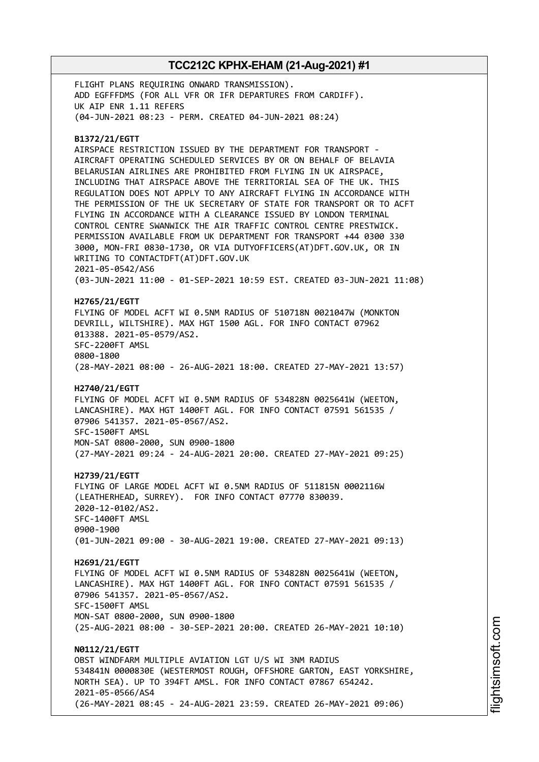FLIGHT PLANS REQUIRING ONWARD TRANSMISSION).
ADD EGFFFDMS (FOR ALL VFR OR IFR DEPARTURES FROM CARDIFF).
UK AIP ENR 1.11 REFERS
(04-JUN-2021 08:23 - PERM. CREATED 04-JUN-2021 08:24)

**B1372/21/EGTT**
AIRSPACE RESTRICTION ISSUED BY THE DEPARTMENT FOR TRANSPORT - AIRCRAFT OPERATING SCHEDULED SERVICES BY OR ON BEHALF OF BELAVIA BELARUSIAN AIRLINES ARE PROHIBITED FROM FLYING IN UK AIRSPACE, INCLUDING THAT AIRSPACE ABOVE THE TERRITORIAL SEA OF THE UK. THIS REGULATION DOES NOT APPLY TO ANY AIRCRAFT FLYING IN ACCORDANCE WITH THE PERMISSION OF THE UK SECRETARY OF STATE FOR TRANSPORT OR TO ACFT FLYING IN ACCORDANCE WITH A CLEARANCE ISSUED BY LONDON TERMINAL CONTROL CENTRE SWANWICK THE AIR TRAFFIC CONTROL CENTRE PRESTWICK. PERMISSION AVAILABLE FROM UK DEPARTMENT FOR TRANSPORT +44 0300 330 3000, MON-FRI 0830-1730, OR VIA DUTYOFFICERS(AT)DFT.GOV.UK, OR IN WRITING TO CONTACTDFT(AT)DFT.GOV.UK
2021-05-0542/AS6
(03-JUN-2021 11:00 - 01-SEP-2021 10:59 EST. CREATED 03-JUN-2021 11:08)

**H2765/21/EGTT**
FLYING OF MODEL ACFT WI 0.5NM RADIUS OF 510718N 0021047W (MONKTON DEVRILL, WILTSHIRE). MAX HGT 1500 AGL. FOR INFO CONTACT 07962 013388. 2021-05-0579/AS2.
SFC-2200FT AMSL
0800-1800
(28-MAY-2021 08:00 - 26-AUG-2021 18:00. CREATED 27-MAY-2021 13:57)

**H2740/21/EGTT**
FLYING OF MODEL ACFT WI 0.5NM RADIUS OF 534828N 0025641W (WEETON, LANCASHIRE). MAX HGT 1400FT AGL. FOR INFO CONTACT 07591 561535 / 07906 541357. 2021-05-0567/AS2.
SFC-1500FT AMSL
MON-SAT 0800-2000, SUN 0900-1800
(27-MAY-2021 09:24 - 24-AUG-2021 20:00. CREATED 27-MAY-2021 09:25)

**H2739/21/EGTT**
FLYING OF LARGE MODEL ACFT WI 0.5NM RADIUS OF 511815N 0002116W (LEATHERHEAD, SURREY). FOR INFO CONTACT 07770 830039.
2020-12-0102/AS2.
SFC-1400FT AMSL
0900-1900
(01-JUN-2021 09:00 - 30-AUG-2021 19:00. CREATED 27-MAY-2021 09:13)

**H2691/21/EGTT**
FLYING OF MODEL ACFT WI 0.5NM RADIUS OF 534828N 0025641W (WEETON, LANCASHIRE). MAX HGT 1400FT AGL. FOR INFO CONTACT 07591 561535 / 07906 541357. 2021-05-0567/AS2.
SFC-1500FT AMSL
MON-SAT 0800-2000, SUN 0900-1800
(25-AUG-2021 08:00 - 30-SEP-2021 20:00. CREATED 26-MAY-2021 10:10)

**N0112/21/EGTT**
OBST WINDFARM MULTIPLE AVIATION LGT U/S WI 3NM RADIUS 534841N 0000830E (WESTERMOST ROUGH, OFFSHORE GARTON, EAST YORKSHIRE, NORTH SEA). UP TO 394FT AMSL. FOR INFO CONTACT 07867 654242.
2021-05-0566/AS4
(26-MAY-2021 08:45 - 24-AUG-2021 23:59. CREATED 26-MAY-2021 09:06)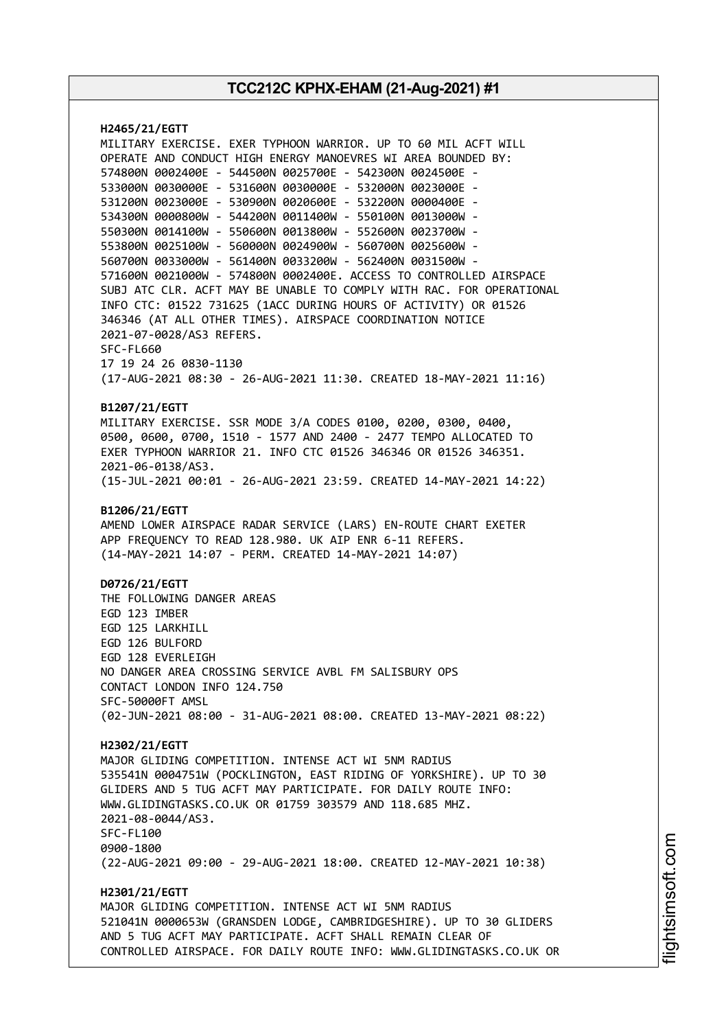**H2465/21/EGTT**
MILITARY EXERCISE. EXER TYPHOON WARRIOR. UP TO 60 MIL ACFT WILL OPERATE AND CONDUCT HIGH ENERGY MANOEVRES WI AREA BOUNDED BY:
574800N 0002400E - 544500N 0025700E - 542300N 0024500E -
533000N 0030000E - 531600N 0030000E - 532000N 0023000E -
531200N 0023000E - 530900N 0020600E - 532200N 0000400E -
534300N 0000800W - 544200N 0011400W - 550100N 0013000W -
550300N 0014100W - 550600N 0013800W - 552600N 0023700W -
553800N 0025100W - 560000N 0024900W - 560700N 0025600W -
560700N 0033000W - 561400N 0033200W - 562400N 0031500W -
571600N 0021000W - 574800N 0002400E. ACCESS TO CONTROLLED AIRSPACE SUBJ ATC CLR. ACFT MAY BE UNABLE TO COMPLY WITH RAC. FOR OPERATIONAL INFO CTC: 01522 731625 (1ACC DURING HOURS OF ACTIVITY) OR 01526 346346 (AT ALL OTHER TIMES). AIRSPACE COORDINATION NOTICE 2021-07-0028/AS3 REFERS.
SFC-FL660
17 19 24 26 0830-1130
(17-AUG-2021 08:30 - 26-AUG-2021 11:30. CREATED 18-MAY-2021 11:16)

**B1207/21/EGTT**
MILITARY EXERCISE. SSR MODE 3/A CODES 0100, 0200, 0300, 0400, 0500, 0600, 0700, 1510 - 1577 AND 2400 - 2477 TEMPO ALLOCATED TO EXER TYPHOON WARRIOR 21. INFO CTC 01526 346346 OR 01526 346351. 2021-06-0138/AS3.
(15-JUL-2021 00:01 - 26-AUG-2021 23:59. CREATED 14-MAY-2021 14:22)

**B1206/21/EGTT**
AMEND LOWER AIRSPACE RADAR SERVICE (LARS) EN-ROUTE CHART EXETER APP FREQUENCY TO READ 128.980. UK AIP ENR 6-11 REFERS.
(14-MAY-2021 14:07 - PERM. CREATED 14-MAY-2021 14:07)

**D0726/21/EGTT**
THE FOLLOWING DANGER AREAS
EGD 123 IMBER
EGD 125 LARKHILL
EGD 126 BULFORD
EGD 128 EVERLEIGH
NO DANGER AREA CROSSING SERVICE AVBL FM SALISBURY OPS
CONTACT LONDON INFO 124.750
SFC-50000FT AMSL
(02-JUN-2021 08:00 - 31-AUG-2021 08:00. CREATED 13-MAY-2021 08:22)

**H2302/21/EGTT**
MAJOR GLIDING COMPETITION. INTENSE ACT WI 5NM RADIUS 535541N 0004751W (POCKLINGTON, EAST RIDING OF YORKSHIRE). UP TO 30 GLIDERS AND 5 TUG ACFT MAY PARTICIPATE. FOR DAILY ROUTE INFO: WWW.GLIDINGTASKS.CO.UK OR 01759 303579 AND 118.685 MHZ. 2021-08-0044/AS3.
SFC-FL100
0900-1800
(22-AUG-2021 09:00 - 29-AUG-2021 18:00. CREATED 12-MAY-2021 10:38)

**H2301/21/EGTT**
MAJOR GLIDING COMPETITION. INTENSE ACT WI 5NM RADIUS 521041N 0000653W (GRANSDEN LODGE, CAMBRIDGESHIRE). UP TO 30 GLIDERS AND 5 TUG ACFT MAY PARTICIPATE. ACFT SHALL REMAIN CLEAR OF CONTROLLED AIRSPACE. FOR DAILY ROUTE INFO: WWW.GLIDINGTASKS.CO.UK OR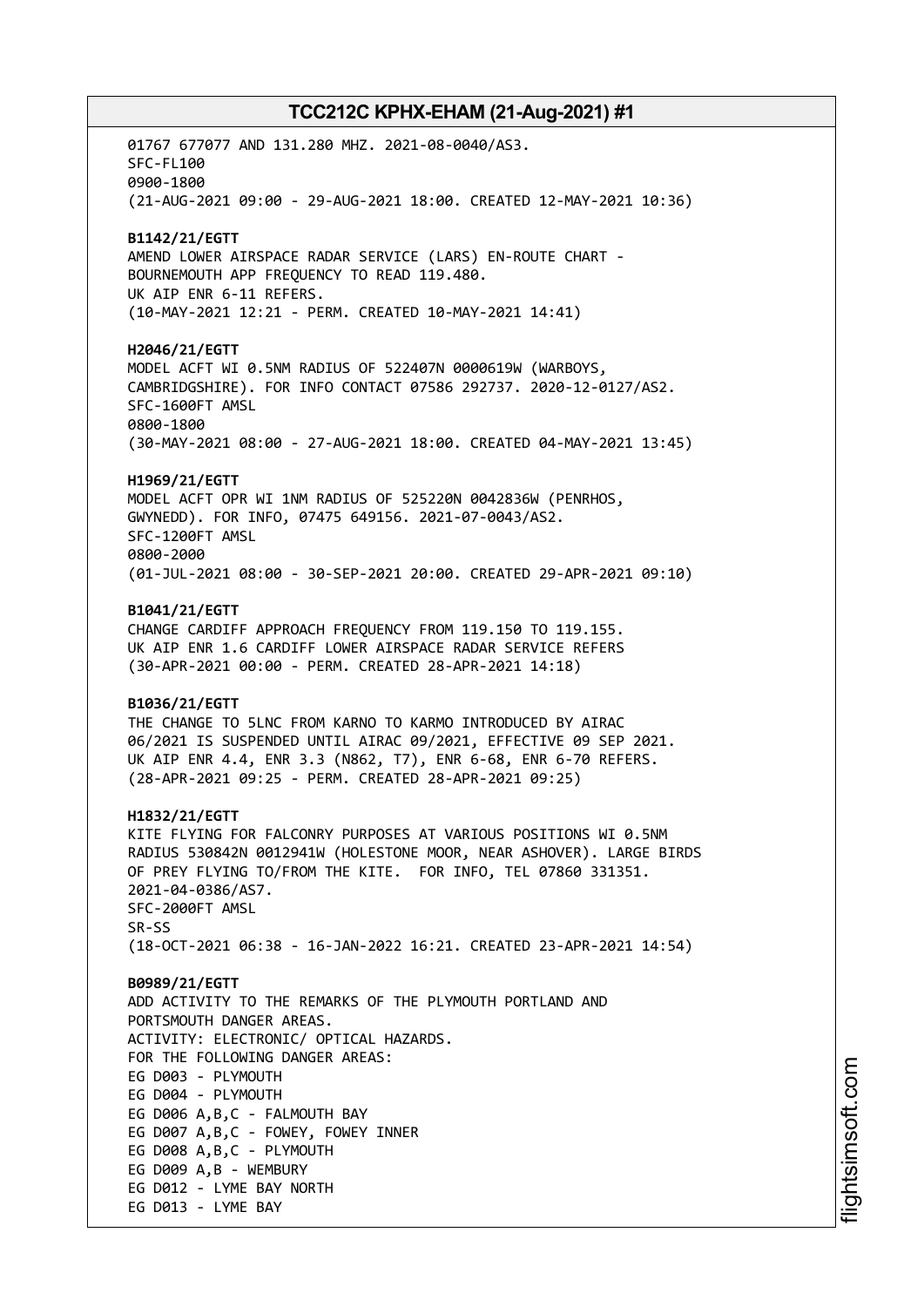01767 677077 AND 131.280 MHZ. 2021-08-0040/AS3.
SFC-FL100
0900-1800
(21-AUG-2021 09:00 - 29-AUG-2021 18:00. CREATED 12-MAY-2021 10:36)

**B1142/21/EGTT**
AMEND LOWER AIRSPACE RADAR SERVICE (LARS) EN-ROUTE CHART -
BOURNEMOUTH APP FREQUENCY TO READ 119.480.
UK AIP ENR 6-11 REFERS.
(10-MAY-2021 12:21 - PERM. CREATED 10-MAY-2021 14:41)

**H2046/21/EGTT**
MODEL ACFT WI 0.5NM RADIUS OF 522407N 0000619W (WARBOYS,
CAMBRIDGESHIRE). FOR INFO CONTACT 07586 292737. 2020-12-0127/AS2.
SFC-1600FT AMSL
0800-1800
(30-MAY-2021 08:00 - 27-AUG-2021 18:00. CREATED 04-MAY-2021 13:45)

**H1969/21/EGTT**
MODEL ACFT OPR WI 1NM RADIUS OF 525220N 0042836W (PENRHOS,
GWYNEDD). FOR INFO, 07475 649156. 2021-07-0043/AS2.
SFC-1200FT AMSL
0800-2000
(01-JUL-2021 08:00 - 30-SEP-2021 20:00. CREATED 29-APR-2021 09:10)

**B1041/21/EGTT**
CHANGE CARDIFF APPROACH FREQUENCY FROM 119.150 TO 119.155.
UK AIP ENR 1.6 CARDIFF LOWER AIRSPACE RADAR SERVICE REFERS
(30-APR-2021 00:00 - PERM. CREATED 28-APR-2021 14:18)

**B1036/21/EGTT**
THE CHANGE TO 5LNC FROM KARNO TO KARMO INTRODUCED BY AIRAC
06/2021 IS SUSPENDED UNTIL AIRAC 09/2021, EFFECTIVE 09 SEP 2021.
UK AIP ENR 4.4, ENR 3.3 (N862, T7), ENR 6-68, ENR 6-70 REFERS.
(28-APR-2021 09:25 - PERM. CREATED 28-APR-2021 09:25)

**H1832/21/EGTT**
KITE FLYING FOR FALCONRY PURPOSES AT VARIOUS POSITIONS WI 0.5NM
RADIUS 530842N 0012941W (HOLESTONE MOOR, NEAR ASHOVER). LARGE BIRDS
OF PREY FLYING TO/FROM THE KITE. FOR INFO, TEL 07860 331351.
2021-04-0386/AS7.
SFC-2000FT AMSL
SR-SS
(18-OCT-2021 06:38 - 16-JAN-2022 16:21. CREATED 23-APR-2021 14:54)

**B0989/21/EGTT**
ADD ACTIVITY TO THE REMARKS OF THE PLYMOUTH PORTLAND AND
PORTSMOUTH DANGER AREAS.
ACTIVITY: ELECTRONIC/ OPTICAL HAZARDS.
FOR THE FOLLOWING DANGER AREAS:
EG D003 - PLYMOUTH
EG D004 - PLYMOUTH
EG D006 A,B,C - FALMOUTH BAY
EG D007 A,B,C - FOWEY, FOWEY INNER
EG D008 A,B,C - PLYMOUTH
EG D009 A,B - WEMBURY
EG D012 - LYME BAY NORTH
EG D013 - LYME BAY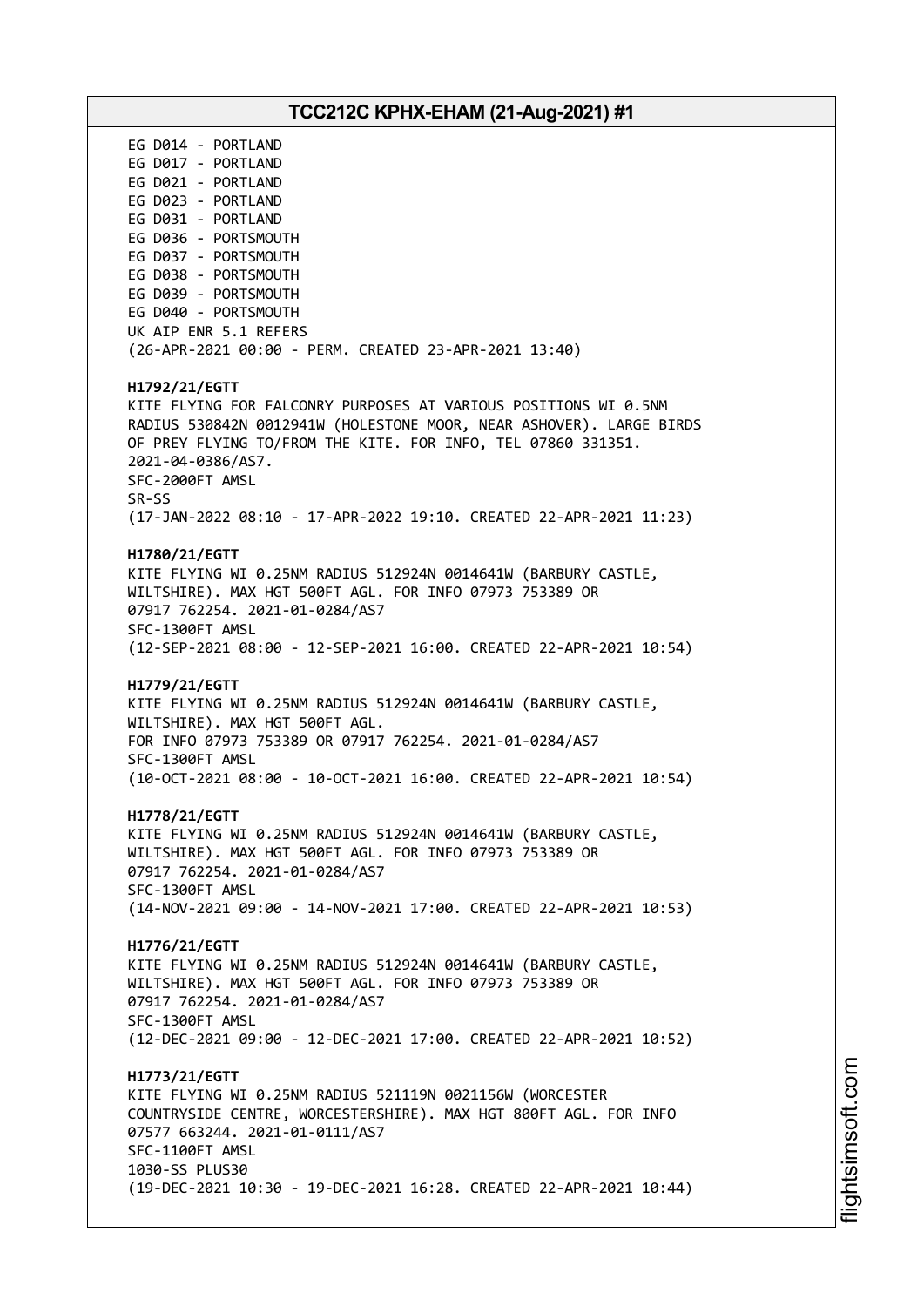EG D014 - PORTLAND
EG D017 - PORTLAND
EG D021 - PORTLAND
EG D023 - PORTLAND
EG D031 - PORTLAND
EG D036 - PORTSMOUTH
EG D037 - PORTSMOUTH
EG D038 - PORTSMOUTH
EG D039 - PORTSMOUTH
EG D040 - PORTSMOUTH
UK AIP ENR 5.1 REFERS
(26-APR-2021 00:00 - PERM. CREATED 23-APR-2021 13:40)

**H1792/21/EGTT**
KITE FLYING FOR FALCONRY PURPOSES AT VARIOUS POSITIONS WI 0.5NM RADIUS 530842N 0012941W (HOLESTONE MOOR, NEAR ASHOVER). LARGE BIRDS OF PREY FLYING TO/FROM THE KITE. FOR INFO, TEL 07860 331351. 2021-04-0386/AS7.
SFC-2000FT AMSL
SR-SS
(17-JAN-2022 08:10 - 17-APR-2022 19:10. CREATED 22-APR-2021 11:23)

**H1780/21/EGTT**
KITE FLYING WI 0.25NM RADIUS 512924N 0014641W (BARBURY CASTLE, WILTSHIRE). MAX HGT 500FT AGL. FOR INFO 07973 753389 OR 07917 762254. 2021-01-0284/AS7
SFC-1300FT AMSL
(12-SEP-2021 08:00 - 12-SEP-2021 16:00. CREATED 22-APR-2021 10:54)

**H1779/21/EGTT**
KITE FLYING WI 0.25NM RADIUS 512924N 0014641W (BARBURY CASTLE, WILTSHIRE). MAX HGT 500FT AGL.
FOR INFO 07973 753389 OR 07917 762254. 2021-01-0284/AS7
SFC-1300FT AMSL
(10-OCT-2021 08:00 - 10-OCT-2021 16:00. CREATED 22-APR-2021 10:54)

**H1778/21/EGTT**
KITE FLYING WI 0.25NM RADIUS 512924N 0014641W (BARBURY CASTLE, WILTSHIRE). MAX HGT 500FT AGL. FOR INFO 07973 753389 OR 07917 762254. 2021-01-0284/AS7
SFC-1300FT AMSL
(14-NOV-2021 09:00 - 14-NOV-2021 17:00. CREATED 22-APR-2021 10:53)

**H1776/21/EGTT**
KITE FLYING WI 0.25NM RADIUS 512924N 0014641W (BARBURY CASTLE, WILTSHIRE). MAX HGT 500FT AGL. FOR INFO 07973 753389 OR 07917 762254. 2021-01-0284/AS7
SFC-1300FT AMSL
(12-DEC-2021 09:00 - 12-DEC-2021 17:00. CREATED 22-APR-2021 10:52)

**H1773/21/EGTT**
KITE FLYING WI 0.25NM RADIUS 521119N 0021156W (WORCESTER COUNTRYSIDE CENTRE, WORCESTERSHIRE). MAX HGT 800FT AGL. FOR INFO 07577 663244. 2021-01-0111/AS7
SFC-1100FT AMSL
1030-SS PLUS30
(19-DEC-2021 10:30 - 19-DEC-2021 16:28. CREATED 22-APR-2021 10:44)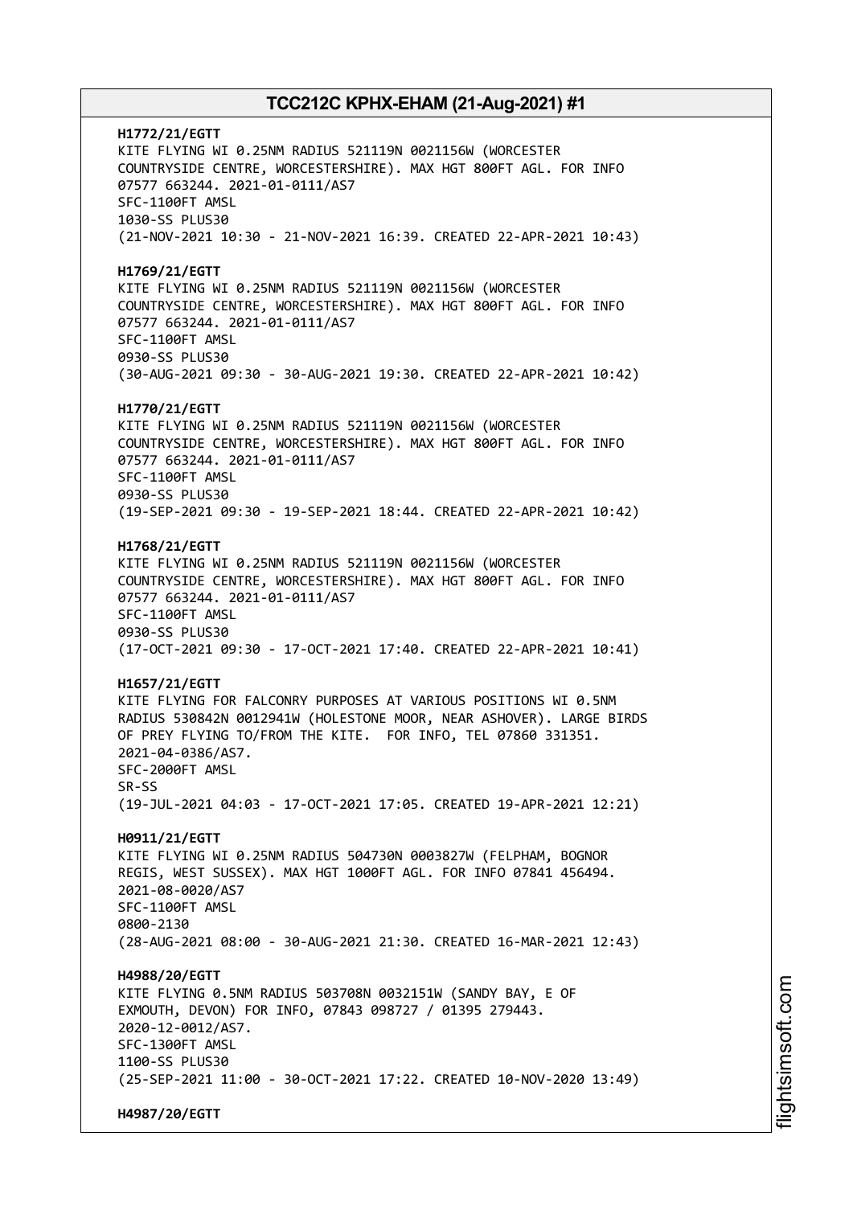**H1772/21/EGTT**
KITE FLYING WI 0.25NM RADIUS 521119N 0021156W (WORCESTER COUNTRYSIDE CENTRE, WORCESTERSHIRE). MAX HGT 800FT AGL. FOR INFO 07577 663244. 2021-01-0111/AS7
SFC-1100FT AMSL
1030-SS PLUS30
(21-NOV-2021 10:30 - 21-NOV-2021 16:39. CREATED 22-APR-2021 10:43)

**H1769/21/EGTT**
KITE FLYING WI 0.25NM RADIUS 521119N 0021156W (WORCESTER COUNTRYSIDE CENTRE, WORCESTERSHIRE). MAX HGT 800FT AGL. FOR INFO 07577 663244. 2021-01-0111/AS7
SFC-1100FT AMSL
0930-SS PLUS30
(30-AUG-2021 09:30 - 30-AUG-2021 19:30. CREATED 22-APR-2021 10:42)

**H1770/21/EGTT**
KITE FLYING WI 0.25NM RADIUS 521119N 0021156W (WORCESTER COUNTRYSIDE CENTRE, WORCESTERSHIRE). MAX HGT 800FT AGL. FOR INFO 07577 663244. 2021-01-0111/AS7
SFC-1100FT AMSL
0930-SS PLUS30
(19-SEP-2021 09:30 - 19-SEP-2021 18:44. CREATED 22-APR-2021 10:42)

**H1768/21/EGTT**
KITE FLYING WI 0.25NM RADIUS 521119N 0021156W (WORCESTER COUNTRYSIDE CENTRE, WORCESTERSHIRE). MAX HGT 800FT AGL. FOR INFO 07577 663244. 2021-01-0111/AS7
SFC-1100FT AMSL
0930-SS PLUS30
(17-OCT-2021 09:30 - 17-OCT-2021 17:40. CREATED 22-APR-2021 10:41)

**H1657/21/EGTT**
KITE FLYING FOR FALCONRY PURPOSES AT VARIOUS POSITIONS WI 0.5NM RADIUS 530842N 0012941W (HOLESTONE MOOR, NEAR ASHOVER). LARGE BIRDS OF PREY FLYING TO/FROM THE KITE. FOR INFO, TEL 07860 331351. 2021-04-0386/AS7.
SFC-2000FT AMSL
SR-SS
(19-JUL-2021 04:03 - 17-OCT-2021 17:05. CREATED 19-APR-2021 12:21)

**H0911/21/EGTT**
KITE FLYING WI 0.25NM RADIUS 504730N 0003827W (FELPHAM, BOGNOR REGIS, WEST SUSSEX). MAX HGT 1000FT AGL. FOR INFO 07841 456494. 2021-08-0020/AS7
SFC-1100FT AMSL
0800-2130
(28-AUG-2021 08:00 - 30-AUG-2021 21:30. CREATED 16-MAR-2021 12:43)

**H4988/20/EGTT**
KITE FLYING 0.5NM RADIUS 503708N 0032151W (SANDY BAY, E OF EXMOUTH, DEVON) FOR INFO, 07843 098727 / 01395 279443. 2020-12-0012/AS7.
SFC-1300FT AMSL
1100-SS PLUS30
(25-SEP-2021 11:00 - 30-OCT-2021 17:22. CREATED 10-NOV-2020 13:49)

**H4987/20/EGTT**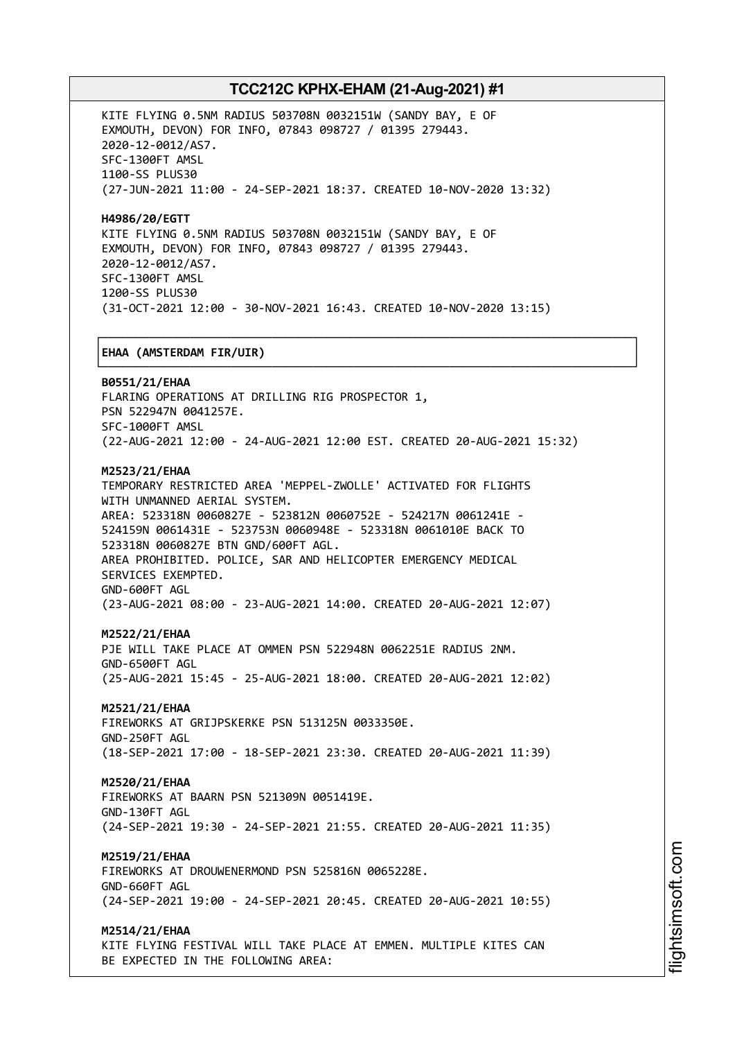KITE FLYING 0.5NM RADIUS 503708N 0032151W (SANDY BAY, E OF EXMOUTH, DEVON) FOR INFO, 07843 098727 / 01395 279443.
2020-12-0012/AS7.
SFC-1300FT AMSL
1100-SS PLUS30
(27-JUN-2021 11:00 - 24-SEP-2021 18:37. CREATED 10-NOV-2020 13:32)

**H4986/20/EGTT**
KITE FLYING 0.5NM RADIUS 503708N 0032151W (SANDY BAY, E OF EXMOUTH, DEVON) FOR INFO, 07843 098727 / 01395 279443.
2020-12-0012/AS7.
SFC-1300FT AMSL
1200-SS PLUS30
(31-OCT-2021 12:00 - 30-NOV-2021 16:43. CREATED 10-NOV-2020 13:15)

## EHAA (AMSTERDAM FIR/UIR)

**B0551/21/EHAA**
FLARING OPERATIONS AT DRILLING RIG PROSPECTOR 1, PSN 522947N 0041257E.
SFC-1000FT AMSL
(22-AUG-2021 12:00 - 24-AUG-2021 12:00 EST. CREATED 20-AUG-2021 15:32)

**M2523/21/EHAA**
TEMPORARY RESTRICTED AREA 'MEPPEL-ZWOLLE' ACTIVATED FOR FLIGHTS WITH UNMANNED AERIAL SYSTEM.
AREA: 523318N 0060827E - 523812N 0060752E - 524217N 0061241E - 524159N 0061431E - 523753N 0060948E - 523318N 0061010E BACK TO 523318N 0060827E BTN GND/600FT AGL.
AREA PROHIBITED. POLICE, SAR AND HELICOPTER EMERGENCY MEDICAL SERVICES EXEMPTED.
GND-600FT AGL
(23-AUG-2021 08:00 - 23-AUG-2021 14:00. CREATED 20-AUG-2021 12:07)

**M2522/21/EHAA**
PJE WILL TAKE PLACE AT OMMEN PSN 522948N 0062251E RADIUS 2NM.
GND-6500FT AGL
(25-AUG-2021 15:45 - 25-AUG-2021 18:00. CREATED 20-AUG-2021 12:02)

**M2521/21/EHAA**
FIREWORKS AT GRIJPSKERKE PSN 513125N 0033350E.
GND-250FT AGL
(18-SEP-2021 17:00 - 18-SEP-2021 23:30. CREATED 20-AUG-2021 11:39)

**M2520/21/EHAA**
FIREWORKS AT BAARN PSN 521309N 0051419E.
GND-130FT AGL
(24-SEP-2021 19:30 - 24-SEP-2021 21:55. CREATED 20-AUG-2021 11:35)

**M2519/21/EHAA**
FIREWORKS AT DROUWENERMOND PSN 525816N 0065228E.
GND-660FT AGL
(24-SEP-2021 19:00 - 24-SEP-2021 20:45. CREATED 20-AUG-2021 10:55)

**M2514/21/EHAA**
KITE FLYING FESTIVAL WILL TAKE PLACE AT EMMEN. MULTIPLE KITES CAN BE EXPECTED IN THE FOLLOWING AREA: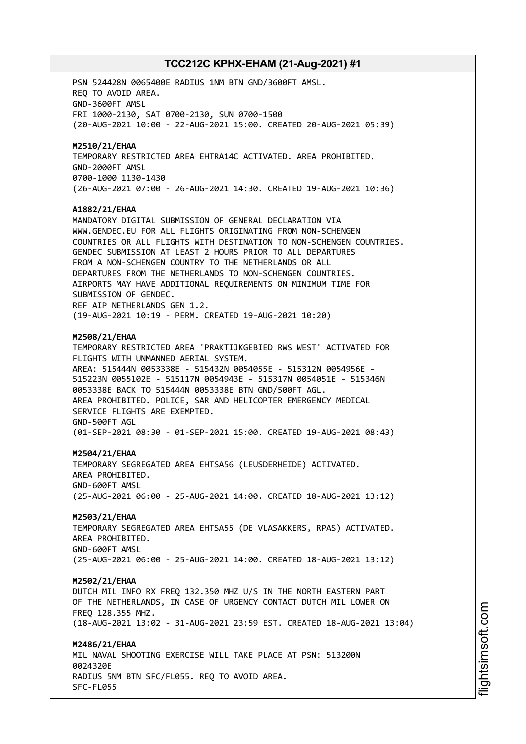PSN 524428N 0065400E RADIUS 1NM BTN GND/3600FT AMSL.
REQ TO AVOID AREA.
GND-3600FT AMSL
FRI 1000-2130, SAT 0700-2130, SUN 0700-1500
(20-AUG-2021 10:00 - 22-AUG-2021 15:00. CREATED 20-AUG-2021 05:39)

**M2510/21/EHAA**
TEMPORARY RESTRICTED AREA EHTRA14C ACTIVATED. AREA PROHIBITED.
GND-2000FT AMSL
0700-1000 1130-1430
(26-AUG-2021 07:00 - 26-AUG-2021 14:30. CREATED 19-AUG-2021 10:36)

**A1882/21/EHAA**
MANDATORY DIGITAL SUBMISSION OF GENERAL DECLARATION VIA
WWW.GENDEC.EU FOR ALL FLIGHTS ORIGINATING FROM NON-SCHENGEN
COUNTRIES OR ALL FLIGHTS WITH DESTINATION TO NON-SCHENGEN COUNTRIES.
GENDEC SUBMISSION AT LEAST 2 HOURS PRIOR TO ALL DEPARTURES
FROM A NON-SCHENGEN COUNTRY TO THE NETHERLANDS OR ALL
DEPARTURES FROM THE NETHERLANDS TO NON-SCHENGEN COUNTRIES.
AIRPORTS MAY HAVE ADDITIONAL REQUIREMENTS ON MINIMUM TIME FOR
SUBMISSION OF GENDEC.
REF AIP NETHERLANDS GEN 1.2.
(19-AUG-2021 10:19 - PERM. CREATED 19-AUG-2021 10:20)

**M2508/21/EHAA**
TEMPORARY RESTRICTED AREA 'PRAKTIJKGEBIED RWS WEST' ACTIVATED FOR
FLIGHTS WITH UNMANNED AERIAL SYSTEM.
AREA: 515444N 0053338E - 515432N 0054055E - 515312N 0054956E -
515223N 0055102E - 515117N 0054943E - 515317N 0054051E - 515346N
0053338E BACK TO 515444N 0053338E BTN GND/500FT AGL.
AREA PROHIBITED. POLICE, SAR AND HELICOPTER EMERGENCY MEDICAL
SERVICE FLIGHTS ARE EXEMPTED.
GND-500FT AGL
(01-SEP-2021 08:30 - 01-SEP-2021 15:00. CREATED 19-AUG-2021 08:43)

**M2504/21/EHAA**
TEMPORARY SEGREGATED AREA EHTSA56 (LEUSDERHEIDE) ACTIVATED.
AREA PROHIBITED.
GND-600FT AMSL
(25-AUG-2021 06:00 - 25-AUG-2021 14:00. CREATED 18-AUG-2021 13:12)

**M2503/21/EHAA**
TEMPORARY SEGREGATED AREA EHTSA55 (DE VLASAKKERS, RPAS) ACTIVATED.
AREA PROHIBITED.
GND-600FT AMSL
(25-AUG-2021 06:00 - 25-AUG-2021 14:00. CREATED 18-AUG-2021 13:12)

**M2502/21/EHAA**
DUTCH MIL INFO RX FREQ 132.350 MHZ U/S IN THE NORTH EASTERN PART
OF THE NETHERLANDS, IN CASE OF URGENCY CONTACT DUTCH MIL LOWER ON
FREQ 128.355 MHZ.
(18-AUG-2021 13:02 - 31-AUG-2021 23:59 EST. CREATED 18-AUG-2021 13:04)

**M2486/21/EHAA**
MIL NAVAL SHOOTING EXERCISE WILL TAKE PLACE AT PSN: 513200N
0024320E
RADIUS 5NM BTN SFC/FL055. REQ TO AVOID AREA.
SFC-FL055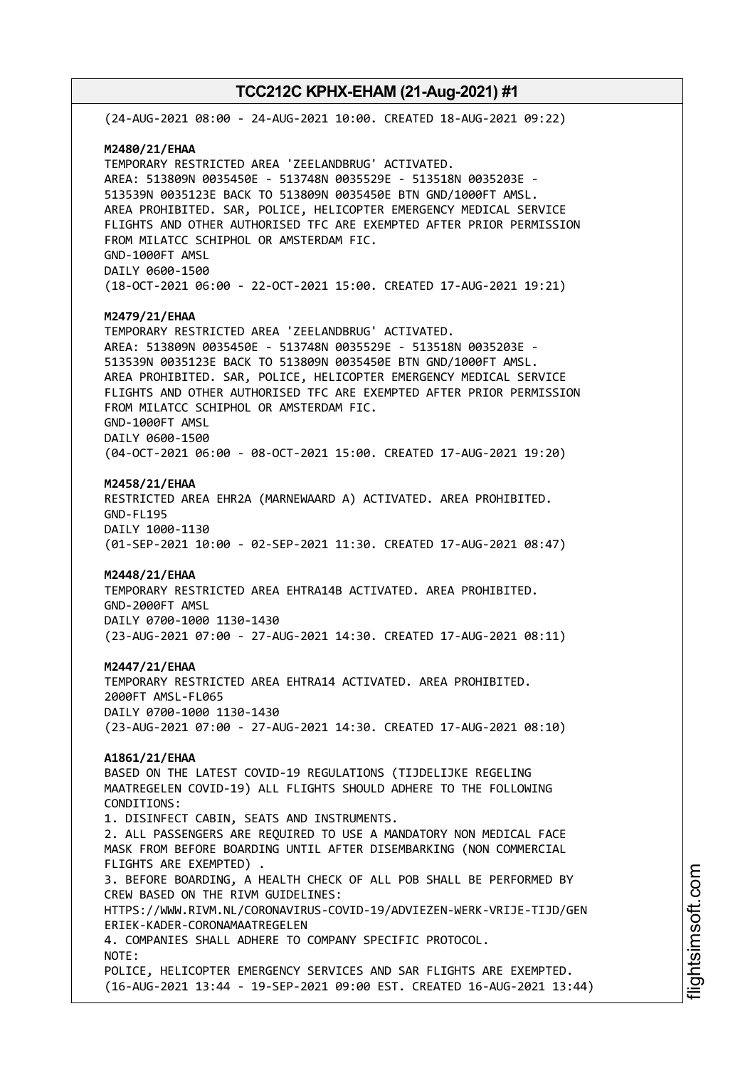(24-AUG-2021 08:00 - 24-AUG-2021 10:00. CREATED 18-AUG-2021 09:22)

**M2480/21/EHAA**
TEMPORARY RESTRICTED AREA 'ZEELANDBRUG' ACTIVATED.
AREA: 513809N 0035450E - 513748N 0035529E - 513518N 0035203E -
513539N 0035123E BACK TO 513809N 0035450E BTN GND/1000FT AMSL.
AREA PROHIBITED. SAR, POLICE, HELICOPTER EMERGENCY MEDICAL SERVICE
FLIGHTS AND OTHER AUTHORISED TFC ARE EXEMPTED AFTER PRIOR PERMISSION
FROM MILATCC SCHIPHOL OR AMSTERDAM FIC.
GND-1000FT AMSL
DAILY 0600-1500
(18-OCT-2021 06:00 - 22-OCT-2021 15:00. CREATED 17-AUG-2021 19:21)

**M2479/21/EHAA**
TEMPORARY RESTRICTED AREA 'ZEELANDBRUG' ACTIVATED.
AREA: 513809N 0035450E - 513748N 0035529E - 513518N 0035203E -
513539N 0035123E BACK TO 513809N 0035450E BTN GND/1000FT AMSL.
AREA PROHIBITED. SAR, POLICE, HELICOPTER EMERGENCY MEDICAL SERVICE
FLIGHTS AND OTHER AUTHORISED TFC ARE EXEMPTED AFTER PRIOR PERMISSION
FROM MILATCC SCHIPHOL OR AMSTERDAM FIC.
GND-1000FT AMSL
DAILY 0600-1500
(04-OCT-2021 06:00 - 08-OCT-2021 15:00. CREATED 17-AUG-2021 19:20)

**M2458/21/EHAA**
RESTRICTED AREA EHR2A (MARNEWAARD A) ACTIVATED. AREA PROHIBITED.
GND-FL195
DAILY 1000-1130
(01-SEP-2021 10:00 - 02-SEP-2021 11:30. CREATED 17-AUG-2021 08:47)

**M2448/21/EHAA**
TEMPORARY RESTRICTED AREA EHTRA14B ACTIVATED. AREA PROHIBITED.
GND-2000FT AMSL
DAILY 0700-1000 1130-1430
(23-AUG-2021 07:00 - 27-AUG-2021 14:30. CREATED 17-AUG-2021 08:11)

**M2447/21/EHAA**
TEMPORARY RESTRICTED AREA EHTRA14 ACTIVATED. AREA PROHIBITED.
2000FT AMSL-FL065
DAILY 0700-1000 1130-1430
(23-AUG-2021 07:00 - 27-AUG-2021 14:30. CREATED 17-AUG-2021 08:10)

**A1861/21/EHAA**
BASED ON THE LATEST COVID-19 REGULATIONS (TIJDELIJKE REGELING
MAATREGELEN COVID-19) ALL FLIGHTS SHOULD ADHERE TO THE FOLLOWING
CONDITIONS:
1. DISINFECT CABIN, SEATS AND INSTRUMENTS.
2. ALL PASSENGERS ARE REQUIRED TO USE A MANDATORY NON MEDICAL FACE
MASK FROM BEFORE BOARDING UNTIL AFTER DISEMBARKING (NON COMMERCIAL
FLIGHTS ARE EXEMPTED) .
3. BEFORE BOARDING, A HEALTH CHECK OF ALL POB SHALL BE PERFORMED BY
CREW BASED ON THE RIVM GUIDELINES:
HTTPS://WWW.RIVM.NL/CORONAVIRUS-COVID-19/ADVIEZEN-WERK-VRIJE-TIJD/GEN
ERIEK-KADER-CORONAMAATREGELEN
4. COMPANIES SHALL ADHERE TO COMPANY SPECIFIC PROTOCOL.
NOTE:
POLICE, HELICOPTER EMERGENCY SERVICES AND SAR FLIGHTS ARE EXEMPTED.
(16-AUG-2021 13:44 - 19-SEP-2021 09:00 EST. CREATED 16-AUG-2021 13:44)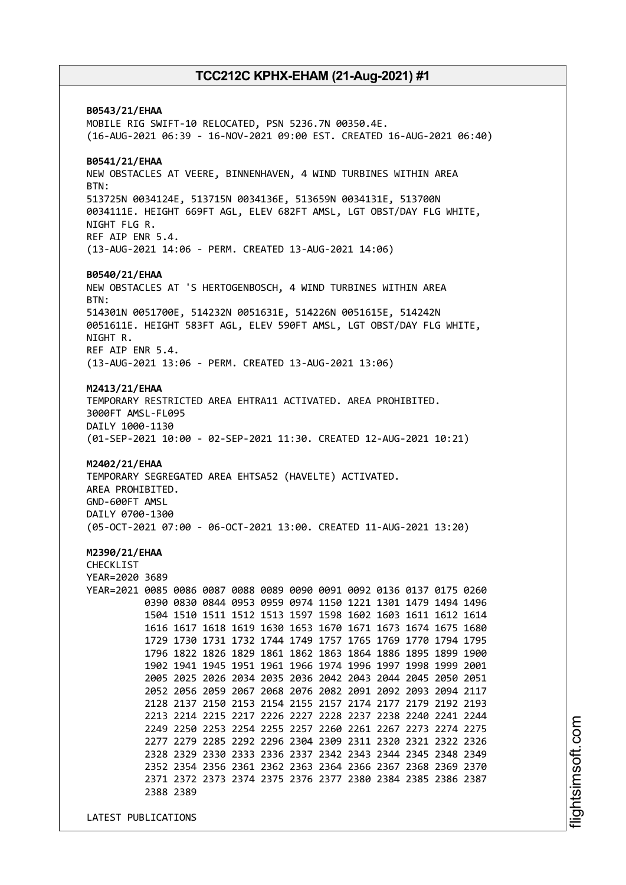**B0543/21/EHAA**
MOBILE RIG SWIFT-10 RELOCATED, PSN 5236.7N 00350.4E.
(16-AUG-2021 06:39 - 16-NOV-2021 09:00 EST. CREATED 16-AUG-2021 06:40)

**B0541/21/EHAA**
NEW OBSTACLES AT VEERE, BINNENHAVEN, 4 WIND TURBINES WITHIN AREA
BTN:
513725N 0034124E, 513715N 0034136E, 513659N 0034131E, 513700N
0034111E. HEIGHT 669FT AGL, ELEV 682FT AMSL, LGT OBST/DAY FLG WHITE,
NIGHT FLG R.
REF AIP ENR 5.4.
(13-AUG-2021 14:06 - PERM. CREATED 13-AUG-2021 14:06)

**B0540/21/EHAA**
NEW OBSTACLES AT 'S HERTOGENBOSCH, 4 WIND TURBINES WITHIN AREA
BTN:
514301N 0051700E, 514232N 0051631E, 514226N 0051615E, 514242N
0051611E. HEIGHT 583FT AGL, ELEV 590FT AMSL, LGT OBST/DAY FLG WHITE,
NIGHT R.
REF AIP ENR 5.4.
(13-AUG-2021 13:06 - PERM. CREATED 13-AUG-2021 13:06)

**M2413/21/EHAA**
TEMPORARY RESTRICTED AREA EHTRA11 ACTIVATED. AREA PROHIBITED.
3000FT AMSL-FL095
DAILY 1000-1130
(01-SEP-2021 10:00 - 02-SEP-2021 11:30. CREATED 12-AUG-2021 10:21)

**M2402/21/EHAA**
TEMPORARY SEGREGATED AREA EHTSA52 (HAVELTE) ACTIVATED.
AREA PROHIBITED.
GND-600FT AMSL
DAILY 0700-1300
(05-OCT-2021 07:00 - 06-OCT-2021 13:00. CREATED 11-AUG-2021 13:20)

**M2390/21/EHAA**
CHECKLIST
YEAR=2020 3689
YEAR=2021 0085 0086 0087 0088 0089 0090 0091 0092 0136 0137 0175 0260
0390 0830 0844 0953 0959 0974 1150 1221 1301 1479 1494 1496
1504 1510 1511 1512 1513 1597 1598 1602 1603 1611 1612 1614
1616 1617 1618 1619 1630 1653 1670 1671 1673 1674 1675 1680
1729 1730 1731 1732 1744 1749 1757 1765 1769 1770 1794 1795
1796 1822 1826 1829 1861 1862 1863 1864 1886 1895 1899 1900
1902 1941 1945 1951 1961 1966 1974 1996 1997 1998 1999 2001
2005 2025 2026 2034 2035 2036 2042 2043 2044 2045 2050 2051
2052 2056 2059 2067 2068 2076 2082 2091 2092 2093 2094 2117
2128 2137 2150 2153 2154 2155 2157 2174 2177 2179 2192 2193
2213 2214 2215 2217 2226 2227 2228 2237 2238 2240 2241 2244
2249 2250 2253 2254 2255 2257 2260 2261 2267 2273 2274 2275
2277 2279 2285 2292 2296 2304 2309 2311 2320 2321 2322 2326
2328 2329 2330 2333 2336 2337 2342 2343 2344 2345 2348 2349
2352 2354 2356 2361 2362 2363 2364 2366 2367 2368 2369 2370
2371 2372 2373 2374 2375 2376 2377 2380 2384 2385 2386 2387
2388 2389

LATEST PUBLICATIONS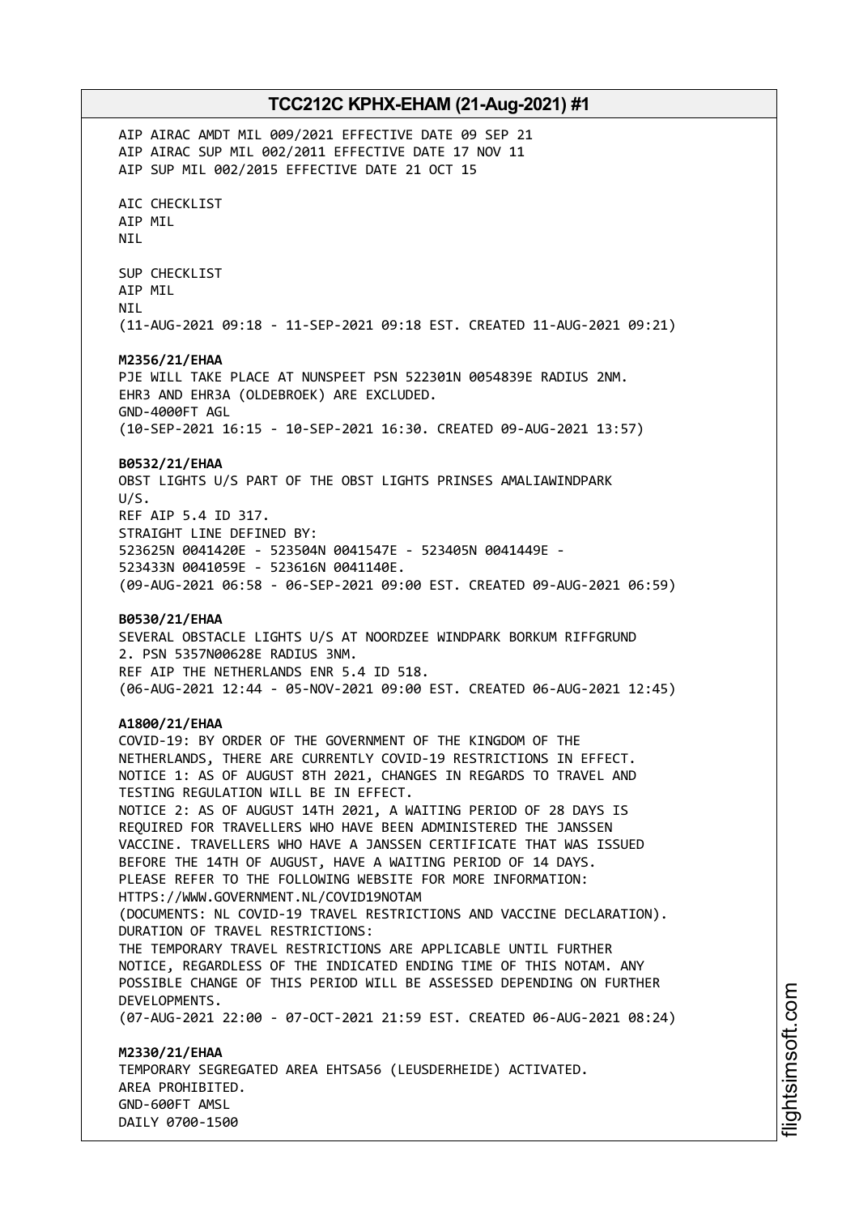AIP AIRAC AMDT MIL 009/2021 EFFECTIVE DATE 09 SEP 21
AIP AIRAC SUP MIL 002/2011 EFFECTIVE DATE 17 NOV 11
AIP SUP MIL 002/2015 EFFECTIVE DATE 21 OCT 15

AIC CHECKLIST
AIP MIL
NIL

SUP CHECKLIST
AIP MIL
NIL
(11-AUG-2021 09:18 - 11-SEP-2021 09:18 EST. CREATED 11-AUG-2021 09:21)

**M2356/21/EHAA**
PJE WILL TAKE PLACE AT NUNSPEET PSN 522301N 0054839E RADIUS 2NM.
EHR3 AND EHR3A (OLDEBROEK) ARE EXCLUDED.
GND-4000FT AGL
(10-SEP-2021 16:15 - 10-SEP-2021 16:30. CREATED 09-AUG-2021 13:57)

**B0532/21/EHAA**
OBST LIGHTS U/S PART OF THE OBST LIGHTS PRINSES AMALIAWINDPARK
U/S.
REF AIP 5.4 ID 317.
STRAIGHT LINE DEFINED BY:
523625N 0041420E - 523504N 0041547E - 523405N 0041449E -
523433N 0041059E - 523616N 0041140E.
(09-AUG-2021 06:58 - 06-SEP-2021 09:00 EST. CREATED 09-AUG-2021 06:59)

**B0530/21/EHAA**
SEVERAL OBSTACLE LIGHTS U/S AT NOORDZEE WINDPARK BORKUM RIFFGRUND
2. PSN 5357N00628E RADIUS 3NM.
REF AIP THE NETHERLANDS ENR 5.4 ID 518.
(06-AUG-2021 12:44 - 05-NOV-2021 09:00 EST. CREATED 06-AUG-2021 12:45)

**A1800/21/EHAA**
COVID-19: BY ORDER OF THE GOVERNMENT OF THE KINGDOM OF THE
NETHERLANDS, THERE ARE CURRENTLY COVID-19 RESTRICTIONS IN EFFECT.
NOTICE 1: AS OF AUGUST 8TH 2021, CHANGES IN REGARDS TO TRAVEL AND
TESTING REGULATION WILL BE IN EFFECT.
NOTICE 2: AS OF AUGUST 14TH 2021, A WAITING PERIOD OF 28 DAYS IS
REQUIRED FOR TRAVELLERS WHO HAVE BEEN ADMINISTERED THE JANSSEN
VACCINE. TRAVELLERS WHO HAVE A JANSSEN CERTIFICATE THAT WAS ISSUED
BEFORE THE 14TH OF AUGUST, HAVE A WAITING PERIOD OF 14 DAYS.
PLEASE REFER TO THE FOLLOWING WEBSITE FOR MORE INFORMATION:
HTTPS://WWW.GOVERNMENT.NL/COVID19NOTAM
(DOCUMENTS: NL COVID-19 TRAVEL RESTRICTIONS AND VACCINE DECLARATION).
DURATION OF TRAVEL RESTRICTIONS:
THE TEMPORARY TRAVEL RESTRICTIONS ARE APPLICABLE UNTIL FURTHER
NOTICE, REGARDLESS OF THE INDICATED ENDING TIME OF THIS NOTAM. ANY
POSSIBLE CHANGE OF THIS PERIOD WILL BE ASSESSED DEPENDING ON FURTHER
DEVELOPMENTS.
(07-AUG-2021 22:00 - 07-OCT-2021 21:59 EST. CREATED 06-AUG-2021 08:24)

**M2330/21/EHAA**
TEMPORARY SEGREGATED AREA EHTSA56 (LEUSDERHEIDE) ACTIVATED.
AREA PROHIBITED.
GND-600FT AMSL
DAILY 0700-1500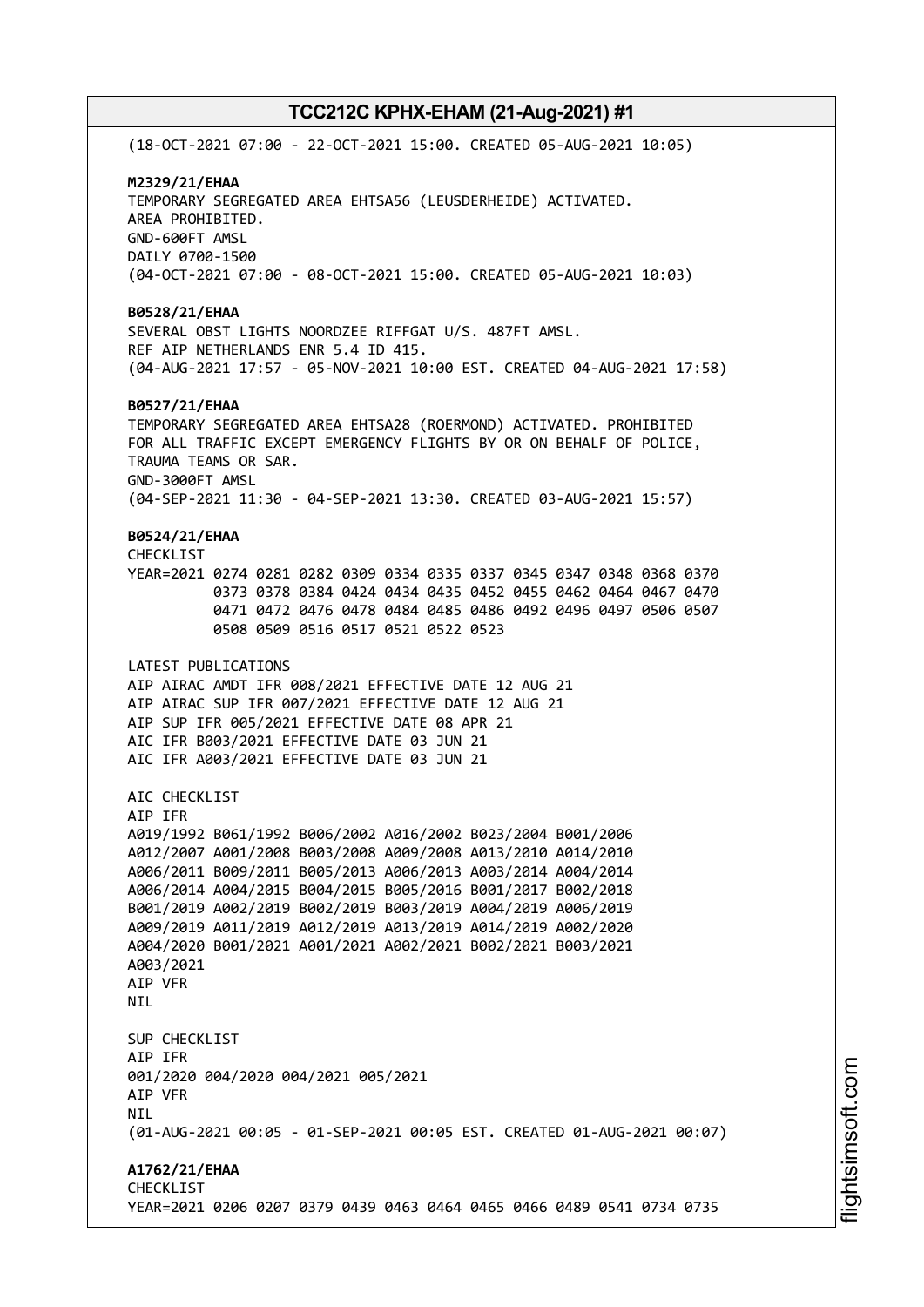(18-OCT-2021 07:00 - 22-OCT-2021 15:00. CREATED 05-AUG-2021 10:05)

**M2329/21/EHAA**
TEMPORARY SEGREGATED AREA EHTSA56 (LEUSDERHEIDE) ACTIVATED.
AREA PROHIBITED.
GND-600FT AMSL
DAILY 0700-1500
(04-OCT-2021 07:00 - 08-OCT-2021 15:00. CREATED 05-AUG-2021 10:03)

**B0528/21/EHAA**
SEVERAL OBST LIGHTS NOORDZEE RIFFGAT U/S. 487FT AMSL.
REF AIP NETHERLANDS ENR 5.4 ID 415.
(04-AUG-2021 17:57 - 05-NOV-2021 10:00 EST. CREATED 04-AUG-2021 17:58)

**B0527/21/EHAA**
TEMPORARY SEGREGATED AREA EHTSA28 (ROERMOND) ACTIVATED. PROHIBITED
FOR ALL TRAFFIC EXCEPT EMERGENCY FLIGHTS BY OR ON BEHALF OF POLICE,
TRAUMA TEAMS OR SAR.
GND-3000FT AMSL
(04-SEP-2021 11:30 - 04-SEP-2021 13:30. CREATED 03-AUG-2021 15:57)

**B0524/21/EHAA**
CHECKLIST
```
YEAR=2021 0274 0281 0282 0309 0334 0335 0337 0345 0347 0348 0368 0370
          0373 0378 0384 0424 0434 0435 0452 0455 0462 0464 0467 0470
          0471 0472 0476 0478 0484 0485 0486 0492 0496 0497 0506 0507
          0508 0509 0516 0517 0521 0522 0523
```

LATEST PUBLICATIONS
AIP AIRAC AMDT IFR 008/2021 EFFECTIVE DATE 12 AUG 21
AIP AIRAC SUP IFR 007/2021 EFFECTIVE DATE 12 AUG 21
AIP SUP IFR 005/2021 EFFECTIVE DATE 08 APR 21
AIC IFR B003/2021 EFFECTIVE DATE 03 JUN 21
AIC IFR A003/2021 EFFECTIVE DATE 03 JUN 21

AIC CHECKLIST
AIP IFR
A019/1992 B061/1992 B006/2002 A016/2002 B023/2004 B001/2006
A012/2007 A001/2008 B003/2008 A009/2008 A013/2010 A014/2010
A006/2011 B009/2011 B005/2013 A006/2013 A003/2014 A004/2014
A006/2014 A004/2015 B004/2015 B005/2016 B001/2017 B002/2018
B001/2019 A002/2019 B002/2019 B003/2019 A004/2019 A006/2019
A009/2019 A011/2019 A012/2019 A013/2019 A014/2019 A002/2020
A004/2020 B001/2021 A001/2021 A002/2021 B002/2021 B003/2021
A003/2021
AIP VFR
NIL

SUP CHECKLIST
AIP IFR
001/2020 004/2020 004/2021 005/2021
AIP VFR
NIL
(01-AUG-2021 00:05 - 01-SEP-2021 00:05 EST. CREATED 01-AUG-2021 00:07)

**A1762/21/EHAA**
CHECKLIST
YEAR=2021 0206 0207 0379 0439 0463 0464 0465 0466 0489 0541 0734 0735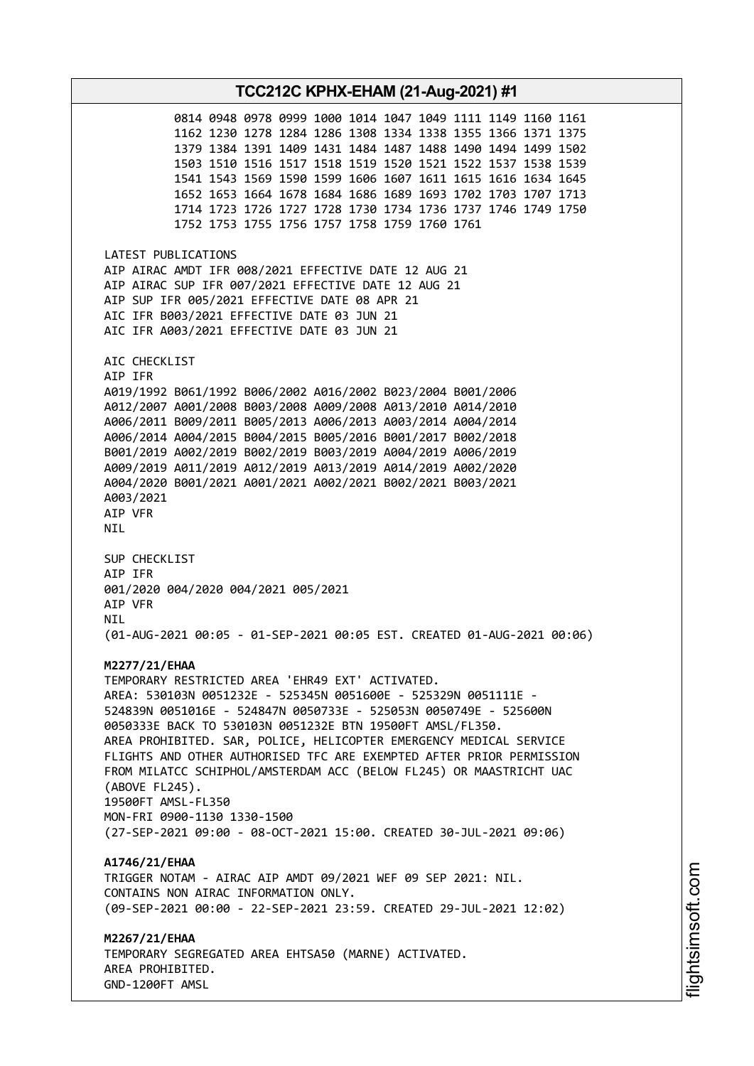0814 0948 0978 0999 1000 1014 1047 1049 1111 1149 1160 1161
1162 1230 1278 1284 1286 1308 1334 1338 1355 1366 1371 1375
1379 1384 1391 1409 1431 1484 1487 1488 1490 1494 1499 1502
1503 1510 1516 1517 1518 1519 1520 1521 1522 1537 1538 1539
1541 1543 1569 1590 1599 1606 1607 1611 1615 1616 1634 1645
1652 1653 1664 1678 1684 1686 1689 1693 1702 1703 1707 1713
1714 1723 1726 1727 1728 1730 1734 1736 1737 1746 1749 1750
1752 1753 1755 1756 1757 1758 1759 1760 1761

LATEST PUBLICATIONS
AIP AIRAC AMDT IFR 008/2021 EFFECTIVE DATE 12 AUG 21
AIP AIRAC SUP IFR 007/2021 EFFECTIVE DATE 12 AUG 21
AIP SUP IFR 005/2021 EFFECTIVE DATE 08 APR 21
AIC IFR B003/2021 EFFECTIVE DATE 03 JUN 21
AIC IFR A003/2021 EFFECTIVE DATE 03 JUN 21

AIC CHECKLIST
AIP IFR
A019/1992 B061/1992 B006/2002 A016/2002 B023/2004 B001/2006
A012/2007 A001/2008 B003/2008 A009/2008 A013/2010 A014/2010
A006/2011 B009/2011 B005/2013 A006/2013 A003/2014 A004/2014
A006/2014 A004/2015 B004/2015 B005/2016 B001/2017 B002/2018
B001/2019 A002/2019 B002/2019 B003/2019 A004/2019 A006/2019
A009/2019 A011/2019 A012/2019 A013/2019 A014/2019 A002/2020
A004/2020 B001/2021 A001/2021 A002/2021 B002/2021 B003/2021
A003/2021
AIP VFR
NIL

SUP CHECKLIST
AIP IFR
001/2020 004/2020 004/2021 005/2021
AIP VFR
NIL
(01-AUG-2021 00:05 - 01-SEP-2021 00:05 EST. CREATED 01-AUG-2021 00:06)

**M2277/21/EHAA**
TEMPORARY RESTRICTED AREA 'EHR49 EXT' ACTIVATED.
AREA: 530103N 0051232E - 525345N 0051600E - 525329N 0051111E -
524839N 0051016E - 524847N 0050733E - 525053N 0050749E - 525600N
0050333E BACK TO 530103N 0051232E BTN 19500FT AMSL/FL350.
AREA PROHIBITED. SAR, POLICE, HELICOPTER EMERGENCY MEDICAL SERVICE
FLIGHTS AND OTHER AUTHORISED TFC ARE EXEMPTED AFTER PRIOR PERMISSION
FROM MILATCC SCHIPHOL/AMSTERDAM ACC (BELOW FL245) OR MAASTRICHT UAC
(ABOVE FL245).
19500FT AMSL-FL350
MON-FRI 0900-1130 1330-1500
(27-SEP-2021 09:00 - 08-OCT-2021 15:00. CREATED 30-JUL-2021 09:06)

**A1746/21/EHAA**
TRIGGER NOTAM - AIRAC AIP AMDT 09/2021 WEF 09 SEP 2021: NIL.
CONTAINS NON AIRAC INFORMATION ONLY.
(09-SEP-2021 00:00 - 22-SEP-2021 23:59. CREATED 29-JUL-2021 12:02)

**M2267/21/EHAA**
TEMPORARY SEGREGATED AREA EHTSA50 (MARNE) ACTIVATED.
AREA PROHIBITED.
GND-1200FT AMSL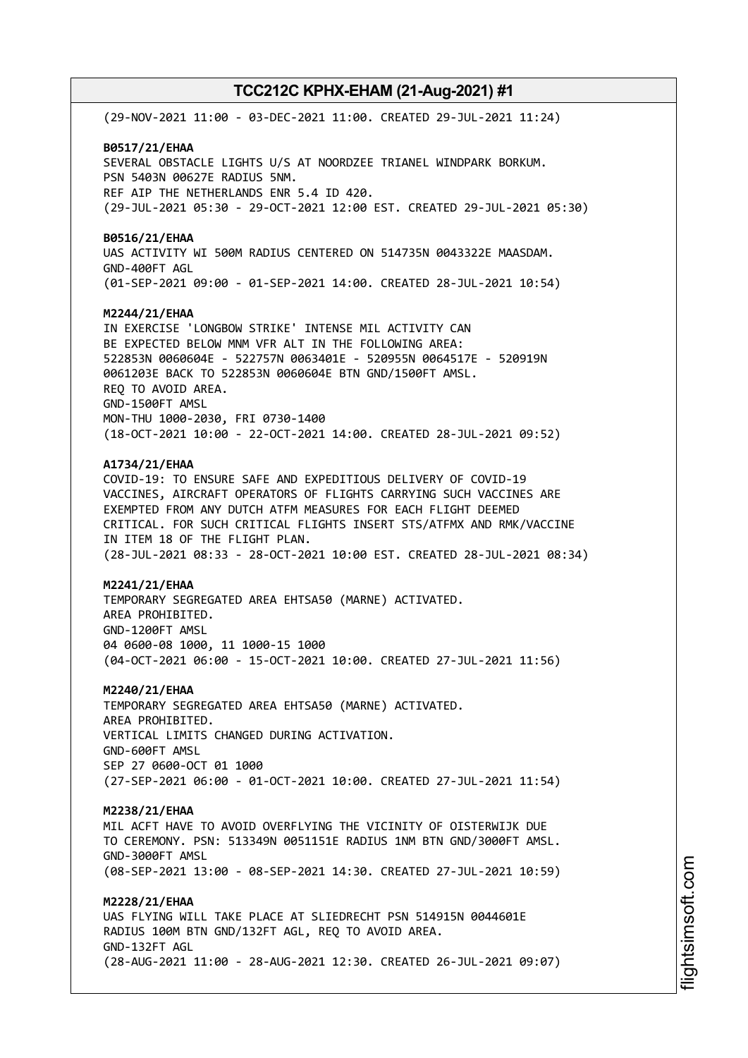(29-NOV-2021 11:00 - 03-DEC-2021 11:00. CREATED 29-JUL-2021 11:24)

**B0517/21/EHAA**
SEVERAL OBSTACLE LIGHTS U/S AT NOORDZEE TRIANEL WINDPARK BORKUM.
PSN 5403N 00627E RADIUS 5NM.
REF AIP THE NETHERLANDS ENR 5.4 ID 420.
(29-JUL-2021 05:30 - 29-OCT-2021 12:00 EST. CREATED 29-JUL-2021 05:30)

**B0516/21/EHAA**
UAS ACTIVITY WI 500M RADIUS CENTERED ON 514735N 0043322E MAASDAM.
GND-400FT AGL
(01-SEP-2021 09:00 - 01-SEP-2021 14:00. CREATED 28-JUL-2021 10:54)

**M2244/21/EHAA**
IN EXERCISE 'LONGBOW STRIKE' INTENSE MIL ACTIVITY CAN
BE EXPECTED BELOW MNM VFR ALT IN THE FOLLOWING AREA:
522853N 0060604E - 522757N 0063401E - 520955N 0064517E - 520919N
0061203E BACK TO 522853N 0060604E BTN GND/1500FT AMSL.
REQ TO AVOID AREA.
GND-1500FT AMSL
MON-THU 1000-2030, FRI 0730-1400
(18-OCT-2021 10:00 - 22-OCT-2021 14:00. CREATED 28-JUL-2021 09:52)

**A1734/21/EHAA**
COVID-19: TO ENSURE SAFE AND EXPEDITIOUS DELIVERY OF COVID-19
VACCINES, AIRCRAFT OPERATORS OF FLIGHTS CARRYING SUCH VACCINES ARE
EXEMPTED FROM ANY DUTCH ATFM MEASURES FOR EACH FLIGHT DEEMED
CRITICAL. FOR SUCH CRITICAL FLIGHTS INSERT STS/ATFMX AND RMK/VACCINE
IN ITEM 18 OF THE FLIGHT PLAN.
(28-JUL-2021 08:33 - 28-OCT-2021 10:00 EST. CREATED 28-JUL-2021 08:34)

**M2241/21/EHAA**
TEMPORARY SEGREGATED AREA EHTSA50 (MARNE) ACTIVATED.
AREA PROHIBITED.
GND-1200FT AMSL
04 0600-08 1000, 11 1000-15 1000
(04-OCT-2021 06:00 - 15-OCT-2021 10:00. CREATED 27-JUL-2021 11:56)

**M2240/21/EHAA**
TEMPORARY SEGREGATED AREA EHTSA50 (MARNE) ACTIVATED.
AREA PROHIBITED.
VERTICAL LIMITS CHANGED DURING ACTIVATION.
GND-600FT AMSL
SEP 27 0600-OCT 01 1000
(27-SEP-2021 06:00 - 01-OCT-2021 10:00. CREATED 27-JUL-2021 11:54)

**M2238/21/EHAA**
MIL ACFT HAVE TO AVOID OVERFLYING THE VICINITY OF OISTERWIJK DUE
TO CEREMONY. PSN: 513349N 0051151E RADIUS 1NM BTN GND/3000FT AMSL.
GND-3000FT AMSL
(08-SEP-2021 13:00 - 08-SEP-2021 14:30. CREATED 27-JUL-2021 10:59)

**M2228/21/EHAA**
UAS FLYING WILL TAKE PLACE AT SLIEDRECHT PSN 514915N 0044601E
RADIUS 100M BTN GND/132FT AGL, REQ TO AVOID AREA.
GND-132FT AGL
(28-AUG-2021 11:00 - 28-AUG-2021 12:30. CREATED 26-JUL-2021 09:07)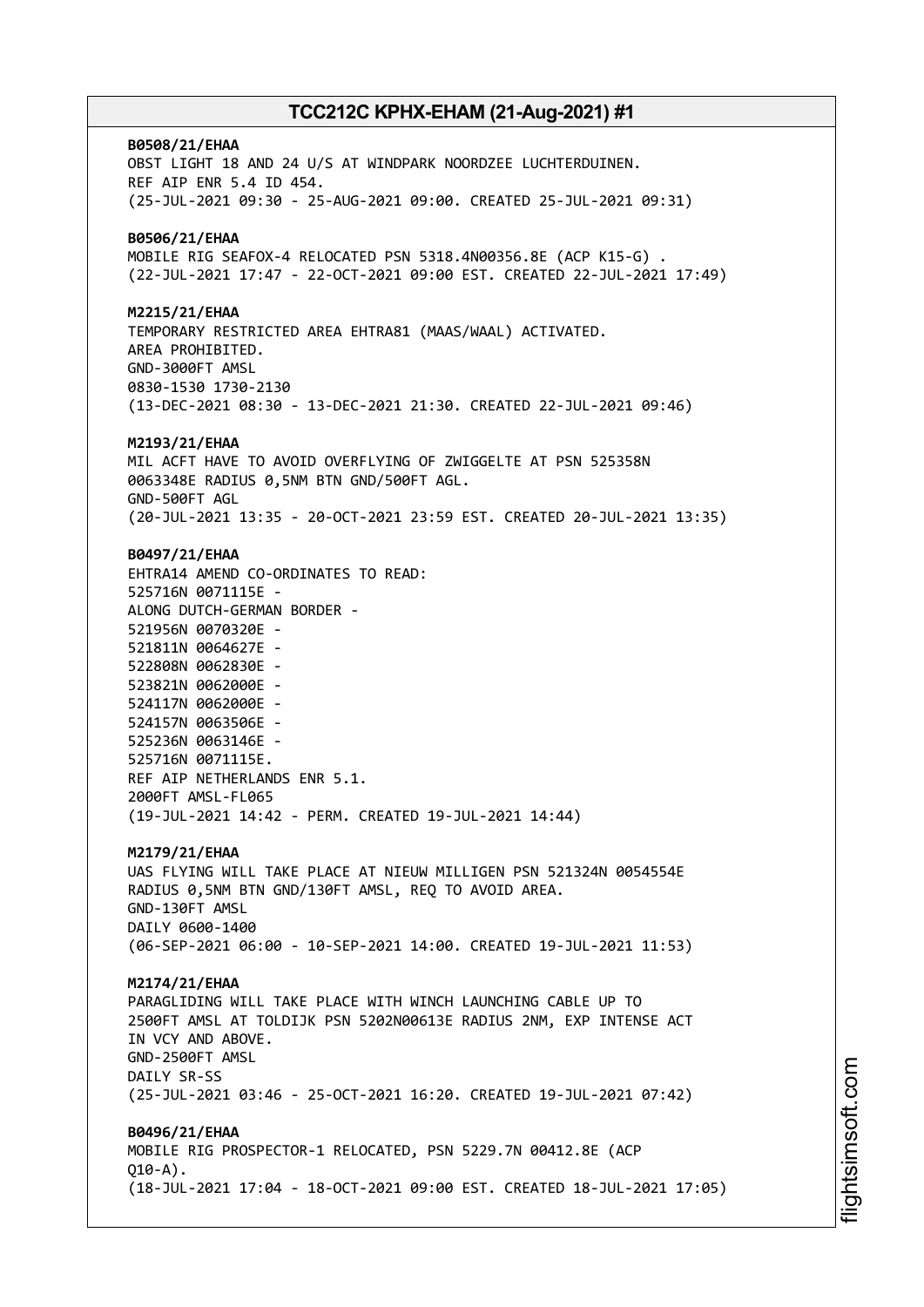**B0508/21/EHAA**
OBST LIGHT 18 AND 24 U/S AT WINDPARK NOORDZEE LUCHTERDUINEN.
REF AIP ENR 5.4 ID 454.
(25-JUL-2021 09:30 - 25-AUG-2021 09:00. CREATED 25-JUL-2021 09:31)

**B0506/21/EHAA**
MOBILE RIG SEAFOX-4 RELOCATED PSN 5318.4N00356.8E (ACP K15-G) .
(22-JUL-2021 17:47 - 22-OCT-2021 09:00 EST. CREATED 22-JUL-2021 17:49)

**M2215/21/EHAA**
TEMPORARY RESTRICTED AREA EHTRA81 (MAAS/WAAL) ACTIVATED.
AREA PROHIBITED.
GND-3000FT AMSL
0830-1530 1730-2130
(13-DEC-2021 08:30 - 13-DEC-2021 21:30. CREATED 22-JUL-2021 09:46)

**M2193/21/EHAA**
MIL ACFT HAVE TO AVOID OVERFLYING OF ZWIGGELTE AT PSN 525358N
0063348E RADIUS 0,5NM BTN GND/500FT AGL.
GND-500FT AGL
(20-JUL-2021 13:35 - 20-OCT-2021 23:59 EST. CREATED 20-JUL-2021 13:35)

**B0497/21/EHAA**
EHTRA14 AMEND CO-ORDINATES TO READ:
525716N 0071115E -
ALONG DUTCH-GERMAN BORDER -
521956N 0070320E -
521811N 0064627E -
522808N 0062830E -
523821N 0062000E -
524117N 0062000E -
524157N 0063506E -
525236N 0063146E -
525716N 0071115E.
REF AIP NETHERLANDS ENR 5.1.
2000FT AMSL-FL065
(19-JUL-2021 14:42 - PERM. CREATED 19-JUL-2021 14:44)

**M2179/21/EHAA**
UAS FLYING WILL TAKE PLACE AT NIEUW MILLIGEN PSN 521324N 0054554E
RADIUS 0,5NM BTN GND/130FT AMSL, REQ TO AVOID AREA.
GND-130FT AMSL
DAILY 0600-1400
(06-SEP-2021 06:00 - 10-SEP-2021 14:00. CREATED 19-JUL-2021 11:53)

**M2174/21/EHAA**
PARAGLIDING WILL TAKE PLACE WITH WINCH LAUNCHING CABLE UP TO
2500FT AMSL AT TOLDIJK PSN 5202N00613E RADIUS 2NM, EXP INTENSE ACT
IN VCY AND ABOVE.
GND-2500FT AMSL
DAILY SR-SS
(25-JUL-2021 03:46 - 25-OCT-2021 16:20. CREATED 19-JUL-2021 07:42)

**B0496/21/EHAA**
MOBILE RIG PROSPECTOR-1 RELOCATED, PSN 5229.7N 00412.8E (ACP
Q10-A).
(18-JUL-2021 17:04 - 18-OCT-2021 09:00 EST. CREATED 18-JUL-2021 17:05)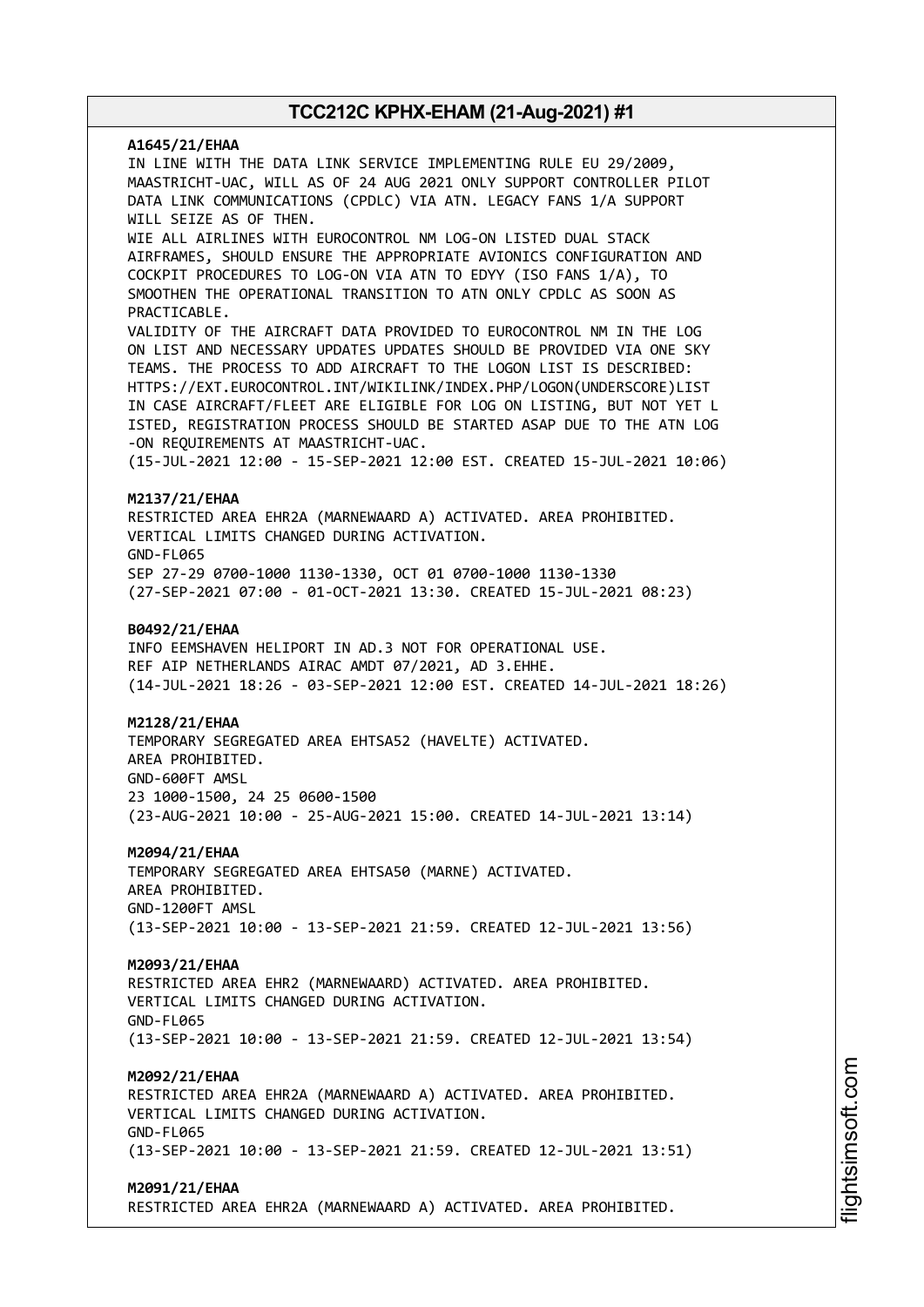**A1645/21/EHAA**
IN LINE WITH THE DATA LINK SERVICE IMPLEMENTING RULE EU 29/2009, MAASTRICHT-UAC, WILL AS OF 24 AUG 2021 ONLY SUPPORT CONTROLLER PILOT DATA LINK COMMUNICATIONS (CPDLC) VIA ATN. LEGACY FANS 1/A SUPPORT WILL SEIZE AS OF THEN.
WIE ALL AIRLINES WITH EUROCONTROL NM LOG-ON LISTED DUAL STACK AIRFRAMES, SHOULD ENSURE THE APPROPRIATE AVIONICS CONFIGURATION AND COCKPIT PROCEDURES TO LOG-ON VIA ATN TO EDYY (ISO FANS 1/A), TO SMOOTHEN THE OPERATIONAL TRANSITION TO ATN ONLY CPDLC AS SOON AS PRACTICABLE.
VALIDITY OF THE AIRCRAFT DATA PROVIDED TO EUROCONTROL NM IN THE LOG ON LIST AND NECESSARY UPDATES UPDATES SHOULD BE PROVIDED VIA ONE SKY TEAMS. THE PROCESS TO ADD AIRCRAFT TO THE LOGON LIST IS DESCRIBED: HTTPS://EXT.EUROCONTROL.INT/WIKILINK/INDEX.PHP/LOGON(UNDERSCORE)LIST
IN CASE AIRCRAFT/FLEET ARE ELIGIBLE FOR LOG ON LISTING, BUT NOT YET L ISTED, REGISTRATION PROCESS SHOULD BE STARTED ASAP DUE TO THE ATN LOG -ON REQUIREMENTS AT MAASTRICHT-UAC.
(15-JUL-2021 12:00 - 15-SEP-2021 12:00 EST. CREATED 15-JUL-2021 10:06)

**M2137/21/EHAA**
RESTRICTED AREA EHR2A (MARNEWAARD A) ACTIVATED. AREA PROHIBITED.
VERTICAL LIMITS CHANGED DURING ACTIVATION.
GND-FL065
SEP 27-29 0700-1000 1130-1330, OCT 01 0700-1000 1130-1330
(27-SEP-2021 07:00 - 01-OCT-2021 13:30. CREATED 15-JUL-2021 08:23)

**B0492/21/EHAA**
INFO EEMSHAVEN HELIPORT IN AD.3 NOT FOR OPERATIONAL USE.
REF AIP NETHERLANDS AIRAC AMDT 07/2021, AD 3.EHHE.
(14-JUL-2021 18:26 - 03-SEP-2021 12:00 EST. CREATED 14-JUL-2021 18:26)

**M2128/21/EHAA**
TEMPORARY SEGREGATED AREA EHTSA52 (HAVELTE) ACTIVATED.
AREA PROHIBITED.
GND-600FT AMSL
23 1000-1500, 24 25 0600-1500
(23-AUG-2021 10:00 - 25-AUG-2021 15:00. CREATED 14-JUL-2021 13:14)

**M2094/21/EHAA**
TEMPORARY SEGREGATED AREA EHTSA50 (MARNE) ACTIVATED.
AREA PROHIBITED.
GND-1200FT AMSL
(13-SEP-2021 10:00 - 13-SEP-2021 21:59. CREATED 12-JUL-2021 13:56)

**M2093/21/EHAA**
RESTRICTED AREA EHR2 (MARNEWAARD) ACTIVATED. AREA PROHIBITED.
VERTICAL LIMITS CHANGED DURING ACTIVATION.
GND-FL065
(13-SEP-2021 10:00 - 13-SEP-2021 21:59. CREATED 12-JUL-2021 13:54)

**M2092/21/EHAA**
RESTRICTED AREA EHR2A (MARNEWAARD A) ACTIVATED. AREA PROHIBITED.
VERTICAL LIMITS CHANGED DURING ACTIVATION.
GND-FL065
(13-SEP-2021 10:00 - 13-SEP-2021 21:59. CREATED 12-JUL-2021 13:51)

**M2091/21/EHAA**
RESTRICTED AREA EHR2A (MARNEWAARD A) ACTIVATED. AREA PROHIBITED.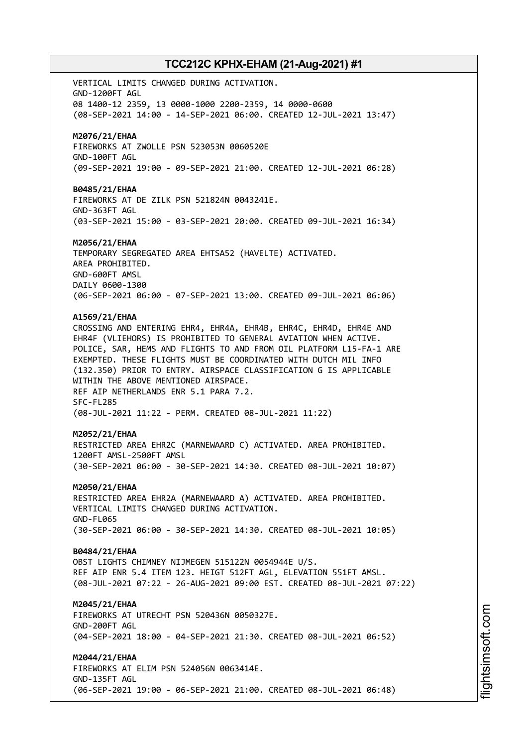VERTICAL LIMITS CHANGED DURING ACTIVATION.
GND-1200FT AGL
08 1400-12 2359, 13 0000-1000 2200-2359, 14 0000-0600
(08-SEP-2021 14:00 - 14-SEP-2021 06:00. CREATED 12-JUL-2021 13:47)

**M2076/21/EHAA**
FIREWORKS AT ZWOLLE PSN 523053N 0060520E
GND-100FT AGL
(09-SEP-2021 19:00 - 09-SEP-2021 21:00. CREATED 12-JUL-2021 06:28)

**B0485/21/EHAA**
FIREWORKS AT DE ZILK PSN 521824N 0043241E.
GND-363FT AGL
(03-SEP-2021 15:00 - 03-SEP-2021 20:00. CREATED 09-JUL-2021 16:34)

**M2056/21/EHAA**
TEMPORARY SEGREGATED AREA EHTSA52 (HAVELTE) ACTIVATED.
AREA PROHIBITED.
GND-600FT AMSL
DAILY 0600-1300
(06-SEP-2021 06:00 - 07-SEP-2021 13:00. CREATED 09-JUL-2021 06:06)

**A1569/21/EHAA**
CROSSING AND ENTERING EHR4, EHR4A, EHR4B, EHR4C, EHR4D, EHR4E AND EHR4F (VLIEHORS) IS PROHIBITED TO GENERAL AVIATION WHEN ACTIVE.
POLICE, SAR, HEMS AND FLIGHTS TO AND FROM OIL PLATFORM L15-FA-1 ARE EXEMPTED. THESE FLIGHTS MUST BE COORDINATED WITH DUTCH MIL INFO (132.350) PRIOR TO ENTRY. AIRSPACE CLASSIFICATION G IS APPLICABLE WITHIN THE ABOVE MENTIONED AIRSPACE.
REF AIP NETHERLANDS ENR 5.1 PARA 7.2.
SFC-FL285
(08-JUL-2021 11:22 - PERM. CREATED 08-JUL-2021 11:22)

**M2052/21/EHAA**
RESTRICTED AREA EHR2C (MARNEWAARD C) ACTIVATED. AREA PROHIBITED.
1200FT AMSL-2500FT AMSL
(30-SEP-2021 06:00 - 30-SEP-2021 14:30. CREATED 08-JUL-2021 10:07)

**M2050/21/EHAA**
RESTRICTED AREA EHR2A (MARNEWAARD A) ACTIVATED. AREA PROHIBITED.
VERTICAL LIMITS CHANGED DURING ACTIVATION.
GND-FL065
(30-SEP-2021 06:00 - 30-SEP-2021 14:30. CREATED 08-JUL-2021 10:05)

**B0484/21/EHAA**
OBST LIGHTS CHIMNEY NIJMEGEN 515122N 0054944E U/S.
REF AIP ENR 5.4 ITEM 123. HEIGT 512FT AGL, ELEVATION 551FT AMSL.
(08-JUL-2021 07:22 - 26-AUG-2021 09:00 EST. CREATED 08-JUL-2021 07:22)

**M2045/21/EHAA**
FIREWORKS AT UTRECHT PSN 520436N 0050327E.
GND-200FT AGL
(04-SEP-2021 18:00 - 04-SEP-2021 21:30. CREATED 08-JUL-2021 06:52)

**M2044/21/EHAA**
FIREWORKS AT ELIM PSN 524056N 0063414E.
GND-135FT AGL
(06-SEP-2021 19:00 - 06-SEP-2021 21:00. CREATED 08-JUL-2021 06:48)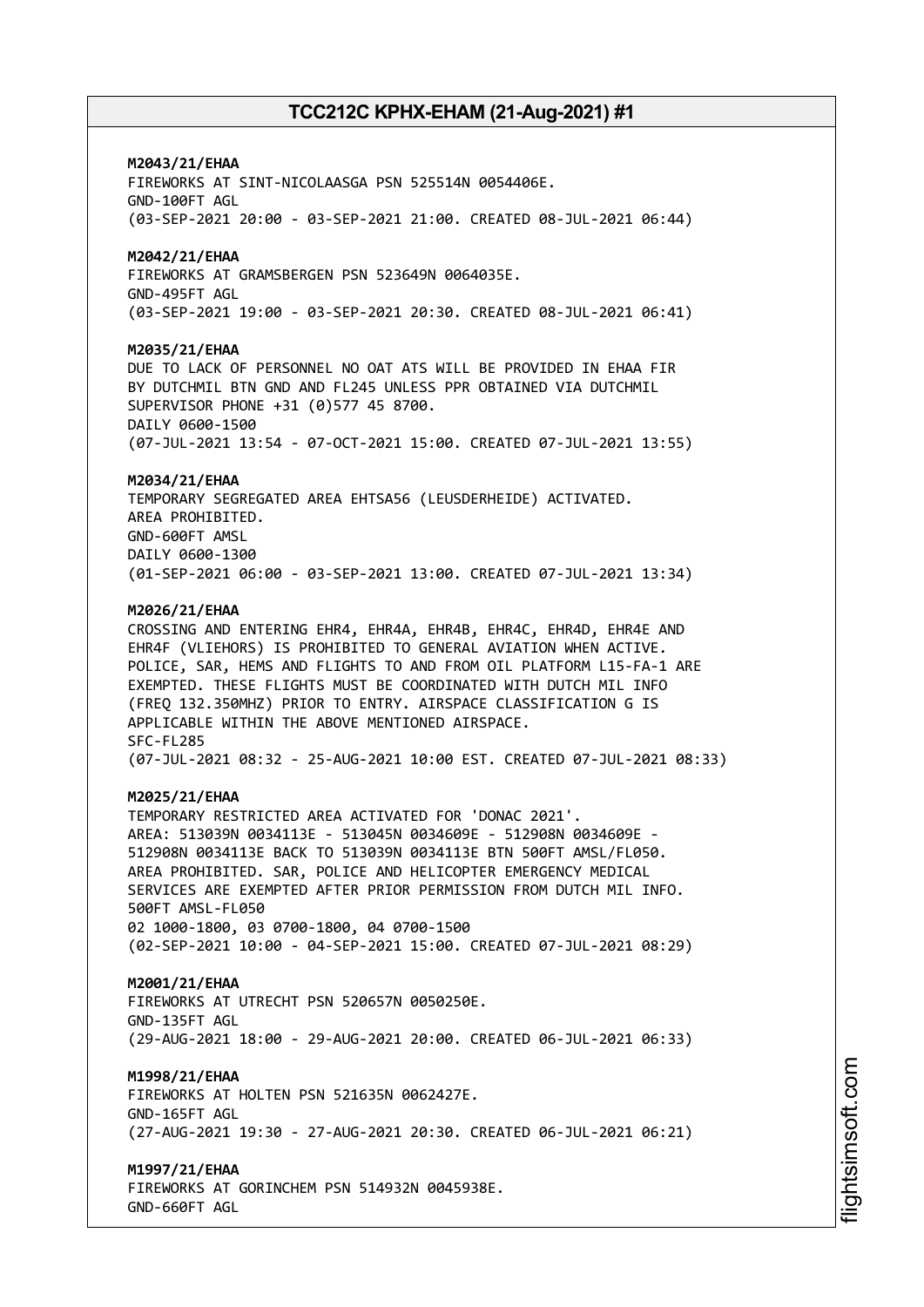**M2043/21/EHAA**
FIREWORKS AT SINT-NICOLAASGA PSN 525514N 0054406E.
GND-100FT AGL
(03-SEP-2021 20:00 - 03-SEP-2021 21:00. CREATED 08-JUL-2021 06:44)

**M2042/21/EHAA**
FIREWORKS AT GRAMSBERGEN PSN 523649N 0064035E.
GND-495FT AGL
(03-SEP-2021 19:00 - 03-SEP-2021 20:30. CREATED 08-JUL-2021 06:41)

**M2035/21/EHAA**
DUE TO LACK OF PERSONNEL NO OAT ATS WILL BE PROVIDED IN EHAA FIR BY DUTCHMIL BTN GND AND FL245 UNLESS PPR OBTAINED VIA DUTCHMIL SUPERVISOR PHONE +31 (0)577 45 8700.
DAILY 0600-1500
(07-JUL-2021 13:54 - 07-OCT-2021 15:00. CREATED 07-JUL-2021 13:55)

**M2034/21/EHAA**
TEMPORARY SEGREGATED AREA EHTSA56 (LEUSDERHEIDE) ACTIVATED.
AREA PROHIBITED.
GND-600FT AMSL
DAILY 0600-1300
(01-SEP-2021 06:00 - 03-SEP-2021 13:00. CREATED 07-JUL-2021 13:34)

**M2026/21/EHAA**
CROSSING AND ENTERING EHR4, EHR4A, EHR4B, EHR4C, EHR4D, EHR4E AND EHR4F (VLIEHORS) IS PROHIBITED TO GENERAL AVIATION WHEN ACTIVE.
POLICE, SAR, HEMS AND FLIGHTS TO AND FROM OIL PLATFORM L15-FA-1 ARE EXEMPTED. THESE FLIGHTS MUST BE COORDINATED WITH DUTCH MIL INFO (FREQ 132.350MHZ) PRIOR TO ENTRY. AIRSPACE CLASSIFICATION G IS APPLICABLE WITHIN THE ABOVE MENTIONED AIRSPACE.
SFC-FL285
(07-JUL-2021 08:32 - 25-AUG-2021 10:00 EST. CREATED 07-JUL-2021 08:33)

**M2025/21/EHAA**
TEMPORARY RESTRICTED AREA ACTIVATED FOR 'DONAC 2021'.
AREA: 513039N 0034113E - 513045N 0034609E - 512908N 0034609E - 512908N 0034113E BACK TO 513039N 0034113E BTN 500FT AMSL/FL050.
AREA PROHIBITED. SAR, POLICE AND HELICOPTER EMERGENCY MEDICAL SERVICES ARE EXEMPTED AFTER PRIOR PERMISSION FROM DUTCH MIL INFO.
500FT AMSL-FL050
02 1000-1800, 03 0700-1800, 04 0700-1500
(02-SEP-2021 10:00 - 04-SEP-2021 15:00. CREATED 07-JUL-2021 08:29)

**M2001/21/EHAA**
FIREWORKS AT UTRECHT PSN 520657N 0050250E.
GND-135FT AGL
(29-AUG-2021 18:00 - 29-AUG-2021 20:00. CREATED 06-JUL-2021 06:33)

**M1998/21/EHAA**
FIREWORKS AT HOLTEN PSN 521635N 0062427E.
GND-165FT AGL
(27-AUG-2021 19:30 - 27-AUG-2021 20:30. CREATED 06-JUL-2021 06:21)

**M1997/21/EHAA**
FIREWORKS AT GORINCHEM PSN 514932N 0045938E.
GND-660FT AGL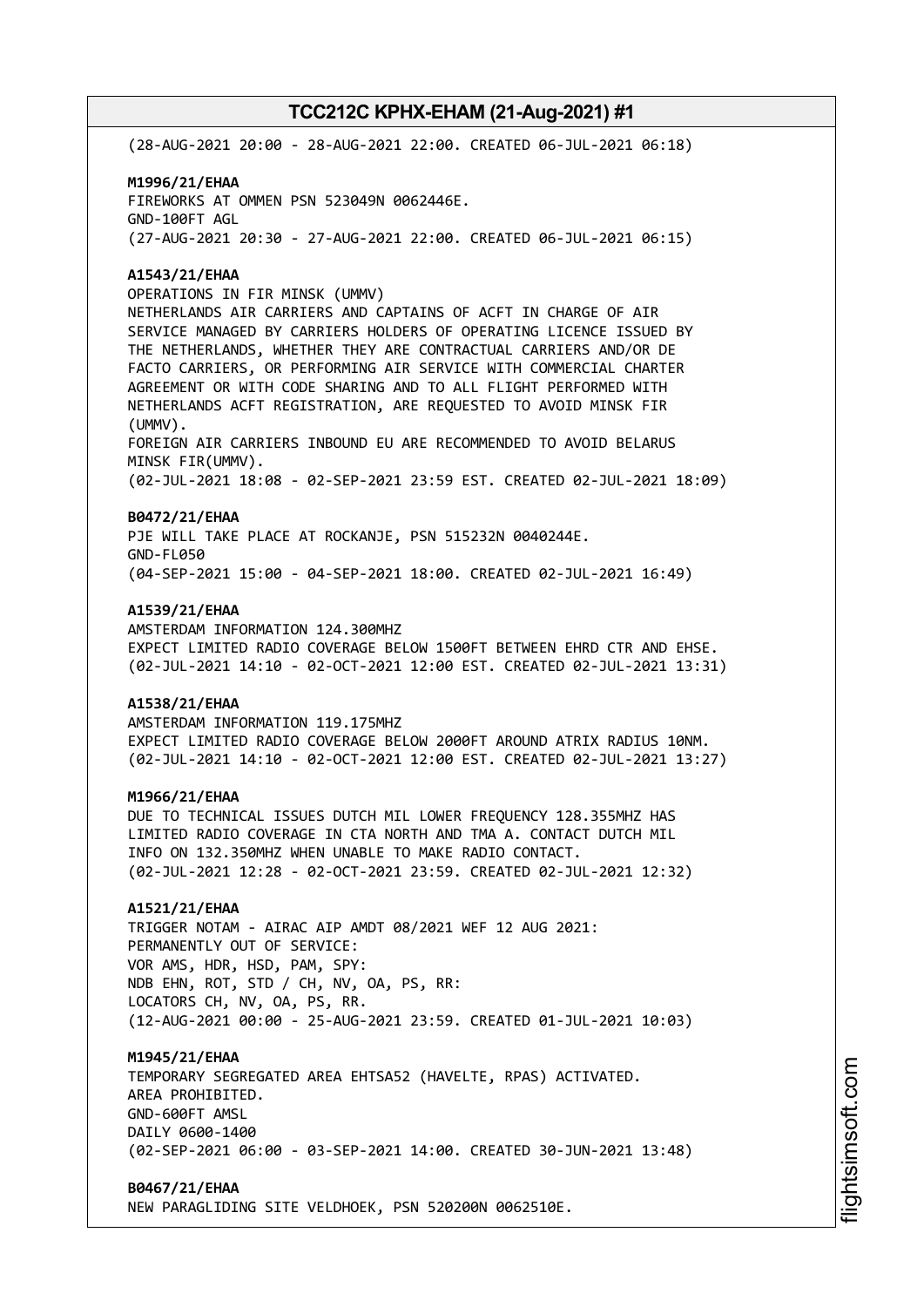(28-AUG-2021 20:00 - 28-AUG-2021 22:00. CREATED 06-JUL-2021 06:18)

**M1996/21/EHAA**
FIREWORKS AT OMMEN PSN 523049N 0062446E.
GND-100FT AGL
(27-AUG-2021 20:30 - 27-AUG-2021 22:00. CREATED 06-JUL-2021 06:15)

**A1543/21/EHAA**
OPERATIONS IN FIR MINSK (UMMV)
NETHERLANDS AIR CARRIERS AND CAPTAINS OF ACFT IN CHARGE OF AIR SERVICE MANAGED BY CARRIERS HOLDERS OF OPERATING LICENCE ISSUED BY THE NETHERLANDS, WHETHER THEY ARE CONTRACTUAL CARRIERS AND/OR DE FACTO CARRIERS, OR PERFORMING AIR SERVICE WITH COMMERCIAL CHARTER AGREEMENT OR WITH CODE SHARING AND TO ALL FLIGHT PERFORMED WITH NETHERLANDS ACFT REGISTRATION, ARE REQUESTED TO AVOID MINSK FIR (UMMV).
FOREIGN AIR CARRIERS INBOUND EU ARE RECOMMENDED TO AVOID BELARUS MINSK FIR(UMMV).
(02-JUL-2021 18:08 - 02-SEP-2021 23:59 EST. CREATED 02-JUL-2021 18:09)

**B0472/21/EHAA**
PJE WILL TAKE PLACE AT ROCKANJE, PSN 515232N 0040244E.
GND-FL050
(04-SEP-2021 15:00 - 04-SEP-2021 18:00. CREATED 02-JUL-2021 16:49)

**A1539/21/EHAA**
AMSTERDAM INFORMATION 124.300MHZ
EXPECT LIMITED RADIO COVERAGE BELOW 1500FT BETWEEN EHRD CTR AND EHSE.
(02-JUL-2021 14:10 - 02-OCT-2021 12:00 EST. CREATED 02-JUL-2021 13:31)

**A1538/21/EHAA**
AMSTERDAM INFORMATION 119.175MHZ
EXPECT LIMITED RADIO COVERAGE BELOW 2000FT AROUND ATRIX RADIUS 10NM.
(02-JUL-2021 14:10 - 02-OCT-2021 12:00 EST. CREATED 02-JUL-2021 13:27)

**M1966/21/EHAA**
DUE TO TECHNICAL ISSUES DUTCH MIL LOWER FREQUENCY 128.355MHZ HAS LIMITED RADIO COVERAGE IN CTA NORTH AND TMA A. CONTACT DUTCH MIL INFO ON 132.350MHZ WHEN UNABLE TO MAKE RADIO CONTACT.
(02-JUL-2021 12:28 - 02-OCT-2021 23:59. CREATED 02-JUL-2021 12:32)

**A1521/21/EHAA**
TRIGGER NOTAM - AIRAC AIP AMDT 08/2021 WEF 12 AUG 2021:
PERMANENTLY OUT OF SERVICE:
VOR AMS, HDR, HSD, PAM, SPY:
NDB EHN, ROT, STD / CH, NV, OA, PS, RR:
LOCATORS CH, NV, OA, PS, RR.
(12-AUG-2021 00:00 - 25-AUG-2021 23:59. CREATED 01-JUL-2021 10:03)

**M1945/21/EHAA**
TEMPORARY SEGREGATED AREA EHTSA52 (HAVELTE, RPAS) ACTIVATED.
AREA PROHIBITED.
GND-600FT AMSL
DAILY 0600-1400
(02-SEP-2021 06:00 - 03-SEP-2021 14:00. CREATED 30-JUN-2021 13:48)

**B0467/21/EHAA**
NEW PARAGLIDING SITE VELDHOEK, PSN 520200N 0062510E.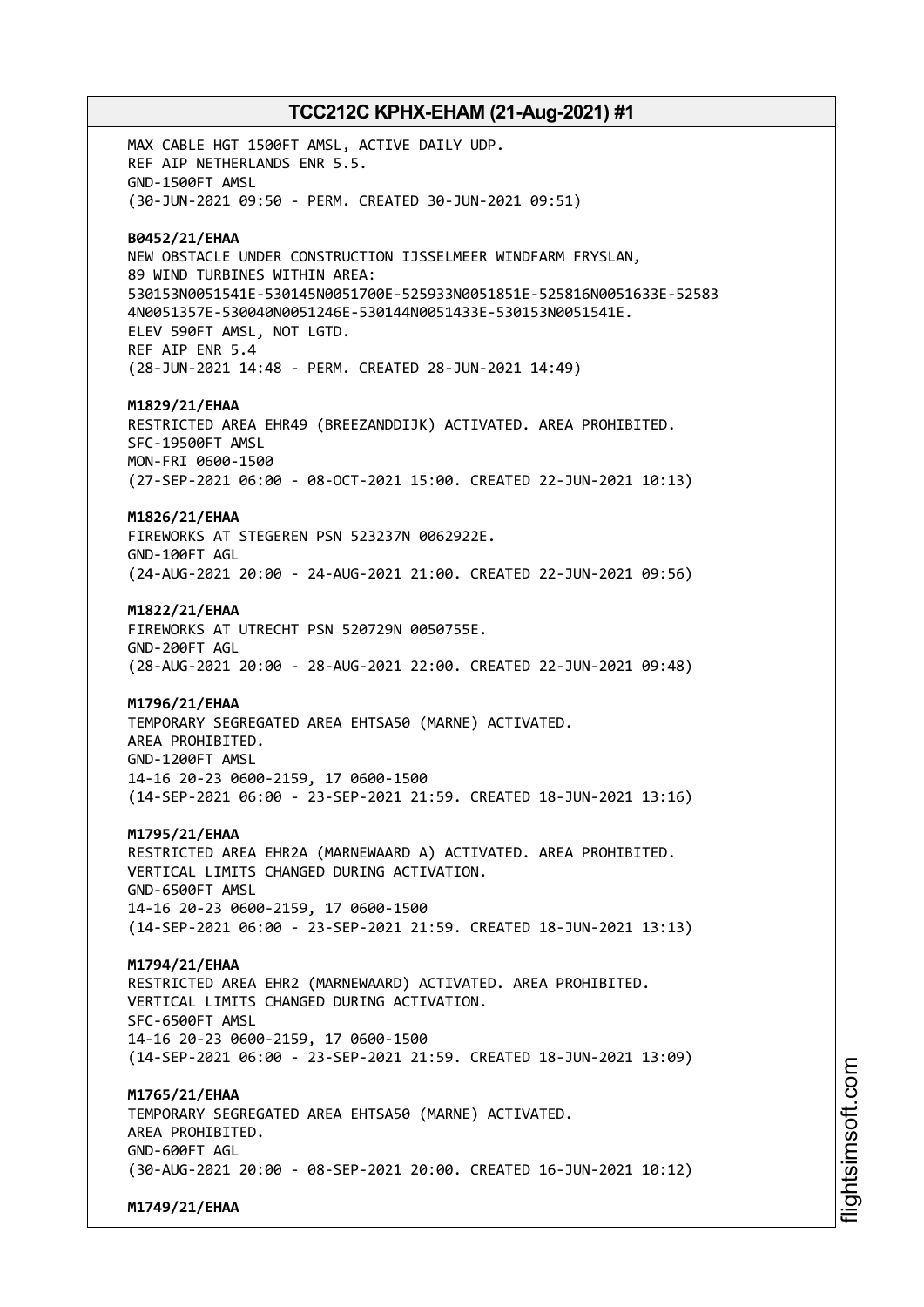MAX CABLE HGT 1500FT AMSL, ACTIVE DAILY UDP.
REF AIP NETHERLANDS ENR 5.5.
GND-1500FT AMSL
(30-JUN-2021 09:50 - PERM. CREATED 30-JUN-2021 09:51)

**B0452/21/EHAA**
NEW OBSTACLE UNDER CONSTRUCTION IJSSELMEER WINDFARM FRYSLAN,
89 WIND TURBINES WITHIN AREA:
530153N0051541E-530145N0051700E-525933N0051851E-525816N0051633E-52583
4N0051357E-530040N0051246E-530144N0051433E-530153N0051541E.
ELEV 590FT AMSL, NOT LGTD.
REF AIP ENR 5.4
(28-JUN-2021 14:48 - PERM. CREATED 28-JUN-2021 14:49)

**M1829/21/EHAA**
RESTRICTED AREA EHR49 (BREEZANDDIJK) ACTIVATED. AREA PROHIBITED.
SFC-19500FT AMSL
MON-FRI 0600-1500
(27-SEP-2021 06:00 - 08-OCT-2021 15:00. CREATED 22-JUN-2021 10:13)

**M1826/21/EHAA**
FIREWORKS AT STEGEREN PSN 523237N 0062922E.
GND-100FT AGL
(24-AUG-2021 20:00 - 24-AUG-2021 21:00. CREATED 22-JUN-2021 09:56)

**M1822/21/EHAA**
FIREWORKS AT UTRECHT PSN 520729N 0050755E.
GND-200FT AGL
(28-AUG-2021 20:00 - 28-AUG-2021 22:00. CREATED 22-JUN-2021 09:48)

**M1796/21/EHAA**
TEMPORARY SEGREGATED AREA EHTSA50 (MARNE) ACTIVATED.
AREA PROHIBITED.
GND-1200FT AMSL
14-16 20-23 0600-2159, 17 0600-1500
(14-SEP-2021 06:00 - 23-SEP-2021 21:59. CREATED 18-JUN-2021 13:16)

**M1795/21/EHAA**
RESTRICTED AREA EHR2A (MARNEWAARD A) ACTIVATED. AREA PROHIBITED.
VERTICAL LIMITS CHANGED DURING ACTIVATION.
GND-6500FT AMSL
14-16 20-23 0600-2159, 17 0600-1500
(14-SEP-2021 06:00 - 23-SEP-2021 21:59. CREATED 18-JUN-2021 13:13)

**M1794/21/EHAA**
RESTRICTED AREA EHR2 (MARNEWAARD) ACTIVATED. AREA PROHIBITED.
VERTICAL LIMITS CHANGED DURING ACTIVATION.
SFC-6500FT AMSL
14-16 20-23 0600-2159, 17 0600-1500
(14-SEP-2021 06:00 - 23-SEP-2021 21:59. CREATED 18-JUN-2021 13:09)

**M1765/21/EHAA**
TEMPORARY SEGREGATED AREA EHTSA50 (MARNE) ACTIVATED.
AREA PROHIBITED.
GND-600FT AGL
(30-AUG-2021 20:00 - 08-SEP-2021 20:00. CREATED 16-JUN-2021 10:12)

**M1749/21/EHAA**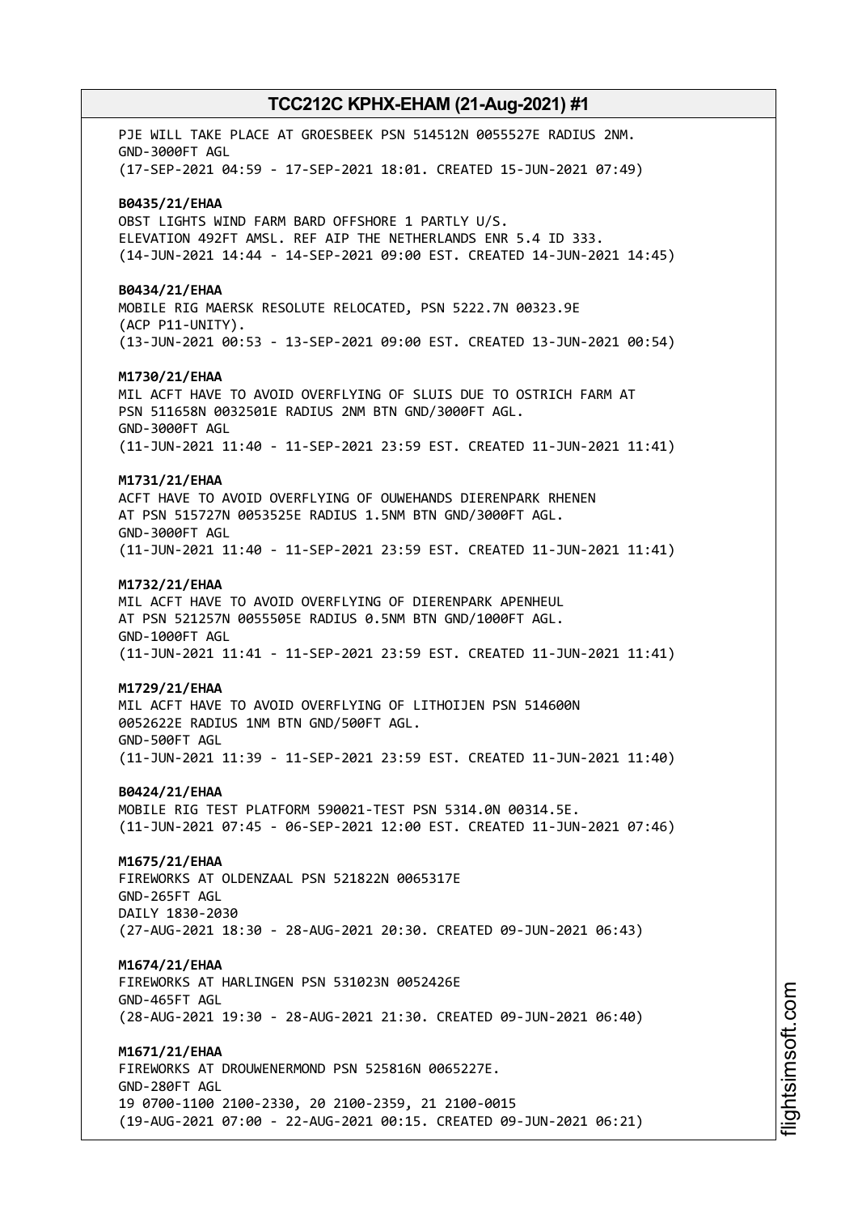PJE WILL TAKE PLACE AT GROESBEEK PSN 514512N 0055527E RADIUS 2NM.
GND-3000FT AGL
(17-SEP-2021 04:59 - 17-SEP-2021 18:01. CREATED 15-JUN-2021 07:49)

**B0435/21/EHAA**
OBST LIGHTS WIND FARM BARD OFFSHORE 1 PARTLY U/S.
ELEVATION 492FT AMSL. REF AIP THE NETHERLANDS ENR 5.4 ID 333.
(14-JUN-2021 14:44 - 14-SEP-2021 09:00 EST. CREATED 14-JUN-2021 14:45)

**B0434/21/EHAA**
MOBILE RIG MAERSK RESOLUTE RELOCATED, PSN 5222.7N 00323.9E
(ACP P11-UNITY).
(13-JUN-2021 00:53 - 13-SEP-2021 09:00 EST. CREATED 13-JUN-2021 00:54)

**M1730/21/EHAA**
MIL ACFT HAVE TO AVOID OVERFLYING OF SLUIS DUE TO OSTRICH FARM AT
PSN 511658N 0032501E RADIUS 2NM BTN GND/3000FT AGL.
GND-3000FT AGL
(11-JUN-2021 11:40 - 11-SEP-2021 23:59 EST. CREATED 11-JUN-2021 11:41)

**M1731/21/EHAA**
ACFT HAVE TO AVOID OVERFLYING OF OUWEHANDS DIERENPARK RHENEN
AT PSN 515727N 0053525E RADIUS 1.5NM BTN GND/3000FT AGL.
GND-3000FT AGL
(11-JUN-2021 11:40 - 11-SEP-2021 23:59 EST. CREATED 11-JUN-2021 11:41)

**M1732/21/EHAA**
MIL ACFT HAVE TO AVOID OVERFLYING OF DIERENPARK APENHEUL
AT PSN 521257N 0055505E RADIUS 0.5NM BTN GND/1000FT AGL.
GND-1000FT AGL
(11-JUN-2021 11:41 - 11-SEP-2021 23:59 EST. CREATED 11-JUN-2021 11:41)

**M1729/21/EHAA**
MIL ACFT HAVE TO AVOID OVERFLYING OF LITHOIJEN PSN 514600N
0052622E RADIUS 1NM BTN GND/500FT AGL.
GND-500FT AGL
(11-JUN-2021 11:39 - 11-SEP-2021 23:59 EST. CREATED 11-JUN-2021 11:40)

**B0424/21/EHAA**
MOBILE RIG TEST PLATFORM 590021-TEST PSN 5314.0N 00314.5E.
(11-JUN-2021 07:45 - 06-SEP-2021 12:00 EST. CREATED 11-JUN-2021 07:46)

**M1675/21/EHAA**
FIREWORKS AT OLDENZAAL PSN 521822N 0065317E
GND-265FT AGL
DAILY 1830-2030
(27-AUG-2021 18:30 - 28-AUG-2021 20:30. CREATED 09-JUN-2021 06:43)

**M1674/21/EHAA**
FIREWORKS AT HARLINGEN PSN 531023N 0052426E
GND-465FT AGL
(28-AUG-2021 19:30 - 28-AUG-2021 21:30. CREATED 09-JUN-2021 06:40)

**M1671/21/EHAA**
FIREWORKS AT DROUWENERMOND PSN 525816N 0065227E.
GND-280FT AGL
19 0700-1100 2100-2330, 20 2100-2359, 21 2100-0015
(19-AUG-2021 07:00 - 22-AUG-2021 00:15. CREATED 09-JUN-2021 06:21)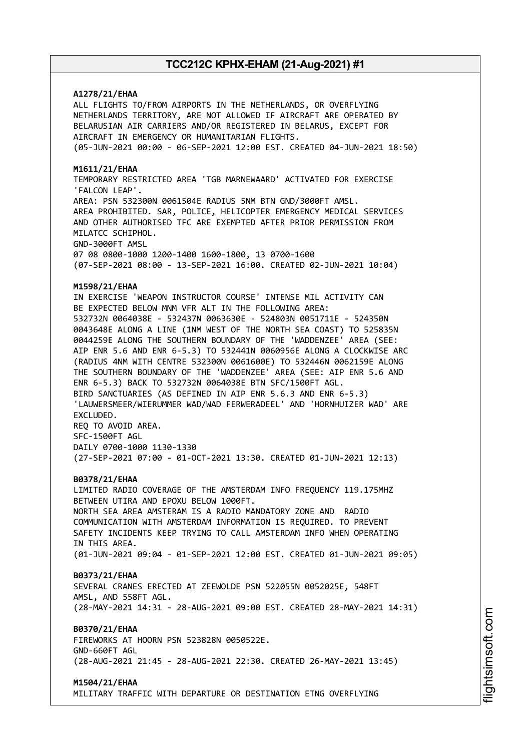**A1278/21/EHAA**
ALL FLIGHTS TO/FROM AIRPORTS IN THE NETHERLANDS, OR OVERFLYING NETHERLANDS TERRITORY, ARE NOT ALLOWED IF AIRCRAFT ARE OPERATED BY BELARUSIAN AIR CARRIERS AND/OR REGISTERED IN BELARUS, EXCEPT FOR AIRCRAFT IN EMERGENCY OR HUMANITARIAN FLIGHTS.
(05-JUN-2021 00:00 - 06-SEP-2021 12:00 EST. CREATED 04-JUN-2021 18:50)

**M1611/21/EHAA**
TEMPORARY RESTRICTED AREA 'TGB MARNEWAARD' ACTIVATED FOR EXERCISE 'FALCON LEAP'.
AREA: PSN 532300N 0061504E RADIUS 5NM BTN GND/3000FT AMSL.
AREA PROHIBITED. SAR, POLICE, HELICOPTER EMERGENCY MEDICAL SERVICES AND OTHER AUTHORISED TFC ARE EXEMPTED AFTER PRIOR PERMISSION FROM MILATCC SCHIPHOL.
GND-3000FT AMSL
07 08 0800-1000 1200-1400 1600-1800, 13 0700-1600
(07-SEP-2021 08:00 - 13-SEP-2021 16:00. CREATED 02-JUN-2021 10:04)

**M1598/21/EHAA**
IN EXERCISE 'WEAPON INSTRUCTOR COURSE' INTENSE MIL ACTIVITY CAN BE EXPECTED BELOW MNM VFR ALT IN THE FOLLOWING AREA:
532732N 0064038E - 532437N 0063630E - 524803N 0051711E - 524350N 0043648E ALONG A LINE (1NM WEST OF THE NORTH SEA COAST) TO 525835N 0044259E ALONG THE SOUTHERN BOUNDARY OF THE 'WADDENZEE' AREA (SEE: AIP ENR 5.6 AND ENR 6-5.3) TO 532441N 0060956E ALONG A CLOCKWISE ARC (RADIUS 4NM WITH CENTRE 532300N 0061600E) TO 532446N 0062159E ALONG THE SOUTHERN BOUNDARY OF THE 'WADDENZEE' AREA (SEE: AIP ENR 5.6 AND ENR 6-5.3) BACK TO 532732N 0064038E BTN SFC/1500FT AGL.
BIRD SANCTUARIES (AS DEFINED IN AIP ENR 5.6.3 AND ENR 6-5.3) 'LAUWERSMEER/WIERUMMER WAD/WAD FERWERADEEL' AND 'HORNHUIZER WAD' ARE EXCLUDED.
REQ TO AVOID AREA.
SFC-1500FT AGL
DAILY 0700-1000 1130-1330
(27-SEP-2021 07:00 - 01-OCT-2021 13:30. CREATED 01-JUN-2021 12:13)

**B0378/21/EHAA**
LIMITED RADIO COVERAGE OF THE AMSTERDAM INFO FREQUENCY 119.175MHZ BETWEEN UTIRA AND EPOXU BELOW 1000FT.
NORTH SEA AREA AMSTERAM IS A RADIO MANDATORY ZONE AND RADIO COMMUNICATION WITH AMSTERDAM INFORMATION IS REQUIRED. TO PREVENT SAFETY INCIDENTS KEEP TRYING TO CALL AMSTERDAM INFO WHEN OPERATING IN THIS AREA.
(01-JUN-2021 09:04 - 01-SEP-2021 12:00 EST. CREATED 01-JUN-2021 09:05)

**B0373/21/EHAA**
SEVERAL CRANES ERECTED AT ZEEWOLDE PSN 522055N 0052025E, 548FT AMSL, AND 558FT AGL.
(28-MAY-2021 14:31 - 28-AUG-2021 09:00 EST. CREATED 28-MAY-2021 14:31)

**B0370/21/EHAA**
FIREWORKS AT HOORN PSN 523828N 0050522E.
GND-660FT AGL
(28-AUG-2021 21:45 - 28-AUG-2021 22:30. CREATED 26-MAY-2021 13:45)

**M1504/21/EHAA**
MILITARY TRAFFIC WITH DEPARTURE OR DESTINATION ETNG OVERFLYING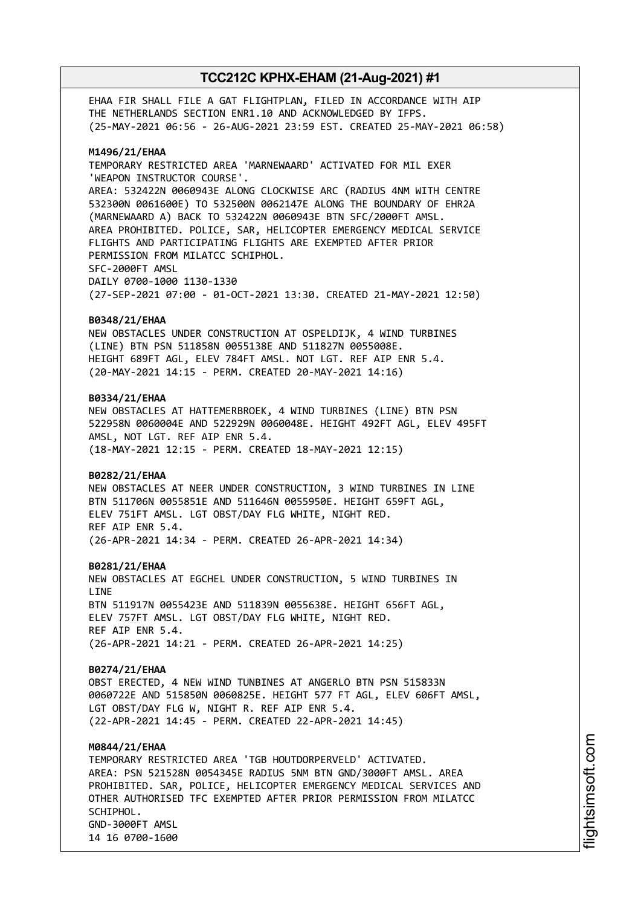EHAA FIR SHALL FILE A GAT FLIGHTPLAN, FILED IN ACCORDANCE WITH AIP THE NETHERLANDS SECTION ENR1.10 AND ACKNOWLEDGED BY IFPS.
(25-MAY-2021 06:56 - 26-AUG-2021 23:59 EST. CREATED 25-MAY-2021 06:58)

**M1496/21/EHAA**
TEMPORARY RESTRICTED AREA 'MARNEWAARD' ACTIVATED FOR MIL EXER 'WEAPON INSTRUCTOR COURSE'.
AREA: 532422N 0060943E ALONG CLOCKWISE ARC (RADIUS 4NM WITH CENTRE 532300N 0061600E) TO 532500N 0062147E ALONG THE BOUNDARY OF EHR2A (MARNEWAARD A) BACK TO 532422N 0060943E BTN SFC/2000FT AMSL.
AREA PROHIBITED. POLICE, SAR, HELICOPTER EMERGENCY MEDICAL SERVICE FLIGHTS AND PARTICIPATING FLIGHTS ARE EXEMPTED AFTER PRIOR PERMISSION FROM MILATCC SCHIPHOL.
SFC-2000FT AMSL
DAILY 0700-1000 1130-1330
(27-SEP-2021 07:00 - 01-OCT-2021 13:30. CREATED 21-MAY-2021 12:50)

**B0348/21/EHAA**
NEW OBSTACLES UNDER CONSTRUCTION AT OSPELDIJK, 4 WIND TURBINES (LINE) BTN PSN 511858N 0055138E AND 511827N 0055008E.
HEIGHT 689FT AGL, ELEV 784FT AMSL. NOT LGT. REF AIP ENR 5.4.
(20-MAY-2021 14:15 - PERM. CREATED 20-MAY-2021 14:16)

**B0334/21/EHAA**
NEW OBSTACLES AT HATTEMERBROEK, 4 WIND TURBINES (LINE) BTN PSN 522958N 0060004E AND 522929N 0060048E. HEIGHT 492FT AGL, ELEV 495FT AMSL, NOT LGT. REF AIP ENR 5.4.
(18-MAY-2021 12:15 - PERM. CREATED 18-MAY-2021 12:15)

**B0282/21/EHAA**
NEW OBSTACLES AT NEER UNDER CONSTRUCTION, 3 WIND TURBINES IN LINE BTN 511706N 0055851E AND 511646N 0055950E. HEIGHT 659FT AGL, ELEV 751FT AMSL. LGT OBST/DAY FLG WHITE, NIGHT RED.
REF AIP ENR 5.4.
(26-APR-2021 14:34 - PERM. CREATED 26-APR-2021 14:34)

**B0281/21/EHAA**
NEW OBSTACLES AT EGCHEL UNDER CONSTRUCTION, 5 WIND TURBINES IN LINE
BTN 511917N 0055423E AND 511839N 0055638E. HEIGHT 656FT AGL, ELEV 757FT AMSL. LGT OBST/DAY FLG WHITE, NIGHT RED.
REF AIP ENR 5.4.
(26-APR-2021 14:21 - PERM. CREATED 26-APR-2021 14:25)

**B0274/21/EHAA**
OBST ERECTED, 4 NEW WIND TUNBINES AT ANGERLO BTN PSN 515833N 0060722E AND 515850N 0060825E. HEIGHT 577 FT AGL, ELEV 606FT AMSL, LGT OBST/DAY FLG W, NIGHT R. REF AIP ENR 5.4.
(22-APR-2021 14:45 - PERM. CREATED 22-APR-2021 14:45)

**M0844/21/EHAA**
TEMPORARY RESTRICTED AREA 'TGB HOUTDORPERVELD' ACTIVATED.
AREA: PSN 521528N 0054345E RADIUS 5NM BTN GND/3000FT AMSL. AREA PROHIBITED. SAR, POLICE, HELICOPTER EMERGENCY MEDICAL SERVICES AND OTHER AUTHORISED TFC EXEMPTED AFTER PRIOR PERMISSION FROM MILATCC SCHIPHOL.
GND-3000FT AMSL
14 16 0700-1600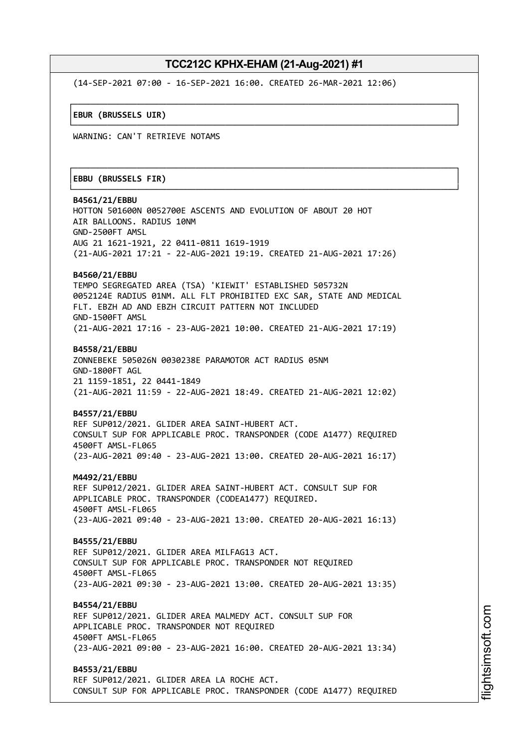(14-SEP-2021 07:00 - 16-SEP-2021 16:00. CREATED 26-MAR-2021 12:06)

**EBUR (BRUSSELS UIR)**

WARNING: CAN'T RETRIEVE NOTAMS

**EBBU (BRUSSELS FIR)**

**B4561/21/EBBU**
HOTTON 501600N 0052700E ASCENTS AND EVOLUTION OF ABOUT 20 HOT AIR BALLOONS. RADIUS 10NM
GND-2500FT AMSL
AUG 21 1621-1921, 22 0411-0811 1619-1919
(21-AUG-2021 17:21 - 22-AUG-2021 19:19. CREATED 21-AUG-2021 17:26)

**B4560/21/EBBU**
TEMPO SEGREGATED AREA (TSA) 'KIEWIT' ESTABLISHED 505732N 0052124E RADIUS 01NM. ALL FLT PROHIBITED EXC SAR, STATE AND MEDICAL FLT. EBZH AD AND EBZH CIRCUIT PATTERN NOT INCLUDED
GND-1500FT AMSL
(21-AUG-2021 17:16 - 23-AUG-2021 10:00. CREATED 21-AUG-2021 17:19)

**B4558/21/EBBU**
ZONNEBEKE 505026N 0030238E PARAMOTOR ACT RADIUS 05NM
GND-1800FT AGL
21 1159-1851, 22 0441-1849
(21-AUG-2021 11:59 - 22-AUG-2021 18:49. CREATED 21-AUG-2021 12:02)

**B4557/21/EBBU**
REF SUP012/2021. GLIDER AREA SAINT-HUBERT ACT.
CONSULT SUP FOR APPLICABLE PROC. TRANSPONDER (CODE A1477) REQUIRED
4500FT AMSL-FL065
(23-AUG-2021 09:40 - 23-AUG-2021 13:00. CREATED 20-AUG-2021 16:17)

**M4492/21/EBBU**
REF SUP012/2021. GLIDER AREA SAINT-HUBERT ACT. CONSULT SUP FOR APPLICABLE PROC. TRANSPONDER (CODEA1477) REQUIRED.
4500FT AMSL-FL065
(23-AUG-2021 09:40 - 23-AUG-2021 13:00. CREATED 20-AUG-2021 16:13)

**B4555/21/EBBU**
REF SUP012/2021. GLIDER AREA MILFAG13 ACT.
CONSULT SUP FOR APPLICABLE PROC. TRANSPONDER NOT REQUIRED
4500FT AMSL-FL065
(23-AUG-2021 09:30 - 23-AUG-2021 13:00. CREATED 20-AUG-2021 13:35)

**B4554/21/EBBU**
REF SUP012/2021. GLIDER AREA MALMEDY ACT. CONSULT SUP FOR APPLICABLE PROC. TRANSPONDER NOT REQUIRED
4500FT AMSL-FL065
(23-AUG-2021 09:00 - 23-AUG-2021 16:00. CREATED 20-AUG-2021 13:34)

**B4553/21/EBBU**
REF SUP012/2021. GLIDER AREA LA ROCHE ACT.
CONSULT SUP FOR APPLICABLE PROC. TRANSPONDER (CODE A1477) REQUIRED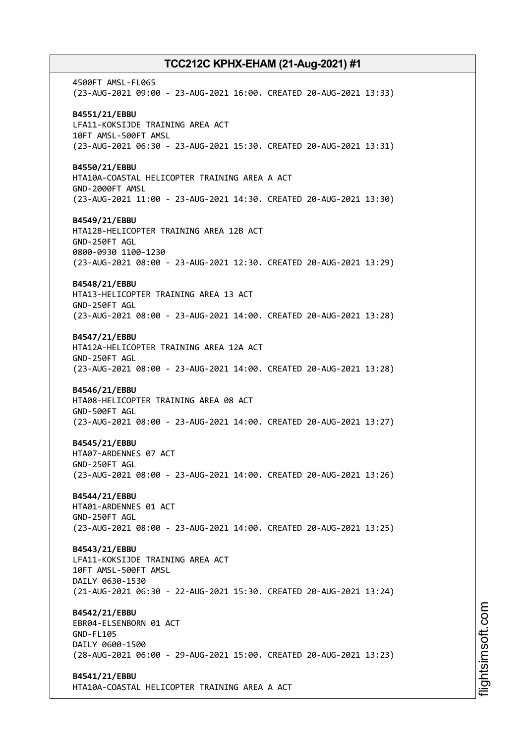4500FT AMSL-FL065
(23-AUG-2021 09:00 - 23-AUG-2021 16:00. CREATED 20-AUG-2021 13:33)

**B4551/21/EBBU**
LFA11-KOKSIJDE TRAINING AREA ACT
10FT AMSL-500FT AMSL
(23-AUG-2021 06:30 - 23-AUG-2021 15:30. CREATED 20-AUG-2021 13:31)

**B4550/21/EBBU**
HTA10A-COASTAL HELICOPTER TRAINING AREA A ACT
GND-2000FT AMSL
(23-AUG-2021 11:00 - 23-AUG-2021 14:30. CREATED 20-AUG-2021 13:30)

**B4549/21/EBBU**
HTA12B-HELICOPTER TRAINING AREA 12B ACT
GND-250FT AGL
0800-0930 1100-1230
(23-AUG-2021 08:00 - 23-AUG-2021 12:30. CREATED 20-AUG-2021 13:29)

**B4548/21/EBBU**
HTA13-HELICOPTER TRAINING AREA 13 ACT
GND-250FT AGL
(23-AUG-2021 08:00 - 23-AUG-2021 14:00. CREATED 20-AUG-2021 13:28)

**B4547/21/EBBU**
HTA12A-HELICOPTER TRAINING AREA 12A ACT
GND-250FT AGL
(23-AUG-2021 08:00 - 23-AUG-2021 14:00. CREATED 20-AUG-2021 13:28)

**B4546/21/EBBU**
HTA08-HELICOPTER TRAINING AREA 08 ACT
GND-500FT AGL
(23-AUG-2021 08:00 - 23-AUG-2021 14:00. CREATED 20-AUG-2021 13:27)

**B4545/21/EBBU**
HTA07-ARDENNES 07 ACT
GND-250FT AGL
(23-AUG-2021 08:00 - 23-AUG-2021 14:00. CREATED 20-AUG-2021 13:26)

**B4544/21/EBBU**
HTA01-ARDENNES 01 ACT
GND-250FT AGL
(23-AUG-2021 08:00 - 23-AUG-2021 14:00. CREATED 20-AUG-2021 13:25)

**B4543/21/EBBU**
LFA11-KOKSIJDE TRAINING AREA ACT
10FT AMSL-500FT AMSL
DAILY 0630-1530
(21-AUG-2021 06:30 - 22-AUG-2021 15:30. CREATED 20-AUG-2021 13:24)

**B4542/21/EBBU**
EBR04-ELSENBORN 01 ACT
GND-FL105
DAILY 0600-1500
(28-AUG-2021 06:00 - 29-AUG-2021 15:00. CREATED 20-AUG-2021 13:23)

**B4541/21/EBBU**
HTA10A-COASTAL HELICOPTER TRAINING AREA A ACT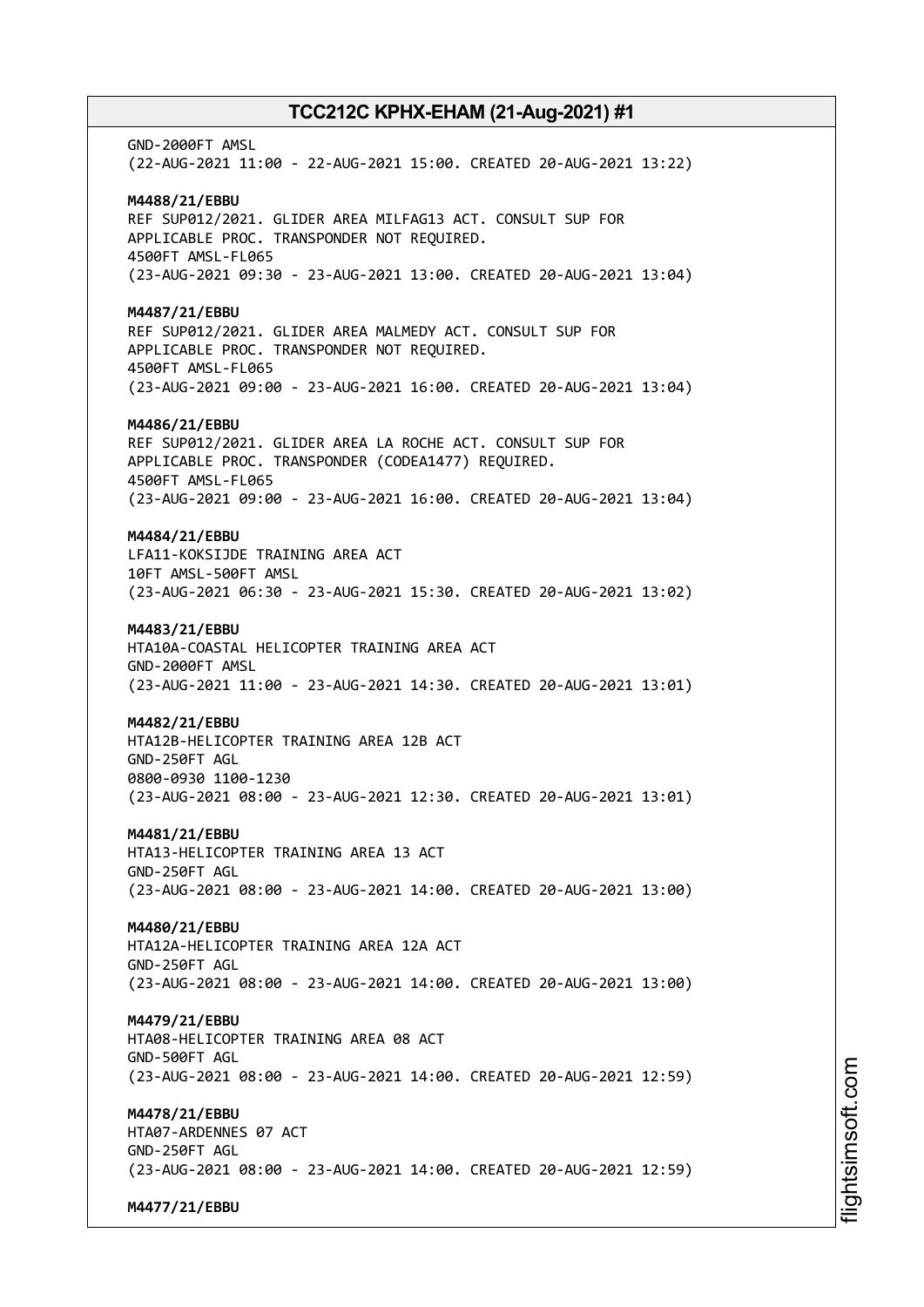GND-2000FT AMSL
(22-AUG-2021 11:00 - 22-AUG-2021 15:00. CREATED 20-AUG-2021 13:22)

**M4488/21/EBBU**
REF SUP012/2021. GLIDER AREA MILFAG13 ACT. CONSULT SUP FOR
APPLICABLE PROC. TRANSPONDER NOT REQUIRED.
4500FT AMSL-FL065
(23-AUG-2021 09:30 - 23-AUG-2021 13:00. CREATED 20-AUG-2021 13:04)

**M4487/21/EBBU**
REF SUP012/2021. GLIDER AREA MALMEDY ACT. CONSULT SUP FOR
APPLICABLE PROC. TRANSPONDER NOT REQUIRED.
4500FT AMSL-FL065
(23-AUG-2021 09:00 - 23-AUG-2021 16:00. CREATED 20-AUG-2021 13:04)

**M4486/21/EBBU**
REF SUP012/2021. GLIDER AREA LA ROCHE ACT. CONSULT SUP FOR
APPLICABLE PROC. TRANSPONDER (CODEA1477) REQUIRED.
4500FT AMSL-FL065
(23-AUG-2021 09:00 - 23-AUG-2021 16:00. CREATED 20-AUG-2021 13:04)

**M4484/21/EBBU**
LFA11-KOKSIJDE TRAINING AREA ACT
10FT AMSL-500FT AMSL
(23-AUG-2021 06:30 - 23-AUG-2021 15:30. CREATED 20-AUG-2021 13:02)

**M4483/21/EBBU**
HTA10A-COASTAL HELICOPTER TRAINING AREA ACT
GND-2000FT AMSL
(23-AUG-2021 11:00 - 23-AUG-2021 14:30. CREATED 20-AUG-2021 13:01)

**M4482/21/EBBU**
HTA12B-HELICOPTER TRAINING AREA 12B ACT
GND-250FT AGL
0800-0930 1100-1230
(23-AUG-2021 08:00 - 23-AUG-2021 12:30. CREATED 20-AUG-2021 13:01)

**M4481/21/EBBU**
HTA13-HELICOPTER TRAINING AREA 13 ACT
GND-250FT AGL
(23-AUG-2021 08:00 - 23-AUG-2021 14:00. CREATED 20-AUG-2021 13:00)

**M4480/21/EBBU**
HTA12A-HELICOPTER TRAINING AREA 12A ACT
GND-250FT AGL
(23-AUG-2021 08:00 - 23-AUG-2021 14:00. CREATED 20-AUG-2021 13:00)

**M4479/21/EBBU**
HTA08-HELICOPTER TRAINING AREA 08 ACT
GND-500FT AGL
(23-AUG-2021 08:00 - 23-AUG-2021 14:00. CREATED 20-AUG-2021 12:59)

**M4478/21/EBBU**
HTA07-ARDENNES 07 ACT
GND-250FT AGL
(23-AUG-2021 08:00 - 23-AUG-2021 14:00. CREATED 20-AUG-2021 12:59)

**M4477/21/EBBU**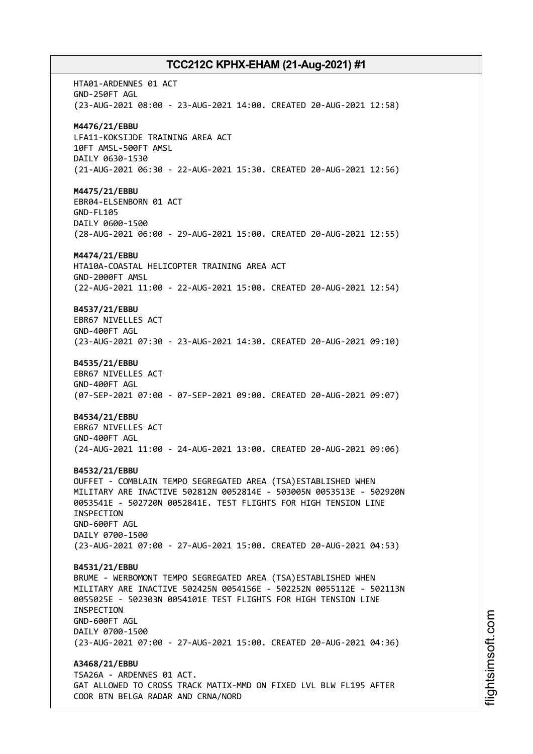HTA01-ARDENNES 01 ACT
GND-250FT AGL
(23-AUG-2021 08:00 - 23-AUG-2021 14:00. CREATED 20-AUG-2021 12:58)

**M4476/21/EBBU**
LFA11-KOKSIJDE TRAINING AREA ACT
10FT AMSL-500FT AMSL
DAILY 0630-1530
(21-AUG-2021 06:30 - 22-AUG-2021 15:30. CREATED 20-AUG-2021 12:56)

**M4475/21/EBBU**
EBR04-ELSENBORN 01 ACT
GND-FL105
DAILY 0600-1500
(28-AUG-2021 06:00 - 29-AUG-2021 15:00. CREATED 20-AUG-2021 12:55)

**M4474/21/EBBU**
HTA10A-COASTAL HELICOPTER TRAINING AREA ACT
GND-2000FT AMSL
(22-AUG-2021 11:00 - 22-AUG-2021 15:00. CREATED 20-AUG-2021 12:54)

**B4537/21/EBBU**
EBR67 NIVELLES ACT
GND-400FT AGL
(23-AUG-2021 07:30 - 23-AUG-2021 14:30. CREATED 20-AUG-2021 09:10)

**B4535/21/EBBU**
EBR67 NIVELLES ACT
GND-400FT AGL
(07-SEP-2021 07:00 - 07-SEP-2021 09:00. CREATED 20-AUG-2021 09:07)

**B4534/21/EBBU**
EBR67 NIVELLES ACT
GND-400FT AGL
(24-AUG-2021 11:00 - 24-AUG-2021 13:00. CREATED 20-AUG-2021 09:06)

**B4532/21/EBBU**
OUFFET - COMBLAIN TEMPO SEGREGATED AREA (TSA)ESTABLISHED WHEN MILITARY ARE INACTIVE 502812N 0052814E - 503005N 0053513E - 502920N 0053541E - 502720N 0052841E. TEST FLIGHTS FOR HIGH TENSION LINE INSPECTION
GND-600FT AGL
DAILY 0700-1500
(23-AUG-2021 07:00 - 27-AUG-2021 15:00. CREATED 20-AUG-2021 04:53)

**B4531/21/EBBU**
BRUME - WERBOMONT TEMPO SEGREGATED AREA (TSA)ESTABLISHED WHEN MILITARY ARE INACTIVE 502425N 0054156E - 502252N 0055112E - 502113N 0055025E - 502303N 0054101E TEST FLIGHTS FOR HIGH TENSION LINE INSPECTION
GND-600FT AGL
DAILY 0700-1500
(23-AUG-2021 07:00 - 27-AUG-2021 15:00. CREATED 20-AUG-2021 04:36)

**A3468/21/EBBU**
TSA26A - ARDENNES 01 ACT.
GAT ALLOWED TO CROSS TRACK MATIX-MMD ON FIXED LVL BLW FL195 AFTER COOR BTN BELGA RADAR AND CRNA/NORD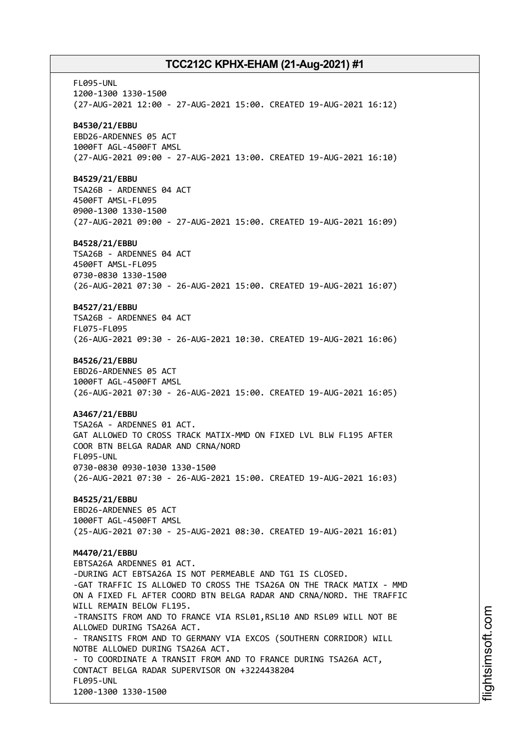FL095-UNL
1200-1300 1330-1500
(27-AUG-2021 12:00 - 27-AUG-2021 15:00. CREATED 19-AUG-2021 16:12)

**B4530/21/EBBU**
EBD26-ARDENNES 05 ACT
1000FT AGL-4500FT AMSL
(27-AUG-2021 09:00 - 27-AUG-2021 13:00. CREATED 19-AUG-2021 16:10)

**B4529/21/EBBU**
TSA26B - ARDENNES 04 ACT
4500FT AMSL-FL095
0900-1300 1330-1500
(27-AUG-2021 09:00 - 27-AUG-2021 15:00. CREATED 19-AUG-2021 16:09)

**B4528/21/EBBU**
TSA26B - ARDENNES 04 ACT
4500FT AMSL-FL095
0730-0830 1330-1500
(26-AUG-2021 07:30 - 26-AUG-2021 15:00. CREATED 19-AUG-2021 16:07)

**B4527/21/EBBU**
TSA26B - ARDENNES 04 ACT
FL075-FL095
(26-AUG-2021 09:30 - 26-AUG-2021 10:30. CREATED 19-AUG-2021 16:06)

**B4526/21/EBBU**
EBD26-ARDENNES 05 ACT
1000FT AGL-4500FT AMSL
(26-AUG-2021 07:30 - 26-AUG-2021 15:00. CREATED 19-AUG-2021 16:05)

**A3467/21/EBBU**
TSA26A - ARDENNES 01 ACT.
GAT ALLOWED TO CROSS TRACK MATIX-MMD ON FIXED LVL BLW FL195 AFTER
COOR BTN BELGA RADAR AND CRNA/NORD
FL095-UNL
0730-0830 0930-1030 1330-1500
(26-AUG-2021 07:30 - 26-AUG-2021 15:00. CREATED 19-AUG-2021 16:03)

**B4525/21/EBBU**
EBD26-ARDENNES 05 ACT
1000FT AGL-4500FT AMSL
(25-AUG-2021 07:30 - 25-AUG-2021 08:30. CREATED 19-AUG-2021 16:01)

**M4470/21/EBBU**
EBTSA26A ARDENNES 01 ACT.
-DURING ACT EBTSA26A IS NOT PERMEABLE AND TG1 IS CLOSED.
-GAT TRAFFIC IS ALLOWED TO CROSS THE TSA26A ON THE TRACK MATIX - MMD
ON A FIXED FL AFTER COORD BTN BELGA RADAR AND CRNA/NORD. THE TRAFFIC
WILL REMAIN BELOW FL195.
-TRANSITS FROM AND TO FRANCE VIA RSL01,RSL10 AND RSL09 WILL NOT BE
ALLOWED DURING TSA26A ACT.
- TRANSITS FROM AND TO GERMANY VIA EXCOS (SOUTHERN CORRIDOR) WILL
NOTBE ALLOWED DURING TSA26A ACT.
- TO COORDINATE A TRANSIT FROM AND TO FRANCE DURING TSA26A ACT,
CONTACT BELGA RADAR SUPERVISOR ON +3224438204
FL095-UNL
1200-1300 1330-1500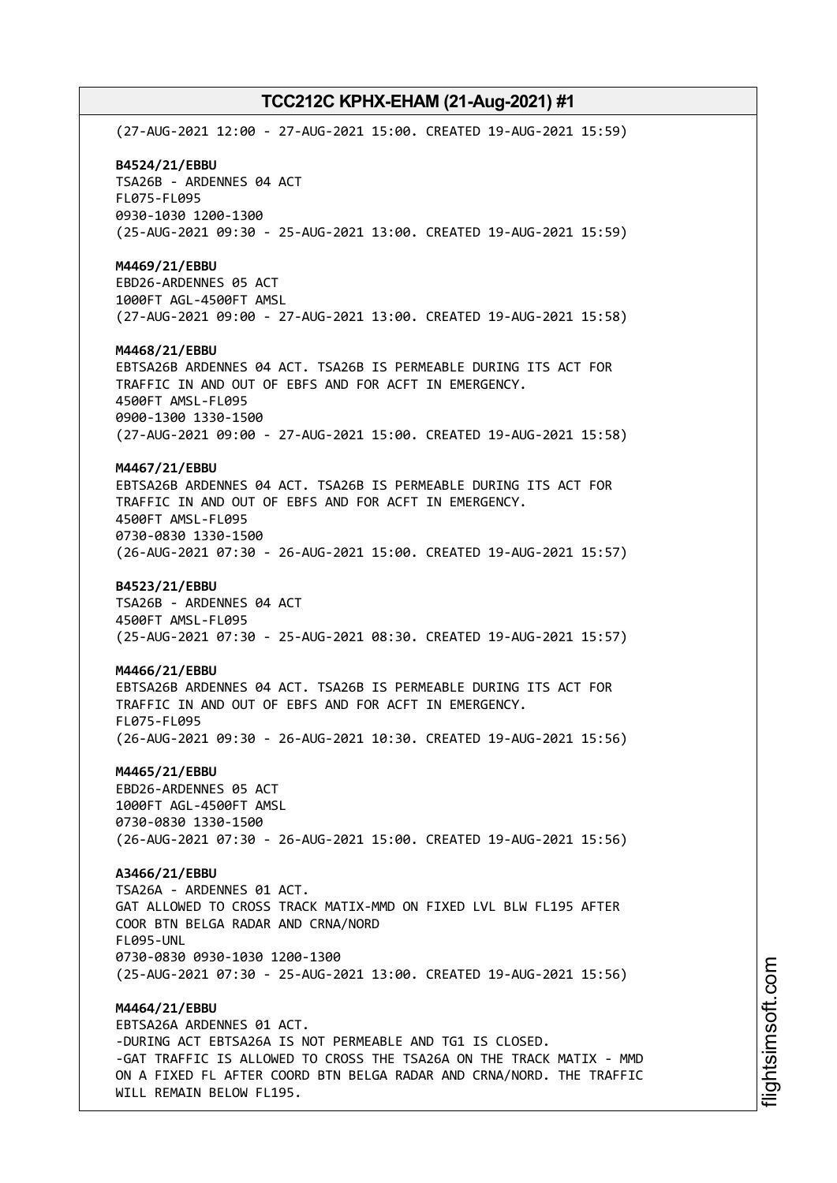(27-AUG-2021 12:00 - 27-AUG-2021 15:00. CREATED 19-AUG-2021 15:59)

**B4524/21/EBBU**
TSA26B - ARDENNES 04 ACT
FL075-FL095
0930-1030 1200-1300
(25-AUG-2021 09:30 - 25-AUG-2021 13:00. CREATED 19-AUG-2021 15:59)

**M4469/21/EBBU**
EBD26-ARDENNES 05 ACT
1000FT AGL-4500FT AMSL
(27-AUG-2021 09:00 - 27-AUG-2021 13:00. CREATED 19-AUG-2021 15:58)

**M4468/21/EBBU**
EBTSA26B ARDENNES 04 ACT. TSA26B IS PERMEABLE DURING ITS ACT FOR
TRAFFIC IN AND OUT OF EBFS AND FOR ACFT IN EMERGENCY.
4500FT AMSL-FL095
0900-1300 1330-1500
(27-AUG-2021 09:00 - 27-AUG-2021 15:00. CREATED 19-AUG-2021 15:58)

**M4467/21/EBBU**
EBTSA26B ARDENNES 04 ACT. TSA26B IS PERMEABLE DURING ITS ACT FOR
TRAFFIC IN AND OUT OF EBFS AND FOR ACFT IN EMERGENCY.
4500FT AMSL-FL095
0730-0830 1330-1500
(26-AUG-2021 07:30 - 26-AUG-2021 15:00. CREATED 19-AUG-2021 15:57)

**B4523/21/EBBU**
TSA26B - ARDENNES 04 ACT
4500FT AMSL-FL095
(25-AUG-2021 07:30 - 25-AUG-2021 08:30. CREATED 19-AUG-2021 15:57)

**M4466/21/EBBU**
EBTSA26B ARDENNES 04 ACT. TSA26B IS PERMEABLE DURING ITS ACT FOR
TRAFFIC IN AND OUT OF EBFS AND FOR ACFT IN EMERGENCY.
FL075-FL095
(26-AUG-2021 09:30 - 26-AUG-2021 10:30. CREATED 19-AUG-2021 15:56)

**M4465/21/EBBU**
EBD26-ARDENNES 05 ACT
1000FT AGL-4500FT AMSL
0730-0830 1330-1500
(26-AUG-2021 07:30 - 26-AUG-2021 15:00. CREATED 19-AUG-2021 15:56)

**A3466/21/EBBU**
TSA26A - ARDENNES 01 ACT.
GAT ALLOWED TO CROSS TRACK MATIX-MMD ON FIXED LVL BLW FL195 AFTER
COOR BTN BELGA RADAR AND CRNA/NORD
FL095-UNL
0730-0830 0930-1030 1200-1300
(25-AUG-2021 07:30 - 25-AUG-2021 13:00. CREATED 19-AUG-2021 15:56)

**M4464/21/EBBU**
EBTSA26A ARDENNES 01 ACT.
-DURING ACT EBTSA26A IS NOT PERMEABLE AND TG1 IS CLOSED.
-GAT TRAFFIC IS ALLOWED TO CROSS THE TSA26A ON THE TRACK MATIX - MMD
ON A FIXED FL AFTER COORD BTN BELGA RADAR AND CRNA/NORD. THE TRAFFIC
WILL REMAIN BELOW FL195.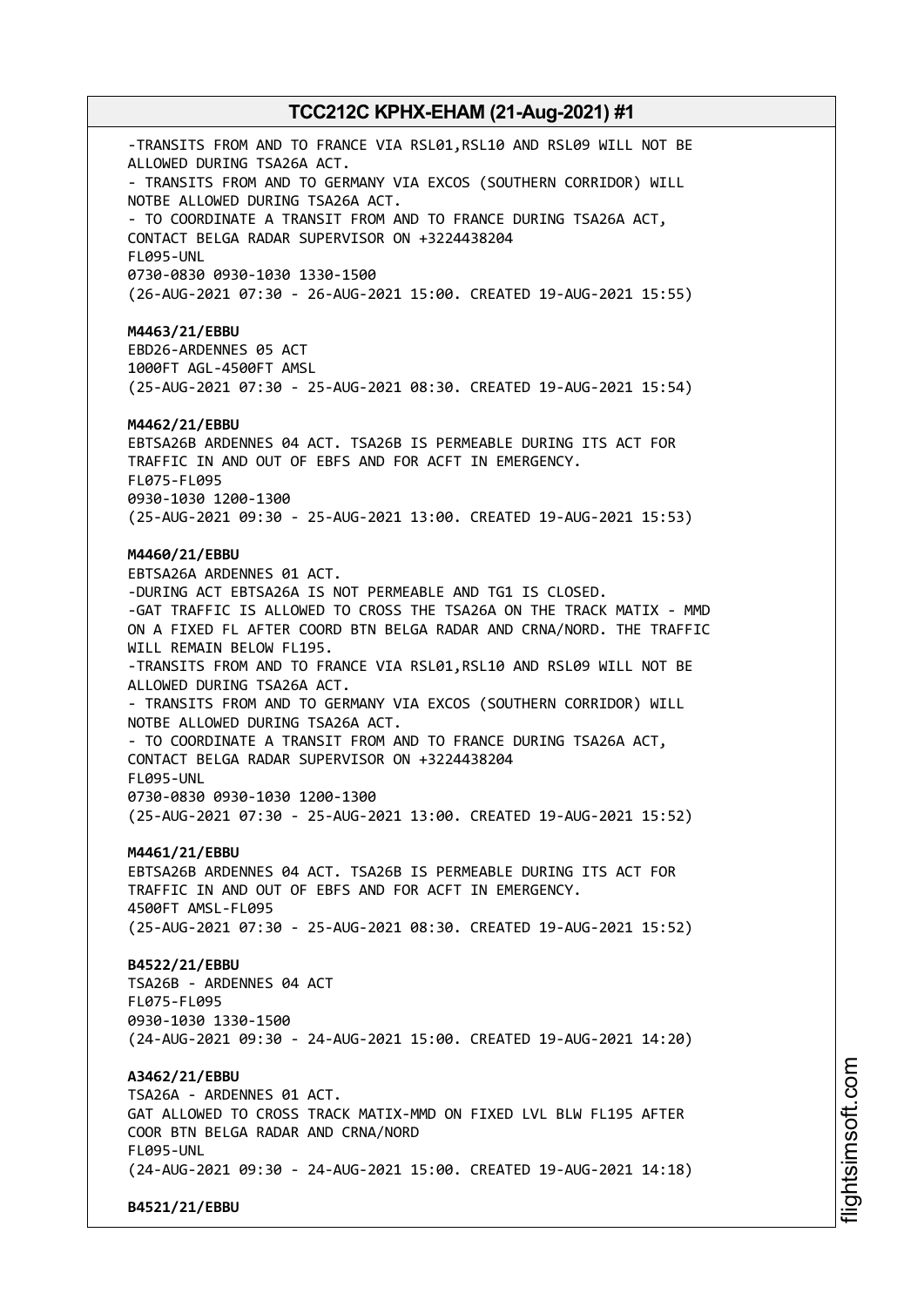-TRANSITS FROM AND TO FRANCE VIA RSL01,RSL10 AND RSL09 WILL NOT BE ALLOWED DURING TSA26A ACT.
- TRANSITS FROM AND TO GERMANY VIA EXCOS (SOUTHERN CORRIDOR) WILL NOTBE ALLOWED DURING TSA26A ACT.
- TO COORDINATE A TRANSIT FROM AND TO FRANCE DURING TSA26A ACT, CONTACT BELGA RADAR SUPERVISOR ON +3224438204
FL095-UNL
0730-0830 0930-1030 1330-1500
(26-AUG-2021 07:30 - 26-AUG-2021 15:00. CREATED 19-AUG-2021 15:55)

**M4463/21/EBBU**
EBD26-ARDENNES 05 ACT
1000FT AGL-4500FT AMSL
(25-AUG-2021 07:30 - 25-AUG-2021 08:30. CREATED 19-AUG-2021 15:54)

**M4462/21/EBBU**
EBTSA26B ARDENNES 04 ACT. TSA26B IS PERMEABLE DURING ITS ACT FOR TRAFFIC IN AND OUT OF EBFS AND FOR ACFT IN EMERGENCY.
FL075-FL095
0930-1030 1200-1300
(25-AUG-2021 09:30 - 25-AUG-2021 13:00. CREATED 19-AUG-2021 15:53)

**M4460/21/EBBU**
EBTSA26A ARDENNES 01 ACT.
-DURING ACT EBTSA26A IS NOT PERMEABLE AND TG1 IS CLOSED.
-GAT TRAFFIC IS ALLOWED TO CROSS THE TSA26A ON THE TRACK MATIX - MMD ON A FIXED FL AFTER COORD BTN BELGA RADAR AND CRNA/NORD. THE TRAFFIC WILL REMAIN BELOW FL195.
-TRANSITS FROM AND TO FRANCE VIA RSL01,RSL10 AND RSL09 WILL NOT BE ALLOWED DURING TSA26A ACT.
- TRANSITS FROM AND TO GERMANY VIA EXCOS (SOUTHERN CORRIDOR) WILL NOTBE ALLOWED DURING TSA26A ACT.
- TO COORDINATE A TRANSIT FROM AND TO FRANCE DURING TSA26A ACT, CONTACT BELGA RADAR SUPERVISOR ON +3224438204
FL095-UNL
0730-0830 0930-1030 1200-1300
(25-AUG-2021 07:30 - 25-AUG-2021 13:00. CREATED 19-AUG-2021 15:52)

**M4461/21/EBBU**
EBTSA26B ARDENNES 04 ACT. TSA26B IS PERMEABLE DURING ITS ACT FOR TRAFFIC IN AND OUT OF EBFS AND FOR ACFT IN EMERGENCY.
4500FT AMSL-FL095
(25-AUG-2021 07:30 - 25-AUG-2021 08:30. CREATED 19-AUG-2021 15:52)

**B4522/21/EBBU**
TSA26B - ARDENNES 04 ACT
FL075-FL095
0930-1030 1330-1500
(24-AUG-2021 09:30 - 24-AUG-2021 15:00. CREATED 19-AUG-2021 14:20)

**A3462/21/EBBU**
TSA26A - ARDENNES 01 ACT.
GAT ALLOWED TO CROSS TRACK MATIX-MMD ON FIXED LVL BLW FL195 AFTER COOR BTN BELGA RADAR AND CRNA/NORD
FL095-UNL
(24-AUG-2021 09:30 - 24-AUG-2021 15:00. CREATED 19-AUG-2021 14:18)

**B4521/21/EBBU**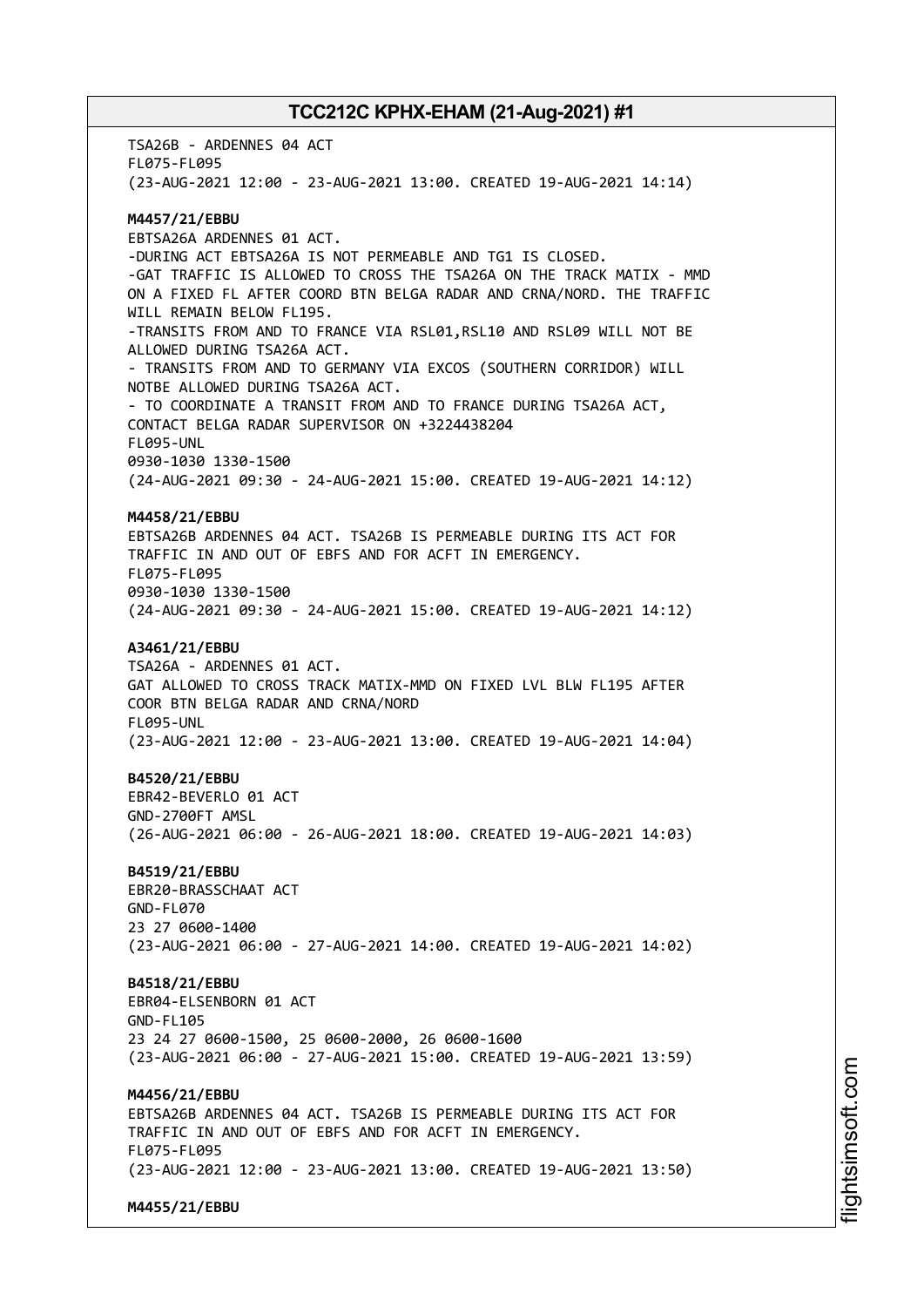TSA26B - ARDENNES 04 ACT
FL075-FL095
(23-AUG-2021 12:00 - 23-AUG-2021 13:00. CREATED 19-AUG-2021 14:14)

**M4457/21/EBBU**
EBTSA26A ARDENNES 01 ACT.
-DURING ACT EBTSA26A IS NOT PERMEABLE AND TG1 IS CLOSED.
-GAT TRAFFIC IS ALLOWED TO CROSS THE TSA26A ON THE TRACK MATIX - MMD ON A FIXED FL AFTER COORD BTN BELGA RADAR AND CRNA/NORD. THE TRAFFIC WILL REMAIN BELOW FL195.
-TRANSITS FROM AND TO FRANCE VIA RSL01,RSL10 AND RSL09 WILL NOT BE ALLOWED DURING TSA26A ACT.
- TRANSITS FROM AND TO GERMANY VIA EXCOS (SOUTHERN CORRIDOR) WILL NOTBE ALLOWED DURING TSA26A ACT.
- TO COORDINATE A TRANSIT FROM AND TO FRANCE DURING TSA26A ACT, CONTACT BELGA RADAR SUPERVISOR ON +3224438204
FL095-UNL
0930-1030 1330-1500
(24-AUG-2021 09:30 - 24-AUG-2021 15:00. CREATED 19-AUG-2021 14:12)

**M4458/21/EBBU**
EBTSA26B ARDENNES 04 ACT. TSA26B IS PERMEABLE DURING ITS ACT FOR TRAFFIC IN AND OUT OF EBFS AND FOR ACFT IN EMERGENCY.
FL075-FL095
0930-1030 1330-1500
(24-AUG-2021 09:30 - 24-AUG-2021 15:00. CREATED 19-AUG-2021 14:12)

**A3461/21/EBBU**
TSA26A - ARDENNES 01 ACT.
GAT ALLOWED TO CROSS TRACK MATIX-MMD ON FIXED LVL BLW FL195 AFTER COOR BTN BELGA RADAR AND CRNA/NORD
FL095-UNL
(23-AUG-2021 12:00 - 23-AUG-2021 13:00. CREATED 19-AUG-2021 14:04)

**B4520/21/EBBU**
EBR42-BEVERLO 01 ACT
GND-2700FT AMSL
(26-AUG-2021 06:00 - 26-AUG-2021 18:00. CREATED 19-AUG-2021 14:03)

**B4519/21/EBBU**
EBR20-BRASSCHAAT ACT
GND-FL070
23 27 0600-1400
(23-AUG-2021 06:00 - 27-AUG-2021 14:00. CREATED 19-AUG-2021 14:02)

**B4518/21/EBBU**
EBR04-ELSENBORN 01 ACT
GND-FL105
23 24 27 0600-1500, 25 0600-2000, 26 0600-1600
(23-AUG-2021 06:00 - 27-AUG-2021 15:00. CREATED 19-AUG-2021 13:59)

**M4456/21/EBBU**
EBTSA26B ARDENNES 04 ACT. TSA26B IS PERMEABLE DURING ITS ACT FOR TRAFFIC IN AND OUT OF EBFS AND FOR ACFT IN EMERGENCY.
FL075-FL095
(23-AUG-2021 12:00 - 23-AUG-2021 13:00. CREATED 19-AUG-2021 13:50)

**M4455/21/EBBU**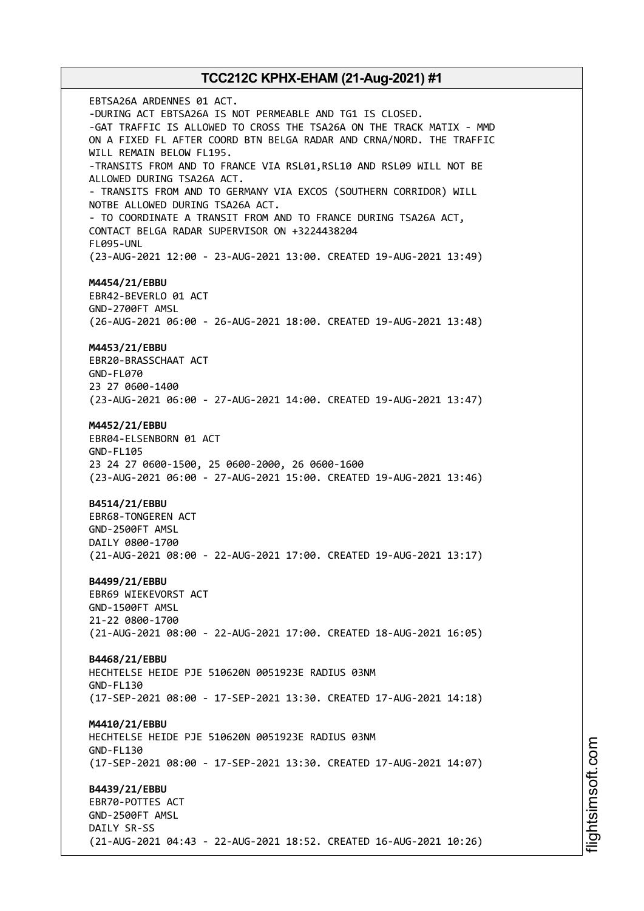EBTSA26A ARDENNES 01 ACT.
-DURING ACT EBTSA26A IS NOT PERMEABLE AND TG1 IS CLOSED.
-GAT TRAFFIC IS ALLOWED TO CROSS THE TSA26A ON THE TRACK MATIX - MMD ON A FIXED FL AFTER COORD BTN BELGA RADAR AND CRNA/NORD. THE TRAFFIC WILL REMAIN BELOW FL195.
-TRANSITS FROM AND TO FRANCE VIA RSL01,RSL10 AND RSL09 WILL NOT BE ALLOWED DURING TSA26A ACT.
- TRANSITS FROM AND TO GERMANY VIA EXCOS (SOUTHERN CORRIDOR) WILL NOTBE ALLOWED DURING TSA26A ACT.
- TO COORDINATE A TRANSIT FROM AND TO FRANCE DURING TSA26A ACT, CONTACT BELGA RADAR SUPERVISOR ON +3224438204
FL095-UNL
(23-AUG-2021 12:00 - 23-AUG-2021 13:00. CREATED 19-AUG-2021 13:49)

**M4454/21/EBBU**
EBR42-BEVERLO 01 ACT
GND-2700FT AMSL
(26-AUG-2021 06:00 - 26-AUG-2021 18:00. CREATED 19-AUG-2021 13:48)

**M4453/21/EBBU**
EBR20-BRASSCHAAT ACT
GND-FL070
23 27 0600-1400
(23-AUG-2021 06:00 - 27-AUG-2021 14:00. CREATED 19-AUG-2021 13:47)

**M4452/21/EBBU**
EBR04-ELSENBORN 01 ACT
GND-FL105
23 24 27 0600-1500, 25 0600-2000, 26 0600-1600
(23-AUG-2021 06:00 - 27-AUG-2021 15:00. CREATED 19-AUG-2021 13:46)

**B4514/21/EBBU**
EBR68-TONGEREN ACT
GND-2500FT AMSL
DAILY 0800-1700
(21-AUG-2021 08:00 - 22-AUG-2021 17:00. CREATED 19-AUG-2021 13:17)

**B4499/21/EBBU**
EBR69 WIEKEVORST ACT
GND-1500FT AMSL
21-22 0800-1700
(21-AUG-2021 08:00 - 22-AUG-2021 17:00. CREATED 18-AUG-2021 16:05)

**B4468/21/EBBU**
HECHTELSE HEIDE PJE 510620N 0051923E RADIUS 03NM
GND-FL130
(17-SEP-2021 08:00 - 17-SEP-2021 13:30. CREATED 17-AUG-2021 14:18)

**M4410/21/EBBU**
HECHTELSE HEIDE PJE 510620N 0051923E RADIUS 03NM
GND-FL130
(17-SEP-2021 08:00 - 17-SEP-2021 13:30. CREATED 17-AUG-2021 14:07)

**B4439/21/EBBU**
EBR70-POTTES ACT
GND-2500FT AMSL
DAILY SR-SS
(21-AUG-2021 04:43 - 22-AUG-2021 18:52. CREATED 16-AUG-2021 10:26)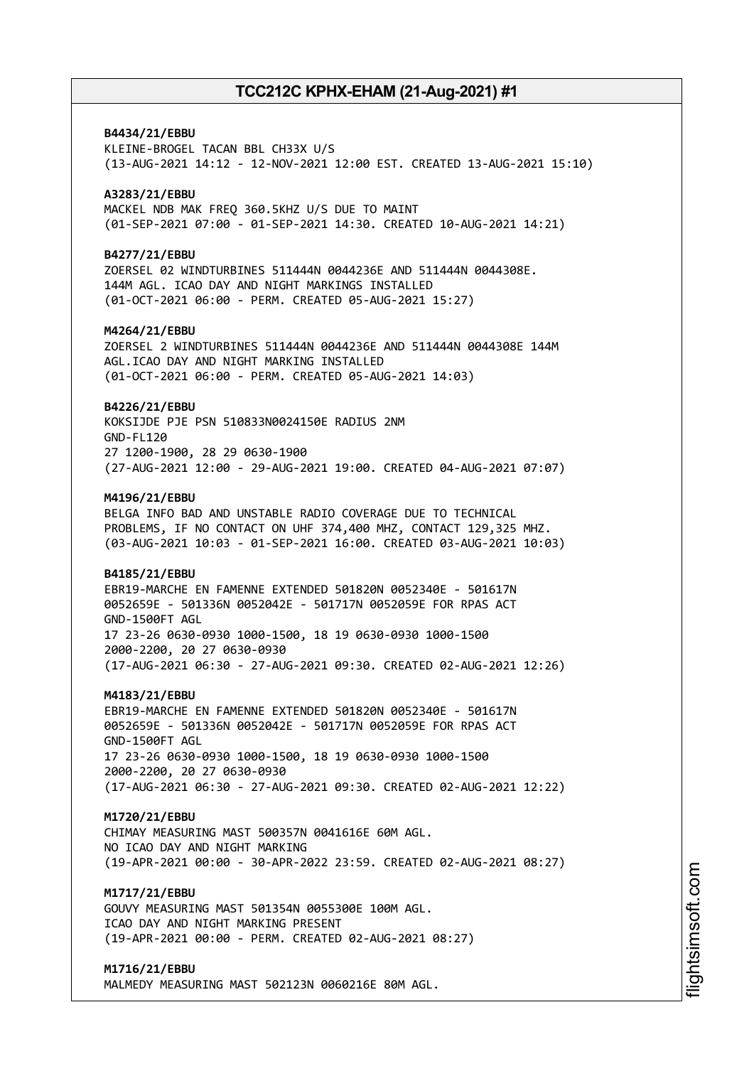**B4434/21/EBBU**
KLEINE-BROGEL TACAN BBL CH33X U/S
(13-AUG-2021 14:12 - 12-NOV-2021 12:00 EST. CREATED 13-AUG-2021 15:10)

**A3283/21/EBBU**
MACKEL NDB MAK FREQ 360.5KHZ U/S DUE TO MAINT
(01-SEP-2021 07:00 - 01-SEP-2021 14:30. CREATED 10-AUG-2021 14:21)

**B4277/21/EBBU**
ZOERSEL 02 WINDTURBINES 511444N 0044236E AND 511444N 0044308E.
144M AGL. ICAO DAY AND NIGHT MARKINGS INSTALLED
(01-OCT-2021 06:00 - PERM. CREATED 05-AUG-2021 15:27)

**M4264/21/EBBU**
ZOERSEL 2 WINDTURBINES 511444N 0044236E AND 511444N 0044308E 144M
AGL.ICAO DAY AND NIGHT MARKING INSTALLED
(01-OCT-2021 06:00 - PERM. CREATED 05-AUG-2021 14:03)

**B4226/21/EBBU**
KOKSIJDE PJE PSN 510833N0024150E RADIUS 2NM
GND-FL120
27 1200-1900, 28 29 0630-1900
(27-AUG-2021 12:00 - 29-AUG-2021 19:00. CREATED 04-AUG-2021 07:07)

**M4196/21/EBBU**
BELGA INFO BAD AND UNSTABLE RADIO COVERAGE DUE TO TECHNICAL
PROBLEMS, IF NO CONTACT ON UHF 374,400 MHZ, CONTACT 129,325 MHZ.
(03-AUG-2021 10:03 - 01-SEP-2021 16:00. CREATED 03-AUG-2021 10:03)

**B4185/21/EBBU**
EBR19-MARCHE EN FAMENNE EXTENDED 501820N 0052340E - 501617N
0052659E - 501336N 0052042E - 501717N 0052059E FOR RPAS ACT
GND-1500FT AGL
17 23-26 0630-0930 1000-1500, 18 19 0630-0930 1000-1500
2000-2200, 20 27 0630-0930
(17-AUG-2021 06:30 - 27-AUG-2021 09:30. CREATED 02-AUG-2021 12:26)

**M4183/21/EBBU**
EBR19-MARCHE EN FAMENNE EXTENDED 501820N 0052340E - 501617N
0052659E - 501336N 0052042E - 501717N 0052059E FOR RPAS ACT
GND-1500FT AGL
17 23-26 0630-0930 1000-1500, 18 19 0630-0930 1000-1500
2000-2200, 20 27 0630-0930
(17-AUG-2021 06:30 - 27-AUG-2021 09:30. CREATED 02-AUG-2021 12:22)

**M1720/21/EBBU**
CHIMAY MEASURING MAST 500357N 0041616E 60M AGL.
NO ICAO DAY AND NIGHT MARKING
(19-APR-2021 00:00 - 30-APR-2022 23:59. CREATED 02-AUG-2021 08:27)

**M1717/21/EBBU**
GOUVY MEASURING MAST 501354N 0055300E 100M AGL.
ICAO DAY AND NIGHT MARKING PRESENT
(19-APR-2021 00:00 - PERM. CREATED 02-AUG-2021 08:27)

**M1716/21/EBBU**
MALMEDY MEASURING MAST 502123N 0060216E 80M AGL.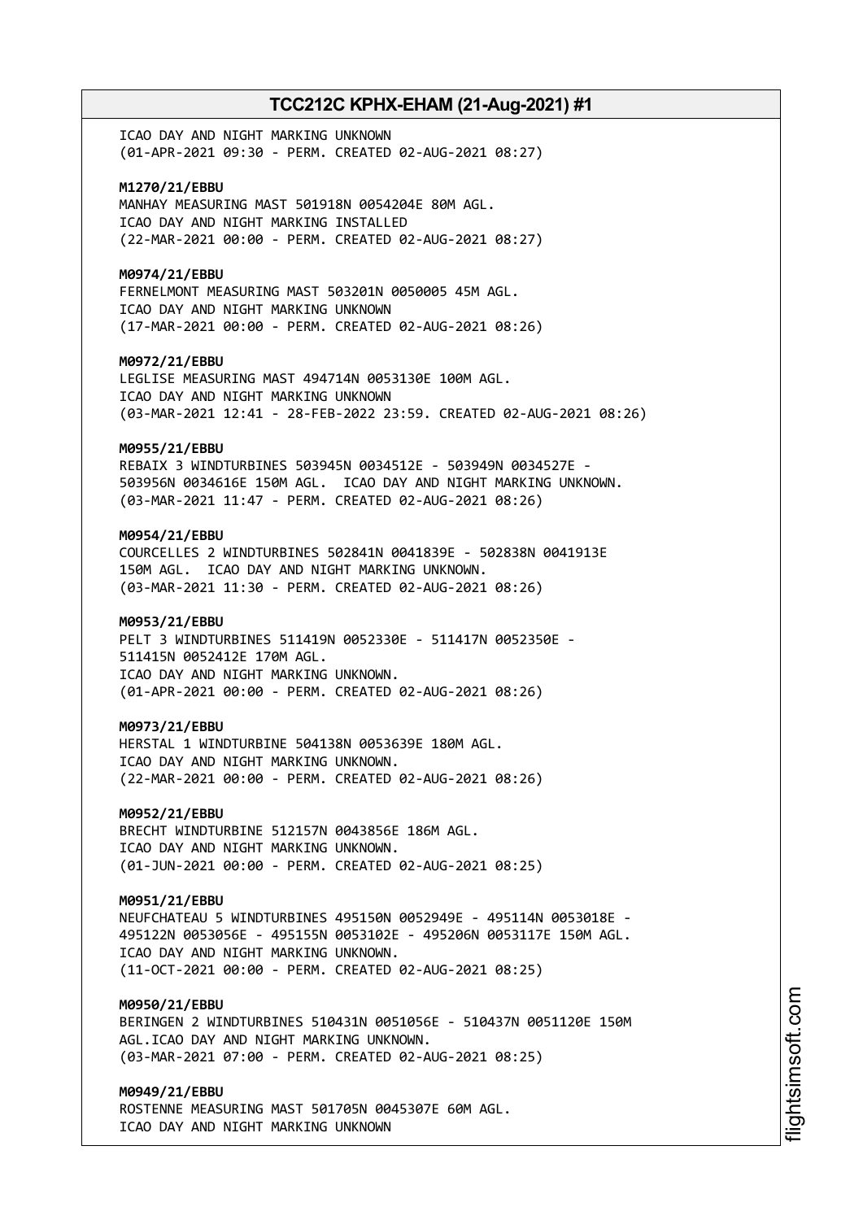ICAO DAY AND NIGHT MARKING UNKNOWN
(01-APR-2021 09:30 - PERM. CREATED 02-AUG-2021 08:27)

**M1270/21/EBBU**
MANHAY MEASURING MAST 501918N 0054204E 80M AGL.
ICAO DAY AND NIGHT MARKING INSTALLED
(22-MAR-2021 00:00 - PERM. CREATED 02-AUG-2021 08:27)

**M0974/21/EBBU**
FERNELMONT MEASURING MAST 503201N 0050005 45M AGL.
ICAO DAY AND NIGHT MARKING UNKNOWN
(17-MAR-2021 00:00 - PERM. CREATED 02-AUG-2021 08:26)

**M0972/21/EBBU**
LEGLISE MEASURING MAST 494714N 0053130E 100M AGL.
ICAO DAY AND NIGHT MARKING UNKNOWN
(03-MAR-2021 12:41 - 28-FEB-2022 23:59. CREATED 02-AUG-2021 08:26)

**M0955/21/EBBU**
REBAIX 3 WINDTURBINES 503945N 0034512E - 503949N 0034527E -
503956N 0034616E 150M AGL. ICAO DAY AND NIGHT MARKING UNKNOWN.
(03-MAR-2021 11:47 - PERM. CREATED 02-AUG-2021 08:26)

**M0954/21/EBBU**
COURCELLES 2 WINDTURBINES 502841N 0041839E - 502838N 0041913E
150M AGL. ICAO DAY AND NIGHT MARKING UNKNOWN.
(03-MAR-2021 11:30 - PERM. CREATED 02-AUG-2021 08:26)

**M0953/21/EBBU**
PELT 3 WINDTURBINES 511419N 0052330E - 511417N 0052350E -
511415N 0052412E 170M AGL.
ICAO DAY AND NIGHT MARKING UNKNOWN.
(01-APR-2021 00:00 - PERM. CREATED 02-AUG-2021 08:26)

**M0973/21/EBBU**
HERSTAL 1 WINDTURBINE 504138N 0053639E 180M AGL.
ICAO DAY AND NIGHT MARKING UNKNOWN.
(22-MAR-2021 00:00 - PERM. CREATED 02-AUG-2021 08:26)

**M0952/21/EBBU**
BRECHT WINDTURBINE 512157N 0043856E 186M AGL.
ICAO DAY AND NIGHT MARKING UNKNOWN.
(01-JUN-2021 00:00 - PERM. CREATED 02-AUG-2021 08:25)

**M0951/21/EBBU**
NEUFCHATEAU 5 WINDTURBINES 495150N 0052949E - 495114N 0053018E -
495122N 0053056E - 495155N 0053102E - 495206N 0053117E 150M AGL.
ICAO DAY AND NIGHT MARKING UNKNOWN.
(11-OCT-2021 00:00 - PERM. CREATED 02-AUG-2021 08:25)

**M0950/21/EBBU**
BERINGEN 2 WINDTURBINES 510431N 0051056E - 510437N 0051120E 150M
AGL.ICAO DAY AND NIGHT MARKING UNKNOWN.
(03-MAR-2021 07:00 - PERM. CREATED 02-AUG-2021 08:25)

**M0949/21/EBBU**
ROSTENNE MEASURING MAST 501705N 0045307E 60M AGL.
ICAO DAY AND NIGHT MARKING UNKNOWN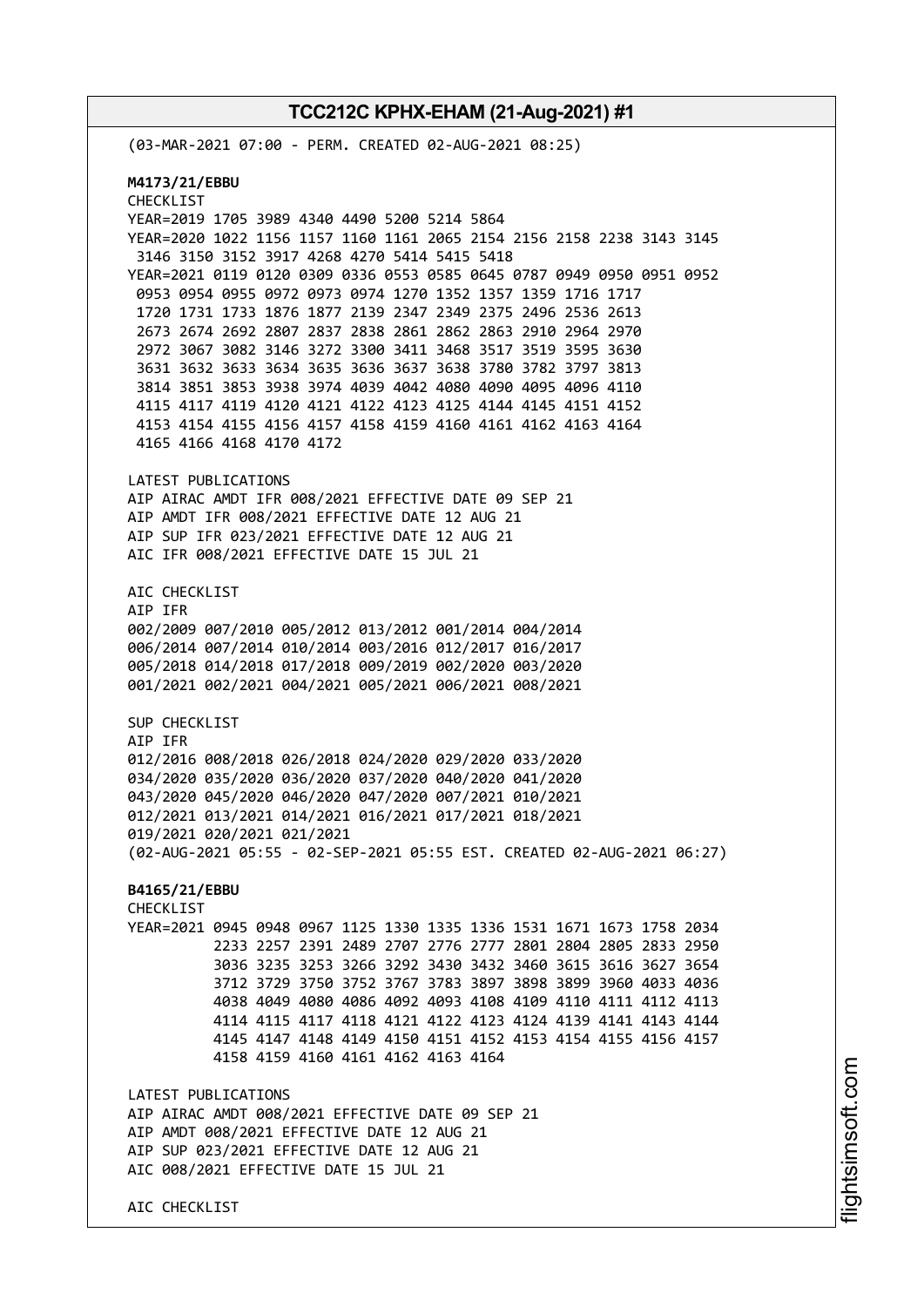(03-MAR-2021 07:00 - PERM. CREATED 02-AUG-2021 08:25)

**M4173/21/EBBU**
CHECKLIST
YEAR=2019 1705 3989 4340 4490 5200 5214 5864
YEAR=2020 1022 1156 1157 1160 1161 2065 2154 2156 2158 2238 3143 3145 3146 3150 3152 3917 4268 4270 5414 5415 5418
YEAR=2021 0119 0120 0309 0336 0553 0585 0645 0787 0949 0950 0951 0952 0953 0954 0955 0972 0973 0974 1270 1352 1357 1359 1716 1717 1720 1731 1733 1876 1877 2139 2347 2349 2375 2496 2536 2613 2673 2674 2692 2807 2837 2838 2861 2862 2863 2910 2964 2970 2972 3067 3082 3146 3272 3300 3411 3468 3517 3519 3595 3630 3631 3632 3633 3634 3635 3636 3637 3638 3780 3782 3797 3813 3814 3851 3853 3938 3974 4039 4042 4080 4090 4095 4096 4110 4115 4117 4119 4120 4121 4122 4123 4125 4144 4145 4151 4152 4153 4154 4155 4156 4157 4158 4159 4160 4161 4162 4163 4164 4165 4166 4168 4170 4172

LATEST PUBLICATIONS
AIP AIRAC AMDT IFR 008/2021 EFFECTIVE DATE 09 SEP 21
AIP AMDT IFR 008/2021 EFFECTIVE DATE 12 AUG 21
AIP SUP IFR 023/2021 EFFECTIVE DATE 12 AUG 21
AIC IFR 008/2021 EFFECTIVE DATE 15 JUL 21

AIC CHECKLIST
AIP IFR
002/2009 007/2010 005/2012 013/2012 001/2014 004/2014
006/2014 007/2014 010/2014 003/2016 012/2017 016/2017
005/2018 014/2018 017/2018 009/2019 002/2020 003/2020
001/2021 002/2021 004/2021 005/2021 006/2021 008/2021

SUP CHECKLIST
AIP IFR
012/2016 008/2018 026/2018 024/2020 029/2020 033/2020
034/2020 035/2020 036/2020 037/2020 040/2020 041/2020
043/2020 045/2020 046/2020 047/2020 007/2021 010/2021
012/2021 013/2021 014/2021 016/2021 017/2021 018/2021
019/2021 020/2021 021/2021
(02-AUG-2021 05:55 - 02-SEP-2021 05:55 EST. CREATED 02-AUG-2021 06:27)

**B4165/21/EBBU**
CHECKLIST
YEAR=2021 0945 0948 0967 1125 1330 1335 1336 1531 1671 1673 1758 2034 2233 2257 2391 2489 2707 2776 2777 2801 2804 2805 2833 2950 3036 3235 3253 3266 3292 3430 3432 3460 3615 3616 3627 3654 3712 3729 3750 3752 3767 3783 3897 3898 3899 3960 4033 4036 4038 4049 4080 4086 4092 4093 4108 4109 4110 4111 4112 4113 4114 4115 4117 4118 4121 4122 4123 4124 4139 4141 4143 4144 4145 4147 4148 4149 4150 4151 4152 4153 4154 4155 4156 4157 4158 4159 4160 4161 4162 4163 4164

LATEST PUBLICATIONS
AIP AIRAC AMDT 008/2021 EFFECTIVE DATE 09 SEP 21
AIP AMDT 008/2021 EFFECTIVE DATE 12 AUG 21
AIP SUP 023/2021 EFFECTIVE DATE 12 AUG 21
AIC 008/2021 EFFECTIVE DATE 15 JUL 21

AIC CHECKLIST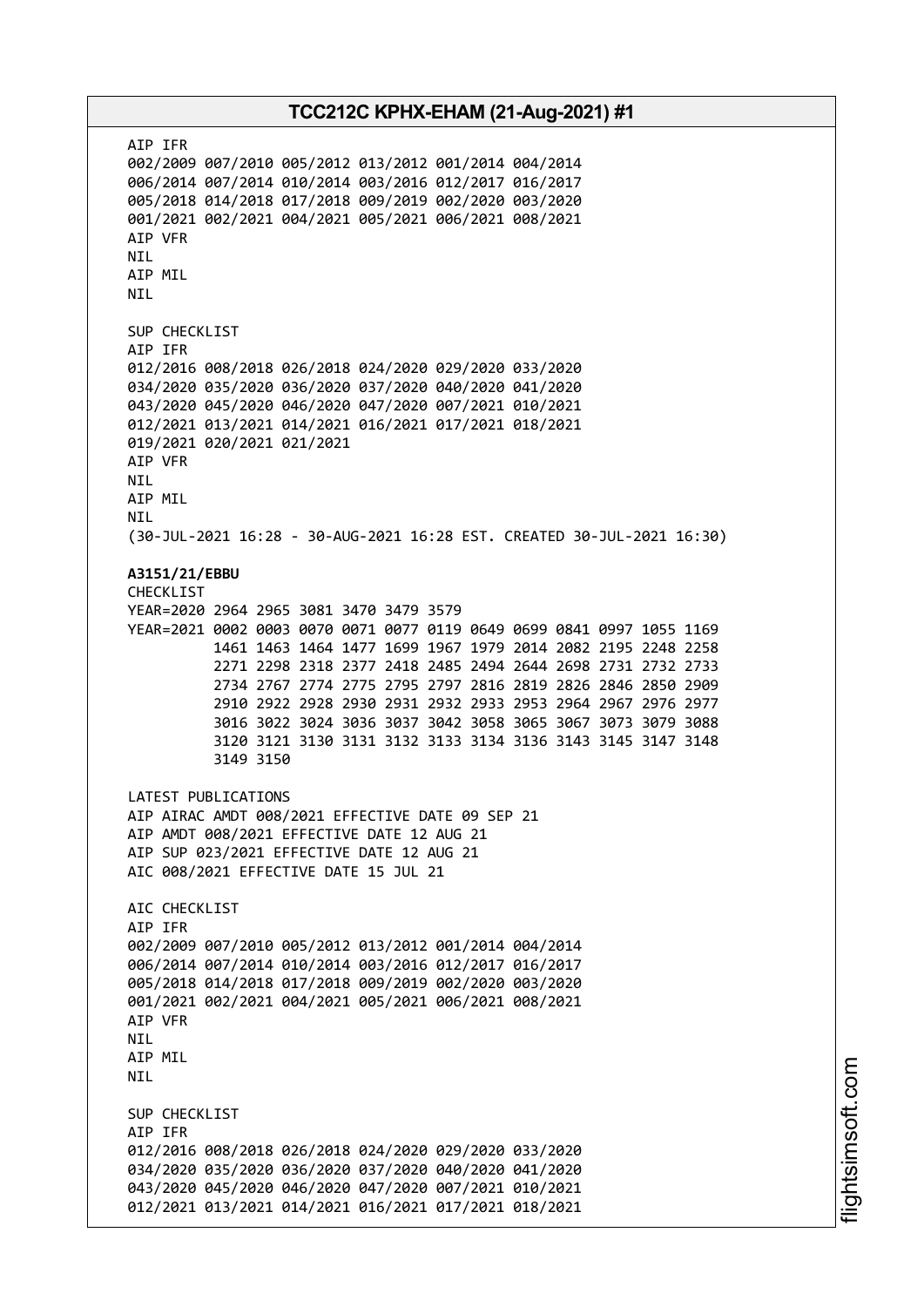AIP IFR
002/2009 007/2010 005/2012 013/2012 001/2014 004/2014
006/2014 007/2014 010/2014 003/2016 012/2017 016/2017
005/2018 014/2018 017/2018 009/2019 002/2020 003/2020
001/2021 002/2021 004/2021 005/2021 006/2021 008/2021
AIP VFR
NIL
AIP MIL
NIL

SUP CHECKLIST
AIP IFR
012/2016 008/2018 026/2018 024/2020 029/2020 033/2020
034/2020 035/2020 036/2020 037/2020 040/2020 041/2020
043/2020 045/2020 046/2020 047/2020 007/2021 010/2021
012/2021 013/2021 014/2021 016/2021 017/2021 018/2021
019/2021 020/2021 021/2021
AIP VFR
NIL
AIP MIL
NIL
(30-JUL-2021 16:28 - 30-AUG-2021 16:28 EST. CREATED 30-JUL-2021 16:30)

**A3151/21/EBBU**
CHECKLIST
YEAR=2020 2964 2965 3081 3470 3479 3579
YEAR=2021 0002 0003 0070 0071 0077 0119 0649 0699 0841 0997 1055 1169
1461 1463 1464 1477 1699 1967 1979 2014 2082 2195 2248 2258
2271 2298 2318 2377 2418 2485 2494 2644 2698 2731 2732 2733
2734 2767 2774 2775 2795 2797 2816 2819 2826 2846 2850 2909
2910 2922 2928 2930 2931 2932 2933 2953 2964 2967 2976 2977
3016 3022 3024 3036 3037 3042 3058 3065 3067 3073 3079 3088
3120 3121 3130 3131 3132 3133 3134 3136 3143 3145 3147 3148
3149 3150

LATEST PUBLICATIONS
AIP AIRAC AMDT 008/2021 EFFECTIVE DATE 09 SEP 21
AIP AMDT 008/2021 EFFECTIVE DATE 12 AUG 21
AIP SUP 023/2021 EFFECTIVE DATE 12 AUG 21
AIC 008/2021 EFFECTIVE DATE 15 JUL 21

AIC CHECKLIST
AIP IFR
002/2009 007/2010 005/2012 013/2012 001/2014 004/2014
006/2014 007/2014 010/2014 003/2016 012/2017 016/2017
005/2018 014/2018 017/2018 009/2019 002/2020 003/2020
001/2021 002/2021 004/2021 005/2021 006/2021 008/2021
AIP VFR
NIL
AIP MIL
NIL

SUP CHECKLIST
AIP IFR
012/2016 008/2018 026/2018 024/2020 029/2020 033/2020
034/2020 035/2020 036/2020 037/2020 040/2020 041/2020
043/2020 045/2020 046/2020 047/2020 007/2021 010/2021
012/2021 013/2021 014/2021 016/2021 017/2021 018/2021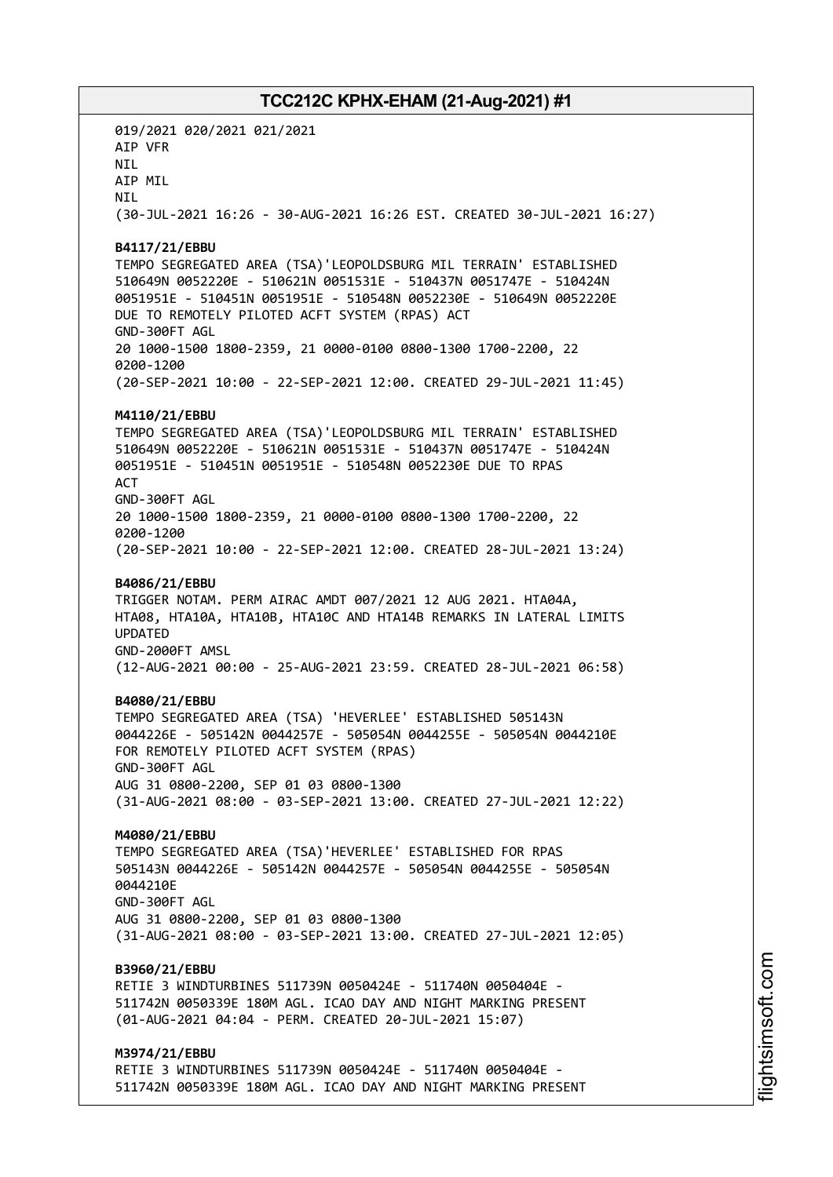019/2021 020/2021 021/2021
AIP VFR
NIL
AIP MIL
NIL
(30-JUL-2021 16:26 - 30-AUG-2021 16:26 EST. CREATED 30-JUL-2021 16:27)

**B4117/21/EBBU**
TEMPO SEGREGATED AREA (TSA)'LEOPOLDSBURG MIL TERRAIN' ESTABLISHED
510649N 0052220E - 510621N 0051531E - 510437N 0051747E - 510424N
0051951E - 510451N 0051951E - 510548N 0052230E - 510649N 0052220E
DUE TO REMOTELY PILOTED ACFT SYSTEM (RPAS) ACT
GND-300FT AGL
20 1000-1500 1800-2359, 21 0000-0100 0800-1300 1700-2200, 22
0200-1200
(20-SEP-2021 10:00 - 22-SEP-2021 12:00. CREATED 29-JUL-2021 11:45)

**M4110/21/EBBU**
TEMPO SEGREGATED AREA (TSA)'LEOPOLDSBURG MIL TERRAIN' ESTABLISHED
510649N 0052220E - 510621N 0051531E - 510437N 0051747E - 510424N
0051951E - 510451N 0051951E - 510548N 0052230E DUE TO RPAS
ACT
GND-300FT AGL
20 1000-1500 1800-2359, 21 0000-0100 0800-1300 1700-2200, 22
0200-1200
(20-SEP-2021 10:00 - 22-SEP-2021 12:00. CREATED 28-JUL-2021 13:24)

**B4086/21/EBBU**
TRIGGER NOTAM. PERM AIRAC AMDT 007/2021 12 AUG 2021. HTA04A,
HTA08, HTA10A, HTA10B, HTA10C AND HTA14B REMARKS IN LATERAL LIMITS
UPDATED
GND-2000FT AMSL
(12-AUG-2021 00:00 - 25-AUG-2021 23:59. CREATED 28-JUL-2021 06:58)

**B4080/21/EBBU**
TEMPO SEGREGATED AREA (TSA) 'HEVERLEE' ESTABLISHED 505143N
0044226E - 505142N 0044257E - 505054N 0044255E - 505054N 0044210E
FOR REMOTELY PILOTED ACFT SYSTEM (RPAS)
GND-300FT AGL
AUG 31 0800-2200, SEP 01 03 0800-1300
(31-AUG-2021 08:00 - 03-SEP-2021 13:00. CREATED 27-JUL-2021 12:22)

**M4080/21/EBBU**
TEMPO SEGREGATED AREA (TSA)'HEVERLEE' ESTABLISHED FOR RPAS
505143N 0044226E - 505142N 0044257E - 505054N 0044255E - 505054N
0044210E
GND-300FT AGL
AUG 31 0800-2200, SEP 01 03 0800-1300
(31-AUG-2021 08:00 - 03-SEP-2021 13:00. CREATED 27-JUL-2021 12:05)

**B3960/21/EBBU**
RETIE 3 WINDTURBINES 511739N 0050424E - 511740N 0050404E -
511742N 0050339E 180M AGL. ICAO DAY AND NIGHT MARKING PRESENT
(01-AUG-2021 04:04 - PERM. CREATED 20-JUL-2021 15:07)

**M3974/21/EBBU**
RETIE 3 WINDTURBINES 511739N 0050424E - 511740N 0050404E -
511742N 0050339E 180M AGL. ICAO DAY AND NIGHT MARKING PRESENT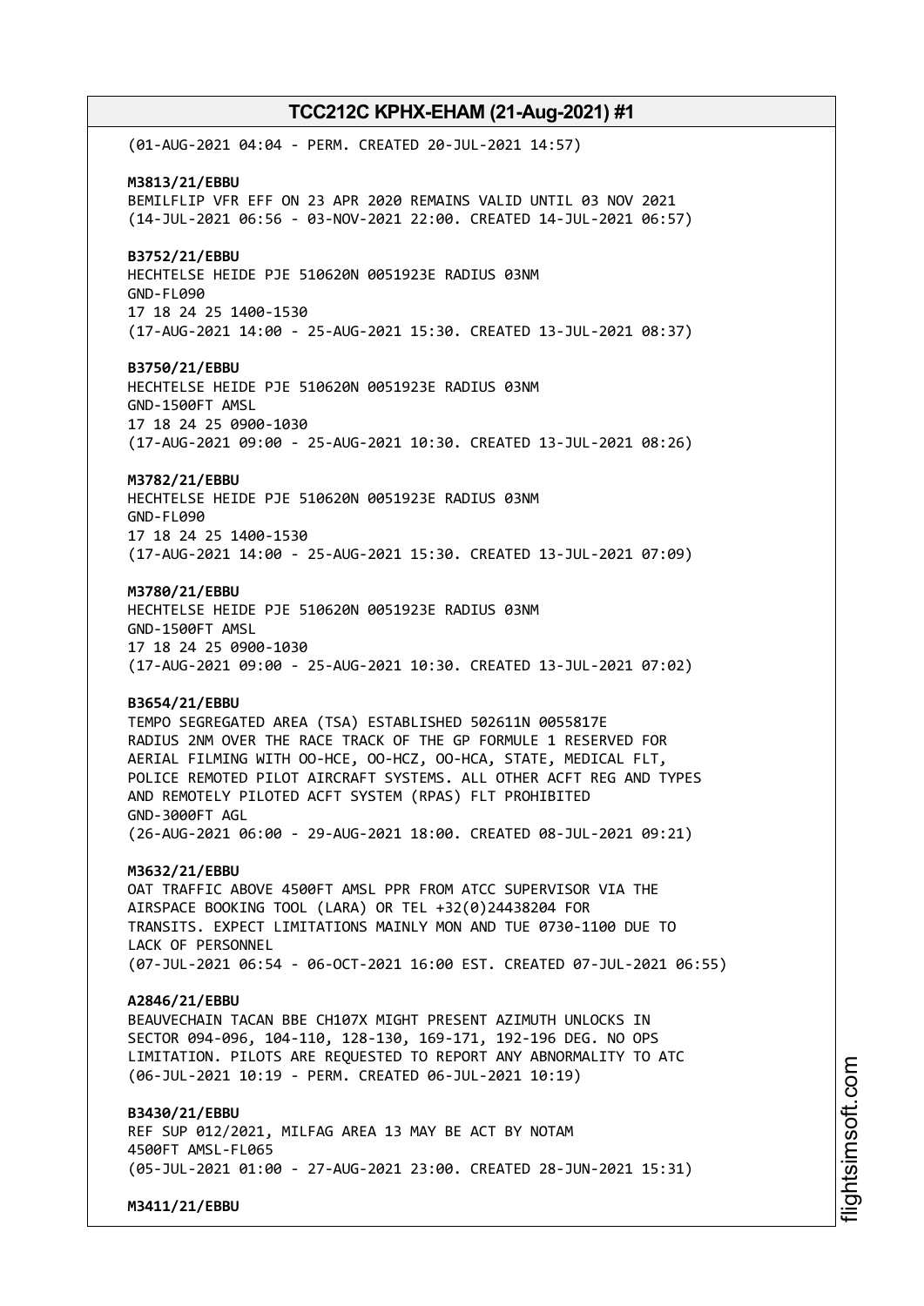(01-AUG-2021 04:04 - PERM. CREATED 20-JUL-2021 14:57)

**M3813/21/EBBU**
BEMILFLIP VFR EFF ON 23 APR 2020 REMAINS VALID UNTIL 03 NOV 2021
(14-JUL-2021 06:56 - 03-NOV-2021 22:00. CREATED 14-JUL-2021 06:57)

**B3752/21/EBBU**
HECHTELSE HEIDE PJE 510620N 0051923E RADIUS 03NM
GND-FL090
17 18 24 25 1400-1530
(17-AUG-2021 14:00 - 25-AUG-2021 15:30. CREATED 13-JUL-2021 08:37)

**B3750/21/EBBU**
HECHTELSE HEIDE PJE 510620N 0051923E RADIUS 03NM
GND-1500FT AMSL
17 18 24 25 0900-1030
(17-AUG-2021 09:00 - 25-AUG-2021 10:30. CREATED 13-JUL-2021 08:26)

**M3782/21/EBBU**
HECHTELSE HEIDE PJE 510620N 0051923E RADIUS 03NM
GND-FL090
17 18 24 25 1400-1530
(17-AUG-2021 14:00 - 25-AUG-2021 15:30. CREATED 13-JUL-2021 07:09)

**M3780/21/EBBU**
HECHTELSE HEIDE PJE 510620N 0051923E RADIUS 03NM
GND-1500FT AMSL
17 18 24 25 0900-1030
(17-AUG-2021 09:00 - 25-AUG-2021 10:30. CREATED 13-JUL-2021 07:02)

**B3654/21/EBBU**
TEMPO SEGREGATED AREA (TSA) ESTABLISHED 502611N 0055817E
RADIUS 2NM OVER THE RACE TRACK OF THE GP FORMULE 1 RESERVED FOR
AERIAL FILMING WITH OO-HCE, OO-HCZ, OO-HCA, STATE, MEDICAL FLT,
POLICE REMOTED PILOT AIRCRAFT SYSTEMS. ALL OTHER ACFT REG AND TYPES
AND REMOTELY PILOTED ACFT SYSTEM (RPAS) FLT PROHIBITED
GND-3000FT AGL
(26-AUG-2021 06:00 - 29-AUG-2021 18:00. CREATED 08-JUL-2021 09:21)

**M3632/21/EBBU**
OAT TRAFFIC ABOVE 4500FT AMSL PPR FROM ATCC SUPERVISOR VIA THE
AIRSPACE BOOKING TOOL (LARA) OR TEL +32(0)24438204 FOR
TRANSITS. EXPECT LIMITATIONS MAINLY MON AND TUE 0730-1100 DUE TO
LACK OF PERSONNEL
(07-JUL-2021 06:54 - 06-OCT-2021 16:00 EST. CREATED 07-JUL-2021 06:55)

**A2846/21/EBBU**
BEAUVECHAIN TACAN BBE CH107X MIGHT PRESENT AZIMUTH UNLOCKS IN
SECTOR 094-096, 104-110, 128-130, 169-171, 192-196 DEG. NO OPS
LIMITATION. PILOTS ARE REQUESTED TO REPORT ANY ABNORMALITY TO ATC
(06-JUL-2021 10:19 - PERM. CREATED 06-JUL-2021 10:19)

**B3430/21/EBBU**
REF SUP 012/2021, MILFAG AREA 13 MAY BE ACT BY NOTAM
4500FT AMSL-FL065
(05-JUL-2021 01:00 - 27-AUG-2021 23:00. CREATED 28-JUN-2021 15:31)

**M3411/21/EBBU**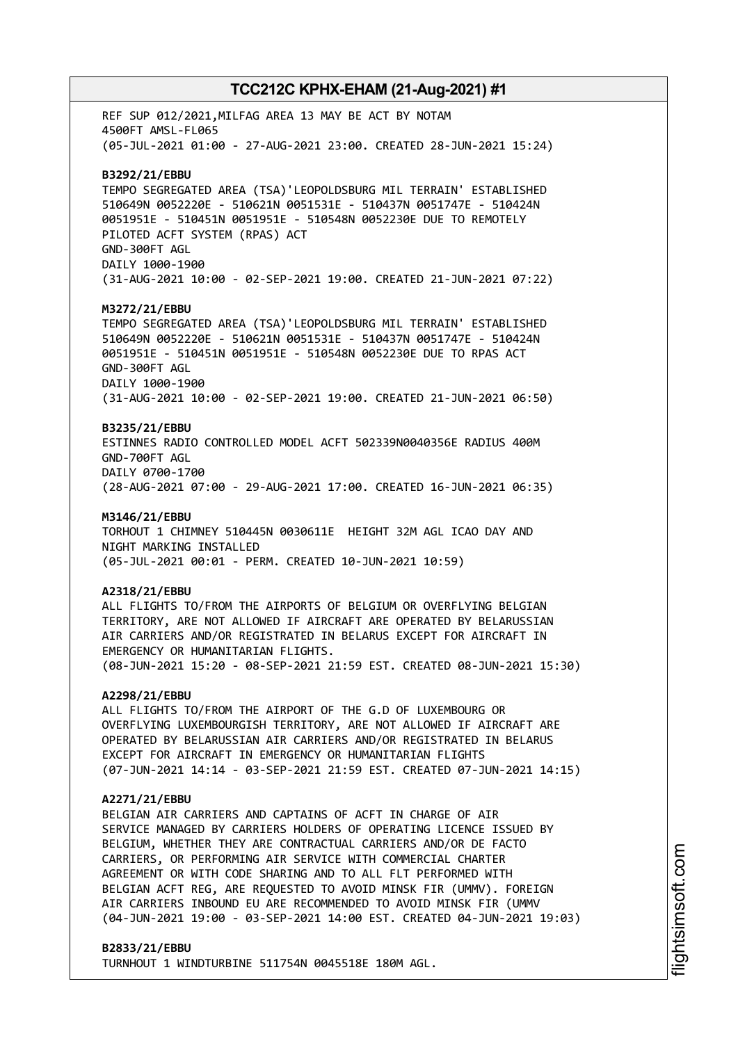REF SUP 012/2021,MILFAG AREA 13 MAY BE ACT BY NOTAM
4500FT AMSL-FL065
(05-JUL-2021 01:00 - 27-AUG-2021 23:00. CREATED 28-JUN-2021 15:24)

**B3292/21/EBBU**
TEMPO SEGREGATED AREA (TSA)'LEOPOLDSBURG MIL TERRAIN' ESTABLISHED
510649N 0052220E - 510621N 0051531E - 510437N 0051747E - 510424N
0051951E - 510451N 0051951E - 510548N 0052230E DUE TO REMOTELY
PILOTED ACFT SYSTEM (RPAS) ACT
GND-300FT AGL
DAILY 1000-1900
(31-AUG-2021 10:00 - 02-SEP-2021 19:00. CREATED 21-JUN-2021 07:22)

**M3272/21/EBBU**
TEMPO SEGREGATED AREA (TSA)'LEOPOLDSBURG MIL TERRAIN' ESTABLISHED
510649N 0052220E - 510621N 0051531E - 510437N 0051747E - 510424N
0051951E - 510451N 0051951E - 510548N 0052230E DUE TO RPAS ACT
GND-300FT AGL
DAILY 1000-1900
(31-AUG-2021 10:00 - 02-SEP-2021 19:00. CREATED 21-JUN-2021 06:50)

**B3235/21/EBBU**
ESTINNES RADIO CONTROLLED MODEL ACFT 502339N0040356E RADIUS 400M
GND-700FT AGL
DAILY 0700-1700
(28-AUG-2021 07:00 - 29-AUG-2021 17:00. CREATED 16-JUN-2021 06:35)

**M3146/21/EBBU**
TORHOUT 1 CHIMNEY 510445N 0030611E HEIGHT 32M AGL ICAO DAY AND
NIGHT MARKING INSTALLED
(05-JUL-2021 00:01 - PERM. CREATED 10-JUN-2021 10:59)

**A2318/21/EBBU**
ALL FLIGHTS TO/FROM THE AIRPORTS OF BELGIUM OR OVERFLYING BELGIAN
TERRITORY, ARE NOT ALLOWED IF AIRCRAFT ARE OPERATED BY BELARUSSIAN
AIR CARRIERS AND/OR REGISTRATED IN BELARUS EXCEPT FOR AIRCRAFT IN
EMERGENCY OR HUMANITARIAN FLIGHTS.
(08-JUN-2021 15:20 - 08-SEP-2021 21:59 EST. CREATED 08-JUN-2021 15:30)

**A2298/21/EBBU**
ALL FLIGHTS TO/FROM THE AIRPORT OF THE G.D OF LUXEMBOURG OR
OVERFLYING LUXEMBOURGISH TERRITORY, ARE NOT ALLOWED IF AIRCRAFT ARE
OPERATED BY BELARUSSIAN AIR CARRIERS AND/OR REGISTRATED IN BELARUS
EXCEPT FOR AIRCRAFT IN EMERGENCY OR HUMANITARIAN FLIGHTS
(07-JUN-2021 14:14 - 03-SEP-2021 21:59 EST. CREATED 07-JUN-2021 14:15)

**A2271/21/EBBU**
BELGIAN AIR CARRIERS AND CAPTAINS OF ACFT IN CHARGE OF AIR
SERVICE MANAGED BY CARRIERS HOLDERS OF OPERATING LICENCE ISSUED BY
BELGIUM, WHETHER THEY ARE CONTRACTUAL CARRIERS AND/OR DE FACTO
CARRIERS, OR PERFORMING AIR SERVICE WITH COMMERCIAL CHARTER
AGREEMENT OR WITH CODE SHARING AND TO ALL FLT PERFORMED WITH
BELGIAN ACFT REG, ARE REQUESTED TO AVOID MINSK FIR (UMMV). FOREIGN
AIR CARRIERS INBOUND EU ARE RECOMMENDED TO AVOID MINSK FIR (UMMV
(04-JUN-2021 19:00 - 03-SEP-2021 14:00 EST. CREATED 04-JUN-2021 19:03)

**B2833/21/EBBU**
TURNHOUT 1 WINDTURBINE 511754N 0045518E 180M AGL.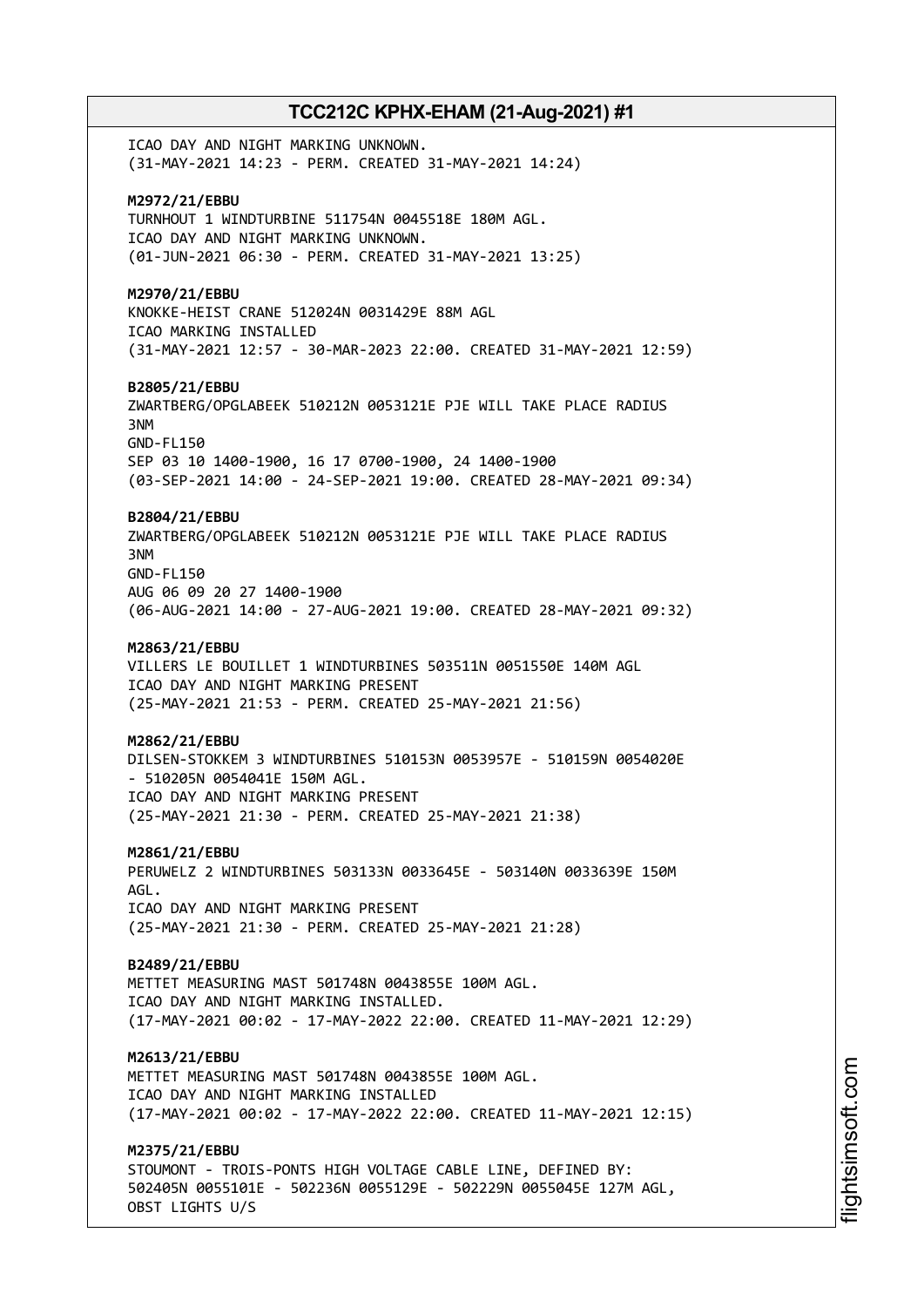ICAO DAY AND NIGHT MARKING UNKNOWN.
(31-MAY-2021 14:23 - PERM. CREATED 31-MAY-2021 14:24)

**M2972/21/EBBU**
TURNHOUT 1 WINDTURBINE 511754N 0045518E 180M AGL.
ICAO DAY AND NIGHT MARKING UNKNOWN.
(01-JUN-2021 06:30 - PERM. CREATED 31-MAY-2021 13:25)

**M2970/21/EBBU**
KNOKKE-HEIST CRANE 512024N 0031429E 88M AGL
ICAO MARKING INSTALLED
(31-MAY-2021 12:57 - 30-MAR-2023 22:00. CREATED 31-MAY-2021 12:59)

**B2805/21/EBBU**
ZWARTBERG/OPGLABEEK 510212N 0053121E PJE WILL TAKE PLACE RADIUS
3NM
GND-FL150
SEP 03 10 1400-1900, 16 17 0700-1900, 24 1400-1900
(03-SEP-2021 14:00 - 24-SEP-2021 19:00. CREATED 28-MAY-2021 09:34)

**B2804/21/EBBU**
ZWARTBERG/OPGLABEEK 510212N 0053121E PJE WILL TAKE PLACE RADIUS
3NM
GND-FL150
AUG 06 09 20 27 1400-1900
(06-AUG-2021 14:00 - 27-AUG-2021 19:00. CREATED 28-MAY-2021 09:32)

**M2863/21/EBBU**
VILLERS LE BOUILLET 1 WINDTURBINES 503511N 0051550E 140M AGL
ICAO DAY AND NIGHT MARKING PRESENT
(25-MAY-2021 21:53 - PERM. CREATED 25-MAY-2021 21:56)

**M2862/21/EBBU**
DILSEN-STOKKEM 3 WINDTURBINES 510153N 0053957E - 510159N 0054020E
- 510205N 0054041E 150M AGL.
ICAO DAY AND NIGHT MARKING PRESENT
(25-MAY-2021 21:30 - PERM. CREATED 25-MAY-2021 21:38)

**M2861/21/EBBU**
PERUWELZ 2 WINDTURBINES 503133N 0033645E - 503140N 0033639E 150M
AGL.
ICAO DAY AND NIGHT MARKING PRESENT
(25-MAY-2021 21:30 - PERM. CREATED 25-MAY-2021 21:28)

**B2489/21/EBBU**
METTET MEASURING MAST 501748N 0043855E 100M AGL.
ICAO DAY AND NIGHT MARKING INSTALLED.
(17-MAY-2021 00:02 - 17-MAY-2022 22:00. CREATED 11-MAY-2021 12:29)

**M2613/21/EBBU**
METTET MEASURING MAST 501748N 0043855E 100M AGL.
ICAO DAY AND NIGHT MARKING INSTALLED
(17-MAY-2021 00:02 - 17-MAY-2022 22:00. CREATED 11-MAY-2021 12:15)

**M2375/21/EBBU**
STOUMONT - TROIS-PONTS HIGH VOLTAGE CABLE LINE, DEFINED BY:
502405N 0055101E - 502236N 0055129E - 502229N 0055045E 127M AGL,
OBST LIGHTS U/S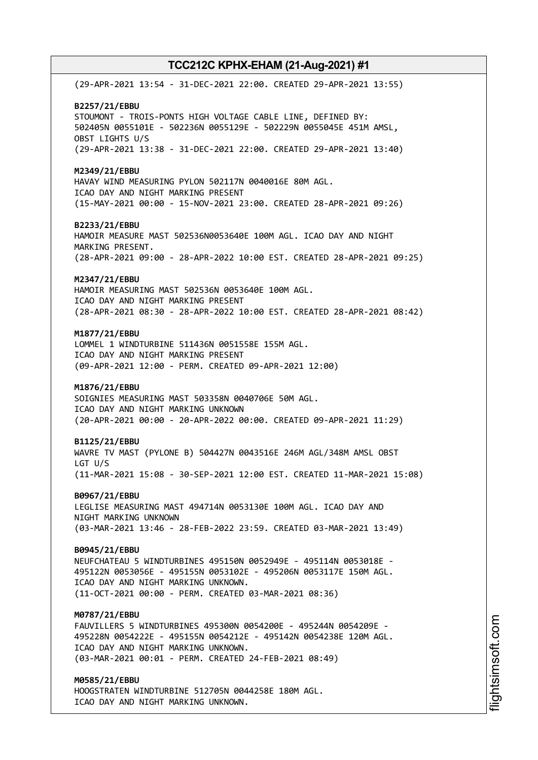(29-APR-2021 13:54 - 31-DEC-2021 22:00. CREATED 29-APR-2021 13:55)

**B2257/21/EBBU**
STOUMONT - TROIS-PONTS HIGH VOLTAGE CABLE LINE, DEFINED BY:
502405N 0055101E - 502236N 0055129E - 502229N 0055045E 451M AMSL,
OBST LIGHTS U/S
(29-APR-2021 13:38 - 31-DEC-2021 22:00. CREATED 29-APR-2021 13:40)

**M2349/21/EBBU**
HAVAY WIND MEASURING PYLON 502117N 0040016E 80M AGL.
ICAO DAY AND NIGHT MARKING PRESENT
(15-MAY-2021 00:00 - 15-NOV-2021 23:00. CREATED 28-APR-2021 09:26)

**B2233/21/EBBU**
HAMOIR MEASURE MAST 502536N0053640E 100M AGL. ICAO DAY AND NIGHT
MARKING PRESENT.
(28-APR-2021 09:00 - 28-APR-2022 10:00 EST. CREATED 28-APR-2021 09:25)

**M2347/21/EBBU**
HAMOIR MEASURING MAST 502536N 0053640E 100M AGL.
ICAO DAY AND NIGHT MARKING PRESENT
(28-APR-2021 08:30 - 28-APR-2022 10:00 EST. CREATED 28-APR-2021 08:42)

**M1877/21/EBBU**
LOMMEL 1 WINDTURBINE 511436N 0051558E 155M AGL.
ICAO DAY AND NIGHT MARKING PRESENT
(09-APR-2021 12:00 - PERM. CREATED 09-APR-2021 12:00)

**M1876/21/EBBU**
SOIGNIES MEASURING MAST 503358N 0040706E 50M AGL.
ICAO DAY AND NIGHT MARKING UNKNOWN
(20-APR-2021 00:00 - 20-APR-2022 00:00. CREATED 09-APR-2021 11:29)

**B1125/21/EBBU**
WAVRE TV MAST (PYLONE B) 504427N 0043516E 246M AGL/348M AMSL OBST
LGT U/S
(11-MAR-2021 15:08 - 30-SEP-2021 12:00 EST. CREATED 11-MAR-2021 15:08)

**B0967/21/EBBU**
LEGLISE MEASURING MAST 494714N 0053130E 100M AGL. ICAO DAY AND
NIGHT MARKING UNKNOWN
(03-MAR-2021 13:46 - 28-FEB-2022 23:59. CREATED 03-MAR-2021 13:49)

**B0945/21/EBBU**
NEUFCHATEAU 5 WINDTURBINES 495150N 0052949E - 495114N 0053018E -
495122N 0053056E - 495155N 0053102E - 495206N 0053117E 150M AGL.
ICAO DAY AND NIGHT MARKING UNKNOWN.
(11-OCT-2021 00:00 - PERM. CREATED 03-MAR-2021 08:36)

**M0787/21/EBBU**
FAUVILLERS 5 WINDTURBINES 495300N 0054200E - 495244N 0054209E -
495228N 0054222E - 495155N 0054212E - 495142N 0054238E 120M AGL.
ICAO DAY AND NIGHT MARKING UNKNOWN.
(03-MAR-2021 00:01 - PERM. CREATED 24-FEB-2021 08:49)

**M0585/21/EBBU**
HOOGSTRATEN WINDTURBINE 512705N 0044258E 180M AGL.
ICAO DAY AND NIGHT MARKING UNKNOWN.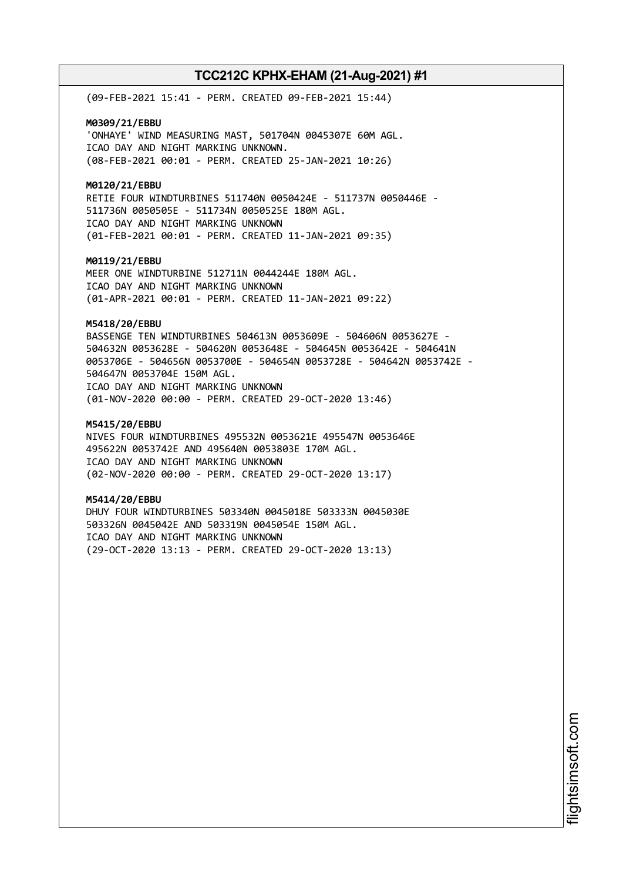(09-FEB-2021 15:41 - PERM. CREATED 09-FEB-2021 15:44)

**M0309/21/EBBU**
'ONHAYE' WIND MEASURING MAST, 501704N 0045307E 60M AGL.
ICAO DAY AND NIGHT MARKING UNKNOWN.
(08-FEB-2021 00:01 - PERM. CREATED 25-JAN-2021 10:26)

**M0120/21/EBBU**
RETIE FOUR WINDTURBINES 511740N 0050424E - 511737N 0050446E -
511736N 0050505E - 511734N 0050525E 180M AGL.
ICAO DAY AND NIGHT MARKING UNKNOWN
(01-FEB-2021 00:01 - PERM. CREATED 11-JAN-2021 09:35)

**M0119/21/EBBU**
MEER ONE WINDTURBINE 512711N 0044244E 180M AGL.
ICAO DAY AND NIGHT MARKING UNKNOWN
(01-APR-2021 00:01 - PERM. CREATED 11-JAN-2021 09:22)

**M5418/20/EBBU**
BASSENGE TEN WINDTURBINES 504613N 0053609E - 504606N 0053627E -
504632N 0053628E - 504620N 0053648E - 504645N 0053642E - 504641N
0053706E - 504656N 0053700E - 504654N 0053728E - 504642N 0053742E -
504647N 0053704E 150M AGL.
ICAO DAY AND NIGHT MARKING UNKNOWN
(01-NOV-2020 00:00 - PERM. CREATED 29-OCT-2020 13:46)

**M5415/20/EBBU**
NIVES FOUR WINDTURBINES 495532N 0053621E 495547N 0053646E
495622N 0053742E AND 495640N 0053803E 170M AGL.
ICAO DAY AND NIGHT MARKING UNKNOWN
(02-NOV-2020 00:00 - PERM. CREATED 29-OCT-2020 13:17)

**M5414/20/EBBU**
DHUY FOUR WINDTURBINES 503340N 0045018E 503333N 0045030E
503326N 0045042E AND 503319N 0045054E 150M AGL.
ICAO DAY AND NIGHT MARKING UNKNOWN
(29-OCT-2020 13:13 - PERM. CREATED 29-OCT-2020 13:13)